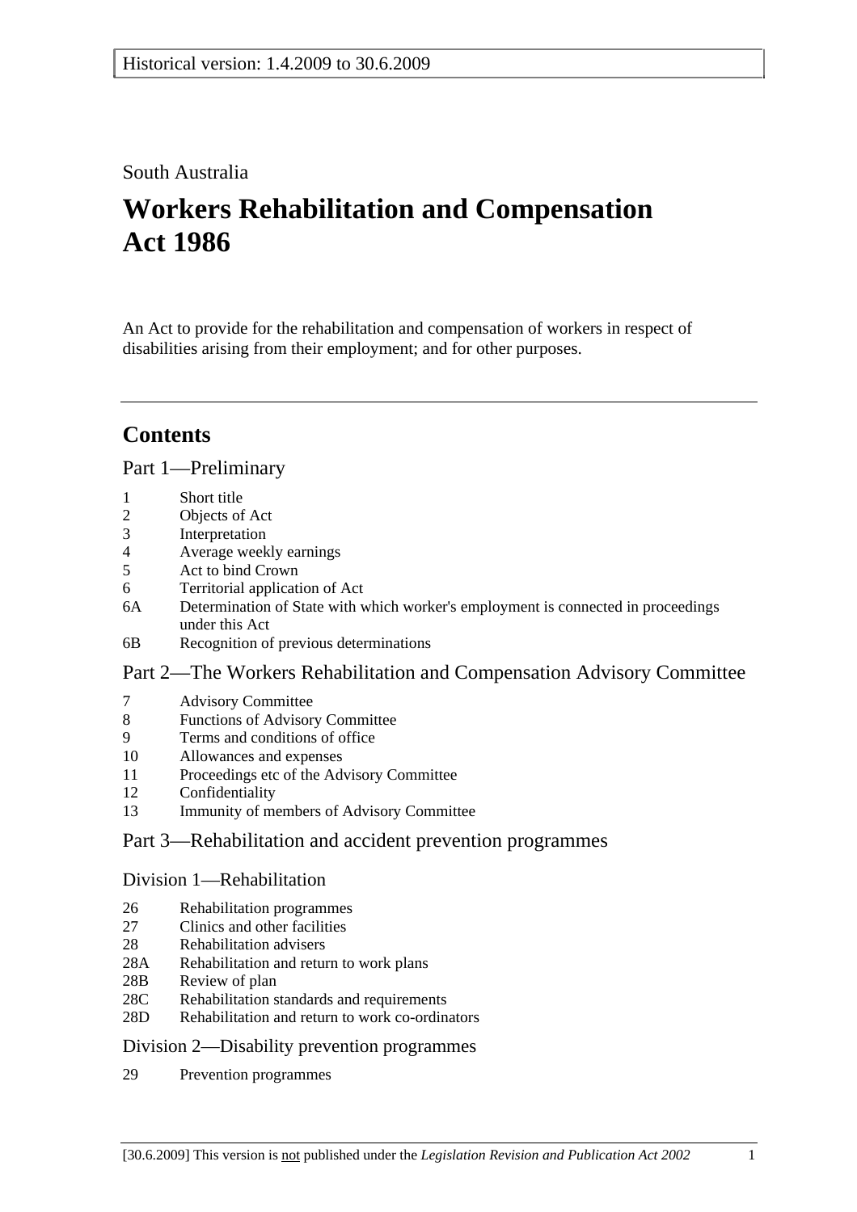Historical version: 1.4.2009 to 30.6.2009

South Australia

# Workers Rehabilitation and Compensation Act 1986

An Act to provide for the rehabilitation and compensation of workers in respect of disabilities arising from their employment; and for other purposes.

---

## Contents

### Part 1—Preliminary

1 Short title
2 Objects of Act
3 Interpretation
4 Average weekly earnings
5 Act to bind Crown
6 Territorial application of Act
6A Determination of State with which worker's employment is connected in proceedings under this Act
6B Recognition of previous determinations

### Part 2—The Workers Rehabilitation and Compensation Advisory Committee

7 Advisory Committee
8 Functions of Advisory Committee
9 Terms and conditions of office
10 Allowances and expenses
11 Proceedings etc of the Advisory Committee
12 Confidentiality
13 Immunity of members of Advisory Committee

### Part 3—Rehabilitation and accident prevention programmes

#### Division 1—Rehabilitation

26 Rehabilitation programmes
27 Clinics and other facilities
28 Rehabilitation advisers
28A Rehabilitation and return to work plans
28B Review of plan
28C Rehabilitation standards and requirements
28D Rehabilitation and return to work co-ordinators

#### Division 2—Disability prevention programmes

29 Prevention programmes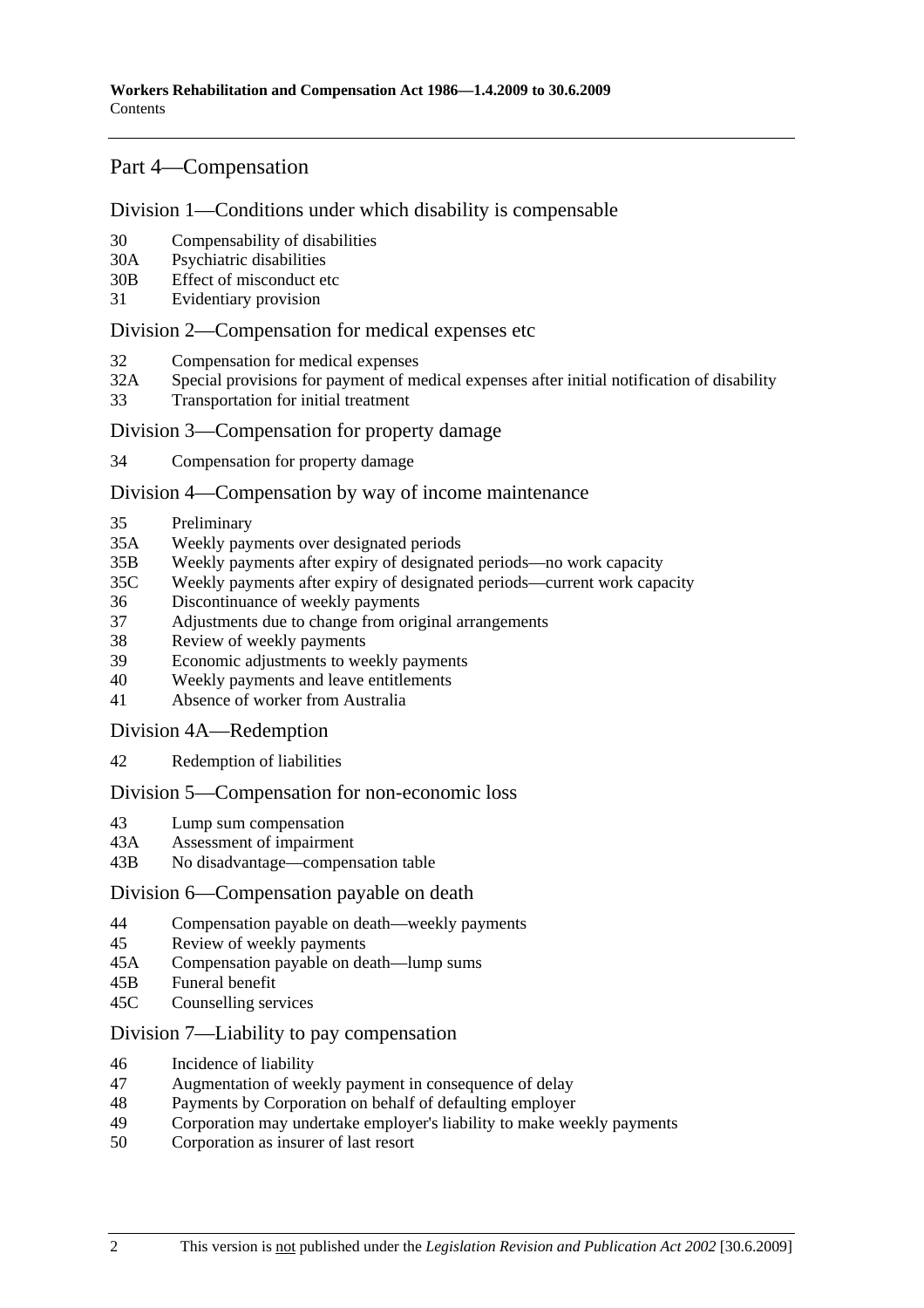## Part 4—Compensation

### Division 1—Conditions under which disability is compensable

30 Compensability of disabilities
30A Psychiatric disabilities
30B Effect of misconduct etc
31 Evidentiary provision

### Division 2—Compensation for medical expenses etc

32 Compensation for medical expenses
32A Special provisions for payment of medical expenses after initial notification of disability
33 Transportation for initial treatment

### Division 3—Compensation for property damage

34 Compensation for property damage

### Division 4—Compensation by way of income maintenance

35 Preliminary
35A Weekly payments over designated periods
35B Weekly payments after expiry of designated periods—no work capacity
35C Weekly payments after expiry of designated periods—current work capacity
36 Discontinuance of weekly payments
37 Adjustments due to change from original arrangements
38 Review of weekly payments
39 Economic adjustments to weekly payments
40 Weekly payments and leave entitlements
41 Absence of worker from Australia

### Division 4A—Redemption

42 Redemption of liabilities

### Division 5—Compensation for non-economic loss

43 Lump sum compensation
43A Assessment of impairment
43B No disadvantage—compensation table

### Division 6—Compensation payable on death

44 Compensation payable on death—weekly payments
45 Review of weekly payments
45A Compensation payable on death—lump sums
45B Funeral benefit
45C Counselling services

### Division 7—Liability to pay compensation

46 Incidence of liability
47 Augmentation of weekly payment in consequence of delay
48 Payments by Corporation on behalf of defaulting employer
49 Corporation may undertake employer's liability to make weekly payments
50 Corporation as insurer of last resort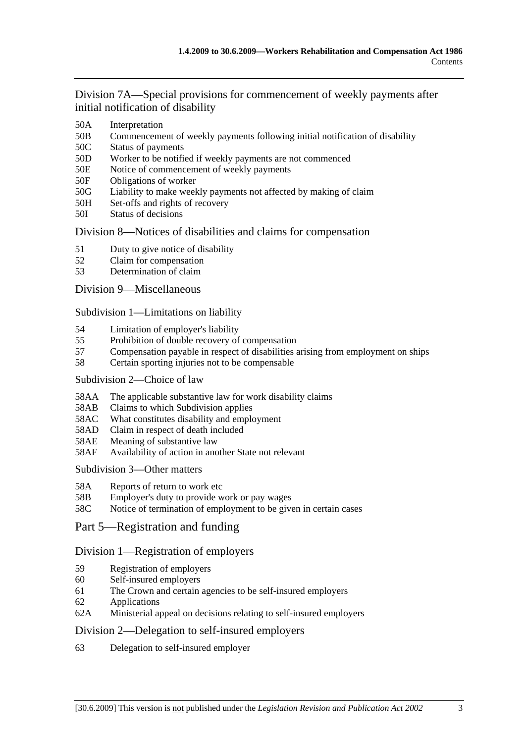## Division 7A—Special provisions for commencement of weekly payments after initial notification of disability

50A Interpretation
50B Commencement of weekly payments following initial notification of disability
50C Status of payments
50D Worker to be notified if weekly payments are not commenced
50E Notice of commencement of weekly payments
50F Obligations of worker
50G Liability to make weekly payments not affected by making of claim
50H Set-offs and rights of recovery
50I Status of decisions

## Division 8—Notices of disabilities and claims for compensation

51 Duty to give notice of disability
52 Claim for compensation
53 Determination of claim

## Division 9—Miscellaneous

### Subdivision 1—Limitations on liability

54 Limitation of employer's liability
55 Prohibition of double recovery of compensation
57 Compensation payable in respect of disabilities arising from employment on ships
58 Certain sporting injuries not to be compensable

### Subdivision 2—Choice of law

58AA The applicable substantive law for work disability claims
58AB Claims to which Subdivision applies
58AC What constitutes disability and employment
58AD Claim in respect of death included
58AE Meaning of substantive law
58AF Availability of action in another State not relevant

### Subdivision 3—Other matters

58A Reports of return to work etc
58B Employer's duty to provide work or pay wages
58C Notice of termination of employment to be given in certain cases

# Part 5—Registration and funding

## Division 1—Registration of employers

59 Registration of employers
60 Self-insured employers
61 The Crown and certain agencies to be self-insured employers
62 Applications
62A Ministerial appeal on decisions relating to self-insured employers

## Division 2—Delegation to self-insured employers

63 Delegation to self-insured employer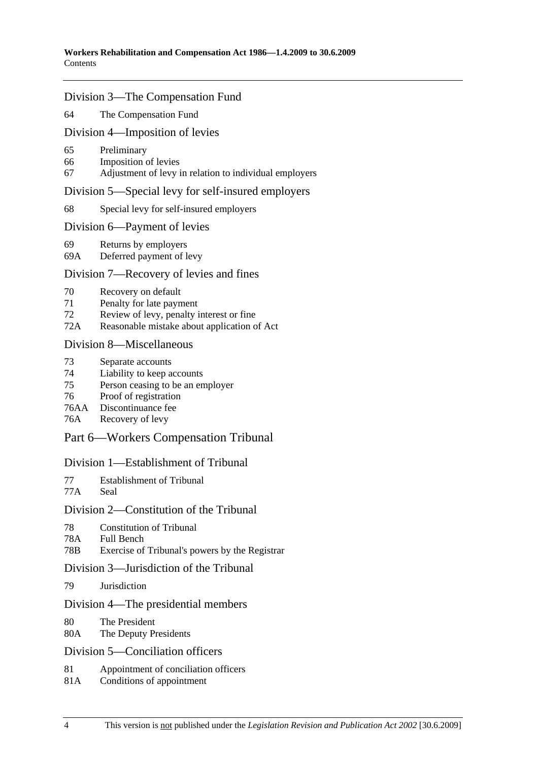## Division 3—The Compensation Fund

64 The Compensation Fund

## Division 4—Imposition of levies

65 Preliminary
66 Imposition of levies
67 Adjustment of levy in relation to individual employers

## Division 5—Special levy for self-insured employers

68 Special levy for self-insured employers

## Division 6—Payment of levies

69 Returns by employers
69A Deferred payment of levy

## Division 7—Recovery of levies and fines

70 Recovery on default
71 Penalty for late payment
72 Review of levy, penalty interest or fine
72A Reasonable mistake about application of Act

## Division 8—Miscellaneous

73 Separate accounts
74 Liability to keep accounts
75 Person ceasing to be an employer
76 Proof of registration
76AA Discontinuance fee
76A Recovery of levy

# Part 6—Workers Compensation Tribunal

## Division 1—Establishment of Tribunal

77 Establishment of Tribunal
77A Seal

## Division 2—Constitution of the Tribunal

78 Constitution of Tribunal
78A Full Bench
78B Exercise of Tribunal's powers by the Registrar

## Division 3—Jurisdiction of the Tribunal

79 Jurisdiction

## Division 4—The presidential members

80 The President
80A The Deputy Presidents

## Division 5—Conciliation officers

81 Appointment of conciliation officers
81A Conditions of appointment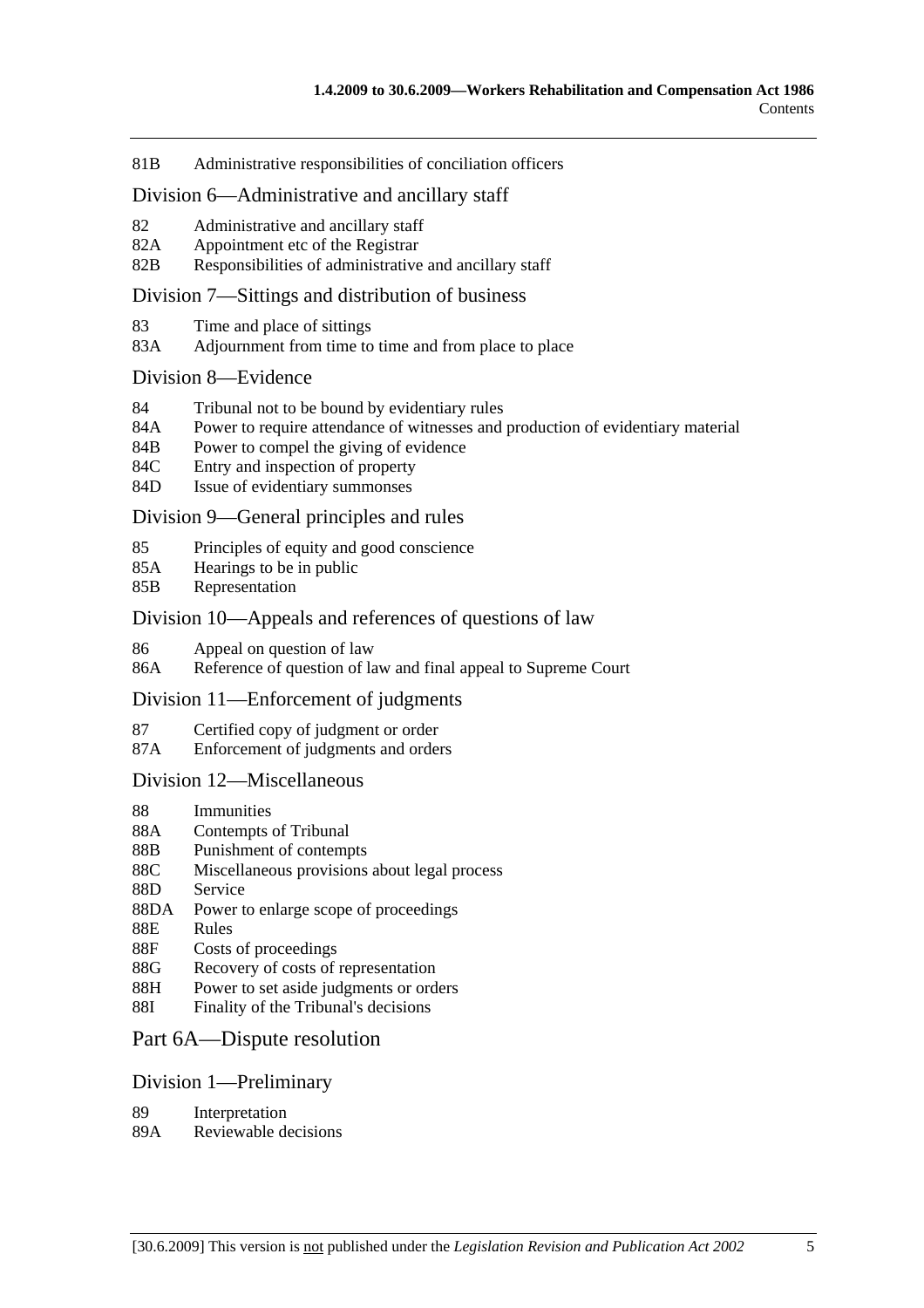81B Administrative responsibilities of conciliation officers

### Division 6—Administrative and ancillary staff

82 Administrative and ancillary staff
82A Appointment etc of the Registrar
82B Responsibilities of administrative and ancillary staff

### Division 7—Sittings and distribution of business

83 Time and place of sittings
83A Adjournment from time to time and from place to place

### Division 8—Evidence

84 Tribunal not to be bound by evidentiary rules
84A Power to require attendance of witnesses and production of evidentiary material
84B Power to compel the giving of evidence
84C Entry and inspection of property
84D Issue of evidentiary summonses

### Division 9—General principles and rules

85 Principles of equity and good conscience
85A Hearings to be in public
85B Representation

### Division 10—Appeals and references of questions of law

86 Appeal on question of law
86A Reference of question of law and final appeal to Supreme Court

### Division 11—Enforcement of judgments

87 Certified copy of judgment or order
87A Enforcement of judgments and orders

### Division 12—Miscellaneous

88 Immunities
88A Contempts of Tribunal
88B Punishment of contempts
88C Miscellaneous provisions about legal process
88D Service
88DA Power to enlarge scope of proceedings
88E Rules
88F Costs of proceedings
88G Recovery of costs of representation
88H Power to set aside judgments or orders
88I Finality of the Tribunal's decisions

## Part 6A—Dispute resolution

### Division 1—Preliminary

89 Interpretation
89A Reviewable decisions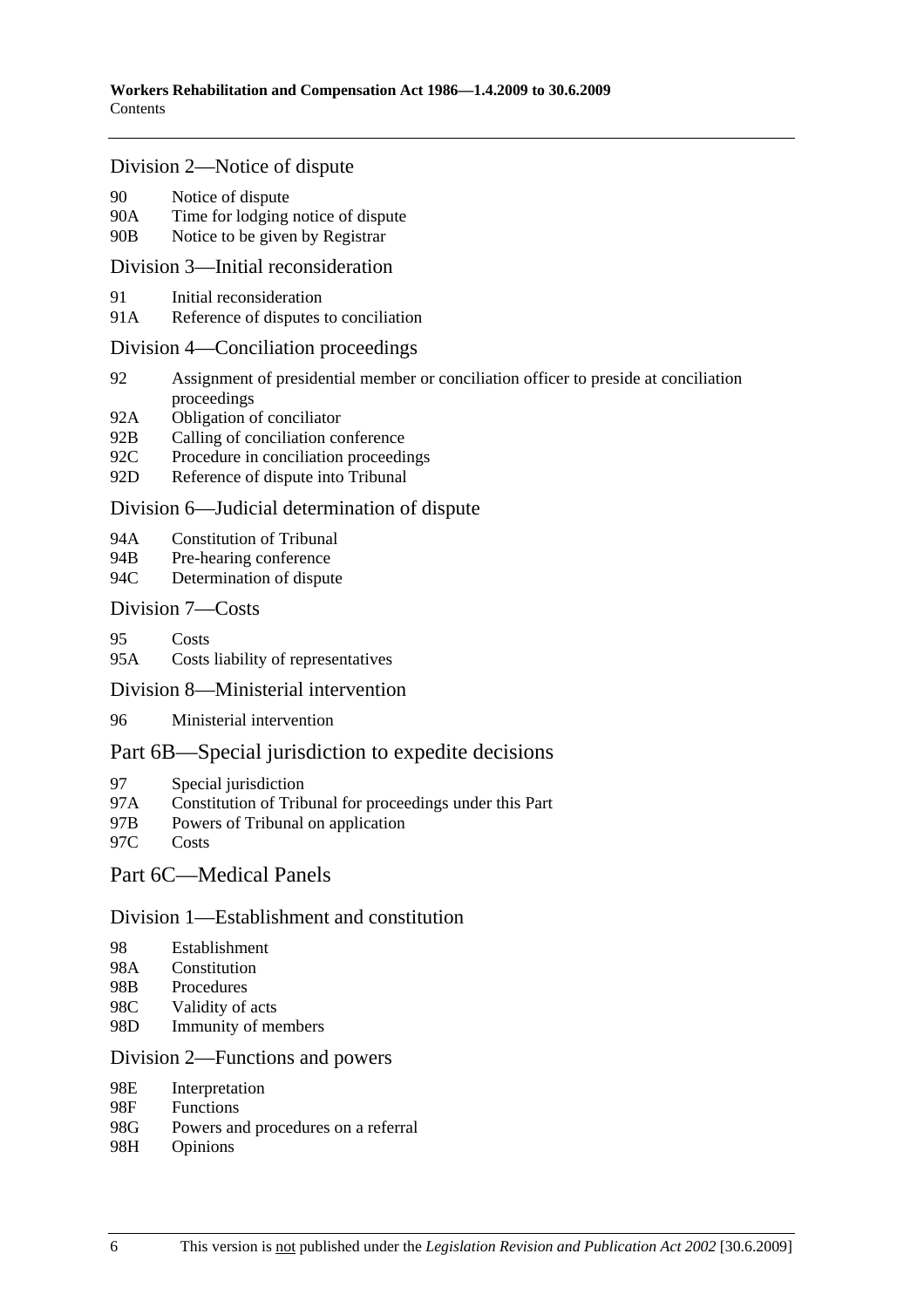## Division 2—Notice of dispute

90 Notice of dispute
90A Time for lodging notice of dispute
90B Notice to be given by Registrar

## Division 3—Initial reconsideration

91 Initial reconsideration
91A Reference of disputes to conciliation

## Division 4—Conciliation proceedings

92 Assignment of presidential member or conciliation officer to preside at conciliation proceedings
92A Obligation of conciliator
92B Calling of conciliation conference
92C Procedure in conciliation proceedings
92D Reference of dispute into Tribunal

## Division 6—Judicial determination of dispute

94A Constitution of Tribunal
94B Pre-hearing conference
94C Determination of dispute

## Division 7—Costs

95 Costs
95A Costs liability of representatives

## Division 8—Ministerial intervention

96 Ministerial intervention

# Part 6B—Special jurisdiction to expedite decisions

97 Special jurisdiction
97A Constitution of Tribunal for proceedings under this Part
97B Powers of Tribunal on application
97C Costs

# Part 6C—Medical Panels

## Division 1—Establishment and constitution

98 Establishment
98A Constitution
98B Procedures
98C Validity of acts
98D Immunity of members

## Division 2—Functions and powers

98E Interpretation
98F Functions
98G Powers and procedures on a referral
98H Opinions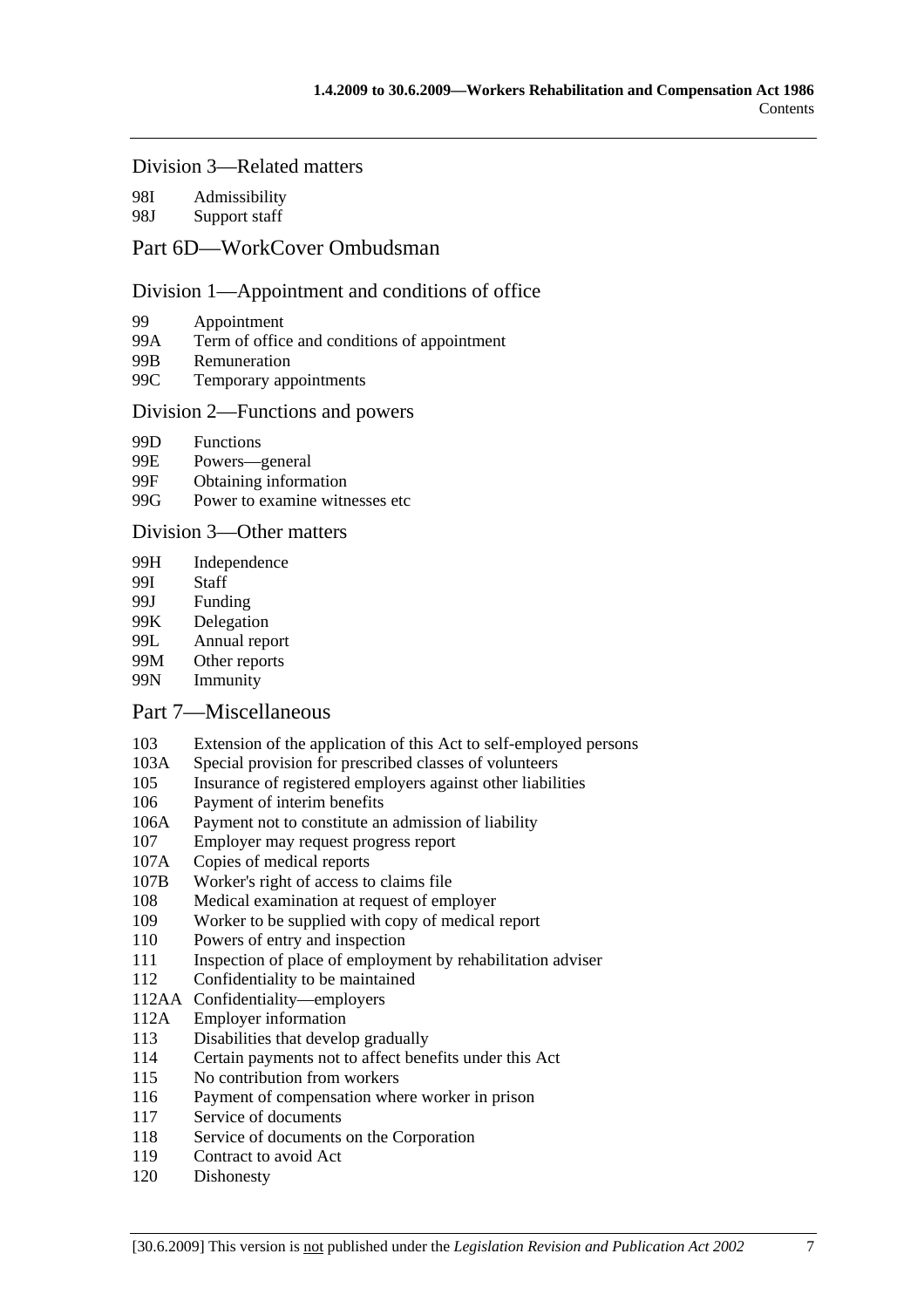### Division 3—Related matters

98I Admissibility
98J Support staff

## Part 6D—WorkCover Ombudsman

### Division 1—Appointment and conditions of office

99 Appointment
99A Term of office and conditions of appointment
99B Remuneration
99C Temporary appointments

### Division 2—Functions and powers

99D Functions
99E Powers—general
99F Obtaining information
99G Power to examine witnesses etc

### Division 3—Other matters

99H Independence
99I Staff
99J Funding
99K Delegation
99L Annual report
99M Other reports
99N Immunity

## Part 7—Miscellaneous

103 Extension of the application of this Act to self-employed persons
103A Special provision for prescribed classes of volunteers
105 Insurance of registered employers against other liabilities
106 Payment of interim benefits
106A Payment not to constitute an admission of liability
107 Employer may request progress report
107A Copies of medical reports
107B Worker's right of access to claims file
108 Medical examination at request of employer
109 Worker to be supplied with copy of medical report
110 Powers of entry and inspection
111 Inspection of place of employment by rehabilitation adviser
112 Confidentiality to be maintained
112AA Confidentiality—employers
112A Employer information
113 Disabilities that develop gradually
114 Certain payments not to affect benefits under this Act
115 No contribution from workers
116 Payment of compensation where worker in prison
117 Service of documents
118 Service of documents on the Corporation
119 Contract to avoid Act
120 Dishonesty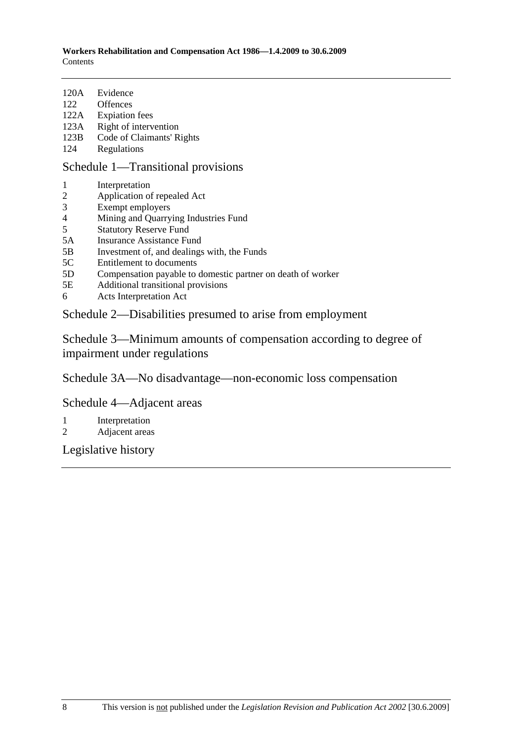120A Evidence
122 Offences
122A Expiation fees
123A Right of intervention
123B Code of Claimants' Rights
124 Regulations

## Schedule 1—Transitional provisions

1 Interpretation
2 Application of repealed Act
3 Exempt employers
4 Mining and Quarrying Industries Fund
5 Statutory Reserve Fund
5A Insurance Assistance Fund
5B Investment of, and dealings with, the Funds
5C Entitlement to documents
5D Compensation payable to domestic partner on death of worker
5E Additional transitional provisions
6 Acts Interpretation Act

## Schedule 2—Disabilities presumed to arise from employment

## Schedule 3—Minimum amounts of compensation according to degree of impairment under regulations

## Schedule 3A—No disadvantage—non-economic loss compensation

## Schedule 4—Adjacent areas

1 Interpretation
2 Adjacent areas

## Legislative history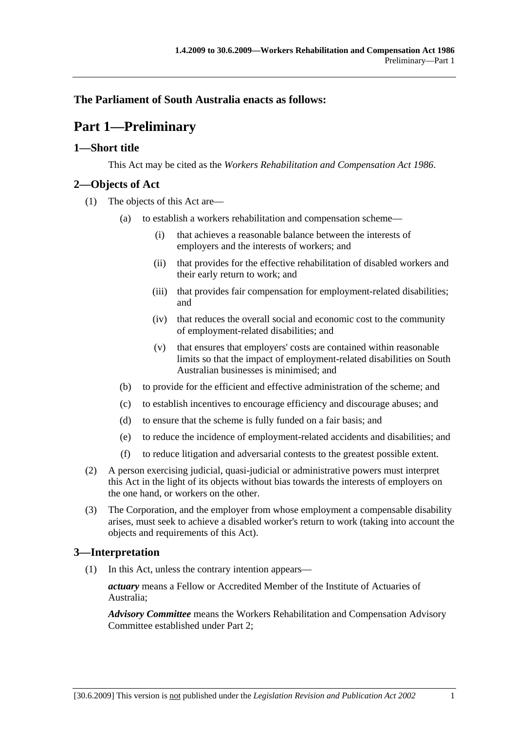**The Parliament of South Australia enacts as follows:**

# Part 1—Preliminary

## 1—Short title

This Act may be cited as the *Workers Rehabilitation and Compensation Act 1986*.

## 2—Objects of Act

(1) The objects of this Act are—

(a) to establish a workers rehabilitation and compensation scheme—

(i) that achieves a reasonable balance between the interests of employers and the interests of workers; and

(ii) that provides for the effective rehabilitation of disabled workers and their early return to work; and

(iii) that provides fair compensation for employment-related disabilities; and

(iv) that reduces the overall social and economic cost to the community of employment-related disabilities; and

(v) that ensures that employers' costs are contained within reasonable limits so that the impact of employment-related disabilities on South Australian businesses is minimised; and

(b) to provide for the efficient and effective administration of the scheme; and

(c) to establish incentives to encourage efficiency and discourage abuses; and

(d) to ensure that the scheme is fully funded on a fair basis; and

(e) to reduce the incidence of employment-related accidents and disabilities; and

(f) to reduce litigation and adversarial contests to the greatest possible extent.

(2) A person exercising judicial, quasi-judicial or administrative powers must interpret this Act in the light of its objects without bias towards the interests of employers on the one hand, or workers on the other.

(3) The Corporation, and the employer from whose employment a compensable disability arises, must seek to achieve a disabled worker's return to work (taking into account the objects and requirements of this Act).

## 3—Interpretation

(1) In this Act, unless the contrary intention appears—

***actuary*** means a Fellow or Accredited Member of the Institute of Actuaries of Australia;

***Advisory Committee*** means the Workers Rehabilitation and Compensation Advisory Committee established under Part 2;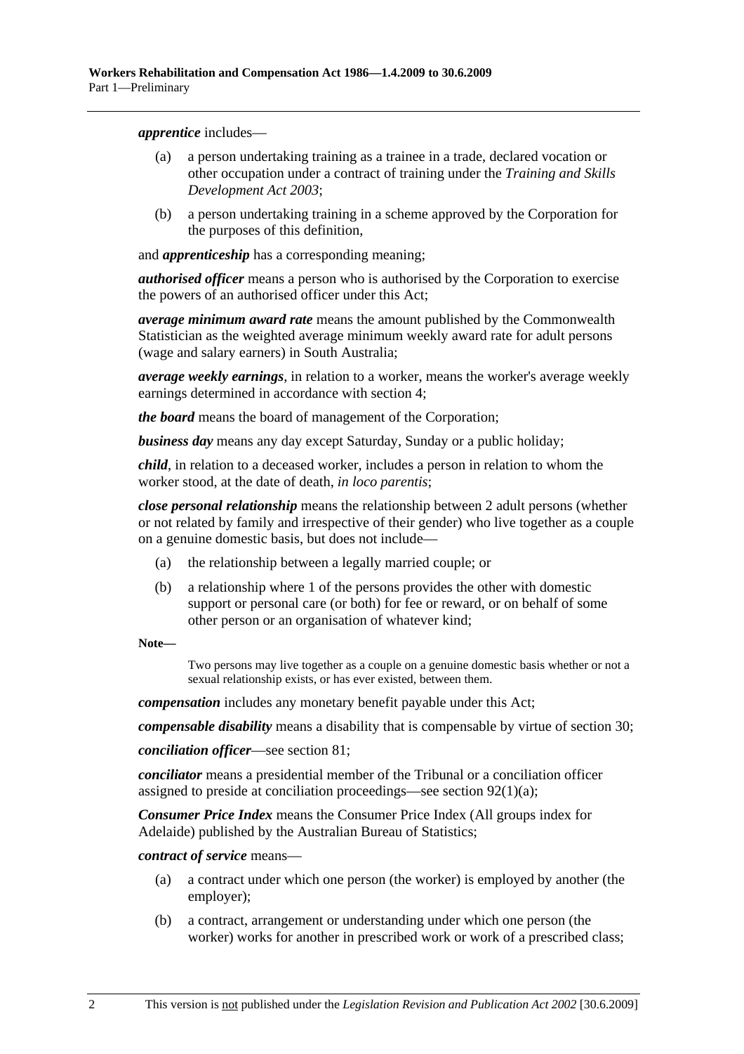***apprentice*** includes—

(a) a person undertaking training as a trainee in a trade, declared vocation or other occupation under a contract of training under the *Training and Skills Development Act 2003*;

(b) a person undertaking training in a scheme approved by the Corporation for the purposes of this definition,

and ***apprenticeship*** has a corresponding meaning;

***authorised officer*** means a person who is authorised by the Corporation to exercise the powers of an authorised officer under this Act;

***average minimum award rate*** means the amount published by the Commonwealth Statistician as the weighted average minimum weekly award rate for adult persons (wage and salary earners) in South Australia;

***average weekly earnings***, in relation to a worker, means the worker's average weekly earnings determined in accordance with section 4;

***the board*** means the board of management of the Corporation;

***business day*** means any day except Saturday, Sunday or a public holiday;

***child***, in relation to a deceased worker, includes a person in relation to whom the worker stood, at the date of death, *in loco parentis*;

***close personal relationship*** means the relationship between 2 adult persons (whether or not related by family and irrespective of their gender) who live together as a couple on a genuine domestic basis, but does not include—

(a) the relationship between a legally married couple; or

(b) a relationship where 1 of the persons provides the other with domestic support or personal care (or both) for fee or reward, or on behalf of some other person or an organisation of whatever kind;

**Note—**

Two persons may live together as a couple on a genuine domestic basis whether or not a sexual relationship exists, or has ever existed, between them.

***compensation*** includes any monetary benefit payable under this Act;

***compensable disability*** means a disability that is compensable by virtue of section 30;

***conciliation officer***—see section 81;

***conciliator*** means a presidential member of the Tribunal or a conciliation officer assigned to preside at conciliation proceedings—see section 92(1)(a);

***Consumer Price Index*** means the Consumer Price Index (All groups index for Adelaide) published by the Australian Bureau of Statistics;

***contract of service*** means—

(a) a contract under which one person (the worker) is employed by another (the employer);

(b) a contract, arrangement or understanding under which one person (the worker) works for another in prescribed work or work of a prescribed class;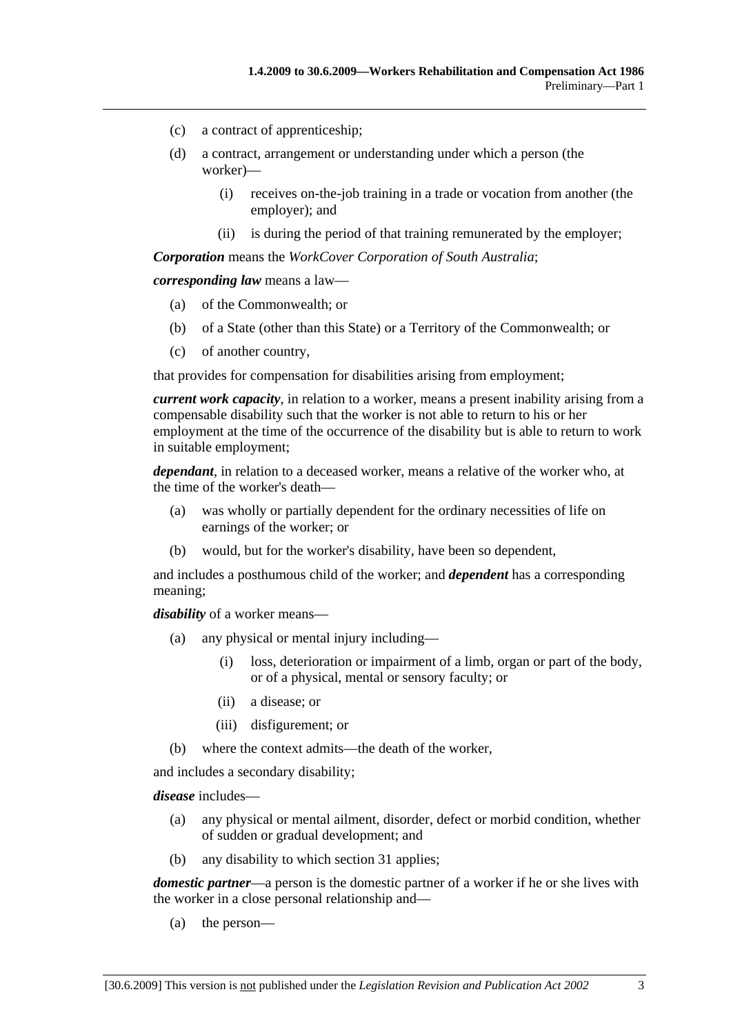(c) a contract of apprenticeship;

(d) a contract, arrangement or understanding under which a person (the worker)—

  (i) receives on-the-job training in a trade or vocation from another (the employer); and

  (ii) is during the period of that training remunerated by the employer;

***Corporation*** means the *WorkCover Corporation of South Australia*;

***corresponding law*** means a law—

(a) of the Commonwealth; or

(b) of a State (other than this State) or a Territory of the Commonwealth; or

(c) of another country,

that provides for compensation for disabilities arising from employment;

***current work capacity***, in relation to a worker, means a present inability arising from a compensable disability such that the worker is not able to return to his or her employment at the time of the occurrence of the disability but is able to return to work in suitable employment;

***dependant***, in relation to a deceased worker, means a relative of the worker who, at the time of the worker's death—

(a) was wholly or partially dependent for the ordinary necessities of life on earnings of the worker; or

(b) would, but for the worker's disability, have been so dependent,

and includes a posthumous child of the worker; and ***dependent*** has a corresponding meaning;

***disability*** of a worker means—

(a) any physical or mental injury including—

  (i) loss, deterioration or impairment of a limb, organ or part of the body, or of a physical, mental or sensory faculty; or

  (ii) a disease; or

  (iii) disfigurement; or

(b) where the context admits—the death of the worker,

and includes a secondary disability;

***disease*** includes—

(a) any physical or mental ailment, disorder, defect or morbid condition, whether of sudden or gradual development; and

(b) any disability to which section 31 applies;

***domestic partner***—a person is the domestic partner of a worker if he or she lives with the worker in a close personal relationship and—

(a) the person—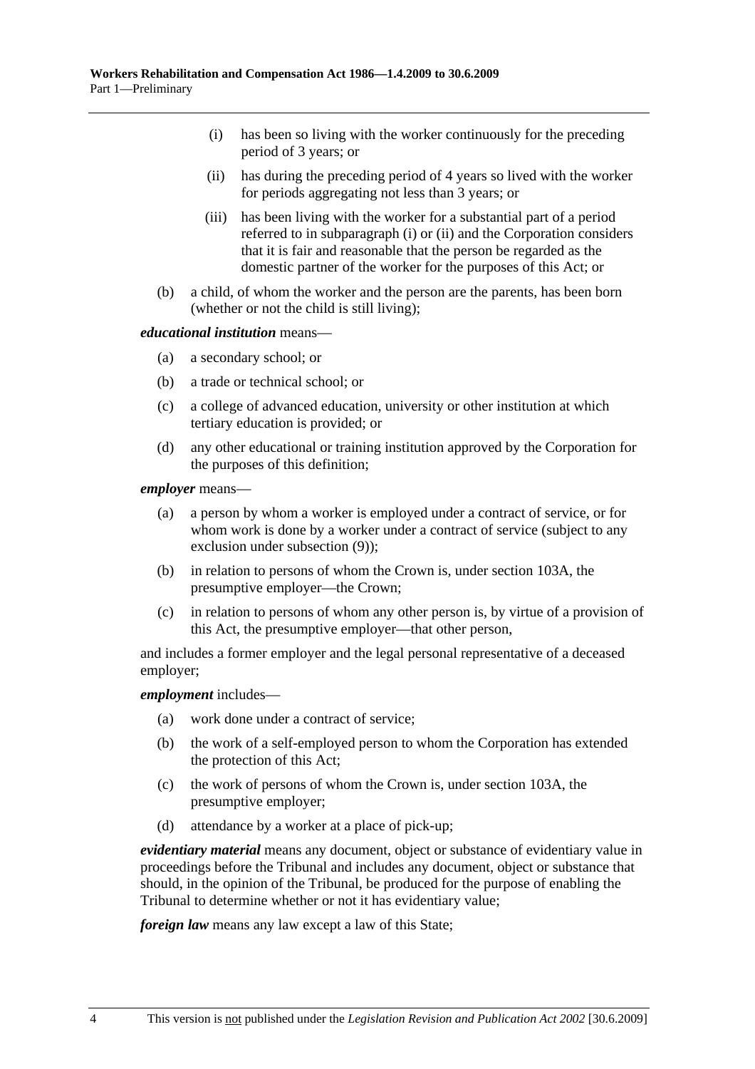- (i) has been so living with the worker continuously for the preceding period of 3 years; or
- (ii) has during the preceding period of 4 years so lived with the worker for periods aggregating not less than 3 years; or
- (iii) has been living with the worker for a substantial part of a period referred to in subparagraph (i) or (ii) and the Corporation considers that it is fair and reasonable that the person be regarded as the domestic partner of the worker for the purposes of this Act; or

(b) a child, of whom the worker and the person are the parents, has been born (whether or not the child is still living);

***educational institution*** means—

- (a) a secondary school; or
- (b) a trade or technical school; or
- (c) a college of advanced education, university or other institution at which tertiary education is provided; or
- (d) any other educational or training institution approved by the Corporation for the purposes of this definition;

***employer*** means—

- (a) a person by whom a worker is employed under a contract of service, or for whom work is done by a worker under a contract of service (subject to any exclusion under subsection (9));
- (b) in relation to persons of whom the Crown is, under section 103A, the presumptive employer—the Crown;
- (c) in relation to persons of whom any other person is, by virtue of a provision of this Act, the presumptive employer—that other person,

and includes a former employer and the legal personal representative of a deceased employer;

***employment*** includes—

- (a) work done under a contract of service;
- (b) the work of a self-employed person to whom the Corporation has extended the protection of this Act;
- (c) the work of persons of whom the Crown is, under section 103A, the presumptive employer;
- (d) attendance by a worker at a place of pick-up;

***evidentiary material*** means any document, object or substance of evidentiary value in proceedings before the Tribunal and includes any document, object or substance that should, in the opinion of the Tribunal, be produced for the purpose of enabling the Tribunal to determine whether or not it has evidentiary value;

***foreign law*** means any law except a law of this State;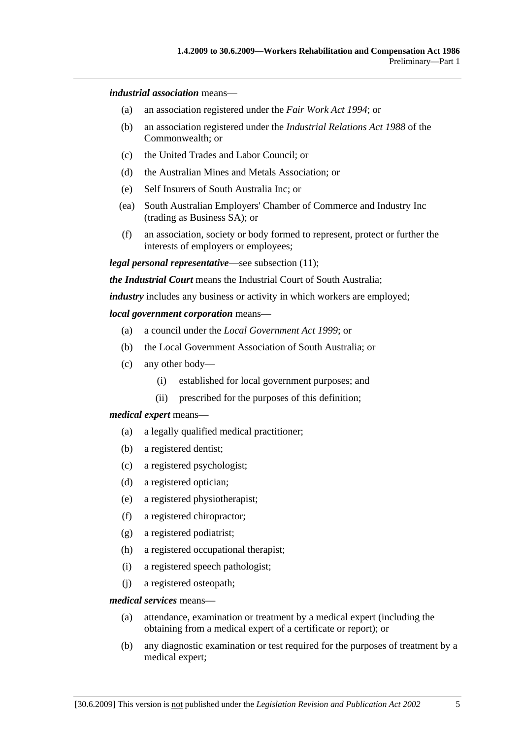***industrial association*** means—

- (a) an association registered under the *Fair Work Act 1994*; or
- (b) an association registered under the *Industrial Relations Act 1988* of the Commonwealth; or
- (c) the United Trades and Labor Council; or
- (d) the Australian Mines and Metals Association; or
- (e) Self Insurers of South Australia Inc; or
- (ea) South Australian Employers' Chamber of Commerce and Industry Inc (trading as Business SA); or
- (f) an association, society or body formed to represent, protect or further the interests of employers or employees;

***legal personal representative***—see subsection (11);

***the Industrial Court*** means the Industrial Court of South Australia;

***industry*** includes any business or activity in which workers are employed;

***local government corporation*** means—

- (a) a council under the *Local Government Act 1999*; or
- (b) the Local Government Association of South Australia; or
- (c) any other body—
  - (i) established for local government purposes; and
  - (ii) prescribed for the purposes of this definition;

***medical expert*** means—

- (a) a legally qualified medical practitioner;
- (b) a registered dentist;
- (c) a registered psychologist;
- (d) a registered optician;
- (e) a registered physiotherapist;
- (f) a registered chiropractor;
- (g) a registered podiatrist;
- (h) a registered occupational therapist;
- (i) a registered speech pathologist;
- (j) a registered osteopath;

***medical services*** means—

- (a) attendance, examination or treatment by a medical expert (including the obtaining from a medical expert of a certificate or report); or
- (b) any diagnostic examination or test required for the purposes of treatment by a medical expert;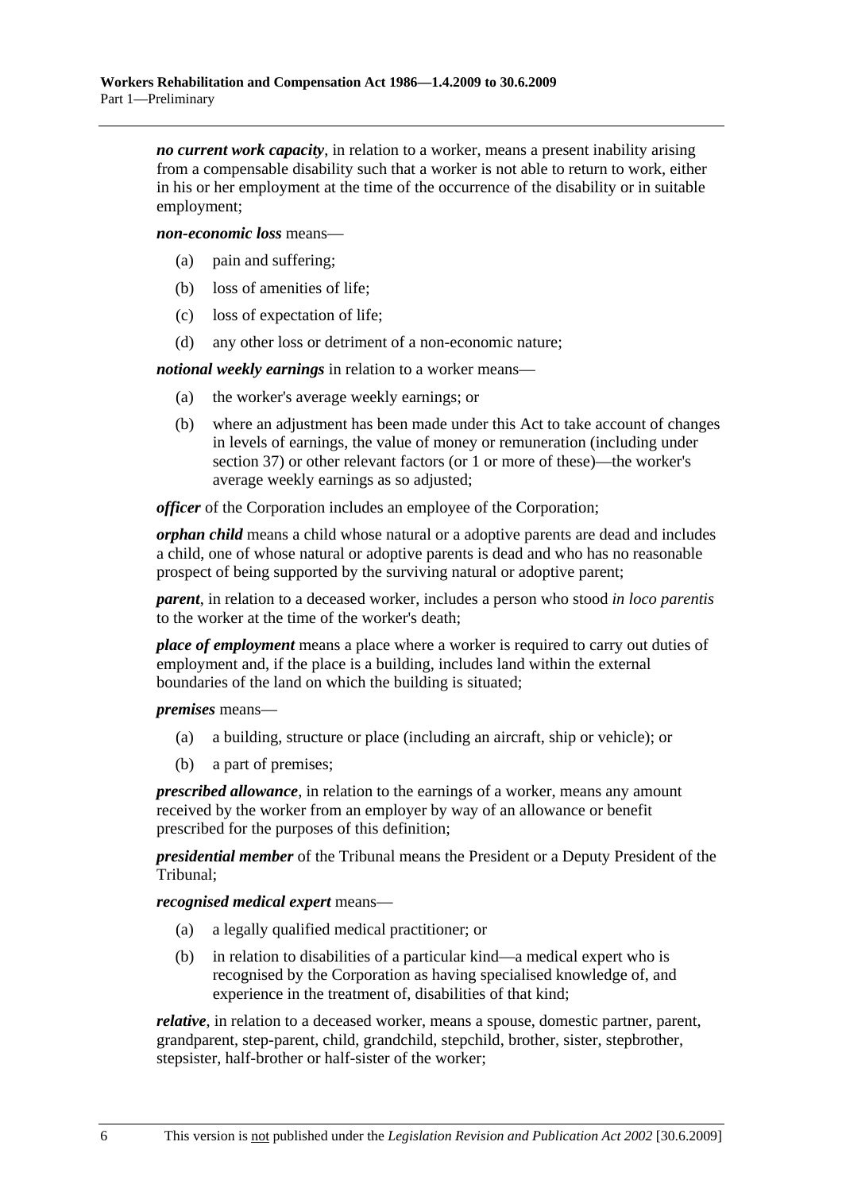***no current work capacity***, in relation to a worker, means a present inability arising from a compensable disability such that a worker is not able to return to work, either in his or her employment at the time of the occurrence of the disability or in suitable employment;

***non-economic loss*** means—

(a) pain and suffering;

(b) loss of amenities of life;

(c) loss of expectation of life;

(d) any other loss or detriment of a non-economic nature;

***notional weekly earnings*** in relation to a worker means—

(a) the worker's average weekly earnings; or

(b) where an adjustment has been made under this Act to take account of changes in levels of earnings, the value of money or remuneration (including under section 37) or other relevant factors (or 1 or more of these)—the worker's average weekly earnings as so adjusted;

***officer*** of the Corporation includes an employee of the Corporation;

***orphan child*** means a child whose natural or a adoptive parents are dead and includes a child, one of whose natural or adoptive parents is dead and who has no reasonable prospect of being supported by the surviving natural or adoptive parent;

***parent***, in relation to a deceased worker, includes a person who stood *in loco parentis* to the worker at the time of the worker's death;

***place of employment*** means a place where a worker is required to carry out duties of employment and, if the place is a building, includes land within the external boundaries of the land on which the building is situated;

***premises*** means—

(a) a building, structure or place (including an aircraft, ship or vehicle); or

(b) a part of premises;

***prescribed allowance***, in relation to the earnings of a worker, means any amount received by the worker from an employer by way of an allowance or benefit prescribed for the purposes of this definition;

***presidential member*** of the Tribunal means the President or a Deputy President of the Tribunal;

***recognised medical expert*** means—

(a) a legally qualified medical practitioner; or

(b) in relation to disabilities of a particular kind—a medical expert who is recognised by the Corporation as having specialised knowledge of, and experience in the treatment of, disabilities of that kind;

***relative***, in relation to a deceased worker, means a spouse, domestic partner, parent, grandparent, step-parent, child, grandchild, stepchild, brother, sister, stepbrother, stepsister, half-brother or half-sister of the worker;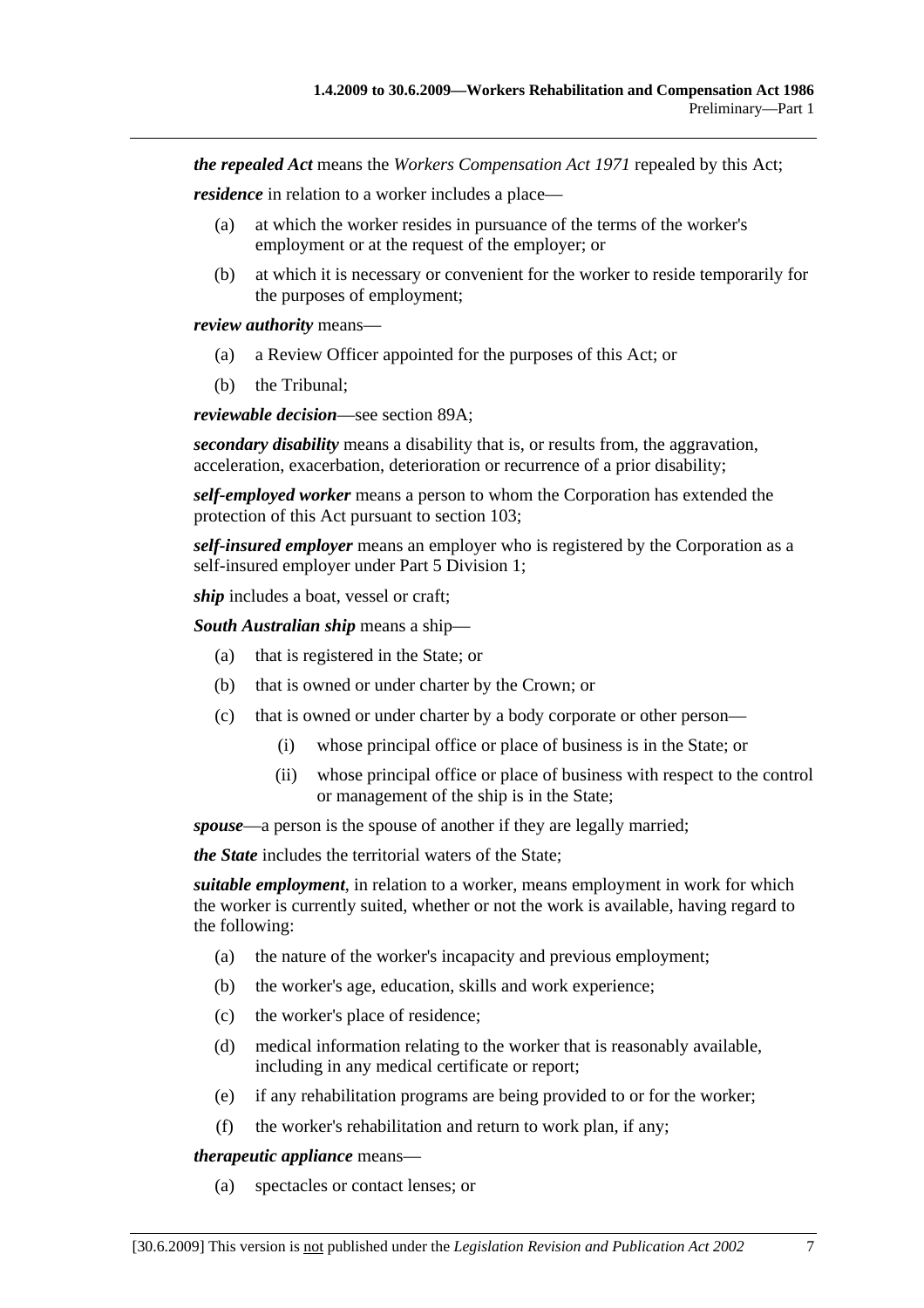***the repealed Act*** means the *Workers Compensation Act 1971* repealed by this Act;

***residence*** in relation to a worker includes a place—

(a) at which the worker resides in pursuance of the terms of the worker's employment or at the request of the employer; or

(b) at which it is necessary or convenient for the worker to reside temporarily for the purposes of employment;

***review authority*** means—

(a) a Review Officer appointed for the purposes of this Act; or

(b) the Tribunal;

***reviewable decision***—see section 89A;

***secondary disability*** means a disability that is, or results from, the aggravation, acceleration, exacerbation, deterioration or recurrence of a prior disability;

***self-employed worker*** means a person to whom the Corporation has extended the protection of this Act pursuant to section 103;

***self-insured employer*** means an employer who is registered by the Corporation as a self-insured employer under Part 5 Division 1;

***ship*** includes a boat, vessel or craft;

***South Australian ship*** means a ship—

(a) that is registered in the State; or

(b) that is owned or under charter by the Crown; or

(c) that is owned or under charter by a body corporate or other person—

  (i) whose principal office or place of business is in the State; or

  (ii) whose principal office or place of business with respect to the control or management of the ship is in the State;

***spouse***—a person is the spouse of another if they are legally married;

***the State*** includes the territorial waters of the State;

***suitable employment***, in relation to a worker, means employment in work for which the worker is currently suited, whether or not the work is available, having regard to the following:

(a) the nature of the worker's incapacity and previous employment;

(b) the worker's age, education, skills and work experience;

(c) the worker's place of residence;

(d) medical information relating to the worker that is reasonably available, including in any medical certificate or report;

(e) if any rehabilitation programs are being provided to or for the worker;

(f) the worker's rehabilitation and return to work plan, if any;

***therapeutic appliance*** means—

(a) spectacles or contact lenses; or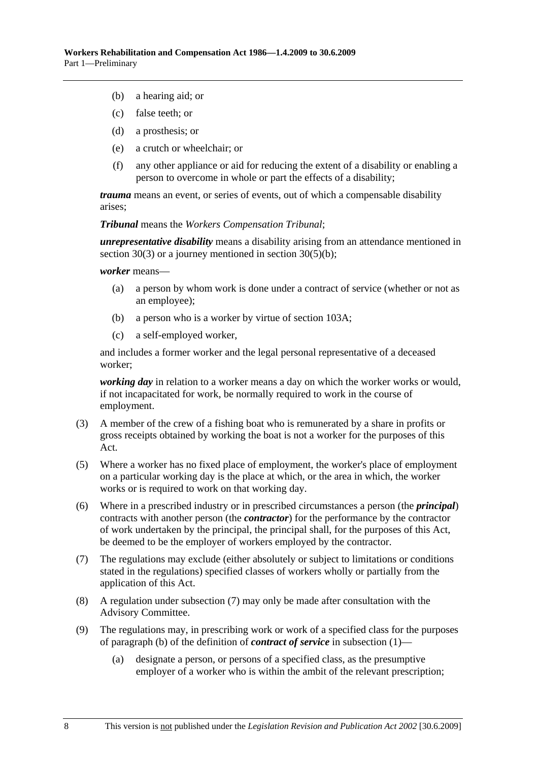- (b) a hearing aid; or
- (c) false teeth; or
- (d) a prosthesis; or
- (e) a crutch or wheelchair; or
- (f) any other appliance or aid for reducing the extent of a disability or enabling a person to overcome in whole or part the effects of a disability;

***trauma*** means an event, or series of events, out of which a compensable disability arises;

***Tribunal*** means the *Workers Compensation Tribunal*;

***unrepresentative disability*** means a disability arising from an attendance mentioned in section 30(3) or a journey mentioned in section 30(5)(b);

***worker*** means—

- (a) a person by whom work is done under a contract of service (whether or not as an employee);
- (b) a person who is a worker by virtue of section 103A;
- (c) a self-employed worker,

and includes a former worker and the legal personal representative of a deceased worker;

***working day*** in relation to a worker means a day on which the worker works or would, if not incapacitated for work, be normally required to work in the course of employment.

(3) A member of the crew of a fishing boat who is remunerated by a share in profits or gross receipts obtained by working the boat is not a worker for the purposes of this Act.

(5) Where a worker has no fixed place of employment, the worker's place of employment on a particular working day is the place at which, or the area in which, the worker works or is required to work on that working day.

(6) Where in a prescribed industry or in prescribed circumstances a person (the ***principal***) contracts with another person (the ***contractor***) for the performance by the contractor of work undertaken by the principal, the principal shall, for the purposes of this Act, be deemed to be the employer of workers employed by the contractor.

(7) The regulations may exclude (either absolutely or subject to limitations or conditions stated in the regulations) specified classes of workers wholly or partially from the application of this Act.

(8) A regulation under subsection (7) may only be made after consultation with the Advisory Committee.

(9) The regulations may, in prescribing work or work of a specified class for the purposes of paragraph (b) of the definition of ***contract of service*** in subsection (1)—

- (a) designate a person, or persons of a specified class, as the presumptive employer of a worker who is within the ambit of the relevant prescription;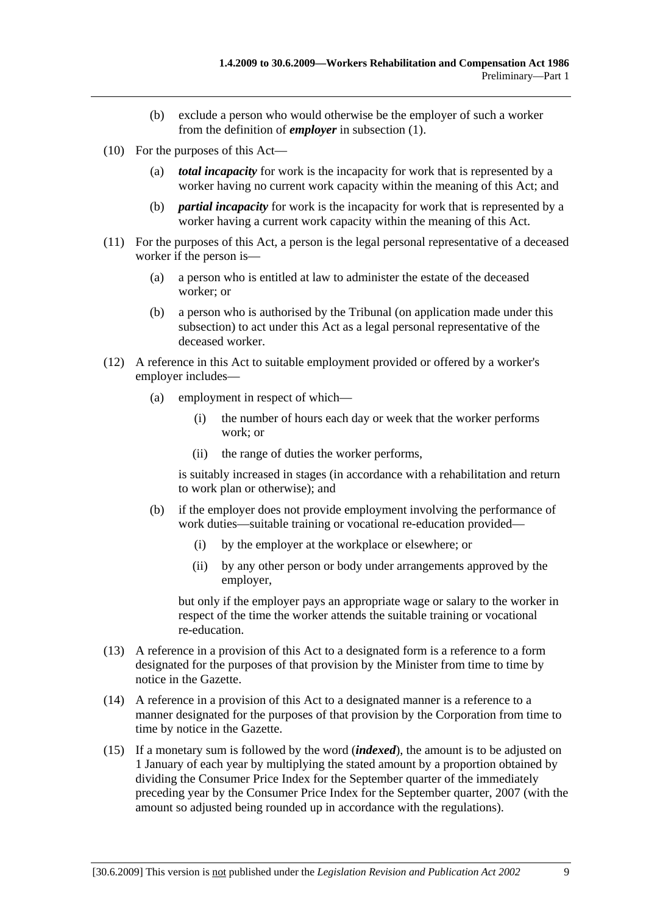(b) exclude a person who would otherwise be the employer of such a worker from the definition of ***employer*** in subsection (1).

(10) For the purposes of this Act—

(a) ***total incapacity*** for work is the incapacity for work that is represented by a worker having no current work capacity within the meaning of this Act; and

(b) ***partial incapacity*** for work is the incapacity for work that is represented by a worker having a current work capacity within the meaning of this Act.

(11) For the purposes of this Act, a person is the legal personal representative of a deceased worker if the person is—

(a) a person who is entitled at law to administer the estate of the deceased worker; or

(b) a person who is authorised by the Tribunal (on application made under this subsection) to act under this Act as a legal personal representative of the deceased worker.

(12) A reference in this Act to suitable employment provided or offered by a worker's employer includes—

(a) employment in respect of which—

(i) the number of hours each day or week that the worker performs work; or

(ii) the range of duties the worker performs,

is suitably increased in stages (in accordance with a rehabilitation and return to work plan or otherwise); and

(b) if the employer does not provide employment involving the performance of work duties—suitable training or vocational re-education provided—

(i) by the employer at the workplace or elsewhere; or

(ii) by any other person or body under arrangements approved by the employer,

but only if the employer pays an appropriate wage or salary to the worker in respect of the time the worker attends the suitable training or vocational re-education.

(13) A reference in a provision of this Act to a designated form is a reference to a form designated for the purposes of that provision by the Minister from time to time by notice in the Gazette.

(14) A reference in a provision of this Act to a designated manner is a reference to a manner designated for the purposes of that provision by the Corporation from time to time by notice in the Gazette.

(15) If a monetary sum is followed by the word (***indexed***), the amount is to be adjusted on 1 January of each year by multiplying the stated amount by a proportion obtained by dividing the Consumer Price Index for the September quarter of the immediately preceding year by the Consumer Price Index for the September quarter, 2007 (with the amount so adjusted being rounded up in accordance with the regulations).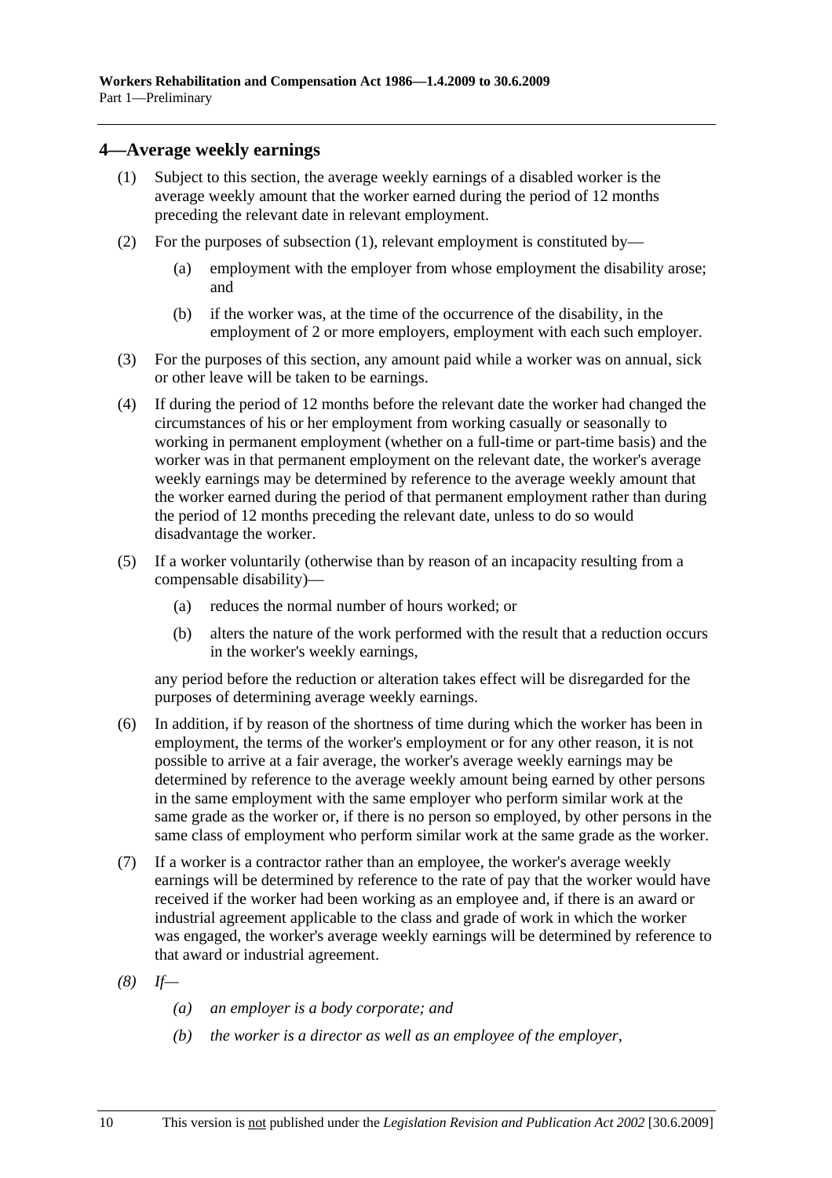## 4—Average weekly earnings

(1) Subject to this section, the average weekly earnings of a disabled worker is the average weekly amount that the worker earned during the period of 12 months preceding the relevant date in relevant employment.

(2) For the purposes of subsection (1), relevant employment is constituted by—

(a) employment with the employer from whose employment the disability arose; and

(b) if the worker was, at the time of the occurrence of the disability, in the employment of 2 or more employers, employment with each such employer.

(3) For the purposes of this section, any amount paid while a worker was on annual, sick or other leave will be taken to be earnings.

(4) If during the period of 12 months before the relevant date the worker had changed the circumstances of his or her employment from working casually or seasonally to working in permanent employment (whether on a full-time or part-time basis) and the worker was in that permanent employment on the relevant date, the worker's average weekly earnings may be determined by reference to the average weekly amount that the worker earned during the period of that permanent employment rather than during the period of 12 months preceding the relevant date, unless to do so would disadvantage the worker.

(5) If a worker voluntarily (otherwise than by reason of an incapacity resulting from a compensable disability)—

(a) reduces the normal number of hours worked; or

(b) alters the nature of the work performed with the result that a reduction occurs in the worker's weekly earnings,

any period before the reduction or alteration takes effect will be disregarded for the purposes of determining average weekly earnings.

(6) In addition, if by reason of the shortness of time during which the worker has been in employment, the terms of the worker's employment or for any other reason, it is not possible to arrive at a fair average, the worker's average weekly earnings may be determined by reference to the average weekly amount being earned by other persons in the same employment with the same employer who perform similar work at the same grade as the worker or, if there is no person so employed, by other persons in the same class of employment who perform similar work at the same grade as the worker.

(7) If a worker is a contractor rather than an employee, the worker's average weekly earnings will be determined by reference to the rate of pay that the worker would have received if the worker had been working as an employee and, if there is an award or industrial agreement applicable to the class and grade of work in which the worker was engaged, the worker's average weekly earnings will be determined by reference to that award or industrial agreement.

*(8) If—*

*(a) an employer is a body corporate; and*

*(b) the worker is a director as well as an employee of the employer,*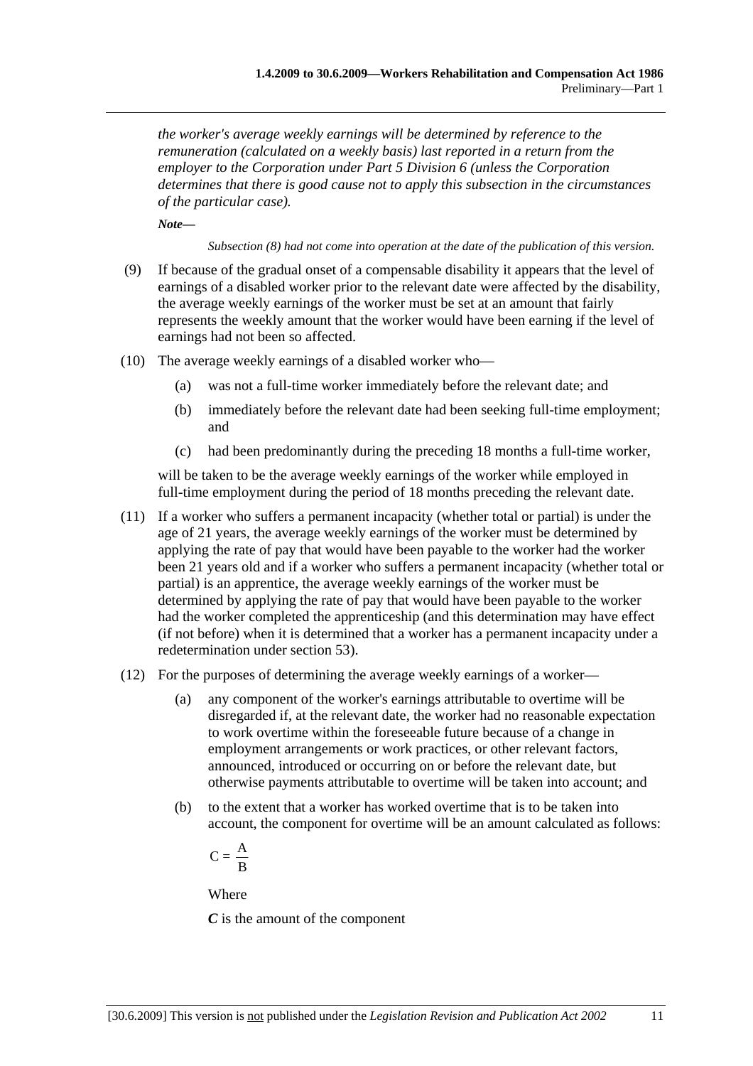*the worker's average weekly earnings will be determined by reference to the remuneration (calculated on a weekly basis) last reported in a return from the employer to the Corporation under Part 5 Division 6 (unless the Corporation determines that there is good cause not to apply this subsection in the circumstances of the particular case).*

***Note—***

*Subsection (8) had not come into operation at the date of the publication of this version.*

(9) If because of the gradual onset of a compensable disability it appears that the level of earnings of a disabled worker prior to the relevant date were affected by the disability, the average weekly earnings of the worker must be set at an amount that fairly represents the weekly amount that the worker would have been earning if the level of earnings had not been so affected.

(10) The average weekly earnings of a disabled worker who—

- (a) was not a full-time worker immediately before the relevant date; and
- (b) immediately before the relevant date had been seeking full-time employment; and
- (c) had been predominantly during the preceding 18 months a full-time worker,

will be taken to be the average weekly earnings of the worker while employed in full-time employment during the period of 18 months preceding the relevant date.

(11) If a worker who suffers a permanent incapacity (whether total or partial) is under the age of 21 years, the average weekly earnings of the worker must be determined by applying the rate of pay that would have been payable to the worker had the worker been 21 years old and if a worker who suffers a permanent incapacity (whether total or partial) is an apprentice, the average weekly earnings of the worker must be determined by applying the rate of pay that would have been payable to the worker had the worker completed the apprenticeship (and this determination may have effect (if not before) when it is determined that a worker has a permanent incapacity under a redetermination under section 53).

(12) For the purposes of determining the average weekly earnings of a worker—

- (a) any component of the worker's earnings attributable to overtime will be disregarded if, at the relevant date, the worker had no reasonable expectation to work overtime within the foreseeable future because of a change in employment arrangements or work practices, or other relevant factors, announced, introduced or occurring on or before the relevant date, but otherwise payments attributable to overtime will be taken into account; and
- (b) to the extent that a worker has worked overtime that is to be taken into account, the component for overtime will be an amount calculated as follows:

$$C = \frac{A}{B}$$

Where

***C*** is the amount of the component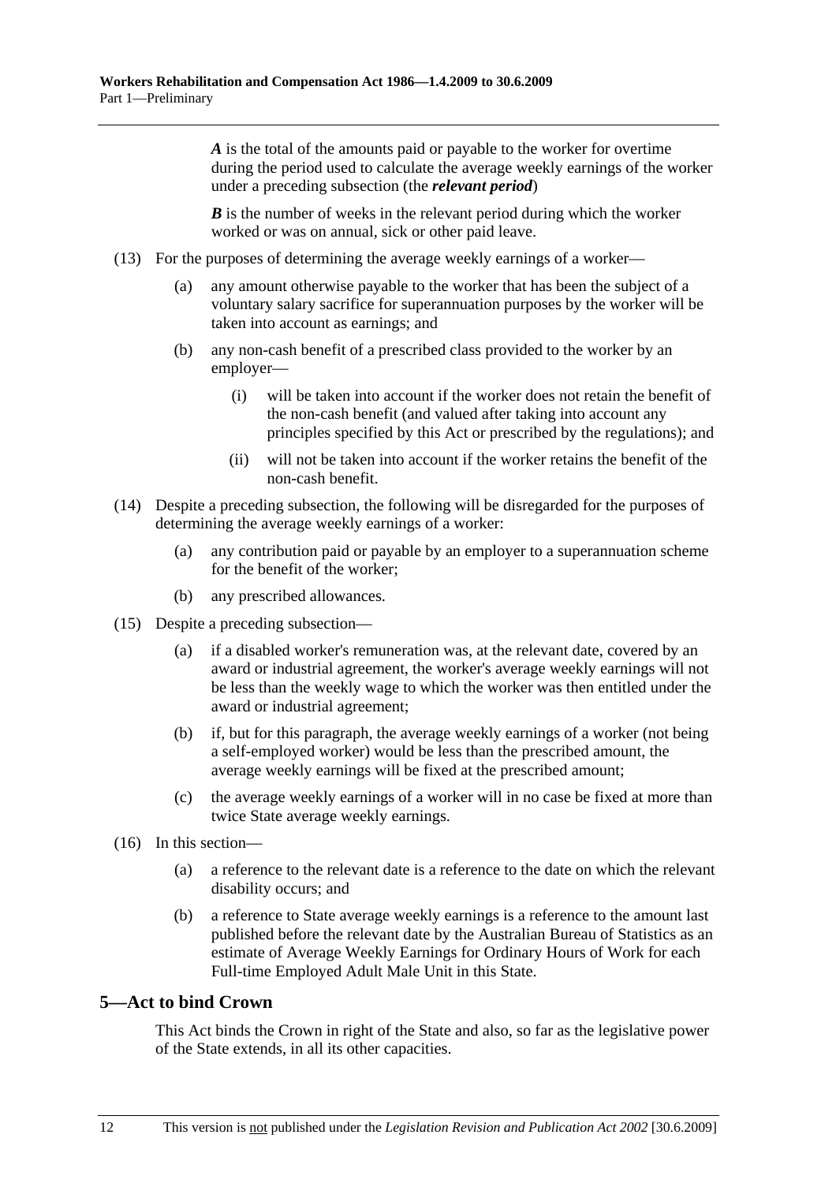***A*** is the total of the amounts paid or payable to the worker for overtime during the period used to calculate the average weekly earnings of the worker under a preceding subsection (the ***relevant period***)

***B*** is the number of weeks in the relevant period during which the worker worked or was on annual, sick or other paid leave.

(13) For the purposes of determining the average weekly earnings of a worker—

(a) any amount otherwise payable to the worker that has been the subject of a voluntary salary sacrifice for superannuation purposes by the worker will be taken into account as earnings; and

(b) any non-cash benefit of a prescribed class provided to the worker by an employer—

(i) will be taken into account if the worker does not retain the benefit of the non-cash benefit (and valued after taking into account any principles specified by this Act or prescribed by the regulations); and

(ii) will not be taken into account if the worker retains the benefit of the non-cash benefit.

(14) Despite a preceding subsection, the following will be disregarded for the purposes of determining the average weekly earnings of a worker:

(a) any contribution paid or payable by an employer to a superannuation scheme for the benefit of the worker;

(b) any prescribed allowances.

(15) Despite a preceding subsection—

(a) if a disabled worker's remuneration was, at the relevant date, covered by an award or industrial agreement, the worker's average weekly earnings will not be less than the weekly wage to which the worker was then entitled under the award or industrial agreement;

(b) if, but for this paragraph, the average weekly earnings of a worker (not being a self-employed worker) would be less than the prescribed amount, the average weekly earnings will be fixed at the prescribed amount;

(c) the average weekly earnings of a worker will in no case be fixed at more than twice State average weekly earnings.

(16) In this section—

(a) a reference to the relevant date is a reference to the date on which the relevant disability occurs; and

(b) a reference to State average weekly earnings is a reference to the amount last published before the relevant date by the Australian Bureau of Statistics as an estimate of Average Weekly Earnings for Ordinary Hours of Work for each Full-time Employed Adult Male Unit in this State.

## 5—Act to bind Crown

This Act binds the Crown in right of the State and also, so far as the legislative power of the State extends, in all its other capacities.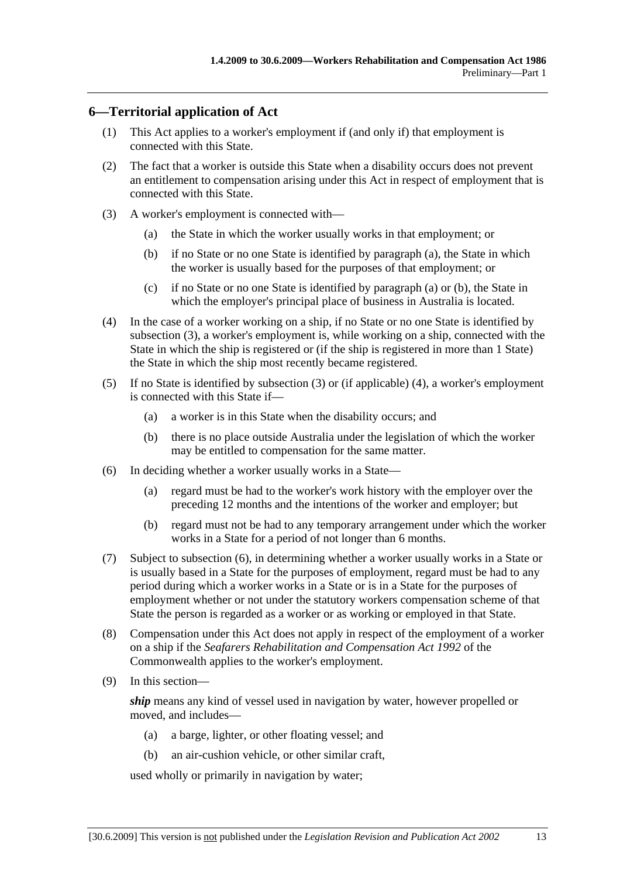## 6—Territorial application of Act

(1) This Act applies to a worker's employment if (and only if) that employment is connected with this State.

(2) The fact that a worker is outside this State when a disability occurs does not prevent an entitlement to compensation arising under this Act in respect of employment that is connected with this State.

(3) A worker's employment is connected with—

   (a) the State in which the worker usually works in that employment; or

   (b) if no State or no one State is identified by paragraph (a), the State in which the worker is usually based for the purposes of that employment; or

   (c) if no State or no one State is identified by paragraph (a) or (b), the State in which the employer's principal place of business in Australia is located.

(4) In the case of a worker working on a ship, if no State or no one State is identified by subsection (3), a worker's employment is, while working on a ship, connected with the State in which the ship is registered or (if the ship is registered in more than 1 State) the State in which the ship most recently became registered.

(5) If no State is identified by subsection (3) or (if applicable) (4), a worker's employment is connected with this State if—

   (a) a worker is in this State when the disability occurs; and

   (b) there is no place outside Australia under the legislation of which the worker may be entitled to compensation for the same matter.

(6) In deciding whether a worker usually works in a State—

   (a) regard must be had to the worker's work history with the employer over the preceding 12 months and the intentions of the worker and employer; but

   (b) regard must not be had to any temporary arrangement under which the worker works in a State for a period of not longer than 6 months.

(7) Subject to subsection (6), in determining whether a worker usually works in a State or is usually based in a State for the purposes of employment, regard must be had to any period during which a worker works in a State or is in a State for the purposes of employment whether or not under the statutory workers compensation scheme of that State the person is regarded as a worker or as working or employed in that State.

(8) Compensation under this Act does not apply in respect of the employment of a worker on a ship if the *Seafarers Rehabilitation and Compensation Act 1992* of the Commonwealth applies to the worker's employment.

(9) In this section—

***ship*** means any kind of vessel used in navigation by water, however propelled or moved, and includes—

   (a) a barge, lighter, or other floating vessel; and

   (b) an air-cushion vehicle, or other similar craft,

used wholly or primarily in navigation by water;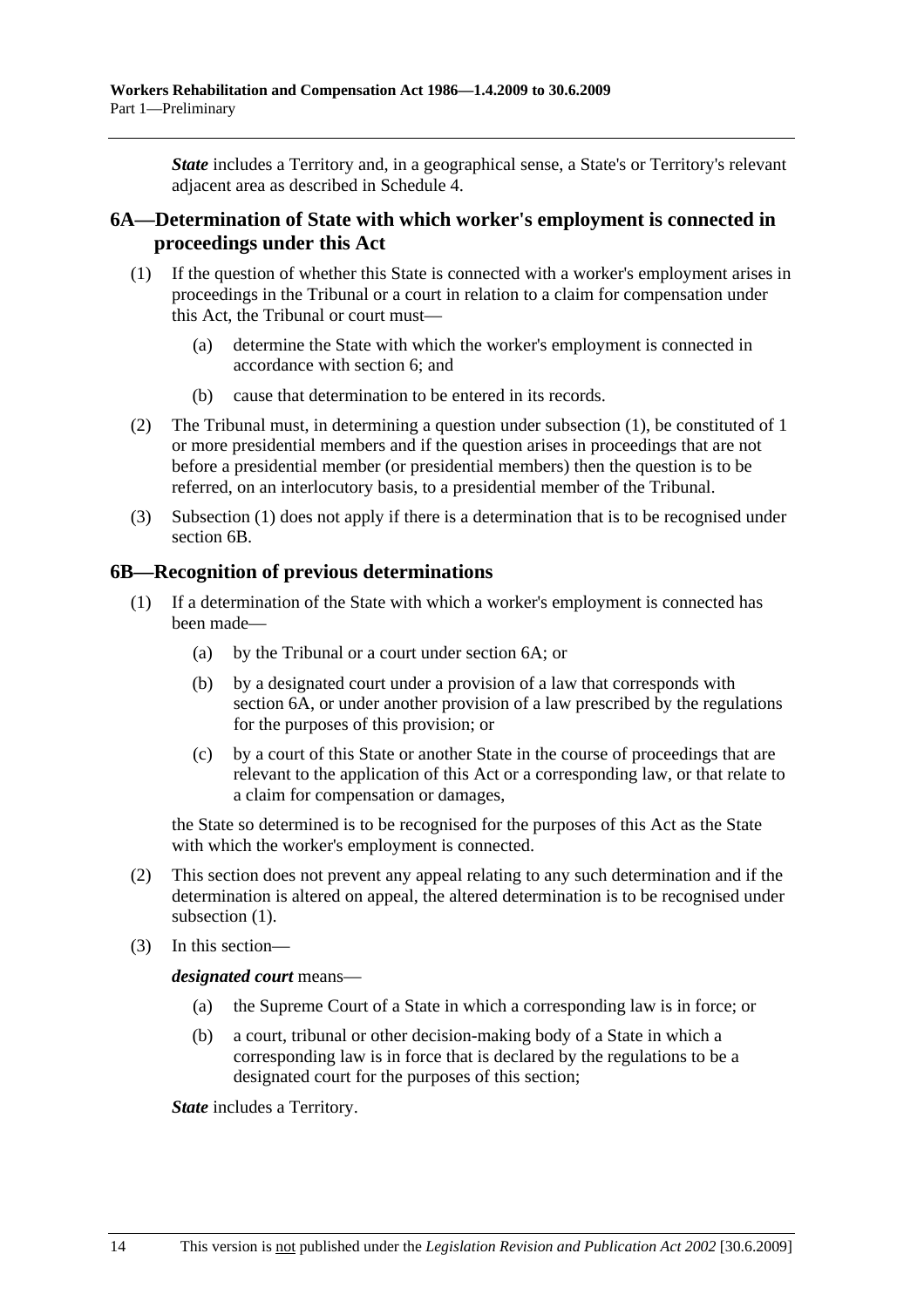***State*** includes a Territory and, in a geographical sense, a State's or Territory's relevant adjacent area as described in Schedule 4.

## 6A—Determination of State with which worker's employment is connected in proceedings under this Act

(1) If the question of whether this State is connected with a worker's employment arises in proceedings in the Tribunal or a court in relation to a claim for compensation under this Act, the Tribunal or court must—

(a) determine the State with which the worker's employment is connected in accordance with section 6; and

(b) cause that determination to be entered in its records.

(2) The Tribunal must, in determining a question under subsection (1), be constituted of 1 or more presidential members and if the question arises in proceedings that are not before a presidential member (or presidential members) then the question is to be referred, on an interlocutory basis, to a presidential member of the Tribunal.

(3) Subsection (1) does not apply if there is a determination that is to be recognised under section 6B.

## 6B—Recognition of previous determinations

(1) If a determination of the State with which a worker's employment is connected has been made—

(a) by the Tribunal or a court under section 6A; or

(b) by a designated court under a provision of a law that corresponds with section 6A, or under another provision of a law prescribed by the regulations for the purposes of this provision; or

(c) by a court of this State or another State in the course of proceedings that are relevant to the application of this Act or a corresponding law, or that relate to a claim for compensation or damages,

the State so determined is to be recognised for the purposes of this Act as the State with which the worker's employment is connected.

(2) This section does not prevent any appeal relating to any such determination and if the determination is altered on appeal, the altered determination is to be recognised under subsection (1).

(3) In this section—

***designated court*** means—

(a) the Supreme Court of a State in which a corresponding law is in force; or

(b) a court, tribunal or other decision-making body of a State in which a corresponding law is in force that is declared by the regulations to be a designated court for the purposes of this section;

***State*** includes a Territory.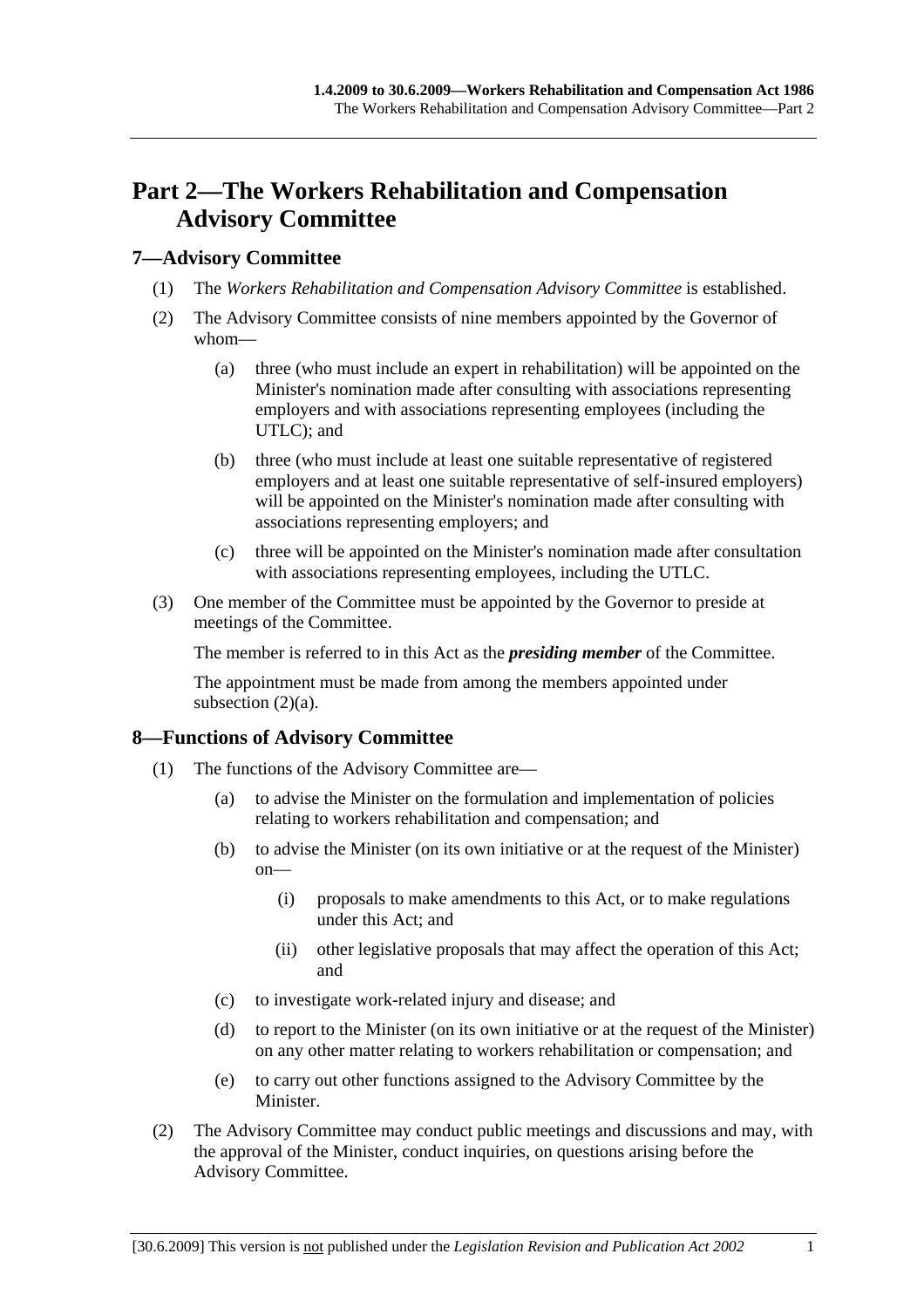# Part 2—The Workers Rehabilitation and Compensation Advisory Committee

## 7—Advisory Committee

(1) The *Workers Rehabilitation and Compensation Advisory Committee* is established.

(2) The Advisory Committee consists of nine members appointed by the Governor of whom—

(a) three (who must include an expert in rehabilitation) will be appointed on the Minister's nomination made after consulting with associations representing employers and with associations representing employees (including the UTLC); and

(b) three (who must include at least one suitable representative of registered employers and at least one suitable representative of self-insured employers) will be appointed on the Minister's nomination made after consulting with associations representing employers; and

(c) three will be appointed on the Minister's nomination made after consultation with associations representing employees, including the UTLC.

(3) One member of the Committee must be appointed by the Governor to preside at meetings of the Committee.

The member is referred to in this Act as the ***presiding member*** of the Committee.

The appointment must be made from among the members appointed under subsection (2)(a).

## 8—Functions of Advisory Committee

(1) The functions of the Advisory Committee are—

(a) to advise the Minister on the formulation and implementation of policies relating to workers rehabilitation and compensation; and

(b) to advise the Minister (on its own initiative or at the request of the Minister) on—

(i) proposals to make amendments to this Act, or to make regulations under this Act; and

(ii) other legislative proposals that may affect the operation of this Act; and

(c) to investigate work-related injury and disease; and

(d) to report to the Minister (on its own initiative or at the request of the Minister) on any other matter relating to workers rehabilitation or compensation; and

(e) to carry out other functions assigned to the Advisory Committee by the Minister.

(2) The Advisory Committee may conduct public meetings and discussions and may, with the approval of the Minister, conduct inquiries, on questions arising before the Advisory Committee.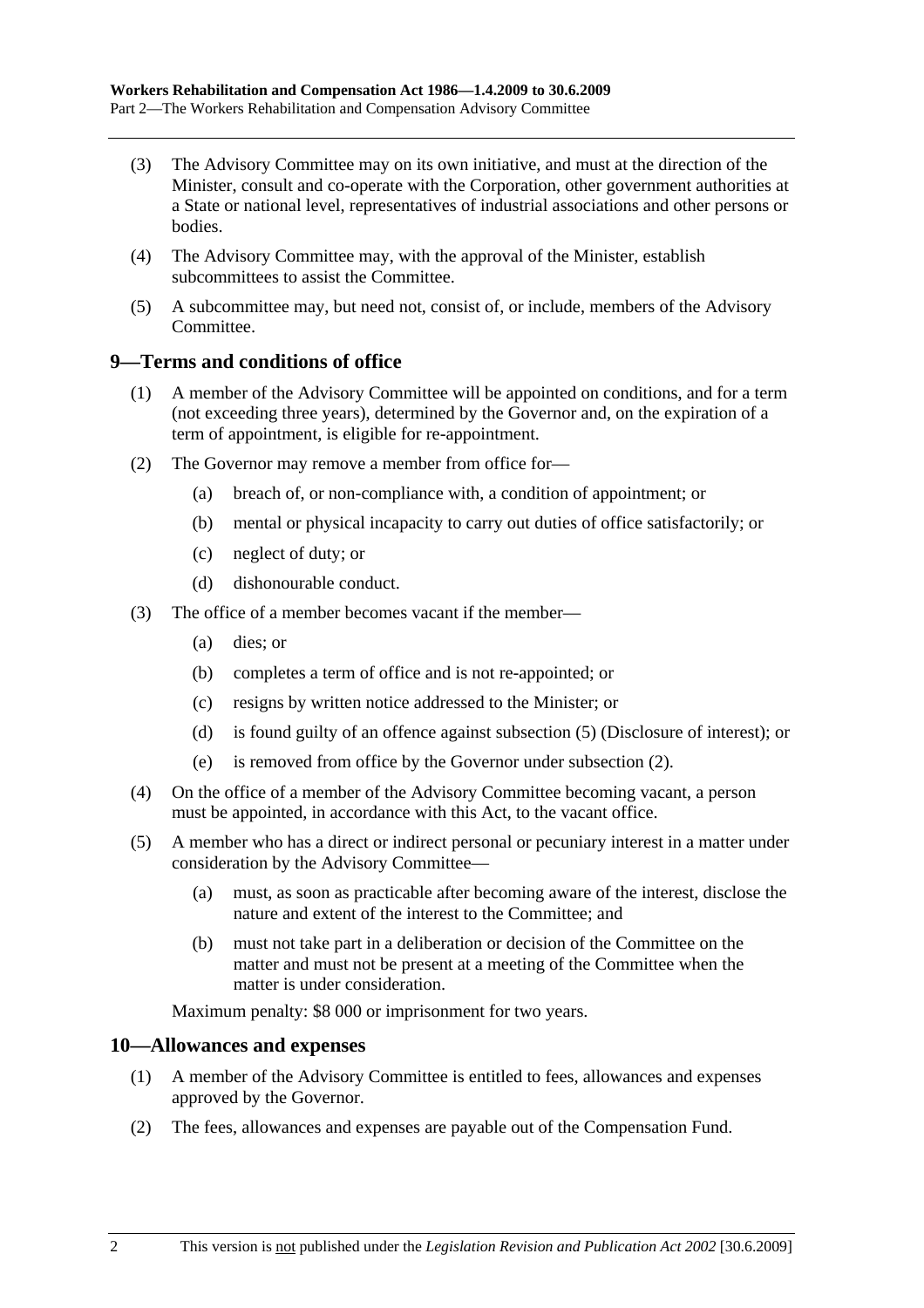(3) The Advisory Committee may on its own initiative, and must at the direction of the Minister, consult and co-operate with the Corporation, other government authorities at a State or national level, representatives of industrial associations and other persons or bodies.

(4) The Advisory Committee may, with the approval of the Minister, establish subcommittees to assist the Committee.

(5) A subcommittee may, but need not, consist of, or include, members of the Advisory Committee.

## 9—Terms and conditions of office

(1) A member of the Advisory Committee will be appointed on conditions, and for a term (not exceeding three years), determined by the Governor and, on the expiration of a term of appointment, is eligible for re-appointment.

(2) The Governor may remove a member from office for—

(a) breach of, or non-compliance with, a condition of appointment; or

(b) mental or physical incapacity to carry out duties of office satisfactorily; or

(c) neglect of duty; or

(d) dishonourable conduct.

(3) The office of a member becomes vacant if the member—

(a) dies; or

(b) completes a term of office and is not re-appointed; or

(c) resigns by written notice addressed to the Minister; or

(d) is found guilty of an offence against subsection (5) (Disclosure of interest); or

(e) is removed from office by the Governor under subsection (2).

(4) On the office of a member of the Advisory Committee becoming vacant, a person must be appointed, in accordance with this Act, to the vacant office.

(5) A member who has a direct or indirect personal or pecuniary interest in a matter under consideration by the Advisory Committee—

(a) must, as soon as practicable after becoming aware of the interest, disclose the nature and extent of the interest to the Committee; and

(b) must not take part in a deliberation or decision of the Committee on the matter and must not be present at a meeting of the Committee when the matter is under consideration.

Maximum penalty: $8 000 or imprisonment for two years.

## 10—Allowances and expenses

(1) A member of the Advisory Committee is entitled to fees, allowances and expenses approved by the Governor.

(2) The fees, allowances and expenses are payable out of the Compensation Fund.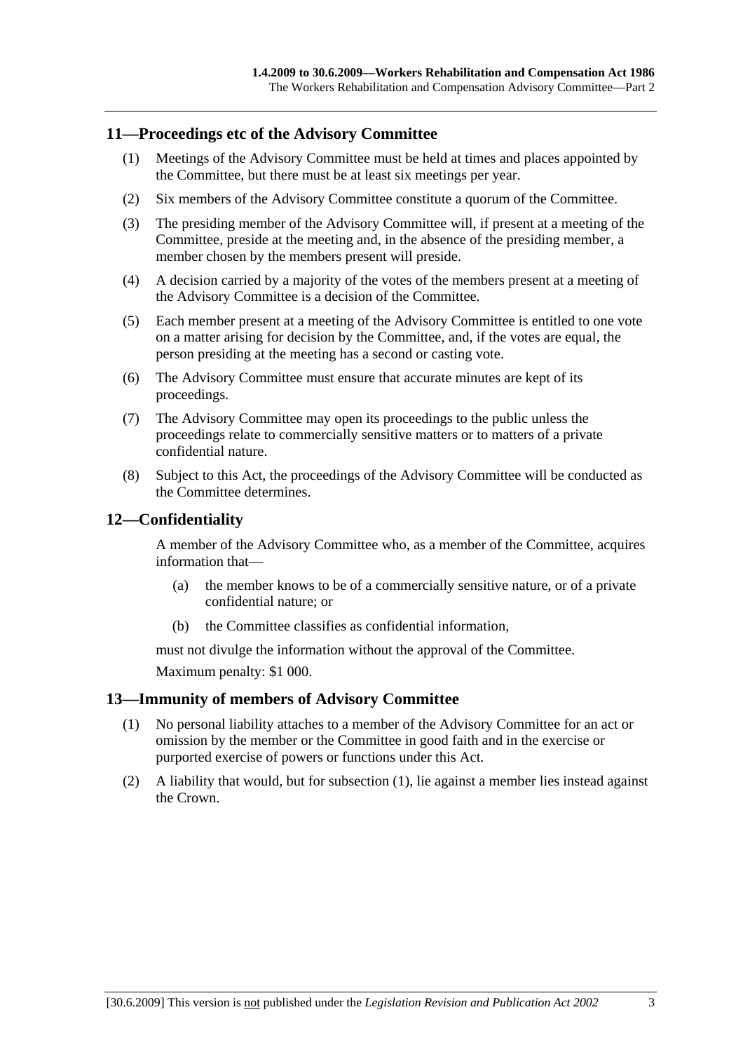## 11—Proceedings etc of the Advisory Committee

(1) Meetings of the Advisory Committee must be held at times and places appointed by the Committee, but there must be at least six meetings per year.

(2) Six members of the Advisory Committee constitute a quorum of the Committee.

(3) The presiding member of the Advisory Committee will, if present at a meeting of the Committee, preside at the meeting and, in the absence of the presiding member, a member chosen by the members present will preside.

(4) A decision carried by a majority of the votes of the members present at a meeting of the Advisory Committee is a decision of the Committee.

(5) Each member present at a meeting of the Advisory Committee is entitled to one vote on a matter arising for decision by the Committee, and, if the votes are equal, the person presiding at the meeting has a second or casting vote.

(6) The Advisory Committee must ensure that accurate minutes are kept of its proceedings.

(7) The Advisory Committee may open its proceedings to the public unless the proceedings relate to commercially sensitive matters or to matters of a private confidential nature.

(8) Subject to this Act, the proceedings of the Advisory Committee will be conducted as the Committee determines.

## 12—Confidentiality

A member of the Advisory Committee who, as a member of the Committee, acquires information that—

(a) the member knows to be of a commercially sensitive nature, or of a private confidential nature; or

(b) the Committee classifies as confidential information,

must not divulge the information without the approval of the Committee.

Maximum penalty: $1 000.

## 13—Immunity of members of Advisory Committee

(1) No personal liability attaches to a member of the Advisory Committee for an act or omission by the member or the Committee in good faith and in the exercise or purported exercise of powers or functions under this Act.

(2) A liability that would, but for subsection (1), lie against a member lies instead against the Crown.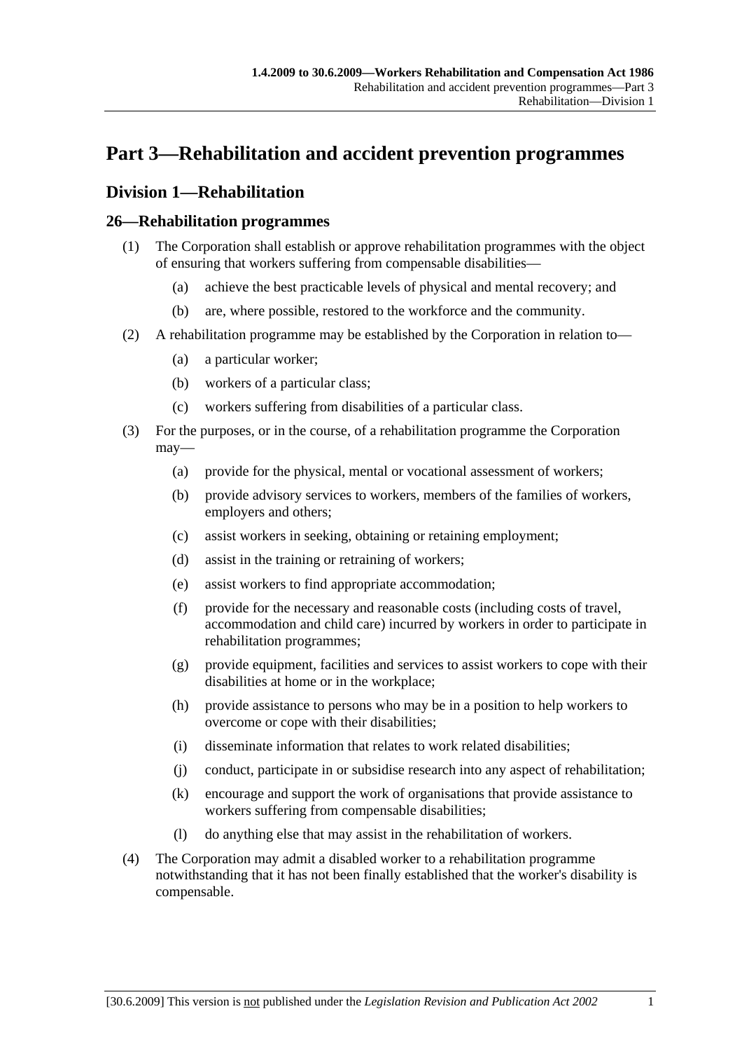# Part 3—Rehabilitation and accident prevention programmes

## Division 1—Rehabilitation

### 26—Rehabilitation programmes

(1) The Corporation shall establish or approve rehabilitation programmes with the object of ensuring that workers suffering from compensable disabilities—

(a) achieve the best practicable levels of physical and mental recovery; and

(b) are, where possible, restored to the workforce and the community.

(2) A rehabilitation programme may be established by the Corporation in relation to—

(a) a particular worker;

(b) workers of a particular class;

(c) workers suffering from disabilities of a particular class.

(3) For the purposes, or in the course, of a rehabilitation programme the Corporation may—

(a) provide for the physical, mental or vocational assessment of workers;

(b) provide advisory services to workers, members of the families of workers, employers and others;

(c) assist workers in seeking, obtaining or retaining employment;

(d) assist in the training or retraining of workers;

(e) assist workers to find appropriate accommodation;

(f) provide for the necessary and reasonable costs (including costs of travel, accommodation and child care) incurred by workers in order to participate in rehabilitation programmes;

(g) provide equipment, facilities and services to assist workers to cope with their disabilities at home or in the workplace;

(h) provide assistance to persons who may be in a position to help workers to overcome or cope with their disabilities;

(i) disseminate information that relates to work related disabilities;

(j) conduct, participate in or subsidise research into any aspect of rehabilitation;

(k) encourage and support the work of organisations that provide assistance to workers suffering from compensable disabilities;

(l) do anything else that may assist in the rehabilitation of workers.

(4) The Corporation may admit a disabled worker to a rehabilitation programme notwithstanding that it has not been finally established that the worker's disability is compensable.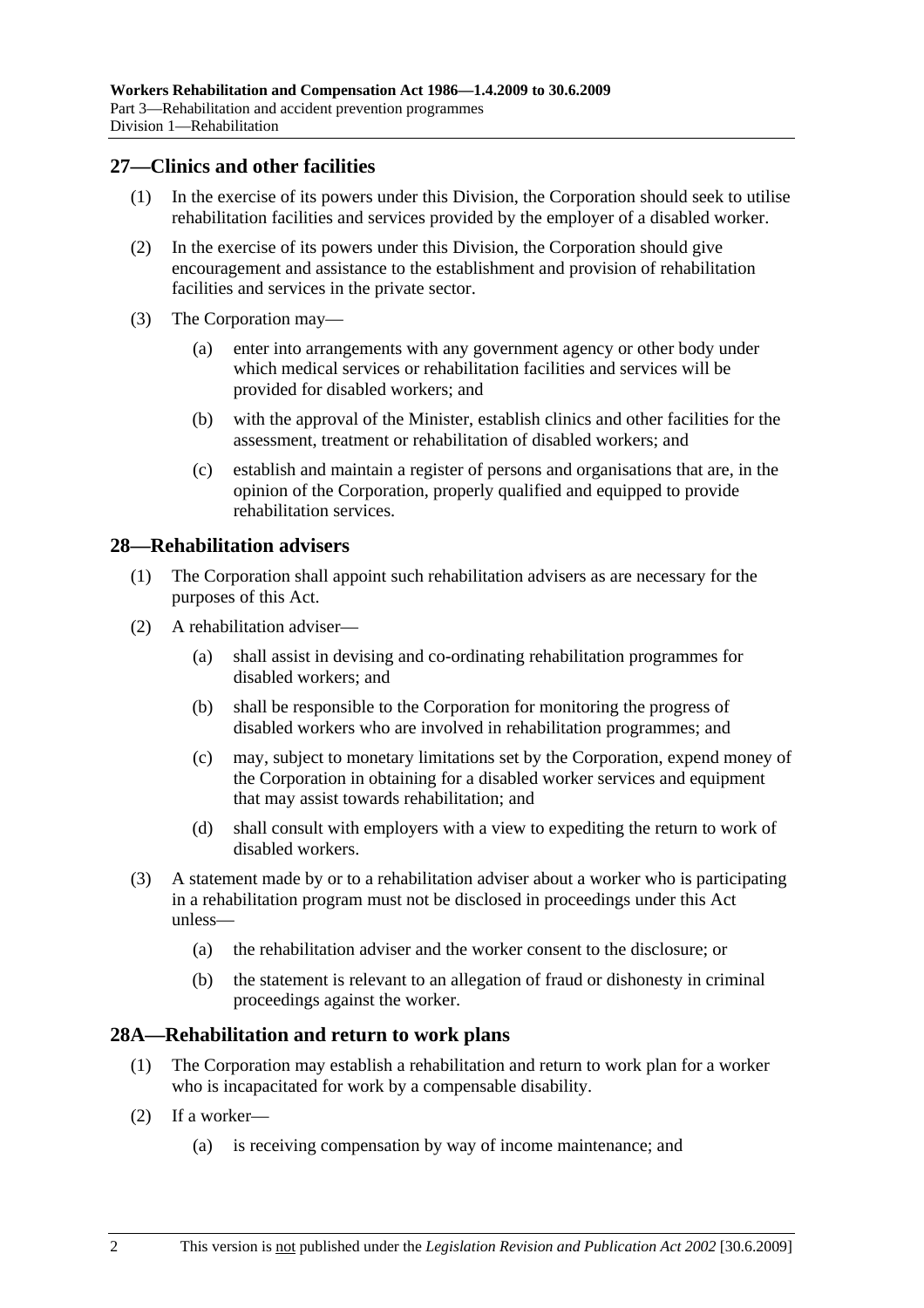## 27—Clinics and other facilities

(1) In the exercise of its powers under this Division, the Corporation should seek to utilise rehabilitation facilities and services provided by the employer of a disabled worker.

(2) In the exercise of its powers under this Division, the Corporation should give encouragement and assistance to the establishment and provision of rehabilitation facilities and services in the private sector.

(3) The Corporation may—

(a) enter into arrangements with any government agency or other body under which medical services or rehabilitation facilities and services will be provided for disabled workers; and

(b) with the approval of the Minister, establish clinics and other facilities for the assessment, treatment or rehabilitation of disabled workers; and

(c) establish and maintain a register of persons and organisations that are, in the opinion of the Corporation, properly qualified and equipped to provide rehabilitation services.

## 28—Rehabilitation advisers

(1) The Corporation shall appoint such rehabilitation advisers as are necessary for the purposes of this Act.

(2) A rehabilitation adviser—

(a) shall assist in devising and co-ordinating rehabilitation programmes for disabled workers; and

(b) shall be responsible to the Corporation for monitoring the progress of disabled workers who are involved in rehabilitation programmes; and

(c) may, subject to monetary limitations set by the Corporation, expend money of the Corporation in obtaining for a disabled worker services and equipment that may assist towards rehabilitation; and

(d) shall consult with employers with a view to expediting the return to work of disabled workers.

(3) A statement made by or to a rehabilitation adviser about a worker who is participating in a rehabilitation program must not be disclosed in proceedings under this Act unless—

(a) the rehabilitation adviser and the worker consent to the disclosure; or

(b) the statement is relevant to an allegation of fraud or dishonesty in criminal proceedings against the worker.

## 28A—Rehabilitation and return to work plans

(1) The Corporation may establish a rehabilitation and return to work plan for a worker who is incapacitated for work by a compensable disability.

(2) If a worker—

(a) is receiving compensation by way of income maintenance; and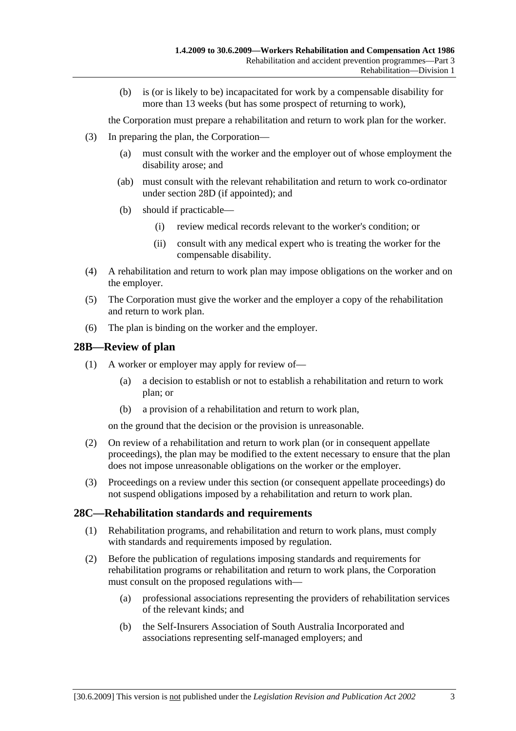(b) is (or is likely to be) incapacitated for work by a compensable disability for more than 13 weeks (but has some prospect of returning to work),

the Corporation must prepare a rehabilitation and return to work plan for the worker.

(3) In preparing the plan, the Corporation—

(a) must consult with the worker and the employer out of whose employment the disability arose; and

(ab) must consult with the relevant rehabilitation and return to work co-ordinator under section 28D (if appointed); and

(b) should if practicable—

(i) review medical records relevant to the worker's condition; or

(ii) consult with any medical expert who is treating the worker for the compensable disability.

(4) A rehabilitation and return to work plan may impose obligations on the worker and on the employer.

(5) The Corporation must give the worker and the employer a copy of the rehabilitation and return to work plan.

(6) The plan is binding on the worker and the employer.

## 28B—Review of plan

(1) A worker or employer may apply for review of—

(a) a decision to establish or not to establish a rehabilitation and return to work plan; or

(b) a provision of a rehabilitation and return to work plan,

on the ground that the decision or the provision is unreasonable.

(2) On review of a rehabilitation and return to work plan (or in consequent appellate proceedings), the plan may be modified to the extent necessary to ensure that the plan does not impose unreasonable obligations on the worker or the employer.

(3) Proceedings on a review under this section (or consequent appellate proceedings) do not suspend obligations imposed by a rehabilitation and return to work plan.

## 28C—Rehabilitation standards and requirements

(1) Rehabilitation programs, and rehabilitation and return to work plans, must comply with standards and requirements imposed by regulation.

(2) Before the publication of regulations imposing standards and requirements for rehabilitation programs or rehabilitation and return to work plans, the Corporation must consult on the proposed regulations with—

(a) professional associations representing the providers of rehabilitation services of the relevant kinds; and

(b) the Self-Insurers Association of South Australia Incorporated and associations representing self-managed employers; and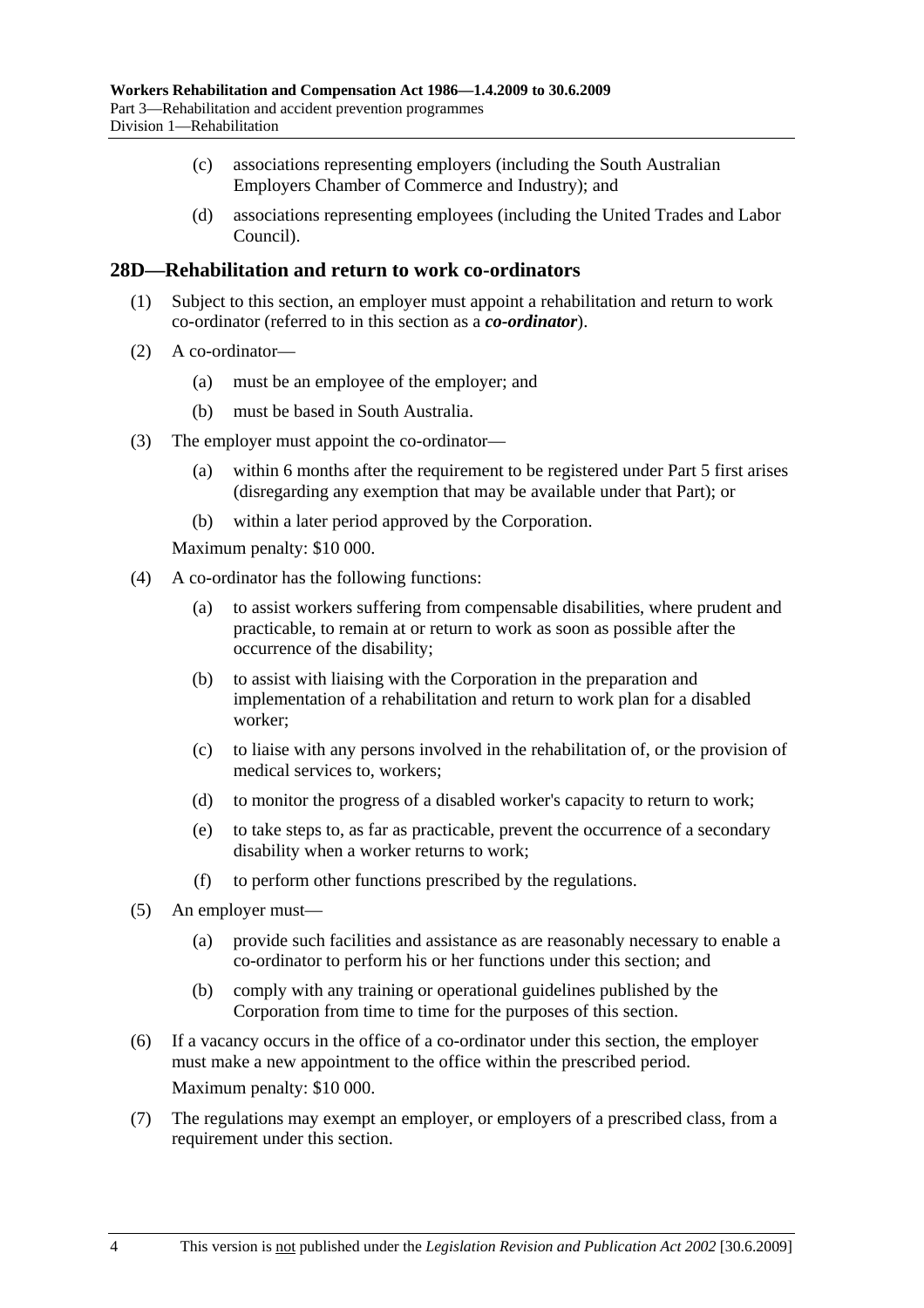(c) associations representing employers (including the South Australian Employers Chamber of Commerce and Industry); and

(d) associations representing employees (including the United Trades and Labor Council).

## 28D—Rehabilitation and return to work co-ordinators

(1) Subject to this section, an employer must appoint a rehabilitation and return to work co-ordinator (referred to in this section as a ***co-ordinator***).

(2) A co-ordinator—

(a) must be an employee of the employer; and

(b) must be based in South Australia.

(3) The employer must appoint the co-ordinator—

(a) within 6 months after the requirement to be registered under Part 5 first arises (disregarding any exemption that may be available under that Part); or

(b) within a later period approved by the Corporation.

Maximum penalty: $10 000.

(4) A co-ordinator has the following functions:

(a) to assist workers suffering from compensable disabilities, where prudent and practicable, to remain at or return to work as soon as possible after the occurrence of the disability;

(b) to assist with liaising with the Corporation in the preparation and implementation of a rehabilitation and return to work plan for a disabled worker;

(c) to liaise with any persons involved in the rehabilitation of, or the provision of medical services to, workers;

(d) to monitor the progress of a disabled worker's capacity to return to work;

(e) to take steps to, as far as practicable, prevent the occurrence of a secondary disability when a worker returns to work;

(f) to perform other functions prescribed by the regulations.

(5) An employer must—

(a) provide such facilities and assistance as are reasonably necessary to enable a co-ordinator to perform his or her functions under this section; and

(b) comply with any training or operational guidelines published by the Corporation from time to time for the purposes of this section.

(6) If a vacancy occurs in the office of a co-ordinator under this section, the employer must make a new appointment to the office within the prescribed period.

Maximum penalty: $10 000.

(7) The regulations may exempt an employer, or employers of a prescribed class, from a requirement under this section.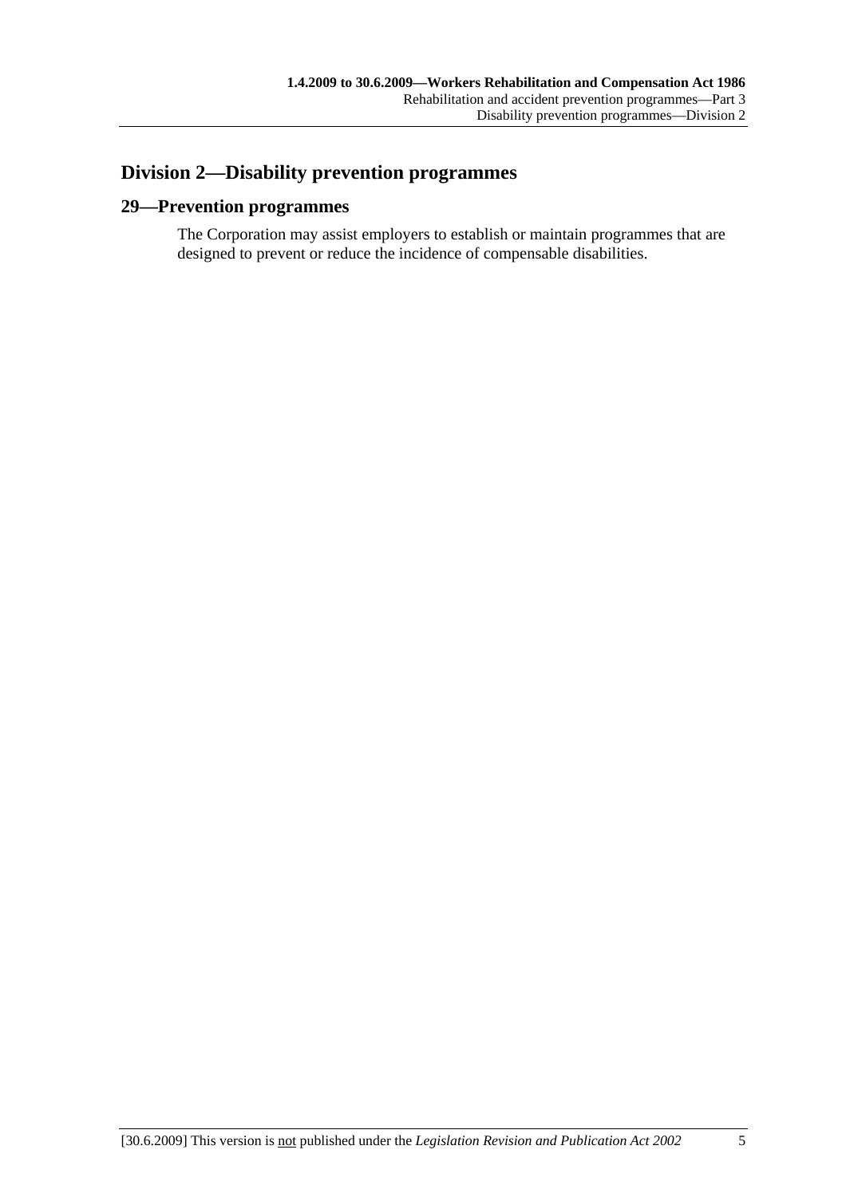## Division 2—Disability prevention programmes

### 29—Prevention programmes

The Corporation may assist employers to establish or maintain programmes that are designed to prevent or reduce the incidence of compensable disabilities.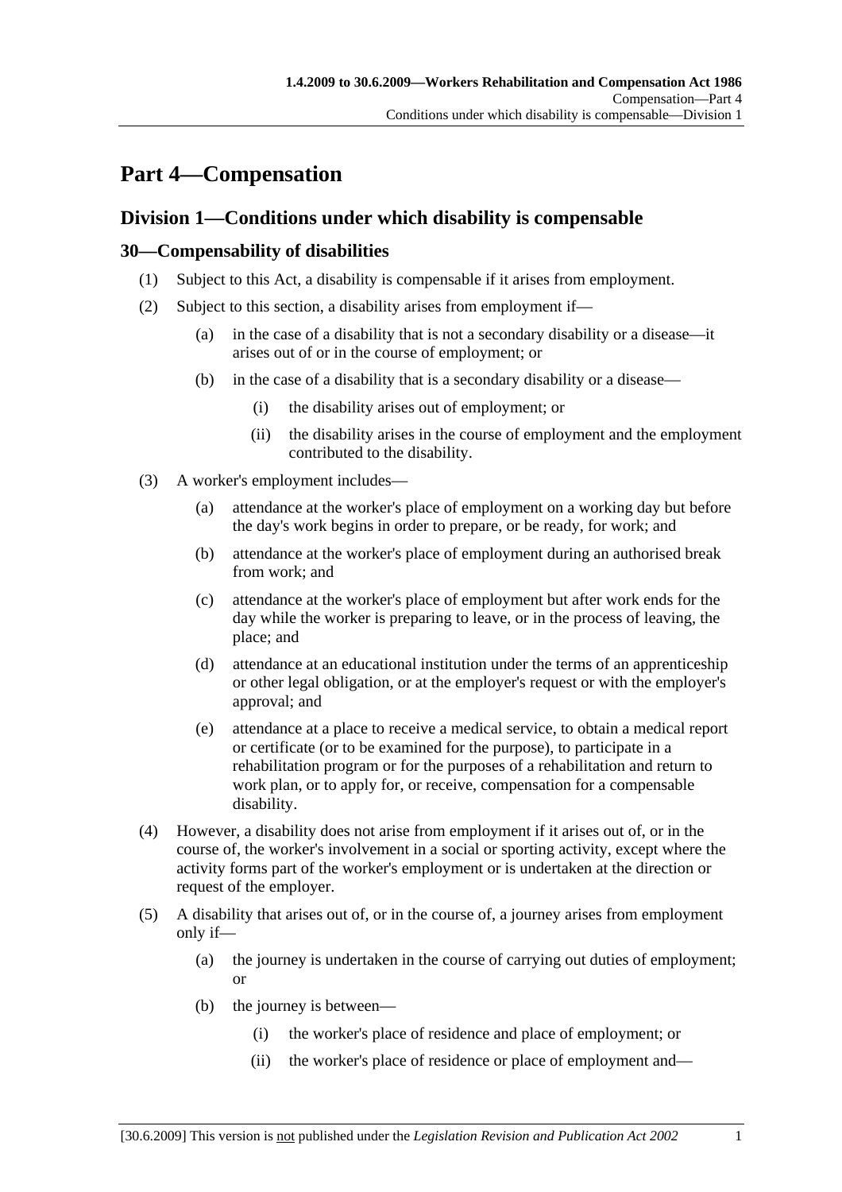# Part 4—Compensation

## Division 1—Conditions under which disability is compensable

### 30—Compensability of disabilities

(1) Subject to this Act, a disability is compensable if it arises from employment.

(2) Subject to this section, a disability arises from employment if—

(a) in the case of a disability that is not a secondary disability or a disease—it arises out of or in the course of employment; or

(b) in the case of a disability that is a secondary disability or a disease—

(i) the disability arises out of employment; or

(ii) the disability arises in the course of employment and the employment contributed to the disability.

(3) A worker's employment includes—

(a) attendance at the worker's place of employment on a working day but before the day's work begins in order to prepare, or be ready, for work; and

(b) attendance at the worker's place of employment during an authorised break from work; and

(c) attendance at the worker's place of employment but after work ends for the day while the worker is preparing to leave, or in the process of leaving, the place; and

(d) attendance at an educational institution under the terms of an apprenticeship or other legal obligation, or at the employer's request or with the employer's approval; and

(e) attendance at a place to receive a medical service, to obtain a medical report or certificate (or to be examined for the purpose), to participate in a rehabilitation program or for the purposes of a rehabilitation and return to work plan, or to apply for, or receive, compensation for a compensable disability.

(4) However, a disability does not arise from employment if it arises out of, or in the course of, the worker's involvement in a social or sporting activity, except where the activity forms part of the worker's employment or is undertaken at the direction or request of the employer.

(5) A disability that arises out of, or in the course of, a journey arises from employment only if—

(a) the journey is undertaken in the course of carrying out duties of employment; or

(b) the journey is between—

(i) the worker's place of residence and place of employment; or

(ii) the worker's place of residence or place of employment and—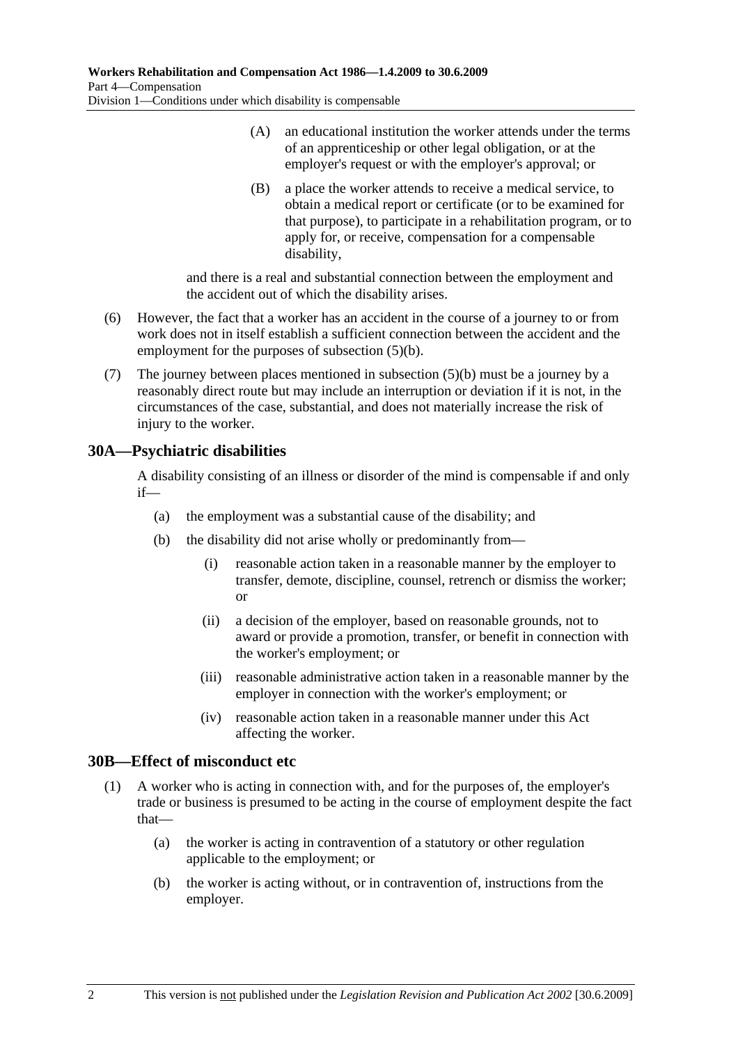(A) an educational institution the worker attends under the terms of an apprenticeship or other legal obligation, or at the employer's request or with the employer's approval; or

(B) a place the worker attends to receive a medical service, to obtain a medical report or certificate (or to be examined for that purpose), to participate in a rehabilitation program, or to apply for, or receive, compensation for a compensable disability,

and there is a real and substantial connection between the employment and the accident out of which the disability arises.

(6) However, the fact that a worker has an accident in the course of a journey to or from work does not in itself establish a sufficient connection between the accident and the employment for the purposes of subsection (5)(b).

(7) The journey between places mentioned in subsection (5)(b) must be a journey by a reasonably direct route but may include an interruption or deviation if it is not, in the circumstances of the case, substantial, and does not materially increase the risk of injury to the worker.

## 30A—Psychiatric disabilities

A disability consisting of an illness or disorder of the mind is compensable if and only if—

(a) the employment was a substantial cause of the disability; and

(b) the disability did not arise wholly or predominantly from—

(i) reasonable action taken in a reasonable manner by the employer to transfer, demote, discipline, counsel, retrench or dismiss the worker; or

(ii) a decision of the employer, based on reasonable grounds, not to award or provide a promotion, transfer, or benefit in connection with the worker's employment; or

(iii) reasonable administrative action taken in a reasonable manner by the employer in connection with the worker's employment; or

(iv) reasonable action taken in a reasonable manner under this Act affecting the worker.

## 30B—Effect of misconduct etc

(1) A worker who is acting in connection with, and for the purposes of, the employer's trade or business is presumed to be acting in the course of employment despite the fact that—

(a) the worker is acting in contravention of a statutory or other regulation applicable to the employment; or

(b) the worker is acting without, or in contravention of, instructions from the employer.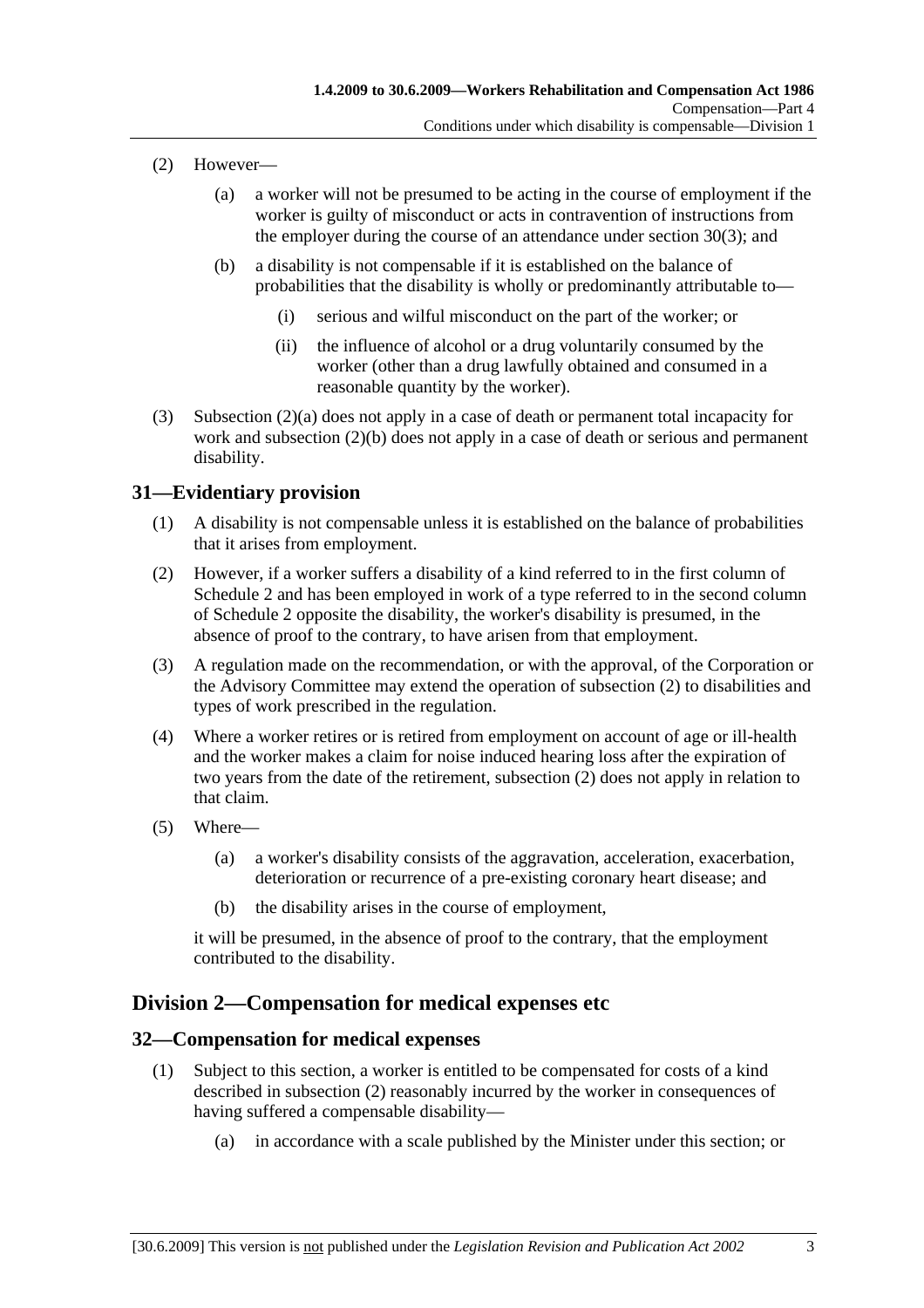(2) However—

(a) a worker will not be presumed to be acting in the course of employment if the worker is guilty of misconduct or acts in contravention of instructions from the employer during the course of an attendance under section 30(3); and

(b) a disability is not compensable if it is established on the balance of probabilities that the disability is wholly or predominantly attributable to—

(i) serious and wilful misconduct on the part of the worker; or

(ii) the influence of alcohol or a drug voluntarily consumed by the worker (other than a drug lawfully obtained and consumed in a reasonable quantity by the worker).

(3) Subsection (2)(a) does not apply in a case of death or permanent total incapacity for work and subsection (2)(b) does not apply in a case of death or serious and permanent disability.

## 31—Evidentiary provision

(1) A disability is not compensable unless it is established on the balance of probabilities that it arises from employment.

(2) However, if a worker suffers a disability of a kind referred to in the first column of Schedule 2 and has been employed in work of a type referred to in the second column of Schedule 2 opposite the disability, the worker's disability is presumed, in the absence of proof to the contrary, to have arisen from that employment.

(3) A regulation made on the recommendation, or with the approval, of the Corporation or the Advisory Committee may extend the operation of subsection (2) to disabilities and types of work prescribed in the regulation.

(4) Where a worker retires or is retired from employment on account of age or ill-health and the worker makes a claim for noise induced hearing loss after the expiration of two years from the date of the retirement, subsection (2) does not apply in relation to that claim.

(5) Where—

(a) a worker's disability consists of the aggravation, acceleration, exacerbation, deterioration or recurrence of a pre-existing coronary heart disease; and

(b) the disability arises in the course of employment,

it will be presumed, in the absence of proof to the contrary, that the employment contributed to the disability.

# Division 2—Compensation for medical expenses etc

## 32—Compensation for medical expenses

(1) Subject to this section, a worker is entitled to be compensated for costs of a kind described in subsection (2) reasonably incurred by the worker in consequences of having suffered a compensable disability—

(a) in accordance with a scale published by the Minister under this section; or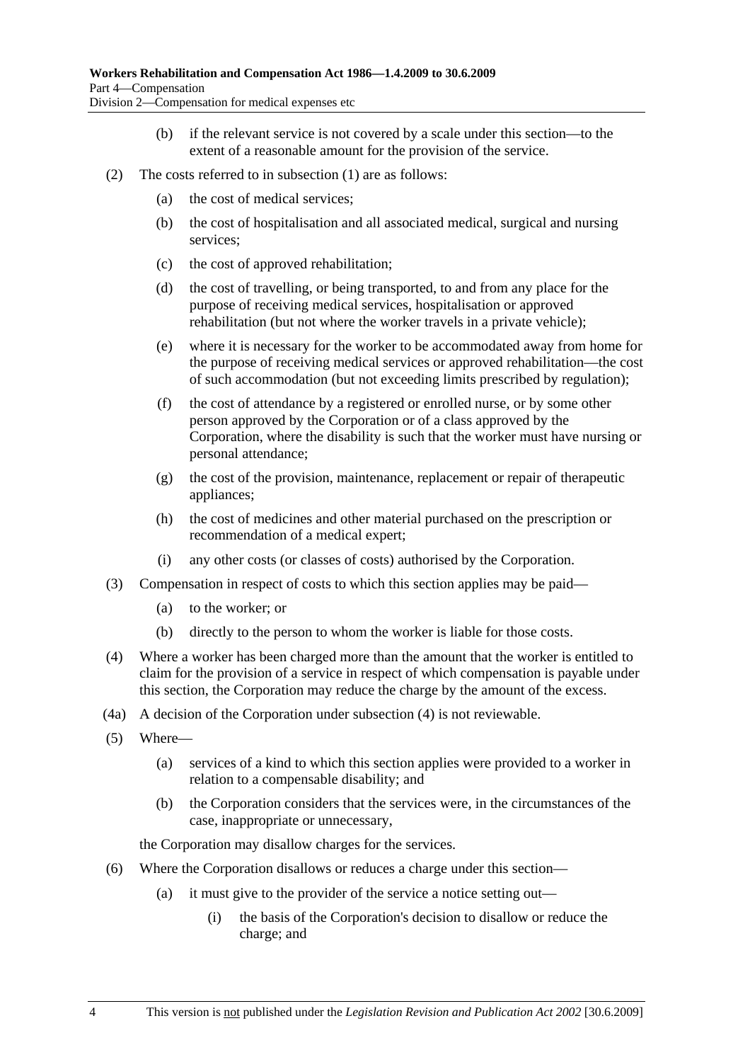(b) if the relevant service is not covered by a scale under this section—to the extent of a reasonable amount for the provision of the service.

(2) The costs referred to in subsection (1) are as follows:

(a) the cost of medical services;

(b) the cost of hospitalisation and all associated medical, surgical and nursing services;

(c) the cost of approved rehabilitation;

(d) the cost of travelling, or being transported, to and from any place for the purpose of receiving medical services, hospitalisation or approved rehabilitation (but not where the worker travels in a private vehicle);

(e) where it is necessary for the worker to be accommodated away from home for the purpose of receiving medical services or approved rehabilitation—the cost of such accommodation (but not exceeding limits prescribed by regulation);

(f) the cost of attendance by a registered or enrolled nurse, or by some other person approved by the Corporation or of a class approved by the Corporation, where the disability is such that the worker must have nursing or personal attendance;

(g) the cost of the provision, maintenance, replacement or repair of therapeutic appliances;

(h) the cost of medicines and other material purchased on the prescription or recommendation of a medical expert;

(i) any other costs (or classes of costs) authorised by the Corporation.

(3) Compensation in respect of costs to which this section applies may be paid—

(a) to the worker; or

(b) directly to the person to whom the worker is liable for those costs.

(4) Where a worker has been charged more than the amount that the worker is entitled to claim for the provision of a service in respect of which compensation is payable under this section, the Corporation may reduce the charge by the amount of the excess.

(4a) A decision of the Corporation under subsection (4) is not reviewable.

(5) Where—

(a) services of a kind to which this section applies were provided to a worker in relation to a compensable disability; and

(b) the Corporation considers that the services were, in the circumstances of the case, inappropriate or unnecessary,

the Corporation may disallow charges for the services.

(6) Where the Corporation disallows or reduces a charge under this section—

(a) it must give to the provider of the service a notice setting out—

(i) the basis of the Corporation's decision to disallow or reduce the charge; and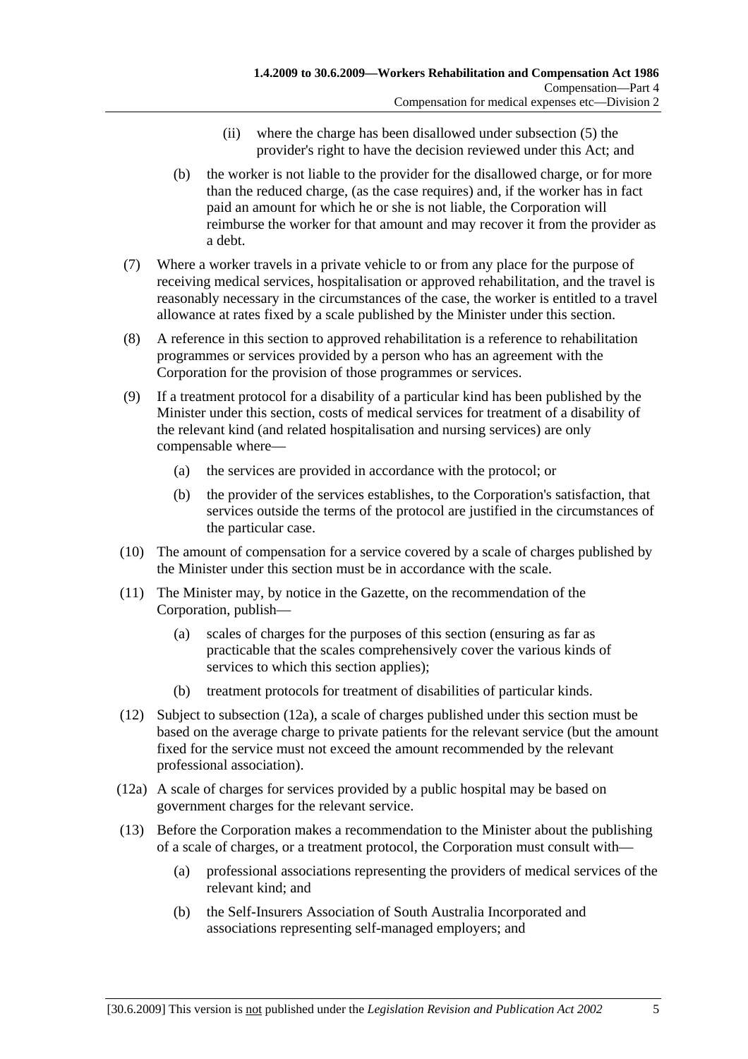(ii) where the charge has been disallowed under subsection (5) the provider's right to have the decision reviewed under this Act; and

(b) the worker is not liable to the provider for the disallowed charge, or for more than the reduced charge, (as the case requires) and, if the worker has in fact paid an amount for which he or she is not liable, the Corporation will reimburse the worker for that amount and may recover it from the provider as a debt.

(7) Where a worker travels in a private vehicle to or from any place for the purpose of receiving medical services, hospitalisation or approved rehabilitation, and the travel is reasonably necessary in the circumstances of the case, the worker is entitled to a travel allowance at rates fixed by a scale published by the Minister under this section.

(8) A reference in this section to approved rehabilitation is a reference to rehabilitation programmes or services provided by a person who has an agreement with the Corporation for the provision of those programmes or services.

(9) If a treatment protocol for a disability of a particular kind has been published by the Minister under this section, costs of medical services for treatment of a disability of the relevant kind (and related hospitalisation and nursing services) are only compensable where—

(a) the services are provided in accordance with the protocol; or

(b) the provider of the services establishes, to the Corporation's satisfaction, that services outside the terms of the protocol are justified in the circumstances of the particular case.

(10) The amount of compensation for a service covered by a scale of charges published by the Minister under this section must be in accordance with the scale.

(11) The Minister may, by notice in the Gazette, on the recommendation of the Corporation, publish—

(a) scales of charges for the purposes of this section (ensuring as far as practicable that the scales comprehensively cover the various kinds of services to which this section applies);

(b) treatment protocols for treatment of disabilities of particular kinds.

(12) Subject to subsection (12a), a scale of charges published under this section must be based on the average charge to private patients for the relevant service (but the amount fixed for the service must not exceed the amount recommended by the relevant professional association).

(12a) A scale of charges for services provided by a public hospital may be based on government charges for the relevant service.

(13) Before the Corporation makes a recommendation to the Minister about the publishing of a scale of charges, or a treatment protocol, the Corporation must consult with—

(a) professional associations representing the providers of medical services of the relevant kind; and

(b) the Self-Insurers Association of South Australia Incorporated and associations representing self-managed employers; and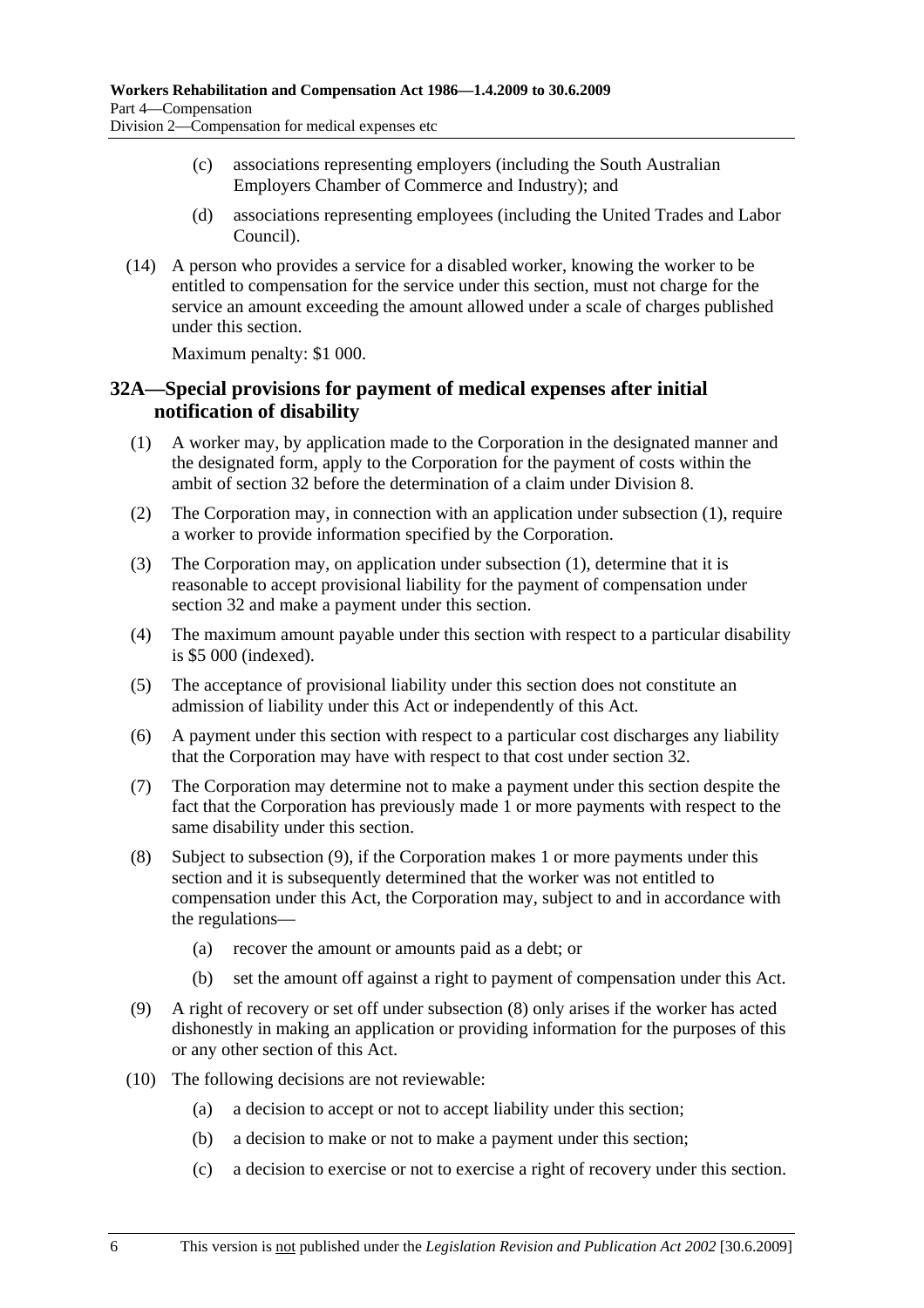(c) associations representing employers (including the South Australian Employers Chamber of Commerce and Industry); and

(d) associations representing employees (including the United Trades and Labor Council).

(14) A person who provides a service for a disabled worker, knowing the worker to be entitled to compensation for the service under this section, must not charge for the service an amount exceeding the amount allowed under a scale of charges published under this section.

Maximum penalty: $1 000.

## 32A—Special provisions for payment of medical expenses after initial notification of disability

(1) A worker may, by application made to the Corporation in the designated manner and the designated form, apply to the Corporation for the payment of costs within the ambit of section 32 before the determination of a claim under Division 8.

(2) The Corporation may, in connection with an application under subsection (1), require a worker to provide information specified by the Corporation.

(3) The Corporation may, on application under subsection (1), determine that it is reasonable to accept provisional liability for the payment of compensation under section 32 and make a payment under this section.

(4) The maximum amount payable under this section with respect to a particular disability is $5 000 (indexed).

(5) The acceptance of provisional liability under this section does not constitute an admission of liability under this Act or independently of this Act.

(6) A payment under this section with respect to a particular cost discharges any liability that the Corporation may have with respect to that cost under section 32.

(7) The Corporation may determine not to make a payment under this section despite the fact that the Corporation has previously made 1 or more payments with respect to the same disability under this section.

(8) Subject to subsection (9), if the Corporation makes 1 or more payments under this section and it is subsequently determined that the worker was not entitled to compensation under this Act, the Corporation may, subject to and in accordance with the regulations—

(a) recover the amount or amounts paid as a debt; or

(b) set the amount off against a right to payment of compensation under this Act.

(9) A right of recovery or set off under subsection (8) only arises if the worker has acted dishonestly in making an application or providing information for the purposes of this or any other section of this Act.

(10) The following decisions are not reviewable:

(a) a decision to accept or not to accept liability under this section;

(b) a decision to make or not to make a payment under this section;

(c) a decision to exercise or not to exercise a right of recovery under this section.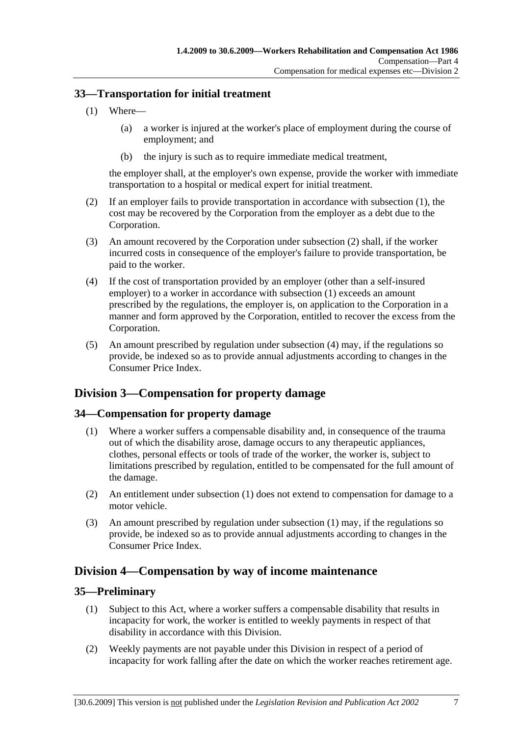### 33—Transportation for initial treatment

(1) Where—

(a) a worker is injured at the worker's place of employment during the course of employment; and

(b) the injury is such as to require immediate medical treatment,

the employer shall, at the employer's own expense, provide the worker with immediate transportation to a hospital or medical expert for initial treatment.

(2) If an employer fails to provide transportation in accordance with subsection (1), the cost may be recovered by the Corporation from the employer as a debt due to the Corporation.

(3) An amount recovered by the Corporation under subsection (2) shall, if the worker incurred costs in consequence of the employer's failure to provide transportation, be paid to the worker.

(4) If the cost of transportation provided by an employer (other than a self-insured employer) to a worker in accordance with subsection (1) exceeds an amount prescribed by the regulations, the employer is, on application to the Corporation in a manner and form approved by the Corporation, entitled to recover the excess from the Corporation.

(5) An amount prescribed by regulation under subsection (4) may, if the regulations so provide, be indexed so as to provide annual adjustments according to changes in the Consumer Price Index.

## Division 3—Compensation for property damage

### 34—Compensation for property damage

(1) Where a worker suffers a compensable disability and, in consequence of the trauma out of which the disability arose, damage occurs to any therapeutic appliances, clothes, personal effects or tools of trade of the worker, the worker is, subject to limitations prescribed by regulation, entitled to be compensated for the full amount of the damage.

(2) An entitlement under subsection (1) does not extend to compensation for damage to a motor vehicle.

(3) An amount prescribed by regulation under subsection (1) may, if the regulations so provide, be indexed so as to provide annual adjustments according to changes in the Consumer Price Index.

## Division 4—Compensation by way of income maintenance

### 35—Preliminary

(1) Subject to this Act, where a worker suffers a compensable disability that results in incapacity for work, the worker is entitled to weekly payments in respect of that disability in accordance with this Division.

(2) Weekly payments are not payable under this Division in respect of a period of incapacity for work falling after the date on which the worker reaches retirement age.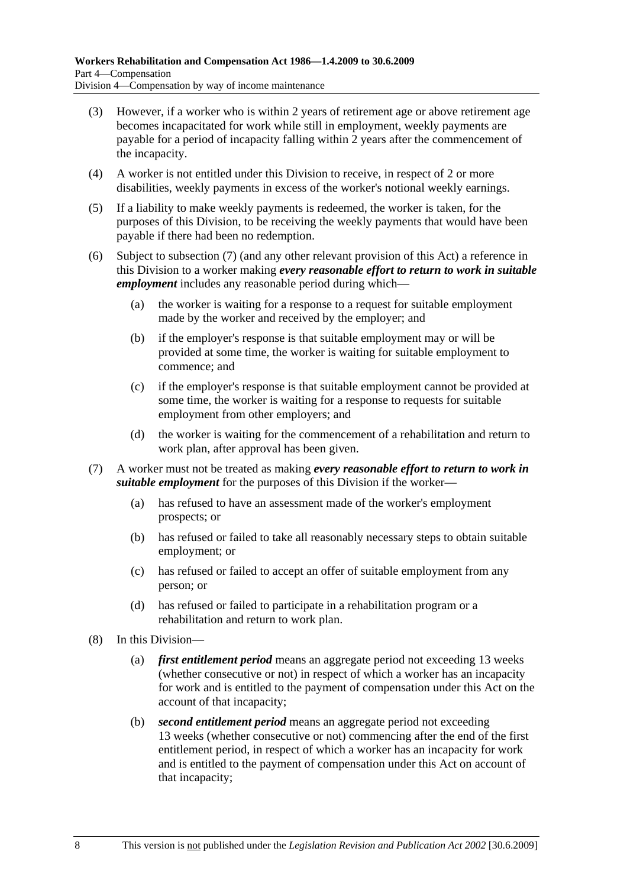(3) However, if a worker who is within 2 years of retirement age or above retirement age becomes incapacitated for work while still in employment, weekly payments are payable for a period of incapacity falling within 2 years after the commencement of the incapacity.

(4) A worker is not entitled under this Division to receive, in respect of 2 or more disabilities, weekly payments in excess of the worker's notional weekly earnings.

(5) If a liability to make weekly payments is redeemed, the worker is taken, for the purposes of this Division, to be receiving the weekly payments that would have been payable if there had been no redemption.

(6) Subject to subsection (7) (and any other relevant provision of this Act) a reference in this Division to a worker making ***every reasonable effort to return to work in suitable employment*** includes any reasonable period during which—

- (a) the worker is waiting for a response to a request for suitable employment made by the worker and received by the employer; and
- (b) if the employer's response is that suitable employment may or will be provided at some time, the worker is waiting for suitable employment to commence; and
- (c) if the employer's response is that suitable employment cannot be provided at some time, the worker is waiting for a response to requests for suitable employment from other employers; and
- (d) the worker is waiting for the commencement of a rehabilitation and return to work plan, after approval has been given.

(7) A worker must not be treated as making ***every reasonable effort to return to work in suitable employment*** for the purposes of this Division if the worker—

- (a) has refused to have an assessment made of the worker's employment prospects; or
- (b) has refused or failed to take all reasonably necessary steps to obtain suitable employment; or
- (c) has refused or failed to accept an offer of suitable employment from any person; or
- (d) has refused or failed to participate in a rehabilitation program or a rehabilitation and return to work plan.

(8) In this Division—

- (a) ***first entitlement period*** means an aggregate period not exceeding 13 weeks (whether consecutive or not) in respect of which a worker has an incapacity for work and is entitled to the payment of compensation under this Act on the account of that incapacity;
- (b) ***second entitlement period*** means an aggregate period not exceeding 13 weeks (whether consecutive or not) commencing after the end of the first entitlement period, in respect of which a worker has an incapacity for work and is entitled to the payment of compensation under this Act on account of that incapacity;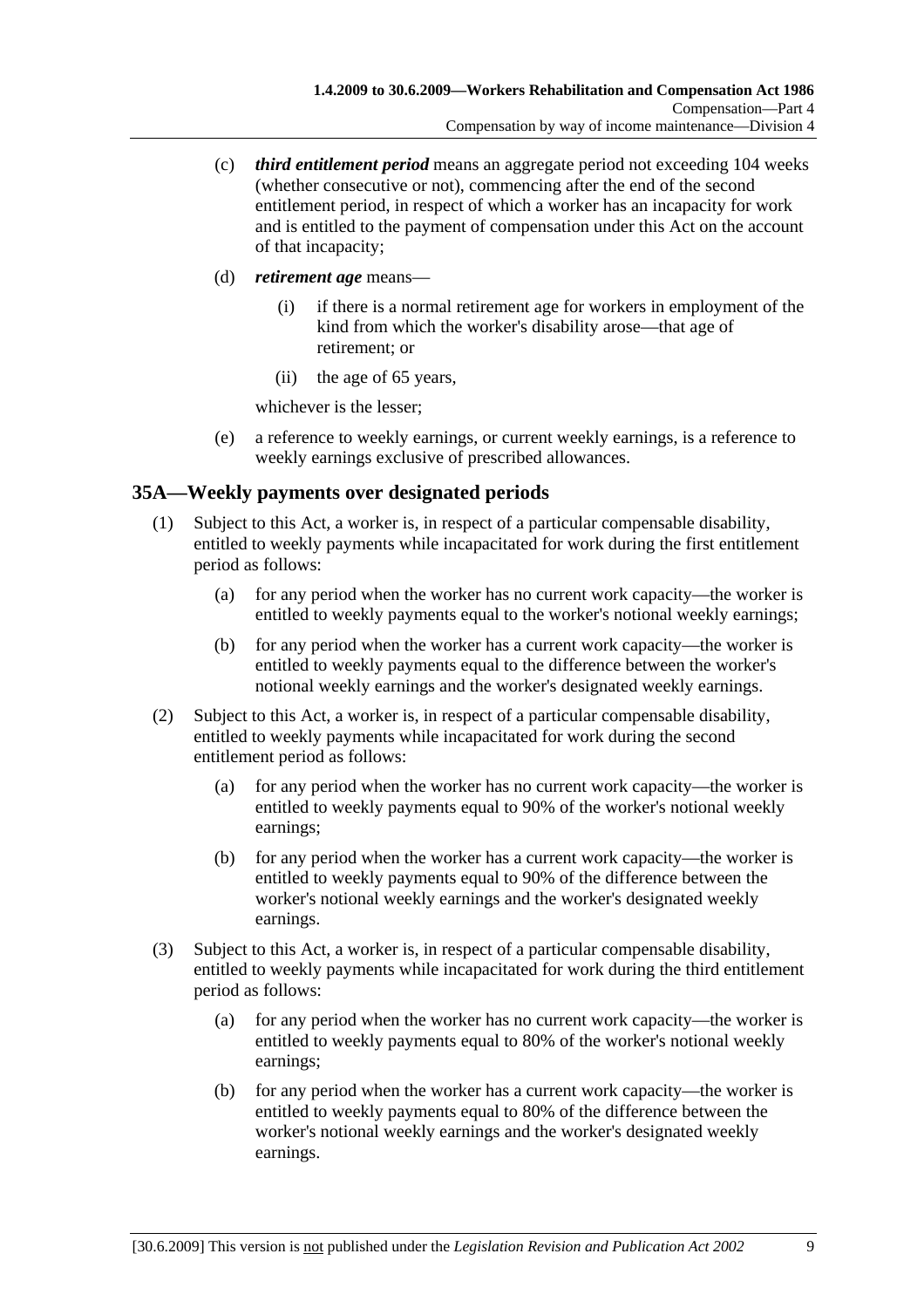(c) ***third entitlement period*** means an aggregate period not exceeding 104 weeks (whether consecutive or not), commencing after the end of the second entitlement period, in respect of which a worker has an incapacity for work and is entitled to the payment of compensation under this Act on the account of that incapacity;

(d) ***retirement age*** means—

(i) if there is a normal retirement age for workers in employment of the kind from which the worker's disability arose—that age of retirement; or

(ii) the age of 65 years,

whichever is the lesser;

(e) a reference to weekly earnings, or current weekly earnings, is a reference to weekly earnings exclusive of prescribed allowances.

## 35A—Weekly payments over designated periods

(1) Subject to this Act, a worker is, in respect of a particular compensable disability, entitled to weekly payments while incapacitated for work during the first entitlement period as follows:

(a) for any period when the worker has no current work capacity—the worker is entitled to weekly payments equal to the worker's notional weekly earnings;

(b) for any period when the worker has a current work capacity—the worker is entitled to weekly payments equal to the difference between the worker's notional weekly earnings and the worker's designated weekly earnings.

(2) Subject to this Act, a worker is, in respect of a particular compensable disability, entitled to weekly payments while incapacitated for work during the second entitlement period as follows:

(a) for any period when the worker has no current work capacity—the worker is entitled to weekly payments equal to 90% of the worker's notional weekly earnings;

(b) for any period when the worker has a current work capacity—the worker is entitled to weekly payments equal to 90% of the difference between the worker's notional weekly earnings and the worker's designated weekly earnings.

(3) Subject to this Act, a worker is, in respect of a particular compensable disability, entitled to weekly payments while incapacitated for work during the third entitlement period as follows:

(a) for any period when the worker has no current work capacity—the worker is entitled to weekly payments equal to 80% of the worker's notional weekly earnings;

(b) for any period when the worker has a current work capacity—the worker is entitled to weekly payments equal to 80% of the difference between the worker's notional weekly earnings and the worker's designated weekly earnings.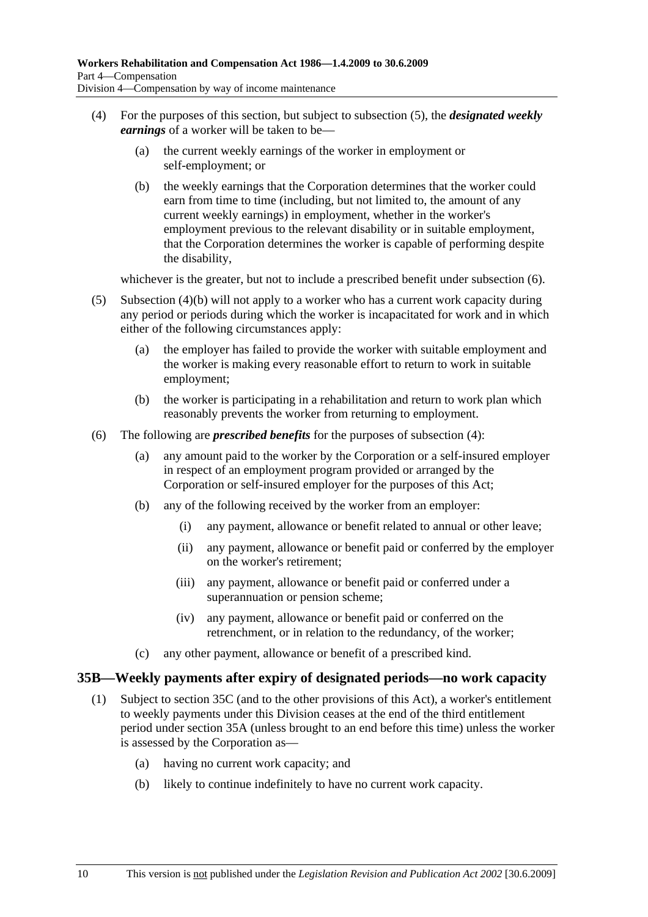(4) For the purposes of this section, but subject to subsection (5), the ***designated weekly earnings*** of a worker will be taken to be—

(a) the current weekly earnings of the worker in employment or self-employment; or

(b) the weekly earnings that the Corporation determines that the worker could earn from time to time (including, but not limited to, the amount of any current weekly earnings) in employment, whether in the worker's employment previous to the relevant disability or in suitable employment, that the Corporation determines the worker is capable of performing despite the disability,

whichever is the greater, but not to include a prescribed benefit under subsection (6).

(5) Subsection (4)(b) will not apply to a worker who has a current work capacity during any period or periods during which the worker is incapacitated for work and in which either of the following circumstances apply:

(a) the employer has failed to provide the worker with suitable employment and the worker is making every reasonable effort to return to work in suitable employment;

(b) the worker is participating in a rehabilitation and return to work plan which reasonably prevents the worker from returning to employment.

(6) The following are ***prescribed benefits*** for the purposes of subsection (4):

(a) any amount paid to the worker by the Corporation or a self-insured employer in respect of an employment program provided or arranged by the Corporation or self-insured employer for the purposes of this Act;

(b) any of the following received by the worker from an employer:

(i) any payment, allowance or benefit related to annual or other leave;

(ii) any payment, allowance or benefit paid or conferred by the employer on the worker's retirement;

(iii) any payment, allowance or benefit paid or conferred under a superannuation or pension scheme;

(iv) any payment, allowance or benefit paid or conferred on the retrenchment, or in relation to the redundancy, of the worker;

(c) any other payment, allowance or benefit of a prescribed kind.

## 35B—Weekly payments after expiry of designated periods—no work capacity

(1) Subject to section 35C (and to the other provisions of this Act), a worker's entitlement to weekly payments under this Division ceases at the end of the third entitlement period under section 35A (unless brought to an end before this time) unless the worker is assessed by the Corporation as—

(a) having no current work capacity; and

(b) likely to continue indefinitely to have no current work capacity.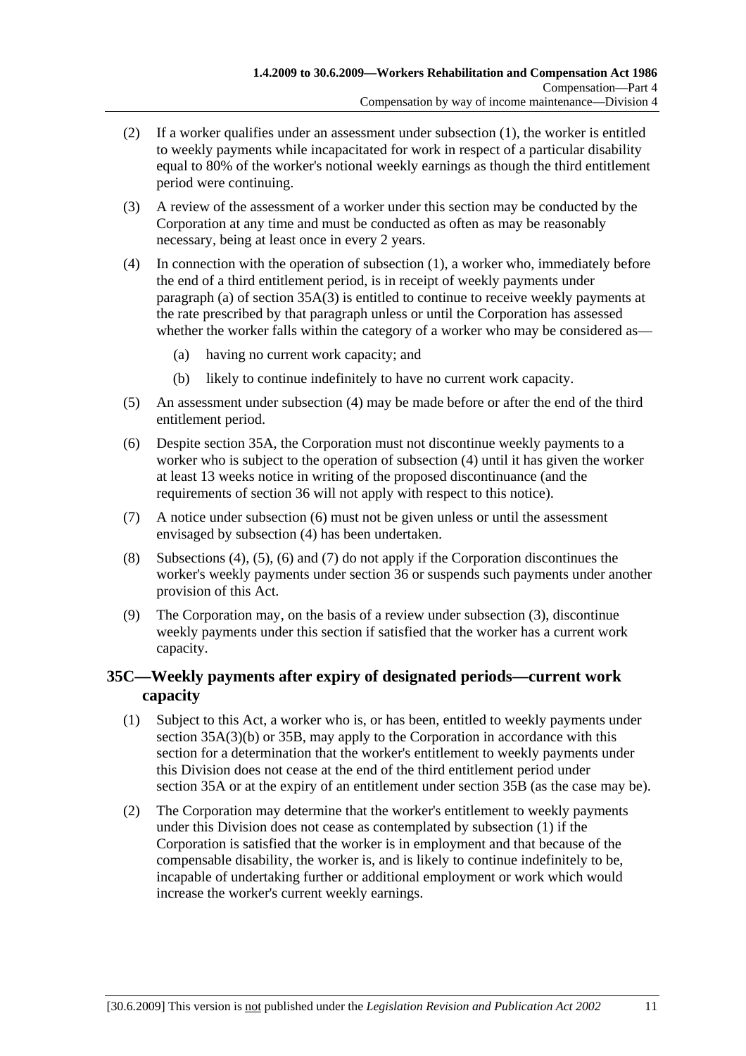(2) If a worker qualifies under an assessment under subsection (1), the worker is entitled to weekly payments while incapacitated for work in respect of a particular disability equal to 80% of the worker's notional weekly earnings as though the third entitlement period were continuing.

(3) A review of the assessment of a worker under this section may be conducted by the Corporation at any time and must be conducted as often as may be reasonably necessary, being at least once in every 2 years.

(4) In connection with the operation of subsection (1), a worker who, immediately before the end of a third entitlement period, is in receipt of weekly payments under paragraph (a) of section 35A(3) is entitled to continue to receive weekly payments at the rate prescribed by that paragraph unless or until the Corporation has assessed whether the worker falls within the category of a worker who may be considered as—

   (a) having no current work capacity; and

   (b) likely to continue indefinitely to have no current work capacity.

(5) An assessment under subsection (4) may be made before or after the end of the third entitlement period.

(6) Despite section 35A, the Corporation must not discontinue weekly payments to a worker who is subject to the operation of subsection (4) until it has given the worker at least 13 weeks notice in writing of the proposed discontinuance (and the requirements of section 36 will not apply with respect to this notice).

(7) A notice under subsection (6) must not be given unless or until the assessment envisaged by subsection (4) has been undertaken.

(8) Subsections (4), (5), (6) and (7) do not apply if the Corporation discontinues the worker's weekly payments under section 36 or suspends such payments under another provision of this Act.

(9) The Corporation may, on the basis of a review under subsection (3), discontinue weekly payments under this section if satisfied that the worker has a current work capacity.

## 35C—Weekly payments after expiry of designated periods—current work capacity

(1) Subject to this Act, a worker who is, or has been, entitled to weekly payments under section 35A(3)(b) or 35B, may apply to the Corporation in accordance with this section for a determination that the worker's entitlement to weekly payments under this Division does not cease at the end of the third entitlement period under section 35A or at the expiry of an entitlement under section 35B (as the case may be).

(2) The Corporation may determine that the worker's entitlement to weekly payments under this Division does not cease as contemplated by subsection (1) if the Corporation is satisfied that the worker is in employment and that because of the compensable disability, the worker is, and is likely to continue indefinitely to be, incapable of undertaking further or additional employment or work which would increase the worker's current weekly earnings.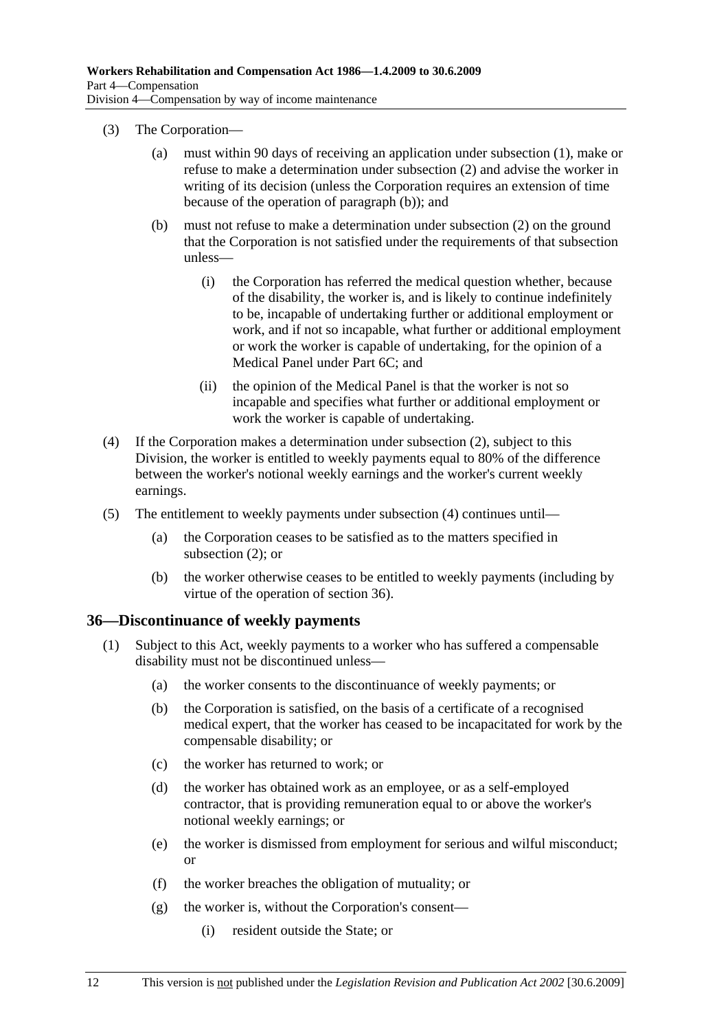(3) The Corporation—

(a) must within 90 days of receiving an application under subsection (1), make or refuse to make a determination under subsection (2) and advise the worker in writing of its decision (unless the Corporation requires an extension of time because of the operation of paragraph (b)); and

(b) must not refuse to make a determination under subsection (2) on the ground that the Corporation is not satisfied under the requirements of that subsection unless—

(i) the Corporation has referred the medical question whether, because of the disability, the worker is, and is likely to continue indefinitely to be, incapable of undertaking further or additional employment or work, and if not so incapable, what further or additional employment or work the worker is capable of undertaking, for the opinion of a Medical Panel under Part 6C; and

(ii) the opinion of the Medical Panel is that the worker is not so incapable and specifies what further or additional employment or work the worker is capable of undertaking.

(4) If the Corporation makes a determination under subsection (2), subject to this Division, the worker is entitled to weekly payments equal to 80% of the difference between the worker's notional weekly earnings and the worker's current weekly earnings.

(5) The entitlement to weekly payments under subsection (4) continues until—

(a) the Corporation ceases to be satisfied as to the matters specified in subsection (2); or

(b) the worker otherwise ceases to be entitled to weekly payments (including by virtue of the operation of section 36).

## 36—Discontinuance of weekly payments

(1) Subject to this Act, weekly payments to a worker who has suffered a compensable disability must not be discontinued unless—

(a) the worker consents to the discontinuance of weekly payments; or

(b) the Corporation is satisfied, on the basis of a certificate of a recognised medical expert, that the worker has ceased to be incapacitated for work by the compensable disability; or

(c) the worker has returned to work; or

(d) the worker has obtained work as an employee, or as a self-employed contractor, that is providing remuneration equal to or above the worker's notional weekly earnings; or

(e) the worker is dismissed from employment for serious and wilful misconduct; or

(f) the worker breaches the obligation of mutuality; or

(g) the worker is, without the Corporation's consent—

(i) resident outside the State; or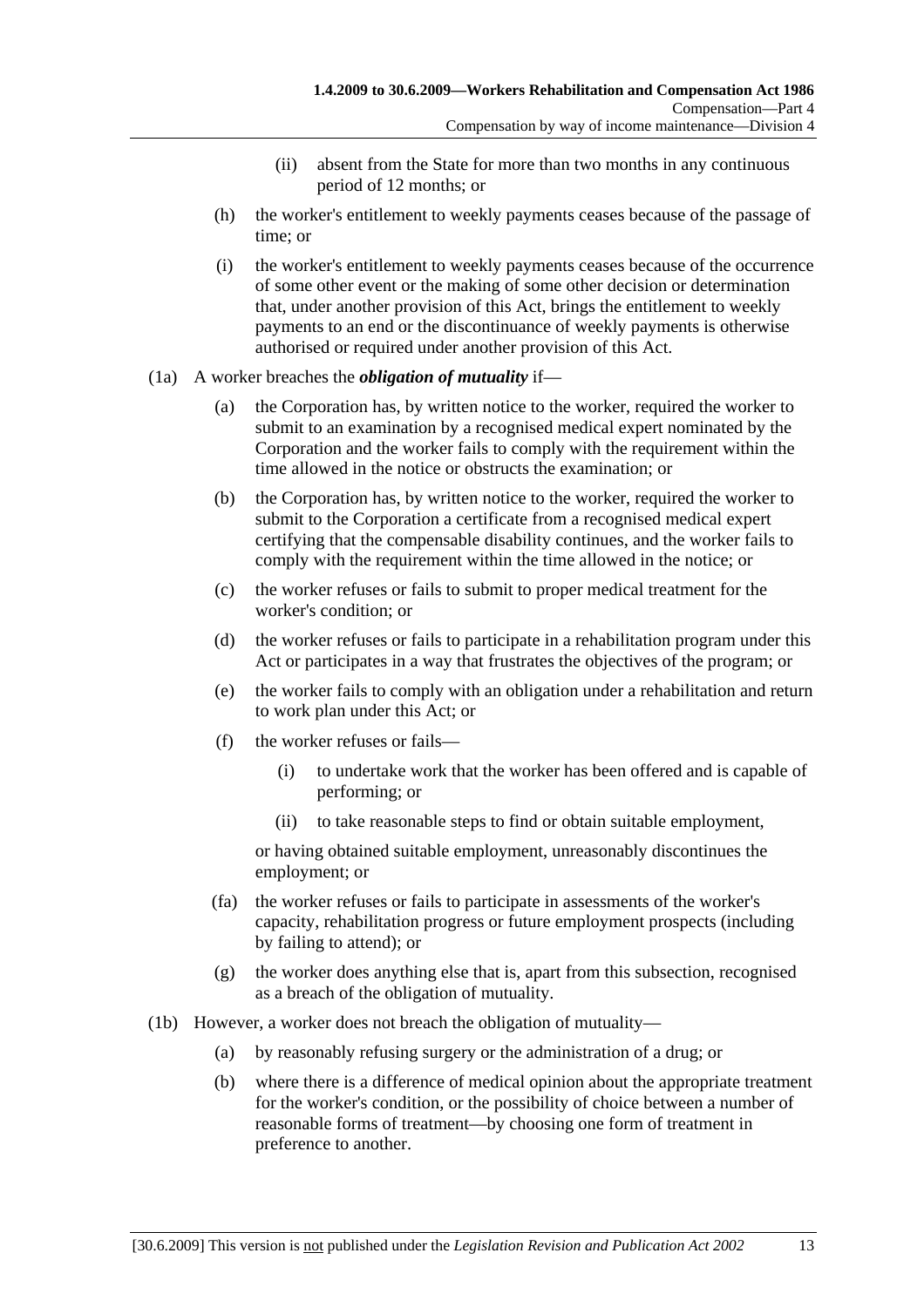(ii) absent from the State for more than two months in any continuous period of 12 months; or

(h) the worker's entitlement to weekly payments ceases because of the passage of time; or

(i) the worker's entitlement to weekly payments ceases because of the occurrence of some other event or the making of some other decision or determination that, under another provision of this Act, brings the entitlement to weekly payments to an end or the discontinuance of weekly payments is otherwise authorised or required under another provision of this Act.

(1a) A worker breaches the ***obligation of mutuality*** if—

(a) the Corporation has, by written notice to the worker, required the worker to submit to an examination by a recognised medical expert nominated by the Corporation and the worker fails to comply with the requirement within the time allowed in the notice or obstructs the examination; or

(b) the Corporation has, by written notice to the worker, required the worker to submit to the Corporation a certificate from a recognised medical expert certifying that the compensable disability continues, and the worker fails to comply with the requirement within the time allowed in the notice; or

(c) the worker refuses or fails to submit to proper medical treatment for the worker's condition; or

(d) the worker refuses or fails to participate in a rehabilitation program under this Act or participates in a way that frustrates the objectives of the program; or

(e) the worker fails to comply with an obligation under a rehabilitation and return to work plan under this Act; or

(f) the worker refuses or fails—

(i) to undertake work that the worker has been offered and is capable of performing; or

(ii) to take reasonable steps to find or obtain suitable employment,

or having obtained suitable employment, unreasonably discontinues the employment; or

(fa) the worker refuses or fails to participate in assessments of the worker's capacity, rehabilitation progress or future employment prospects (including by failing to attend); or

(g) the worker does anything else that is, apart from this subsection, recognised as a breach of the obligation of mutuality.

(1b) However, a worker does not breach the obligation of mutuality—

(a) by reasonably refusing surgery or the administration of a drug; or

(b) where there is a difference of medical opinion about the appropriate treatment for the worker's condition, or the possibility of choice between a number of reasonable forms of treatment—by choosing one form of treatment in preference to another.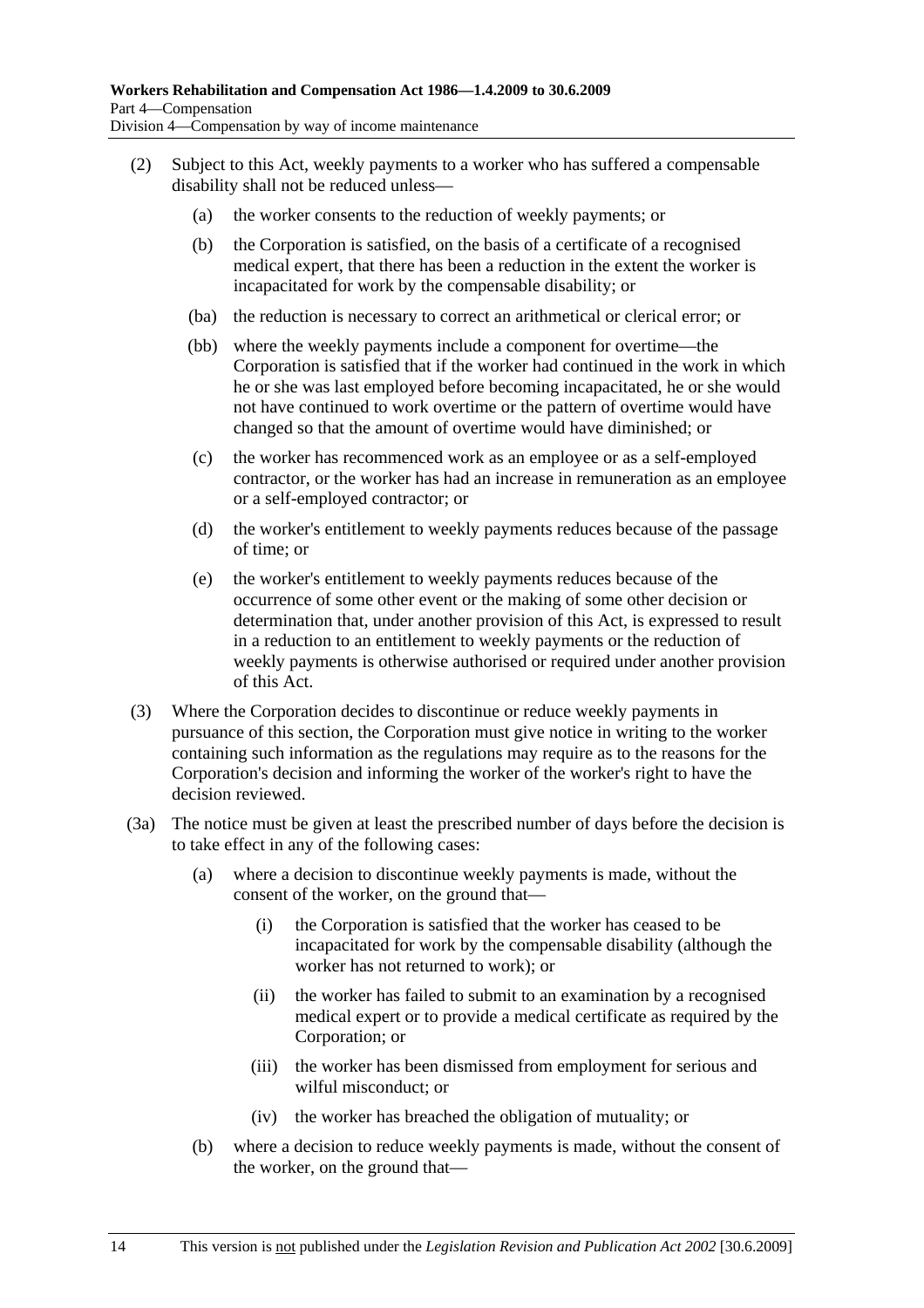(2) Subject to this Act, weekly payments to a worker who has suffered a compensable disability shall not be reduced unless—

(a) the worker consents to the reduction of weekly payments; or

(b) the Corporation is satisfied, on the basis of a certificate of a recognised medical expert, that there has been a reduction in the extent the worker is incapacitated for work by the compensable disability; or

(ba) the reduction is necessary to correct an arithmetical or clerical error; or

(bb) where the weekly payments include a component for overtime—the Corporation is satisfied that if the worker had continued in the work in which he or she was last employed before becoming incapacitated, he or she would not have continued to work overtime or the pattern of overtime would have changed so that the amount of overtime would have diminished; or

(c) the worker has recommenced work as an employee or as a self-employed contractor, or the worker has had an increase in remuneration as an employee or a self-employed contractor; or

(d) the worker's entitlement to weekly payments reduces because of the passage of time; or

(e) the worker's entitlement to weekly payments reduces because of the occurrence of some other event or the making of some other decision or determination that, under another provision of this Act, is expressed to result in a reduction to an entitlement to weekly payments or the reduction of weekly payments is otherwise authorised or required under another provision of this Act.

(3) Where the Corporation decides to discontinue or reduce weekly payments in pursuance of this section, the Corporation must give notice in writing to the worker containing such information as the regulations may require as to the reasons for the Corporation's decision and informing the worker of the worker's right to have the decision reviewed.

(3a) The notice must be given at least the prescribed number of days before the decision is to take effect in any of the following cases:

(a) where a decision to discontinue weekly payments is made, without the consent of the worker, on the ground that—

(i) the Corporation is satisfied that the worker has ceased to be incapacitated for work by the compensable disability (although the worker has not returned to work); or

(ii) the worker has failed to submit to an examination by a recognised medical expert or to provide a medical certificate as required by the Corporation; or

(iii) the worker has been dismissed from employment for serious and wilful misconduct; or

(iv) the worker has breached the obligation of mutuality; or

(b) where a decision to reduce weekly payments is made, without the consent of the worker, on the ground that—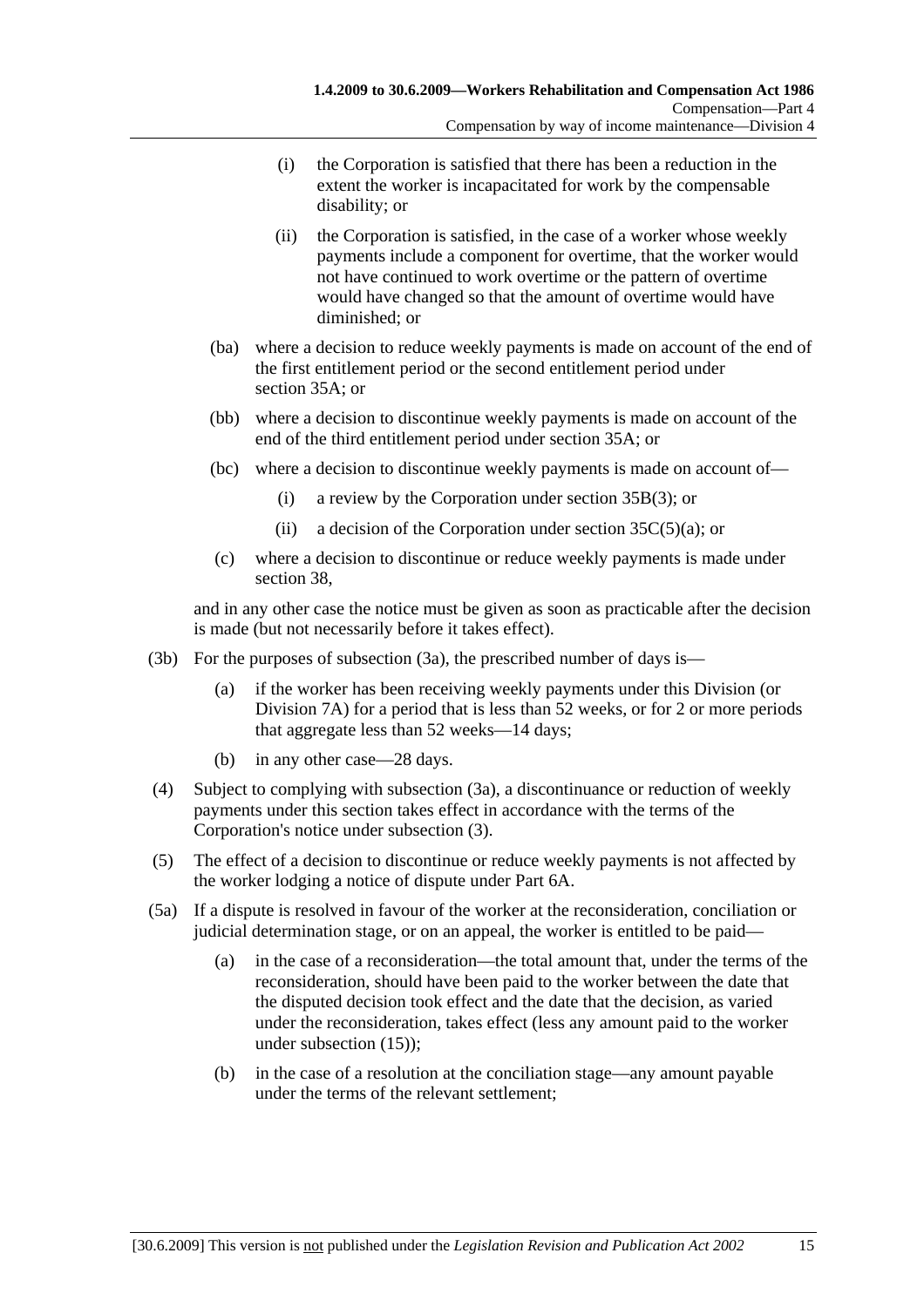(i) the Corporation is satisfied that there has been a reduction in the extent the worker is incapacitated for work by the compensable disability; or

(ii) the Corporation is satisfied, in the case of a worker whose weekly payments include a component for overtime, that the worker would not have continued to work overtime or the pattern of overtime would have changed so that the amount of overtime would have diminished; or

(ba) where a decision to reduce weekly payments is made on account of the end of the first entitlement period or the second entitlement period under section 35A; or

(bb) where a decision to discontinue weekly payments is made on account of the end of the third entitlement period under section 35A; or

(bc) where a decision to discontinue weekly payments is made on account of—

(i) a review by the Corporation under section 35B(3); or

(ii) a decision of the Corporation under section 35C(5)(a); or

(c) where a decision to discontinue or reduce weekly payments is made under section 38,

and in any other case the notice must be given as soon as practicable after the decision is made (but not necessarily before it takes effect).

(3b) For the purposes of subsection (3a), the prescribed number of days is—

(a) if the worker has been receiving weekly payments under this Division (or Division 7A) for a period that is less than 52 weeks, or for 2 or more periods that aggregate less than 52 weeks—14 days;

(b) in any other case—28 days.

(4) Subject to complying with subsection (3a), a discontinuance or reduction of weekly payments under this section takes effect in accordance with the terms of the Corporation's notice under subsection (3).

(5) The effect of a decision to discontinue or reduce weekly payments is not affected by the worker lodging a notice of dispute under Part 6A.

(5a) If a dispute is resolved in favour of the worker at the reconsideration, conciliation or judicial determination stage, or on an appeal, the worker is entitled to be paid—

(a) in the case of a reconsideration—the total amount that, under the terms of the reconsideration, should have been paid to the worker between the date that the disputed decision took effect and the date that the decision, as varied under the reconsideration, takes effect (less any amount paid to the worker under subsection (15));

(b) in the case of a resolution at the conciliation stage—any amount payable under the terms of the relevant settlement;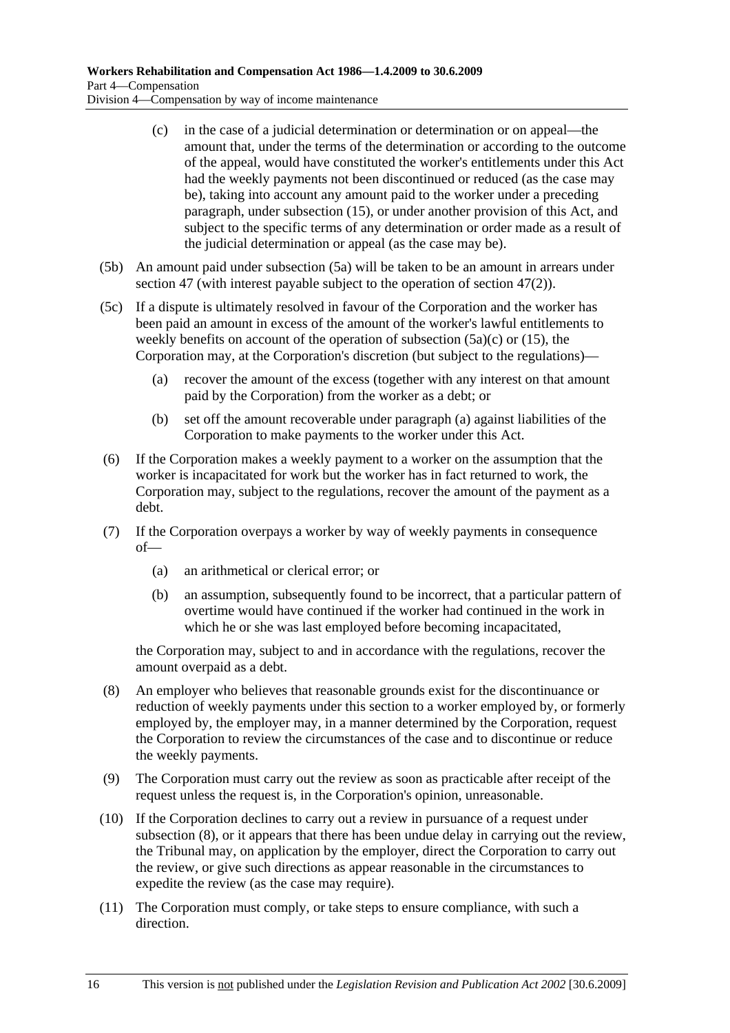(c) in the case of a judicial determination or determination or on appeal—the amount that, under the terms of the determination or according to the outcome of the appeal, would have constituted the worker's entitlements under this Act had the weekly payments not been discontinued or reduced (as the case may be), taking into account any amount paid to the worker under a preceding paragraph, under subsection (15), or under another provision of this Act, and subject to the specific terms of any determination or order made as a result of the judicial determination or appeal (as the case may be).

(5b) An amount paid under subsection (5a) will be taken to be an amount in arrears under section 47 (with interest payable subject to the operation of section 47(2)).

(5c) If a dispute is ultimately resolved in favour of the Corporation and the worker has been paid an amount in excess of the amount of the worker's lawful entitlements to weekly benefits on account of the operation of subsection (5a)(c) or (15), the Corporation may, at the Corporation's discretion (but subject to the regulations)—

(a) recover the amount of the excess (together with any interest on that amount paid by the Corporation) from the worker as a debt; or

(b) set off the amount recoverable under paragraph (a) against liabilities of the Corporation to make payments to the worker under this Act.

(6) If the Corporation makes a weekly payment to a worker on the assumption that the worker is incapacitated for work but the worker has in fact returned to work, the Corporation may, subject to the regulations, recover the amount of the payment as a debt.

(7) If the Corporation overpays a worker by way of weekly payments in consequence of—

(a) an arithmetical or clerical error; or

(b) an assumption, subsequently found to be incorrect, that a particular pattern of overtime would have continued if the worker had continued in the work in which he or she was last employed before becoming incapacitated,

the Corporation may, subject to and in accordance with the regulations, recover the amount overpaid as a debt.

(8) An employer who believes that reasonable grounds exist for the discontinuance or reduction of weekly payments under this section to a worker employed by, or formerly employed by, the employer may, in a manner determined by the Corporation, request the Corporation to review the circumstances of the case and to discontinue or reduce the weekly payments.

(9) The Corporation must carry out the review as soon as practicable after receipt of the request unless the request is, in the Corporation's opinion, unreasonable.

(10) If the Corporation declines to carry out a review in pursuance of a request under subsection (8), or it appears that there has been undue delay in carrying out the review, the Tribunal may, on application by the employer, direct the Corporation to carry out the review, or give such directions as appear reasonable in the circumstances to expedite the review (as the case may require).

(11) The Corporation must comply, or take steps to ensure compliance, with such a direction.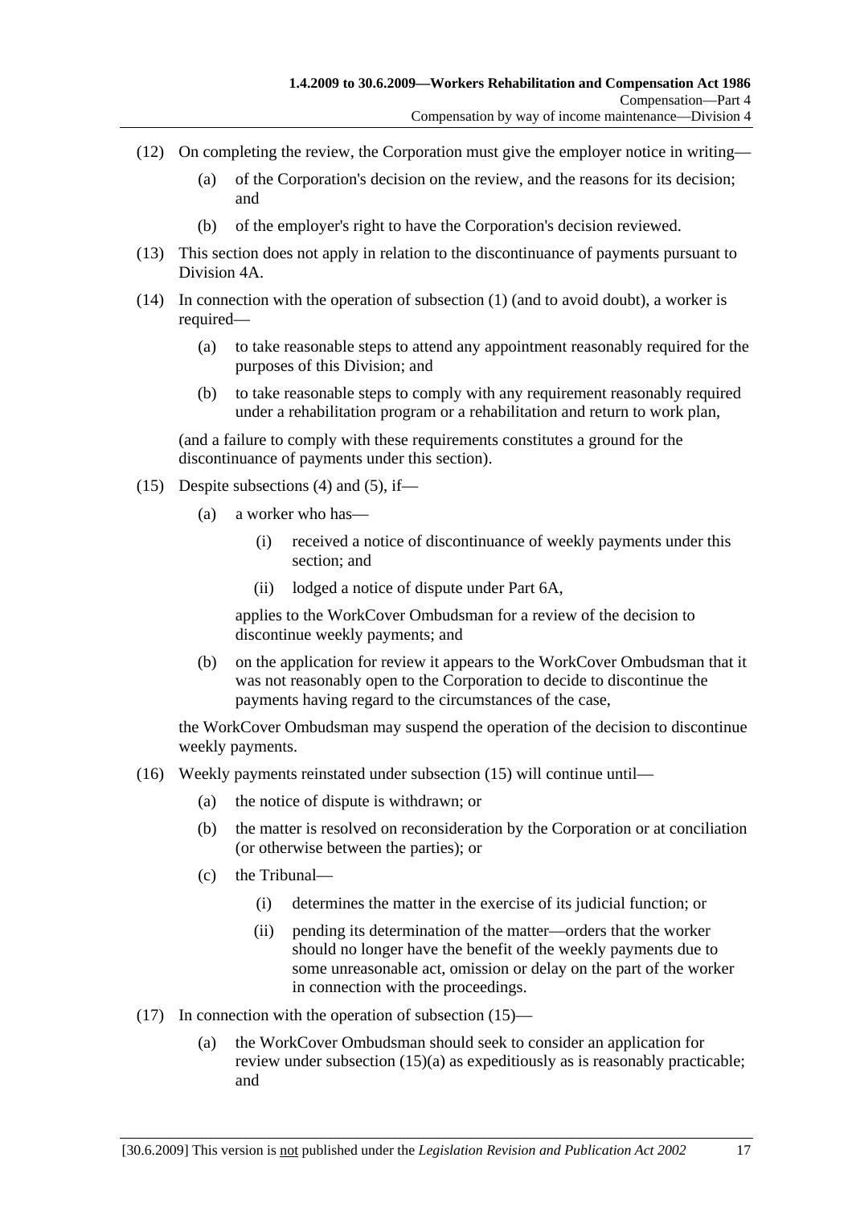(12) On completing the review, the Corporation must give the employer notice in writing—

  (a) of the Corporation's decision on the review, and the reasons for its decision; and

  (b) of the employer's right to have the Corporation's decision reviewed.

(13) This section does not apply in relation to the discontinuance of payments pursuant to Division 4A.

(14) In connection with the operation of subsection (1) (and to avoid doubt), a worker is required—

  (a) to take reasonable steps to attend any appointment reasonably required for the purposes of this Division; and

  (b) to take reasonable steps to comply with any requirement reasonably required under a rehabilitation program or a rehabilitation and return to work plan,

(and a failure to comply with these requirements constitutes a ground for the discontinuance of payments under this section).

(15) Despite subsections (4) and (5), if—

  (a) a worker who has—

    (i) received a notice of discontinuance of weekly payments under this section; and

    (ii) lodged a notice of dispute under Part 6A,

  applies to the WorkCover Ombudsman for a review of the decision to discontinue weekly payments; and

  (b) on the application for review it appears to the WorkCover Ombudsman that it was not reasonably open to the Corporation to decide to discontinue the payments having regard to the circumstances of the case,

the WorkCover Ombudsman may suspend the operation of the decision to discontinue weekly payments.

(16) Weekly payments reinstated under subsection (15) will continue until—

  (a) the notice of dispute is withdrawn; or

  (b) the matter is resolved on reconsideration by the Corporation or at conciliation (or otherwise between the parties); or

  (c) the Tribunal—

    (i) determines the matter in the exercise of its judicial function; or

    (ii) pending its determination of the matter—orders that the worker should no longer have the benefit of the weekly payments due to some unreasonable act, omission or delay on the part of the worker in connection with the proceedings.

(17) In connection with the operation of subsection (15)—

  (a) the WorkCover Ombudsman should seek to consider an application for review under subsection (15)(a) as expeditiously as is reasonably practicable; and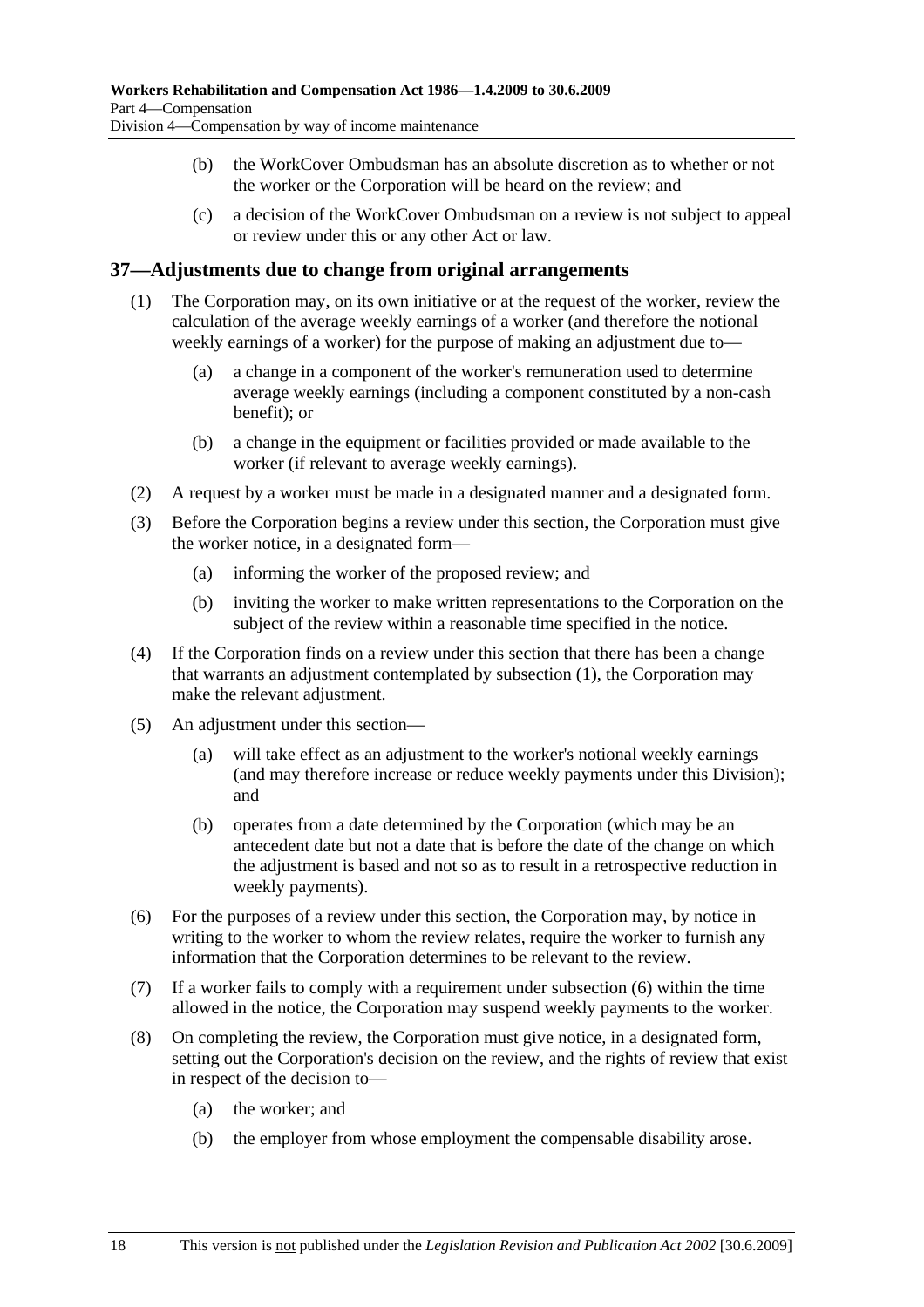(b) the WorkCover Ombudsman has an absolute discretion as to whether or not the worker or the Corporation will be heard on the review; and

(c) a decision of the WorkCover Ombudsman on a review is not subject to appeal or review under this or any other Act or law.

## 37—Adjustments due to change from original arrangements

(1) The Corporation may, on its own initiative or at the request of the worker, review the calculation of the average weekly earnings of a worker (and therefore the notional weekly earnings of a worker) for the purpose of making an adjustment due to—

(a) a change in a component of the worker's remuneration used to determine average weekly earnings (including a component constituted by a non-cash benefit); or

(b) a change in the equipment or facilities provided or made available to the worker (if relevant to average weekly earnings).

(2) A request by a worker must be made in a designated manner and a designated form.

(3) Before the Corporation begins a review under this section, the Corporation must give the worker notice, in a designated form—

(a) informing the worker of the proposed review; and

(b) inviting the worker to make written representations to the Corporation on the subject of the review within a reasonable time specified in the notice.

(4) If the Corporation finds on a review under this section that there has been a change that warrants an adjustment contemplated by subsection (1), the Corporation may make the relevant adjustment.

(5) An adjustment under this section—

(a) will take effect as an adjustment to the worker's notional weekly earnings (and may therefore increase or reduce weekly payments under this Division); and

(b) operates from a date determined by the Corporation (which may be an antecedent date but not a date that is before the date of the change on which the adjustment is based and not so as to result in a retrospective reduction in weekly payments).

(6) For the purposes of a review under this section, the Corporation may, by notice in writing to the worker to whom the review relates, require the worker to furnish any information that the Corporation determines to be relevant to the review.

(7) If a worker fails to comply with a requirement under subsection (6) within the time allowed in the notice, the Corporation may suspend weekly payments to the worker.

(8) On completing the review, the Corporation must give notice, in a designated form, setting out the Corporation's decision on the review, and the rights of review that exist in respect of the decision to—

(a) the worker; and

(b) the employer from whose employment the compensable disability arose.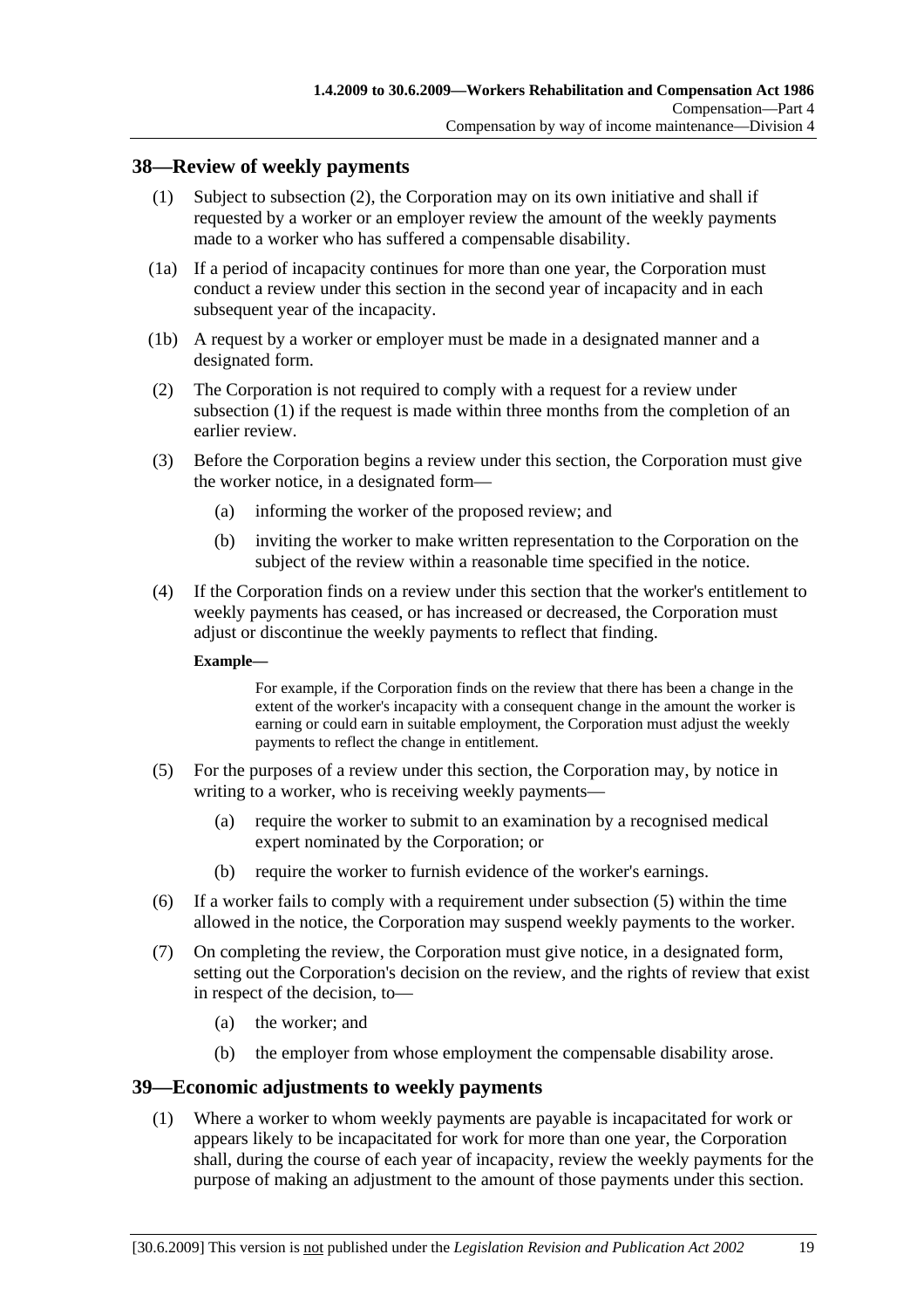## 38—Review of weekly payments

(1) Subject to subsection (2), the Corporation may on its own initiative and shall if requested by a worker or an employer review the amount of the weekly payments made to a worker who has suffered a compensable disability.

(1a) If a period of incapacity continues for more than one year, the Corporation must conduct a review under this section in the second year of incapacity and in each subsequent year of the incapacity.

(1b) A request by a worker or employer must be made in a designated manner and a designated form.

(2) The Corporation is not required to comply with a request for a review under subsection (1) if the request is made within three months from the completion of an earlier review.

(3) Before the Corporation begins a review under this section, the Corporation must give the worker notice, in a designated form—

(a) informing the worker of the proposed review; and

(b) inviting the worker to make written representation to the Corporation on the subject of the review within a reasonable time specified in the notice.

(4) If the Corporation finds on a review under this section that the worker's entitlement to weekly payments has ceased, or has increased or decreased, the Corporation must adjust or discontinue the weekly payments to reflect that finding.

**Example—**

For example, if the Corporation finds on the review that there has been a change in the extent of the worker's incapacity with a consequent change in the amount the worker is earning or could earn in suitable employment, the Corporation must adjust the weekly payments to reflect the change in entitlement.

(5) For the purposes of a review under this section, the Corporation may, by notice in writing to a worker, who is receiving weekly payments—

(a) require the worker to submit to an examination by a recognised medical expert nominated by the Corporation; or

(b) require the worker to furnish evidence of the worker's earnings.

(6) If a worker fails to comply with a requirement under subsection (5) within the time allowed in the notice, the Corporation may suspend weekly payments to the worker.

(7) On completing the review, the Corporation must give notice, in a designated form, setting out the Corporation's decision on the review, and the rights of review that exist in respect of the decision, to—

(a) the worker; and

(b) the employer from whose employment the compensable disability arose.

## 39—Economic adjustments to weekly payments

(1) Where a worker to whom weekly payments are payable is incapacitated for work or appears likely to be incapacitated for work for more than one year, the Corporation shall, during the course of each year of incapacity, review the weekly payments for the purpose of making an adjustment to the amount of those payments under this section.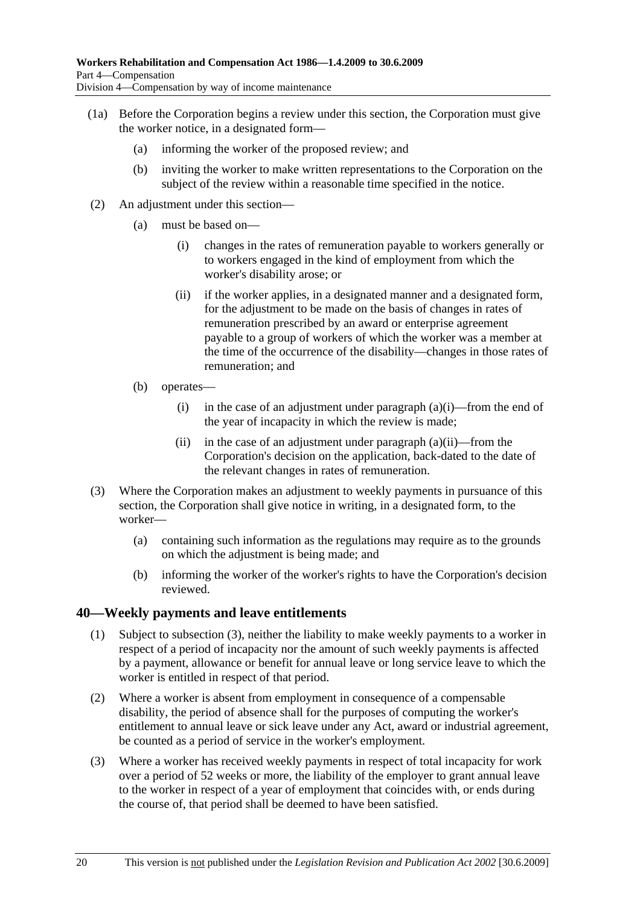(1a) Before the Corporation begins a review under this section, the Corporation must give the worker notice, in a designated form—

   (a) informing the worker of the proposed review; and

   (b) inviting the worker to make written representations to the Corporation on the subject of the review within a reasonable time specified in the notice.

(2) An adjustment under this section—

   (a) must be based on—

      (i) changes in the rates of remuneration payable to workers generally or to workers engaged in the kind of employment from which the worker's disability arose; or

      (ii) if the worker applies, in a designated manner and a designated form, for the adjustment to be made on the basis of changes in rates of remuneration prescribed by an award or enterprise agreement payable to a group of workers of which the worker was a member at the time of the occurrence of the disability—changes in those rates of remuneration; and

   (b) operates—

      (i) in the case of an adjustment under paragraph (a)(i)—from the end of the year of incapacity in which the review is made;

      (ii) in the case of an adjustment under paragraph (a)(ii)—from the Corporation's decision on the application, back-dated to the date of the relevant changes in rates of remuneration.

(3) Where the Corporation makes an adjustment to weekly payments in pursuance of this section, the Corporation shall give notice in writing, in a designated form, to the worker—

   (a) containing such information as the regulations may require as to the grounds on which the adjustment is being made; and

   (b) informing the worker of the worker's rights to have the Corporation's decision reviewed.

## 40—Weekly payments and leave entitlements

(1) Subject to subsection (3), neither the liability to make weekly payments to a worker in respect of a period of incapacity nor the amount of such weekly payments is affected by a payment, allowance or benefit for annual leave or long service leave to which the worker is entitled in respect of that period.

(2) Where a worker is absent from employment in consequence of a compensable disability, the period of absence shall for the purposes of computing the worker's entitlement to annual leave or sick leave under any Act, award or industrial agreement, be counted as a period of service in the worker's employment.

(3) Where a worker has received weekly payments in respect of total incapacity for work over a period of 52 weeks or more, the liability of the employer to grant annual leave to the worker in respect of a year of employment that coincides with, or ends during the course of, that period shall be deemed to have been satisfied.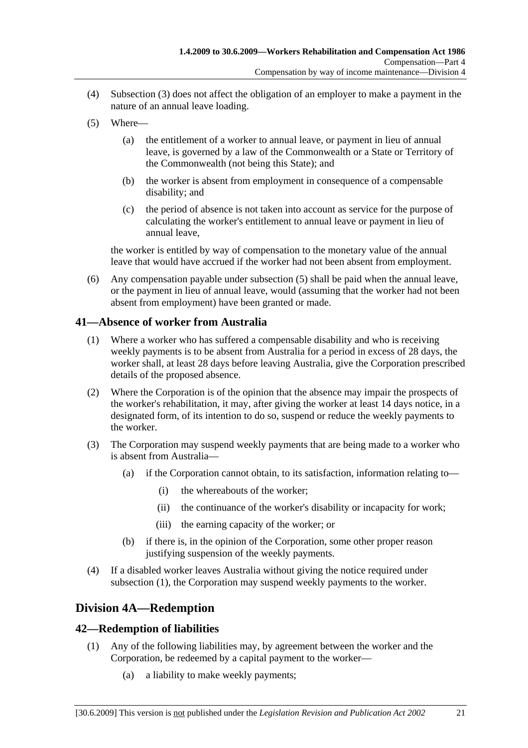(4) Subsection (3) does not affect the obligation of an employer to make a payment in the nature of an annual leave loading.

(5) Where—

(a) the entitlement of a worker to annual leave, or payment in lieu of annual leave, is governed by a law of the Commonwealth or a State or Territory of the Commonwealth (not being this State); and

(b) the worker is absent from employment in consequence of a compensable disability; and

(c) the period of absence is not taken into account as service for the purpose of calculating the worker's entitlement to annual leave or payment in lieu of annual leave,

the worker is entitled by way of compensation to the monetary value of the annual leave that would have accrued if the worker had not been absent from employment.

(6) Any compensation payable under subsection (5) shall be paid when the annual leave, or the payment in lieu of annual leave, would (assuming that the worker had not been absent from employment) have been granted or made.

## 41—Absence of worker from Australia

(1) Where a worker who has suffered a compensable disability and who is receiving weekly payments is to be absent from Australia for a period in excess of 28 days, the worker shall, at least 28 days before leaving Australia, give the Corporation prescribed details of the proposed absence.

(2) Where the Corporation is of the opinion that the absence may impair the prospects of the worker's rehabilitation, it may, after giving the worker at least 14 days notice, in a designated form, of its intention to do so, suspend or reduce the weekly payments to the worker.

(3) The Corporation may suspend weekly payments that are being made to a worker who is absent from Australia—

(a) if the Corporation cannot obtain, to its satisfaction, information relating to—

(i) the whereabouts of the worker;

(ii) the continuance of the worker's disability or incapacity for work;

(iii) the earning capacity of the worker; or

(b) if there is, in the opinion of the Corporation, some other proper reason justifying suspension of the weekly payments.

(4) If a disabled worker leaves Australia without giving the notice required under subsection (1), the Corporation may suspend weekly payments to the worker.

# Division 4A—Redemption

## 42—Redemption of liabilities

(1) Any of the following liabilities may, by agreement between the worker and the Corporation, be redeemed by a capital payment to the worker—

(a) a liability to make weekly payments;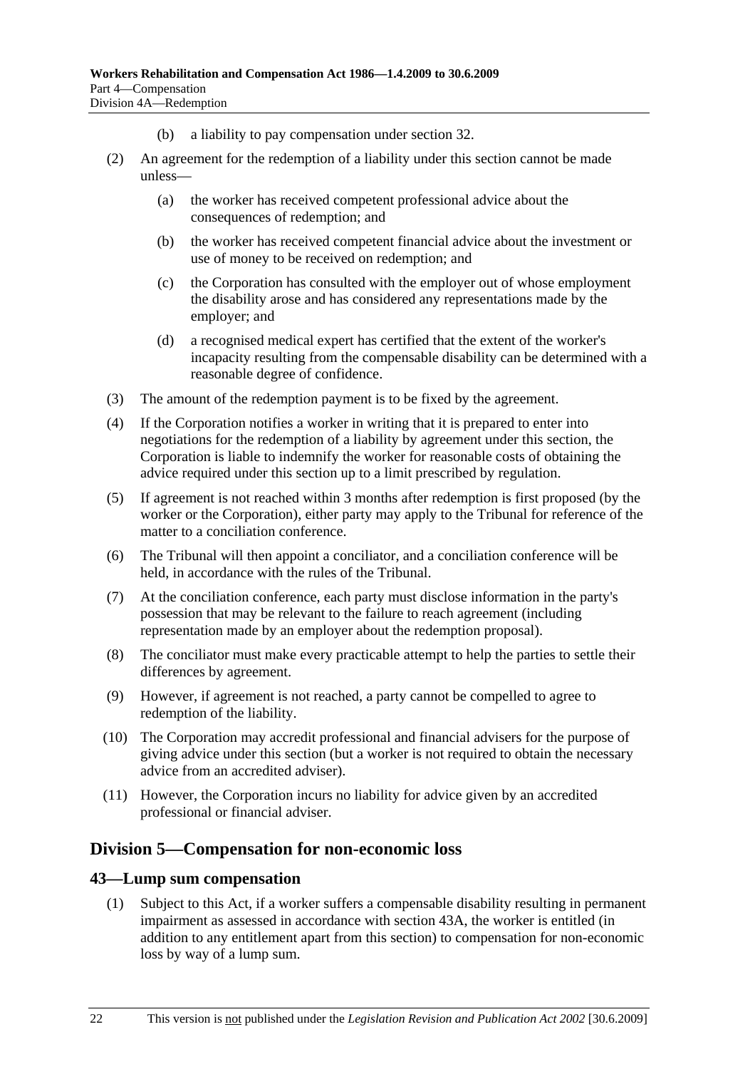(b) a liability to pay compensation under section 32.

(2) An agreement for the redemption of a liability under this section cannot be made unless—

(a) the worker has received competent professional advice about the consequences of redemption; and

(b) the worker has received competent financial advice about the investment or use of money to be received on redemption; and

(c) the Corporation has consulted with the employer out of whose employment the disability arose and has considered any representations made by the employer; and

(d) a recognised medical expert has certified that the extent of the worker's incapacity resulting from the compensable disability can be determined with a reasonable degree of confidence.

(3) The amount of the redemption payment is to be fixed by the agreement.

(4) If the Corporation notifies a worker in writing that it is prepared to enter into negotiations for the redemption of a liability by agreement under this section, the Corporation is liable to indemnify the worker for reasonable costs of obtaining the advice required under this section up to a limit prescribed by regulation.

(5) If agreement is not reached within 3 months after redemption is first proposed (by the worker or the Corporation), either party may apply to the Tribunal for reference of the matter to a conciliation conference.

(6) The Tribunal will then appoint a conciliator, and a conciliation conference will be held, in accordance with the rules of the Tribunal.

(7) At the conciliation conference, each party must disclose information in the party's possession that may be relevant to the failure to reach agreement (including representation made by an employer about the redemption proposal).

(8) The conciliator must make every practicable attempt to help the parties to settle their differences by agreement.

(9) However, if agreement is not reached, a party cannot be compelled to agree to redemption of the liability.

(10) The Corporation may accredit professional and financial advisers for the purpose of giving advice under this section (but a worker is not required to obtain the necessary advice from an accredited adviser).

(11) However, the Corporation incurs no liability for advice given by an accredited professional or financial adviser.

## Division 5—Compensation for non-economic loss

### 43—Lump sum compensation

(1) Subject to this Act, if a worker suffers a compensable disability resulting in permanent impairment as assessed in accordance with section 43A, the worker is entitled (in addition to any entitlement apart from this section) to compensation for non-economic loss by way of a lump sum.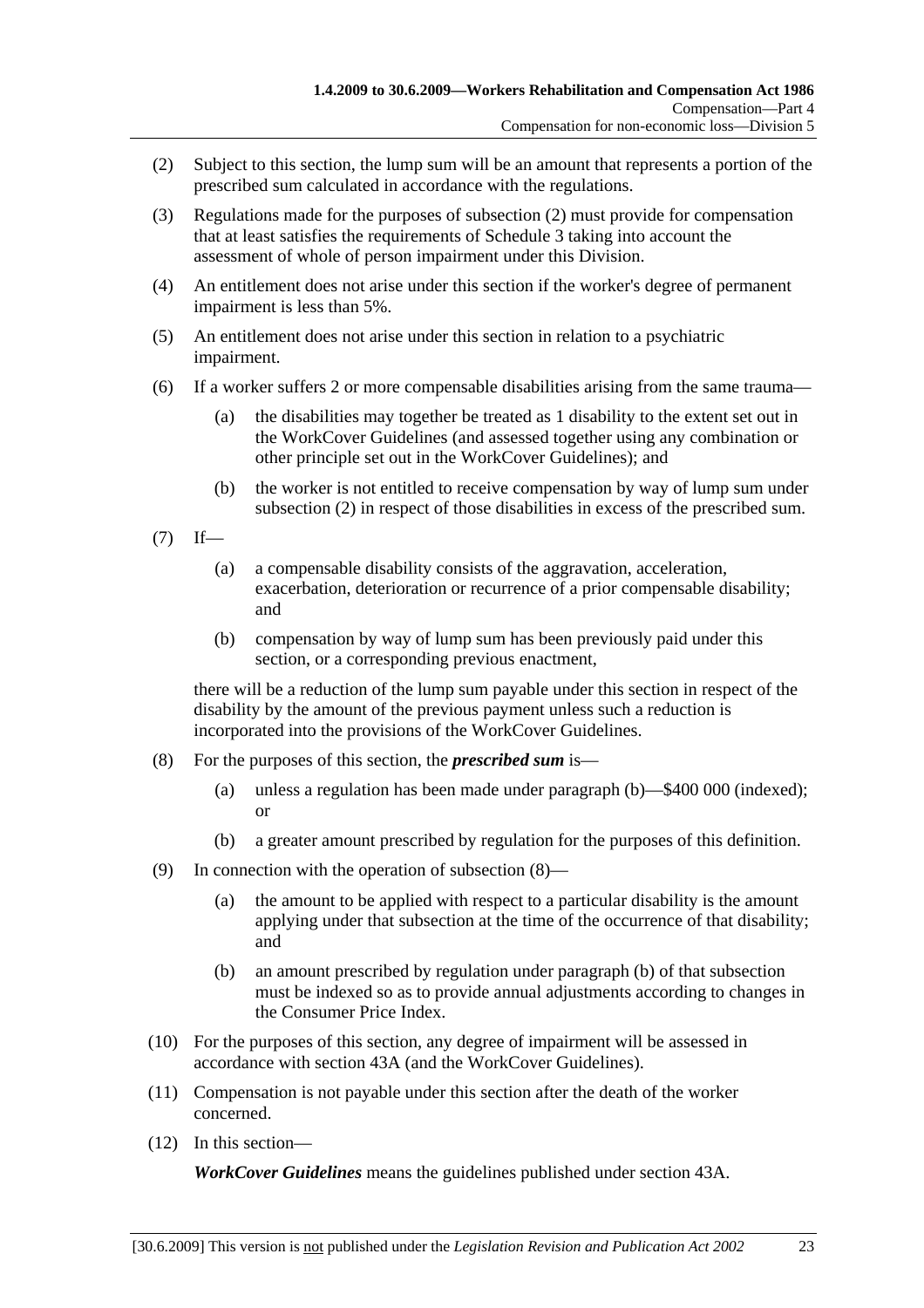(2) Subject to this section, the lump sum will be an amount that represents a portion of the prescribed sum calculated in accordance with the regulations.

(3) Regulations made for the purposes of subsection (2) must provide for compensation that at least satisfies the requirements of Schedule 3 taking into account the assessment of whole of person impairment under this Division.

(4) An entitlement does not arise under this section if the worker's degree of permanent impairment is less than 5%.

(5) An entitlement does not arise under this section in relation to a psychiatric impairment.

(6) If a worker suffers 2 or more compensable disabilities arising from the same trauma—

  (a) the disabilities may together be treated as 1 disability to the extent set out in the WorkCover Guidelines (and assessed together using any combination or other principle set out in the WorkCover Guidelines); and

  (b) the worker is not entitled to receive compensation by way of lump sum under subsection (2) in respect of those disabilities in excess of the prescribed sum.

(7) If—

  (a) a compensable disability consists of the aggravation, acceleration, exacerbation, deterioration or recurrence of a prior compensable disability; and

  (b) compensation by way of lump sum has been previously paid under this section, or a corresponding previous enactment,

there will be a reduction of the lump sum payable under this section in respect of the disability by the amount of the previous payment unless such a reduction is incorporated into the provisions of the WorkCover Guidelines.

(8) For the purposes of this section, the ***prescribed sum*** is—

  (a) unless a regulation has been made under paragraph (b)—$400 000 (indexed); or

  (b) a greater amount prescribed by regulation for the purposes of this definition.

(9) In connection with the operation of subsection (8)—

  (a) the amount to be applied with respect to a particular disability is the amount applying under that subsection at the time of the occurrence of that disability; and

  (b) an amount prescribed by regulation under paragraph (b) of that subsection must be indexed so as to provide annual adjustments according to changes in the Consumer Price Index.

(10) For the purposes of this section, any degree of impairment will be assessed in accordance with section 43A (and the WorkCover Guidelines).

(11) Compensation is not payable under this section after the death of the worker concerned.

(12) In this section—

***WorkCover Guidelines*** means the guidelines published under section 43A.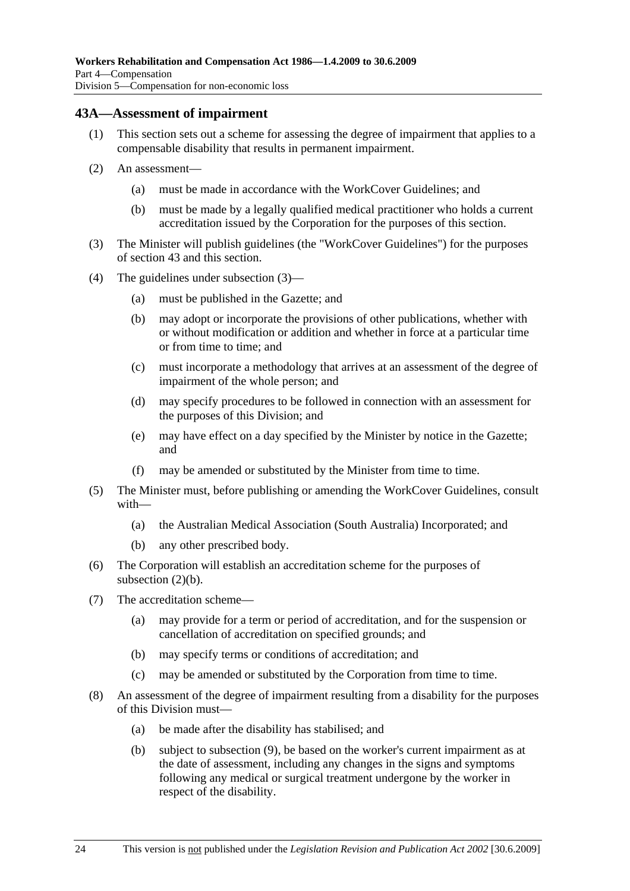## 43A—Assessment of impairment

(1) This section sets out a scheme for assessing the degree of impairment that applies to a compensable disability that results in permanent impairment.

(2) An assessment—

(a) must be made in accordance with the WorkCover Guidelines; and

(b) must be made by a legally qualified medical practitioner who holds a current accreditation issued by the Corporation for the purposes of this section.

(3) The Minister will publish guidelines (the "WorkCover Guidelines") for the purposes of section 43 and this section.

(4) The guidelines under subsection (3)—

(a) must be published in the Gazette; and

(b) may adopt or incorporate the provisions of other publications, whether with or without modification or addition and whether in force at a particular time or from time to time; and

(c) must incorporate a methodology that arrives at an assessment of the degree of impairment of the whole person; and

(d) may specify procedures to be followed in connection with an assessment for the purposes of this Division; and

(e) may have effect on a day specified by the Minister by notice in the Gazette; and

(f) may be amended or substituted by the Minister from time to time.

(5) The Minister must, before publishing or amending the WorkCover Guidelines, consult with—

(a) the Australian Medical Association (South Australia) Incorporated; and

(b) any other prescribed body.

(6) The Corporation will establish an accreditation scheme for the purposes of subsection (2)(b).

(7) The accreditation scheme—

(a) may provide for a term or period of accreditation, and for the suspension or cancellation of accreditation on specified grounds; and

(b) may specify terms or conditions of accreditation; and

(c) may be amended or substituted by the Corporation from time to time.

(8) An assessment of the degree of impairment resulting from a disability for the purposes of this Division must—

(a) be made after the disability has stabilised; and

(b) subject to subsection (9), be based on the worker's current impairment as at the date of assessment, including any changes in the signs and symptoms following any medical or surgical treatment undergone by the worker in respect of the disability.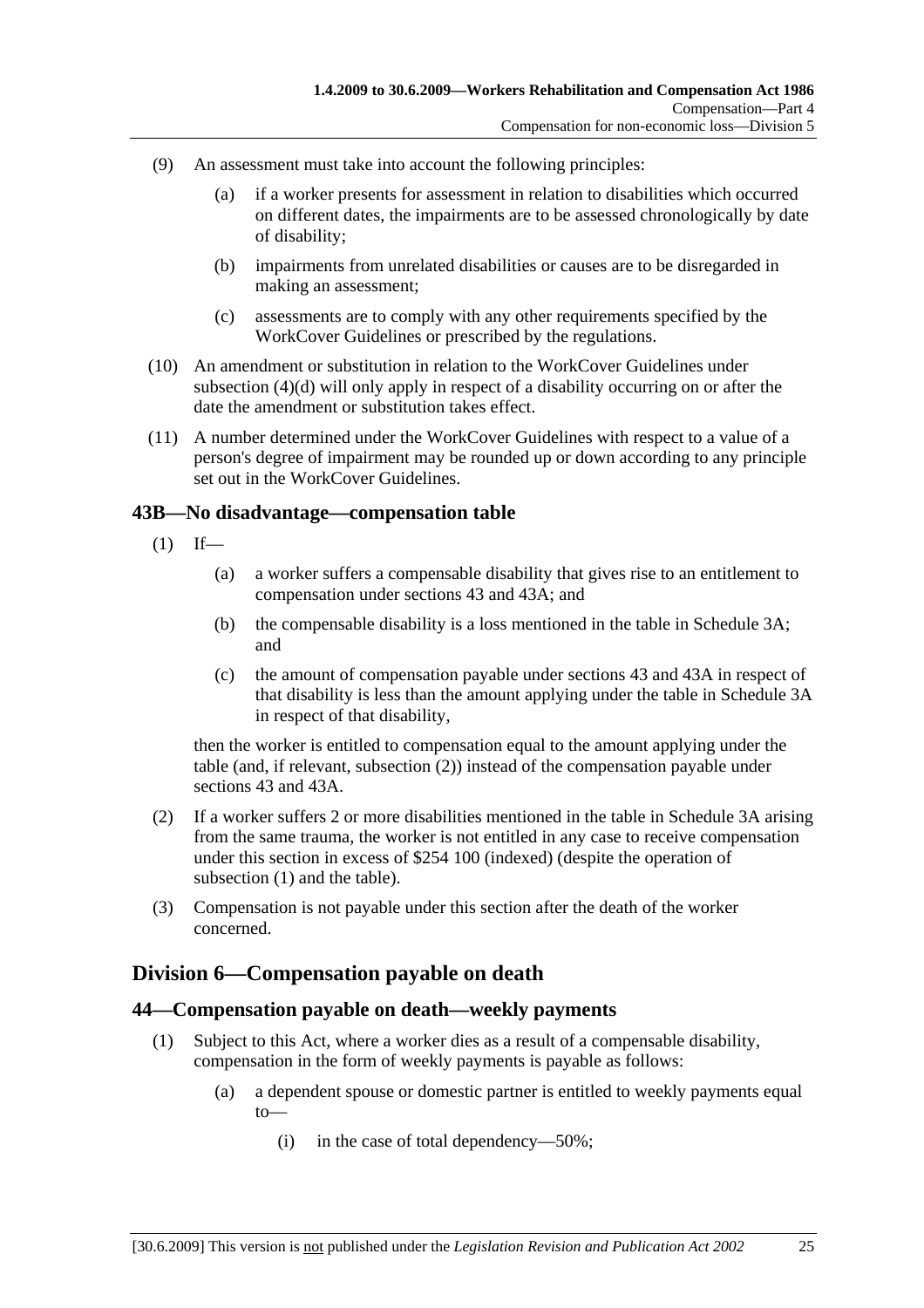(9) An assessment must take into account the following principles:

(a) if a worker presents for assessment in relation to disabilities which occurred on different dates, the impairments are to be assessed chronologically by date of disability;

(b) impairments from unrelated disabilities or causes are to be disregarded in making an assessment;

(c) assessments are to comply with any other requirements specified by the WorkCover Guidelines or prescribed by the regulations.

(10) An amendment or substitution in relation to the WorkCover Guidelines under subsection (4)(d) will only apply in respect of a disability occurring on or after the date the amendment or substitution takes effect.

(11) A number determined under the WorkCover Guidelines with respect to a value of a person's degree of impairment may be rounded up or down according to any principle set out in the WorkCover Guidelines.

### 43B—No disadvantage—compensation table

(1) If—

(a) a worker suffers a compensable disability that gives rise to an entitlement to compensation under sections 43 and 43A; and

(b) the compensable disability is a loss mentioned in the table in Schedule 3A; and

(c) the amount of compensation payable under sections 43 and 43A in respect of that disability is less than the amount applying under the table in Schedule 3A in respect of that disability,

then the worker is entitled to compensation equal to the amount applying under the table (and, if relevant, subsection (2)) instead of the compensation payable under sections 43 and 43A.

(2) If a worker suffers 2 or more disabilities mentioned in the table in Schedule 3A arising from the same trauma, the worker is not entitled in any case to receive compensation under this section in excess of $254 100 (indexed) (despite the operation of subsection (1) and the table).

(3) Compensation is not payable under this section after the death of the worker concerned.

## Division 6—Compensation payable on death

### 44—Compensation payable on death—weekly payments

(1) Subject to this Act, where a worker dies as a result of a compensable disability, compensation in the form of weekly payments is payable as follows:

(a) a dependent spouse or domestic partner is entitled to weekly payments equal to—

(i) in the case of total dependency—50%;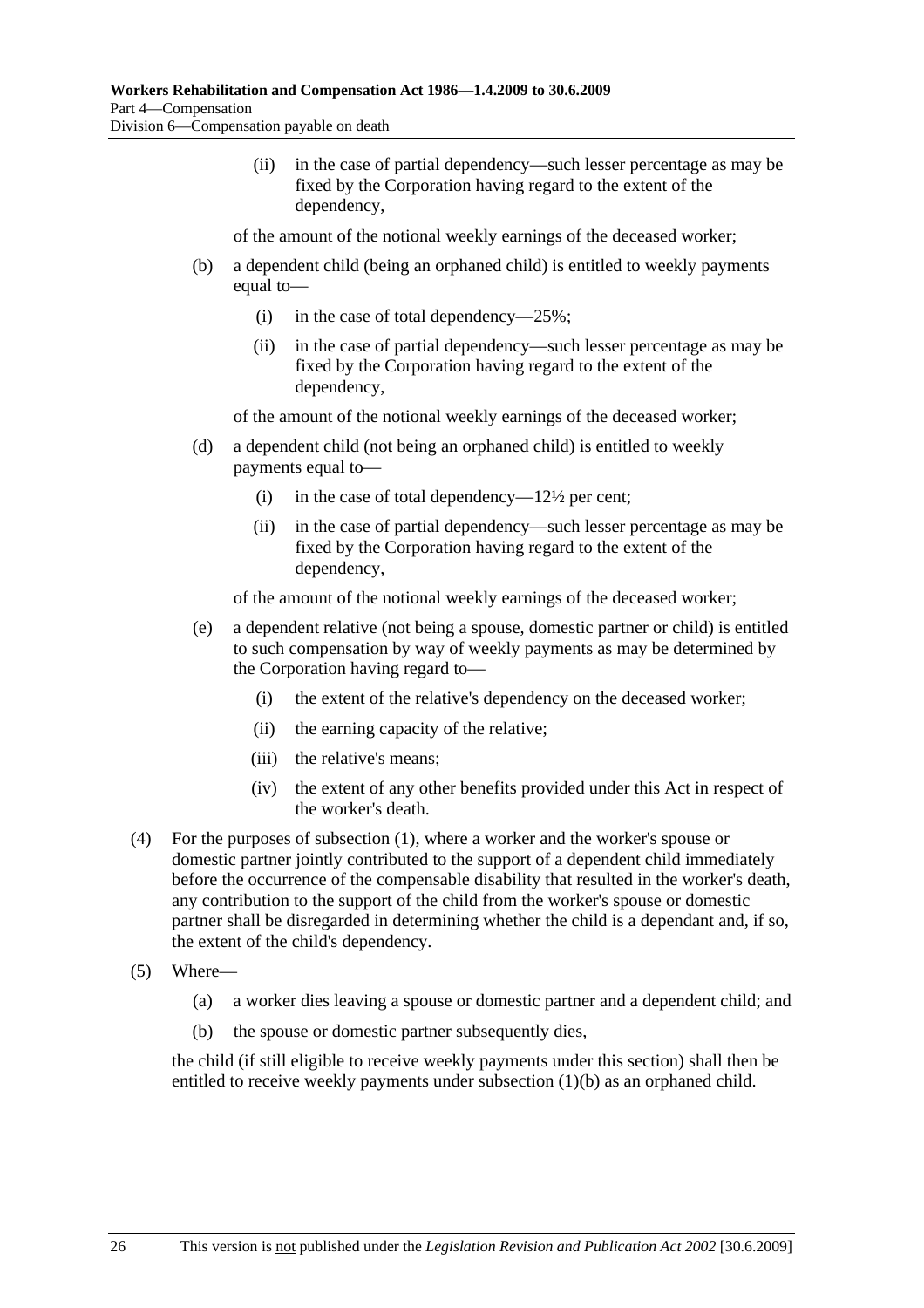(ii) in the case of partial dependency—such lesser percentage as may be fixed by the Corporation having regard to the extent of the dependency,

of the amount of the notional weekly earnings of the deceased worker;

(b) a dependent child (being an orphaned child) is entitled to weekly payments equal to—

(i) in the case of total dependency—25%;

(ii) in the case of partial dependency—such lesser percentage as may be fixed by the Corporation having regard to the extent of the dependency,

of the amount of the notional weekly earnings of the deceased worker;

(d) a dependent child (not being an orphaned child) is entitled to weekly payments equal to—

(i) in the case of total dependency—12½ per cent;

(ii) in the case of partial dependency—such lesser percentage as may be fixed by the Corporation having regard to the extent of the dependency,

of the amount of the notional weekly earnings of the deceased worker;

(e) a dependent relative (not being a spouse, domestic partner or child) is entitled to such compensation by way of weekly payments as may be determined by the Corporation having regard to—

(i) the extent of the relative's dependency on the deceased worker;

(ii) the earning capacity of the relative;

(iii) the relative's means;

(iv) the extent of any other benefits provided under this Act in respect of the worker's death.

(4) For the purposes of subsection (1), where a worker and the worker's spouse or domestic partner jointly contributed to the support of a dependent child immediately before the occurrence of the compensable disability that resulted in the worker's death, any contribution to the support of the child from the worker's spouse or domestic partner shall be disregarded in determining whether the child is a dependant and, if so, the extent of the child's dependency.

(5) Where—

(a) a worker dies leaving a spouse or domestic partner and a dependent child; and

(b) the spouse or domestic partner subsequently dies,

the child (if still eligible to receive weekly payments under this section) shall then be entitled to receive weekly payments under subsection (1)(b) as an orphaned child.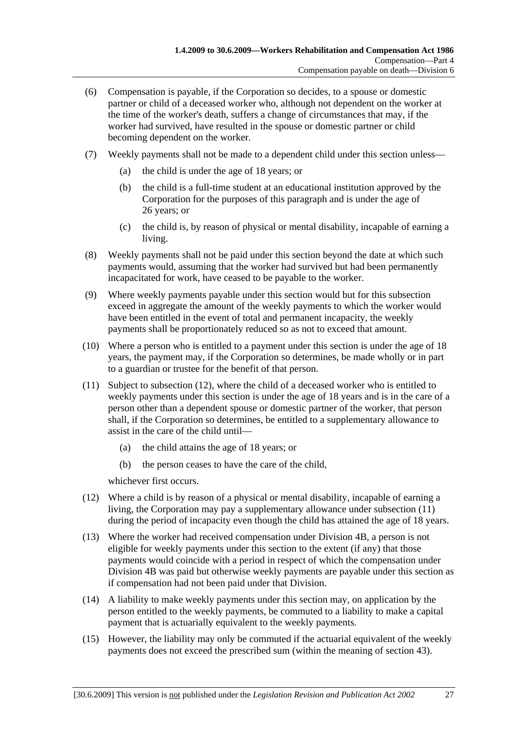(6) Compensation is payable, if the Corporation so decides, to a spouse or domestic partner or child of a deceased worker who, although not dependent on the worker at the time of the worker's death, suffers a change of circumstances that may, if the worker had survived, have resulted in the spouse or domestic partner or child becoming dependent on the worker.

(7) Weekly payments shall not be made to a dependent child under this section unless—

- (a) the child is under the age of 18 years; or
- (b) the child is a full-time student at an educational institution approved by the Corporation for the purposes of this paragraph and is under the age of 26 years; or
- (c) the child is, by reason of physical or mental disability, incapable of earning a living.

(8) Weekly payments shall not be paid under this section beyond the date at which such payments would, assuming that the worker had survived but had been permanently incapacitated for work, have ceased to be payable to the worker.

(9) Where weekly payments payable under this section would but for this subsection exceed in aggregate the amount of the weekly payments to which the worker would have been entitled in the event of total and permanent incapacity, the weekly payments shall be proportionately reduced so as not to exceed that amount.

(10) Where a person who is entitled to a payment under this section is under the age of 18 years, the payment may, if the Corporation so determines, be made wholly or in part to a guardian or trustee for the benefit of that person.

(11) Subject to subsection (12), where the child of a deceased worker who is entitled to weekly payments under this section is under the age of 18 years and is in the care of a person other than a dependent spouse or domestic partner of the worker, that person shall, if the Corporation so determines, be entitled to a supplementary allowance to assist in the care of the child until—

- (a) the child attains the age of 18 years; or
- (b) the person ceases to have the care of the child,

whichever first occurs.

(12) Where a child is by reason of a physical or mental disability, incapable of earning a living, the Corporation may pay a supplementary allowance under subsection (11) during the period of incapacity even though the child has attained the age of 18 years.

(13) Where the worker had received compensation under Division 4B, a person is not eligible for weekly payments under this section to the extent (if any) that those payments would coincide with a period in respect of which the compensation under Division 4B was paid but otherwise weekly payments are payable under this section as if compensation had not been paid under that Division.

(14) A liability to make weekly payments under this section may, on application by the person entitled to the weekly payments, be commuted to a liability to make a capital payment that is actuarially equivalent to the weekly payments.

(15) However, the liability may only be commuted if the actuarial equivalent of the weekly payments does not exceed the prescribed sum (within the meaning of section 43).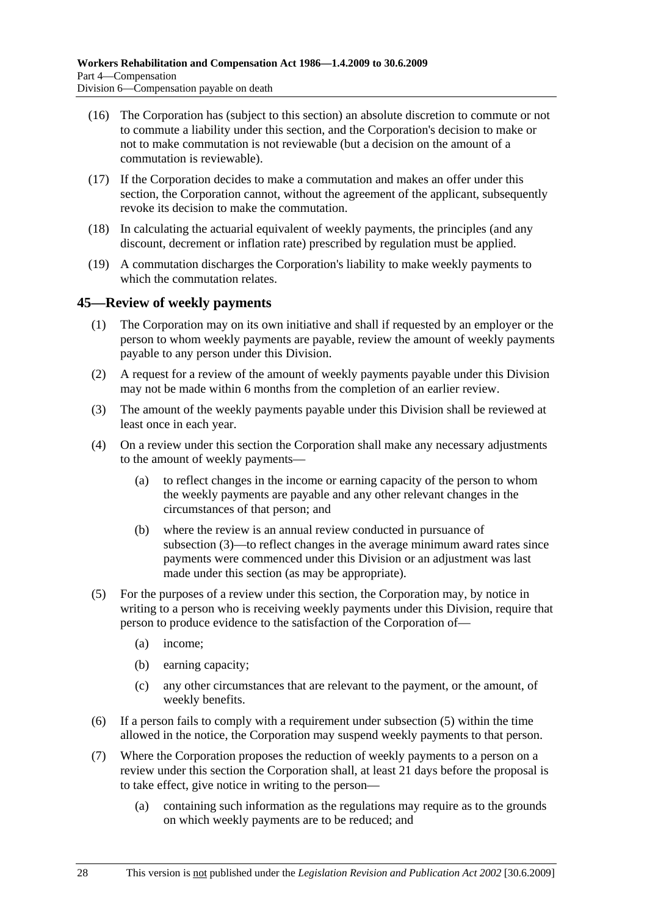(16) The Corporation has (subject to this section) an absolute discretion to commute or not to commute a liability under this section, and the Corporation's decision to make or not to make commutation is not reviewable (but a decision on the amount of a commutation is reviewable).

(17) If the Corporation decides to make a commutation and makes an offer under this section, the Corporation cannot, without the agreement of the applicant, subsequently revoke its decision to make the commutation.

(18) In calculating the actuarial equivalent of weekly payments, the principles (and any discount, decrement or inflation rate) prescribed by regulation must be applied.

(19) A commutation discharges the Corporation's liability to make weekly payments to which the commutation relates.

## 45—Review of weekly payments

(1) The Corporation may on its own initiative and shall if requested by an employer or the person to whom weekly payments are payable, review the amount of weekly payments payable to any person under this Division.

(2) A request for a review of the amount of weekly payments payable under this Division may not be made within 6 months from the completion of an earlier review.

(3) The amount of the weekly payments payable under this Division shall be reviewed at least once in each year.

(4) On a review under this section the Corporation shall make any necessary adjustments to the amount of weekly payments—

(a) to reflect changes in the income or earning capacity of the person to whom the weekly payments are payable and any other relevant changes in the circumstances of that person; and

(b) where the review is an annual review conducted in pursuance of subsection (3)—to reflect changes in the average minimum award rates since payments were commenced under this Division or an adjustment was last made under this section (as may be appropriate).

(5) For the purposes of a review under this section, the Corporation may, by notice in writing to a person who is receiving weekly payments under this Division, require that person to produce evidence to the satisfaction of the Corporation of—

(a) income;

(b) earning capacity;

(c) any other circumstances that are relevant to the payment, or the amount, of weekly benefits.

(6) If a person fails to comply with a requirement under subsection (5) within the time allowed in the notice, the Corporation may suspend weekly payments to that person.

(7) Where the Corporation proposes the reduction of weekly payments to a person on a review under this section the Corporation shall, at least 21 days before the proposal is to take effect, give notice in writing to the person—

(a) containing such information as the regulations may require as to the grounds on which weekly payments are to be reduced; and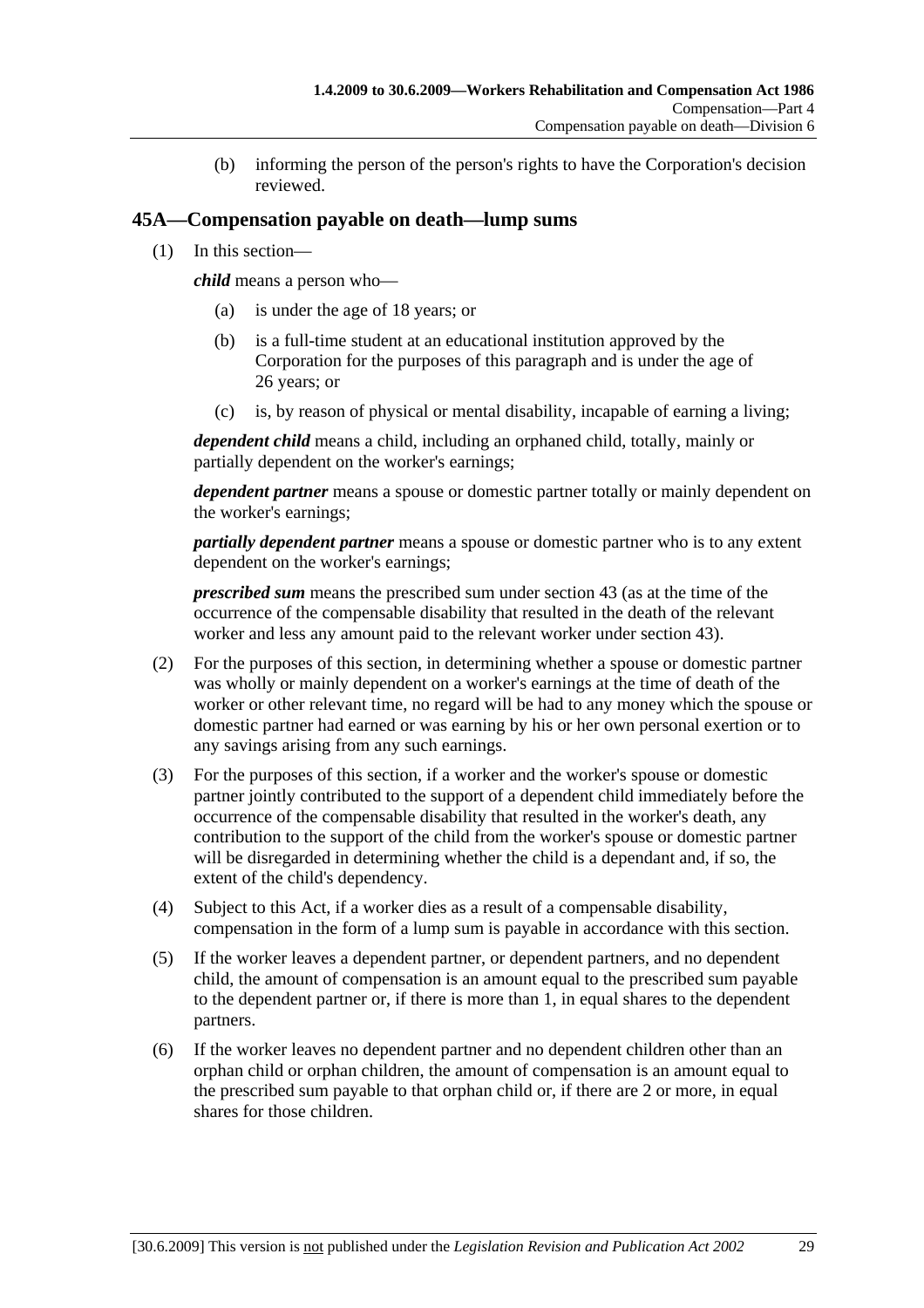(b) informing the person of the person's rights to have the Corporation's decision reviewed.

## 45A—Compensation payable on death—lump sums

(1) In this section—

***child*** means a person who—

(a) is under the age of 18 years; or

(b) is a full-time student at an educational institution approved by the Corporation for the purposes of this paragraph and is under the age of 26 years; or

(c) is, by reason of physical or mental disability, incapable of earning a living;

***dependent child*** means a child, including an orphaned child, totally, mainly or partially dependent on the worker's earnings;

***dependent partner*** means a spouse or domestic partner totally or mainly dependent on the worker's earnings;

***partially dependent partner*** means a spouse or domestic partner who is to any extent dependent on the worker's earnings;

***prescribed sum*** means the prescribed sum under section 43 (as at the time of the occurrence of the compensable disability that resulted in the death of the relevant worker and less any amount paid to the relevant worker under section 43).

(2) For the purposes of this section, in determining whether a spouse or domestic partner was wholly or mainly dependent on a worker's earnings at the time of death of the worker or other relevant time, no regard will be had to any money which the spouse or domestic partner had earned or was earning by his or her own personal exertion or to any savings arising from any such earnings.

(3) For the purposes of this section, if a worker and the worker's spouse or domestic partner jointly contributed to the support of a dependent child immediately before the occurrence of the compensable disability that resulted in the worker's death, any contribution to the support of the child from the worker's spouse or domestic partner will be disregarded in determining whether the child is a dependant and, if so, the extent of the child's dependency.

(4) Subject to this Act, if a worker dies as a result of a compensable disability, compensation in the form of a lump sum is payable in accordance with this section.

(5) If the worker leaves a dependent partner, or dependent partners, and no dependent child, the amount of compensation is an amount equal to the prescribed sum payable to the dependent partner or, if there is more than 1, in equal shares to the dependent partners.

(6) If the worker leaves no dependent partner and no dependent children other than an orphan child or orphan children, the amount of compensation is an amount equal to the prescribed sum payable to that orphan child or, if there are 2 or more, in equal shares for those children.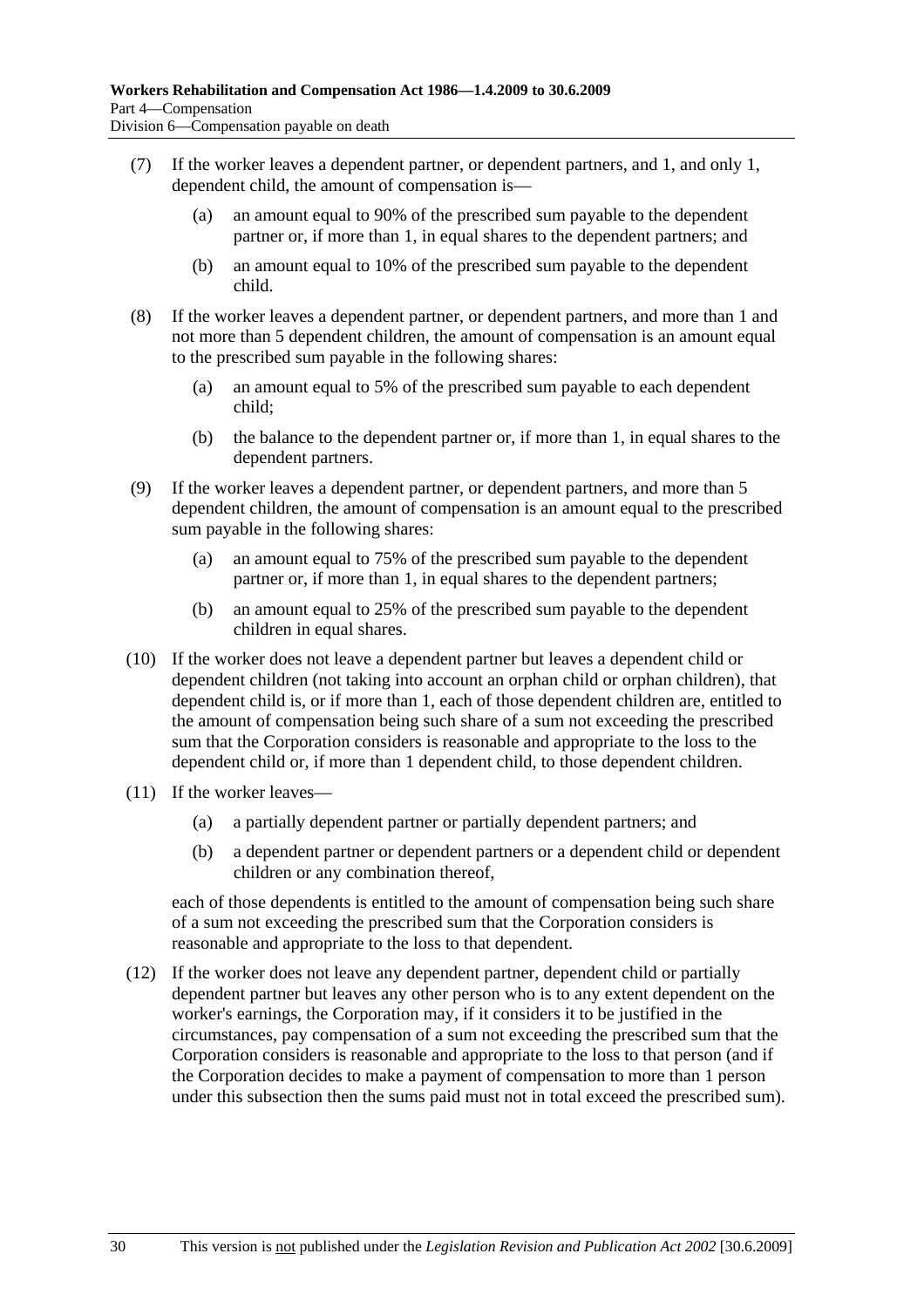(7) If the worker leaves a dependent partner, or dependent partners, and 1, and only 1, dependent child, the amount of compensation is—

(a) an amount equal to 90% of the prescribed sum payable to the dependent partner or, if more than 1, in equal shares to the dependent partners; and

(b) an amount equal to 10% of the prescribed sum payable to the dependent child.

(8) If the worker leaves a dependent partner, or dependent partners, and more than 1 and not more than 5 dependent children, the amount of compensation is an amount equal to the prescribed sum payable in the following shares:

(a) an amount equal to 5% of the prescribed sum payable to each dependent child;

(b) the balance to the dependent partner or, if more than 1, in equal shares to the dependent partners.

(9) If the worker leaves a dependent partner, or dependent partners, and more than 5 dependent children, the amount of compensation is an amount equal to the prescribed sum payable in the following shares:

(a) an amount equal to 75% of the prescribed sum payable to the dependent partner or, if more than 1, in equal shares to the dependent partners;

(b) an amount equal to 25% of the prescribed sum payable to the dependent children in equal shares.

(10) If the worker does not leave a dependent partner but leaves a dependent child or dependent children (not taking into account an orphan child or orphan children), that dependent child is, or if more than 1, each of those dependent children are, entitled to the amount of compensation being such share of a sum not exceeding the prescribed sum that the Corporation considers is reasonable and appropriate to the loss to the dependent child or, if more than 1 dependent child, to those dependent children.

(11) If the worker leaves—

(a) a partially dependent partner or partially dependent partners; and

(b) a dependent partner or dependent partners or a dependent child or dependent children or any combination thereof,

each of those dependents is entitled to the amount of compensation being such share of a sum not exceeding the prescribed sum that the Corporation considers is reasonable and appropriate to the loss to that dependent.

(12) If the worker does not leave any dependent partner, dependent child or partially dependent partner but leaves any other person who is to any extent dependent on the worker's earnings, the Corporation may, if it considers it to be justified in the circumstances, pay compensation of a sum not exceeding the prescribed sum that the Corporation considers is reasonable and appropriate to the loss to that person (and if the Corporation decides to make a payment of compensation to more than 1 person under this subsection then the sums paid must not in total exceed the prescribed sum).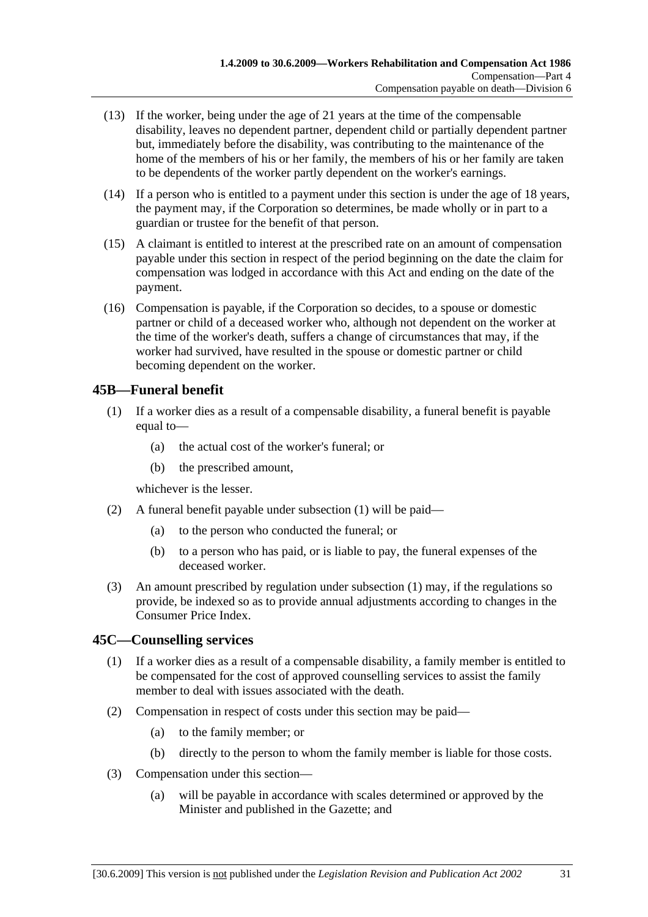(13) If the worker, being under the age of 21 years at the time of the compensable disability, leaves no dependent partner, dependent child or partially dependent partner but, immediately before the disability, was contributing to the maintenance of the home of the members of his or her family, the members of his or her family are taken to be dependents of the worker partly dependent on the worker's earnings.

(14) If a person who is entitled to a payment under this section is under the age of 18 years, the payment may, if the Corporation so determines, be made wholly or in part to a guardian or trustee for the benefit of that person.

(15) A claimant is entitled to interest at the prescribed rate on an amount of compensation payable under this section in respect of the period beginning on the date the claim for compensation was lodged in accordance with this Act and ending on the date of the payment.

(16) Compensation is payable, if the Corporation so decides, to a spouse or domestic partner or child of a deceased worker who, although not dependent on the worker at the time of the worker's death, suffers a change of circumstances that may, if the worker had survived, have resulted in the spouse or domestic partner or child becoming dependent on the worker.

## 45B—Funeral benefit

(1) If a worker dies as a result of a compensable disability, a funeral benefit is payable equal to—

  (a) the actual cost of the worker's funeral; or

  (b) the prescribed amount,

whichever is the lesser.

(2) A funeral benefit payable under subsection (1) will be paid—

  (a) to the person who conducted the funeral; or

  (b) to a person who has paid, or is liable to pay, the funeral expenses of the deceased worker.

(3) An amount prescribed by regulation under subsection (1) may, if the regulations so provide, be indexed so as to provide annual adjustments according to changes in the Consumer Price Index.

## 45C—Counselling services

(1) If a worker dies as a result of a compensable disability, a family member is entitled to be compensated for the cost of approved counselling services to assist the family member to deal with issues associated with the death.

(2) Compensation in respect of costs under this section may be paid—

  (a) to the family member; or

  (b) directly to the person to whom the family member is liable for those costs.

(3) Compensation under this section—

  (a) will be payable in accordance with scales determined or approved by the Minister and published in the Gazette; and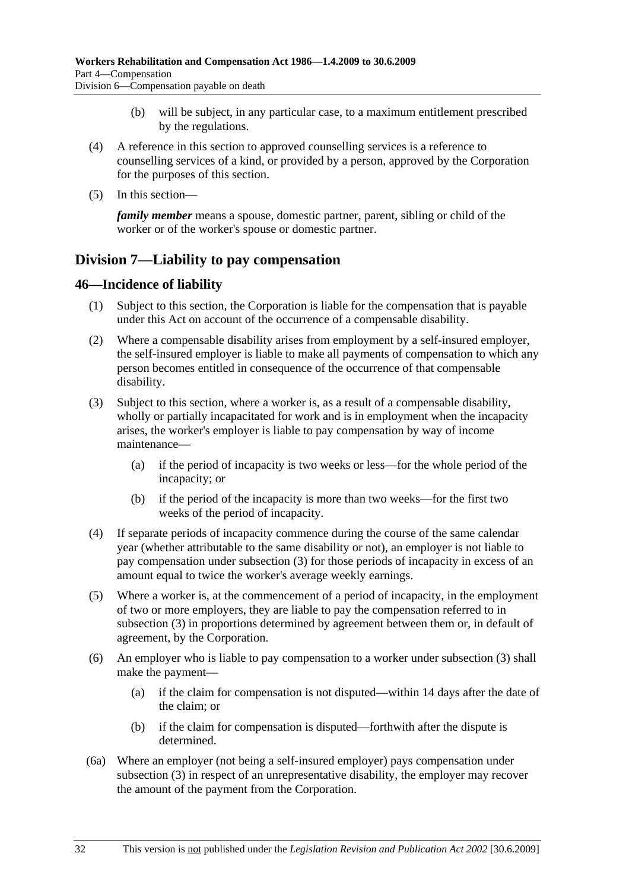(b) will be subject, in any particular case, to a maximum entitlement prescribed by the regulations.

(4) A reference in this section to approved counselling services is a reference to counselling services of a kind, or provided by a person, approved by the Corporation for the purposes of this section.

(5) In this section—

***family member*** means a spouse, domestic partner, parent, sibling or child of the worker or of the worker's spouse or domestic partner.

## Division 7—Liability to pay compensation

### 46—Incidence of liability

(1) Subject to this section, the Corporation is liable for the compensation that is payable under this Act on account of the occurrence of a compensable disability.

(2) Where a compensable disability arises from employment by a self-insured employer, the self-insured employer is liable to make all payments of compensation to which any person becomes entitled in consequence of the occurrence of that compensable disability.

(3) Subject to this section, where a worker is, as a result of a compensable disability, wholly or partially incapacitated for work and is in employment when the incapacity arises, the worker's employer is liable to pay compensation by way of income maintenance—

(a) if the period of incapacity is two weeks or less—for the whole period of the incapacity; or

(b) if the period of the incapacity is more than two weeks—for the first two weeks of the period of incapacity.

(4) If separate periods of incapacity commence during the course of the same calendar year (whether attributable to the same disability or not), an employer is not liable to pay compensation under subsection (3) for those periods of incapacity in excess of an amount equal to twice the worker's average weekly earnings.

(5) Where a worker is, at the commencement of a period of incapacity, in the employment of two or more employers, they are liable to pay the compensation referred to in subsection (3) in proportions determined by agreement between them or, in default of agreement, by the Corporation.

(6) An employer who is liable to pay compensation to a worker under subsection (3) shall make the payment—

(a) if the claim for compensation is not disputed—within 14 days after the date of the claim; or

(b) if the claim for compensation is disputed—forthwith after the dispute is determined.

(6a) Where an employer (not being a self-insured employer) pays compensation under subsection (3) in respect of an unrepresentative disability, the employer may recover the amount of the payment from the Corporation.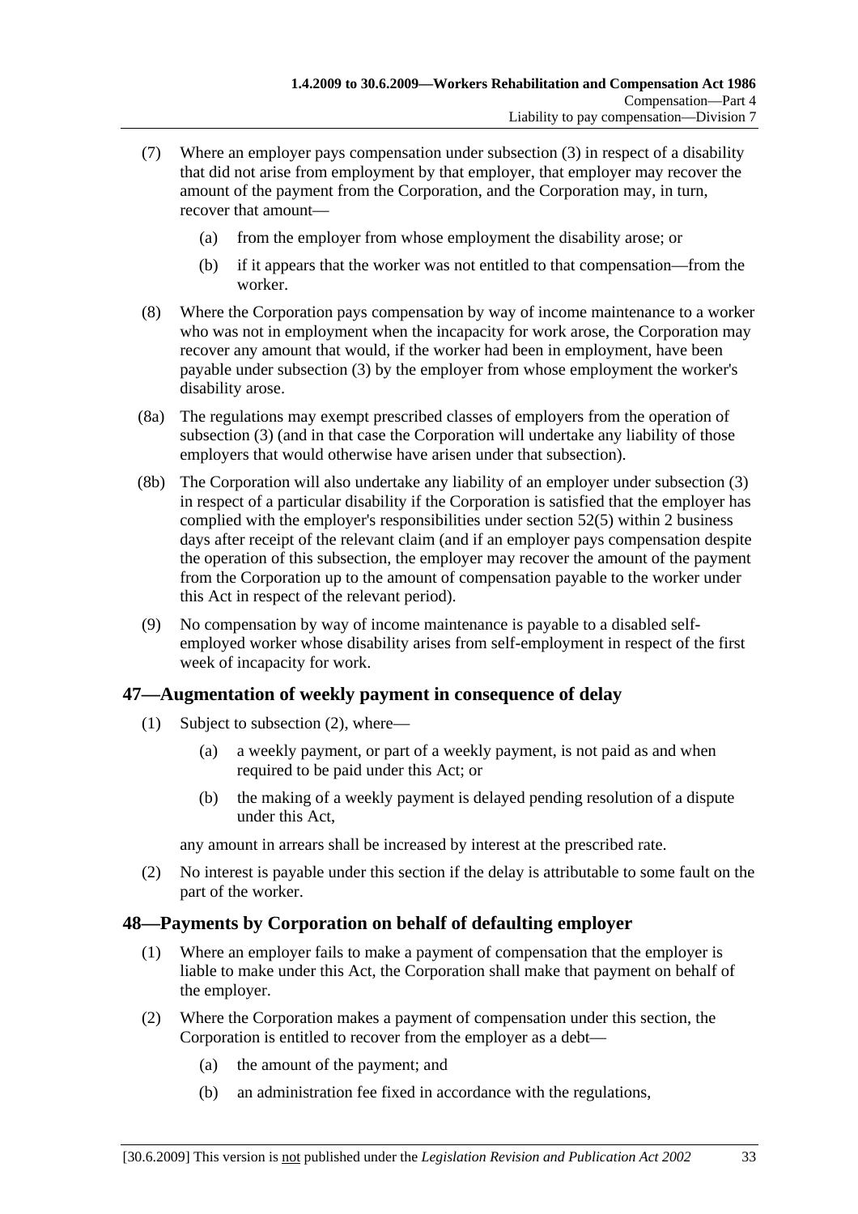(7) Where an employer pays compensation under subsection (3) in respect of a disability that did not arise from employment by that employer, that employer may recover the amount of the payment from the Corporation, and the Corporation may, in turn, recover that amount—

(a) from the employer from whose employment the disability arose; or

(b) if it appears that the worker was not entitled to that compensation—from the worker.

(8) Where the Corporation pays compensation by way of income maintenance to a worker who was not in employment when the incapacity for work arose, the Corporation may recover any amount that would, if the worker had been in employment, have been payable under subsection (3) by the employer from whose employment the worker's disability arose.

(8a) The regulations may exempt prescribed classes of employers from the operation of subsection (3) (and in that case the Corporation will undertake any liability of those employers that would otherwise have arisen under that subsection).

(8b) The Corporation will also undertake any liability of an employer under subsection (3) in respect of a particular disability if the Corporation is satisfied that the employer has complied with the employer's responsibilities under section 52(5) within 2 business days after receipt of the relevant claim (and if an employer pays compensation despite the operation of this subsection, the employer may recover the amount of the payment from the Corporation up to the amount of compensation payable to the worker under this Act in respect of the relevant period).

(9) No compensation by way of income maintenance is payable to a disabled self-employed worker whose disability arises from self-employment in respect of the first week of incapacity for work.

## 47—Augmentation of weekly payment in consequence of delay

(1) Subject to subsection (2), where—

(a) a weekly payment, or part of a weekly payment, is not paid as and when required to be paid under this Act; or

(b) the making of a weekly payment is delayed pending resolution of a dispute under this Act,

any amount in arrears shall be increased by interest at the prescribed rate.

(2) No interest is payable under this section if the delay is attributable to some fault on the part of the worker.

## 48—Payments by Corporation on behalf of defaulting employer

(1) Where an employer fails to make a payment of compensation that the employer is liable to make under this Act, the Corporation shall make that payment on behalf of the employer.

(2) Where the Corporation makes a payment of compensation under this section, the Corporation is entitled to recover from the employer as a debt—

(a) the amount of the payment; and

(b) an administration fee fixed in accordance with the regulations,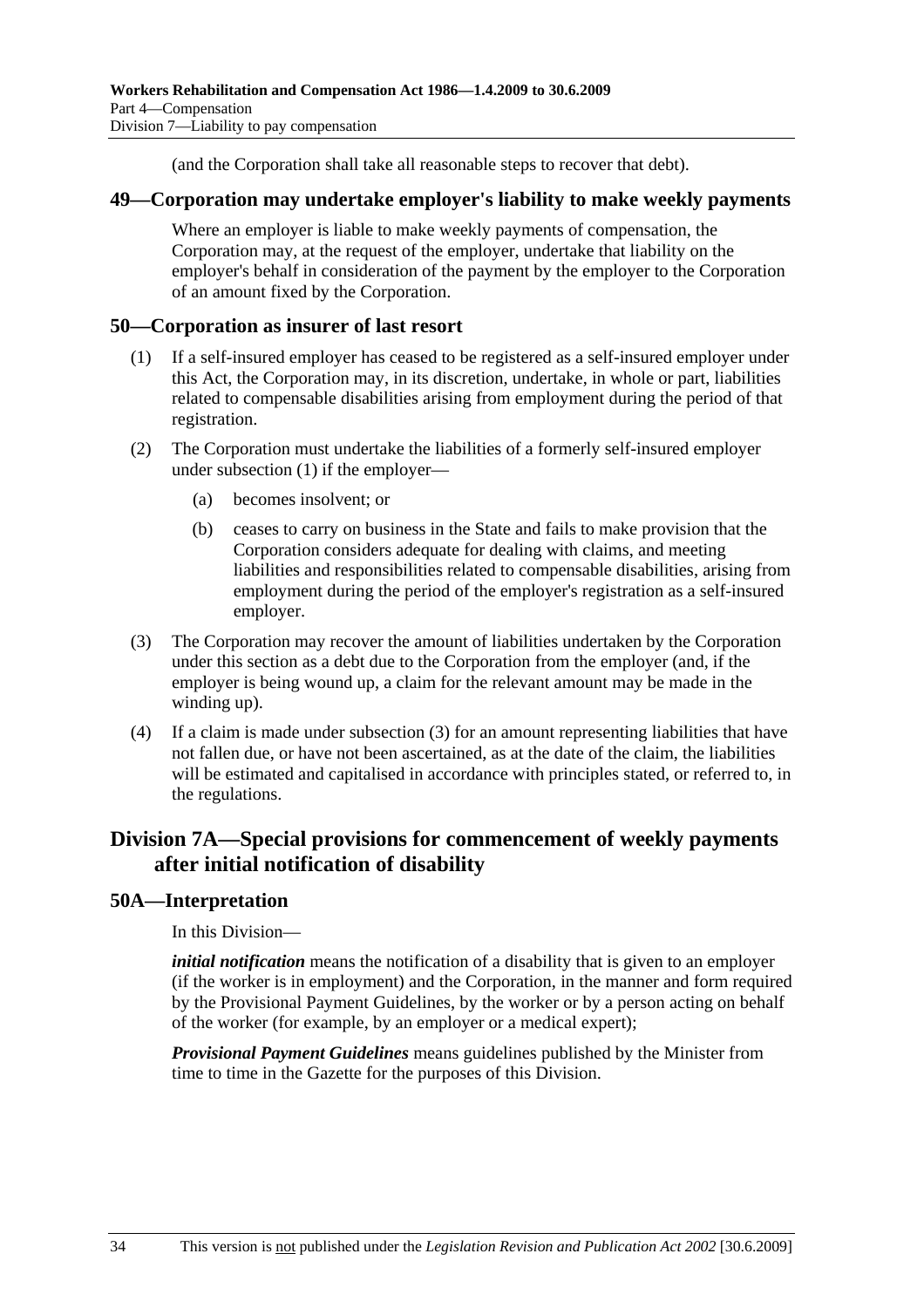(and the Corporation shall take all reasonable steps to recover that debt).

## 49—Corporation may undertake employer's liability to make weekly payments

Where an employer is liable to make weekly payments of compensation, the Corporation may, at the request of the employer, undertake that liability on the employer's behalf in consideration of the payment by the employer to the Corporation of an amount fixed by the Corporation.

## 50—Corporation as insurer of last resort

(1) If a self-insured employer has ceased to be registered as a self-insured employer under this Act, the Corporation may, in its discretion, undertake, in whole or part, liabilities related to compensable disabilities arising from employment during the period of that registration.

(2) The Corporation must undertake the liabilities of a formerly self-insured employer under subsection (1) if the employer—

- (a) becomes insolvent; or
- (b) ceases to carry on business in the State and fails to make provision that the Corporation considers adequate for dealing with claims, and meeting liabilities and responsibilities related to compensable disabilities, arising from employment during the period of the employer's registration as a self-insured employer.

(3) The Corporation may recover the amount of liabilities undertaken by the Corporation under this section as a debt due to the Corporation from the employer (and, if the employer is being wound up, a claim for the relevant amount may be made in the winding up).

(4) If a claim is made under subsection (3) for an amount representing liabilities that have not fallen due, or have not been ascertained, as at the date of the claim, the liabilities will be estimated and capitalised in accordance with principles stated, or referred to, in the regulations.

# Division 7A—Special provisions for commencement of weekly payments after initial notification of disability

## 50A—Interpretation

In this Division—

***initial notification*** means the notification of a disability that is given to an employer (if the worker is in employment) and the Corporation, in the manner and form required by the Provisional Payment Guidelines, by the worker or by a person acting on behalf of the worker (for example, by an employer or a medical expert);

***Provisional Payment Guidelines*** means guidelines published by the Minister from time to time in the Gazette for the purposes of this Division.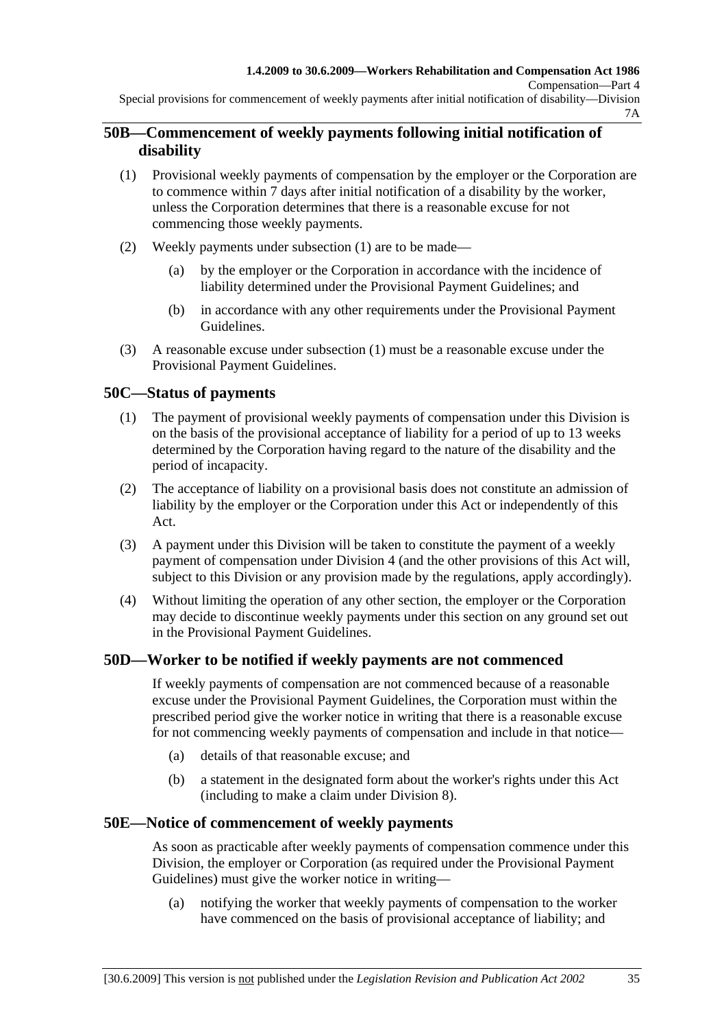## 50B—Commencement of weekly payments following initial notification of disability

(1) Provisional weekly payments of compensation by the employer or the Corporation are to commence within 7 days after initial notification of a disability by the worker, unless the Corporation determines that there is a reasonable excuse for not commencing those weekly payments.

(2) Weekly payments under subsection (1) are to be made—

(a) by the employer or the Corporation in accordance with the incidence of liability determined under the Provisional Payment Guidelines; and

(b) in accordance with any other requirements under the Provisional Payment Guidelines.

(3) A reasonable excuse under subsection (1) must be a reasonable excuse under the Provisional Payment Guidelines.

## 50C—Status of payments

(1) The payment of provisional weekly payments of compensation under this Division is on the basis of the provisional acceptance of liability for a period of up to 13 weeks determined by the Corporation having regard to the nature of the disability and the period of incapacity.

(2) The acceptance of liability on a provisional basis does not constitute an admission of liability by the employer or the Corporation under this Act or independently of this Act.

(3) A payment under this Division will be taken to constitute the payment of a weekly payment of compensation under Division 4 (and the other provisions of this Act will, subject to this Division or any provision made by the regulations, apply accordingly).

(4) Without limiting the operation of any other section, the employer or the Corporation may decide to discontinue weekly payments under this section on any ground set out in the Provisional Payment Guidelines.

## 50D—Worker to be notified if weekly payments are not commenced

If weekly payments of compensation are not commenced because of a reasonable excuse under the Provisional Payment Guidelines, the Corporation must within the prescribed period give the worker notice in writing that there is a reasonable excuse for not commencing weekly payments of compensation and include in that notice—

(a) details of that reasonable excuse; and

(b) a statement in the designated form about the worker's rights under this Act (including to make a claim under Division 8).

## 50E—Notice of commencement of weekly payments

As soon as practicable after weekly payments of compensation commence under this Division, the employer or Corporation (as required under the Provisional Payment Guidelines) must give the worker notice in writing—

(a) notifying the worker that weekly payments of compensation to the worker have commenced on the basis of provisional acceptance of liability; and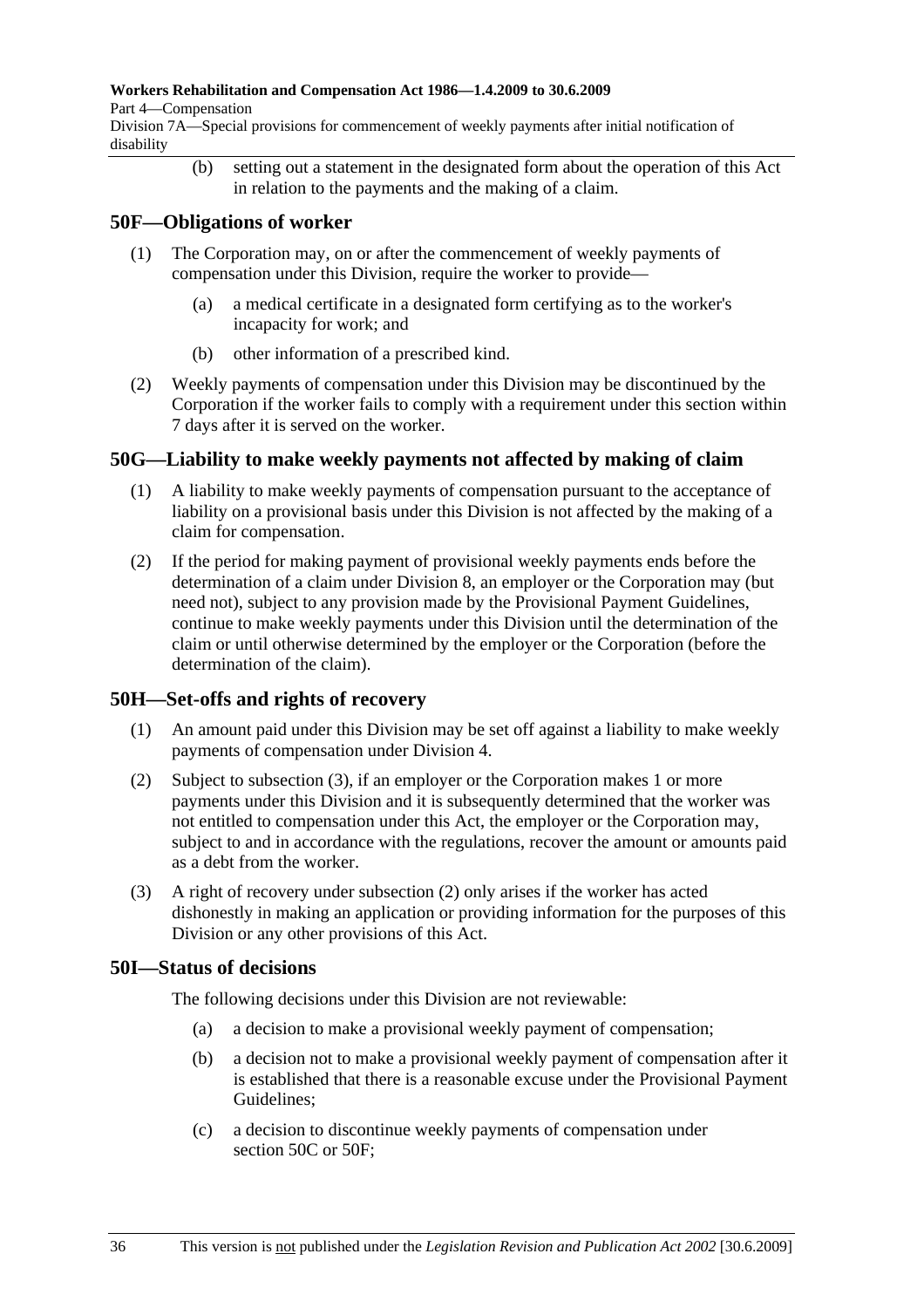(b) setting out a statement in the designated form about the operation of this Act in relation to the payments and the making of a claim.

## 50F—Obligations of worker

(1) The Corporation may, on or after the commencement of weekly payments of compensation under this Division, require the worker to provide—

(a) a medical certificate in a designated form certifying as to the worker's incapacity for work; and

(b) other information of a prescribed kind.

(2) Weekly payments of compensation under this Division may be discontinued by the Corporation if the worker fails to comply with a requirement under this section within 7 days after it is served on the worker.

## 50G—Liability to make weekly payments not affected by making of claim

(1) A liability to make weekly payments of compensation pursuant to the acceptance of liability on a provisional basis under this Division is not affected by the making of a claim for compensation.

(2) If the period for making payment of provisional weekly payments ends before the determination of a claim under Division 8, an employer or the Corporation may (but need not), subject to any provision made by the Provisional Payment Guidelines, continue to make weekly payments under this Division until the determination of the claim or until otherwise determined by the employer or the Corporation (before the determination of the claim).

## 50H—Set-offs and rights of recovery

(1) An amount paid under this Division may be set off against a liability to make weekly payments of compensation under Division 4.

(2) Subject to subsection (3), if an employer or the Corporation makes 1 or more payments under this Division and it is subsequently determined that the worker was not entitled to compensation under this Act, the employer or the Corporation may, subject to and in accordance with the regulations, recover the amount or amounts paid as a debt from the worker.

(3) A right of recovery under subsection (2) only arises if the worker has acted dishonestly in making an application or providing information for the purposes of this Division or any other provisions of this Act.

## 50I—Status of decisions

The following decisions under this Division are not reviewable:

(a) a decision to make a provisional weekly payment of compensation;

(b) a decision not to make a provisional weekly payment of compensation after it is established that there is a reasonable excuse under the Provisional Payment Guidelines;

(c) a decision to discontinue weekly payments of compensation under section 50C or 50F;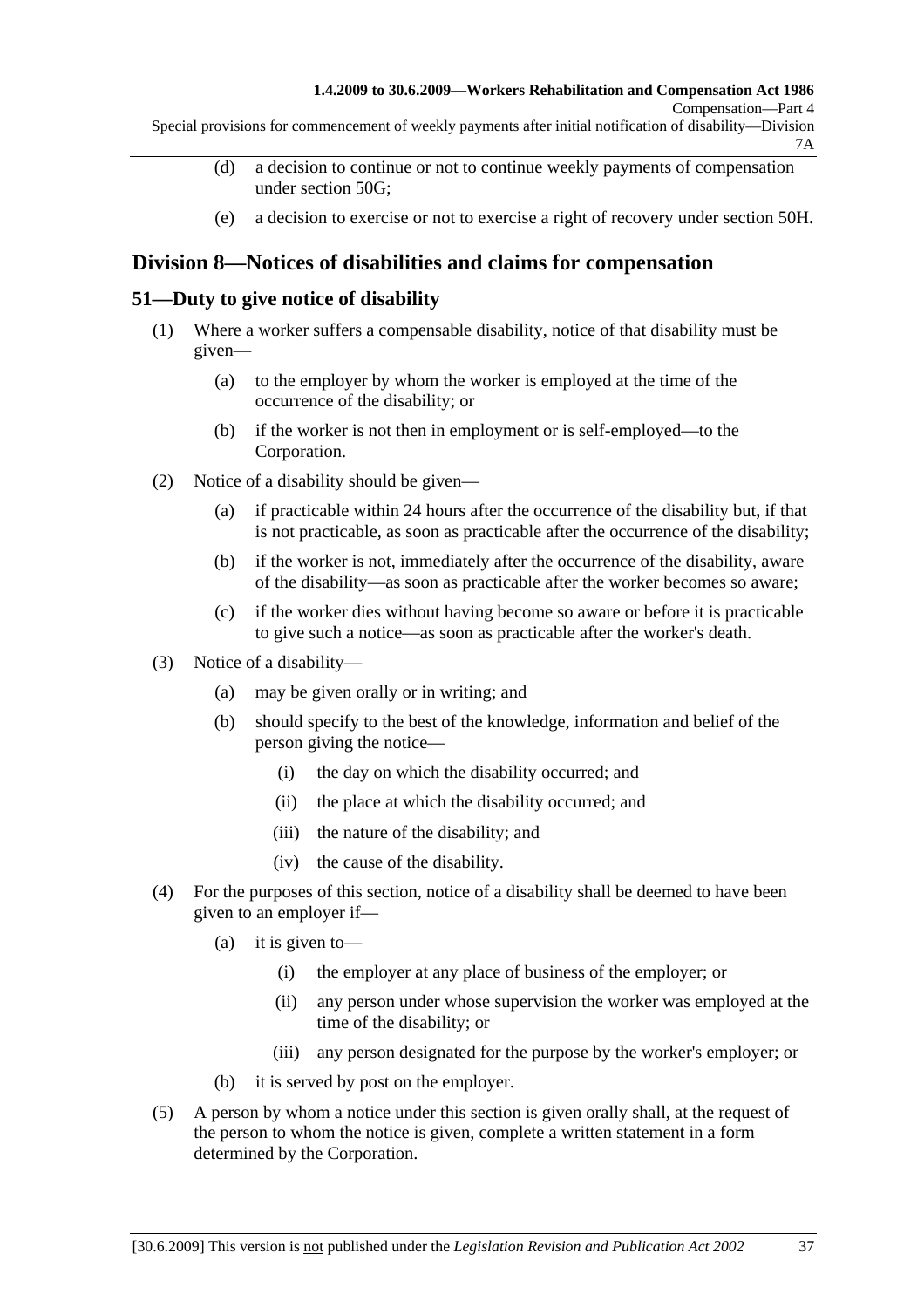(d) a decision to continue or not to continue weekly payments of compensation under section 50G;

(e) a decision to exercise or not to exercise a right of recovery under section 50H.

## Division 8—Notices of disabilities and claims for compensation

### 51—Duty to give notice of disability

(1) Where a worker suffers a compensable disability, notice of that disability must be given—

(a) to the employer by whom the worker is employed at the time of the occurrence of the disability; or

(b) if the worker is not then in employment or is self-employed—to the Corporation.

(2) Notice of a disability should be given—

(a) if practicable within 24 hours after the occurrence of the disability but, if that is not practicable, as soon as practicable after the occurrence of the disability;

(b) if the worker is not, immediately after the occurrence of the disability, aware of the disability—as soon as practicable after the worker becomes so aware;

(c) if the worker dies without having become so aware or before it is practicable to give such a notice—as soon as practicable after the worker's death.

(3) Notice of a disability—

(a) may be given orally or in writing; and

(b) should specify to the best of the knowledge, information and belief of the person giving the notice—

(i) the day on which the disability occurred; and

(ii) the place at which the disability occurred; and

(iii) the nature of the disability; and

(iv) the cause of the disability.

(4) For the purposes of this section, notice of a disability shall be deemed to have been given to an employer if—

(a) it is given to—

(i) the employer at any place of business of the employer; or

(ii) any person under whose supervision the worker was employed at the time of the disability; or

(iii) any person designated for the purpose by the worker's employer; or

(b) it is served by post on the employer.

(5) A person by whom a notice under this section is given orally shall, at the request of the person to whom the notice is given, complete a written statement in a form determined by the Corporation.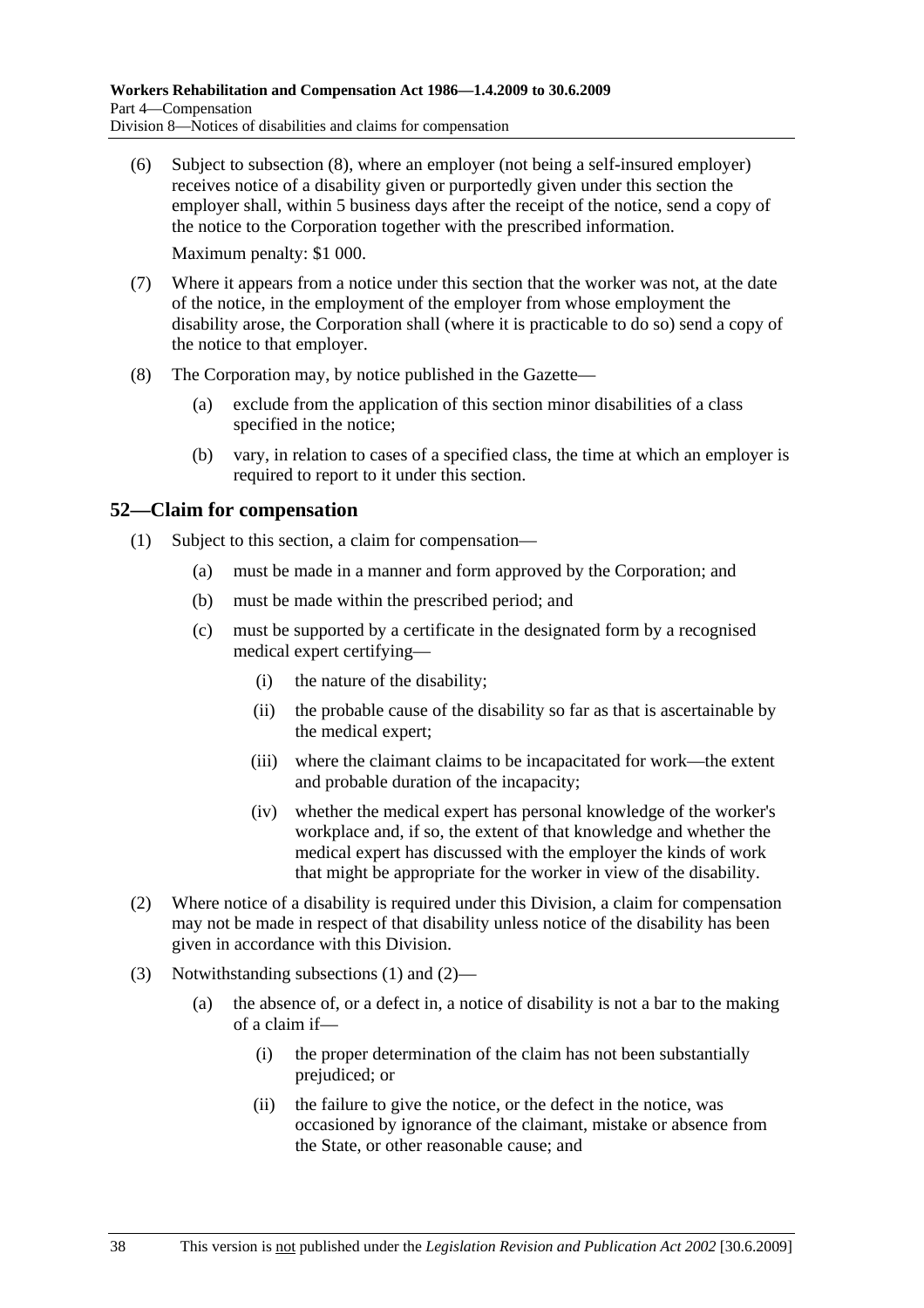(6) Subject to subsection (8), where an employer (not being a self-insured employer) receives notice of a disability given or purportedly given under this section the employer shall, within 5 business days after the receipt of the notice, send a copy of the notice to the Corporation together with the prescribed information.

Maximum penalty: $1 000.

(7) Where it appears from a notice under this section that the worker was not, at the date of the notice, in the employment of the employer from whose employment the disability arose, the Corporation shall (where it is practicable to do so) send a copy of the notice to that employer.

(8) The Corporation may, by notice published in the Gazette—

(a) exclude from the application of this section minor disabilities of a class specified in the notice;

(b) vary, in relation to cases of a specified class, the time at which an employer is required to report to it under this section.

## 52—Claim for compensation

(1) Subject to this section, a claim for compensation—

(a) must be made in a manner and form approved by the Corporation; and

(b) must be made within the prescribed period; and

(c) must be supported by a certificate in the designated form by a recognised medical expert certifying—

(i) the nature of the disability;

(ii) the probable cause of the disability so far as that is ascertainable by the medical expert;

(iii) where the claimant claims to be incapacitated for work—the extent and probable duration of the incapacity;

(iv) whether the medical expert has personal knowledge of the worker's workplace and, if so, the extent of that knowledge and whether the medical expert has discussed with the employer the kinds of work that might be appropriate for the worker in view of the disability.

(2) Where notice of a disability is required under this Division, a claim for compensation may not be made in respect of that disability unless notice of the disability has been given in accordance with this Division.

(3) Notwithstanding subsections (1) and (2)—

(a) the absence of, or a defect in, a notice of disability is not a bar to the making of a claim if—

(i) the proper determination of the claim has not been substantially prejudiced; or

(ii) the failure to give the notice, or the defect in the notice, was occasioned by ignorance of the claimant, mistake or absence from the State, or other reasonable cause; and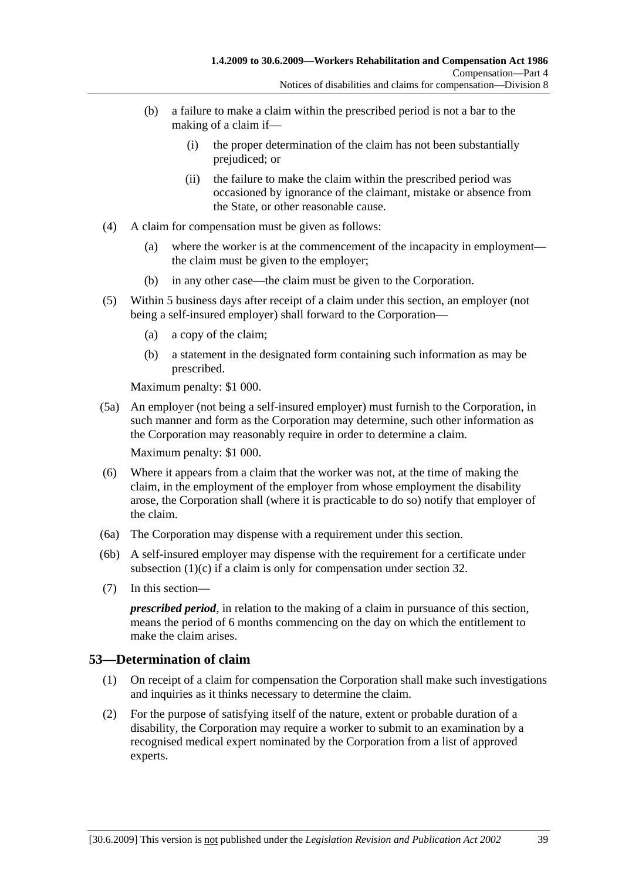(b) a failure to make a claim within the prescribed period is not a bar to the making of a claim if—

(i) the proper determination of the claim has not been substantially prejudiced; or

(ii) the failure to make the claim within the prescribed period was occasioned by ignorance of the claimant, mistake or absence from the State, or other reasonable cause.

(4) A claim for compensation must be given as follows:

(a) where the worker is at the commencement of the incapacity in employment—the claim must be given to the employer;

(b) in any other case—the claim must be given to the Corporation.

(5) Within 5 business days after receipt of a claim under this section, an employer (not being a self-insured employer) shall forward to the Corporation—

(a) a copy of the claim;

(b) a statement in the designated form containing such information as may be prescribed.

Maximum penalty: $1 000.

(5a) An employer (not being a self-insured employer) must furnish to the Corporation, in such manner and form as the Corporation may determine, such other information as the Corporation may reasonably require in order to determine a claim.

Maximum penalty: $1 000.

(6) Where it appears from a claim that the worker was not, at the time of making the claim, in the employment of the employer from whose employment the disability arose, the Corporation shall (where it is practicable to do so) notify that employer of the claim.

(6a) The Corporation may dispense with a requirement under this section.

(6b) A self-insured employer may dispense with the requirement for a certificate under subsection (1)(c) if a claim is only for compensation under section 32.

(7) In this section—

***prescribed period***, in relation to the making of a claim in pursuance of this section, means the period of 6 months commencing on the day on which the entitlement to make the claim arises.

## 53—Determination of claim

(1) On receipt of a claim for compensation the Corporation shall make such investigations and inquiries as it thinks necessary to determine the claim.

(2) For the purpose of satisfying itself of the nature, extent or probable duration of a disability, the Corporation may require a worker to submit to an examination by a recognised medical expert nominated by the Corporation from a list of approved experts.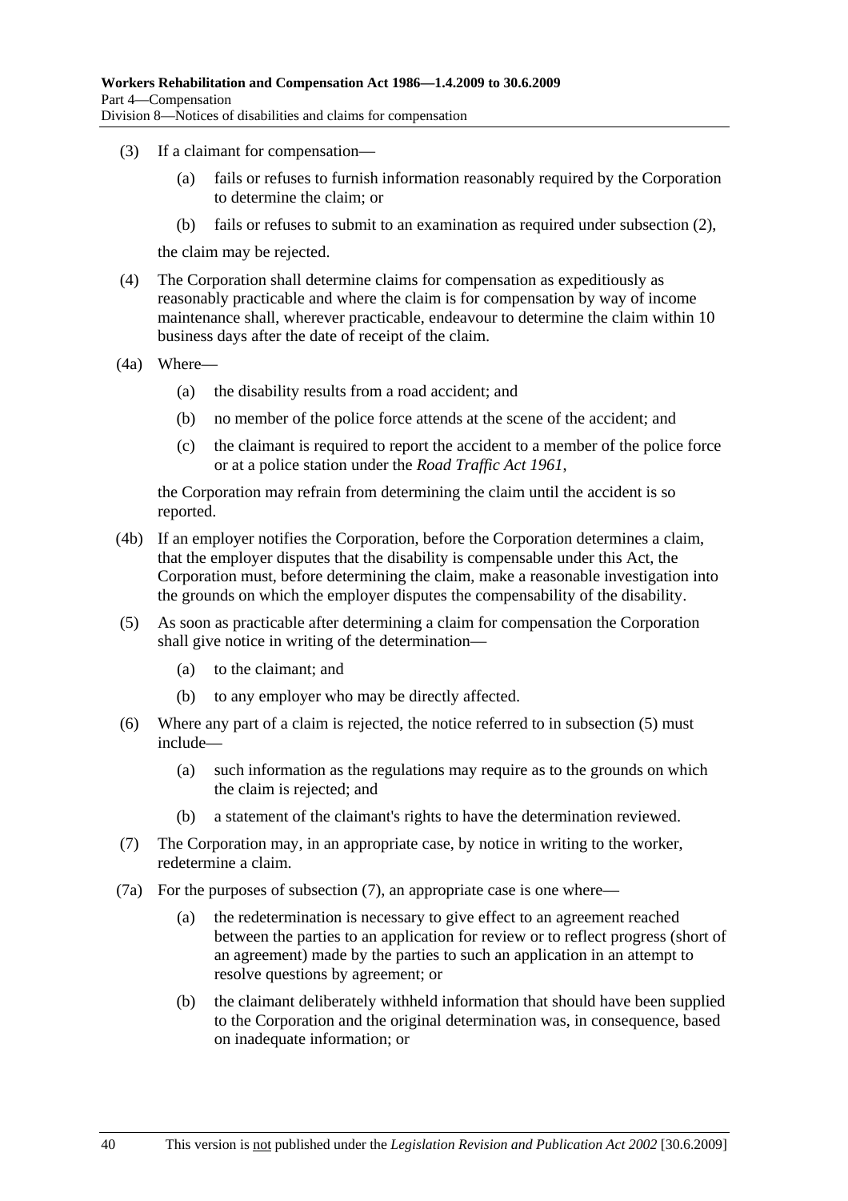(3) If a claimant for compensation—

(a) fails or refuses to furnish information reasonably required by the Corporation to determine the claim; or

(b) fails or refuses to submit to an examination as required under subsection (2),

the claim may be rejected.

(4) The Corporation shall determine claims for compensation as expeditiously as reasonably practicable and where the claim is for compensation by way of income maintenance shall, wherever practicable, endeavour to determine the claim within 10 business days after the date of receipt of the claim.

(4a) Where—

(a) the disability results from a road accident; and

(b) no member of the police force attends at the scene of the accident; and

(c) the claimant is required to report the accident to a member of the police force or at a police station under the *Road Traffic Act 1961*,

the Corporation may refrain from determining the claim until the accident is so reported.

(4b) If an employer notifies the Corporation, before the Corporation determines a claim, that the employer disputes that the disability is compensable under this Act, the Corporation must, before determining the claim, make a reasonable investigation into the grounds on which the employer disputes the compensability of the disability.

(5) As soon as practicable after determining a claim for compensation the Corporation shall give notice in writing of the determination—

(a) to the claimant; and

(b) to any employer who may be directly affected.

(6) Where any part of a claim is rejected, the notice referred to in subsection (5) must include—

(a) such information as the regulations may require as to the grounds on which the claim is rejected; and

(b) a statement of the claimant's rights to have the determination reviewed.

(7) The Corporation may, in an appropriate case, by notice in writing to the worker, redetermine a claim.

(7a) For the purposes of subsection (7), an appropriate case is one where—

(a) the redetermination is necessary to give effect to an agreement reached between the parties to an application for review or to reflect progress (short of an agreement) made by the parties to such an application in an attempt to resolve questions by agreement; or

(b) the claimant deliberately withheld information that should have been supplied to the Corporation and the original determination was, in consequence, based on inadequate information; or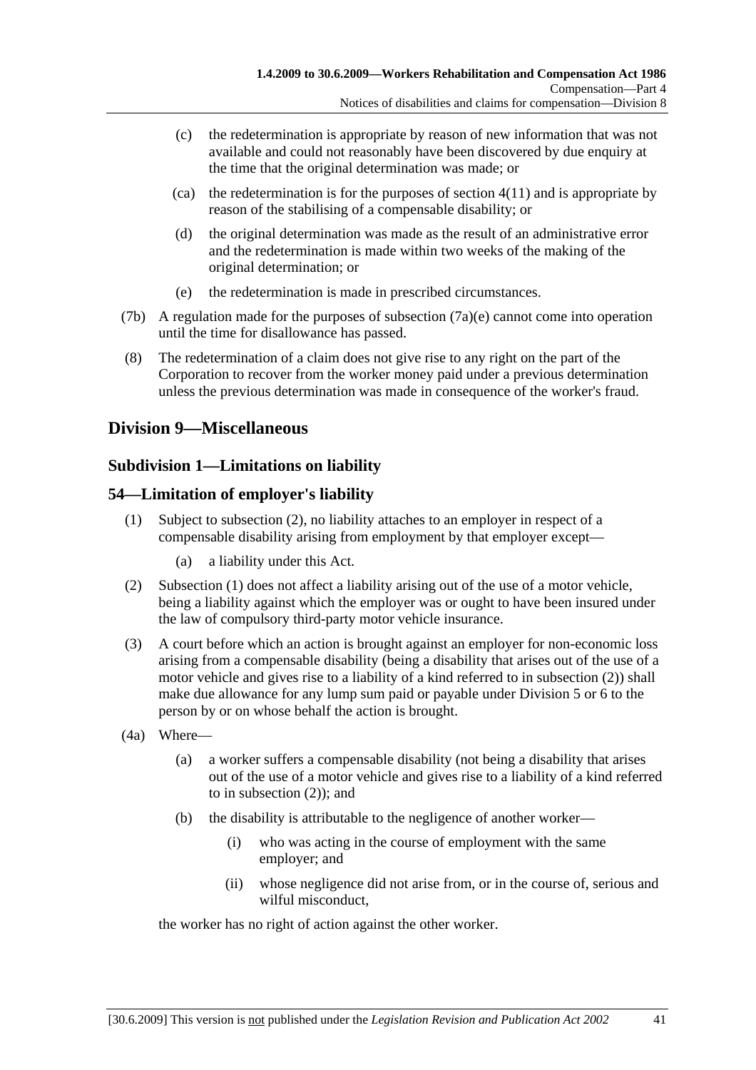(c) the redetermination is appropriate by reason of new information that was not available and could not reasonably have been discovered by due enquiry at the time that the original determination was made; or

(ca) the redetermination is for the purposes of section 4(11) and is appropriate by reason of the stabilising of a compensable disability; or

(d) the original determination was made as the result of an administrative error and the redetermination is made within two weeks of the making of the original determination; or

(e) the redetermination is made in prescribed circumstances.

(7b) A regulation made for the purposes of subsection (7a)(e) cannot come into operation until the time for disallowance has passed.

(8) The redetermination of a claim does not give rise to any right on the part of the Corporation to recover from the worker money paid under a previous determination unless the previous determination was made in consequence of the worker's fraud.

## Division 9—Miscellaneous

### Subdivision 1—Limitations on liability

### 54—Limitation of employer's liability

(1) Subject to subsection (2), no liability attaches to an employer in respect of a compensable disability arising from employment by that employer except—

(a) a liability under this Act.

(2) Subsection (1) does not affect a liability arising out of the use of a motor vehicle, being a liability against which the employer was or ought to have been insured under the law of compulsory third-party motor vehicle insurance.

(3) A court before which an action is brought against an employer for non-economic loss arising from a compensable disability (being a disability that arises out of the use of a motor vehicle and gives rise to a liability of a kind referred to in subsection (2)) shall make due allowance for any lump sum paid or payable under Division 5 or 6 to the person by or on whose behalf the action is brought.

(4a) Where—

(a) a worker suffers a compensable disability (not being a disability that arises out of the use of a motor vehicle and gives rise to a liability of a kind referred to in subsection (2)); and

(b) the disability is attributable to the negligence of another worker—

(i) who was acting in the course of employment with the same employer; and

(ii) whose negligence did not arise from, or in the course of, serious and wilful misconduct,

the worker has no right of action against the other worker.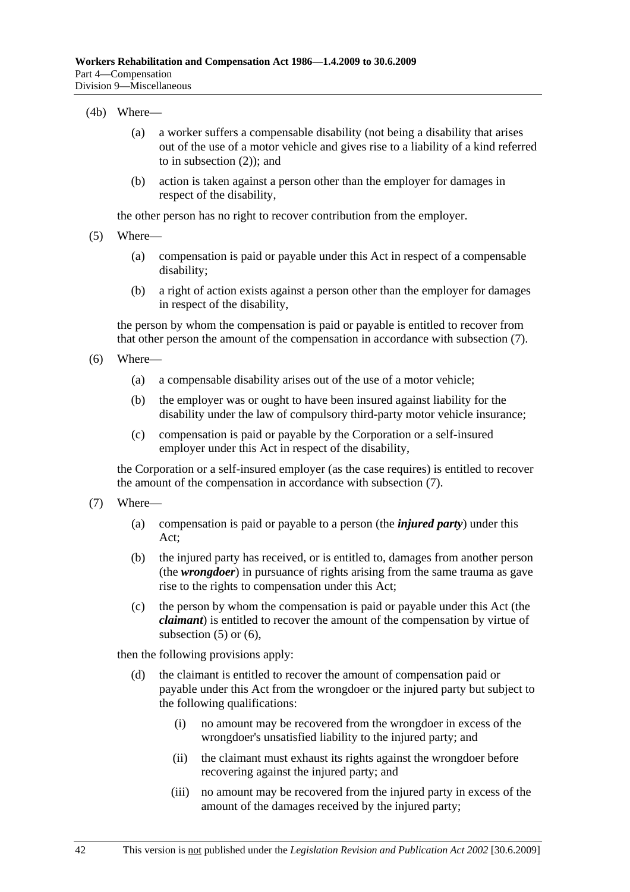(4b) Where—

(a) a worker suffers a compensable disability (not being a disability that arises out of the use of a motor vehicle and gives rise to a liability of a kind referred to in subsection (2)); and

(b) action is taken against a person other than the employer for damages in respect of the disability,

the other person has no right to recover contribution from the employer.

(5) Where—

(a) compensation is paid or payable under this Act in respect of a compensable disability;

(b) a right of action exists against a person other than the employer for damages in respect of the disability,

the person by whom the compensation is paid or payable is entitled to recover from that other person the amount of the compensation in accordance with subsection (7).

(6) Where—

(a) a compensable disability arises out of the use of a motor vehicle;

(b) the employer was or ought to have been insured against liability for the disability under the law of compulsory third-party motor vehicle insurance;

(c) compensation is paid or payable by the Corporation or a self-insured employer under this Act in respect of the disability,

the Corporation or a self-insured employer (as the case requires) is entitled to recover the amount of the compensation in accordance with subsection (7).

(7) Where—

(a) compensation is paid or payable to a person (the ***injured party***) under this Act;

(b) the injured party has received, or is entitled to, damages from another person (the ***wrongdoer***) in pursuance of rights arising from the same trauma as gave rise to the rights to compensation under this Act;

(c) the person by whom the compensation is paid or payable under this Act (the ***claimant***) is entitled to recover the amount of the compensation by virtue of subsection (5) or (6),

then the following provisions apply:

(d) the claimant is entitled to recover the amount of compensation paid or payable under this Act from the wrongdoer or the injured party but subject to the following qualifications:

(i) no amount may be recovered from the wrongdoer in excess of the wrongdoer's unsatisfied liability to the injured party; and

(ii) the claimant must exhaust its rights against the wrongdoer before recovering against the injured party; and

(iii) no amount may be recovered from the injured party in excess of the amount of the damages received by the injured party;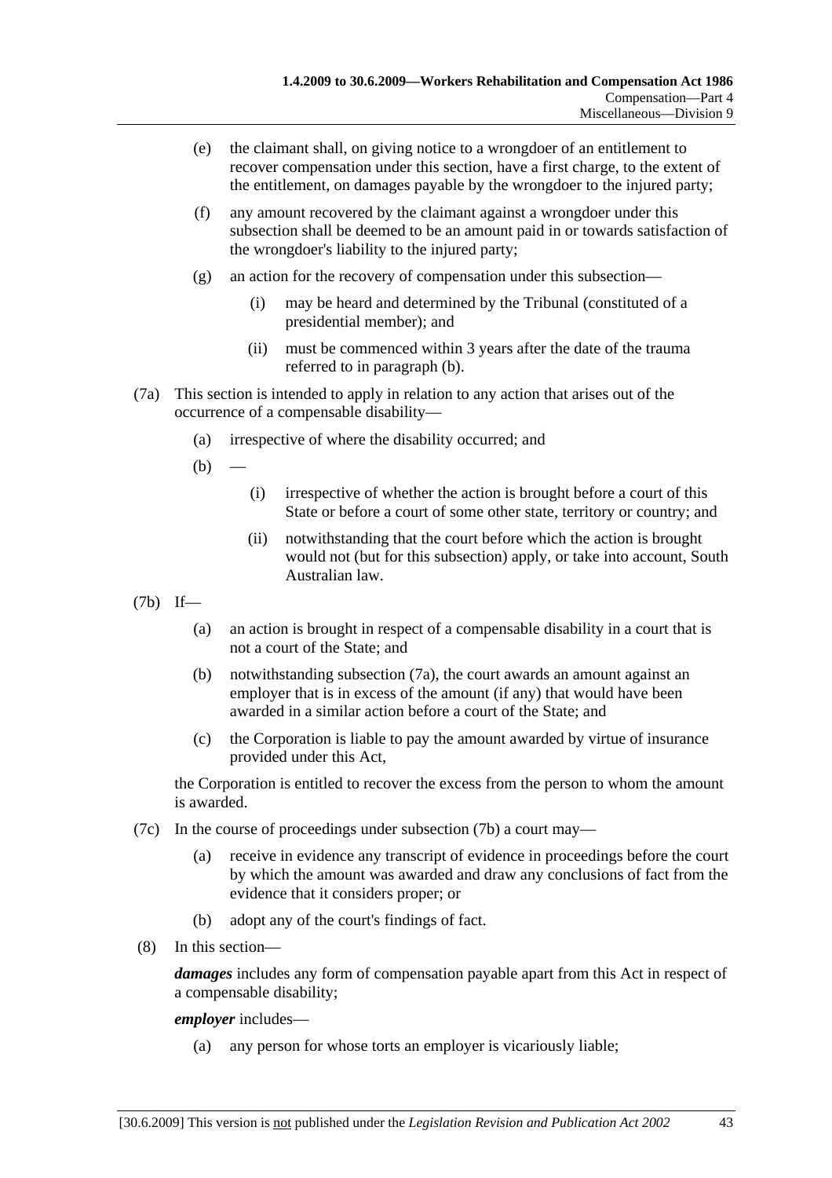(e) the claimant shall, on giving notice to a wrongdoer of an entitlement to recover compensation under this section, have a first charge, to the extent of the entitlement, on damages payable by the wrongdoer to the injured party;

(f) any amount recovered by the claimant against a wrongdoer under this subsection shall be deemed to be an amount paid in or towards satisfaction of the wrongdoer's liability to the injured party;

(g) an action for the recovery of compensation under this subsection—

(i) may be heard and determined by the Tribunal (constituted of a presidential member); and

(ii) must be commenced within 3 years after the date of the trauma referred to in paragraph (b).

(7a) This section is intended to apply in relation to any action that arises out of the occurrence of a compensable disability—

(a) irrespective of where the disability occurred; and

(b) —

(i) irrespective of whether the action is brought before a court of this State or before a court of some other state, territory or country; and

(ii) notwithstanding that the court before which the action is brought would not (but for this subsection) apply, or take into account, South Australian law.

(7b) If—

(a) an action is brought in respect of a compensable disability in a court that is not a court of the State; and

(b) notwithstanding subsection (7a), the court awards an amount against an employer that is in excess of the amount (if any) that would have been awarded in a similar action before a court of the State; and

(c) the Corporation is liable to pay the amount awarded by virtue of insurance provided under this Act,

the Corporation is entitled to recover the excess from the person to whom the amount is awarded.

(7c) In the course of proceedings under subsection (7b) a court may—

(a) receive in evidence any transcript of evidence in proceedings before the court by which the amount was awarded and draw any conclusions of fact from the evidence that it considers proper; or

(b) adopt any of the court's findings of fact.

(8) In this section—

***damages*** includes any form of compensation payable apart from this Act in respect of a compensable disability;

***employer*** includes—

(a) any person for whose torts an employer is vicariously liable;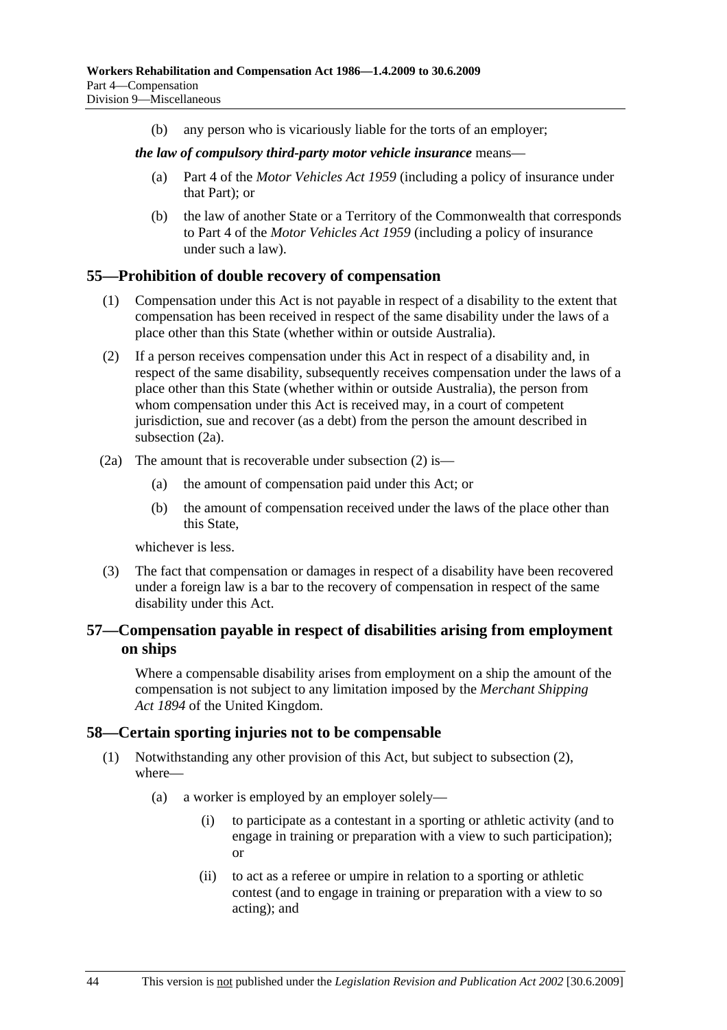(b) any person who is vicariously liable for the torts of an employer;

***the law of compulsory third-party motor vehicle insurance*** means—

(a) Part 4 of the *Motor Vehicles Act 1959* (including a policy of insurance under that Part); or

(b) the law of another State or a Territory of the Commonwealth that corresponds to Part 4 of the *Motor Vehicles Act 1959* (including a policy of insurance under such a law).

## 55—Prohibition of double recovery of compensation

(1) Compensation under this Act is not payable in respect of a disability to the extent that compensation has been received in respect of the same disability under the laws of a place other than this State (whether within or outside Australia).

(2) If a person receives compensation under this Act in respect of a disability and, in respect of the same disability, subsequently receives compensation under the laws of a place other than this State (whether within or outside Australia), the person from whom compensation under this Act is received may, in a court of competent jurisdiction, sue and recover (as a debt) from the person the amount described in subsection (2a).

(2a) The amount that is recoverable under subsection (2) is—

(a) the amount of compensation paid under this Act; or

(b) the amount of compensation received under the laws of the place other than this State,

whichever is less.

(3) The fact that compensation or damages in respect of a disability have been recovered under a foreign law is a bar to the recovery of compensation in respect of the same disability under this Act.

## 57—Compensation payable in respect of disabilities arising from employment on ships

Where a compensable disability arises from employment on a ship the amount of the compensation is not subject to any limitation imposed by the *Merchant Shipping Act 1894* of the United Kingdom.

## 58—Certain sporting injuries not to be compensable

(1) Notwithstanding any other provision of this Act, but subject to subsection (2), where—

(a) a worker is employed by an employer solely—

(i) to participate as a contestant in a sporting or athletic activity (and to engage in training or preparation with a view to such participation); or

(ii) to act as a referee or umpire in relation to a sporting or athletic contest (and to engage in training or preparation with a view to so acting); and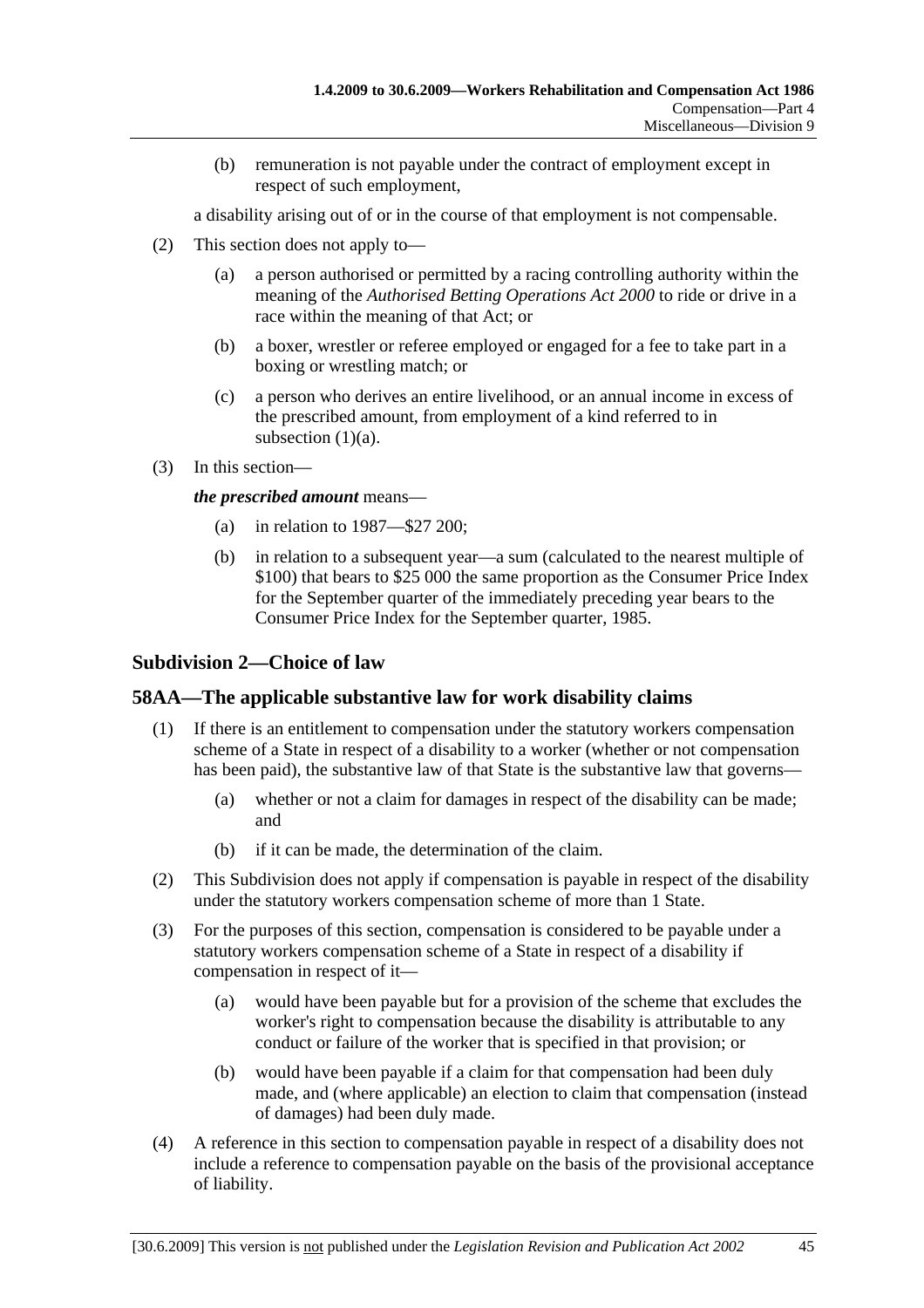(b) remuneration is not payable under the contract of employment except in respect of such employment,

a disability arising out of or in the course of that employment is not compensable.

(2) This section does not apply to—

(a) a person authorised or permitted by a racing controlling authority within the meaning of the *Authorised Betting Operations Act 2000* to ride or drive in a race within the meaning of that Act; or

(b) a boxer, wrestler or referee employed or engaged for a fee to take part in a boxing or wrestling match; or

(c) a person who derives an entire livelihood, or an annual income in excess of the prescribed amount, from employment of a kind referred to in subsection (1)(a).

(3) In this section—

***the prescribed amount*** means—

(a) in relation to 1987—$27 200;

(b) in relation to a subsequent year—a sum (calculated to the nearest multiple of $100) that bears to $25 000 the same proportion as the Consumer Price Index for the September quarter of the immediately preceding year bears to the Consumer Price Index for the September quarter, 1985.

## Subdivision 2—Choice of law

## 58AA—The applicable substantive law for work disability claims

(1) If there is an entitlement to compensation under the statutory workers compensation scheme of a State in respect of a disability to a worker (whether or not compensation has been paid), the substantive law of that State is the substantive law that governs—

(a) whether or not a claim for damages in respect of the disability can be made; and

(b) if it can be made, the determination of the claim.

(2) This Subdivision does not apply if compensation is payable in respect of the disability under the statutory workers compensation scheme of more than 1 State.

(3) For the purposes of this section, compensation is considered to be payable under a statutory workers compensation scheme of a State in respect of a disability if compensation in respect of it—

(a) would have been payable but for a provision of the scheme that excludes the worker's right to compensation because the disability is attributable to any conduct or failure of the worker that is specified in that provision; or

(b) would have been payable if a claim for that compensation had been duly made, and (where applicable) an election to claim that compensation (instead of damages) had been duly made.

(4) A reference in this section to compensation payable in respect of a disability does not include a reference to compensation payable on the basis of the provisional acceptance of liability.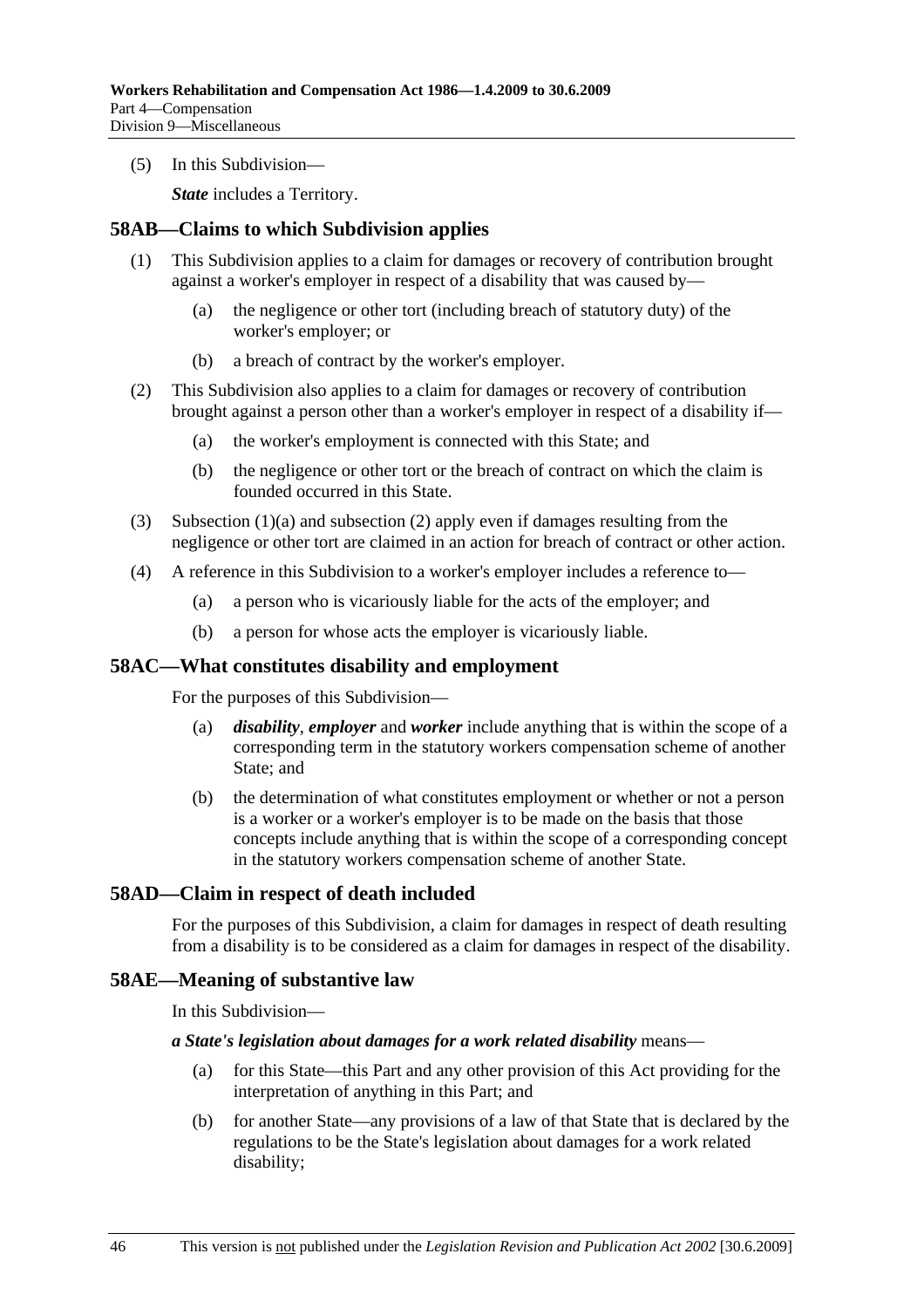(5) In this Subdivision—

***State*** includes a Territory.

## 58AB—Claims to which Subdivision applies

(1) This Subdivision applies to a claim for damages or recovery of contribution brought against a worker's employer in respect of a disability that was caused by—

- (a) the negligence or other tort (including breach of statutory duty) of the worker's employer; or
- (b) a breach of contract by the worker's employer.

(2) This Subdivision also applies to a claim for damages or recovery of contribution brought against a person other than a worker's employer in respect of a disability if—

- (a) the worker's employment is connected with this State; and
- (b) the negligence or other tort or the breach of contract on which the claim is founded occurred in this State.

(3) Subsection (1)(a) and subsection (2) apply even if damages resulting from the negligence or other tort are claimed in an action for breach of contract or other action.

(4) A reference in this Subdivision to a worker's employer includes a reference to—

- (a) a person who is vicariously liable for the acts of the employer; and
- (b) a person for whose acts the employer is vicariously liable.

## 58AC—What constitutes disability and employment

For the purposes of this Subdivision—

- (a) ***disability***, ***employer*** and ***worker*** include anything that is within the scope of a corresponding term in the statutory workers compensation scheme of another State; and
- (b) the determination of what constitutes employment or whether or not a person is a worker or a worker's employer is to be made on the basis that those concepts include anything that is within the scope of a corresponding concept in the statutory workers compensation scheme of another State.

## 58AD—Claim in respect of death included

For the purposes of this Subdivision, a claim for damages in respect of death resulting from a disability is to be considered as a claim for damages in respect of the disability.

## 58AE—Meaning of substantive law

In this Subdivision—

***a State's legislation about damages for a work related disability*** means—

- (a) for this State—this Part and any other provision of this Act providing for the interpretation of anything in this Part; and
- (b) for another State—any provisions of a law of that State that is declared by the regulations to be the State's legislation about damages for a work related disability;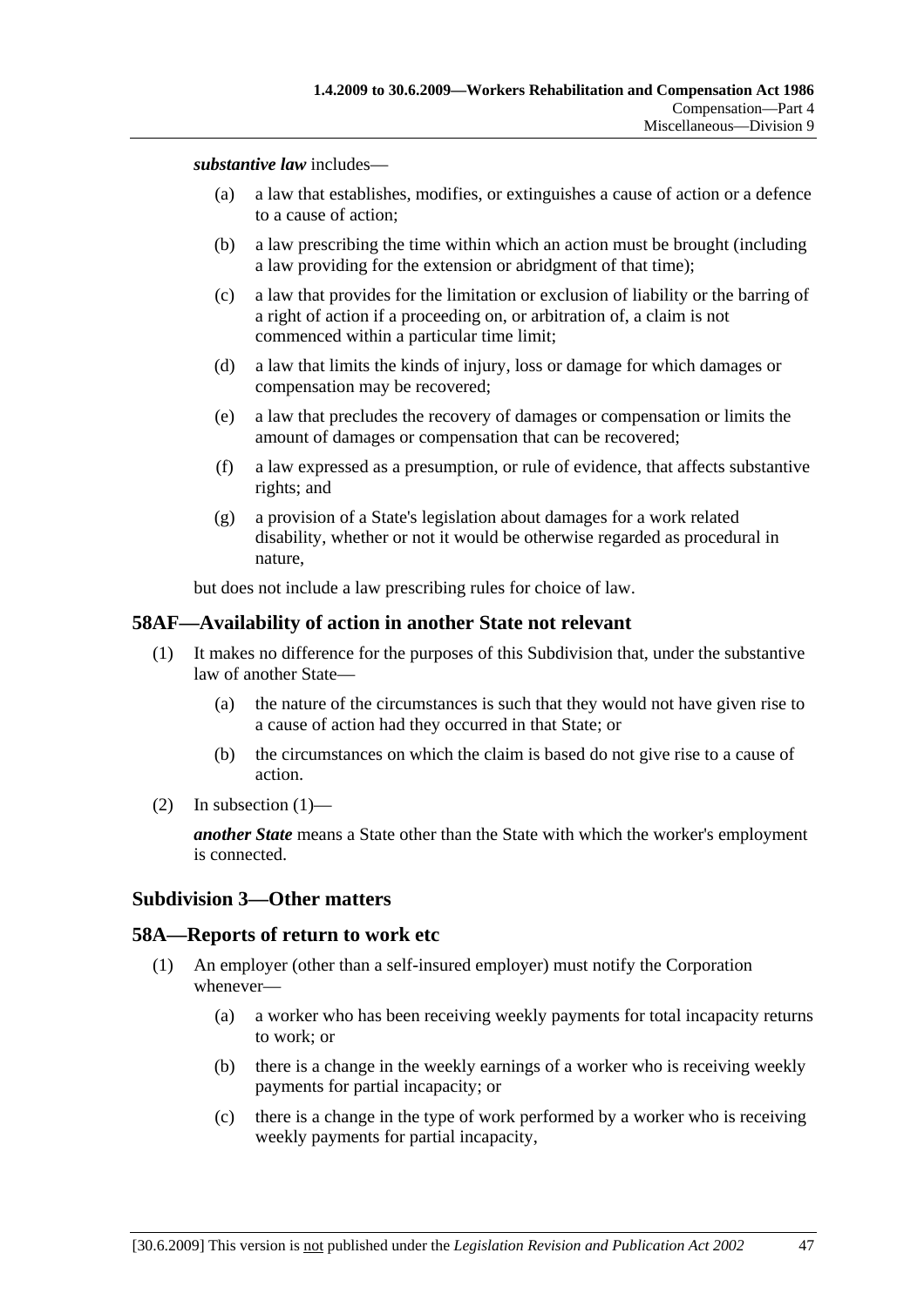***substantive law*** includes—

(a) a law that establishes, modifies, or extinguishes a cause of action or a defence to a cause of action;

(b) a law prescribing the time within which an action must be brought (including a law providing for the extension or abridgment of that time);

(c) a law that provides for the limitation or exclusion of liability or the barring of a right of action if a proceeding on, or arbitration of, a claim is not commenced within a particular time limit;

(d) a law that limits the kinds of injury, loss or damage for which damages or compensation may be recovered;

(e) a law that precludes the recovery of damages or compensation or limits the amount of damages or compensation that can be recovered;

(f) a law expressed as a presumption, or rule of evidence, that affects substantive rights; and

(g) a provision of a State's legislation about damages for a work related disability, whether or not it would be otherwise regarded as procedural in nature,

but does not include a law prescribing rules for choice of law.

## 58AF—Availability of action in another State not relevant

(1) It makes no difference for the purposes of this Subdivision that, under the substantive law of another State—

(a) the nature of the circumstances is such that they would not have given rise to a cause of action had they occurred in that State; or

(b) the circumstances on which the claim is based do not give rise to a cause of action.

(2) In subsection (1)—

***another State*** means a State other than the State with which the worker's employment is connected.

### Subdivision 3—Other matters

## 58A—Reports of return to work etc

(1) An employer (other than a self-insured employer) must notify the Corporation whenever—

(a) a worker who has been receiving weekly payments for total incapacity returns to work; or

(b) there is a change in the weekly earnings of a worker who is receiving weekly payments for partial incapacity; or

(c) there is a change in the type of work performed by a worker who is receiving weekly payments for partial incapacity,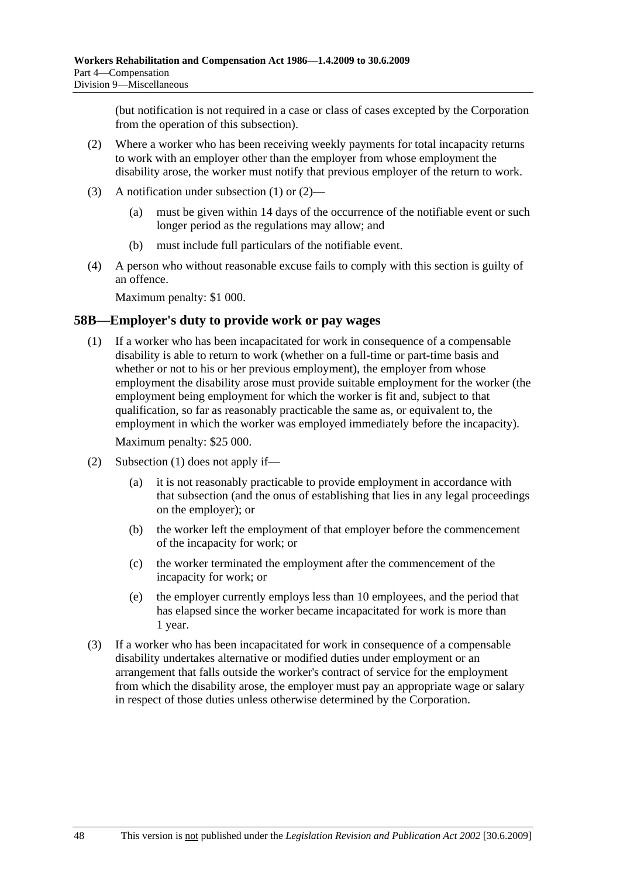(but notification is not required in a case or class of cases excepted by the Corporation from the operation of this subsection).

(2) Where a worker who has been receiving weekly payments for total incapacity returns to work with an employer other than the employer from whose employment the disability arose, the worker must notify that previous employer of the return to work.

(3) A notification under subsection (1) or (2)—

(a) must be given within 14 days of the occurrence of the notifiable event or such longer period as the regulations may allow; and

(b) must include full particulars of the notifiable event.

(4) A person who without reasonable excuse fails to comply with this section is guilty of an offence.

Maximum penalty: $1 000.

## 58B—Employer's duty to provide work or pay wages

(1) If a worker who has been incapacitated for work in consequence of a compensable disability is able to return to work (whether on a full-time or part-time basis and whether or not to his or her previous employment), the employer from whose employment the disability arose must provide suitable employment for the worker (the employment being employment for which the worker is fit and, subject to that qualification, so far as reasonably practicable the same as, or equivalent to, the employment in which the worker was employed immediately before the incapacity).

Maximum penalty: $25 000.

(2) Subsection (1) does not apply if—

(a) it is not reasonably practicable to provide employment in accordance with that subsection (and the onus of establishing that lies in any legal proceedings on the employer); or

(b) the worker left the employment of that employer before the commencement of the incapacity for work; or

(c) the worker terminated the employment after the commencement of the incapacity for work; or

(e) the employer currently employs less than 10 employees, and the period that has elapsed since the worker became incapacitated for work is more than 1 year.

(3) If a worker who has been incapacitated for work in consequence of a compensable disability undertakes alternative or modified duties under employment or an arrangement that falls outside the worker's contract of service for the employment from which the disability arose, the employer must pay an appropriate wage or salary in respect of those duties unless otherwise determined by the Corporation.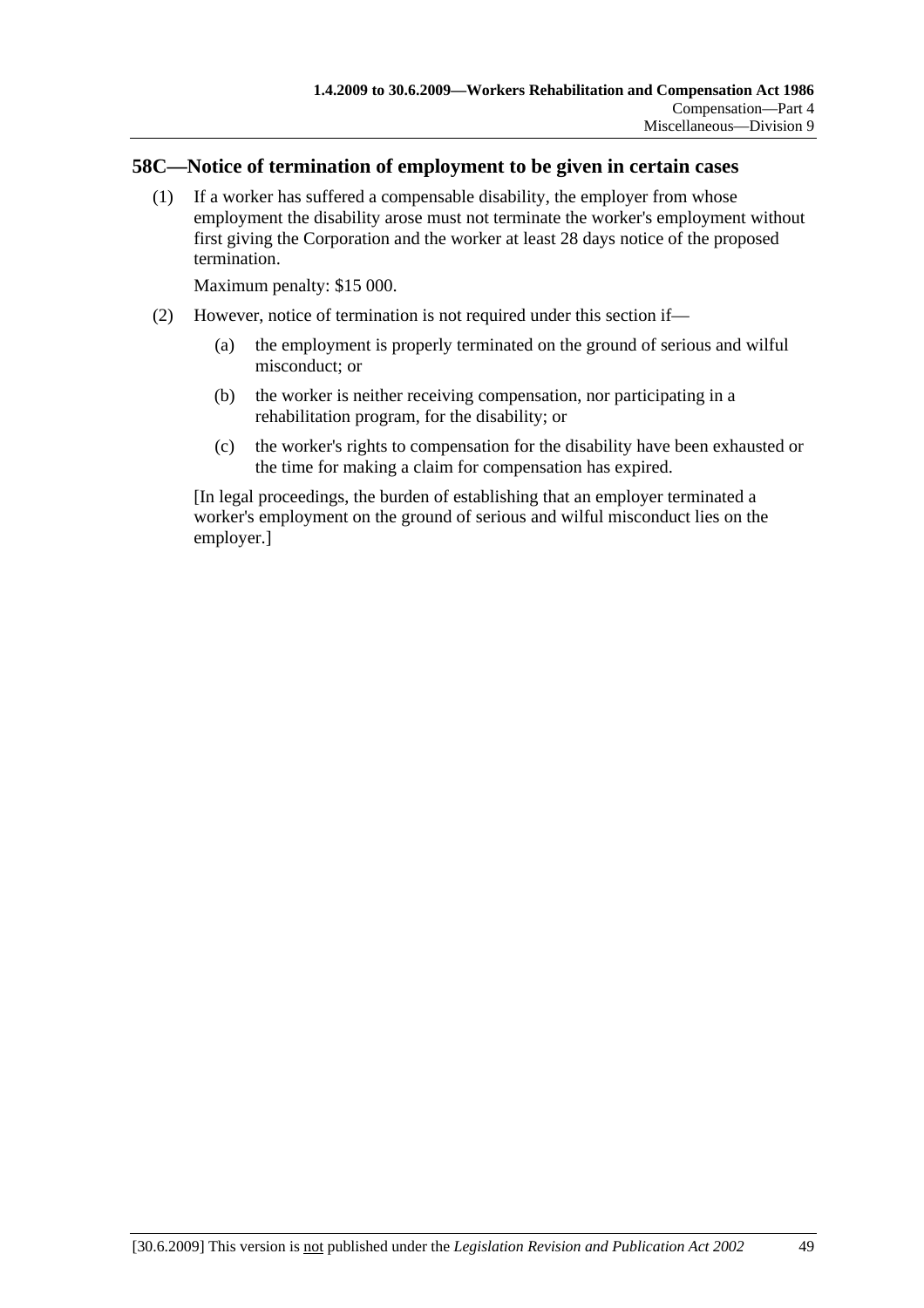## 58C—Notice of termination of employment to be given in certain cases

(1) If a worker has suffered a compensable disability, the employer from whose employment the disability arose must not terminate the worker's employment without first giving the Corporation and the worker at least 28 days notice of the proposed termination.

Maximum penalty: $15 000.

(2) However, notice of termination is not required under this section if—

(a) the employment is properly terminated on the ground of serious and wilful misconduct; or

(b) the worker is neither receiving compensation, nor participating in a rehabilitation program, for the disability; or

(c) the worker's rights to compensation for the disability have been exhausted or the time for making a claim for compensation has expired.

[In legal proceedings, the burden of establishing that an employer terminated a worker's employment on the ground of serious and wilful misconduct lies on the employer.]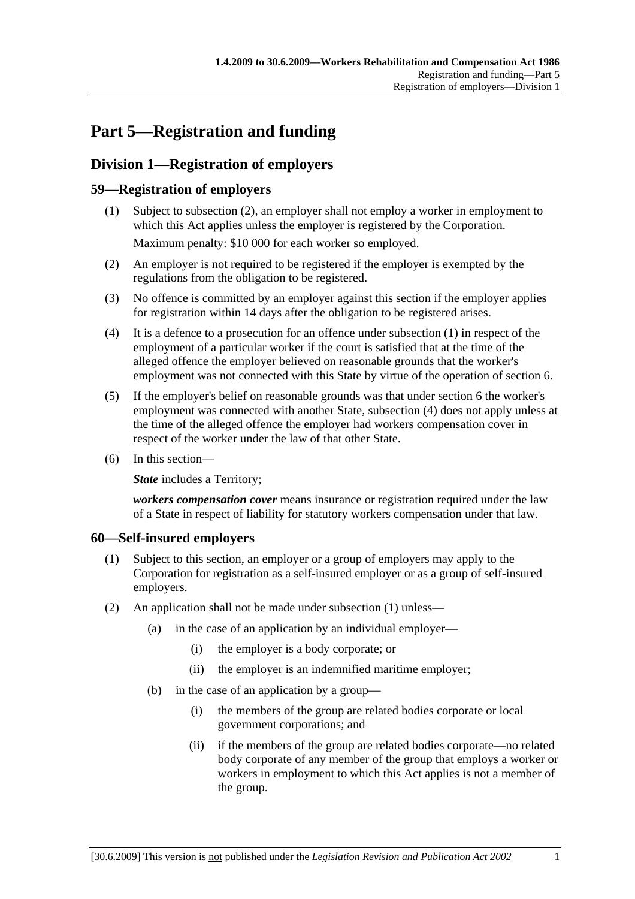# Part 5—Registration and funding

## Division 1—Registration of employers

### 59—Registration of employers

(1) Subject to subsection (2), an employer shall not employ a worker in employment to which this Act applies unless the employer is registered by the Corporation.

Maximum penalty: $10 000 for each worker so employed.

(2) An employer is not required to be registered if the employer is exempted by the regulations from the obligation to be registered.

(3) No offence is committed by an employer against this section if the employer applies for registration within 14 days after the obligation to be registered arises.

(4) It is a defence to a prosecution for an offence under subsection (1) in respect of the employment of a particular worker if the court is satisfied that at the time of the alleged offence the employer believed on reasonable grounds that the worker's employment was not connected with this State by virtue of the operation of section 6.

(5) If the employer's belief on reasonable grounds was that under section 6 the worker's employment was connected with another State, subsection (4) does not apply unless at the time of the alleged offence the employer had workers compensation cover in respect of the worker under the law of that other State.

(6) In this section—

***State*** includes a Territory;

***workers compensation cover*** means insurance or registration required under the law of a State in respect of liability for statutory workers compensation under that law.

### 60—Self-insured employers

(1) Subject to this section, an employer or a group of employers may apply to the Corporation for registration as a self-insured employer or as a group of self-insured employers.

(2) An application shall not be made under subsection (1) unless—

(a) in the case of an application by an individual employer—

(i) the employer is a body corporate; or

(ii) the employer is an indemnified maritime employer;

(b) in the case of an application by a group—

(i) the members of the group are related bodies corporate or local government corporations; and

(ii) if the members of the group are related bodies corporate—no related body corporate of any member of the group that employs a worker or workers in employment to which this Act applies is not a member of the group.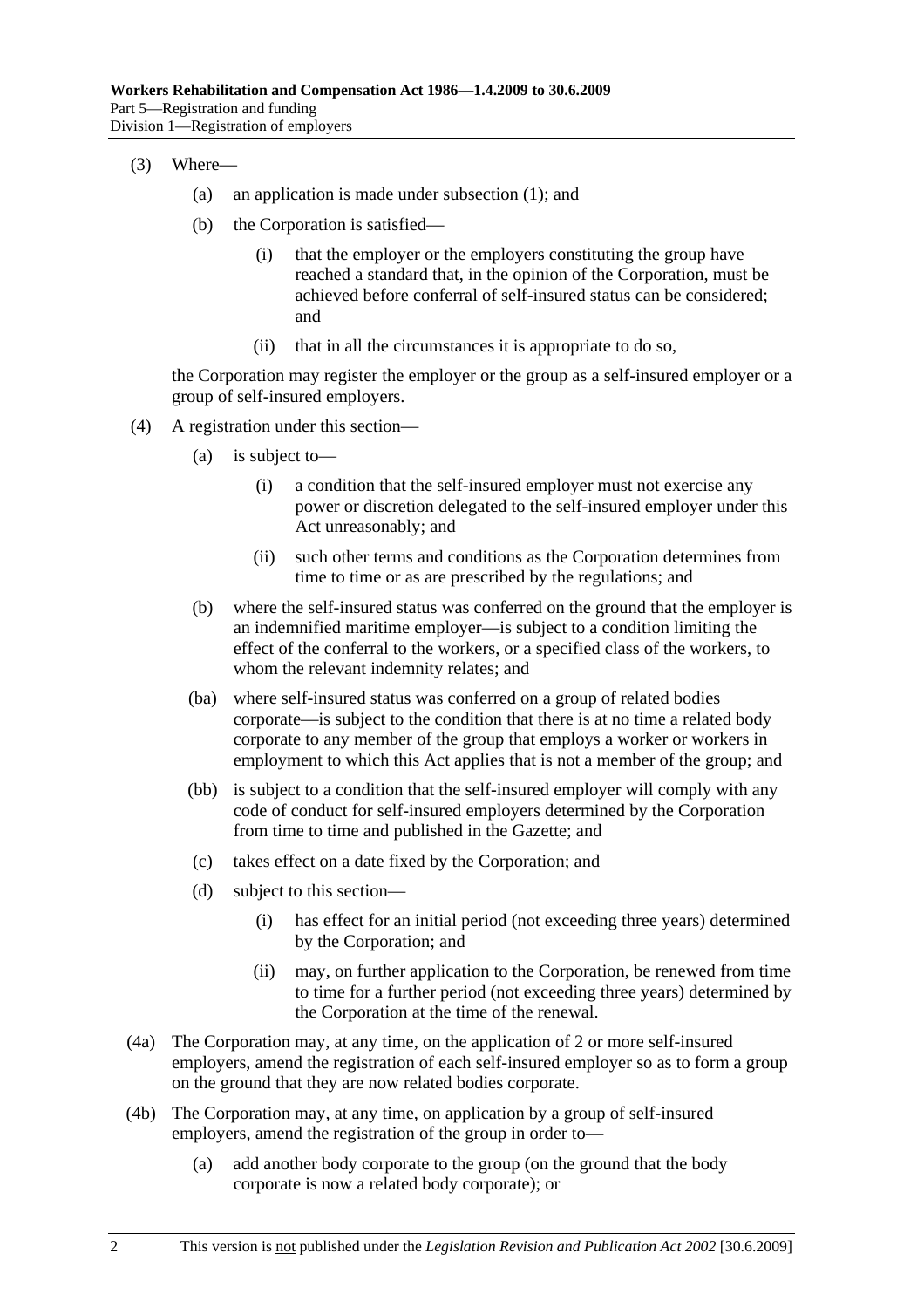(3) Where—

(a) an application is made under subsection (1); and

(b) the Corporation is satisfied—

(i) that the employer or the employers constituting the group have reached a standard that, in the opinion of the Corporation, must be achieved before conferral of self-insured status can be considered; and

(ii) that in all the circumstances it is appropriate to do so,

the Corporation may register the employer or the group as a self-insured employer or a group of self-insured employers.

(4) A registration under this section—

(a) is subject to—

(i) a condition that the self-insured employer must not exercise any power or discretion delegated to the self-insured employer under this Act unreasonably; and

(ii) such other terms and conditions as the Corporation determines from time to time or as are prescribed by the regulations; and

(b) where the self-insured status was conferred on the ground that the employer is an indemnified maritime employer—is subject to a condition limiting the effect of the conferral to the workers, or a specified class of the workers, to whom the relevant indemnity relates; and

(ba) where self-insured status was conferred on a group of related bodies corporate—is subject to the condition that there is at no time a related body corporate to any member of the group that employs a worker or workers in employment to which this Act applies that is not a member of the group; and

(bb) is subject to a condition that the self-insured employer will comply with any code of conduct for self-insured employers determined by the Corporation from time to time and published in the Gazette; and

(c) takes effect on a date fixed by the Corporation; and

(d) subject to this section—

(i) has effect for an initial period (not exceeding three years) determined by the Corporation; and

(ii) may, on further application to the Corporation, be renewed from time to time for a further period (not exceeding three years) determined by the Corporation at the time of the renewal.

(4a) The Corporation may, at any time, on the application of 2 or more self-insured employers, amend the registration of each self-insured employer so as to form a group on the ground that they are now related bodies corporate.

(4b) The Corporation may, at any time, on application by a group of self-insured employers, amend the registration of the group in order to—

(a) add another body corporate to the group (on the ground that the body corporate is now a related body corporate); or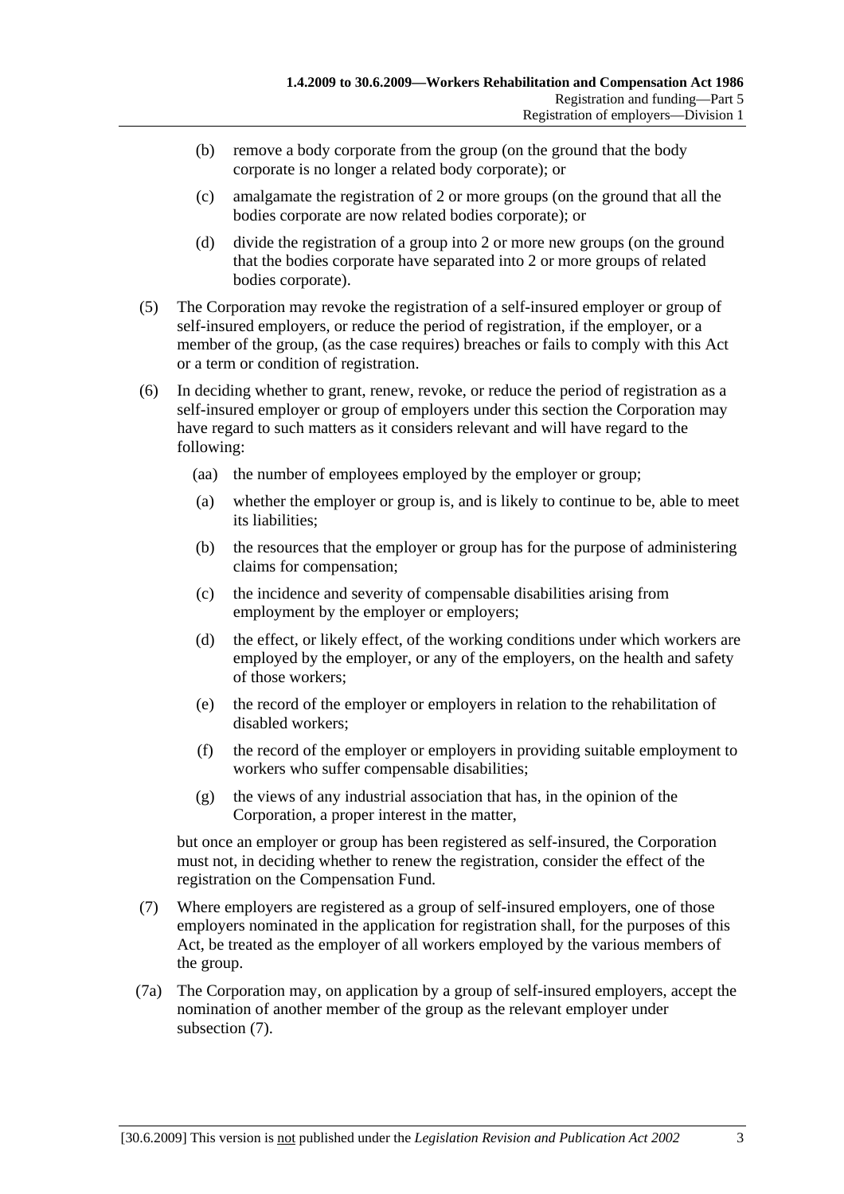(b) remove a body corporate from the group (on the ground that the body corporate is no longer a related body corporate); or

(c) amalgamate the registration of 2 or more groups (on the ground that all the bodies corporate are now related bodies corporate); or

(d) divide the registration of a group into 2 or more new groups (on the ground that the bodies corporate have separated into 2 or more groups of related bodies corporate).

(5) The Corporation may revoke the registration of a self-insured employer or group of self-insured employers, or reduce the period of registration, if the employer, or a member of the group, (as the case requires) breaches or fails to comply with this Act or a term or condition of registration.

(6) In deciding whether to grant, renew, revoke, or reduce the period of registration as a self-insured employer or group of employers under this section the Corporation may have regard to such matters as it considers relevant and will have regard to the following:

(aa) the number of employees employed by the employer or group;

(a) whether the employer or group is, and is likely to continue to be, able to meet its liabilities;

(b) the resources that the employer or group has for the purpose of administering claims for compensation;

(c) the incidence and severity of compensable disabilities arising from employment by the employer or employers;

(d) the effect, or likely effect, of the working conditions under which workers are employed by the employer, or any of the employers, on the health and safety of those workers;

(e) the record of the employer or employers in relation to the rehabilitation of disabled workers;

(f) the record of the employer or employers in providing suitable employment to workers who suffer compensable disabilities;

(g) the views of any industrial association that has, in the opinion of the Corporation, a proper interest in the matter,

but once an employer or group has been registered as self-insured, the Corporation must not, in deciding whether to renew the registration, consider the effect of the registration on the Compensation Fund.

(7) Where employers are registered as a group of self-insured employers, one of those employers nominated in the application for registration shall, for the purposes of this Act, be treated as the employer of all workers employed by the various members of the group.

(7a) The Corporation may, on application by a group of self-insured employers, accept the nomination of another member of the group as the relevant employer under subsection (7).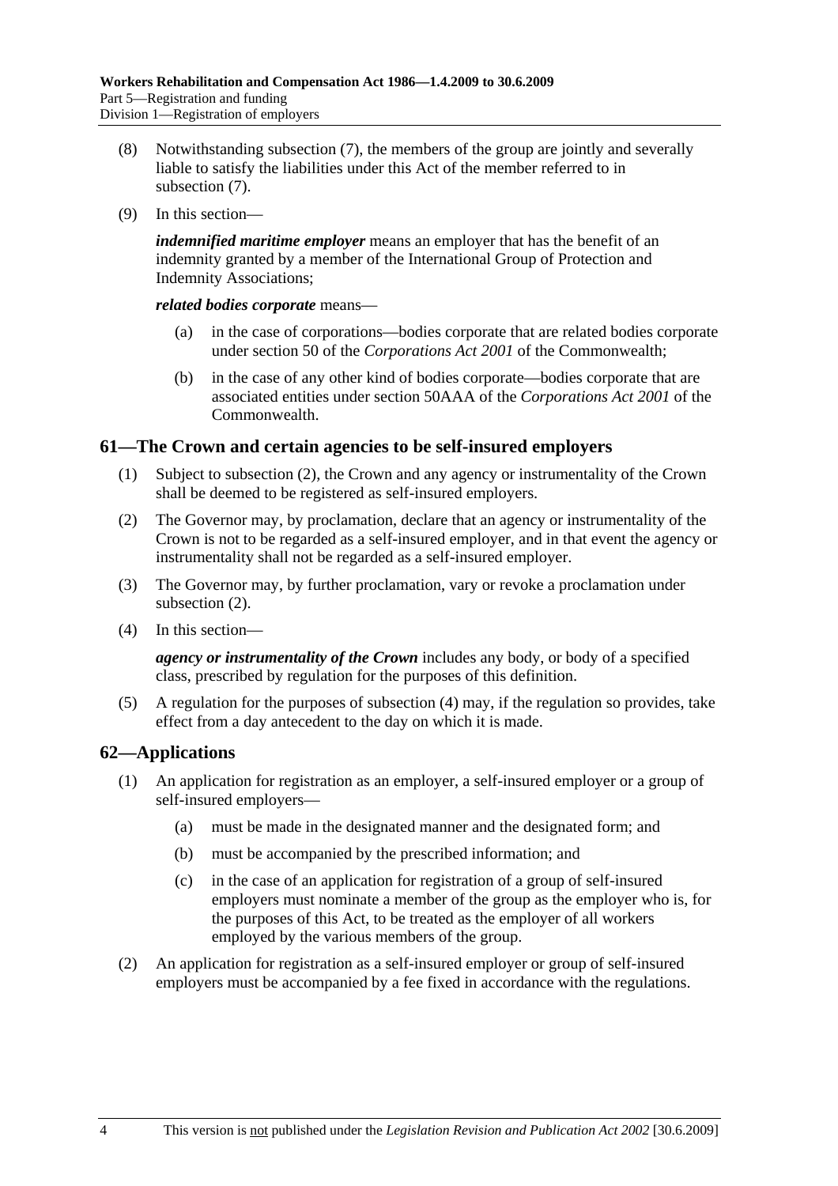(8) Notwithstanding subsection (7), the members of the group are jointly and severally liable to satisfy the liabilities under this Act of the member referred to in subsection (7).

(9) In this section—

***indemnified maritime employer*** means an employer that has the benefit of an indemnity granted by a member of the International Group of Protection and Indemnity Associations;

***related bodies corporate*** means—

(a) in the case of corporations—bodies corporate that are related bodies corporate under section 50 of the *Corporations Act 2001* of the Commonwealth;

(b) in the case of any other kind of bodies corporate—bodies corporate that are associated entities under section 50AAA of the *Corporations Act 2001* of the Commonwealth.

## 61—The Crown and certain agencies to be self-insured employers

(1) Subject to subsection (2), the Crown and any agency or instrumentality of the Crown shall be deemed to be registered as self-insured employers.

(2) The Governor may, by proclamation, declare that an agency or instrumentality of the Crown is not to be regarded as a self-insured employer, and in that event the agency or instrumentality shall not be regarded as a self-insured employer.

(3) The Governor may, by further proclamation, vary or revoke a proclamation under subsection (2).

(4) In this section—

***agency or instrumentality of the Crown*** includes any body, or body of a specified class, prescribed by regulation for the purposes of this definition.

(5) A regulation for the purposes of subsection (4) may, if the regulation so provides, take effect from a day antecedent to the day on which it is made.

## 62—Applications

(1) An application for registration as an employer, a self-insured employer or a group of self-insured employers—

(a) must be made in the designated manner and the designated form; and

(b) must be accompanied by the prescribed information; and

(c) in the case of an application for registration of a group of self-insured employers must nominate a member of the group as the employer who is, for the purposes of this Act, to be treated as the employer of all workers employed by the various members of the group.

(2) An application for registration as a self-insured employer or group of self-insured employers must be accompanied by a fee fixed in accordance with the regulations.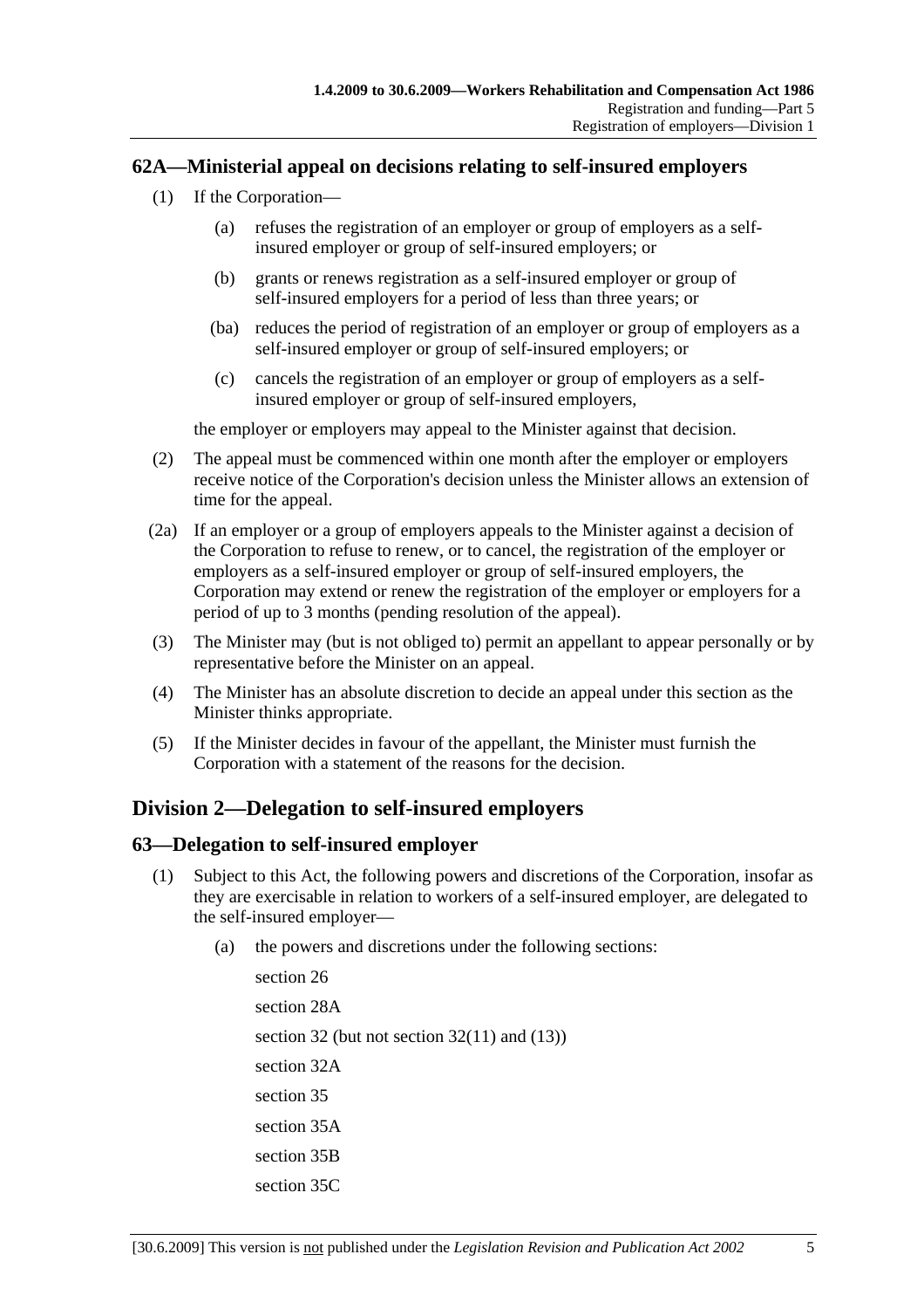## 62A—Ministerial appeal on decisions relating to self-insured employers

(1) If the Corporation—

  (a) refuses the registration of an employer or group of employers as a self-insured employer or group of self-insured employers; or

  (b) grants or renews registration as a self-insured employer or group of self-insured employers for a period of less than three years; or

  (ba) reduces the period of registration of an employer or group of employers as a self-insured employer or group of self-insured employers; or

  (c) cancels the registration of an employer or group of employers as a self-insured employer or group of self-insured employers,

the employer or employers may appeal to the Minister against that decision.

(2) The appeal must be commenced within one month after the employer or employers receive notice of the Corporation's decision unless the Minister allows an extension of time for the appeal.

(2a) If an employer or a group of employers appeals to the Minister against a decision of the Corporation to refuse to renew, or to cancel, the registration of the employer or employers as a self-insured employer or group of self-insured employers, the Corporation may extend or renew the registration of the employer or employers for a period of up to 3 months (pending resolution of the appeal).

(3) The Minister may (but is not obliged to) permit an appellant to appear personally or by representative before the Minister on an appeal.

(4) The Minister has an absolute discretion to decide an appeal under this section as the Minister thinks appropriate.

(5) If the Minister decides in favour of the appellant, the Minister must furnish the Corporation with a statement of the reasons for the decision.

# Division 2—Delegation to self-insured employers

## 63—Delegation to self-insured employer

(1) Subject to this Act, the following powers and discretions of the Corporation, insofar as they are exercisable in relation to workers of a self-insured employer, are delegated to the self-insured employer—

  (a) the powers and discretions under the following sections:

    section 26

    section 28A

    section 32 (but not section 32(11) and (13))

    section 32A

    section 35

    section 35A

    section 35B

    section 35C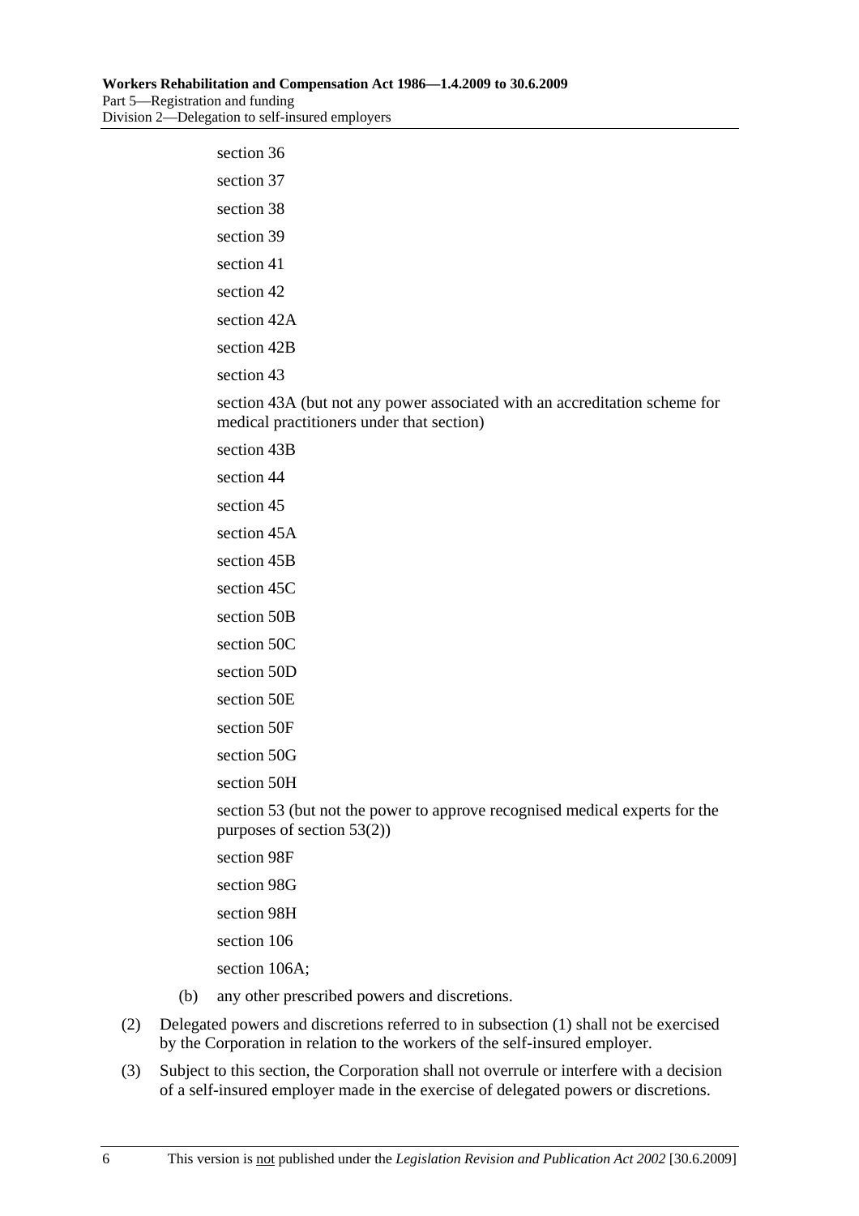section 36

section 37

section 38

section 39

section 41

section 42

section 42A

section 42B

section 43

section 43A (but not any power associated with an accreditation scheme for medical practitioners under that section)

section 43B

section 44

section 45

section 45A

section 45B

section 45C

section 50B

section 50C

section 50D

section 50E

section 50F

section 50G

section 50H

section 53 (but not the power to approve recognised medical experts for the purposes of section 53(2))

section 98F

section 98G

section 98H

section 106

section 106A;

(b) any other prescribed powers and discretions.

(2) Delegated powers and discretions referred to in subsection (1) shall not be exercised by the Corporation in relation to the workers of the self-insured employer.

(3) Subject to this section, the Corporation shall not overrule or interfere with a decision of a self-insured employer made in the exercise of delegated powers or discretions.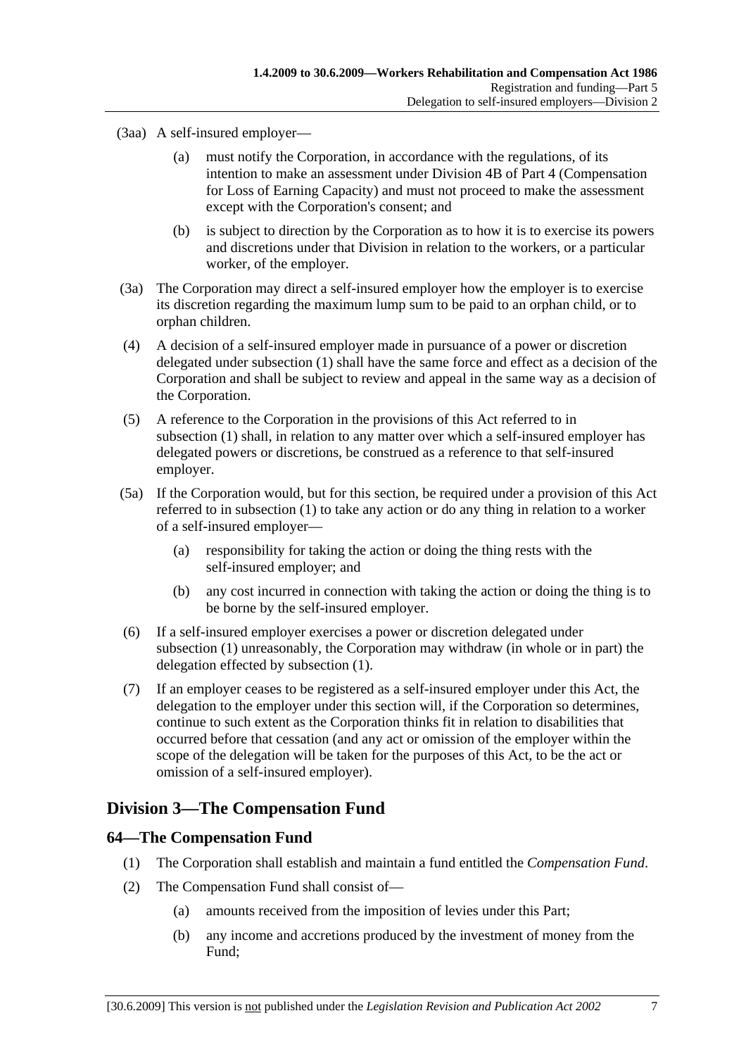(3aa) A self-insured employer—

(a) must notify the Corporation, in accordance with the regulations, of its intention to make an assessment under Division 4B of Part 4 (Compensation for Loss of Earning Capacity) and must not proceed to make the assessment except with the Corporation's consent; and

(b) is subject to direction by the Corporation as to how it is to exercise its powers and discretions under that Division in relation to the workers, or a particular worker, of the employer.

(3a) The Corporation may direct a self-insured employer how the employer is to exercise its discretion regarding the maximum lump sum to be paid to an orphan child, or to orphan children.

(4) A decision of a self-insured employer made in pursuance of a power or discretion delegated under subsection (1) shall have the same force and effect as a decision of the Corporation and shall be subject to review and appeal in the same way as a decision of the Corporation.

(5) A reference to the Corporation in the provisions of this Act referred to in subsection (1) shall, in relation to any matter over which a self-insured employer has delegated powers or discretions, be construed as a reference to that self-insured employer.

(5a) If the Corporation would, but for this section, be required under a provision of this Act referred to in subsection (1) to take any action or do any thing in relation to a worker of a self-insured employer—

(a) responsibility for taking the action or doing the thing rests with the self-insured employer; and

(b) any cost incurred in connection with taking the action or doing the thing is to be borne by the self-insured employer.

(6) If a self-insured employer exercises a power or discretion delegated under subsection (1) unreasonably, the Corporation may withdraw (in whole or in part) the delegation effected by subsection (1).

(7) If an employer ceases to be registered as a self-insured employer under this Act, the delegation to the employer under this section will, if the Corporation so determines, continue to such extent as the Corporation thinks fit in relation to disabilities that occurred before that cessation (and any act or omission of the employer within the scope of the delegation will be taken for the purposes of this Act, to be the act or omission of a self-insured employer).

## Division 3—The Compensation Fund

### 64—The Compensation Fund

(1) The Corporation shall establish and maintain a fund entitled the *Compensation Fund*.

(2) The Compensation Fund shall consist of—

(a) amounts received from the imposition of levies under this Part;

(b) any income and accretions produced by the investment of money from the Fund;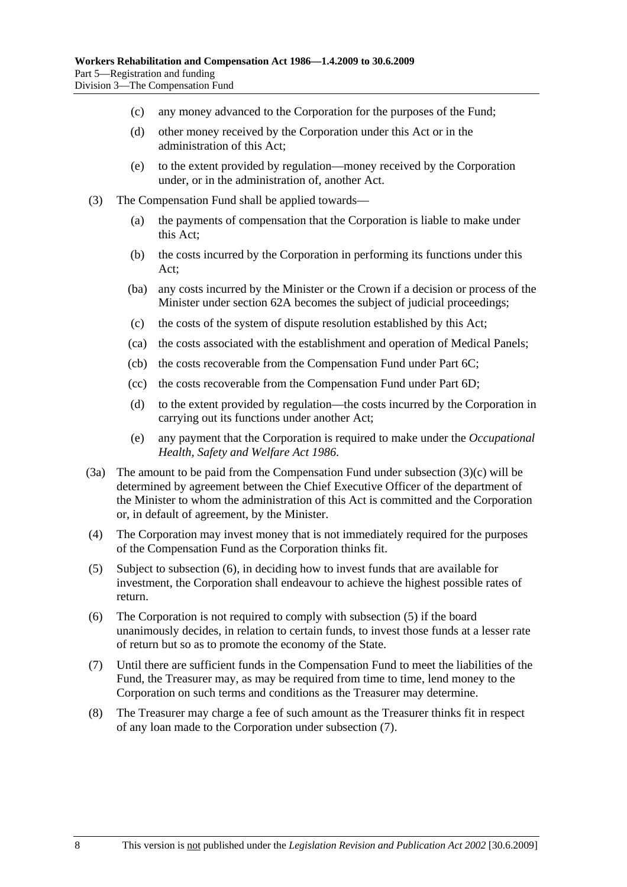(c) any money advanced to the Corporation for the purposes of the Fund;

(d) other money received by the Corporation under this Act or in the administration of this Act;

(e) to the extent provided by regulation—money received by the Corporation under, or in the administration of, another Act.

(3) The Compensation Fund shall be applied towards—

(a) the payments of compensation that the Corporation is liable to make under this Act;

(b) the costs incurred by the Corporation in performing its functions under this Act;

(ba) any costs incurred by the Minister or the Crown if a decision or process of the Minister under section 62A becomes the subject of judicial proceedings;

(c) the costs of the system of dispute resolution established by this Act;

(ca) the costs associated with the establishment and operation of Medical Panels;

(cb) the costs recoverable from the Compensation Fund under Part 6C;

(cc) the costs recoverable from the Compensation Fund under Part 6D;

(d) to the extent provided by regulation—the costs incurred by the Corporation in carrying out its functions under another Act;

(e) any payment that the Corporation is required to make under the *Occupational Health, Safety and Welfare Act 1986*.

(3a) The amount to be paid from the Compensation Fund under subsection (3)(c) will be determined by agreement between the Chief Executive Officer of the department of the Minister to whom the administration of this Act is committed and the Corporation or, in default of agreement, by the Minister.

(4) The Corporation may invest money that is not immediately required for the purposes of the Compensation Fund as the Corporation thinks fit.

(5) Subject to subsection (6), in deciding how to invest funds that are available for investment, the Corporation shall endeavour to achieve the highest possible rates of return.

(6) The Corporation is not required to comply with subsection (5) if the board unanimously decides, in relation to certain funds, to invest those funds at a lesser rate of return but so as to promote the economy of the State.

(7) Until there are sufficient funds in the Compensation Fund to meet the liabilities of the Fund, the Treasurer may, as may be required from time to time, lend money to the Corporation on such terms and conditions as the Treasurer may determine.

(8) The Treasurer may charge a fee of such amount as the Treasurer thinks fit in respect of any loan made to the Corporation under subsection (7).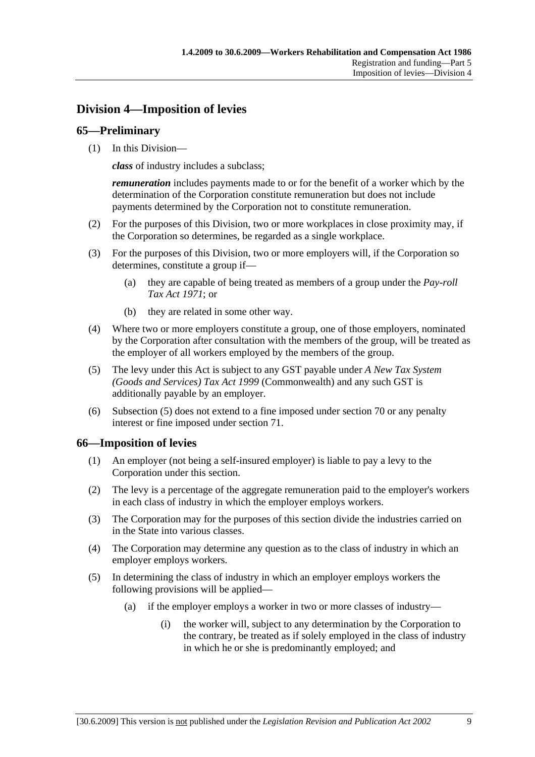## Division 4—Imposition of levies

### 65—Preliminary

(1) In this Division—

*class* of industry includes a subclass;

*remuneration* includes payments made to or for the benefit of a worker which by the determination of the Corporation constitute remuneration but does not include payments determined by the Corporation not to constitute remuneration.

(2) For the purposes of this Division, two or more workplaces in close proximity may, if the Corporation so determines, be regarded as a single workplace.

(3) For the purposes of this Division, two or more employers will, if the Corporation so determines, constitute a group if—

- (a) they are capable of being treated as members of a group under the *Pay-roll Tax Act 1971*; or
- (b) they are related in some other way.

(4) Where two or more employers constitute a group, one of those employers, nominated by the Corporation after consultation with the members of the group, will be treated as the employer of all workers employed by the members of the group.

(5) The levy under this Act is subject to any GST payable under *A New Tax System (Goods and Services) Tax Act 1999* (Commonwealth) and any such GST is additionally payable by an employer.

(6) Subsection (5) does not extend to a fine imposed under section 70 or any penalty interest or fine imposed under section 71.

### 66—Imposition of levies

(1) An employer (not being a self-insured employer) is liable to pay a levy to the Corporation under this section.

(2) The levy is a percentage of the aggregate remuneration paid to the employer's workers in each class of industry in which the employer employs workers.

(3) The Corporation may for the purposes of this section divide the industries carried on in the State into various classes.

(4) The Corporation may determine any question as to the class of industry in which an employer employs workers.

(5) In determining the class of industry in which an employer employs workers the following provisions will be applied—

- (a) if the employer employs a worker in two or more classes of industry—
  - (i) the worker will, subject to any determination by the Corporation to the contrary, be treated as if solely employed in the class of industry in which he or she is predominantly employed; and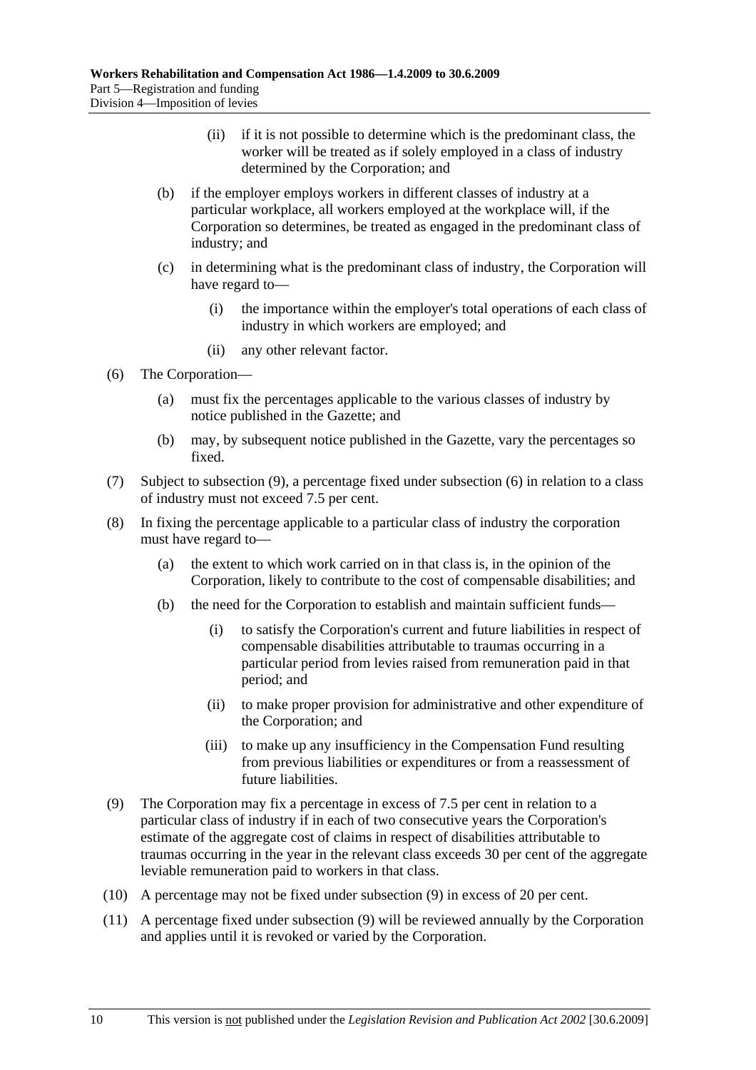(ii) if it is not possible to determine which is the predominant class, the worker will be treated as if solely employed in a class of industry determined by the Corporation; and

(b) if the employer employs workers in different classes of industry at a particular workplace, all workers employed at the workplace will, if the Corporation so determines, be treated as engaged in the predominant class of industry; and

(c) in determining what is the predominant class of industry, the Corporation will have regard to—

(i) the importance within the employer's total operations of each class of industry in which workers are employed; and

(ii) any other relevant factor.

(6) The Corporation—

(a) must fix the percentages applicable to the various classes of industry by notice published in the Gazette; and

(b) may, by subsequent notice published in the Gazette, vary the percentages so fixed.

(7) Subject to subsection (9), a percentage fixed under subsection (6) in relation to a class of industry must not exceed 7.5 per cent.

(8) In fixing the percentage applicable to a particular class of industry the corporation must have regard to—

(a) the extent to which work carried on in that class is, in the opinion of the Corporation, likely to contribute to the cost of compensable disabilities; and

(b) the need for the Corporation to establish and maintain sufficient funds—

(i) to satisfy the Corporation's current and future liabilities in respect of compensable disabilities attributable to traumas occurring in a particular period from levies raised from remuneration paid in that period; and

(ii) to make proper provision for administrative and other expenditure of the Corporation; and

(iii) to make up any insufficiency in the Compensation Fund resulting from previous liabilities or expenditures or from a reassessment of future liabilities.

(9) The Corporation may fix a percentage in excess of 7.5 per cent in relation to a particular class of industry if in each of two consecutive years the Corporation's estimate of the aggregate cost of claims in respect of disabilities attributable to traumas occurring in the year in the relevant class exceeds 30 per cent of the aggregate leviable remuneration paid to workers in that class.

(10) A percentage may not be fixed under subsection (9) in excess of 20 per cent.

(11) A percentage fixed under subsection (9) will be reviewed annually by the Corporation and applies until it is revoked or varied by the Corporation.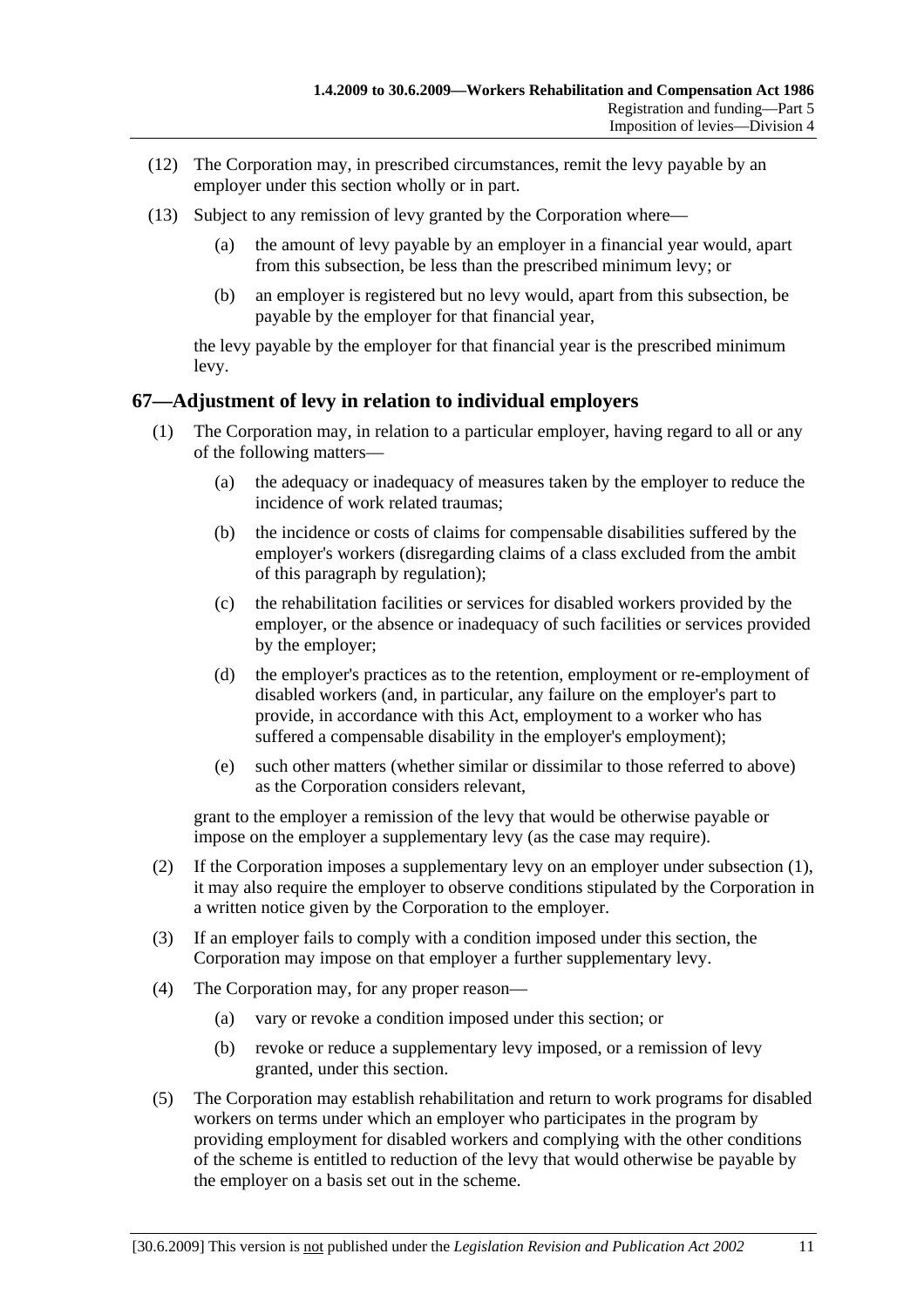(12) The Corporation may, in prescribed circumstances, remit the levy payable by an employer under this section wholly or in part.

(13) Subject to any remission of levy granted by the Corporation where—

(a) the amount of levy payable by an employer in a financial year would, apart from this subsection, be less than the prescribed minimum levy; or

(b) an employer is registered but no levy would, apart from this subsection, be payable by the employer for that financial year,

the levy payable by the employer for that financial year is the prescribed minimum levy.

## 67—Adjustment of levy in relation to individual employers

(1) The Corporation may, in relation to a particular employer, having regard to all or any of the following matters—

(a) the adequacy or inadequacy of measures taken by the employer to reduce the incidence of work related traumas;

(b) the incidence or costs of claims for compensable disabilities suffered by the employer's workers (disregarding claims of a class excluded from the ambit of this paragraph by regulation);

(c) the rehabilitation facilities or services for disabled workers provided by the employer, or the absence or inadequacy of such facilities or services provided by the employer;

(d) the employer's practices as to the retention, employment or re-employment of disabled workers (and, in particular, any failure on the employer's part to provide, in accordance with this Act, employment to a worker who has suffered a compensable disability in the employer's employment);

(e) such other matters (whether similar or dissimilar to those referred to above) as the Corporation considers relevant,

grant to the employer a remission of the levy that would be otherwise payable or impose on the employer a supplementary levy (as the case may require).

(2) If the Corporation imposes a supplementary levy on an employer under subsection (1), it may also require the employer to observe conditions stipulated by the Corporation in a written notice given by the Corporation to the employer.

(3) If an employer fails to comply with a condition imposed under this section, the Corporation may impose on that employer a further supplementary levy.

(4) The Corporation may, for any proper reason—

(a) vary or revoke a condition imposed under this section; or

(b) revoke or reduce a supplementary levy imposed, or a remission of levy granted, under this section.

(5) The Corporation may establish rehabilitation and return to work programs for disabled workers on terms under which an employer who participates in the program by providing employment for disabled workers and complying with the other conditions of the scheme is entitled to reduction of the levy that would otherwise be payable by the employer on a basis set out in the scheme.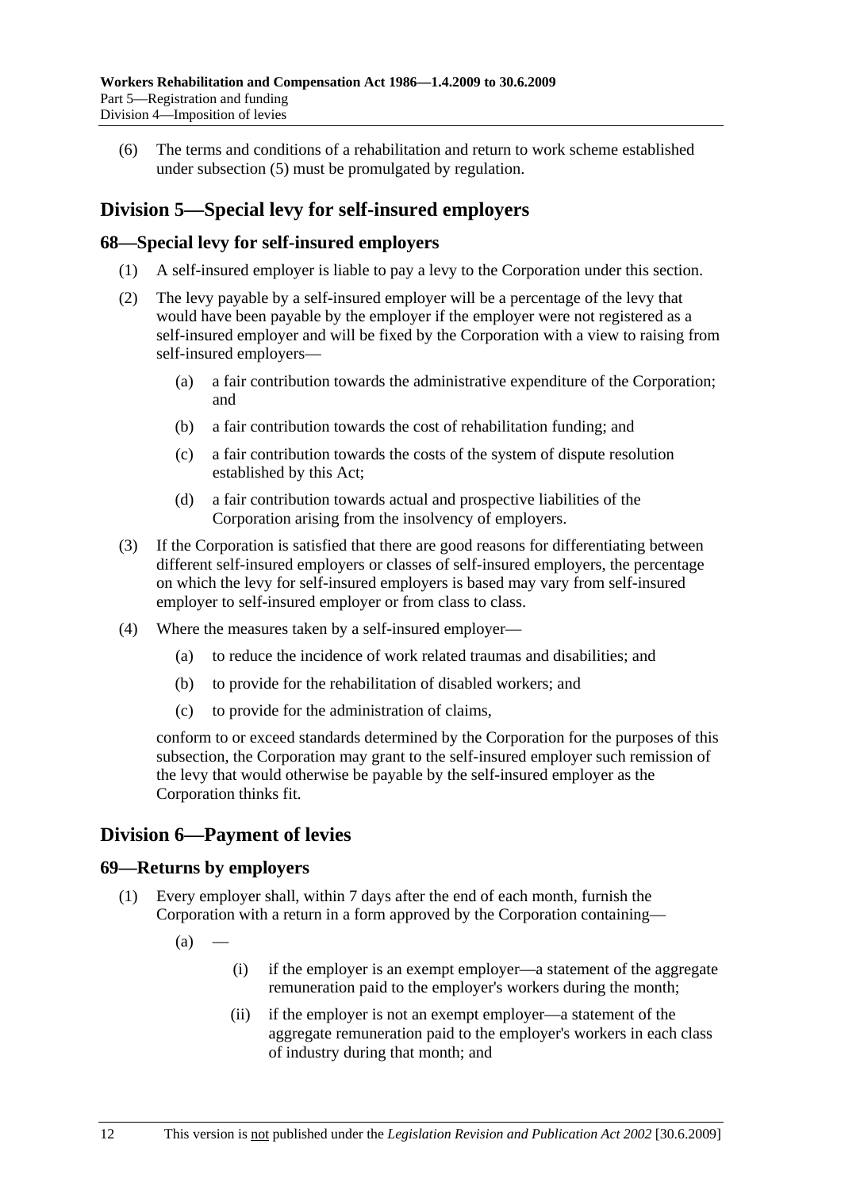(6) The terms and conditions of a rehabilitation and return to work scheme established under subsection (5) must be promulgated by regulation.

## Division 5—Special levy for self-insured employers

### 68—Special levy for self-insured employers

(1) A self-insured employer is liable to pay a levy to the Corporation under this section.

(2) The levy payable by a self-insured employer will be a percentage of the levy that would have been payable by the employer if the employer were not registered as a self-insured employer and will be fixed by the Corporation with a view to raising from self-insured employers—

(a) a fair contribution towards the administrative expenditure of the Corporation; and

(b) a fair contribution towards the cost of rehabilitation funding; and

(c) a fair contribution towards the costs of the system of dispute resolution established by this Act;

(d) a fair contribution towards actual and prospective liabilities of the Corporation arising from the insolvency of employers.

(3) If the Corporation is satisfied that there are good reasons for differentiating between different self-insured employers or classes of self-insured employers, the percentage on which the levy for self-insured employers is based may vary from self-insured employer to self-insured employer or from class to class.

(4) Where the measures taken by a self-insured employer—

(a) to reduce the incidence of work related traumas and disabilities; and

(b) to provide for the rehabilitation of disabled workers; and

(c) to provide for the administration of claims,

conform to or exceed standards determined by the Corporation for the purposes of this subsection, the Corporation may grant to the self-insured employer such remission of the levy that would otherwise be payable by the self-insured employer as the Corporation thinks fit.

## Division 6—Payment of levies

### 69—Returns by employers

(1) Every employer shall, within 7 days after the end of each month, furnish the Corporation with a return in a form approved by the Corporation containing—

(a) —

(i) if the employer is an exempt employer—a statement of the aggregate remuneration paid to the employer's workers during the month;

(ii) if the employer is not an exempt employer—a statement of the aggregate remuneration paid to the employer's workers in each class of industry during that month; and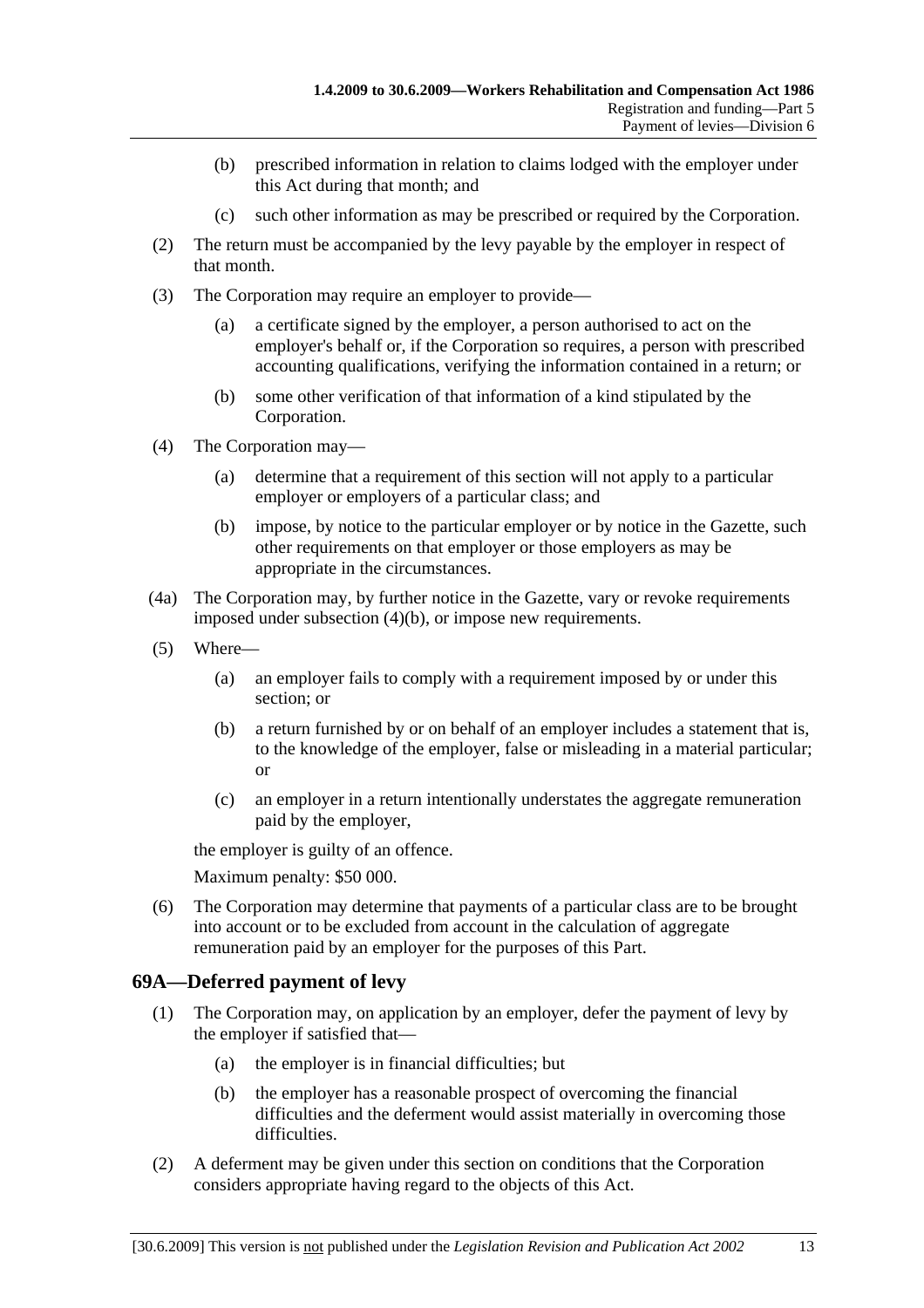(b) prescribed information in relation to claims lodged with the employer under this Act during that month; and

(c) such other information as may be prescribed or required by the Corporation.

(2) The return must be accompanied by the levy payable by the employer in respect of that month.

(3) The Corporation may require an employer to provide—

(a) a certificate signed by the employer, a person authorised to act on the employer's behalf or, if the Corporation so requires, a person with prescribed accounting qualifications, verifying the information contained in a return; or

(b) some other verification of that information of a kind stipulated by the Corporation.

(4) The Corporation may—

(a) determine that a requirement of this section will not apply to a particular employer or employers of a particular class; and

(b) impose, by notice to the particular employer or by notice in the Gazette, such other requirements on that employer or those employers as may be appropriate in the circumstances.

(4a) The Corporation may, by further notice in the Gazette, vary or revoke requirements imposed under subsection (4)(b), or impose new requirements.

(5) Where—

(a) an employer fails to comply with a requirement imposed by or under this section; or

(b) a return furnished by or on behalf of an employer includes a statement that is, to the knowledge of the employer, false or misleading in a material particular; or

(c) an employer in a return intentionally understates the aggregate remuneration paid by the employer,

the employer is guilty of an offence.

Maximum penalty: $50 000.

(6) The Corporation may determine that payments of a particular class are to be brought into account or to be excluded from account in the calculation of aggregate remuneration paid by an employer for the purposes of this Part.

## 69A—Deferred payment of levy

(1) The Corporation may, on application by an employer, defer the payment of levy by the employer if satisfied that—

(a) the employer is in financial difficulties; but

(b) the employer has a reasonable prospect of overcoming the financial difficulties and the deferment would assist materially in overcoming those difficulties.

(2) A deferment may be given under this section on conditions that the Corporation considers appropriate having regard to the objects of this Act.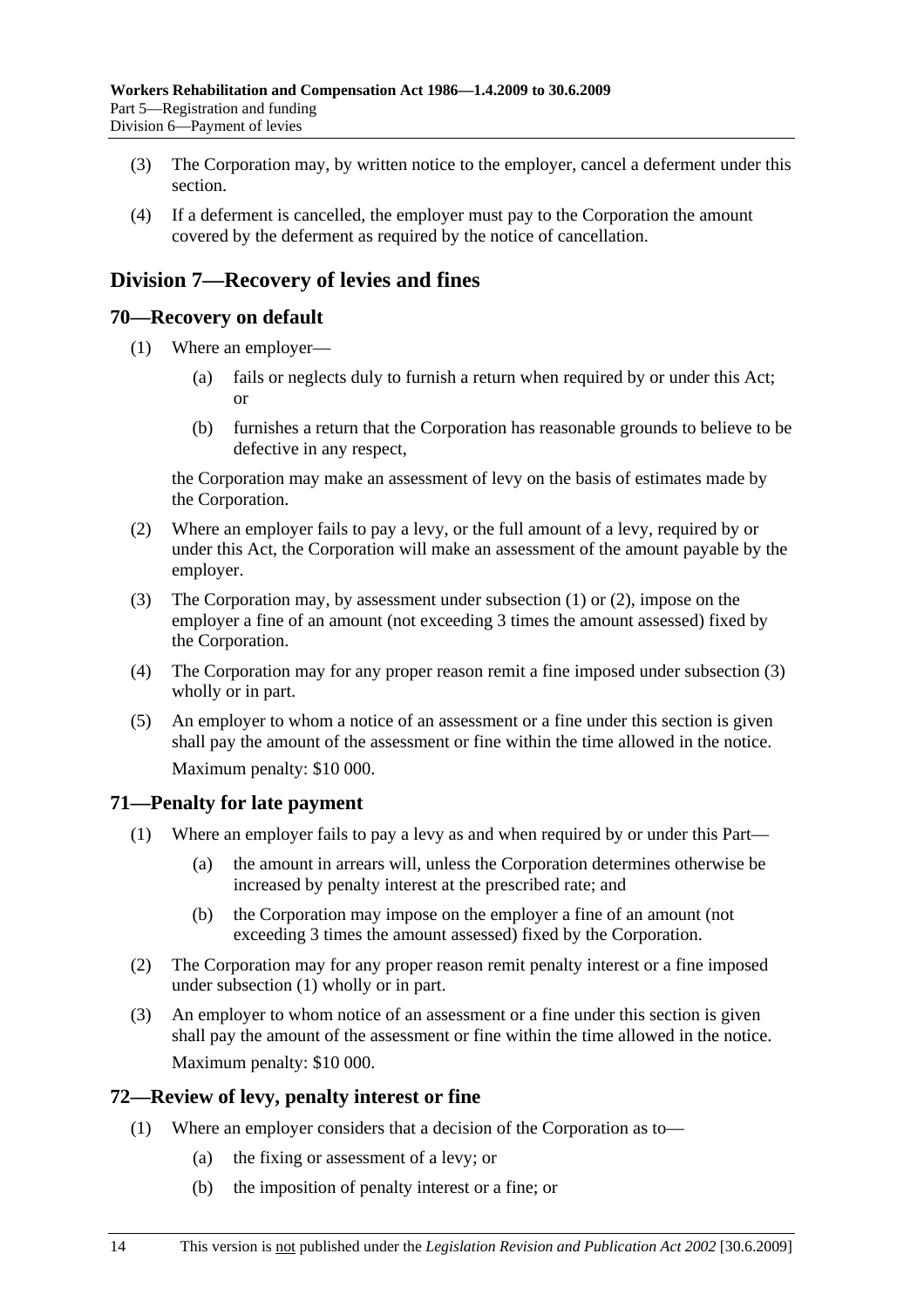(3) The Corporation may, by written notice to the employer, cancel a deferment under this section.

(4) If a deferment is cancelled, the employer must pay to the Corporation the amount covered by the deferment as required by the notice of cancellation.

## Division 7—Recovery of levies and fines

### 70—Recovery on default

(1) Where an employer—

(a) fails or neglects duly to furnish a return when required by or under this Act; or

(b) furnishes a return that the Corporation has reasonable grounds to believe to be defective in any respect,

the Corporation may make an assessment of levy on the basis of estimates made by the Corporation.

(2) Where an employer fails to pay a levy, or the full amount of a levy, required by or under this Act, the Corporation will make an assessment of the amount payable by the employer.

(3) The Corporation may, by assessment under subsection (1) or (2), impose on the employer a fine of an amount (not exceeding 3 times the amount assessed) fixed by the Corporation.

(4) The Corporation may for any proper reason remit a fine imposed under subsection (3) wholly or in part.

(5) An employer to whom a notice of an assessment or a fine under this section is given shall pay the amount of the assessment or fine within the time allowed in the notice.

Maximum penalty: $10 000.

### 71—Penalty for late payment

(1) Where an employer fails to pay a levy as and when required by or under this Part—

(a) the amount in arrears will, unless the Corporation determines otherwise be increased by penalty interest at the prescribed rate; and

(b) the Corporation may impose on the employer a fine of an amount (not exceeding 3 times the amount assessed) fixed by the Corporation.

(2) The Corporation may for any proper reason remit penalty interest or a fine imposed under subsection (1) wholly or in part.

(3) An employer to whom notice of an assessment or a fine under this section is given shall pay the amount of the assessment or fine within the time allowed in the notice.

Maximum penalty: $10 000.

### 72—Review of levy, penalty interest or fine

(1) Where an employer considers that a decision of the Corporation as to—

(a) the fixing or assessment of a levy; or

(b) the imposition of penalty interest or a fine; or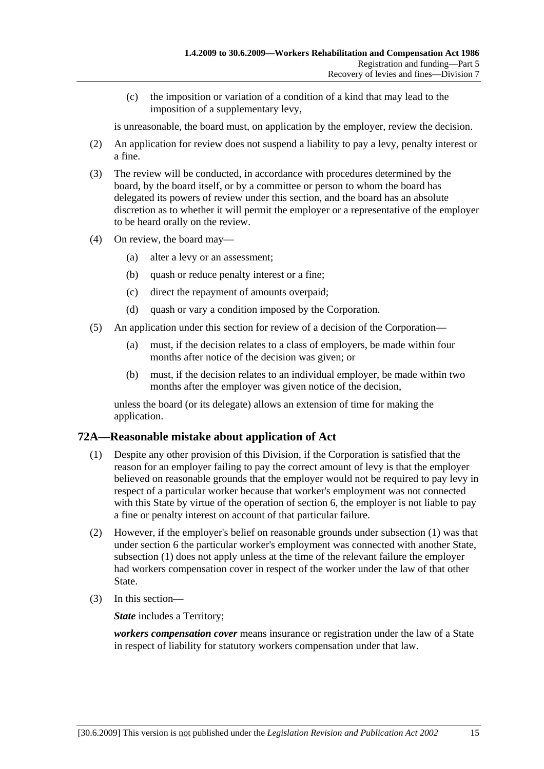(c) the imposition or variation of a condition of a kind that may lead to the imposition of a supplementary levy,

is unreasonable, the board must, on application by the employer, review the decision.

(2) An application for review does not suspend a liability to pay a levy, penalty interest or a fine.

(3) The review will be conducted, in accordance with procedures determined by the board, by the board itself, or by a committee or person to whom the board has delegated its powers of review under this section, and the board has an absolute discretion as to whether it will permit the employer or a representative of the employer to be heard orally on the review.

(4) On review, the board may—

(a) alter a levy or an assessment;

(b) quash or reduce penalty interest or a fine;

(c) direct the repayment of amounts overpaid;

(d) quash or vary a condition imposed by the Corporation.

(5) An application under this section for review of a decision of the Corporation—

(a) must, if the decision relates to a class of employers, be made within four months after notice of the decision was given; or

(b) must, if the decision relates to an individual employer, be made within two months after the employer was given notice of the decision,

unless the board (or its delegate) allows an extension of time for making the application.

## 72A—Reasonable mistake about application of Act

(1) Despite any other provision of this Division, if the Corporation is satisfied that the reason for an employer failing to pay the correct amount of levy is that the employer believed on reasonable grounds that the employer would not be required to pay levy in respect of a particular worker because that worker's employment was not connected with this State by virtue of the operation of section 6, the employer is not liable to pay a fine or penalty interest on account of that particular failure.

(2) However, if the employer's belief on reasonable grounds under subsection (1) was that under section 6 the particular worker's employment was connected with another State, subsection (1) does not apply unless at the time of the relevant failure the employer had workers compensation cover in respect of the worker under the law of that other State.

(3) In this section—

***State*** includes a Territory;

***workers compensation cover*** means insurance or registration under the law of a State in respect of liability for statutory workers compensation under that law.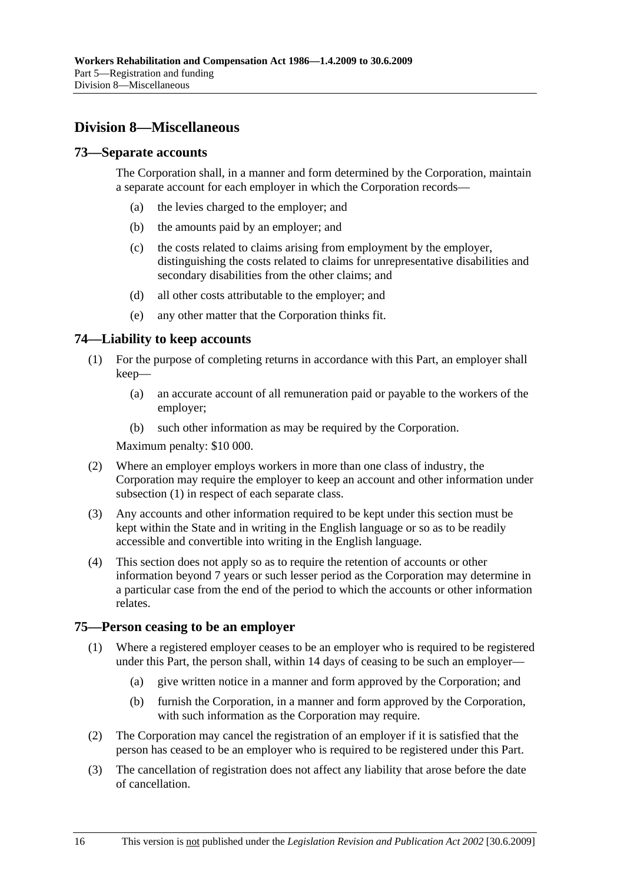## Division 8—Miscellaneous

### 73—Separate accounts

The Corporation shall, in a manner and form determined by the Corporation, maintain a separate account for each employer in which the Corporation records—

- (a) the levies charged to the employer; and
- (b) the amounts paid by an employer; and
- (c) the costs related to claims arising from employment by the employer, distinguishing the costs related to claims for unrepresentative disabilities and secondary disabilities from the other claims; and
- (d) all other costs attributable to the employer; and
- (e) any other matter that the Corporation thinks fit.

### 74—Liability to keep accounts

(1) For the purpose of completing returns in accordance with this Part, an employer shall keep—

- (a) an accurate account of all remuneration paid or payable to the workers of the employer;
- (b) such other information as may be required by the Corporation.

Maximum penalty: $10 000.

(2) Where an employer employs workers in more than one class of industry, the Corporation may require the employer to keep an account and other information under subsection (1) in respect of each separate class.

(3) Any accounts and other information required to be kept under this section must be kept within the State and in writing in the English language or so as to be readily accessible and convertible into writing in the English language.

(4) This section does not apply so as to require the retention of accounts or other information beyond 7 years or such lesser period as the Corporation may determine in a particular case from the end of the period to which the accounts or other information relates.

### 75—Person ceasing to be an employer

(1) Where a registered employer ceases to be an employer who is required to be registered under this Part, the person shall, within 14 days of ceasing to be such an employer—

- (a) give written notice in a manner and form approved by the Corporation; and
- (b) furnish the Corporation, in a manner and form approved by the Corporation, with such information as the Corporation may require.

(2) The Corporation may cancel the registration of an employer if it is satisfied that the person has ceased to be an employer who is required to be registered under this Part.

(3) The cancellation of registration does not affect any liability that arose before the date of cancellation.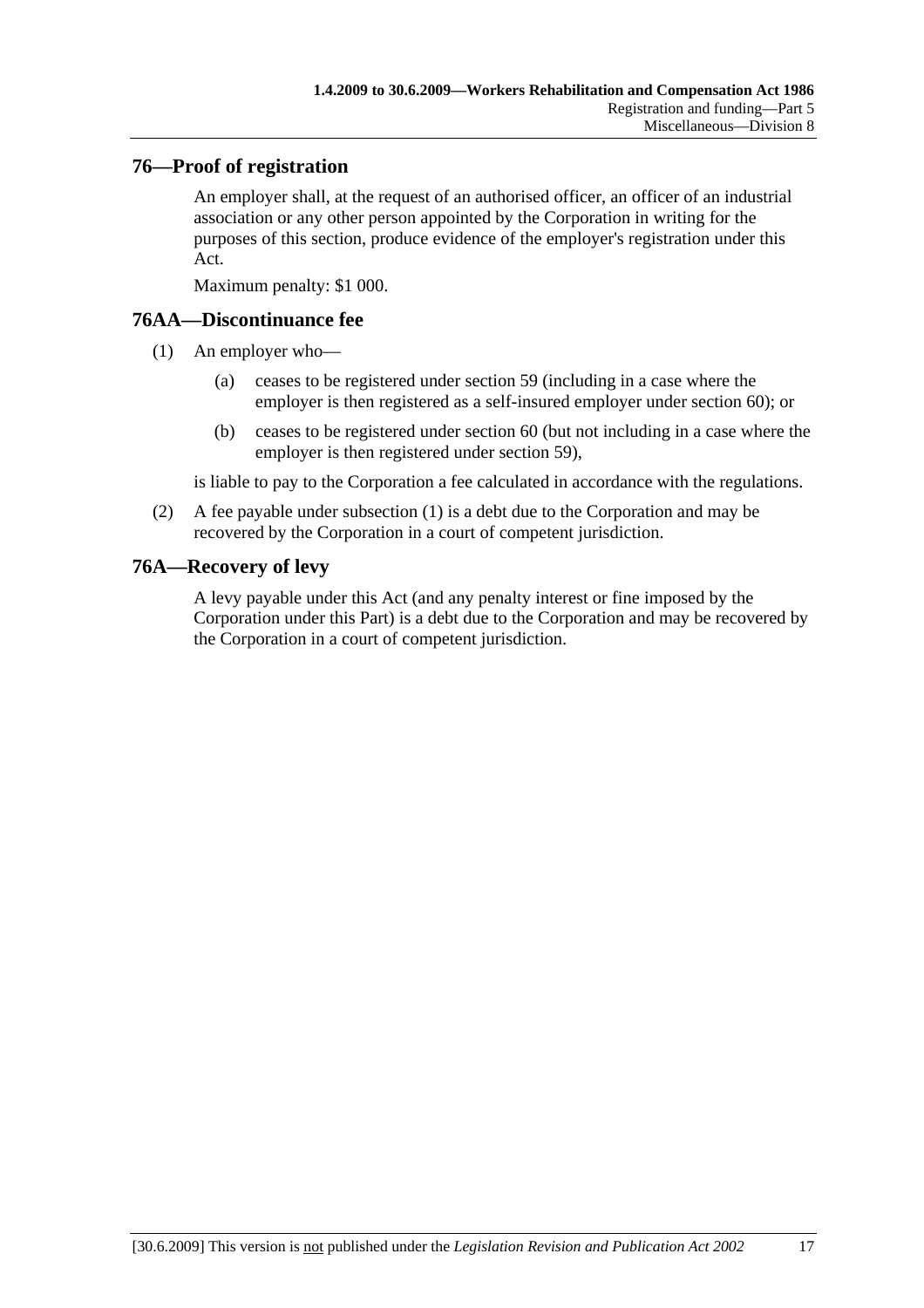## 76—Proof of registration

An employer shall, at the request of an authorised officer, an officer of an industrial association or any other person appointed by the Corporation in writing for the purposes of this section, produce evidence of the employer's registration under this Act.

Maximum penalty: $1 000.

## 76AA—Discontinuance fee

(1) An employer who—

(a) ceases to be registered under section 59 (including in a case where the employer is then registered as a self-insured employer under section 60); or

(b) ceases to be registered under section 60 (but not including in a case where the employer is then registered under section 59),

is liable to pay to the Corporation a fee calculated in accordance with the regulations.

(2) A fee payable under subsection (1) is a debt due to the Corporation and may be recovered by the Corporation in a court of competent jurisdiction.

## 76A—Recovery of levy

A levy payable under this Act (and any penalty interest or fine imposed by the Corporation under this Part) is a debt due to the Corporation and may be recovered by the Corporation in a court of competent jurisdiction.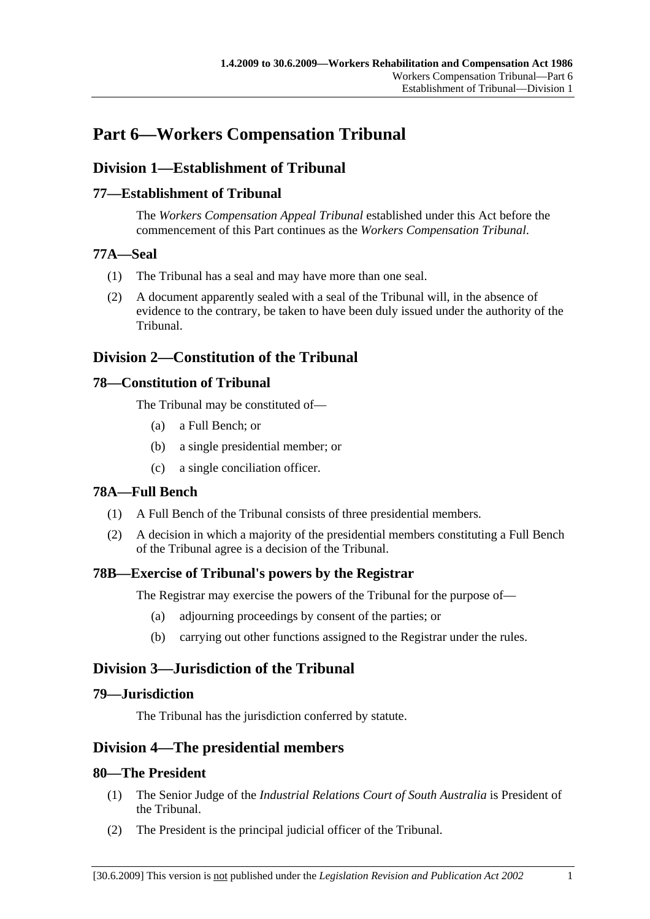# Part 6—Workers Compensation Tribunal

## Division 1—Establishment of Tribunal

### 77—Establishment of Tribunal

The *Workers Compensation Appeal Tribunal* established under this Act before the commencement of this Part continues as the *Workers Compensation Tribunal*.

### 77A—Seal

(1) The Tribunal has a seal and may have more than one seal.

(2) A document apparently sealed with a seal of the Tribunal will, in the absence of evidence to the contrary, be taken to have been duly issued under the authority of the Tribunal.

## Division 2—Constitution of the Tribunal

### 78—Constitution of Tribunal

The Tribunal may be constituted of—

(a) a Full Bench; or

(b) a single presidential member; or

(c) a single conciliation officer.

### 78A—Full Bench

(1) A Full Bench of the Tribunal consists of three presidential members.

(2) A decision in which a majority of the presidential members constituting a Full Bench of the Tribunal agree is a decision of the Tribunal.

### 78B—Exercise of Tribunal's powers by the Registrar

The Registrar may exercise the powers of the Tribunal for the purpose of—

(a) adjourning proceedings by consent of the parties; or

(b) carrying out other functions assigned to the Registrar under the rules.

## Division 3—Jurisdiction of the Tribunal

### 79—Jurisdiction

The Tribunal has the jurisdiction conferred by statute.

## Division 4—The presidential members

### 80—The President

(1) The Senior Judge of the *Industrial Relations Court of South Australia* is President of the Tribunal.

(2) The President is the principal judicial officer of the Tribunal.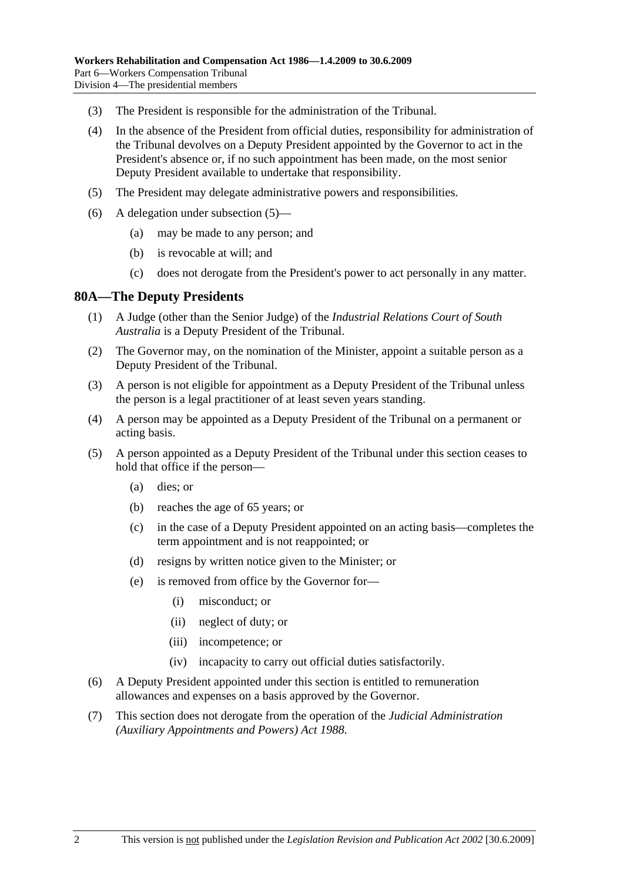(3) The President is responsible for the administration of the Tribunal.

(4) In the absence of the President from official duties, responsibility for administration of the Tribunal devolves on a Deputy President appointed by the Governor to act in the President's absence or, if no such appointment has been made, on the most senior Deputy President available to undertake that responsibility.

(5) The President may delegate administrative powers and responsibilities.

(6) A delegation under subsection (5)—

  (a) may be made to any person; and

  (b) is revocable at will; and

  (c) does not derogate from the President's power to act personally in any matter.

## 80A—The Deputy Presidents

(1) A Judge (other than the Senior Judge) of the *Industrial Relations Court of South Australia* is a Deputy President of the Tribunal.

(2) The Governor may, on the nomination of the Minister, appoint a suitable person as a Deputy President of the Tribunal.

(3) A person is not eligible for appointment as a Deputy President of the Tribunal unless the person is a legal practitioner of at least seven years standing.

(4) A person may be appointed as a Deputy President of the Tribunal on a permanent or acting basis.

(5) A person appointed as a Deputy President of the Tribunal under this section ceases to hold that office if the person—

  (a) dies; or

  (b) reaches the age of 65 years; or

  (c) in the case of a Deputy President appointed on an acting basis—completes the term appointment and is not reappointed; or

  (d) resigns by written notice given to the Minister; or

  (e) is removed from office by the Governor for—

    (i) misconduct; or

    (ii) neglect of duty; or

    (iii) incompetence; or

    (iv) incapacity to carry out official duties satisfactorily.

(6) A Deputy President appointed under this section is entitled to remuneration allowances and expenses on a basis approved by the Governor.

(7) This section does not derogate from the operation of the *Judicial Administration (Auxiliary Appointments and Powers) Act 1988*.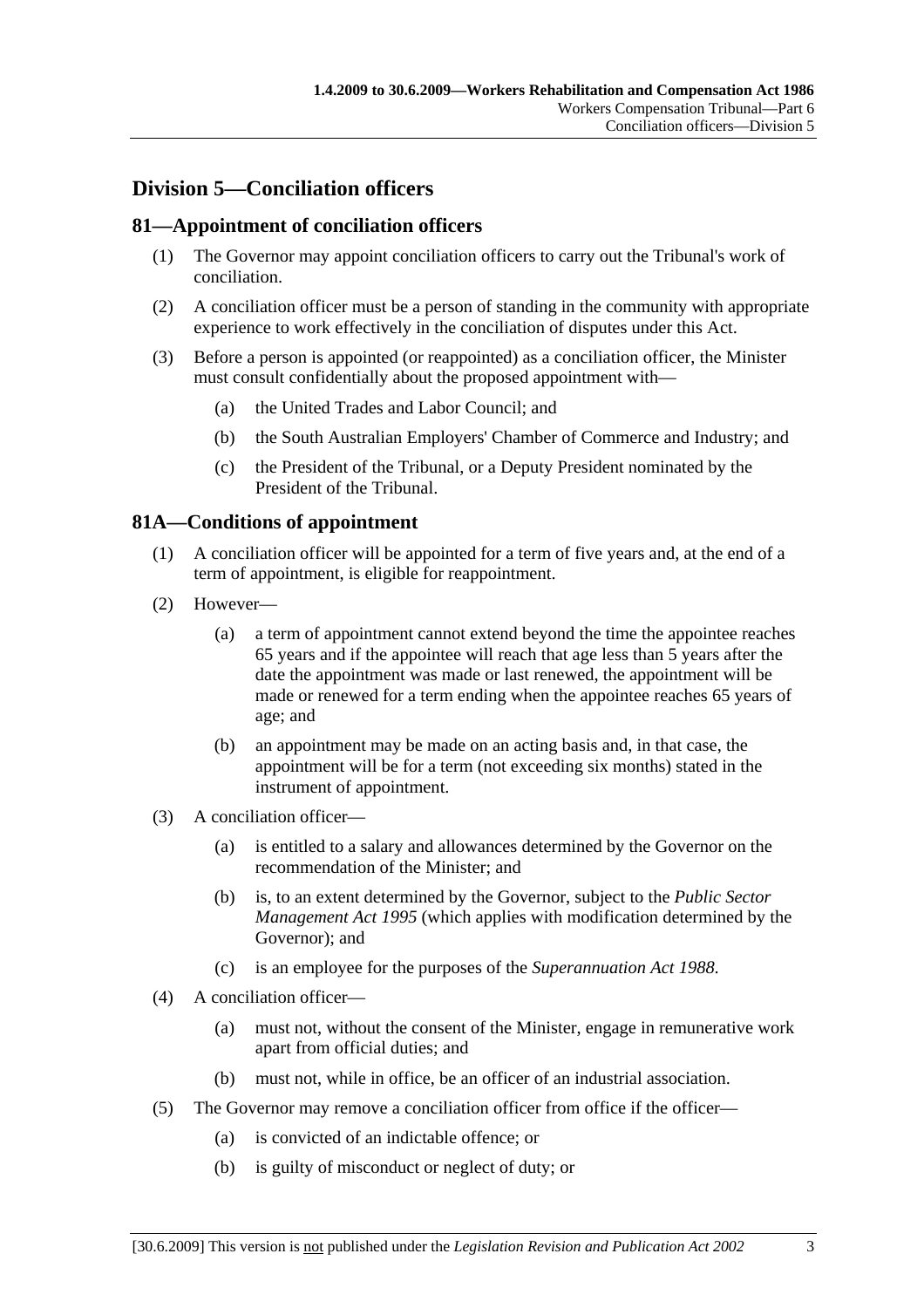## Division 5—Conciliation officers

### 81—Appointment of conciliation officers

(1) The Governor may appoint conciliation officers to carry out the Tribunal's work of conciliation.

(2) A conciliation officer must be a person of standing in the community with appropriate experience to work effectively in the conciliation of disputes under this Act.

(3) Before a person is appointed (or reappointed) as a conciliation officer, the Minister must consult confidentially about the proposed appointment with—

- (a) the United Trades and Labor Council; and
- (b) the South Australian Employers' Chamber of Commerce and Industry; and
- (c) the President of the Tribunal, or a Deputy President nominated by the President of the Tribunal.

### 81A—Conditions of appointment

(1) A conciliation officer will be appointed for a term of five years and, at the end of a term of appointment, is eligible for reappointment.

(2) However—

- (a) a term of appointment cannot extend beyond the time the appointee reaches 65 years and if the appointee will reach that age less than 5 years after the date the appointment was made or last renewed, the appointment will be made or renewed for a term ending when the appointee reaches 65 years of age; and
- (b) an appointment may be made on an acting basis and, in that case, the appointment will be for a term (not exceeding six months) stated in the instrument of appointment.

(3) A conciliation officer—

- (a) is entitled to a salary and allowances determined by the Governor on the recommendation of the Minister; and
- (b) is, to an extent determined by the Governor, subject to the *Public Sector Management Act 1995* (which applies with modification determined by the Governor); and
- (c) is an employee for the purposes of the *Superannuation Act 1988*.

(4) A conciliation officer—

- (a) must not, without the consent of the Minister, engage in remunerative work apart from official duties; and
- (b) must not, while in office, be an officer of an industrial association.

(5) The Governor may remove a conciliation officer from office if the officer—

- (a) is convicted of an indictable offence; or
- (b) is guilty of misconduct or neglect of duty; or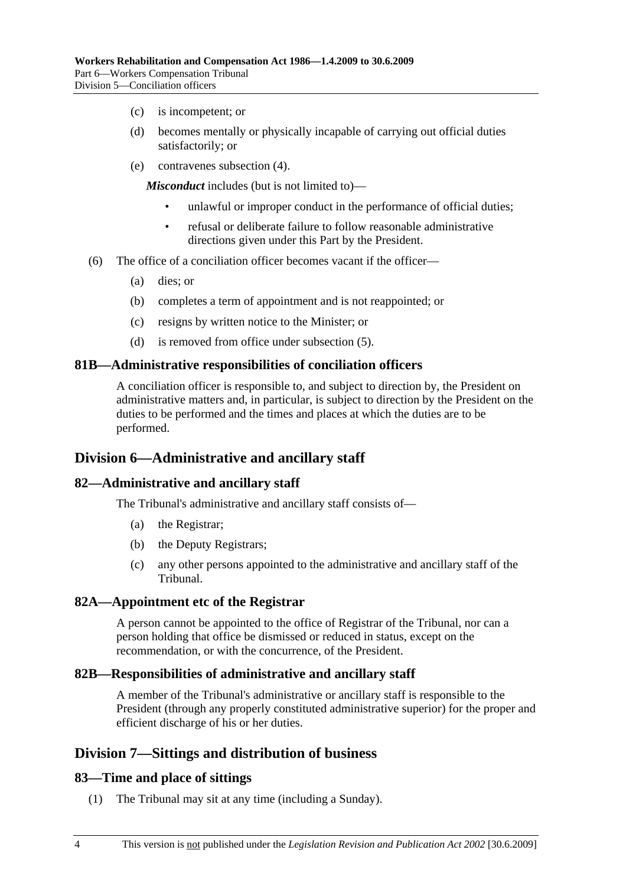(c) is incompetent; or

(d) becomes mentally or physically incapable of carrying out official duties satisfactorily; or

(e) contravenes subsection (4).

***Misconduct*** includes (but is not limited to)—

- unlawful or improper conduct in the performance of official duties;
- refusal or deliberate failure to follow reasonable administrative directions given under this Part by the President.

(6) The office of a conciliation officer becomes vacant if the officer—

(a) dies; or

(b) completes a term of appointment and is not reappointed; or

(c) resigns by written notice to the Minister; or

(d) is removed from office under subsection (5).

### 81B—Administrative responsibilities of conciliation officers

A conciliation officer is responsible to, and subject to direction by, the President on administrative matters and, in particular, is subject to direction by the President on the duties to be performed and the times and places at which the duties are to be performed.

## Division 6—Administrative and ancillary staff

### 82—Administrative and ancillary staff

The Tribunal's administrative and ancillary staff consists of—

(a) the Registrar;

(b) the Deputy Registrars;

(c) any other persons appointed to the administrative and ancillary staff of the Tribunal.

### 82A—Appointment etc of the Registrar

A person cannot be appointed to the office of Registrar of the Tribunal, nor can a person holding that office be dismissed or reduced in status, except on the recommendation, or with the concurrence, of the President.

### 82B—Responsibilities of administrative and ancillary staff

A member of the Tribunal's administrative or ancillary staff is responsible to the President (through any properly constituted administrative superior) for the proper and efficient discharge of his or her duties.

## Division 7—Sittings and distribution of business

### 83—Time and place of sittings

(1) The Tribunal may sit at any time (including a Sunday).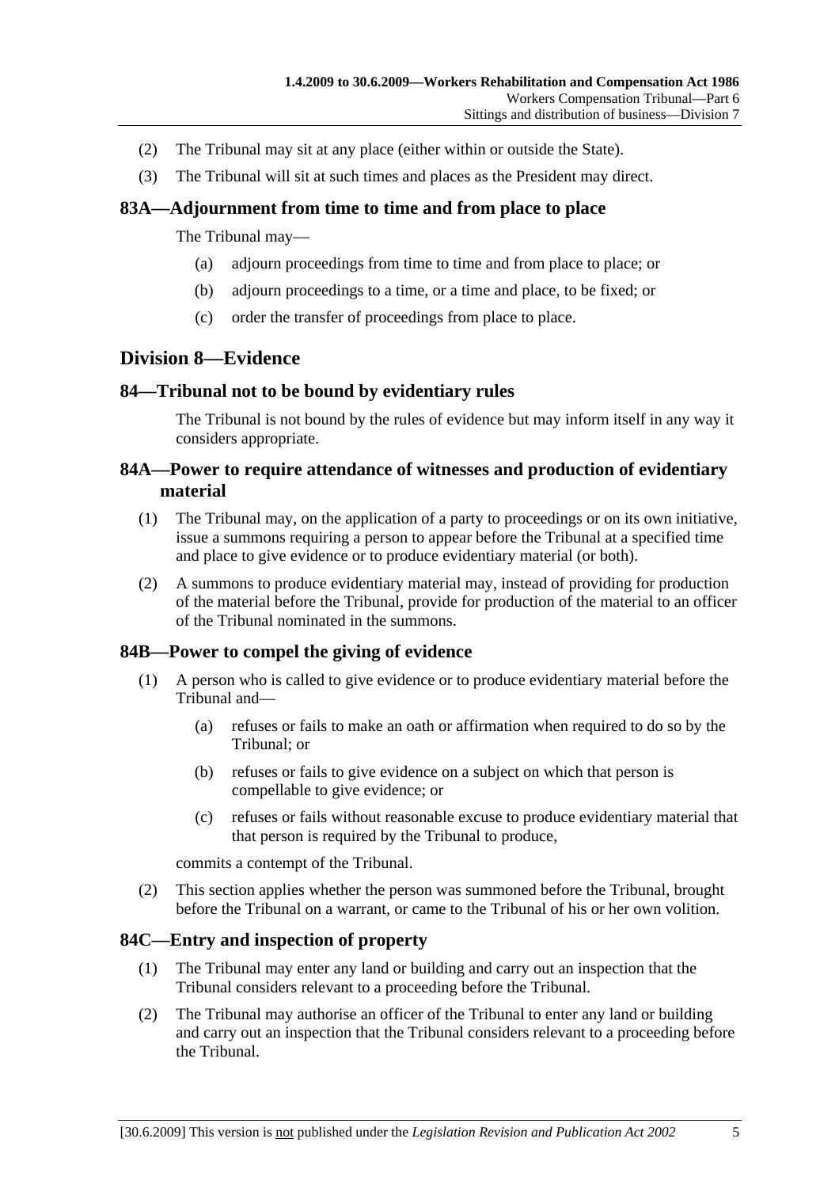(2) The Tribunal may sit at any place (either within or outside the State).

(3) The Tribunal will sit at such times and places as the President may direct.

### 83A—Adjournment from time to time and from place to place

The Tribunal may—

(a) adjourn proceedings from time to time and from place to place; or

(b) adjourn proceedings to a time, or a time and place, to be fixed; or

(c) order the transfer of proceedings from place to place.

## Division 8—Evidence

### 84—Tribunal not to be bound by evidentiary rules

The Tribunal is not bound by the rules of evidence but may inform itself in any way it considers appropriate.

### 84A—Power to require attendance of witnesses and production of evidentiary material

(1) The Tribunal may, on the application of a party to proceedings or on its own initiative, issue a summons requiring a person to appear before the Tribunal at a specified time and place to give evidence or to produce evidentiary material (or both).

(2) A summons to produce evidentiary material may, instead of providing for production of the material before the Tribunal, provide for production of the material to an officer of the Tribunal nominated in the summons.

### 84B—Power to compel the giving of evidence

(1) A person who is called to give evidence or to produce evidentiary material before the Tribunal and—

(a) refuses or fails to make an oath or affirmation when required to do so by the Tribunal; or

(b) refuses or fails to give evidence on a subject on which that person is compellable to give evidence; or

(c) refuses or fails without reasonable excuse to produce evidentiary material that that person is required by the Tribunal to produce,

commits a contempt of the Tribunal.

(2) This section applies whether the person was summoned before the Tribunal, brought before the Tribunal on a warrant, or came to the Tribunal of his or her own volition.

### 84C—Entry and inspection of property

(1) The Tribunal may enter any land or building and carry out an inspection that the Tribunal considers relevant to a proceeding before the Tribunal.

(2) The Tribunal may authorise an officer of the Tribunal to enter any land or building and carry out an inspection that the Tribunal considers relevant to a proceeding before the Tribunal.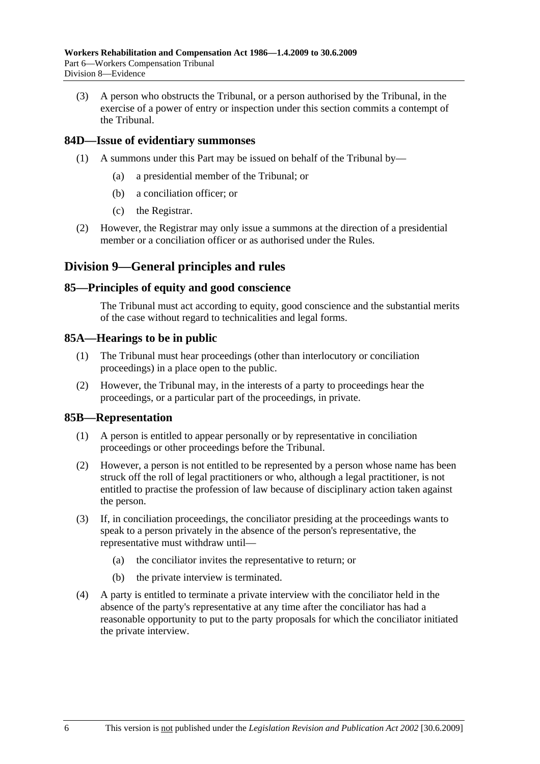(3) A person who obstructs the Tribunal, or a person authorised by the Tribunal, in the exercise of a power of entry or inspection under this section commits a contempt of the Tribunal.

### 84D—Issue of evidentiary summonses

(1) A summons under this Part may be issued on behalf of the Tribunal by—

(a) a presidential member of the Tribunal; or

(b) a conciliation officer; or

(c) the Registrar.

(2) However, the Registrar may only issue a summons at the direction of a presidential member or a conciliation officer or as authorised under the Rules.

## Division 9—General principles and rules

### 85—Principles of equity and good conscience

The Tribunal must act according to equity, good conscience and the substantial merits of the case without regard to technicalities and legal forms.

### 85A—Hearings to be in public

(1) The Tribunal must hear proceedings (other than interlocutory or conciliation proceedings) in a place open to the public.

(2) However, the Tribunal may, in the interests of a party to proceedings hear the proceedings, or a particular part of the proceedings, in private.

### 85B—Representation

(1) A person is entitled to appear personally or by representative in conciliation proceedings or other proceedings before the Tribunal.

(2) However, a person is not entitled to be represented by a person whose name has been struck off the roll of legal practitioners or who, although a legal practitioner, is not entitled to practise the profession of law because of disciplinary action taken against the person.

(3) If, in conciliation proceedings, the conciliator presiding at the proceedings wants to speak to a person privately in the absence of the person's representative, the representative must withdraw until—

(a) the conciliator invites the representative to return; or

(b) the private interview is terminated.

(4) A party is entitled to terminate a private interview with the conciliator held in the absence of the party's representative at any time after the conciliator has had a reasonable opportunity to put to the party proposals for which the conciliator initiated the private interview.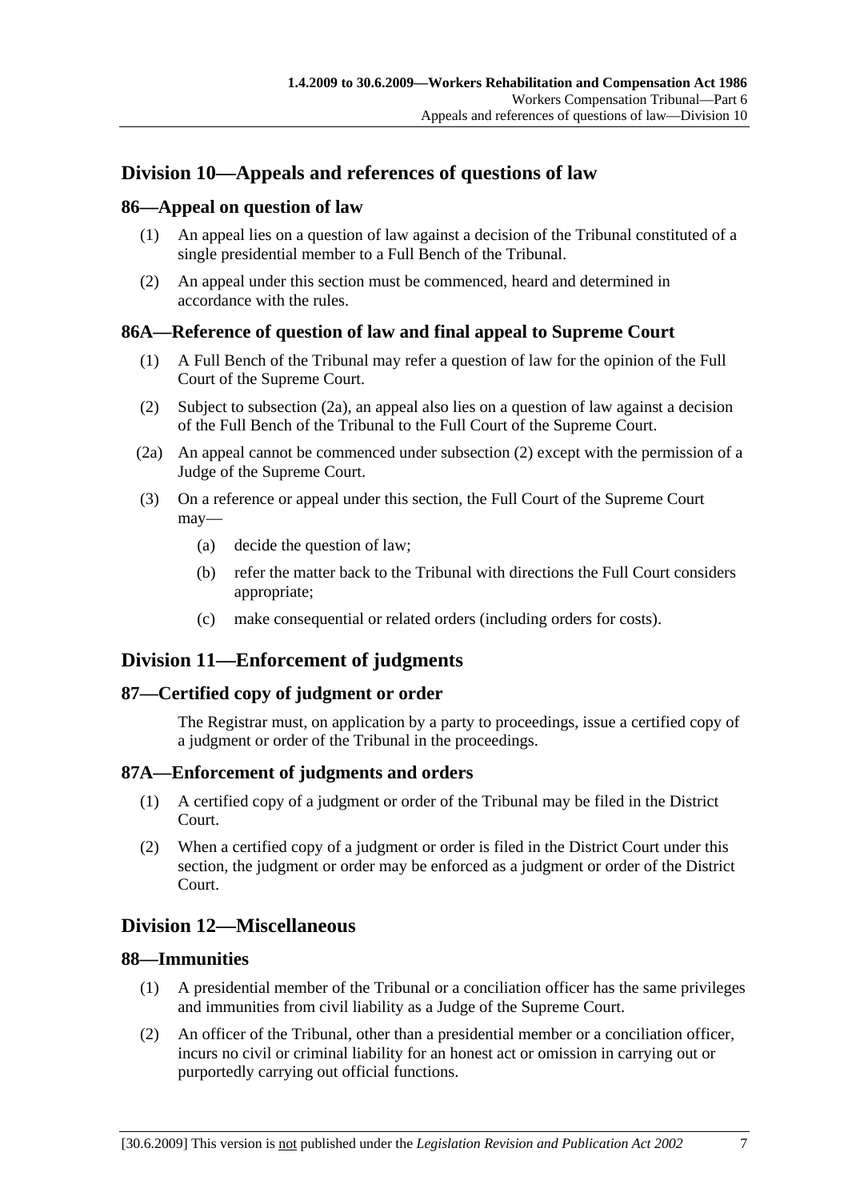## Division 10—Appeals and references of questions of law

### 86—Appeal on question of law

(1) An appeal lies on a question of law against a decision of the Tribunal constituted of a single presidential member to a Full Bench of the Tribunal.

(2) An appeal under this section must be commenced, heard and determined in accordance with the rules.

### 86A—Reference of question of law and final appeal to Supreme Court

(1) A Full Bench of the Tribunal may refer a question of law for the opinion of the Full Court of the Supreme Court.

(2) Subject to subsection (2a), an appeal also lies on a question of law against a decision of the Full Bench of the Tribunal to the Full Court of the Supreme Court.

(2a) An appeal cannot be commenced under subsection (2) except with the permission of a Judge of the Supreme Court.

(3) On a reference or appeal under this section, the Full Court of the Supreme Court may—

(a) decide the question of law;

(b) refer the matter back to the Tribunal with directions the Full Court considers appropriate;

(c) make consequential or related orders (including orders for costs).

## Division 11—Enforcement of judgments

### 87—Certified copy of judgment or order

The Registrar must, on application by a party to proceedings, issue a certified copy of a judgment or order of the Tribunal in the proceedings.

### 87A—Enforcement of judgments and orders

(1) A certified copy of a judgment or order of the Tribunal may be filed in the District Court.

(2) When a certified copy of a judgment or order is filed in the District Court under this section, the judgment or order may be enforced as a judgment or order of the District Court.

## Division 12—Miscellaneous

### 88—Immunities

(1) A presidential member of the Tribunal or a conciliation officer has the same privileges and immunities from civil liability as a Judge of the Supreme Court.

(2) An officer of the Tribunal, other than a presidential member or a conciliation officer, incurs no civil or criminal liability for an honest act or omission in carrying out or purportedly carrying out official functions.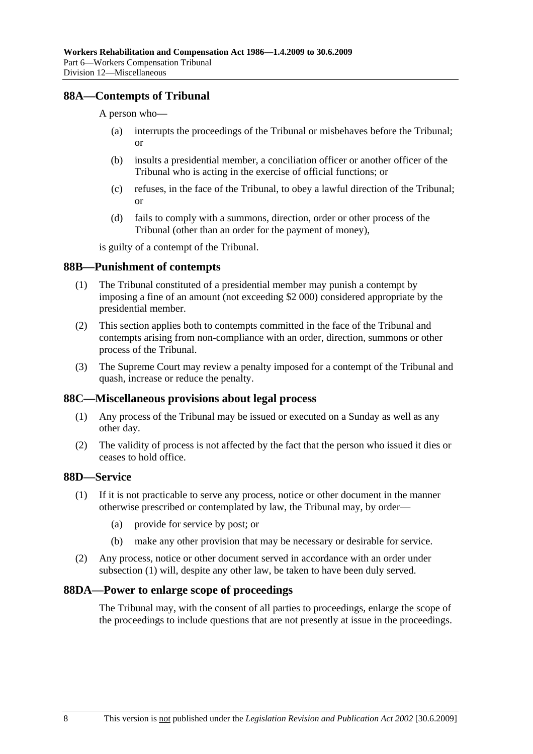## 88A—Contempts of Tribunal

A person who—

- (a) interrupts the proceedings of the Tribunal or misbehaves before the Tribunal; or
- (b) insults a presidential member, a conciliation officer or another officer of the Tribunal who is acting in the exercise of official functions; or
- (c) refuses, in the face of the Tribunal, to obey a lawful direction of the Tribunal; or
- (d) fails to comply with a summons, direction, order or other process of the Tribunal (other than an order for the payment of money),

is guilty of a contempt of the Tribunal.

## 88B—Punishment of contempts

(1) The Tribunal constituted of a presidential member may punish a contempt by imposing a fine of an amount (not exceeding $2 000) considered appropriate by the presidential member.

(2) This section applies both to contempts committed in the face of the Tribunal and contempts arising from non-compliance with an order, direction, summons or other process of the Tribunal.

(3) The Supreme Court may review a penalty imposed for a contempt of the Tribunal and quash, increase or reduce the penalty.

## 88C—Miscellaneous provisions about legal process

(1) Any process of the Tribunal may be issued or executed on a Sunday as well as any other day.

(2) The validity of process is not affected by the fact that the person who issued it dies or ceases to hold office.

## 88D—Service

(1) If it is not practicable to serve any process, notice or other document in the manner otherwise prescribed or contemplated by law, the Tribunal may, by order—

- (a) provide for service by post; or
- (b) make any other provision that may be necessary or desirable for service.

(2) Any process, notice or other document served in accordance with an order under subsection (1) will, despite any other law, be taken to have been duly served.

## 88DA—Power to enlarge scope of proceedings

The Tribunal may, with the consent of all parties to proceedings, enlarge the scope of the proceedings to include questions that are not presently at issue in the proceedings.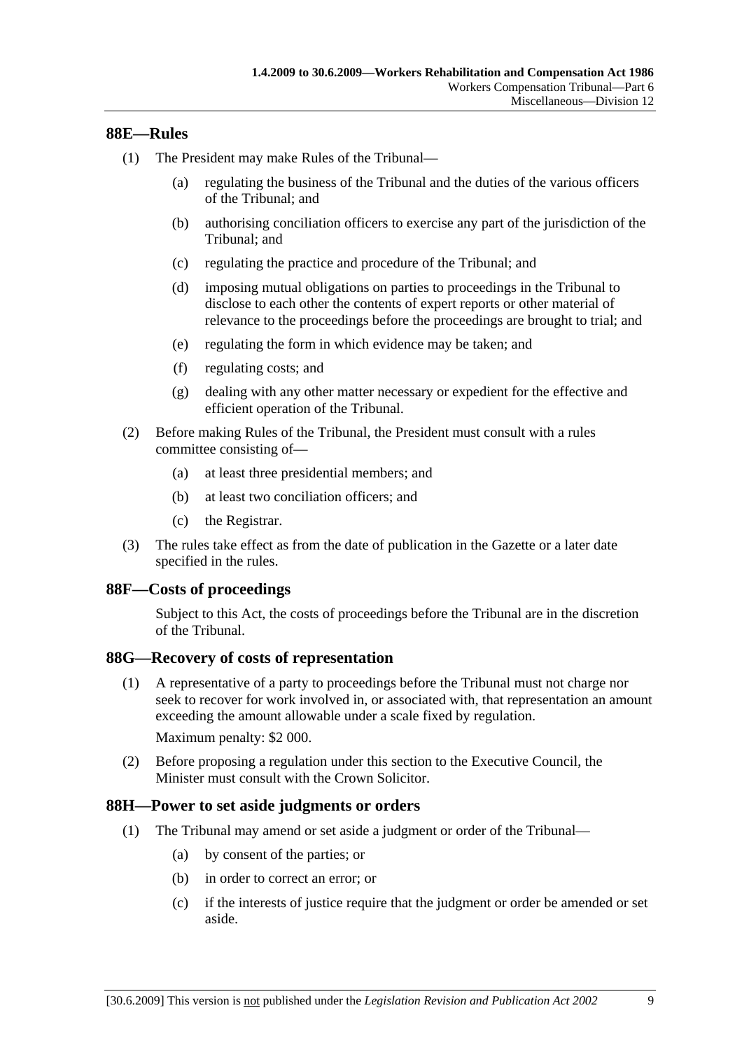## 88E—Rules

(1) The President may make Rules of the Tribunal—

(a) regulating the business of the Tribunal and the duties of the various officers of the Tribunal; and

(b) authorising conciliation officers to exercise any part of the jurisdiction of the Tribunal; and

(c) regulating the practice and procedure of the Tribunal; and

(d) imposing mutual obligations on parties to proceedings in the Tribunal to disclose to each other the contents of expert reports or other material of relevance to the proceedings before the proceedings are brought to trial; and

(e) regulating the form in which evidence may be taken; and

(f) regulating costs; and

(g) dealing with any other matter necessary or expedient for the effective and efficient operation of the Tribunal.

(2) Before making Rules of the Tribunal, the President must consult with a rules committee consisting of—

(a) at least three presidential members; and

(b) at least two conciliation officers; and

(c) the Registrar.

(3) The rules take effect as from the date of publication in the Gazette or a later date specified in the rules.

## 88F—Costs of proceedings

Subject to this Act, the costs of proceedings before the Tribunal are in the discretion of the Tribunal.

## 88G—Recovery of costs of representation

(1) A representative of a party to proceedings before the Tribunal must not charge nor seek to recover for work involved in, or associated with, that representation an amount exceeding the amount allowable under a scale fixed by regulation.

Maximum penalty: $2 000.

(2) Before proposing a regulation under this section to the Executive Council, the Minister must consult with the Crown Solicitor.

## 88H—Power to set aside judgments or orders

(1) The Tribunal may amend or set aside a judgment or order of the Tribunal—

(a) by consent of the parties; or

(b) in order to correct an error; or

(c) if the interests of justice require that the judgment or order be amended or set aside.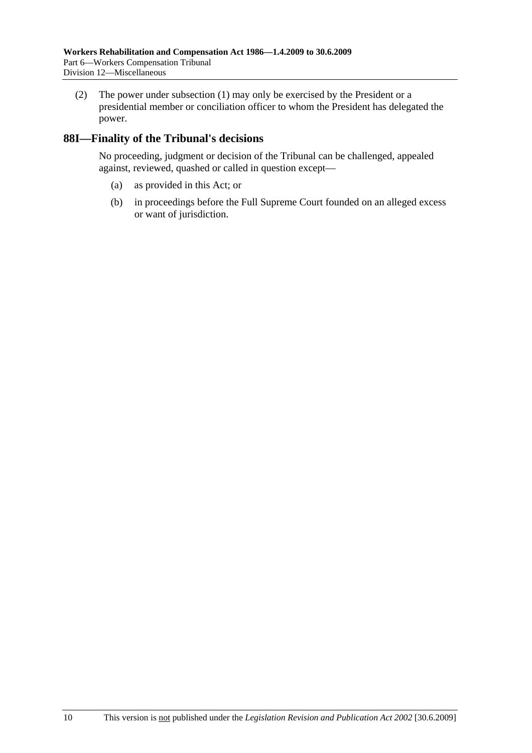(2) The power under subsection (1) may only be exercised by the President or a presidential member or conciliation officer to whom the President has delegated the power.

## 88I—Finality of the Tribunal's decisions

No proceeding, judgment or decision of the Tribunal can be challenged, appealed against, reviewed, quashed or called in question except—

(a) as provided in this Act; or

(b) in proceedings before the Full Supreme Court founded on an alleged excess or want of jurisdiction.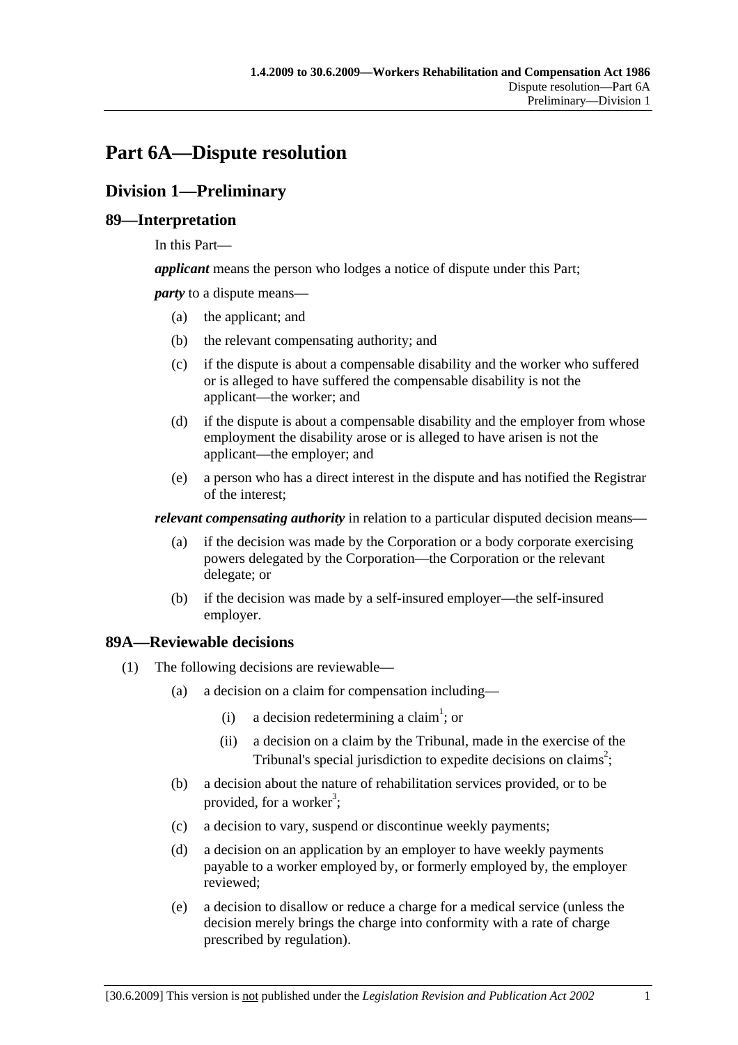# Part 6A—Dispute resolution

## Division 1—Preliminary

### 89—Interpretation

In this Part—

***applicant*** means the person who lodges a notice of dispute under this Part;

***party*** to a dispute means—

(a) the applicant; and

(b) the relevant compensating authority; and

(c) if the dispute is about a compensable disability and the worker who suffered or is alleged to have suffered the compensable disability is not the applicant—the worker; and

(d) if the dispute is about a compensable disability and the employer from whose employment the disability arose or is alleged to have arisen is not the applicant—the employer; and

(e) a person who has a direct interest in the dispute and has notified the Registrar of the interest;

***relevant compensating authority*** in relation to a particular disputed decision means—

(a) if the decision was made by the Corporation or a body corporate exercising powers delegated by the Corporation—the Corporation or the relevant delegate; or

(b) if the decision was made by a self-insured employer—the self-insured employer.

### 89A—Reviewable decisions

(1) The following decisions are reviewable—

(a) a decision on a claim for compensation including—

(i) a decision redetermining a claim[1]; or

(ii) a decision on a claim by the Tribunal, made in the exercise of the Tribunal's special jurisdiction to expedite decisions on claims[2];

(b) a decision about the nature of rehabilitation services provided, or to be provided, for a worker[3];

(c) a decision to vary, suspend or discontinue weekly payments;

(d) a decision on an application by an employer to have weekly payments payable to a worker employed by, or formerly employed by, the employer reviewed;

(e) a decision to disallow or reduce a charge for a medical service (unless the decision merely brings the charge into conformity with a rate of charge prescribed by regulation).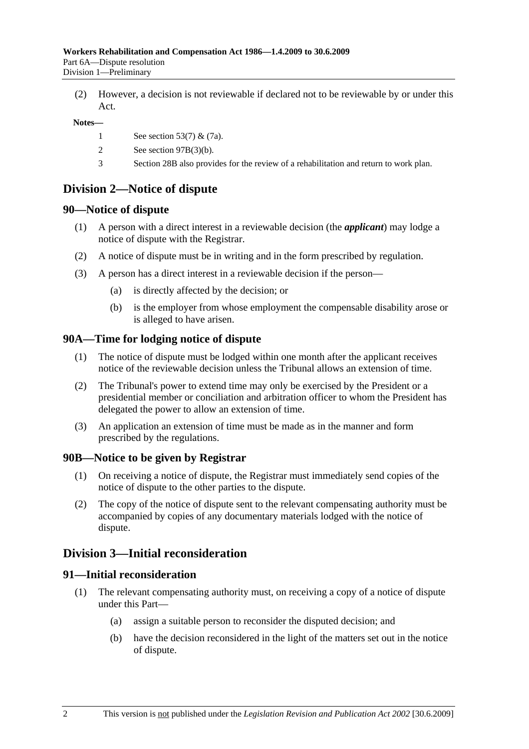(2) However, a decision is not reviewable if declared not to be reviewable by or under this Act.

**Notes—**

1 See section 53(7) & (7a).

2 See section 97B(3)(b).

3 Section 28B also provides for the review of a rehabilitation and return to work plan.

## Division 2—Notice of dispute

### 90—Notice of dispute

(1) A person with a direct interest in a reviewable decision (the ***applicant***) may lodge a notice of dispute with the Registrar.

(2) A notice of dispute must be in writing and in the form prescribed by regulation.

(3) A person has a direct interest in a reviewable decision if the person—

(a) is directly affected by the decision; or

(b) is the employer from whose employment the compensable disability arose or is alleged to have arisen.

### 90A—Time for lodging notice of dispute

(1) The notice of dispute must be lodged within one month after the applicant receives notice of the reviewable decision unless the Tribunal allows an extension of time.

(2) The Tribunal's power to extend time may only be exercised by the President or a presidential member or conciliation and arbitration officer to whom the President has delegated the power to allow an extension of time.

(3) An application an extension of time must be made as in the manner and form prescribed by the regulations.

### 90B—Notice to be given by Registrar

(1) On receiving a notice of dispute, the Registrar must immediately send copies of the notice of dispute to the other parties to the dispute.

(2) The copy of the notice of dispute sent to the relevant compensating authority must be accompanied by copies of any documentary materials lodged with the notice of dispute.

## Division 3—Initial reconsideration

### 91—Initial reconsideration

(1) The relevant compensating authority must, on receiving a copy of a notice of dispute under this Part—

(a) assign a suitable person to reconsider the disputed decision; and

(b) have the decision reconsidered in the light of the matters set out in the notice of dispute.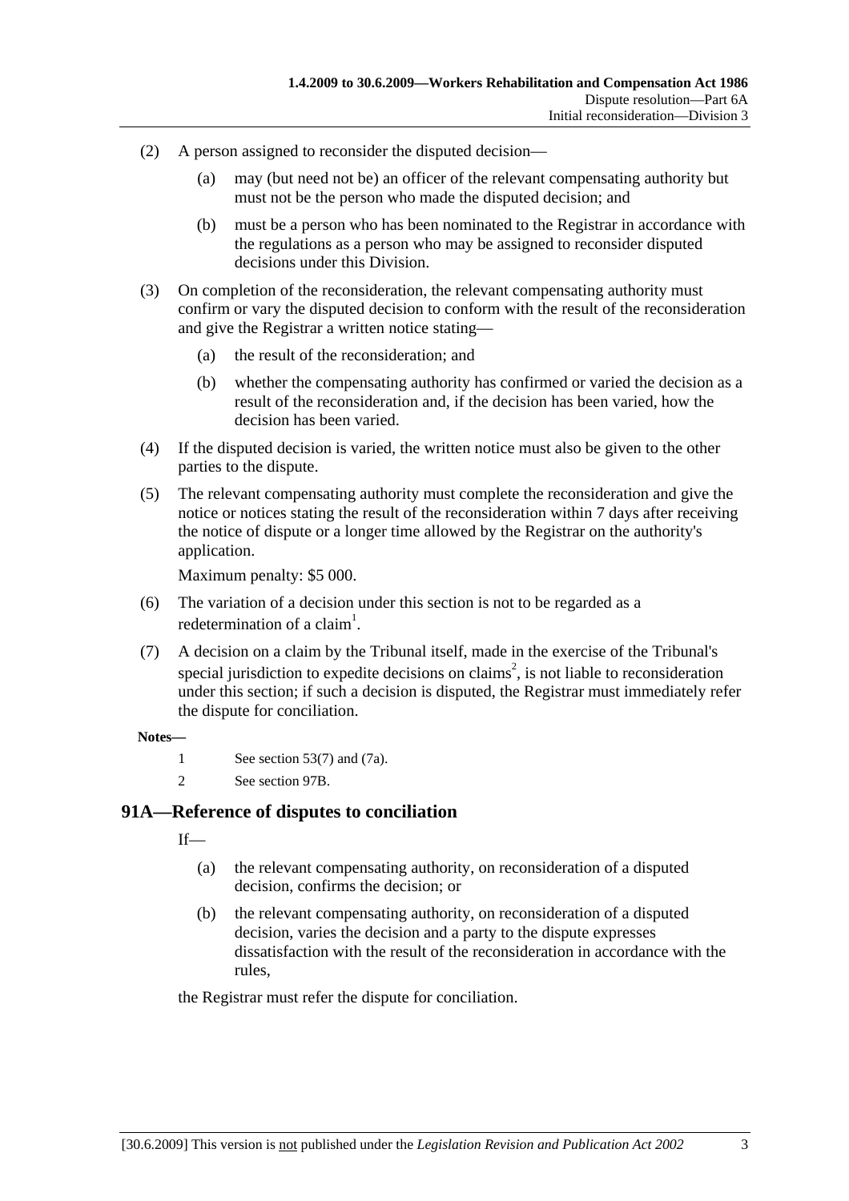(2) A person assigned to reconsider the disputed decision—

(a) may (but need not be) an officer of the relevant compensating authority but must not be the person who made the disputed decision; and

(b) must be a person who has been nominated to the Registrar in accordance with the regulations as a person who may be assigned to reconsider disputed decisions under this Division.

(3) On completion of the reconsideration, the relevant compensating authority must confirm or vary the disputed decision to conform with the result of the reconsideration and give the Registrar a written notice stating—

(a) the result of the reconsideration; and

(b) whether the compensating authority has confirmed or varied the decision as a result of the reconsideration and, if the decision has been varied, how the decision has been varied.

(4) If the disputed decision is varied, the written notice must also be given to the other parties to the dispute.

(5) The relevant compensating authority must complete the reconsideration and give the notice or notices stating the result of the reconsideration within 7 days after receiving the notice of dispute or a longer time allowed by the Registrar on the authority's application.

Maximum penalty: $5 000.

(6) The variation of a decision under this section is not to be regarded as a redetermination of a claim[1].

(7) A decision on a claim by the Tribunal itself, made in the exercise of the Tribunal's special jurisdiction to expedite decisions on claims[2], is not liable to reconsideration under this section; if such a decision is disputed, the Registrar must immediately refer the dispute for conciliation.

**Notes—**

1 See section 53(7) and (7a).

2 See section 97B.

## 91A—Reference of disputes to conciliation

If—

(a) the relevant compensating authority, on reconsideration of a disputed decision, confirms the decision; or

(b) the relevant compensating authority, on reconsideration of a disputed decision, varies the decision and a party to the dispute expresses dissatisfaction with the result of the reconsideration in accordance with the rules,

the Registrar must refer the dispute for conciliation.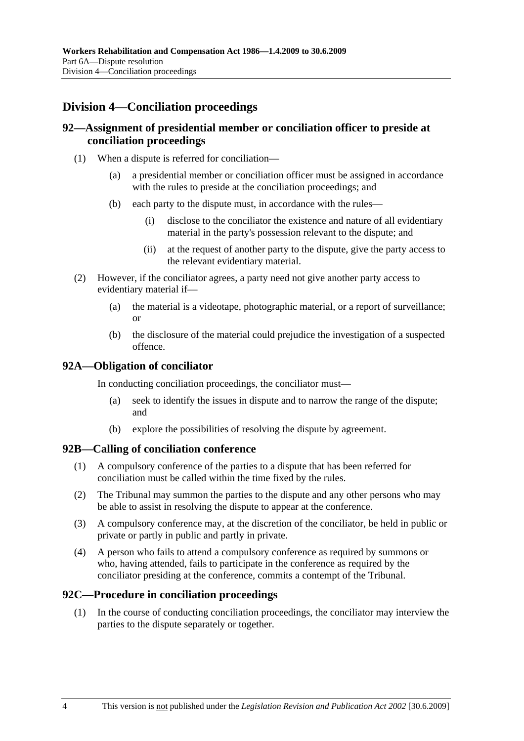## Division 4—Conciliation proceedings

### 92—Assignment of presidential member or conciliation officer to preside at conciliation proceedings

(1) When a dispute is referred for conciliation—

(a) a presidential member or conciliation officer must be assigned in accordance with the rules to preside at the conciliation proceedings; and

(b) each party to the dispute must, in accordance with the rules—

(i) disclose to the conciliator the existence and nature of all evidentiary material in the party's possession relevant to the dispute; and

(ii) at the request of another party to the dispute, give the party access to the relevant evidentiary material.

(2) However, if the conciliator agrees, a party need not give another party access to evidentiary material if—

(a) the material is a videotape, photographic material, or a report of surveillance; or

(b) the disclosure of the material could prejudice the investigation of a suspected offence.

### 92A—Obligation of conciliator

In conducting conciliation proceedings, the conciliator must—

(a) seek to identify the issues in dispute and to narrow the range of the dispute; and

(b) explore the possibilities of resolving the dispute by agreement.

### 92B—Calling of conciliation conference

(1) A compulsory conference of the parties to a dispute that has been referred for conciliation must be called within the time fixed by the rules.

(2) The Tribunal may summon the parties to the dispute and any other persons who may be able to assist in resolving the dispute to appear at the conference.

(3) A compulsory conference may, at the discretion of the conciliator, be held in public or private or partly in public and partly in private.

(4) A person who fails to attend a compulsory conference as required by summons or who, having attended, fails to participate in the conference as required by the conciliator presiding at the conference, commits a contempt of the Tribunal.

### 92C—Procedure in conciliation proceedings

(1) In the course of conducting conciliation proceedings, the conciliator may interview the parties to the dispute separately or together.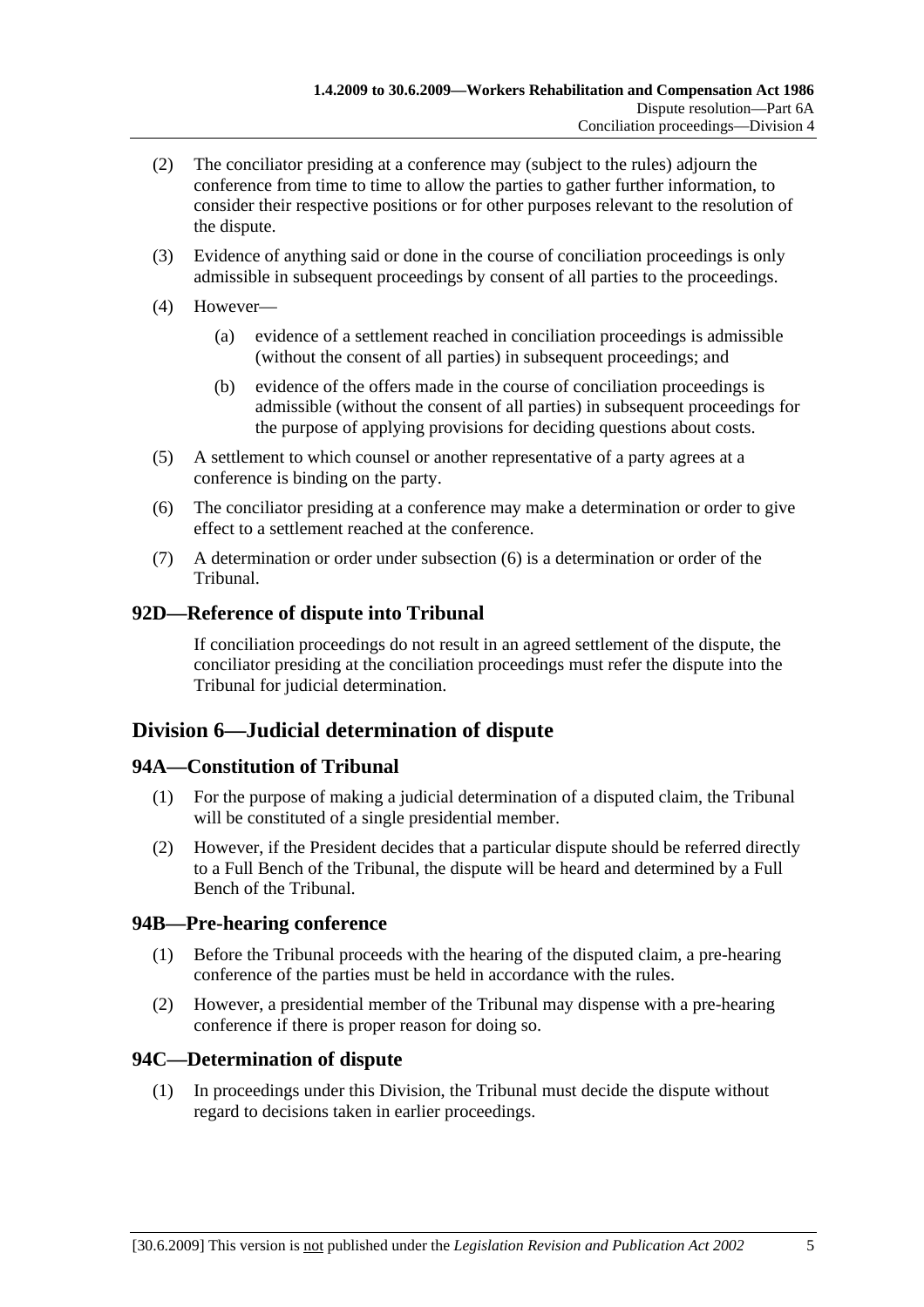(2) The conciliator presiding at a conference may (subject to the rules) adjourn the conference from time to time to allow the parties to gather further information, to consider their respective positions or for other purposes relevant to the resolution of the dispute.

(3) Evidence of anything said or done in the course of conciliation proceedings is only admissible in subsequent proceedings by consent of all parties to the proceedings.

(4) However—

(a) evidence of a settlement reached in conciliation proceedings is admissible (without the consent of all parties) in subsequent proceedings; and

(b) evidence of the offers made in the course of conciliation proceedings is admissible (without the consent of all parties) in subsequent proceedings for the purpose of applying provisions for deciding questions about costs.

(5) A settlement to which counsel or another representative of a party agrees at a conference is binding on the party.

(6) The conciliator presiding at a conference may make a determination or order to give effect to a settlement reached at the conference.

(7) A determination or order under subsection (6) is a determination or order of the Tribunal.

### 92D—Reference of dispute into Tribunal

If conciliation proceedings do not result in an agreed settlement of the dispute, the conciliator presiding at the conciliation proceedings must refer the dispute into the Tribunal for judicial determination.

## Division 6—Judicial determination of dispute

### 94A—Constitution of Tribunal

(1) For the purpose of making a judicial determination of a disputed claim, the Tribunal will be constituted of a single presidential member.

(2) However, if the President decides that a particular dispute should be referred directly to a Full Bench of the Tribunal, the dispute will be heard and determined by a Full Bench of the Tribunal.

### 94B—Pre-hearing conference

(1) Before the Tribunal proceeds with the hearing of the disputed claim, a pre-hearing conference of the parties must be held in accordance with the rules.

(2) However, a presidential member of the Tribunal may dispense with a pre-hearing conference if there is proper reason for doing so.

### 94C—Determination of dispute

(1) In proceedings under this Division, the Tribunal must decide the dispute without regard to decisions taken in earlier proceedings.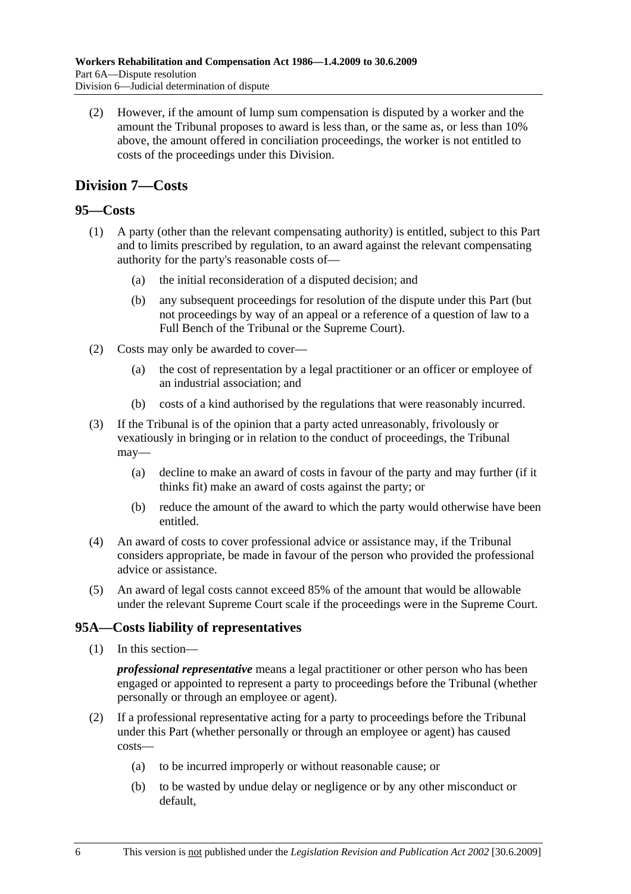(2) However, if the amount of lump sum compensation is disputed by a worker and the amount the Tribunal proposes to award is less than, or the same as, or less than 10% above, the amount offered in conciliation proceedings, the worker is not entitled to costs of the proceedings under this Division.

## Division 7—Costs

### 95—Costs

(1) A party (other than the relevant compensating authority) is entitled, subject to this Part and to limits prescribed by regulation, to an award against the relevant compensating authority for the party's reasonable costs of—

(a) the initial reconsideration of a disputed decision; and

(b) any subsequent proceedings for resolution of the dispute under this Part (but not proceedings by way of an appeal or a reference of a question of law to a Full Bench of the Tribunal or the Supreme Court).

(2) Costs may only be awarded to cover—

(a) the cost of representation by a legal practitioner or an officer or employee of an industrial association; and

(b) costs of a kind authorised by the regulations that were reasonably incurred.

(3) If the Tribunal is of the opinion that a party acted unreasonably, frivolously or vexatiously in bringing or in relation to the conduct of proceedings, the Tribunal may—

(a) decline to make an award of costs in favour of the party and may further (if it thinks fit) make an award of costs against the party; or

(b) reduce the amount of the award to which the party would otherwise have been entitled.

(4) An award of costs to cover professional advice or assistance may, if the Tribunal considers appropriate, be made in favour of the person who provided the professional advice or assistance.

(5) An award of legal costs cannot exceed 85% of the amount that would be allowable under the relevant Supreme Court scale if the proceedings were in the Supreme Court.

### 95A—Costs liability of representatives

(1) In this section—

***professional representative*** means a legal practitioner or other person who has been engaged or appointed to represent a party to proceedings before the Tribunal (whether personally or through an employee or agent).

(2) If a professional representative acting for a party to proceedings before the Tribunal under this Part (whether personally or through an employee or agent) has caused costs—

(a) to be incurred improperly or without reasonable cause; or

(b) to be wasted by undue delay or negligence or by any other misconduct or default,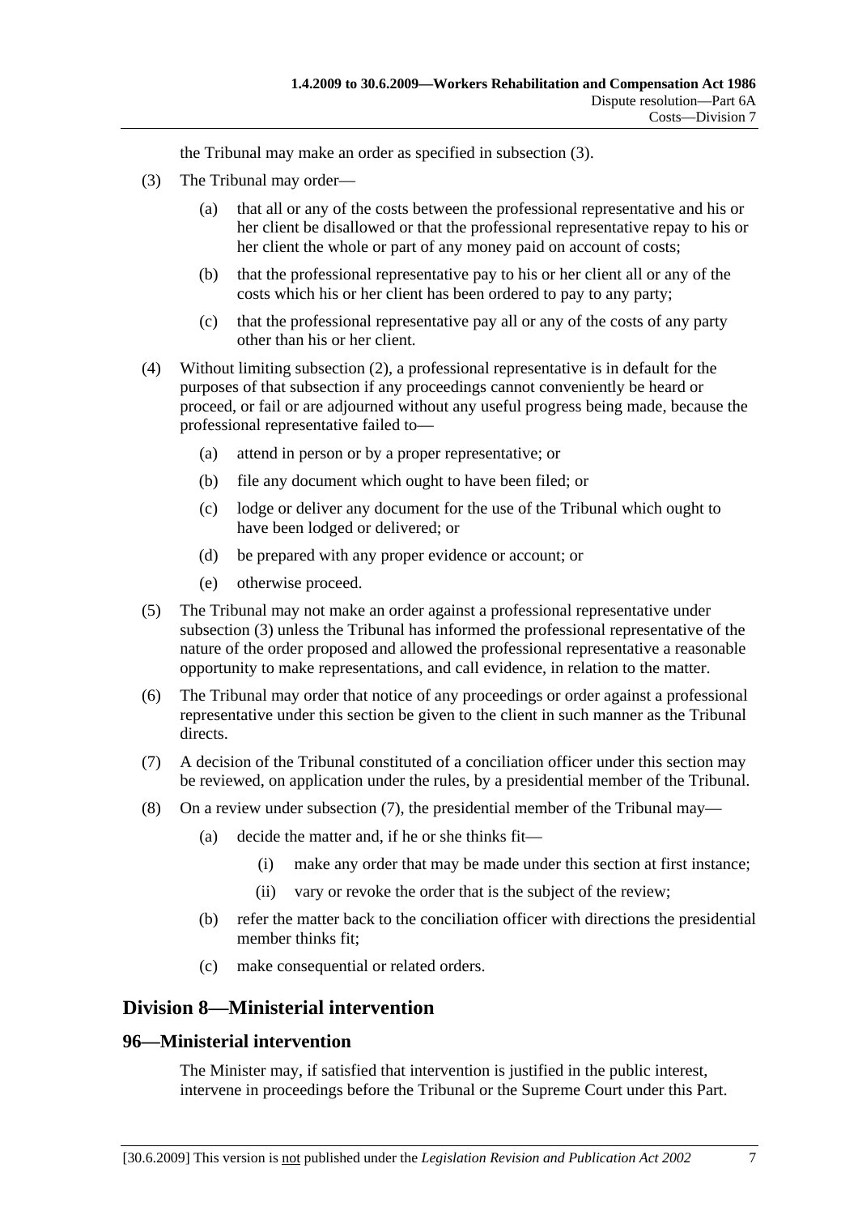the Tribunal may make an order as specified in subsection (3).

(3) The Tribunal may order—

(a) that all or any of the costs between the professional representative and his or her client be disallowed or that the professional representative repay to his or her client the whole or part of any money paid on account of costs;

(b) that the professional representative pay to his or her client all or any of the costs which his or her client has been ordered to pay to any party;

(c) that the professional representative pay all or any of the costs of any party other than his or her client.

(4) Without limiting subsection (2), a professional representative is in default for the purposes of that subsection if any proceedings cannot conveniently be heard or proceed, or fail or are adjourned without any useful progress being made, because the professional representative failed to—

(a) attend in person or by a proper representative; or

(b) file any document which ought to have been filed; or

(c) lodge or deliver any document for the use of the Tribunal which ought to have been lodged or delivered; or

(d) be prepared with any proper evidence or account; or

(e) otherwise proceed.

(5) The Tribunal may not make an order against a professional representative under subsection (3) unless the Tribunal has informed the professional representative of the nature of the order proposed and allowed the professional representative a reasonable opportunity to make representations, and call evidence, in relation to the matter.

(6) The Tribunal may order that notice of any proceedings or order against a professional representative under this section be given to the client in such manner as the Tribunal directs.

(7) A decision of the Tribunal constituted of a conciliation officer under this section may be reviewed, on application under the rules, by a presidential member of the Tribunal.

(8) On a review under subsection (7), the presidential member of the Tribunal may—

(a) decide the matter and, if he or she thinks fit—

(i) make any order that may be made under this section at first instance;

(ii) vary or revoke the order that is the subject of the review;

(b) refer the matter back to the conciliation officer with directions the presidential member thinks fit;

(c) make consequential or related orders.

## Division 8—Ministerial intervention

### 96—Ministerial intervention

The Minister may, if satisfied that intervention is justified in the public interest, intervene in proceedings before the Tribunal or the Supreme Court under this Part.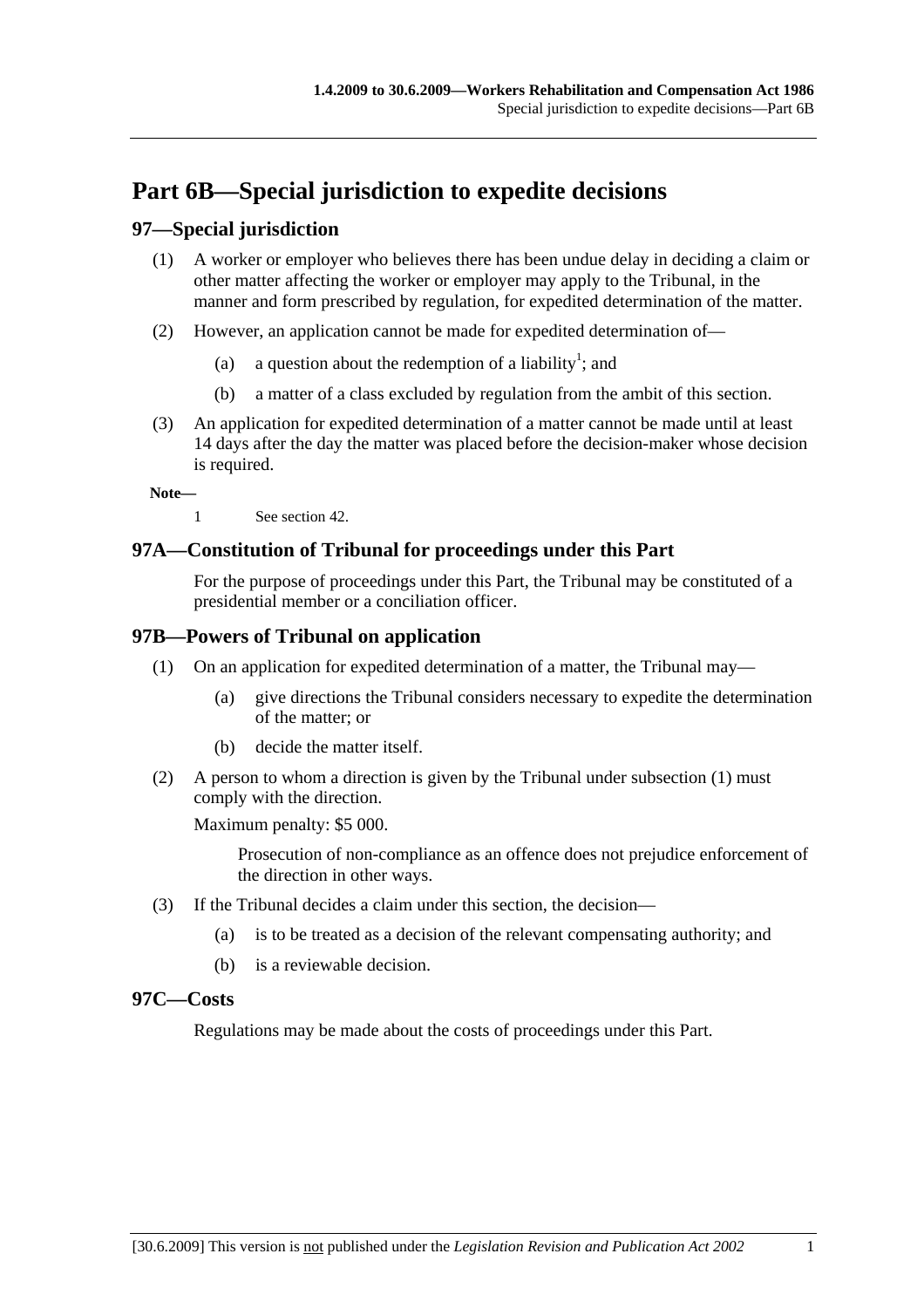# Part 6B—Special jurisdiction to expedite decisions

## 97—Special jurisdiction

(1) A worker or employer who believes there has been undue delay in deciding a claim or other matter affecting the worker or employer may apply to the Tribunal, in the manner and form prescribed by regulation, for expedited determination of the matter.

(2) However, an application cannot be made for expedited determination of—

(a) a question about the redemption of a liability[1]; and

(b) a matter of a class excluded by regulation from the ambit of this section.

(3) An application for expedited determination of a matter cannot be made until at least 14 days after the day the matter was placed before the decision-maker whose decision is required.

**Note—**

1 See section 42.

## 97A—Constitution of Tribunal for proceedings under this Part

For the purpose of proceedings under this Part, the Tribunal may be constituted of a presidential member or a conciliation officer.

## 97B—Powers of Tribunal on application

(1) On an application for expedited determination of a matter, the Tribunal may—

(a) give directions the Tribunal considers necessary to expedite the determination of the matter; or

(b) decide the matter itself.

(2) A person to whom a direction is given by the Tribunal under subsection (1) must comply with the direction.

Maximum penalty: $5 000.

Prosecution of non-compliance as an offence does not prejudice enforcement of the direction in other ways.

(3) If the Tribunal decides a claim under this section, the decision—

(a) is to be treated as a decision of the relevant compensating authority; and

(b) is a reviewable decision.

## 97C—Costs

Regulations may be made about the costs of proceedings under this Part.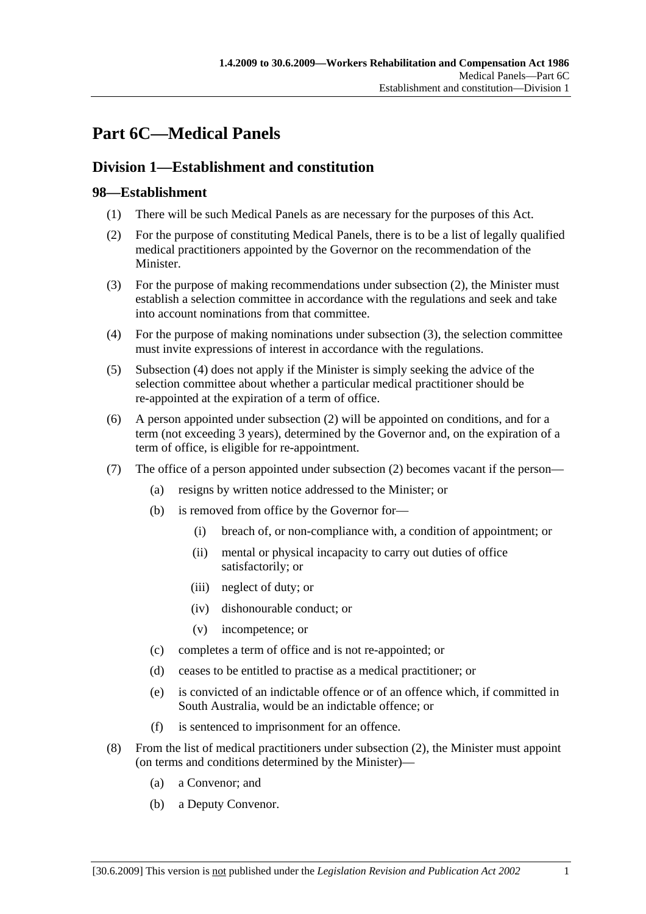# Part 6C—Medical Panels

## Division 1—Establishment and constitution

### 98—Establishment

(1) There will be such Medical Panels as are necessary for the purposes of this Act.

(2) For the purpose of constituting Medical Panels, there is to be a list of legally qualified medical practitioners appointed by the Governor on the recommendation of the Minister.

(3) For the purpose of making recommendations under subsection (2), the Minister must establish a selection committee in accordance with the regulations and seek and take into account nominations from that committee.

(4) For the purpose of making nominations under subsection (3), the selection committee must invite expressions of interest in accordance with the regulations.

(5) Subsection (4) does not apply if the Minister is simply seeking the advice of the selection committee about whether a particular medical practitioner should be re-appointed at the expiration of a term of office.

(6) A person appointed under subsection (2) will be appointed on conditions, and for a term (not exceeding 3 years), determined by the Governor and, on the expiration of a term of office, is eligible for re-appointment.

(7) The office of a person appointed under subsection (2) becomes vacant if the person—

- (a) resigns by written notice addressed to the Minister; or
- (b) is removed from office by the Governor for—
  - (i) breach of, or non-compliance with, a condition of appointment; or
  - (ii) mental or physical incapacity to carry out duties of office satisfactorily; or
  - (iii) neglect of duty; or
  - (iv) dishonourable conduct; or
  - (v) incompetence; or
- (c) completes a term of office and is not re-appointed; or
- (d) ceases to be entitled to practise as a medical practitioner; or
- (e) is convicted of an indictable offence or of an offence which, if committed in South Australia, would be an indictable offence; or
- (f) is sentenced to imprisonment for an offence.

(8) From the list of medical practitioners under subsection (2), the Minister must appoint (on terms and conditions determined by the Minister)—

- (a) a Convenor; and
- (b) a Deputy Convenor.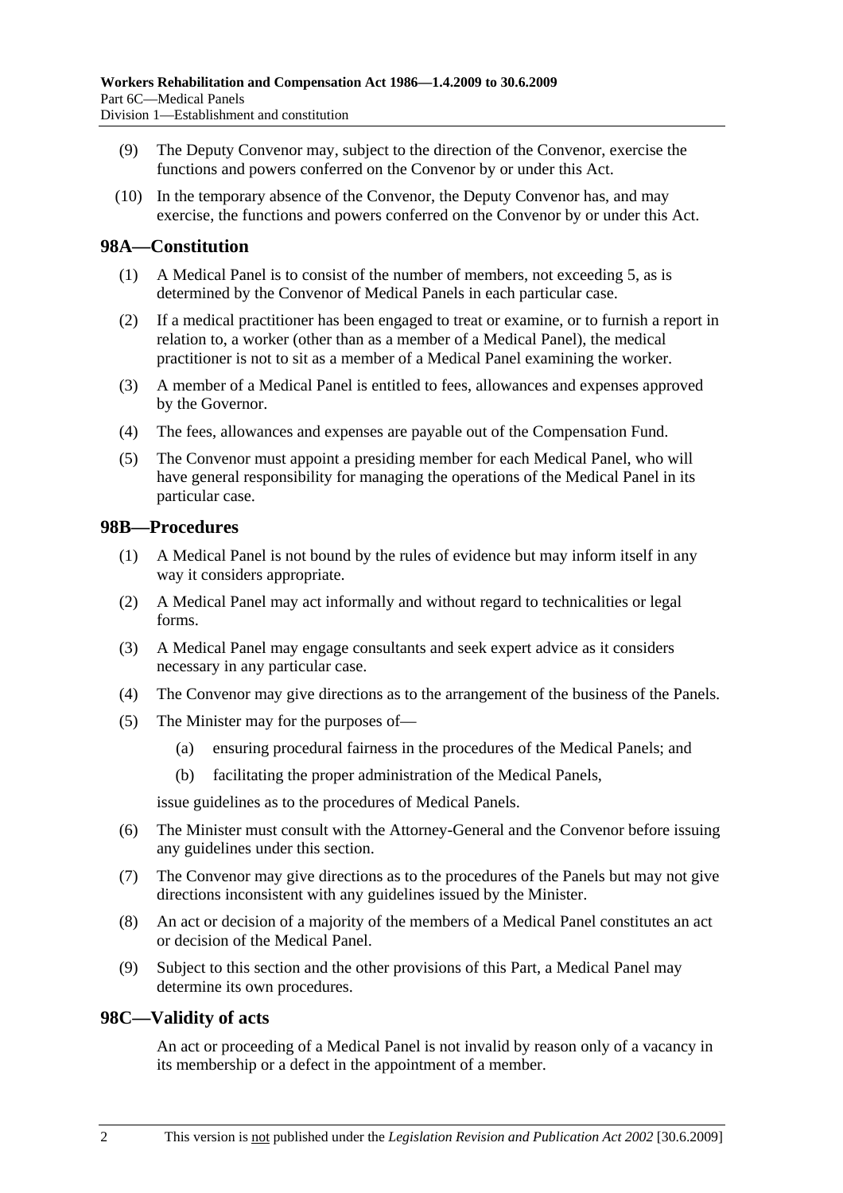(9) The Deputy Convenor may, subject to the direction of the Convenor, exercise the functions and powers conferred on the Convenor by or under this Act.

(10) In the temporary absence of the Convenor, the Deputy Convenor has, and may exercise, the functions and powers conferred on the Convenor by or under this Act.

## 98A—Constitution

(1) A Medical Panel is to consist of the number of members, not exceeding 5, as is determined by the Convenor of Medical Panels in each particular case.

(2) If a medical practitioner has been engaged to treat or examine, or to furnish a report in relation to, a worker (other than as a member of a Medical Panel), the medical practitioner is not to sit as a member of a Medical Panel examining the worker.

(3) A member of a Medical Panel is entitled to fees, allowances and expenses approved by the Governor.

(4) The fees, allowances and expenses are payable out of the Compensation Fund.

(5) The Convenor must appoint a presiding member for each Medical Panel, who will have general responsibility for managing the operations of the Medical Panel in its particular case.

## 98B—Procedures

(1) A Medical Panel is not bound by the rules of evidence but may inform itself in any way it considers appropriate.

(2) A Medical Panel may act informally and without regard to technicalities or legal forms.

(3) A Medical Panel may engage consultants and seek expert advice as it considers necessary in any particular case.

(4) The Convenor may give directions as to the arrangement of the business of the Panels.

(5) The Minister may for the purposes of—

- (a) ensuring procedural fairness in the procedures of the Medical Panels; and
- (b) facilitating the proper administration of the Medical Panels,

issue guidelines as to the procedures of Medical Panels.

(6) The Minister must consult with the Attorney-General and the Convenor before issuing any guidelines under this section.

(7) The Convenor may give directions as to the procedures of the Panels but may not give directions inconsistent with any guidelines issued by the Minister.

(8) An act or decision of a majority of the members of a Medical Panel constitutes an act or decision of the Medical Panel.

(9) Subject to this section and the other provisions of this Part, a Medical Panel may determine its own procedures.

## 98C—Validity of acts

An act or proceeding of a Medical Panel is not invalid by reason only of a vacancy in its membership or a defect in the appointment of a member.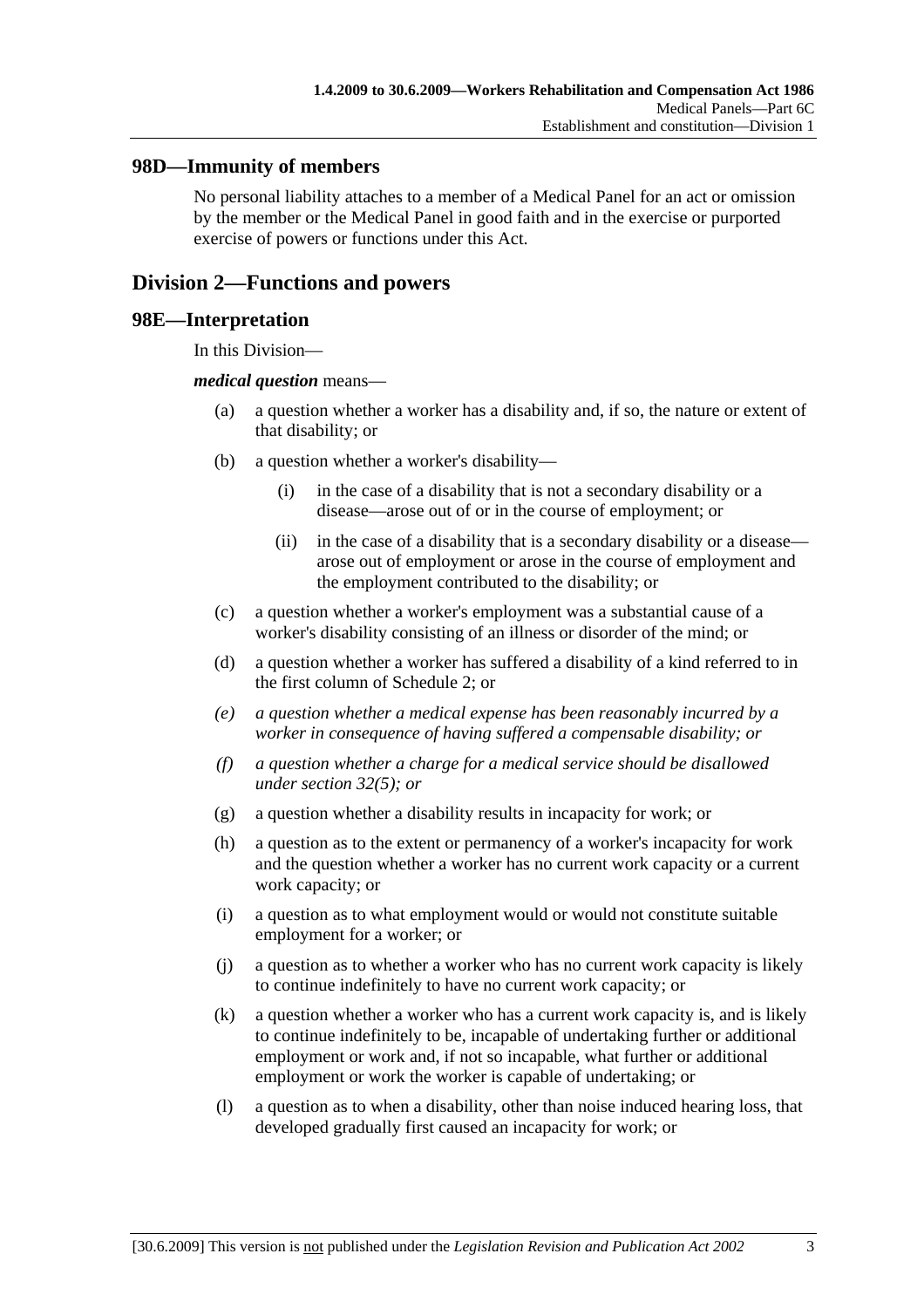## 98D—Immunity of members

No personal liability attaches to a member of a Medical Panel for an act or omission by the member or the Medical Panel in good faith and in the exercise or purported exercise of powers or functions under this Act.

# Division 2—Functions and powers

## 98E—Interpretation

In this Division—

***medical question*** means—

- (a) a question whether a worker has a disability and, if so, the nature or extent of that disability; or
- (b) a question whether a worker's disability—
  - (i) in the case of a disability that is not a secondary disability or a disease—arose out of or in the course of employment; or
  - (ii) in the case of a disability that is a secondary disability or a disease—arose out of employment or arose in the course of employment and the employment contributed to the disability; or
- (c) a question whether a worker's employment was a substantial cause of a worker's disability consisting of an illness or disorder of the mind; or
- (d) a question whether a worker has suffered a disability of a kind referred to in the first column of Schedule 2; or
- *(e) a question whether a medical expense has been reasonably incurred by a worker in consequence of having suffered a compensable disability; or*
- *(f) a question whether a charge for a medical service should be disallowed under section 32(5); or*
- (g) a question whether a disability results in incapacity for work; or
- (h) a question as to the extent or permanency of a worker's incapacity for work and the question whether a worker has no current work capacity or a current work capacity; or
- (i) a question as to what employment would or would not constitute suitable employment for a worker; or
- (j) a question as to whether a worker who has no current work capacity is likely to continue indefinitely to have no current work capacity; or
- (k) a question whether a worker who has a current work capacity is, and is likely to continue indefinitely to be, incapable of undertaking further or additional employment or work and, if not so incapable, what further or additional employment or work the worker is capable of undertaking; or
- (l) a question as to when a disability, other than noise induced hearing loss, that developed gradually first caused an incapacity for work; or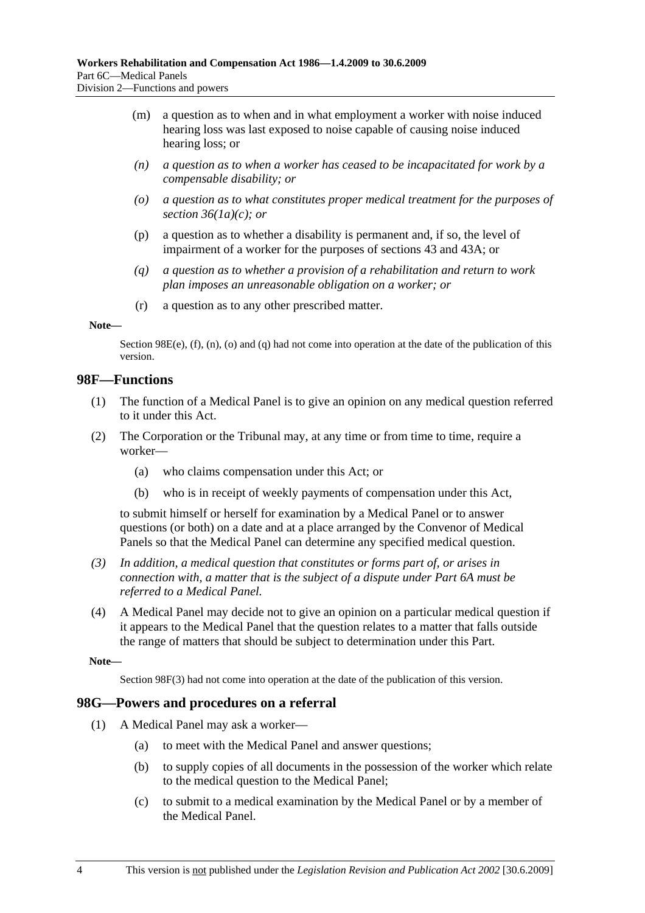(m) a question as to when and in what employment a worker with noise induced hearing loss was last exposed to noise capable of causing noise induced hearing loss; or

*(n) a question as to when a worker has ceased to be incapacitated for work by a compensable disability; or*

*(o) a question as to what constitutes proper medical treatment for the purposes of section 36(1a)(c); or*

(p) a question as to whether a disability is permanent and, if so, the level of impairment of a worker for the purposes of sections 43 and 43A; or

*(q) a question as to whether a provision of a rehabilitation and return to work plan imposes an unreasonable obligation on a worker; or*

(r) a question as to any other prescribed matter.

**Note—**

Section 98E(e), (f), (n), (o) and (q) had not come into operation at the date of the publication of this version.

## 98F—Functions

(1) The function of a Medical Panel is to give an opinion on any medical question referred to it under this Act.

(2) The Corporation or the Tribunal may, at any time or from time to time, require a worker—

(a) who claims compensation under this Act; or

(b) who is in receipt of weekly payments of compensation under this Act,

to submit himself or herself for examination by a Medical Panel or to answer questions (or both) on a date and at a place arranged by the Convenor of Medical Panels so that the Medical Panel can determine any specified medical question.

*(3) In addition, a medical question that constitutes or forms part of, or arises in connection with, a matter that is the subject of a dispute under Part 6A must be referred to a Medical Panel.*

(4) A Medical Panel may decide not to give an opinion on a particular medical question if it appears to the Medical Panel that the question relates to a matter that falls outside the range of matters that should be subject to determination under this Part.

**Note—**

Section 98F(3) had not come into operation at the date of the publication of this version.

## 98G—Powers and procedures on a referral

(1) A Medical Panel may ask a worker—

(a) to meet with the Medical Panel and answer questions;

(b) to supply copies of all documents in the possession of the worker which relate to the medical question to the Medical Panel;

(c) to submit to a medical examination by the Medical Panel or by a member of the Medical Panel.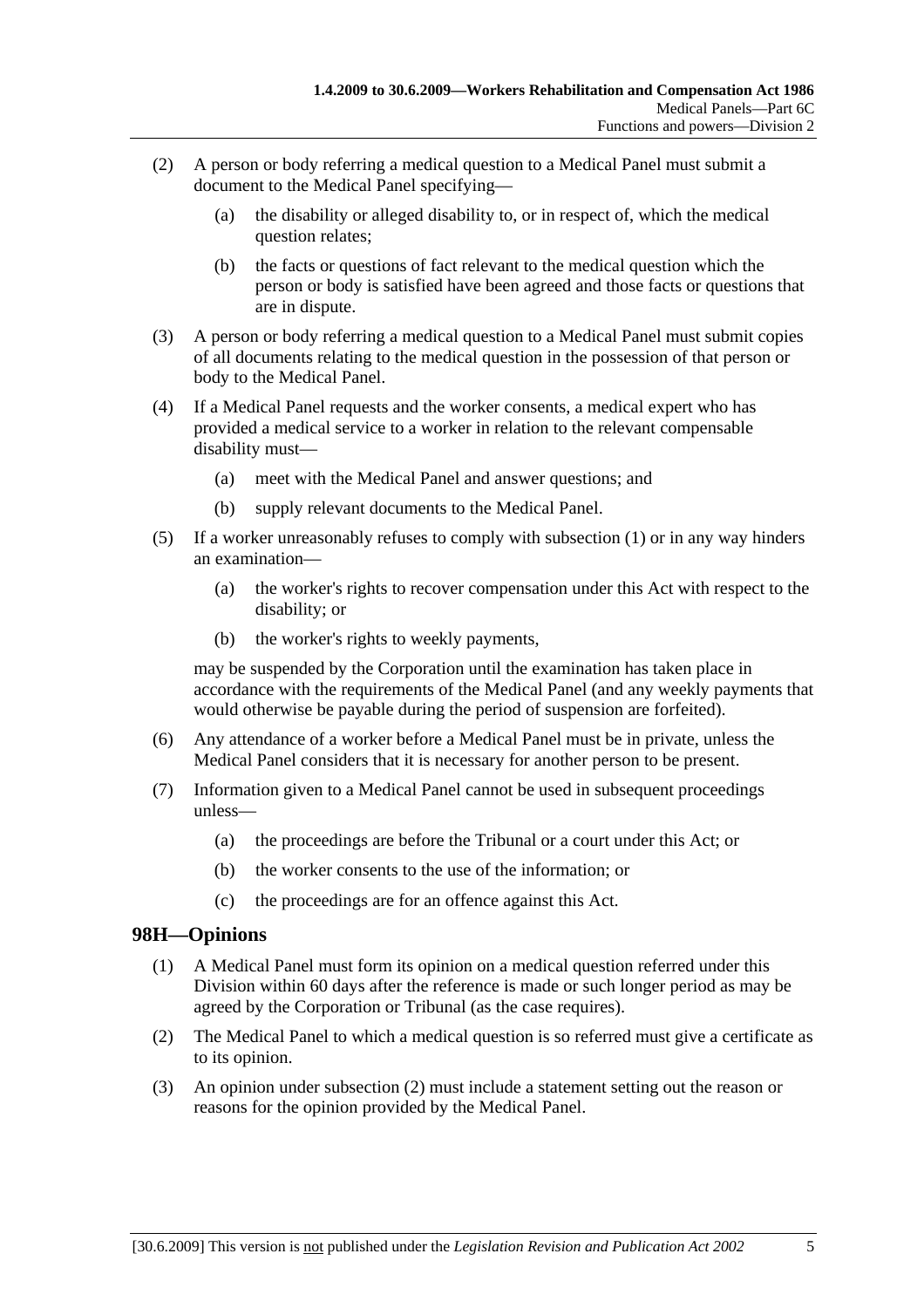(2) A person or body referring a medical question to a Medical Panel must submit a document to the Medical Panel specifying—

(a) the disability or alleged disability to, or in respect of, which the medical question relates;

(b) the facts or questions of fact relevant to the medical question which the person or body is satisfied have been agreed and those facts or questions that are in dispute.

(3) A person or body referring a medical question to a Medical Panel must submit copies of all documents relating to the medical question in the possession of that person or body to the Medical Panel.

(4) If a Medical Panel requests and the worker consents, a medical expert who has provided a medical service to a worker in relation to the relevant compensable disability must—

(a) meet with the Medical Panel and answer questions; and

(b) supply relevant documents to the Medical Panel.

(5) If a worker unreasonably refuses to comply with subsection (1) or in any way hinders an examination—

(a) the worker's rights to recover compensation under this Act with respect to the disability; or

(b) the worker's rights to weekly payments,

may be suspended by the Corporation until the examination has taken place in accordance with the requirements of the Medical Panel (and any weekly payments that would otherwise be payable during the period of suspension are forfeited).

(6) Any attendance of a worker before a Medical Panel must be in private, unless the Medical Panel considers that it is necessary for another person to be present.

(7) Information given to a Medical Panel cannot be used in subsequent proceedings unless—

(a) the proceedings are before the Tribunal or a court under this Act; or

(b) the worker consents to the use of the information; or

(c) the proceedings are for an offence against this Act.

## 98H—Opinions

(1) A Medical Panel must form its opinion on a medical question referred under this Division within 60 days after the reference is made or such longer period as may be agreed by the Corporation or Tribunal (as the case requires).

(2) The Medical Panel to which a medical question is so referred must give a certificate as to its opinion.

(3) An opinion under subsection (2) must include a statement setting out the reason or reasons for the opinion provided by the Medical Panel.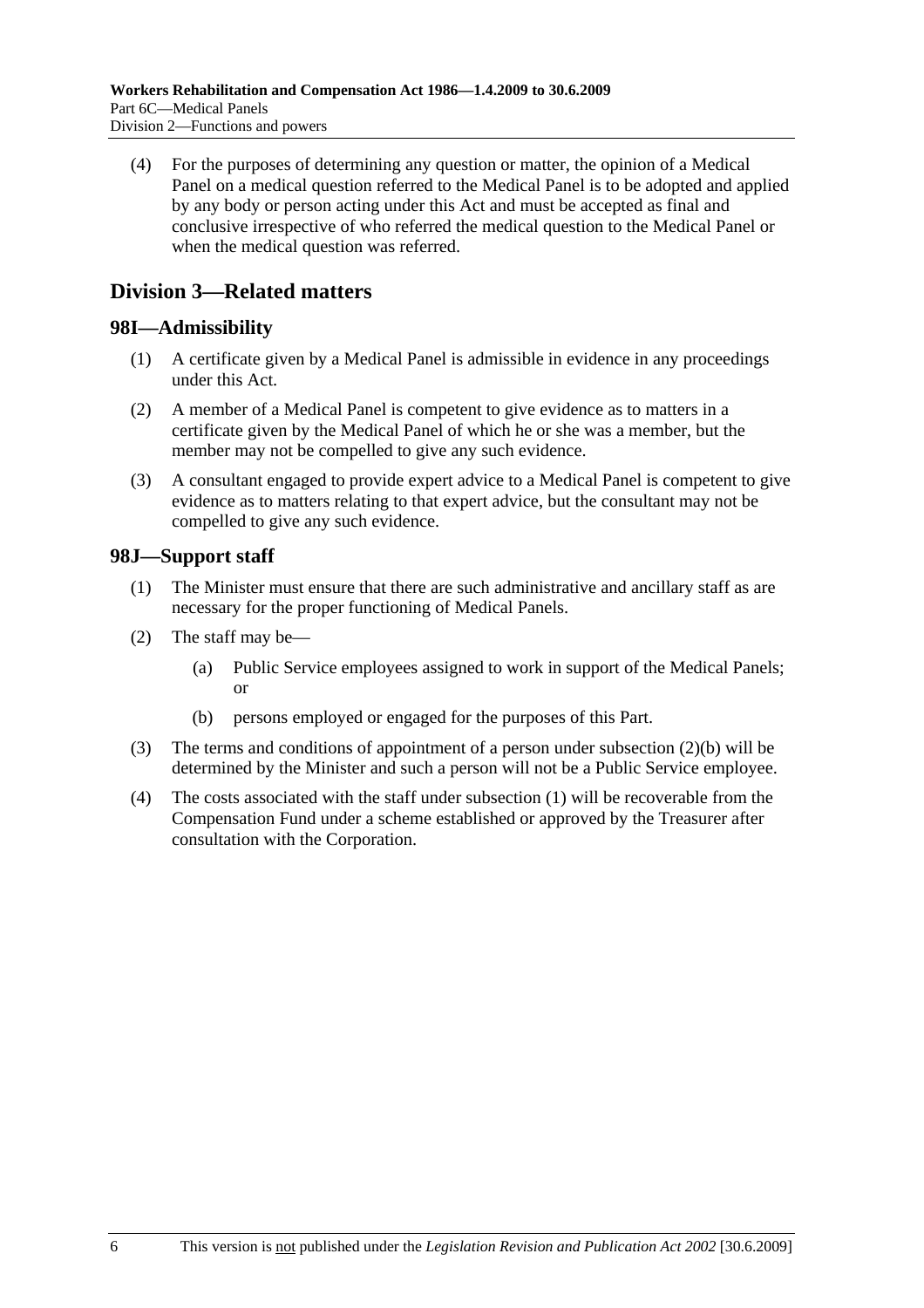(4) For the purposes of determining any question or matter, the opinion of a Medical Panel on a medical question referred to the Medical Panel is to be adopted and applied by any body or person acting under this Act and must be accepted as final and conclusive irrespective of who referred the medical question to the Medical Panel or when the medical question was referred.

## Division 3—Related matters

### 98I—Admissibility

(1) A certificate given by a Medical Panel is admissible in evidence in any proceedings under this Act.

(2) A member of a Medical Panel is competent to give evidence as to matters in a certificate given by the Medical Panel of which he or she was a member, but the member may not be compelled to give any such evidence.

(3) A consultant engaged to provide expert advice to a Medical Panel is competent to give evidence as to matters relating to that expert advice, but the consultant may not be compelled to give any such evidence.

### 98J—Support staff

(1) The Minister must ensure that there are such administrative and ancillary staff as are necessary for the proper functioning of Medical Panels.

(2) The staff may be—

  (a) Public Service employees assigned to work in support of the Medical Panels; or

  (b) persons employed or engaged for the purposes of this Part.

(3) The terms and conditions of appointment of a person under subsection (2)(b) will be determined by the Minister and such a person will not be a Public Service employee.

(4) The costs associated with the staff under subsection (1) will be recoverable from the Compensation Fund under a scheme established or approved by the Treasurer after consultation with the Corporation.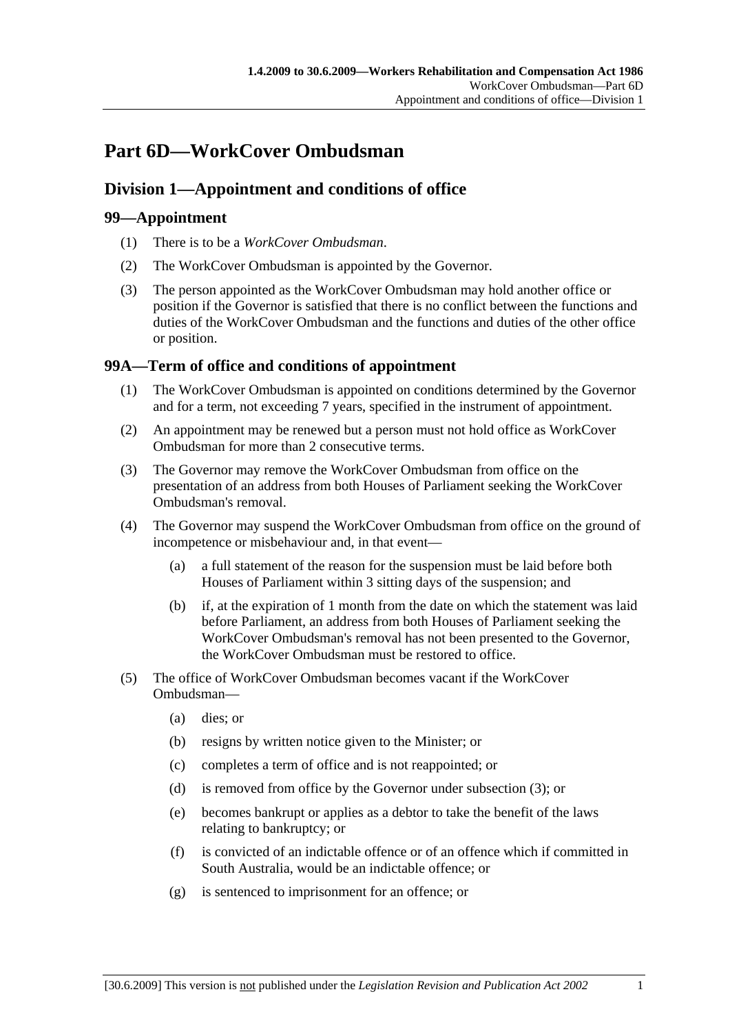# Part 6D—WorkCover Ombudsman

## Division 1—Appointment and conditions of office

### 99—Appointment

(1) There is to be a *WorkCover Ombudsman*.

(2) The WorkCover Ombudsman is appointed by the Governor.

(3) The person appointed as the WorkCover Ombudsman may hold another office or position if the Governor is satisfied that there is no conflict between the functions and duties of the WorkCover Ombudsman and the functions and duties of the other office or position.

### 99A—Term of office and conditions of appointment

(1) The WorkCover Ombudsman is appointed on conditions determined by the Governor and for a term, not exceeding 7 years, specified in the instrument of appointment.

(2) An appointment may be renewed but a person must not hold office as WorkCover Ombudsman for more than 2 consecutive terms.

(3) The Governor may remove the WorkCover Ombudsman from office on the presentation of an address from both Houses of Parliament seeking the WorkCover Ombudsman's removal.

(4) The Governor may suspend the WorkCover Ombudsman from office on the ground of incompetence or misbehaviour and, in that event—

- (a) a full statement of the reason for the suspension must be laid before both Houses of Parliament within 3 sitting days of the suspension; and
- (b) if, at the expiration of 1 month from the date on which the statement was laid before Parliament, an address from both Houses of Parliament seeking the WorkCover Ombudsman's removal has not been presented to the Governor, the WorkCover Ombudsman must be restored to office.

(5) The office of WorkCover Ombudsman becomes vacant if the WorkCover Ombudsman—

- (a) dies; or
- (b) resigns by written notice given to the Minister; or
- (c) completes a term of office and is not reappointed; or
- (d) is removed from office by the Governor under subsection (3); or
- (e) becomes bankrupt or applies as a debtor to take the benefit of the laws relating to bankruptcy; or
- (f) is convicted of an indictable offence or of an offence which if committed in South Australia, would be an indictable offence; or
- (g) is sentenced to imprisonment for an offence; or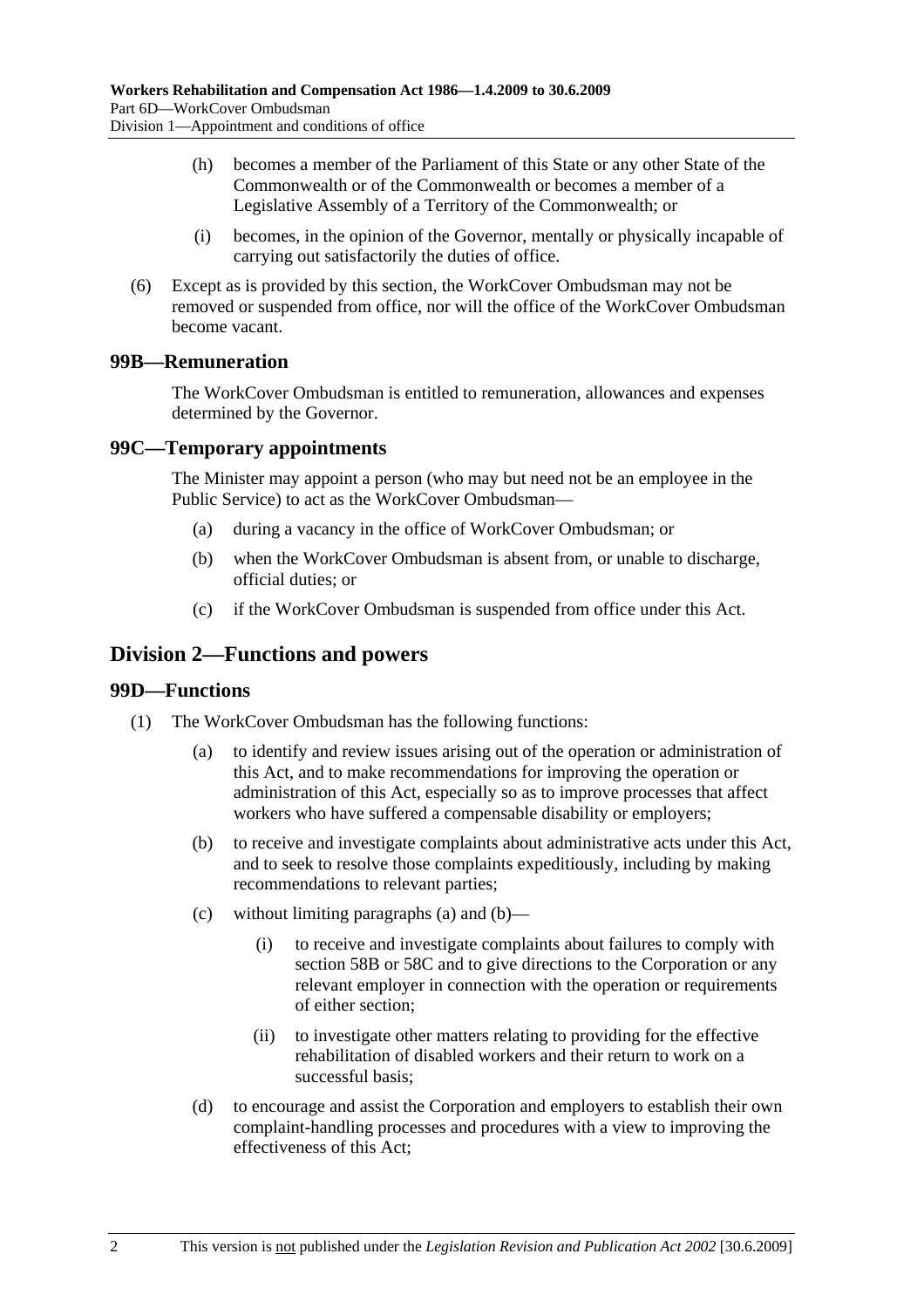(h) becomes a member of the Parliament of this State or any other State of the Commonwealth or of the Commonwealth or becomes a member of a Legislative Assembly of a Territory of the Commonwealth; or

(i) becomes, in the opinion of the Governor, mentally or physically incapable of carrying out satisfactorily the duties of office.

(6) Except as is provided by this section, the WorkCover Ombudsman may not be removed or suspended from office, nor will the office of the WorkCover Ombudsman become vacant.

### 99B—Remuneration

The WorkCover Ombudsman is entitled to remuneration, allowances and expenses determined by the Governor.

### 99C—Temporary appointments

The Minister may appoint a person (who may but need not be an employee in the Public Service) to act as the WorkCover Ombudsman—

(a) during a vacancy in the office of WorkCover Ombudsman; or

(b) when the WorkCover Ombudsman is absent from, or unable to discharge, official duties; or

(c) if the WorkCover Ombudsman is suspended from office under this Act.

## Division 2—Functions and powers

### 99D—Functions

(1) The WorkCover Ombudsman has the following functions:

(a) to identify and review issues arising out of the operation or administration of this Act, and to make recommendations for improving the operation or administration of this Act, especially so as to improve processes that affect workers who have suffered a compensable disability or employers;

(b) to receive and investigate complaints about administrative acts under this Act, and to seek to resolve those complaints expeditiously, including by making recommendations to relevant parties;

(c) without limiting paragraphs (a) and (b)—

(i) to receive and investigate complaints about failures to comply with section 58B or 58C and to give directions to the Corporation or any relevant employer in connection with the operation or requirements of either section;

(ii) to investigate other matters relating to providing for the effective rehabilitation of disabled workers and their return to work on a successful basis;

(d) to encourage and assist the Corporation and employers to establish their own complaint-handling processes and procedures with a view to improving the effectiveness of this Act;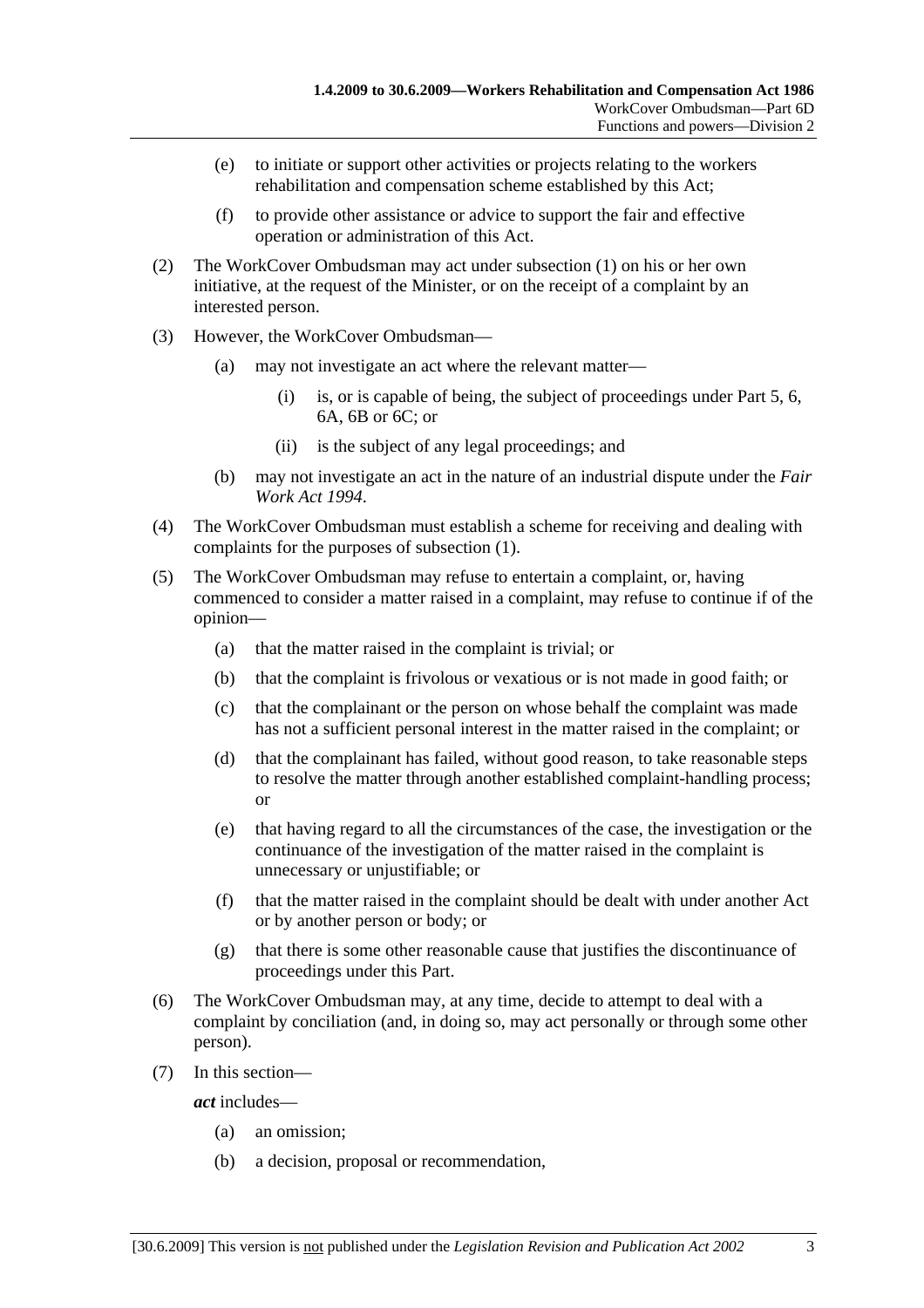(e) to initiate or support other activities or projects relating to the workers rehabilitation and compensation scheme established by this Act;

(f) to provide other assistance or advice to support the fair and effective operation or administration of this Act.

(2) The WorkCover Ombudsman may act under subsection (1) on his or her own initiative, at the request of the Minister, or on the receipt of a complaint by an interested person.

(3) However, the WorkCover Ombudsman—

(a) may not investigate an act where the relevant matter—

(i) is, or is capable of being, the subject of proceedings under Part 5, 6, 6A, 6B or 6C; or

(ii) is the subject of any legal proceedings; and

(b) may not investigate an act in the nature of an industrial dispute under the *Fair Work Act 1994*.

(4) The WorkCover Ombudsman must establish a scheme for receiving and dealing with complaints for the purposes of subsection (1).

(5) The WorkCover Ombudsman may refuse to entertain a complaint, or, having commenced to consider a matter raised in a complaint, may refuse to continue if of the opinion—

(a) that the matter raised in the complaint is trivial; or

(b) that the complaint is frivolous or vexatious or is not made in good faith; or

(c) that the complainant or the person on whose behalf the complaint was made has not a sufficient personal interest in the matter raised in the complaint; or

(d) that the complainant has failed, without good reason, to take reasonable steps to resolve the matter through another established complaint-handling process; or

(e) that having regard to all the circumstances of the case, the investigation or the continuance of the investigation of the matter raised in the complaint is unnecessary or unjustifiable; or

(f) that the matter raised in the complaint should be dealt with under another Act or by another person or body; or

(g) that there is some other reasonable cause that justifies the discontinuance of proceedings under this Part.

(6) The WorkCover Ombudsman may, at any time, decide to attempt to deal with a complaint by conciliation (and, in doing so, may act personally or through some other person).

(7) In this section—

***act*** includes—

(a) an omission;

(b) a decision, proposal or recommendation,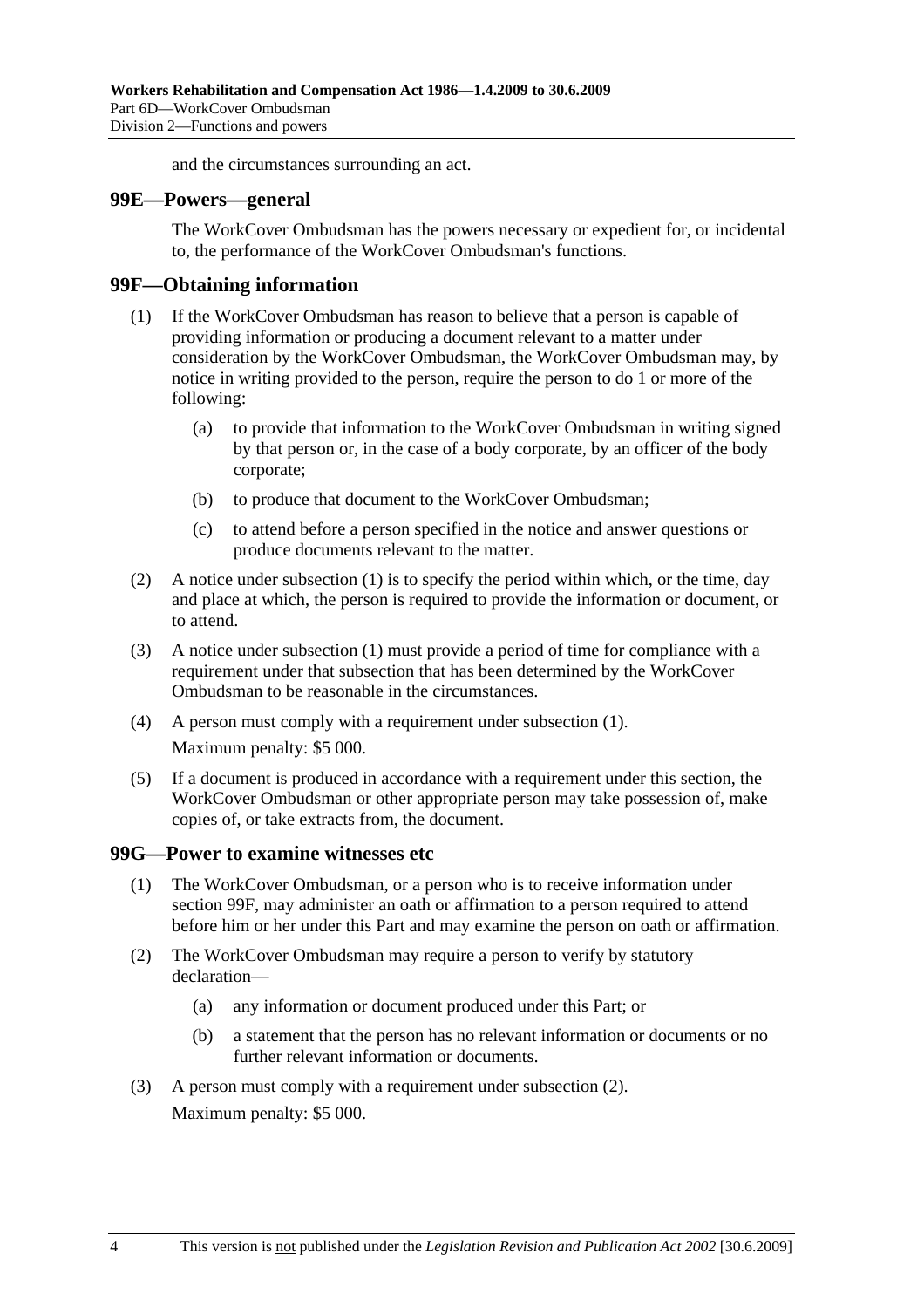and the circumstances surrounding an act.

## 99E—Powers—general

The WorkCover Ombudsman has the powers necessary or expedient for, or incidental to, the performance of the WorkCover Ombudsman's functions.

## 99F—Obtaining information

(1) If the WorkCover Ombudsman has reason to believe that a person is capable of providing information or producing a document relevant to a matter under consideration by the WorkCover Ombudsman, the WorkCover Ombudsman may, by notice in writing provided to the person, require the person to do 1 or more of the following:

(a) to provide that information to the WorkCover Ombudsman in writing signed by that person or, in the case of a body corporate, by an officer of the body corporate;

(b) to produce that document to the WorkCover Ombudsman;

(c) to attend before a person specified in the notice and answer questions or produce documents relevant to the matter.

(2) A notice under subsection (1) is to specify the period within which, or the time, day and place at which, the person is required to provide the information or document, or to attend.

(3) A notice under subsection (1) must provide a period of time for compliance with a requirement under that subsection that has been determined by the WorkCover Ombudsman to be reasonable in the circumstances.

(4) A person must comply with a requirement under subsection (1).

Maximum penalty: $5 000.

(5) If a document is produced in accordance with a requirement under this section, the WorkCover Ombudsman or other appropriate person may take possession of, make copies of, or take extracts from, the document.

## 99G—Power to examine witnesses etc

(1) The WorkCover Ombudsman, or a person who is to receive information under section 99F, may administer an oath or affirmation to a person required to attend before him or her under this Part and may examine the person on oath or affirmation.

(2) The WorkCover Ombudsman may require a person to verify by statutory declaration—

(a) any information or document produced under this Part; or

(b) a statement that the person has no relevant information or documents or no further relevant information or documents.

(3) A person must comply with a requirement under subsection (2).

Maximum penalty: $5 000.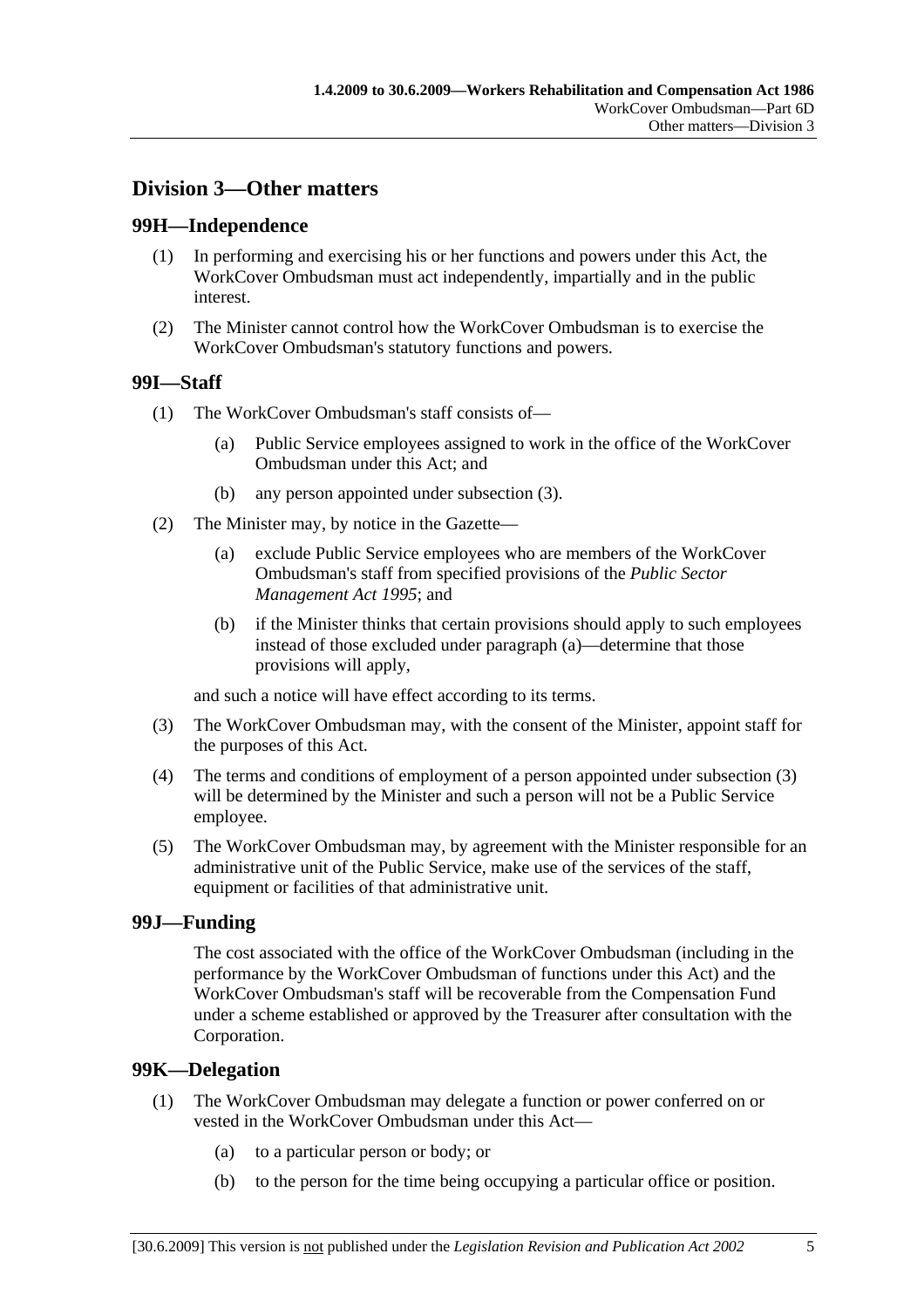## Division 3—Other matters

### 99H—Independence

(1) In performing and exercising his or her functions and powers under this Act, the WorkCover Ombudsman must act independently, impartially and in the public interest.

(2) The Minister cannot control how the WorkCover Ombudsman is to exercise the WorkCover Ombudsman's statutory functions and powers.

### 99I—Staff

(1) The WorkCover Ombudsman's staff consists of—

(a) Public Service employees assigned to work in the office of the WorkCover Ombudsman under this Act; and

(b) any person appointed under subsection (3).

(2) The Minister may, by notice in the Gazette—

(a) exclude Public Service employees who are members of the WorkCover Ombudsman's staff from specified provisions of the *Public Sector Management Act 1995*; and

(b) if the Minister thinks that certain provisions should apply to such employees instead of those excluded under paragraph (a)—determine that those provisions will apply,

and such a notice will have effect according to its terms.

(3) The WorkCover Ombudsman may, with the consent of the Minister, appoint staff for the purposes of this Act.

(4) The terms and conditions of employment of a person appointed under subsection (3) will be determined by the Minister and such a person will not be a Public Service employee.

(5) The WorkCover Ombudsman may, by agreement with the Minister responsible for an administrative unit of the Public Service, make use of the services of the staff, equipment or facilities of that administrative unit.

### 99J—Funding

The cost associated with the office of the WorkCover Ombudsman (including in the performance by the WorkCover Ombudsman of functions under this Act) and the WorkCover Ombudsman's staff will be recoverable from the Compensation Fund under a scheme established or approved by the Treasurer after consultation with the Corporation.

### 99K—Delegation

(1) The WorkCover Ombudsman may delegate a function or power conferred on or vested in the WorkCover Ombudsman under this Act—

(a) to a particular person or body; or

(b) to the person for the time being occupying a particular office or position.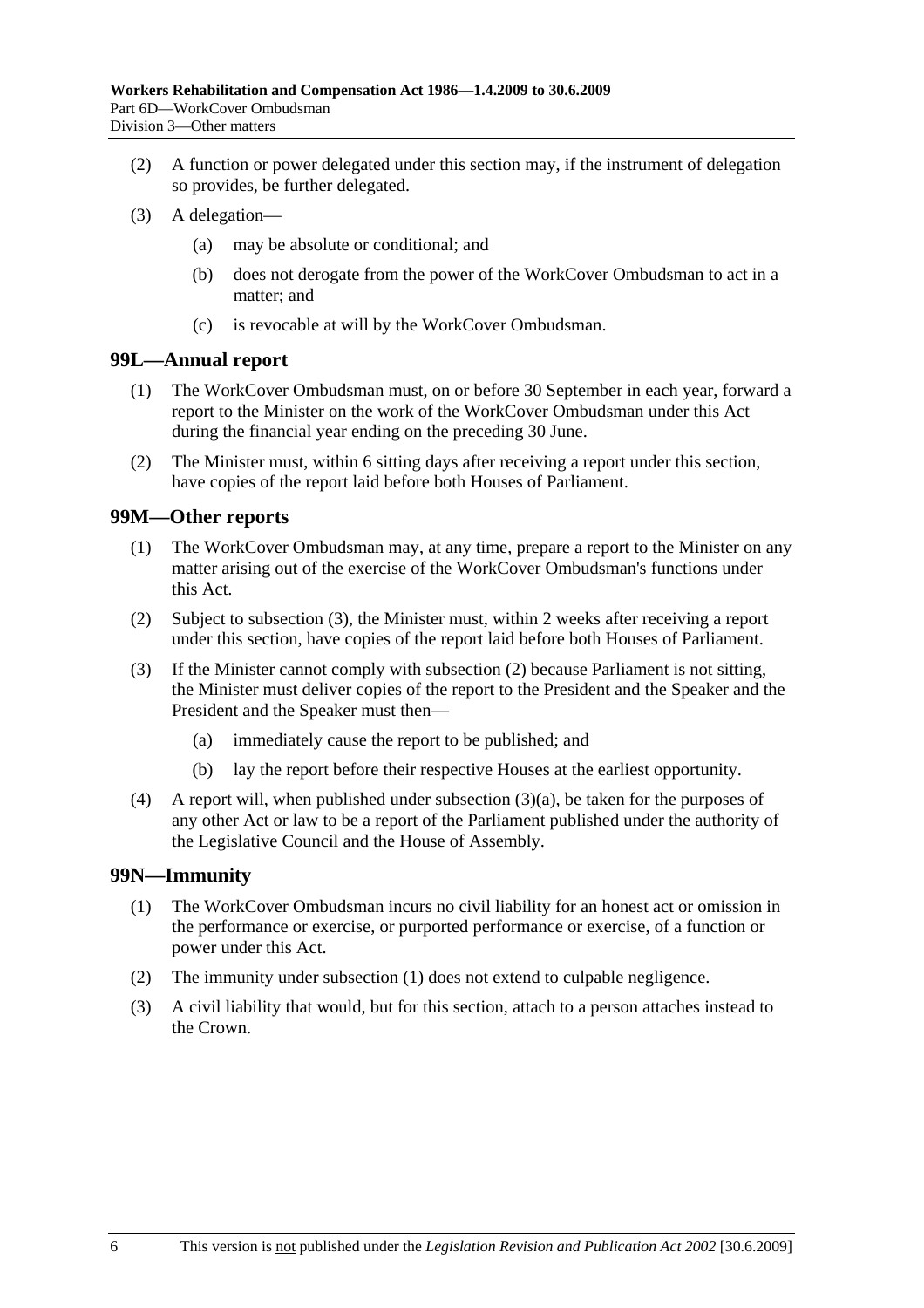(2) A function or power delegated under this section may, if the instrument of delegation so provides, be further delegated.

(3) A delegation—

(a) may be absolute or conditional; and

(b) does not derogate from the power of the WorkCover Ombudsman to act in a matter; and

(c) is revocable at will by the WorkCover Ombudsman.

## 99L—Annual report

(1) The WorkCover Ombudsman must, on or before 30 September in each year, forward a report to the Minister on the work of the WorkCover Ombudsman under this Act during the financial year ending on the preceding 30 June.

(2) The Minister must, within 6 sitting days after receiving a report under this section, have copies of the report laid before both Houses of Parliament.

## 99M—Other reports

(1) The WorkCover Ombudsman may, at any time, prepare a report to the Minister on any matter arising out of the exercise of the WorkCover Ombudsman's functions under this Act.

(2) Subject to subsection (3), the Minister must, within 2 weeks after receiving a report under this section, have copies of the report laid before both Houses of Parliament.

(3) If the Minister cannot comply with subsection (2) because Parliament is not sitting, the Minister must deliver copies of the report to the President and the Speaker and the President and the Speaker must then—

(a) immediately cause the report to be published; and

(b) lay the report before their respective Houses at the earliest opportunity.

(4) A report will, when published under subsection (3)(a), be taken for the purposes of any other Act or law to be a report of the Parliament published under the authority of the Legislative Council and the House of Assembly.

## 99N—Immunity

(1) The WorkCover Ombudsman incurs no civil liability for an honest act or omission in the performance or exercise, or purported performance or exercise, of a function or power under this Act.

(2) The immunity under subsection (1) does not extend to culpable negligence.

(3) A civil liability that would, but for this section, attach to a person attaches instead to the Crown.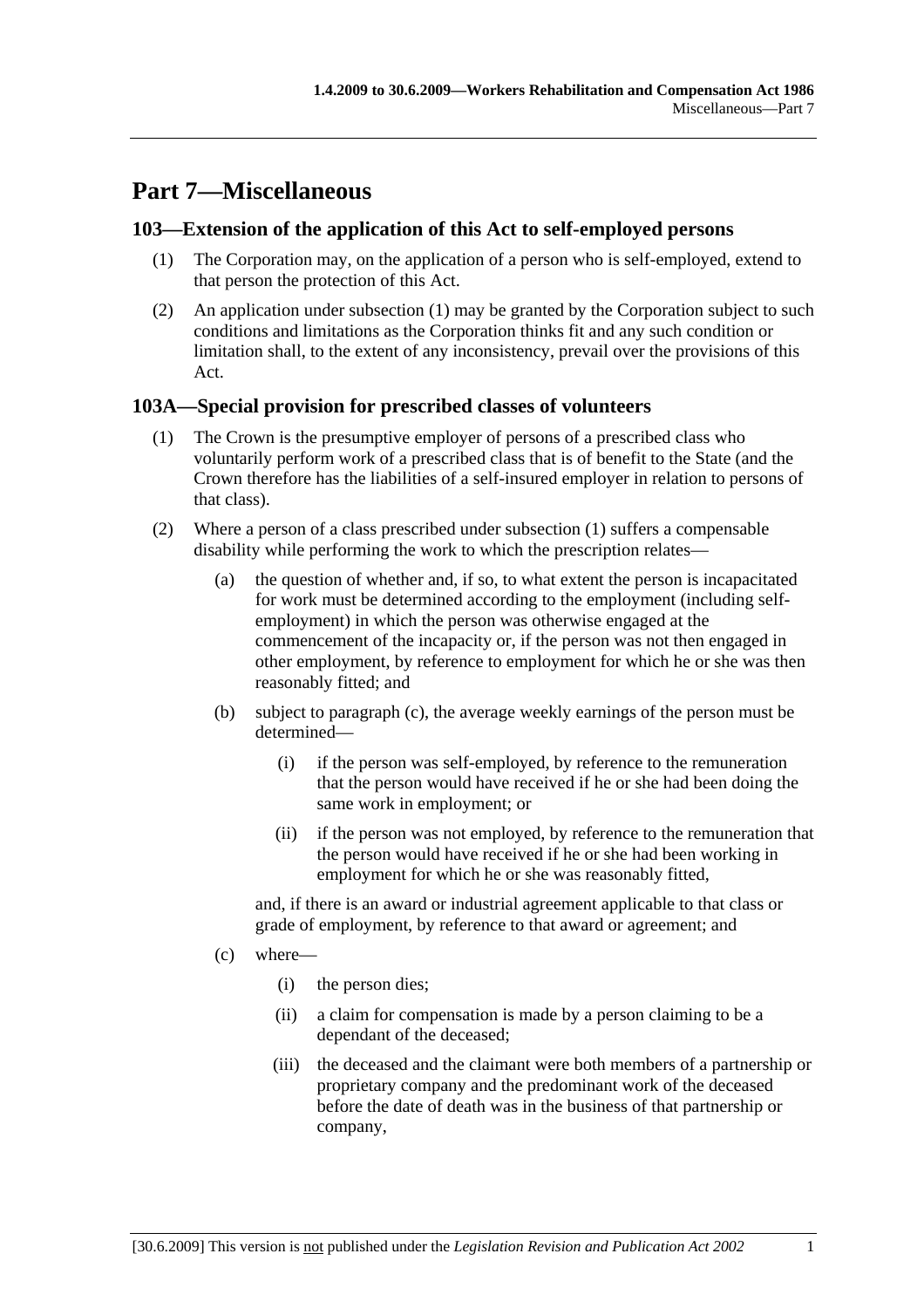# Part 7—Miscellaneous

## 103—Extension of the application of this Act to self-employed persons

(1) The Corporation may, on the application of a person who is self-employed, extend to that person the protection of this Act.

(2) An application under subsection (1) may be granted by the Corporation subject to such conditions and limitations as the Corporation thinks fit and any such condition or limitation shall, to the extent of any inconsistency, prevail over the provisions of this Act.

## 103A—Special provision for prescribed classes of volunteers

(1) The Crown is the presumptive employer of persons of a prescribed class who voluntarily perform work of a prescribed class that is of benefit to the State (and the Crown therefore has the liabilities of a self-insured employer in relation to persons of that class).

(2) Where a person of a class prescribed under subsection (1) suffers a compensable disability while performing the work to which the prescription relates—

(a) the question of whether and, if so, to what extent the person is incapacitated for work must be determined according to the employment (including self-employment) in which the person was otherwise engaged at the commencement of the incapacity or, if the person was not then engaged in other employment, by reference to employment for which he or she was then reasonably fitted; and

(b) subject to paragraph (c), the average weekly earnings of the person must be determined—

(i) if the person was self-employed, by reference to the remuneration that the person would have received if he or she had been doing the same work in employment; or

(ii) if the person was not employed, by reference to the remuneration that the person would have received if he or she had been working in employment for which he or she was reasonably fitted,

and, if there is an award or industrial agreement applicable to that class or grade of employment, by reference to that award or agreement; and

(c) where—

(i) the person dies;

(ii) a claim for compensation is made by a person claiming to be a dependant of the deceased;

(iii) the deceased and the claimant were both members of a partnership or proprietary company and the predominant work of the deceased before the date of death was in the business of that partnership or company,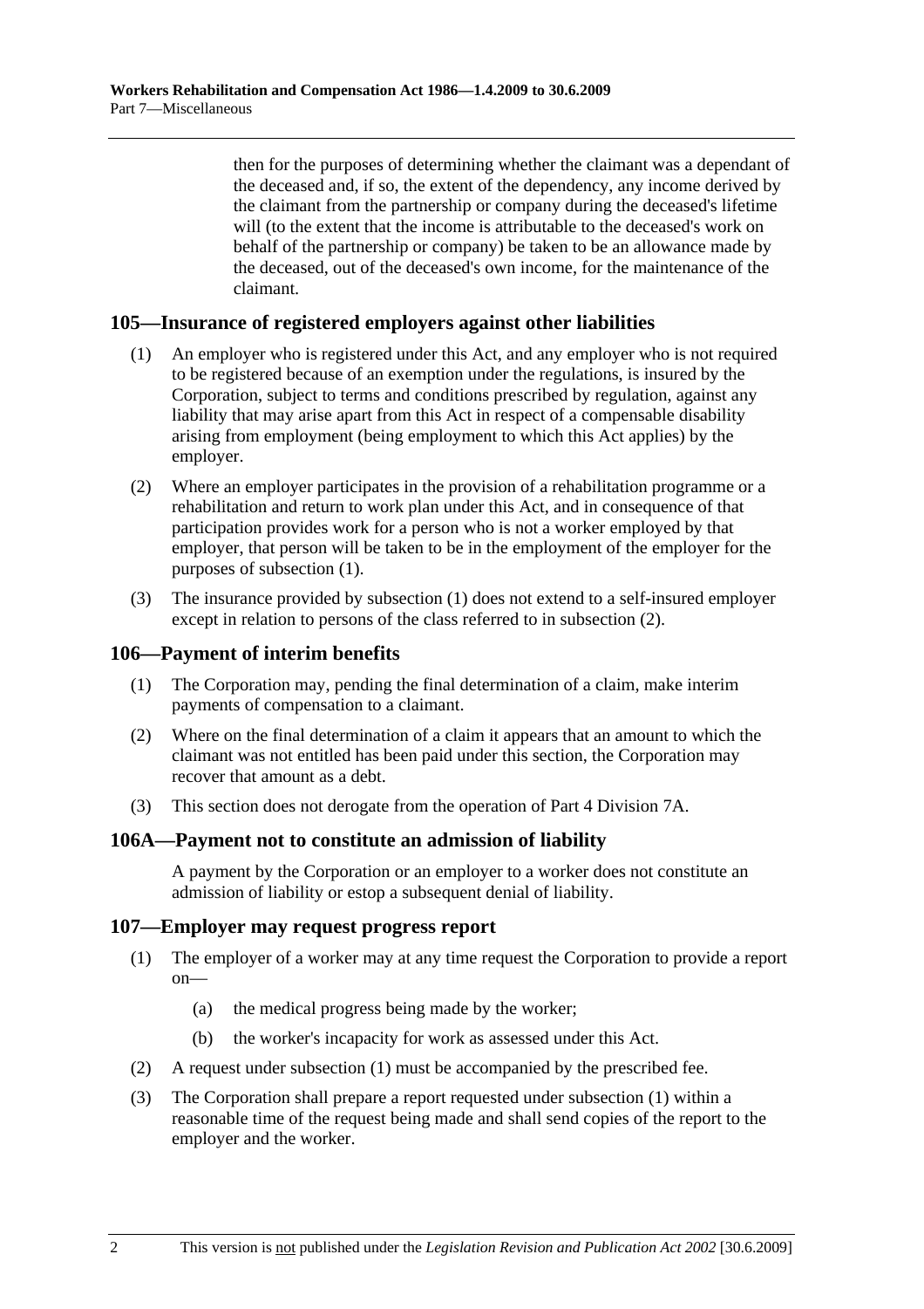then for the purposes of determining whether the claimant was a dependant of the deceased and, if so, the extent of the dependency, any income derived by the claimant from the partnership or company during the deceased's lifetime will (to the extent that the income is attributable to the deceased's work on behalf of the partnership or company) be taken to be an allowance made by the deceased, out of the deceased's own income, for the maintenance of the claimant.

## 105—Insurance of registered employers against other liabilities

(1) An employer who is registered under this Act, and any employer who is not required to be registered because of an exemption under the regulations, is insured by the Corporation, subject to terms and conditions prescribed by regulation, against any liability that may arise apart from this Act in respect of a compensable disability arising from employment (being employment to which this Act applies) by the employer.

(2) Where an employer participates in the provision of a rehabilitation programme or a rehabilitation and return to work plan under this Act, and in consequence of that participation provides work for a person who is not a worker employed by that employer, that person will be taken to be in the employment of the employer for the purposes of subsection (1).

(3) The insurance provided by subsection (1) does not extend to a self-insured employer except in relation to persons of the class referred to in subsection (2).

## 106—Payment of interim benefits

(1) The Corporation may, pending the final determination of a claim, make interim payments of compensation to a claimant.

(2) Where on the final determination of a claim it appears that an amount to which the claimant was not entitled has been paid under this section, the Corporation may recover that amount as a debt.

(3) This section does not derogate from the operation of Part 4 Division 7A.

## 106A—Payment not to constitute an admission of liability

A payment by the Corporation or an employer to a worker does not constitute an admission of liability or estop a subsequent denial of liability.

## 107—Employer may request progress report

(1) The employer of a worker may at any time request the Corporation to provide a report on—

  (a) the medical progress being made by the worker;

  (b) the worker's incapacity for work as assessed under this Act.

(2) A request under subsection (1) must be accompanied by the prescribed fee.

(3) The Corporation shall prepare a report requested under subsection (1) within a reasonable time of the request being made and shall send copies of the report to the employer and the worker.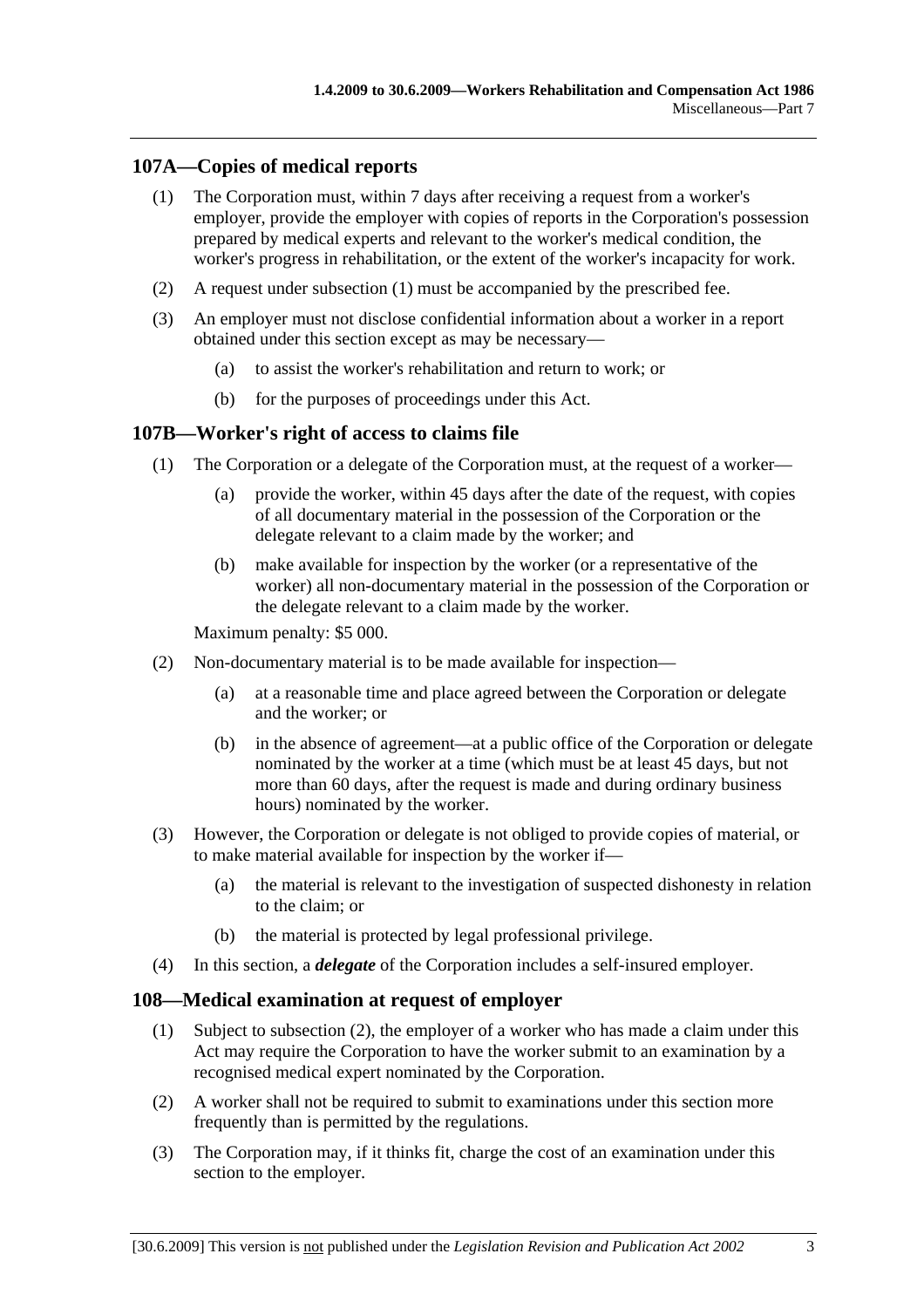## 107A—Copies of medical reports

(1) The Corporation must, within 7 days after receiving a request from a worker's employer, provide the employer with copies of reports in the Corporation's possession prepared by medical experts and relevant to the worker's medical condition, the worker's progress in rehabilitation, or the extent of the worker's incapacity for work.

(2) A request under subsection (1) must be accompanied by the prescribed fee.

(3) An employer must not disclose confidential information about a worker in a report obtained under this section except as may be necessary—

- (a) to assist the worker's rehabilitation and return to work; or
- (b) for the purposes of proceedings under this Act.

## 107B—Worker's right of access to claims file

(1) The Corporation or a delegate of the Corporation must, at the request of a worker—

- (a) provide the worker, within 45 days after the date of the request, with copies of all documentary material in the possession of the Corporation or the delegate relevant to a claim made by the worker; and
- (b) make available for inspection by the worker (or a representative of the worker) all non-documentary material in the possession of the Corporation or the delegate relevant to a claim made by the worker.

Maximum penalty: $5 000.

(2) Non-documentary material is to be made available for inspection—

- (a) at a reasonable time and place agreed between the Corporation or delegate and the worker; or
- (b) in the absence of agreement—at a public office of the Corporation or delegate nominated by the worker at a time (which must be at least 45 days, but not more than 60 days, after the request is made and during ordinary business hours) nominated by the worker.

(3) However, the Corporation or delegate is not obliged to provide copies of material, or to make material available for inspection by the worker if—

- (a) the material is relevant to the investigation of suspected dishonesty in relation to the claim; or
- (b) the material is protected by legal professional privilege.

(4) In this section, a ***delegate*** of the Corporation includes a self-insured employer.

## 108—Medical examination at request of employer

(1) Subject to subsection (2), the employer of a worker who has made a claim under this Act may require the Corporation to have the worker submit to an examination by a recognised medical expert nominated by the Corporation.

(2) A worker shall not be required to submit to examinations under this section more frequently than is permitted by the regulations.

(3) The Corporation may, if it thinks fit, charge the cost of an examination under this section to the employer.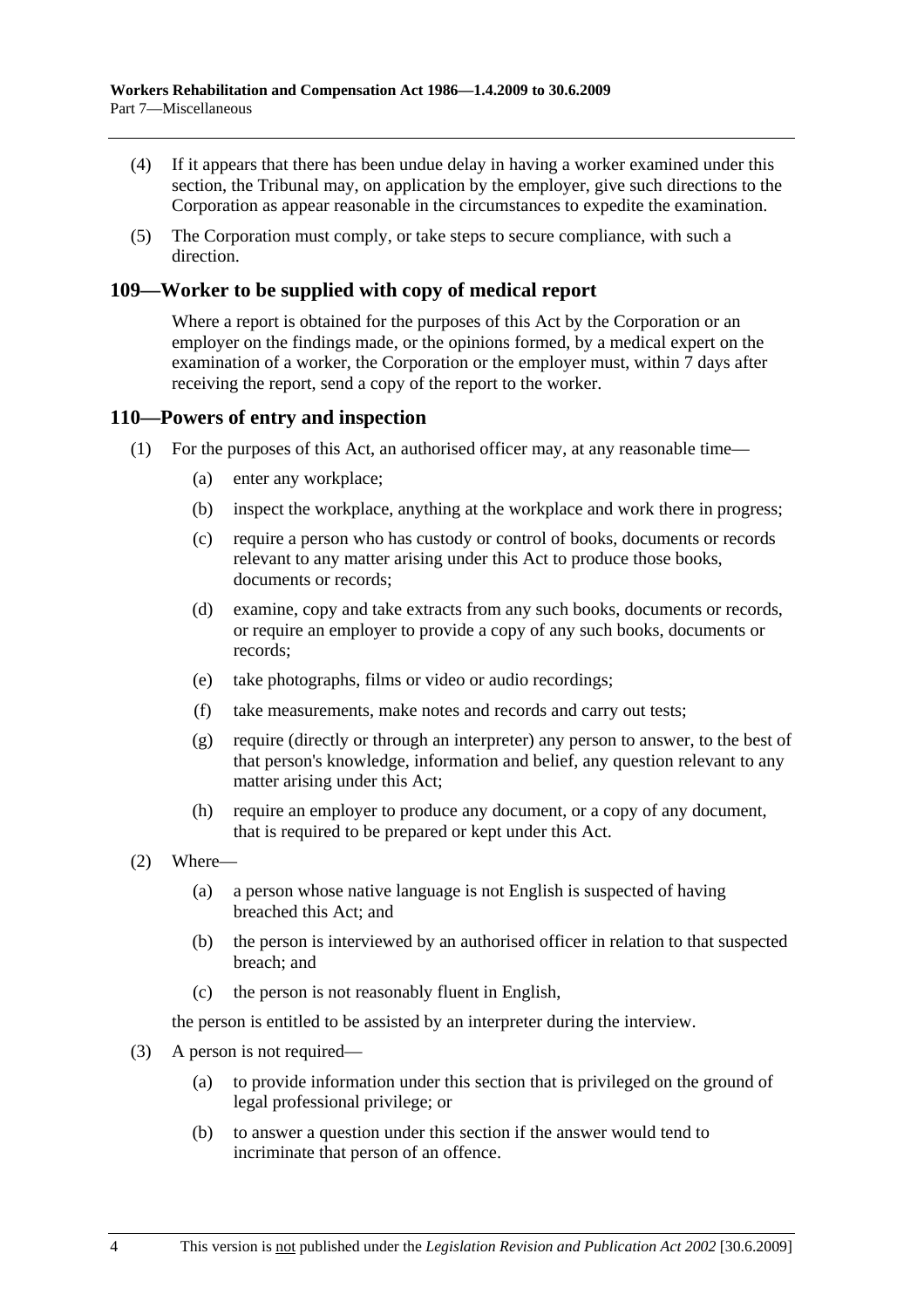(4) If it appears that there has been undue delay in having a worker examined under this section, the Tribunal may, on application by the employer, give such directions to the Corporation as appear reasonable in the circumstances to expedite the examination.

(5) The Corporation must comply, or take steps to secure compliance, with such a direction.

## 109—Worker to be supplied with copy of medical report

Where a report is obtained for the purposes of this Act by the Corporation or an employer on the findings made, or the opinions formed, by a medical expert on the examination of a worker, the Corporation or the employer must, within 7 days after receiving the report, send a copy of the report to the worker.

## 110—Powers of entry and inspection

(1) For the purposes of this Act, an authorised officer may, at any reasonable time—

- (a) enter any workplace;
- (b) inspect the workplace, anything at the workplace and work there in progress;
- (c) require a person who has custody or control of books, documents or records relevant to any matter arising under this Act to produce those books, documents or records;
- (d) examine, copy and take extracts from any such books, documents or records, or require an employer to provide a copy of any such books, documents or records;
- (e) take photographs, films or video or audio recordings;
- (f) take measurements, make notes and records and carry out tests;
- (g) require (directly or through an interpreter) any person to answer, to the best of that person's knowledge, information and belief, any question relevant to any matter arising under this Act;
- (h) require an employer to produce any document, or a copy of any document, that is required to be prepared or kept under this Act.

(2) Where—

- (a) a person whose native language is not English is suspected of having breached this Act; and
- (b) the person is interviewed by an authorised officer in relation to that suspected breach; and
- (c) the person is not reasonably fluent in English,

the person is entitled to be assisted by an interpreter during the interview.

(3) A person is not required—

- (a) to provide information under this section that is privileged on the ground of legal professional privilege; or
- (b) to answer a question under this section if the answer would tend to incriminate that person of an offence.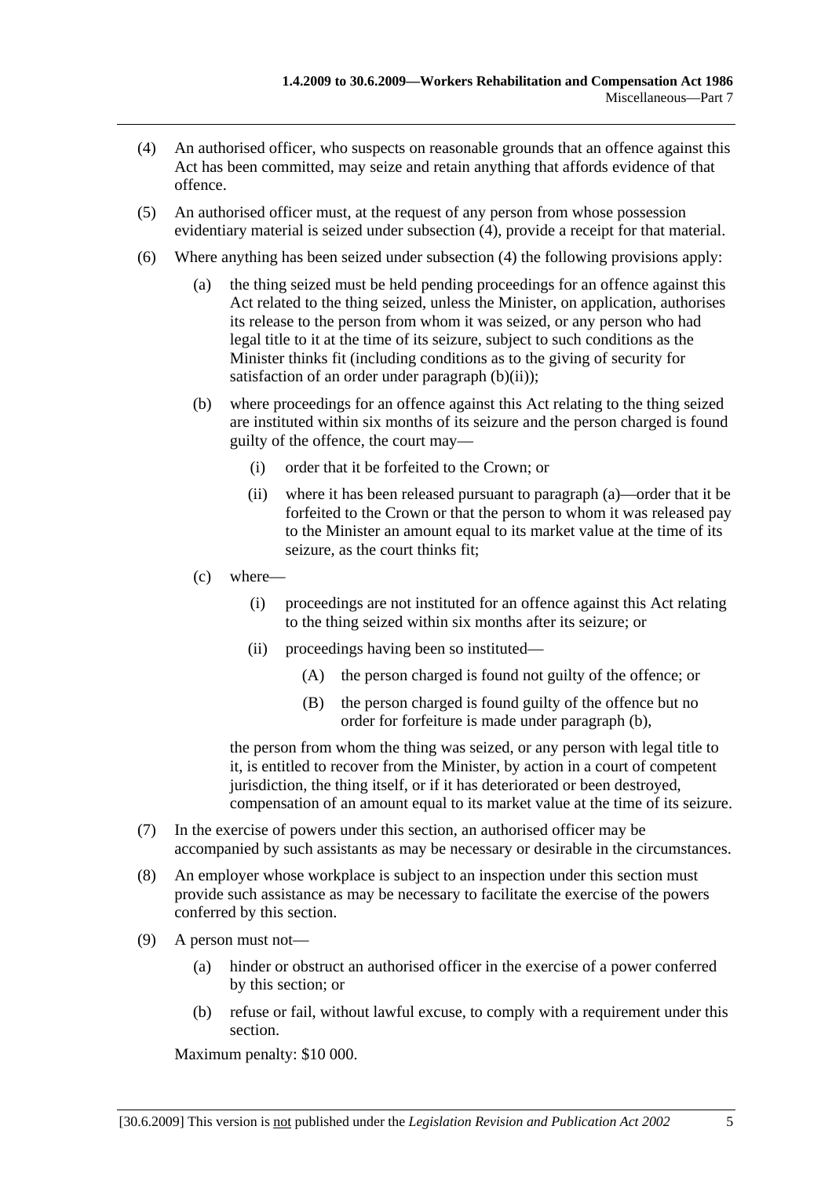(4) An authorised officer, who suspects on reasonable grounds that an offence against this Act has been committed, may seize and retain anything that affords evidence of that offence.

(5) An authorised officer must, at the request of any person from whose possession evidentiary material is seized under subsection (4), provide a receipt for that material.

(6) Where anything has been seized under subsection (4) the following provisions apply:

  (a) the thing seized must be held pending proceedings for an offence against this Act related to the thing seized, unless the Minister, on application, authorises its release to the person from whom it was seized, or any person who had legal title to it at the time of its seizure, subject to such conditions as the Minister thinks fit (including conditions as to the giving of security for satisfaction of an order under paragraph (b)(ii));

  (b) where proceedings for an offence against this Act relating to the thing seized are instituted within six months of its seizure and the person charged is found guilty of the offence, the court may—

    (i) order that it be forfeited to the Crown; or

    (ii) where it has been released pursuant to paragraph (a)—order that it be forfeited to the Crown or that the person to whom it was released pay to the Minister an amount equal to its market value at the time of its seizure, as the court thinks fit;

  (c) where—

    (i) proceedings are not instituted for an offence against this Act relating to the thing seized within six months after its seizure; or

    (ii) proceedings having been so instituted—

      (A) the person charged is found not guilty of the offence; or

      (B) the person charged is found guilty of the offence but no order for forfeiture is made under paragraph (b),

  the person from whom the thing was seized, or any person with legal title to it, is entitled to recover from the Minister, by action in a court of competent jurisdiction, the thing itself, or if it has deteriorated or been destroyed, compensation of an amount equal to its market value at the time of its seizure.

(7) In the exercise of powers under this section, an authorised officer may be accompanied by such assistants as may be necessary or desirable in the circumstances.

(8) An employer whose workplace is subject to an inspection under this section must provide such assistance as may be necessary to facilitate the exercise of the powers conferred by this section.

(9) A person must not—

  (a) hinder or obstruct an authorised officer in the exercise of a power conferred by this section; or

  (b) refuse or fail, without lawful excuse, to comply with a requirement under this section.

Maximum penalty: $10 000.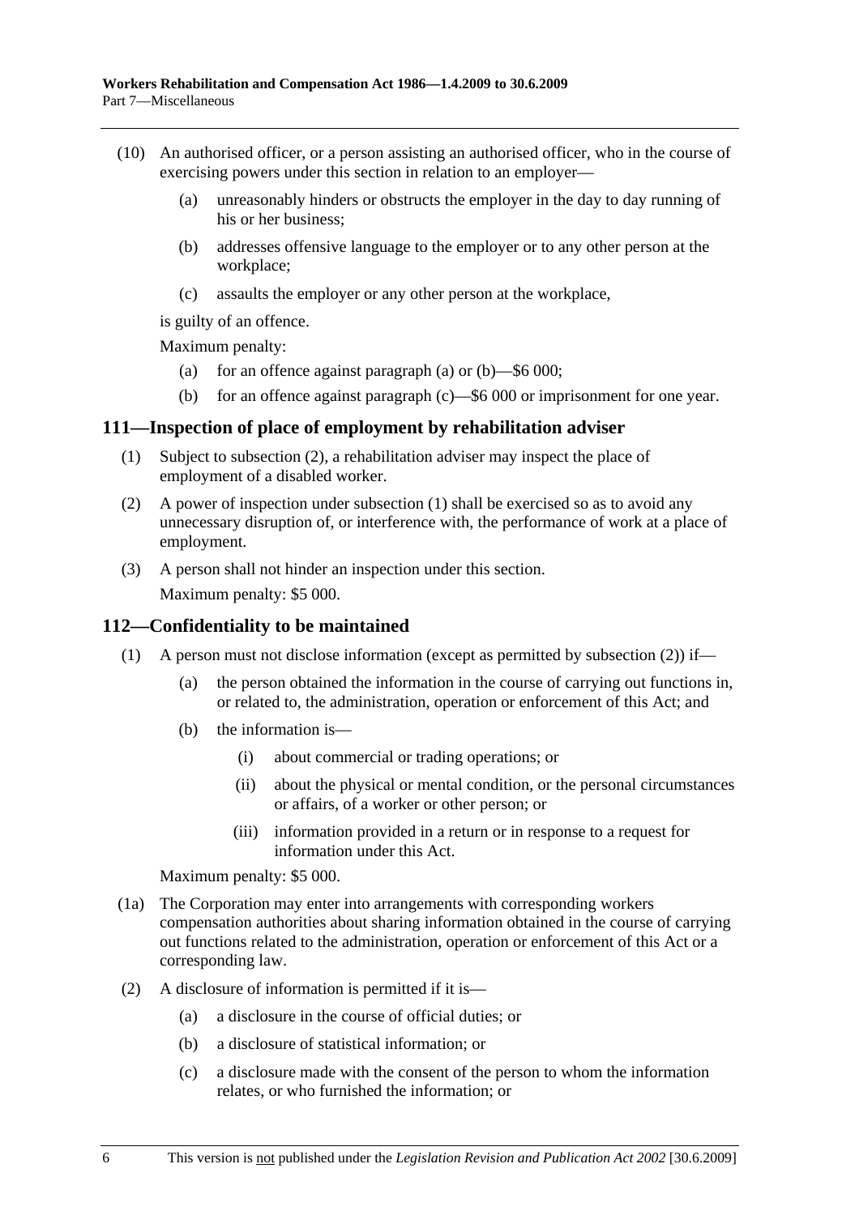(10) An authorised officer, or a person assisting an authorised officer, who in the course of exercising powers under this section in relation to an employer—

(a) unreasonably hinders or obstructs the employer in the day to day running of his or her business;

(b) addresses offensive language to the employer or to any other person at the workplace;

(c) assaults the employer or any other person at the workplace,

is guilty of an offence.

Maximum penalty:

(a) for an offence against paragraph (a) or (b)—$6 000;

(b) for an offence against paragraph (c)—$6 000 or imprisonment for one year.

## 111—Inspection of place of employment by rehabilitation adviser

(1) Subject to subsection (2), a rehabilitation adviser may inspect the place of employment of a disabled worker.

(2) A power of inspection under subsection (1) shall be exercised so as to avoid any unnecessary disruption of, or interference with, the performance of work at a place of employment.

(3) A person shall not hinder an inspection under this section.

Maximum penalty: $5 000.

## 112—Confidentiality to be maintained

(1) A person must not disclose information (except as permitted by subsection (2)) if—

(a) the person obtained the information in the course of carrying out functions in, or related to, the administration, operation or enforcement of this Act; and

(b) the information is—

(i) about commercial or trading operations; or

(ii) about the physical or mental condition, or the personal circumstances or affairs, of a worker or other person; or

(iii) information provided in a return or in response to a request for information under this Act.

Maximum penalty: $5 000.

(1a) The Corporation may enter into arrangements with corresponding workers compensation authorities about sharing information obtained in the course of carrying out functions related to the administration, operation or enforcement of this Act or a corresponding law.

(2) A disclosure of information is permitted if it is—

(a) a disclosure in the course of official duties; or

(b) a disclosure of statistical information; or

(c) a disclosure made with the consent of the person to whom the information relates, or who furnished the information; or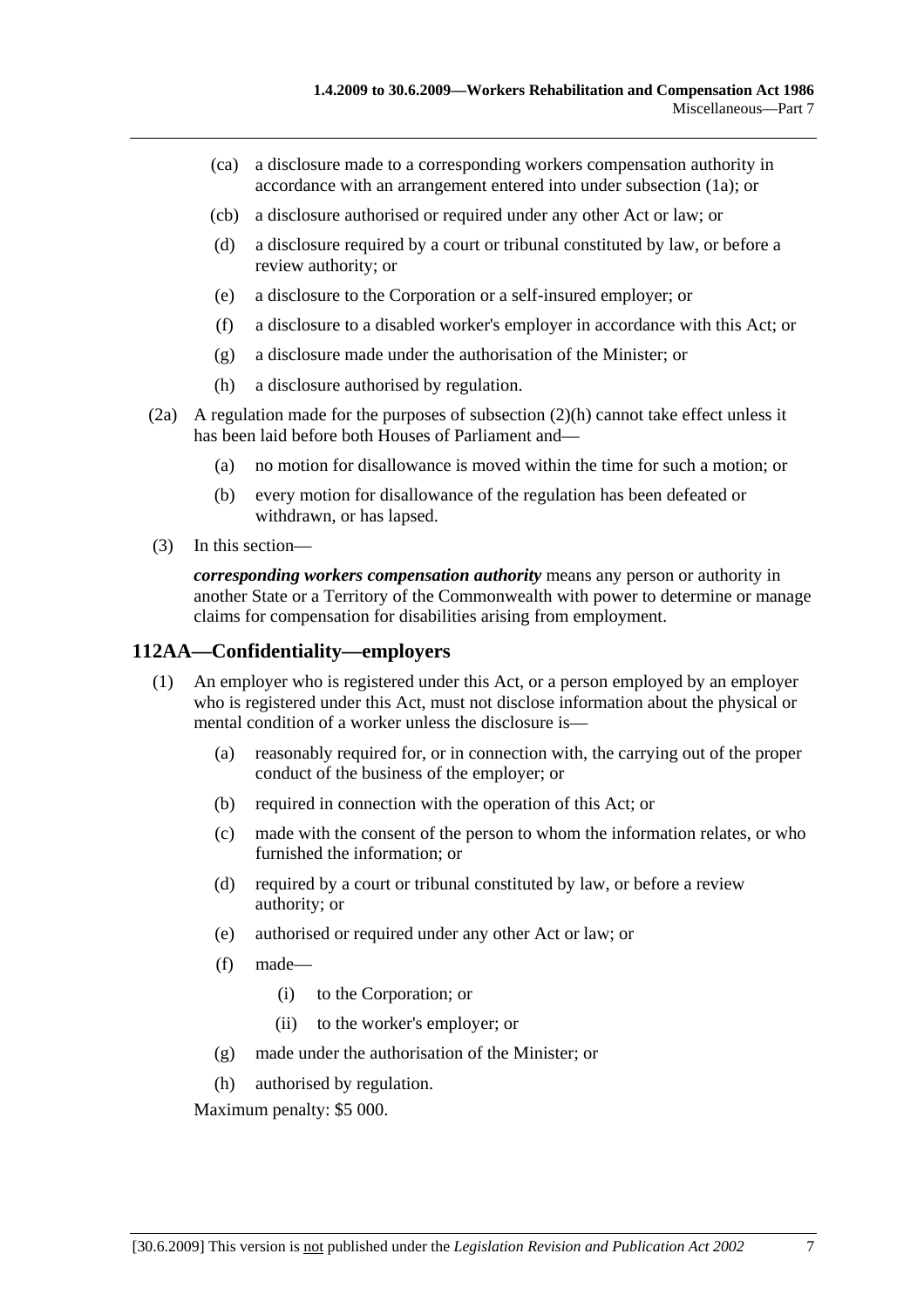(ca) a disclosure made to a corresponding workers compensation authority in accordance with an arrangement entered into under subsection (1a); or

(cb) a disclosure authorised or required under any other Act or law; or

(d) a disclosure required by a court or tribunal constituted by law, or before a review authority; or

(e) a disclosure to the Corporation or a self-insured employer; or

(f) a disclosure to a disabled worker's employer in accordance with this Act; or

(g) a disclosure made under the authorisation of the Minister; or

(h) a disclosure authorised by regulation.

(2a) A regulation made for the purposes of subsection (2)(h) cannot take effect unless it has been laid before both Houses of Parliament and—

(a) no motion for disallowance is moved within the time for such a motion; or

(b) every motion for disallowance of the regulation has been defeated or withdrawn, or has lapsed.

(3) In this section—

***corresponding workers compensation authority*** means any person or authority in another State or a Territory of the Commonwealth with power to determine or manage claims for compensation for disabilities arising from employment.

## 112AA—Confidentiality—employers

(1) An employer who is registered under this Act, or a person employed by an employer who is registered under this Act, must not disclose information about the physical or mental condition of a worker unless the disclosure is—

(a) reasonably required for, or in connection with, the carrying out of the proper conduct of the business of the employer; or

(b) required in connection with the operation of this Act; or

(c) made with the consent of the person to whom the information relates, or who furnished the information; or

(d) required by a court or tribunal constituted by law, or before a review authority; or

(e) authorised or required under any other Act or law; or

(f) made—

(i) to the Corporation; or

(ii) to the worker's employer; or

(g) made under the authorisation of the Minister; or

(h) authorised by regulation.

Maximum penalty: $5 000.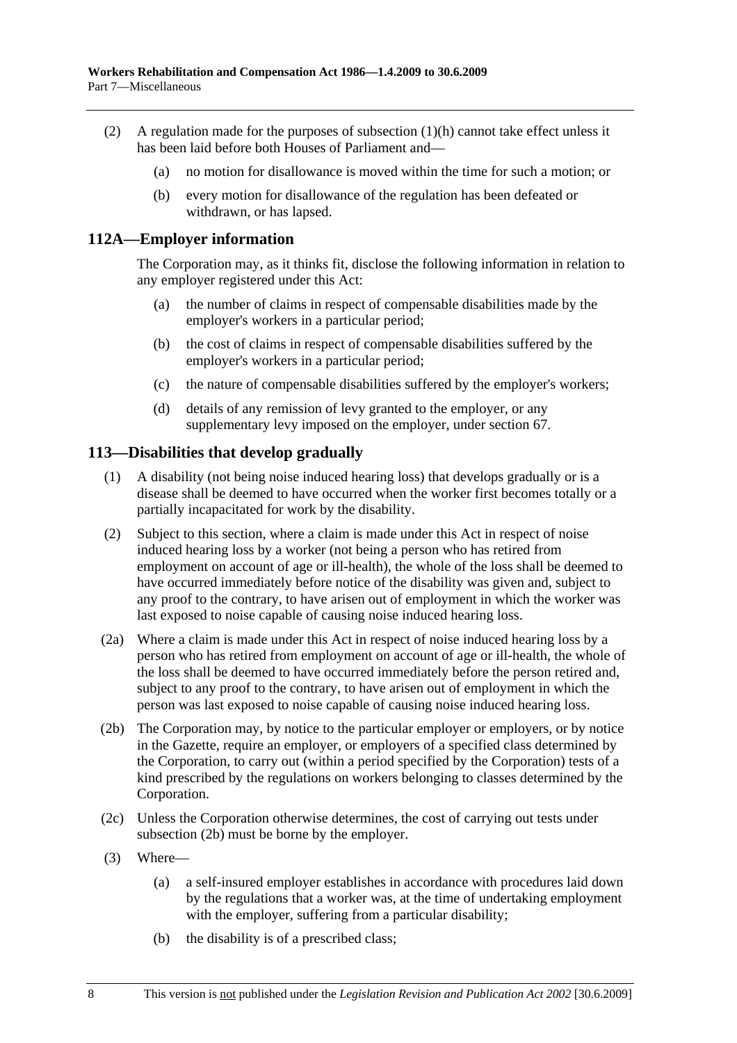(2) A regulation made for the purposes of subsection (1)(h) cannot take effect unless it has been laid before both Houses of Parliament and—

(a) no motion for disallowance is moved within the time for such a motion; or

(b) every motion for disallowance of the regulation has been defeated or withdrawn, or has lapsed.

## 112A—Employer information

The Corporation may, as it thinks fit, disclose the following information in relation to any employer registered under this Act:

(a) the number of claims in respect of compensable disabilities made by the employer's workers in a particular period;

(b) the cost of claims in respect of compensable disabilities suffered by the employer's workers in a particular period;

(c) the nature of compensable disabilities suffered by the employer's workers;

(d) details of any remission of levy granted to the employer, or any supplementary levy imposed on the employer, under section 67.

## 113—Disabilities that develop gradually

(1) A disability (not being noise induced hearing loss) that develops gradually or is a disease shall be deemed to have occurred when the worker first becomes totally or a partially incapacitated for work by the disability.

(2) Subject to this section, where a claim is made under this Act in respect of noise induced hearing loss by a worker (not being a person who has retired from employment on account of age or ill-health), the whole of the loss shall be deemed to have occurred immediately before notice of the disability was given and, subject to any proof to the contrary, to have arisen out of employment in which the worker was last exposed to noise capable of causing noise induced hearing loss.

(2a) Where a claim is made under this Act in respect of noise induced hearing loss by a person who has retired from employment on account of age or ill-health, the whole of the loss shall be deemed to have occurred immediately before the person retired and, subject to any proof to the contrary, to have arisen out of employment in which the person was last exposed to noise capable of causing noise induced hearing loss.

(2b) The Corporation may, by notice to the particular employer or employers, or by notice in the Gazette, require an employer, or employers of a specified class determined by the Corporation, to carry out (within a period specified by the Corporation) tests of a kind prescribed by the regulations on workers belonging to classes determined by the Corporation.

(2c) Unless the Corporation otherwise determines, the cost of carrying out tests under subsection (2b) must be borne by the employer.

(3) Where—

(a) a self-insured employer establishes in accordance with procedures laid down by the regulations that a worker was, at the time of undertaking employment with the employer, suffering from a particular disability;

(b) the disability is of a prescribed class;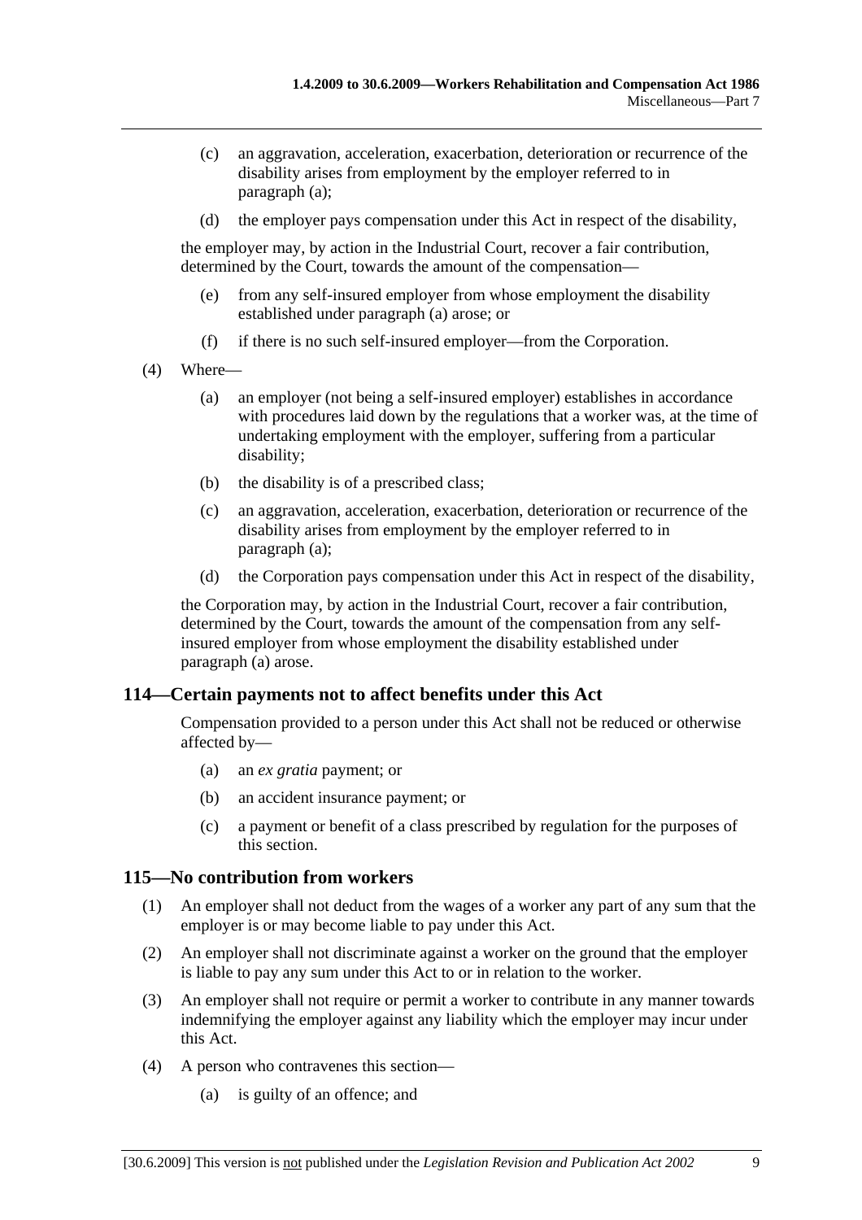(c) an aggravation, acceleration, exacerbation, deterioration or recurrence of the disability arises from employment by the employer referred to in paragraph (a);

(d) the employer pays compensation under this Act in respect of the disability,

the employer may, by action in the Industrial Court, recover a fair contribution, determined by the Court, towards the amount of the compensation—

(e) from any self-insured employer from whose employment the disability established under paragraph (a) arose; or

(f) if there is no such self-insured employer—from the Corporation.

(4) Where—

(a) an employer (not being a self-insured employer) establishes in accordance with procedures laid down by the regulations that a worker was, at the time of undertaking employment with the employer, suffering from a particular disability;

(b) the disability is of a prescribed class;

(c) an aggravation, acceleration, exacerbation, deterioration or recurrence of the disability arises from employment by the employer referred to in paragraph (a);

(d) the Corporation pays compensation under this Act in respect of the disability,

the Corporation may, by action in the Industrial Court, recover a fair contribution, determined by the Court, towards the amount of the compensation from any self-insured employer from whose employment the disability established under paragraph (a) arose.

## 114—Certain payments not to affect benefits under this Act

Compensation provided to a person under this Act shall not be reduced or otherwise affected by—

(a) an *ex gratia* payment; or

(b) an accident insurance payment; or

(c) a payment or benefit of a class prescribed by regulation for the purposes of this section.

## 115—No contribution from workers

(1) An employer shall not deduct from the wages of a worker any part of any sum that the employer is or may become liable to pay under this Act.

(2) An employer shall not discriminate against a worker on the ground that the employer is liable to pay any sum under this Act to or in relation to the worker.

(3) An employer shall not require or permit a worker to contribute in any manner towards indemnifying the employer against any liability which the employer may incur under this Act.

(4) A person who contravenes this section—

(a) is guilty of an offence; and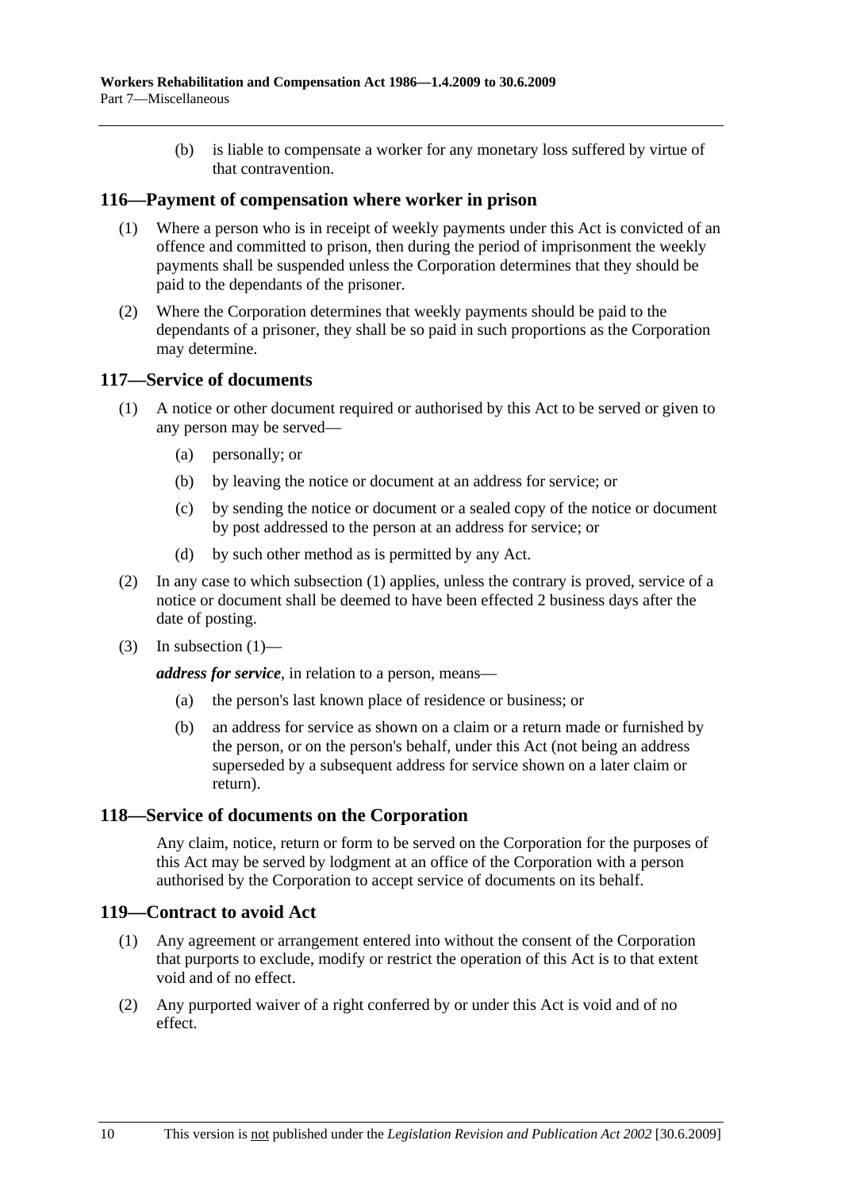(b) is liable to compensate a worker for any monetary loss suffered by virtue of that contravention.

## 116—Payment of compensation where worker in prison

(1) Where a person who is in receipt of weekly payments under this Act is convicted of an offence and committed to prison, then during the period of imprisonment the weekly payments shall be suspended unless the Corporation determines that they should be paid to the dependants of the prisoner.

(2) Where the Corporation determines that weekly payments should be paid to the dependants of a prisoner, they shall be so paid in such proportions as the Corporation may determine.

## 117—Service of documents

(1) A notice or other document required or authorised by this Act to be served or given to any person may be served—

(a) personally; or

(b) by leaving the notice or document at an address for service; or

(c) by sending the notice or document or a sealed copy of the notice or document by post addressed to the person at an address for service; or

(d) by such other method as is permitted by any Act.

(2) In any case to which subsection (1) applies, unless the contrary is proved, service of a notice or document shall be deemed to have been effected 2 business days after the date of posting.

(3) In subsection (1)—

***address for service***, in relation to a person, means—

(a) the person's last known place of residence or business; or

(b) an address for service as shown on a claim or a return made or furnished by the person, or on the person's behalf, under this Act (not being an address superseded by a subsequent address for service shown on a later claim or return).

## 118—Service of documents on the Corporation

Any claim, notice, return or form to be served on the Corporation for the purposes of this Act may be served by lodgment at an office of the Corporation with a person authorised by the Corporation to accept service of documents on its behalf.

## 119—Contract to avoid Act

(1) Any agreement or arrangement entered into without the consent of the Corporation that purports to exclude, modify or restrict the operation of this Act is to that extent void and of no effect.

(2) Any purported waiver of a right conferred by or under this Act is void and of no effect.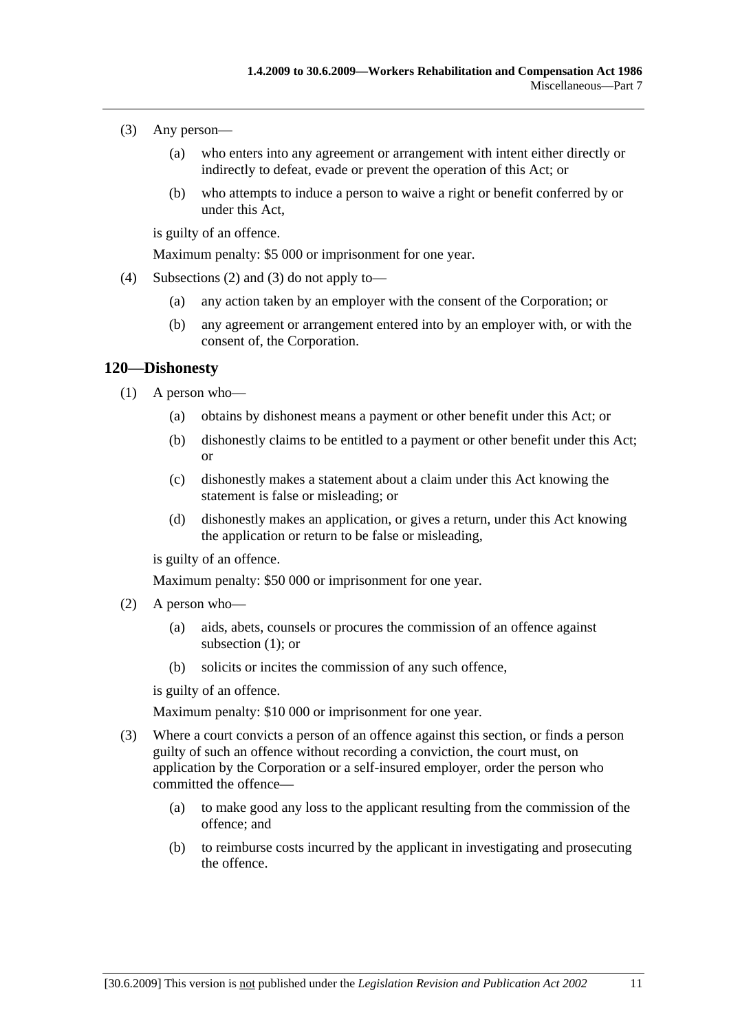(3) Any person—

(a) who enters into any agreement or arrangement with intent either directly or indirectly to defeat, evade or prevent the operation of this Act; or

(b) who attempts to induce a person to waive a right or benefit conferred by or under this Act,

is guilty of an offence.

Maximum penalty: $5 000 or imprisonment for one year.

(4) Subsections (2) and (3) do not apply to—

(a) any action taken by an employer with the consent of the Corporation; or

(b) any agreement or arrangement entered into by an employer with, or with the consent of, the Corporation.

## 120—Dishonesty

(1) A person who—

(a) obtains by dishonest means a payment or other benefit under this Act; or

(b) dishonestly claims to be entitled to a payment or other benefit under this Act; or

(c) dishonestly makes a statement about a claim under this Act knowing the statement is false or misleading; or

(d) dishonestly makes an application, or gives a return, under this Act knowing the application or return to be false or misleading,

is guilty of an offence.

Maximum penalty: $50 000 or imprisonment for one year.

(2) A person who—

(a) aids, abets, counsels or procures the commission of an offence against subsection (1); or

(b) solicits or incites the commission of any such offence,

is guilty of an offence.

Maximum penalty: $10 000 or imprisonment for one year.

(3) Where a court convicts a person of an offence against this section, or finds a person guilty of such an offence without recording a conviction, the court must, on application by the Corporation or a self-insured employer, order the person who committed the offence—

(a) to make good any loss to the applicant resulting from the commission of the offence; and

(b) to reimburse costs incurred by the applicant in investigating and prosecuting the offence.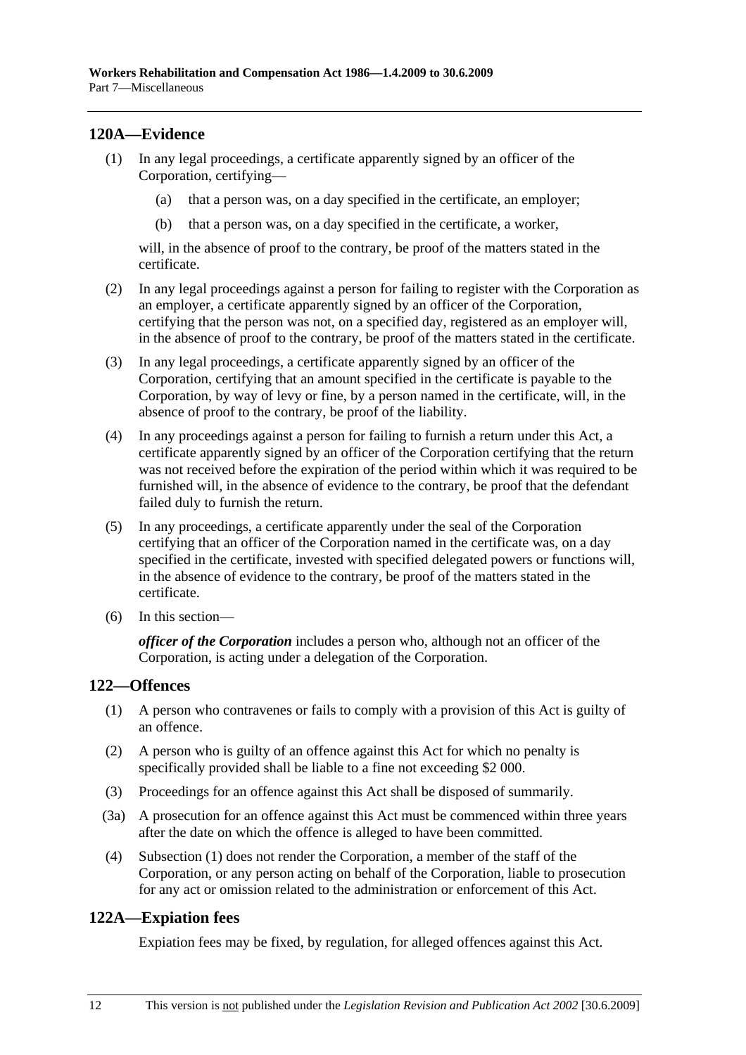## 120A—Evidence

(1) In any legal proceedings, a certificate apparently signed by an officer of the Corporation, certifying—

(a) that a person was, on a day specified in the certificate, an employer;

(b) that a person was, on a day specified in the certificate, a worker,

will, in the absence of proof to the contrary, be proof of the matters stated in the certificate.

(2) In any legal proceedings against a person for failing to register with the Corporation as an employer, a certificate apparently signed by an officer of the Corporation, certifying that the person was not, on a specified day, registered as an employer will, in the absence of proof to the contrary, be proof of the matters stated in the certificate.

(3) In any legal proceedings, a certificate apparently signed by an officer of the Corporation, certifying that an amount specified in the certificate is payable to the Corporation, by way of levy or fine, by a person named in the certificate, will, in the absence of proof to the contrary, be proof of the liability.

(4) In any proceedings against a person for failing to furnish a return under this Act, a certificate apparently signed by an officer of the Corporation certifying that the return was not received before the expiration of the period within which it was required to be furnished will, in the absence of evidence to the contrary, be proof that the defendant failed duly to furnish the return.

(5) In any proceedings, a certificate apparently under the seal of the Corporation certifying that an officer of the Corporation named in the certificate was, on a day specified in the certificate, invested with specified delegated powers or functions will, in the absence of evidence to the contrary, be proof of the matters stated in the certificate.

(6) In this section—

***officer of the Corporation*** includes a person who, although not an officer of the Corporation, is acting under a delegation of the Corporation.

## 122—Offences

(1) A person who contravenes or fails to comply with a provision of this Act is guilty of an offence.

(2) A person who is guilty of an offence against this Act for which no penalty is specifically provided shall be liable to a fine not exceeding $2 000.

(3) Proceedings for an offence against this Act shall be disposed of summarily.

(3a) A prosecution for an offence against this Act must be commenced within three years after the date on which the offence is alleged to have been committed.

(4) Subsection (1) does not render the Corporation, a member of the staff of the Corporation, or any person acting on behalf of the Corporation, liable to prosecution for any act or omission related to the administration or enforcement of this Act.

## 122A—Expiation fees

Expiation fees may be fixed, by regulation, for alleged offences against this Act.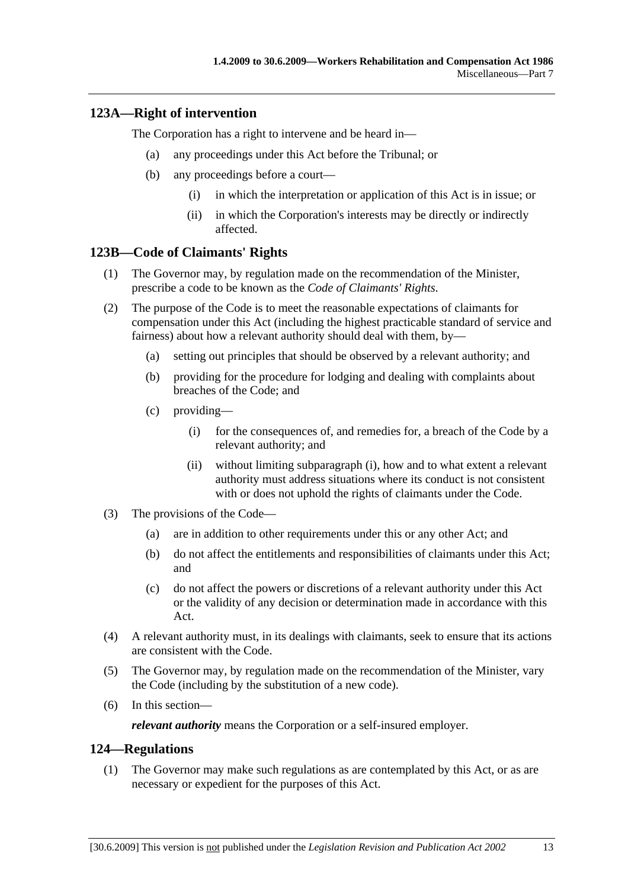## 123A—Right of intervention

The Corporation has a right to intervene and be heard in—

(a) any proceedings under this Act before the Tribunal; or

(b) any proceedings before a court—

(i) in which the interpretation or application of this Act is in issue; or

(ii) in which the Corporation's interests may be directly or indirectly affected.

## 123B—Code of Claimants' Rights

(1) The Governor may, by regulation made on the recommendation of the Minister, prescribe a code to be known as the *Code of Claimants' Rights*.

(2) The purpose of the Code is to meet the reasonable expectations of claimants for compensation under this Act (including the highest practicable standard of service and fairness) about how a relevant authority should deal with them, by—

(a) setting out principles that should be observed by a relevant authority; and

(b) providing for the procedure for lodging and dealing with complaints about breaches of the Code; and

(c) providing—

(i) for the consequences of, and remedies for, a breach of the Code by a relevant authority; and

(ii) without limiting subparagraph (i), how and to what extent a relevant authority must address situations where its conduct is not consistent with or does not uphold the rights of claimants under the Code.

(3) The provisions of the Code—

(a) are in addition to other requirements under this or any other Act; and

(b) do not affect the entitlements and responsibilities of claimants under this Act; and

(c) do not affect the powers or discretions of a relevant authority under this Act or the validity of any decision or determination made in accordance with this Act.

(4) A relevant authority must, in its dealings with claimants, seek to ensure that its actions are consistent with the Code.

(5) The Governor may, by regulation made on the recommendation of the Minister, vary the Code (including by the substitution of a new code).

(6) In this section—

***relevant authority*** means the Corporation or a self-insured employer.

## 124—Regulations

(1) The Governor may make such regulations as are contemplated by this Act, or as are necessary or expedient for the purposes of this Act.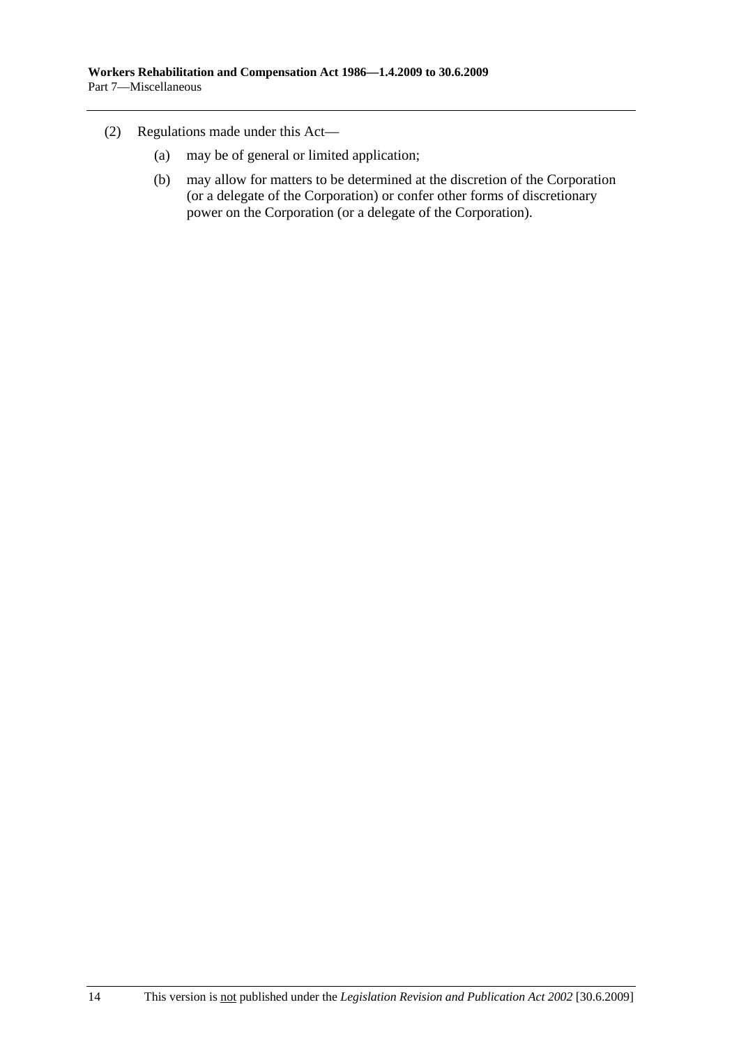(2) Regulations made under this Act—

(a) may be of general or limited application;

(b) may allow for matters to be determined at the discretion of the Corporation (or a delegate of the Corporation) or confer other forms of discretionary power on the Corporation (or a delegate of the Corporation).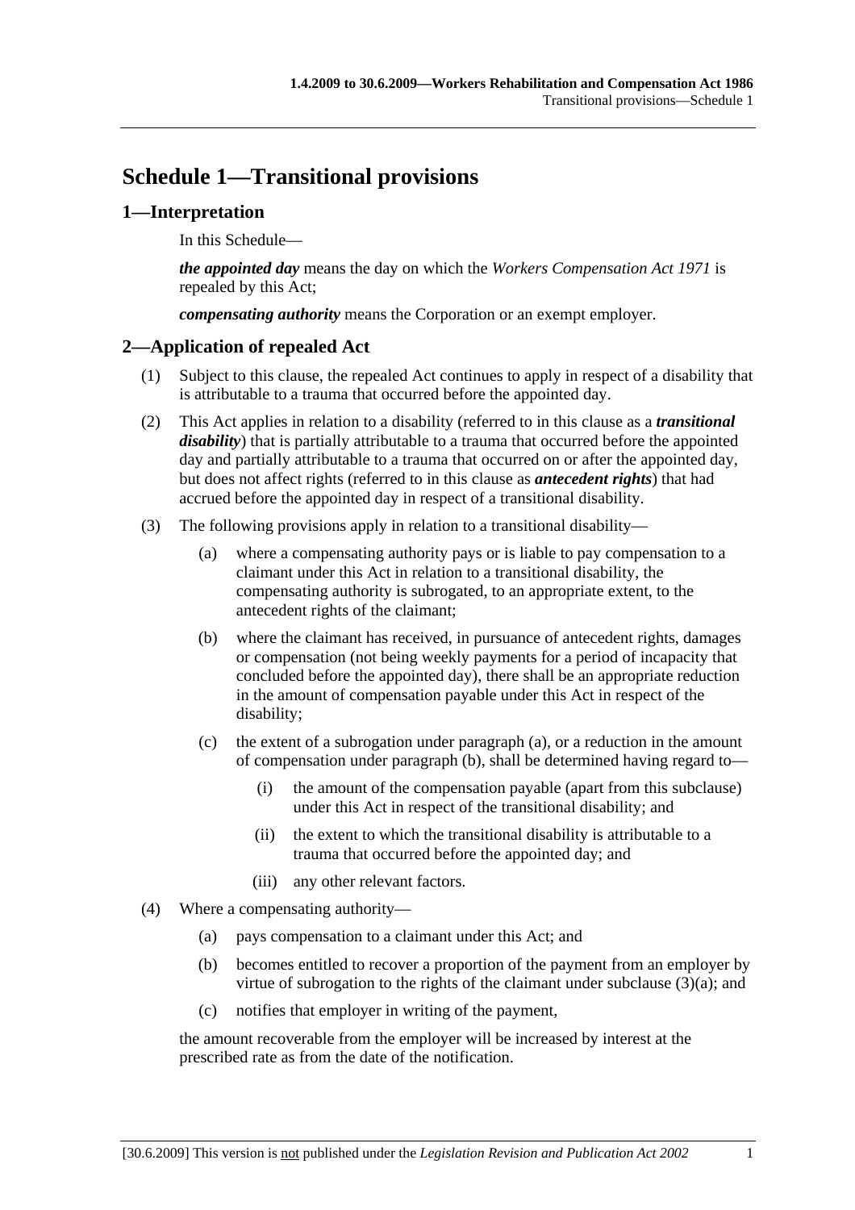# Schedule 1—Transitional provisions

## 1—Interpretation

In this Schedule—

***the appointed day*** means the day on which the *Workers Compensation Act 1971* is repealed by this Act;

***compensating authority*** means the Corporation or an exempt employer.

## 2—Application of repealed Act

(1) Subject to this clause, the repealed Act continues to apply in respect of a disability that is attributable to a trauma that occurred before the appointed day.

(2) This Act applies in relation to a disability (referred to in this clause as a ***transitional disability***) that is partially attributable to a trauma that occurred before the appointed day and partially attributable to a trauma that occurred on or after the appointed day, but does not affect rights (referred to in this clause as ***antecedent rights***) that had accrued before the appointed day in respect of a transitional disability.

(3) The following provisions apply in relation to a transitional disability—

(a) where a compensating authority pays or is liable to pay compensation to a claimant under this Act in relation to a transitional disability, the compensating authority is subrogated, to an appropriate extent, to the antecedent rights of the claimant;

(b) where the claimant has received, in pursuance of antecedent rights, damages or compensation (not being weekly payments for a period of incapacity that concluded before the appointed day), there shall be an appropriate reduction in the amount of compensation payable under this Act in respect of the disability;

(c) the extent of a subrogation under paragraph (a), or a reduction in the amount of compensation under paragraph (b), shall be determined having regard to—

(i) the amount of the compensation payable (apart from this subclause) under this Act in respect of the transitional disability; and

(ii) the extent to which the transitional disability is attributable to a trauma that occurred before the appointed day; and

(iii) any other relevant factors.

(4) Where a compensating authority—

(a) pays compensation to a claimant under this Act; and

(b) becomes entitled to recover a proportion of the payment from an employer by virtue of subrogation to the rights of the claimant under subclause (3)(a); and

(c) notifies that employer in writing of the payment,

the amount recoverable from the employer will be increased by interest at the prescribed rate as from the date of the notification.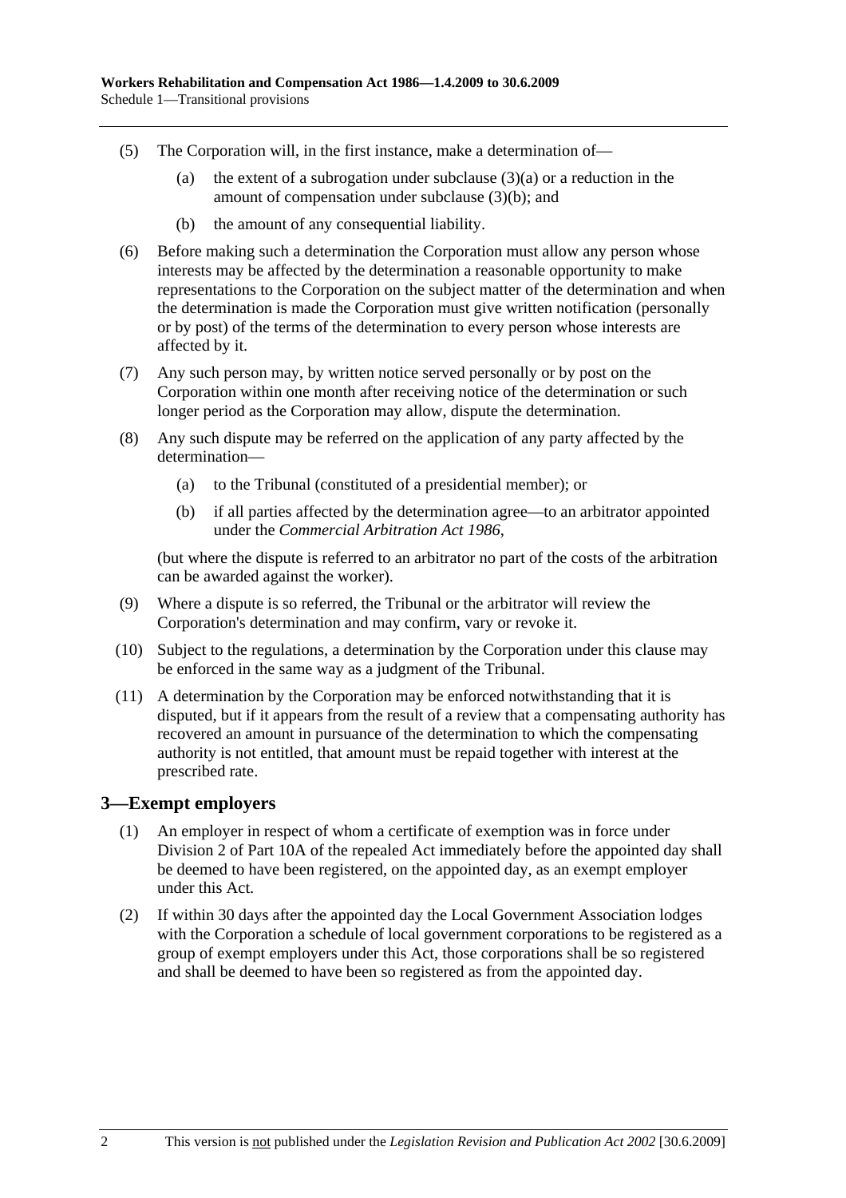(5) The Corporation will, in the first instance, make a determination of—

(a) the extent of a subrogation under subclause (3)(a) or a reduction in the amount of compensation under subclause (3)(b); and

(b) the amount of any consequential liability.

(6) Before making such a determination the Corporation must allow any person whose interests may be affected by the determination a reasonable opportunity to make representations to the Corporation on the subject matter of the determination and when the determination is made the Corporation must give written notification (personally or by post) of the terms of the determination to every person whose interests are affected by it.

(7) Any such person may, by written notice served personally or by post on the Corporation within one month after receiving notice of the determination or such longer period as the Corporation may allow, dispute the determination.

(8) Any such dispute may be referred on the application of any party affected by the determination—

(a) to the Tribunal (constituted of a presidential member); or

(b) if all parties affected by the determination agree—to an arbitrator appointed under the *Commercial Arbitration Act 1986*,

(but where the dispute is referred to an arbitrator no part of the costs of the arbitration can be awarded against the worker).

(9) Where a dispute is so referred, the Tribunal or the arbitrator will review the Corporation's determination and may confirm, vary or revoke it.

(10) Subject to the regulations, a determination by the Corporation under this clause may be enforced in the same way as a judgment of the Tribunal.

(11) A determination by the Corporation may be enforced notwithstanding that it is disputed, but if it appears from the result of a review that a compensating authority has recovered an amount in pursuance of the determination to which the compensating authority is not entitled, that amount must be repaid together with interest at the prescribed rate.

## 3—Exempt employers

(1) An employer in respect of whom a certificate of exemption was in force under Division 2 of Part 10A of the repealed Act immediately before the appointed day shall be deemed to have been registered, on the appointed day, as an exempt employer under this Act.

(2) If within 30 days after the appointed day the Local Government Association lodges with the Corporation a schedule of local government corporations to be registered as a group of exempt employers under this Act, those corporations shall be so registered and shall be deemed to have been so registered as from the appointed day.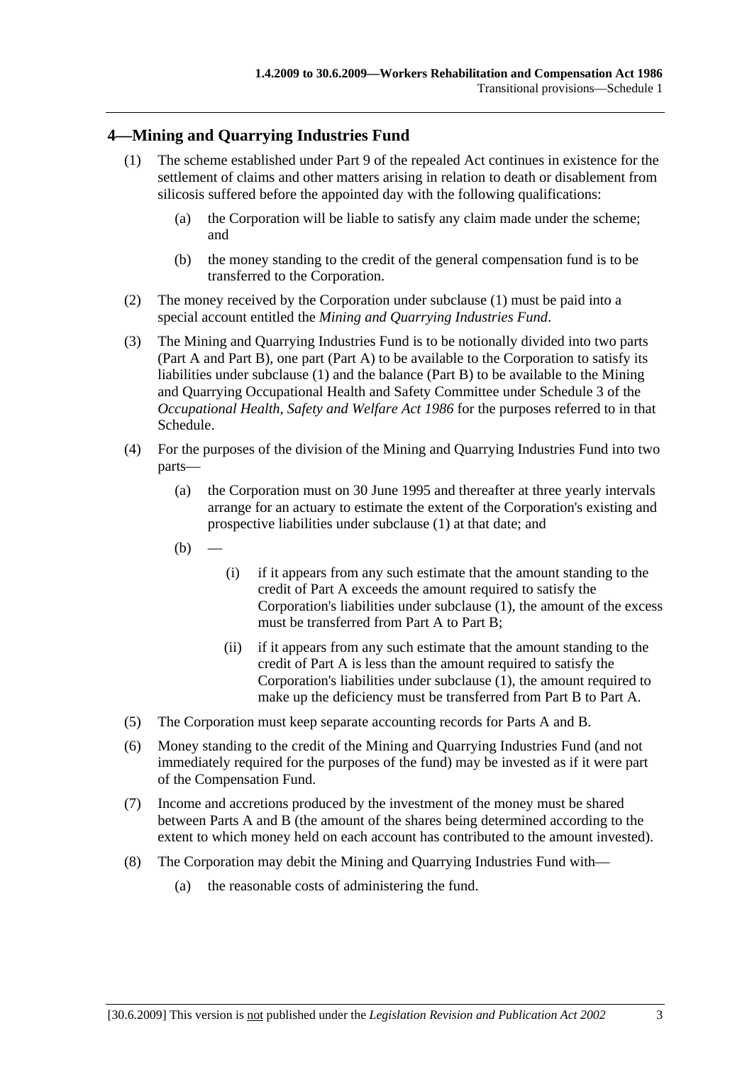## 4—Mining and Quarrying Industries Fund

(1) The scheme established under Part 9 of the repealed Act continues in existence for the settlement of claims and other matters arising in relation to death or disablement from silicosis suffered before the appointed day with the following qualifications:

  (a) the Corporation will be liable to satisfy any claim made under the scheme; and

  (b) the money standing to the credit of the general compensation fund is to be transferred to the Corporation.

(2) The money received by the Corporation under subclause (1) must be paid into a special account entitled the *Mining and Quarrying Industries Fund*.

(3) The Mining and Quarrying Industries Fund is to be notionally divided into two parts (Part A and Part B), one part (Part A) to be available to the Corporation to satisfy its liabilities under subclause (1) and the balance (Part B) to be available to the Mining and Quarrying Occupational Health and Safety Committee under Schedule 3 of the *Occupational Health, Safety and Welfare Act 1986* for the purposes referred to in that Schedule.

(4) For the purposes of the division of the Mining and Quarrying Industries Fund into two parts—

  (a) the Corporation must on 30 June 1995 and thereafter at three yearly intervals arrange for an actuary to estimate the extent of the Corporation's existing and prospective liabilities under subclause (1) at that date; and

  (b) —

    (i) if it appears from any such estimate that the amount standing to the credit of Part A exceeds the amount required to satisfy the Corporation's liabilities under subclause (1), the amount of the excess must be transferred from Part A to Part B;

    (ii) if it appears from any such estimate that the amount standing to the credit of Part A is less than the amount required to satisfy the Corporation's liabilities under subclause (1), the amount required to make up the deficiency must be transferred from Part B to Part A.

(5) The Corporation must keep separate accounting records for Parts A and B.

(6) Money standing to the credit of the Mining and Quarrying Industries Fund (and not immediately required for the purposes of the fund) may be invested as if it were part of the Compensation Fund.

(7) Income and accretions produced by the investment of the money must be shared between Parts A and B (the amount of the shares being determined according to the extent to which money held on each account has contributed to the amount invested).

(8) The Corporation may debit the Mining and Quarrying Industries Fund with—

  (a) the reasonable costs of administering the fund.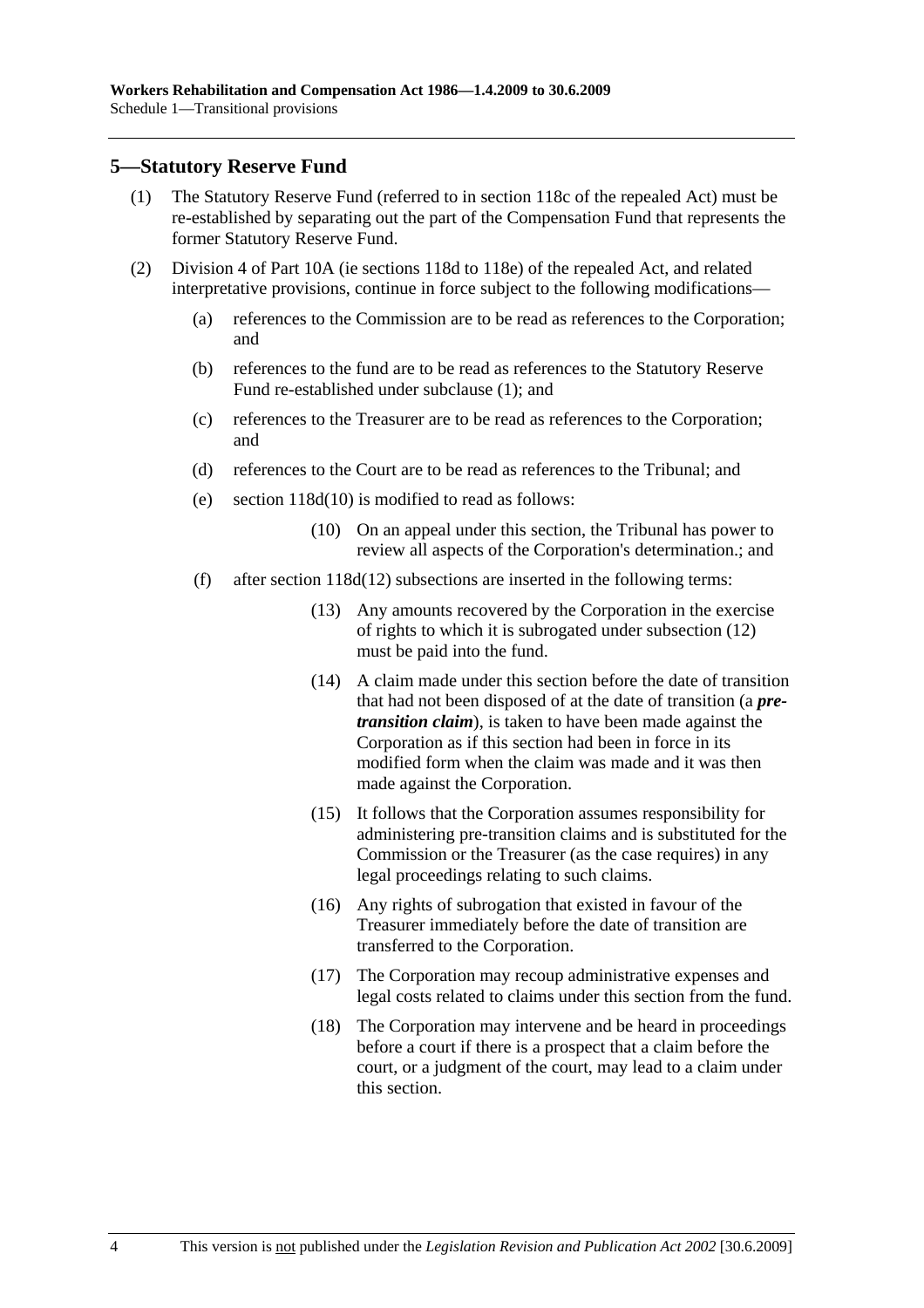## 5—Statutory Reserve Fund

(1) The Statutory Reserve Fund (referred to in section 118c of the repealed Act) must be re-established by separating out the part of the Compensation Fund that represents the former Statutory Reserve Fund.

(2) Division 4 of Part 10A (ie sections 118d to 118e) of the repealed Act, and related interpretative provisions, continue in force subject to the following modifications—

(a) references to the Commission are to be read as references to the Corporation; and

(b) references to the fund are to be read as references to the Statutory Reserve Fund re-established under subclause (1); and

(c) references to the Treasurer are to be read as references to the Corporation; and

(d) references to the Court are to be read as references to the Tribunal; and

(e) section 118d(10) is modified to read as follows:

> (10) On an appeal under this section, the Tribunal has power to review all aspects of the Corporation's determination.; and

(f) after section 118d(12) subsections are inserted in the following terms:

> (13) Any amounts recovered by the Corporation in the exercise of rights to which it is subrogated under subsection (12) must be paid into the fund.
>
> (14) A claim made under this section before the date of transition that had not been disposed of at the date of transition (a ***pre-transition claim***), is taken to have been made against the Corporation as if this section had been in force in its modified form when the claim was made and it was then made against the Corporation.
>
> (15) It follows that the Corporation assumes responsibility for administering pre-transition claims and is substituted for the Commission or the Treasurer (as the case requires) in any legal proceedings relating to such claims.
>
> (16) Any rights of subrogation that existed in favour of the Treasurer immediately before the date of transition are transferred to the Corporation.
>
> (17) The Corporation may recoup administrative expenses and legal costs related to claims under this section from the fund.
>
> (18) The Corporation may intervene and be heard in proceedings before a court if there is a prospect that a claim before the court, or a judgment of the court, may lead to a claim under this section.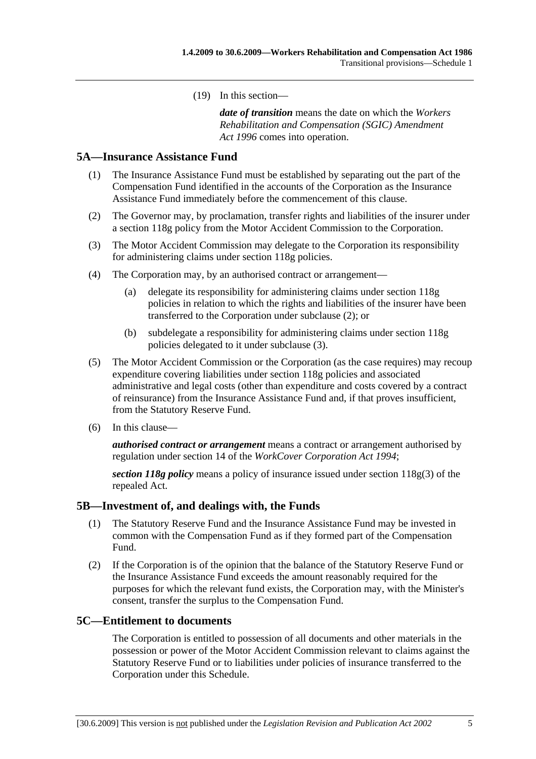(19) In this section—

***date of transition*** means the date on which the *Workers Rehabilitation and Compensation (SGIC) Amendment Act 1996* comes into operation.

## 5A—Insurance Assistance Fund

(1) The Insurance Assistance Fund must be established by separating out the part of the Compensation Fund identified in the accounts of the Corporation as the Insurance Assistance Fund immediately before the commencement of this clause.

(2) The Governor may, by proclamation, transfer rights and liabilities of the insurer under a section 118g policy from the Motor Accident Commission to the Corporation.

(3) The Motor Accident Commission may delegate to the Corporation its responsibility for administering claims under section 118g policies.

(4) The Corporation may, by an authorised contract or arrangement—

(a) delegate its responsibility for administering claims under section 118g policies in relation to which the rights and liabilities of the insurer have been transferred to the Corporation under subclause (2); or

(b) subdelegate a responsibility for administering claims under section 118g policies delegated to it under subclause (3).

(5) The Motor Accident Commission or the Corporation (as the case requires) may recoup expenditure covering liabilities under section 118g policies and associated administrative and legal costs (other than expenditure and costs covered by a contract of reinsurance) from the Insurance Assistance Fund and, if that proves insufficient, from the Statutory Reserve Fund.

(6) In this clause—

***authorised contract or arrangement*** means a contract or arrangement authorised by regulation under section 14 of the *WorkCover Corporation Act 1994*;

***section 118g policy*** means a policy of insurance issued under section 118g(3) of the repealed Act.

## 5B—Investment of, and dealings with, the Funds

(1) The Statutory Reserve Fund and the Insurance Assistance Fund may be invested in common with the Compensation Fund as if they formed part of the Compensation Fund.

(2) If the Corporation is of the opinion that the balance of the Statutory Reserve Fund or the Insurance Assistance Fund exceeds the amount reasonably required for the purposes for which the relevant fund exists, the Corporation may, with the Minister's consent, transfer the surplus to the Compensation Fund.

## 5C—Entitlement to documents

The Corporation is entitled to possession of all documents and other materials in the possession or power of the Motor Accident Commission relevant to claims against the Statutory Reserve Fund or to liabilities under policies of insurance transferred to the Corporation under this Schedule.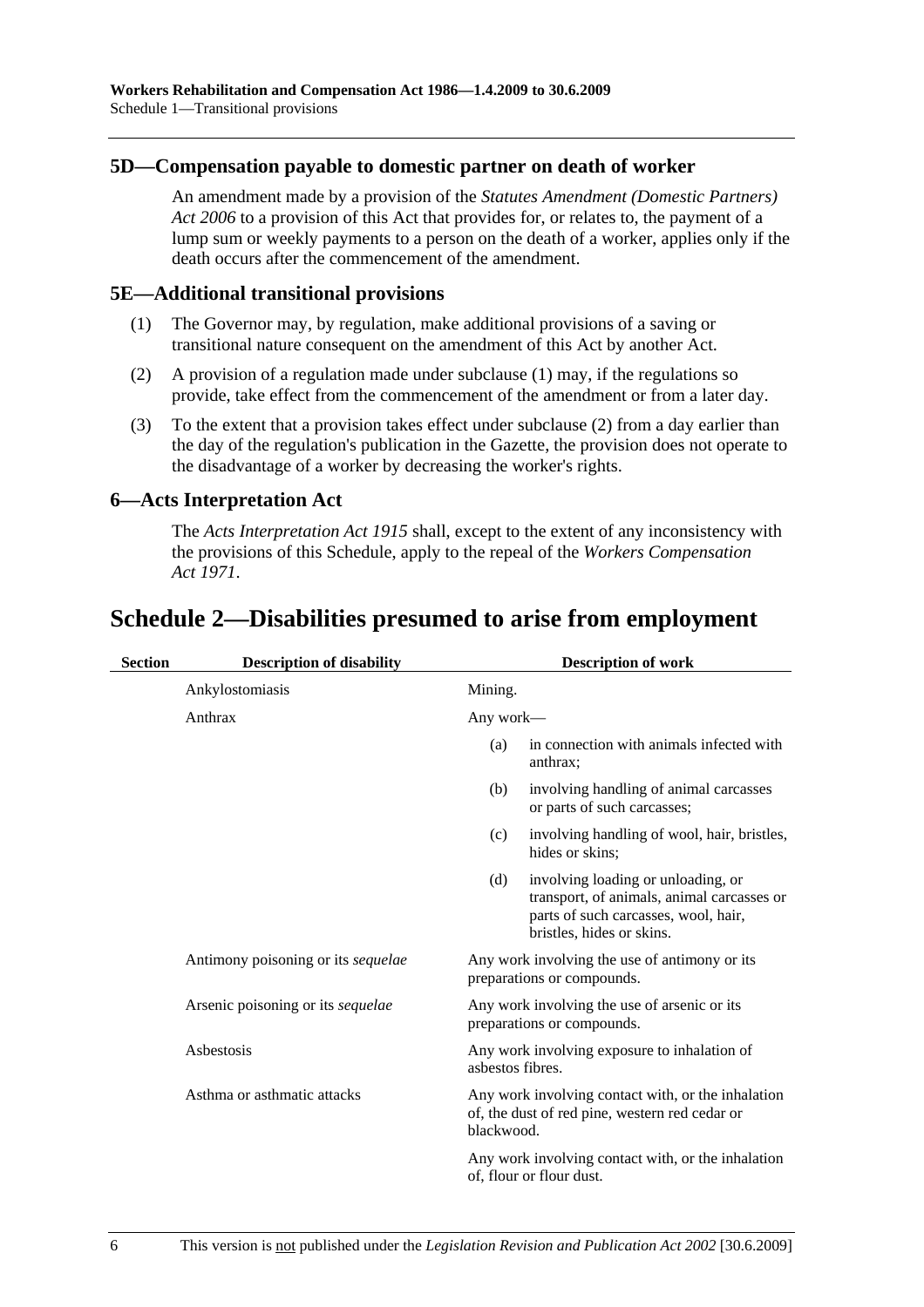### 5D—Compensation payable to domestic partner on death of worker

An amendment made by a provision of the *Statutes Amendment (Domestic Partners) Act 2006* to a provision of this Act that provides for, or relates to, the payment of a lump sum or weekly payments to a person on the death of a worker, applies only if the death occurs after the commencement of the amendment.

### 5E—Additional transitional provisions

(1) The Governor may, by regulation, make additional provisions of a saving or transitional nature consequent on the amendment of this Act by another Act.

(2) A provision of a regulation made under subclause (1) may, if the regulations so provide, take effect from the commencement of the amendment or from a later day.

(3) To the extent that a provision takes effect under subclause (2) from a day earlier than the day of the regulation's publication in the Gazette, the provision does not operate to the disadvantage of a worker by decreasing the worker's rights.

### 6—Acts Interpretation Act

The *Acts Interpretation Act 1915* shall, except to the extent of any inconsistency with the provisions of this Schedule, apply to the repeal of the *Workers Compensation Act 1971*.

## Schedule 2—Disabilities presumed to arise from employment

| Section | Description of disability | Description of work |
|---|---|---|
| | Ankylostomiasis | Mining. |
| | Anthrax | Any work—<br>(a) in connection with animals infected with anthrax;<br>(b) involving handling of animal carcasses or parts of such carcasses;<br>(c) involving handling of wool, hair, bristles, hides or skins;<br>(d) involving loading or unloading, or transport, of animals, animal carcasses or parts of such carcasses, wool, hair, bristles, hides or skins. |
| | Antimony poisoning or its *sequelae* | Any work involving the use of antimony or its preparations or compounds. |
| | Arsenic poisoning or its *sequelae* | Any work involving the use of arsenic or its preparations or compounds. |
| | Asbestosis | Any work involving exposure to inhalation of asbestos fibres. |
| | Asthma or asthmatic attacks | Any work involving contact with, or the inhalation of, the dust of red pine, western red cedar or blackwood.<br>Any work involving contact with, or the inhalation of, flour or flour dust. |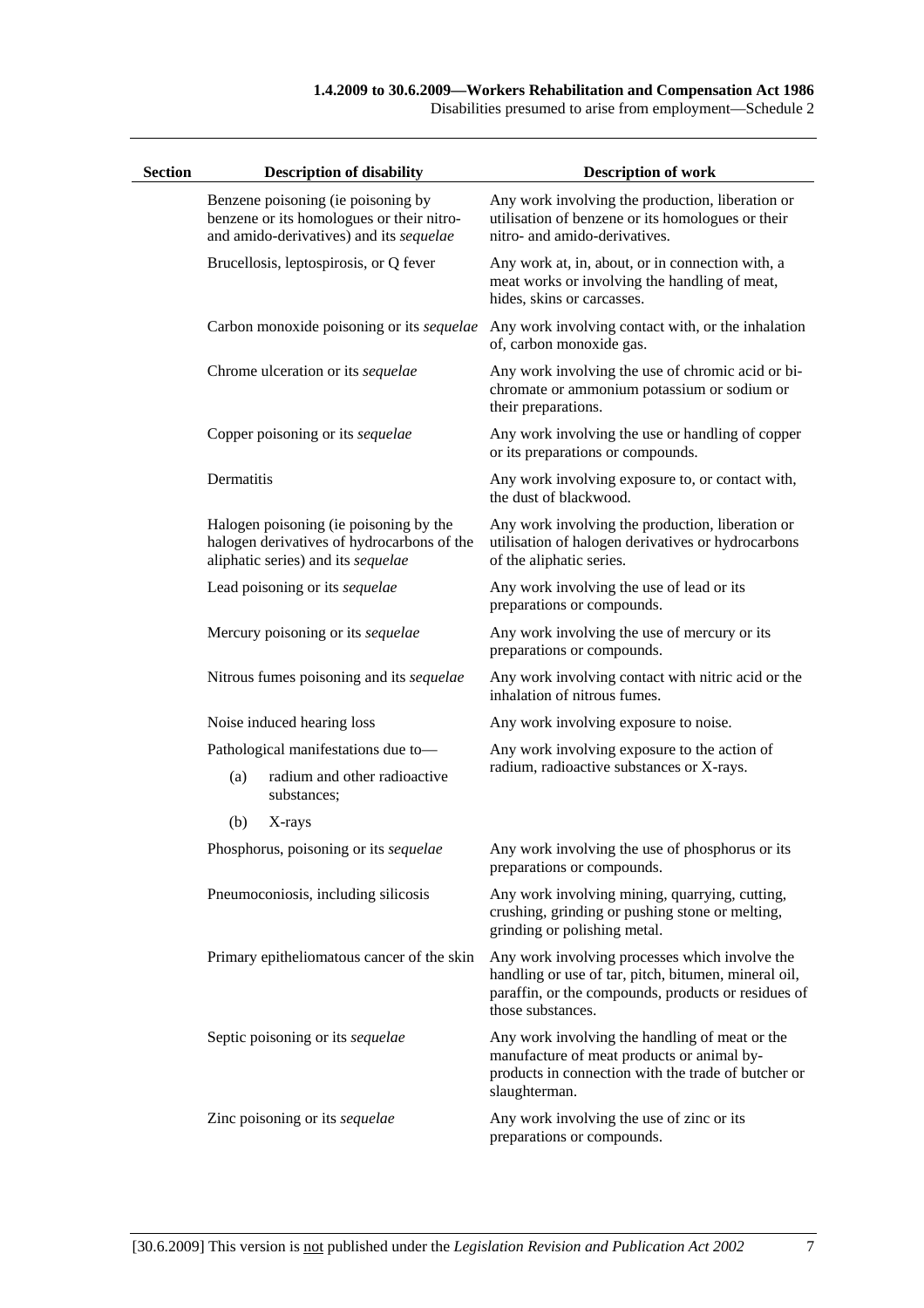| Section | Description of disability | Description of work |
|---|---|---|
| | Benzene poisoning (ie poisoning by benzene or its homologues or their nitro- and amido-derivatives) and its *sequelae* | Any work involving the production, liberation or utilisation of benzene or its homologues or their nitro- and amido-derivatives. |
| | Brucellosis, leptospirosis, or Q fever | Any work at, in, about, or in connection with, a meat works or involving the handling of meat, hides, skins or carcasses. |
| | Carbon monoxide poisoning or its *sequelae* | Any work involving contact with, or the inhalation of, carbon monoxide gas. |
| | Chrome ulceration or its *sequelae* | Any work involving the use of chromic acid or bi-chromate or ammonium potassium or sodium or their preparations. |
| | Copper poisoning or its *sequelae* | Any work involving the use or handling of copper or its preparations or compounds. |
| | Dermatitis | Any work involving exposure to, or contact with, the dust of blackwood. |
| | Halogen poisoning (ie poisoning by the halogen derivatives of hydrocarbons of the aliphatic series) and its *sequelae* | Any work involving the production, liberation or utilisation of halogen derivatives or hydrocarbons of the aliphatic series. |
| | Lead poisoning or its *sequelae* | Any work involving the use of lead or its preparations or compounds. |
| | Mercury poisoning or its *sequelae* | Any work involving the use of mercury or its preparations or compounds. |
| | Nitrous fumes poisoning and its *sequelae* | Any work involving contact with nitric acid or the inhalation of nitrous fumes. |
| | Noise induced hearing loss | Any work involving exposure to noise. |
| | Pathological manifestations due to—<br>(a) radium and other radioactive substances;<br>(b) X-rays | Any work involving exposure to the action of radium, radioactive substances or X-rays. |
| | Phosphorus, poisoning or its *sequelae* | Any work involving the use of phosphorus or its preparations or compounds. |
| | Pneumoconiosis, including silicosis | Any work involving mining, quarrying, cutting, crushing, grinding or pushing stone or melting, grinding or polishing metal. |
| | Primary epitheliomatous cancer of the skin | Any work involving processes which involve the handling or use of tar, pitch, bitumen, mineral oil, paraffin, or the compounds, products or residues of those substances. |
| | Septic poisoning or its *sequelae* | Any work involving the handling of meat or the manufacture of meat products or animal by-products in connection with the trade of butcher or slaughterman. |
| | Zinc poisoning or its *sequelae* | Any work involving the use of zinc or its preparations or compounds. |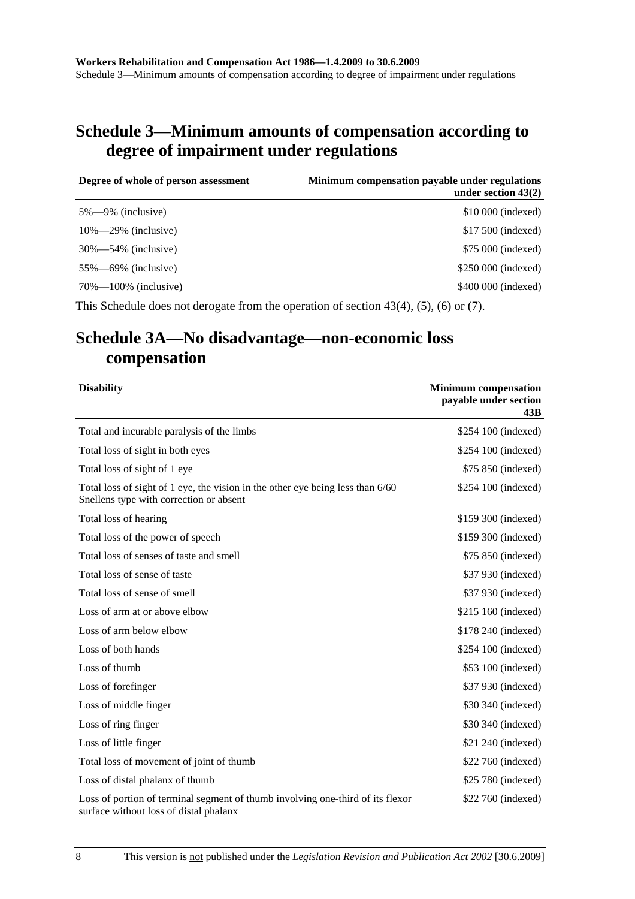## Schedule 3—Minimum amounts of compensation according to degree of impairment under regulations

| Degree of whole of person assessment | Minimum compensation payable under regulations under section 43(2) |
|---|---|
| 5%—9% (inclusive) | $10 000 (indexed) |
| 10%—29% (inclusive) | $17 500 (indexed) |
| 30%—54% (inclusive) | $75 000 (indexed) |
| 55%—69% (inclusive) | $250 000 (indexed) |
| 70%—100% (inclusive) | $400 000 (indexed) |

This Schedule does not derogate from the operation of section 43(4), (5), (6) or (7).

## Schedule 3A—No disadvantage—non-economic loss compensation

| Disability | Minimum compensation payable under section 43B |
|---|---|
| Total and incurable paralysis of the limbs | $254 100 (indexed) |
| Total loss of sight in both eyes | $254 100 (indexed) |
| Total loss of sight of 1 eye | $75 850 (indexed) |
| Total loss of sight of 1 eye, the vision in the other eye being less than 6/60 Snellens type with correction or absent | $254 100 (indexed) |
| Total loss of hearing | $159 300 (indexed) |
| Total loss of the power of speech | $159 300 (indexed) |
| Total loss of senses of taste and smell | $75 850 (indexed) |
| Total loss of sense of taste | $37 930 (indexed) |
| Total loss of sense of smell | $37 930 (indexed) |
| Loss of arm at or above elbow | $215 160 (indexed) |
| Loss of arm below elbow | $178 240 (indexed) |
| Loss of both hands | $254 100 (indexed) |
| Loss of thumb | $53 100 (indexed) |
| Loss of forefinger | $37 930 (indexed) |
| Loss of middle finger | $30 340 (indexed) |
| Loss of ring finger | $30 340 (indexed) |
| Loss of little finger | $21 240 (indexed) |
| Total loss of movement of joint of thumb | $22 760 (indexed) |
| Loss of distal phalanx of thumb | $25 780 (indexed) |
| Loss of portion of terminal segment of thumb involving one-third of its flexor surface without loss of distal phalanx | $22 760 (indexed) |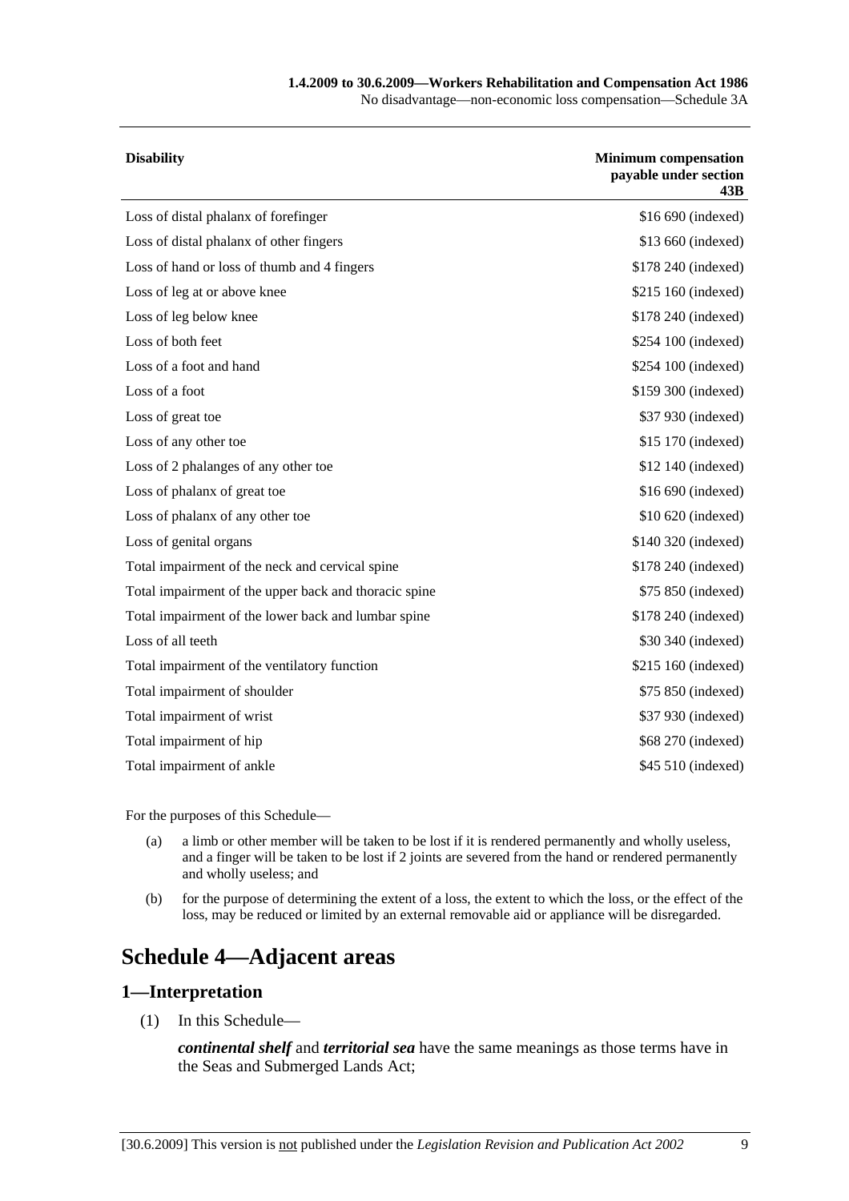| Disability | Minimum compensation payable under section 43B |
|---|---|
| Loss of distal phalanx of forefinger | $16 690 (indexed) |
| Loss of distal phalanx of other fingers | $13 660 (indexed) |
| Loss of hand or loss of thumb and 4 fingers | $178 240 (indexed) |
| Loss of leg at or above knee | $215 160 (indexed) |
| Loss of leg below knee | $178 240 (indexed) |
| Loss of both feet | $254 100 (indexed) |
| Loss of a foot and hand | $254 100 (indexed) |
| Loss of a foot | $159 300 (indexed) |
| Loss of great toe | $37 930 (indexed) |
| Loss of any other toe | $15 170 (indexed) |
| Loss of 2 phalanges of any other toe | $12 140 (indexed) |
| Loss of phalanx of great toe | $16 690 (indexed) |
| Loss of phalanx of any other toe | $10 620 (indexed) |
| Loss of genital organs | $140 320 (indexed) |
| Total impairment of the neck and cervical spine | $178 240 (indexed) |
| Total impairment of the upper back and thoracic spine | $75 850 (indexed) |
| Total impairment of the lower back and lumbar spine | $178 240 (indexed) |
| Loss of all teeth | $30 340 (indexed) |
| Total impairment of the ventilatory function | $215 160 (indexed) |
| Total impairment of shoulder | $75 850 (indexed) |
| Total impairment of wrist | $37 930 (indexed) |
| Total impairment of hip | $68 270 (indexed) |
| Total impairment of ankle | $45 510 (indexed) |

For the purposes of this Schedule—

(a) a limb or other member will be taken to be lost if it is rendered permanently and wholly useless, and a finger will be taken to be lost if 2 joints are severed from the hand or rendered permanently and wholly useless; and

(b) for the purpose of determining the extent of a loss, the extent to which the loss, or the effect of the loss, may be reduced or limited by an external removable aid or appliance will be disregarded.

# Schedule 4—Adjacent areas

## 1—Interpretation

(1) In this Schedule—

***continental shelf*** and ***territorial sea*** have the same meanings as those terms have in the Seas and Submerged Lands Act;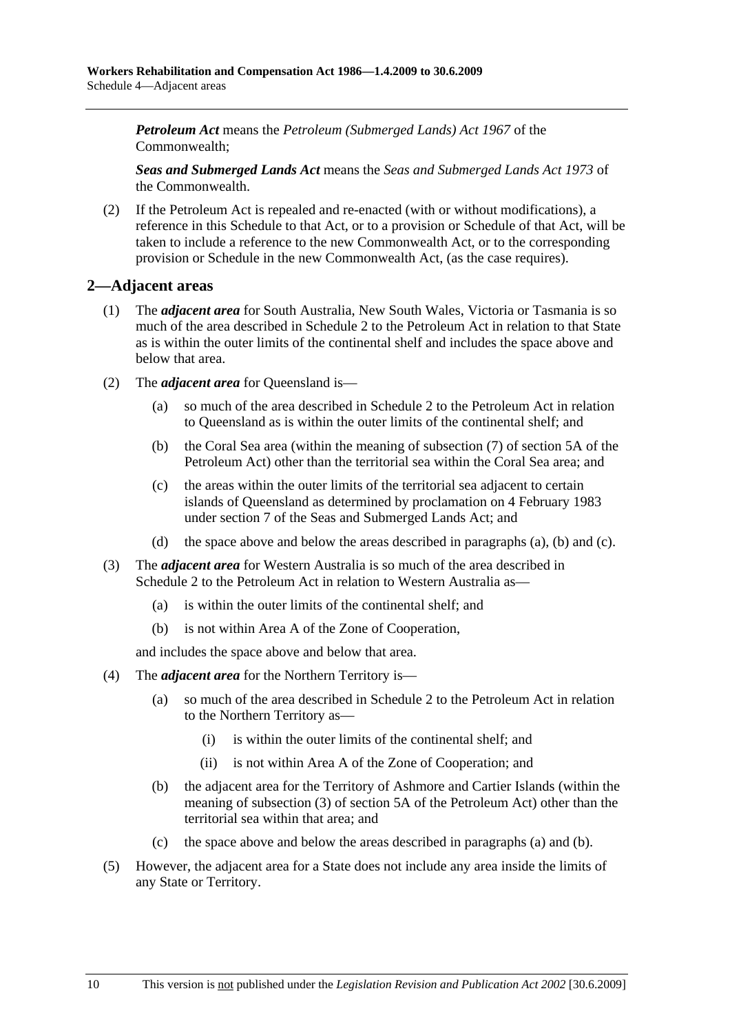***Petroleum Act*** means the *Petroleum (Submerged Lands) Act 1967* of the Commonwealth;

***Seas and Submerged Lands Act*** means the *Seas and Submerged Lands Act 1973* of the Commonwealth.

(2) If the Petroleum Act is repealed and re-enacted (with or without modifications), a reference in this Schedule to that Act, or to a provision or Schedule of that Act, will be taken to include a reference to the new Commonwealth Act, or to the corresponding provision or Schedule in the new Commonwealth Act, (as the case requires).

## 2—Adjacent areas

(1) The ***adjacent area*** for South Australia, New South Wales, Victoria or Tasmania is so much of the area described in Schedule 2 to the Petroleum Act in relation to that State as is within the outer limits of the continental shelf and includes the space above and below that area.

(2) The ***adjacent area*** for Queensland is—

(a) so much of the area described in Schedule 2 to the Petroleum Act in relation to Queensland as is within the outer limits of the continental shelf; and

(b) the Coral Sea area (within the meaning of subsection (7) of section 5A of the Petroleum Act) other than the territorial sea within the Coral Sea area; and

(c) the areas within the outer limits of the territorial sea adjacent to certain islands of Queensland as determined by proclamation on 4 February 1983 under section 7 of the Seas and Submerged Lands Act; and

(d) the space above and below the areas described in paragraphs (a), (b) and (c).

(3) The ***adjacent area*** for Western Australia is so much of the area described in Schedule 2 to the Petroleum Act in relation to Western Australia as—

(a) is within the outer limits of the continental shelf; and

(b) is not within Area A of the Zone of Cooperation,

and includes the space above and below that area.

(4) The ***adjacent area*** for the Northern Territory is—

(a) so much of the area described in Schedule 2 to the Petroleum Act in relation to the Northern Territory as—

(i) is within the outer limits of the continental shelf; and

(ii) is not within Area A of the Zone of Cooperation; and

(b) the adjacent area for the Territory of Ashmore and Cartier Islands (within the meaning of subsection (3) of section 5A of the Petroleum Act) other than the territorial sea within that area; and

(c) the space above and below the areas described in paragraphs (a) and (b).

(5) However, the adjacent area for a State does not include any area inside the limits of any State or Territory.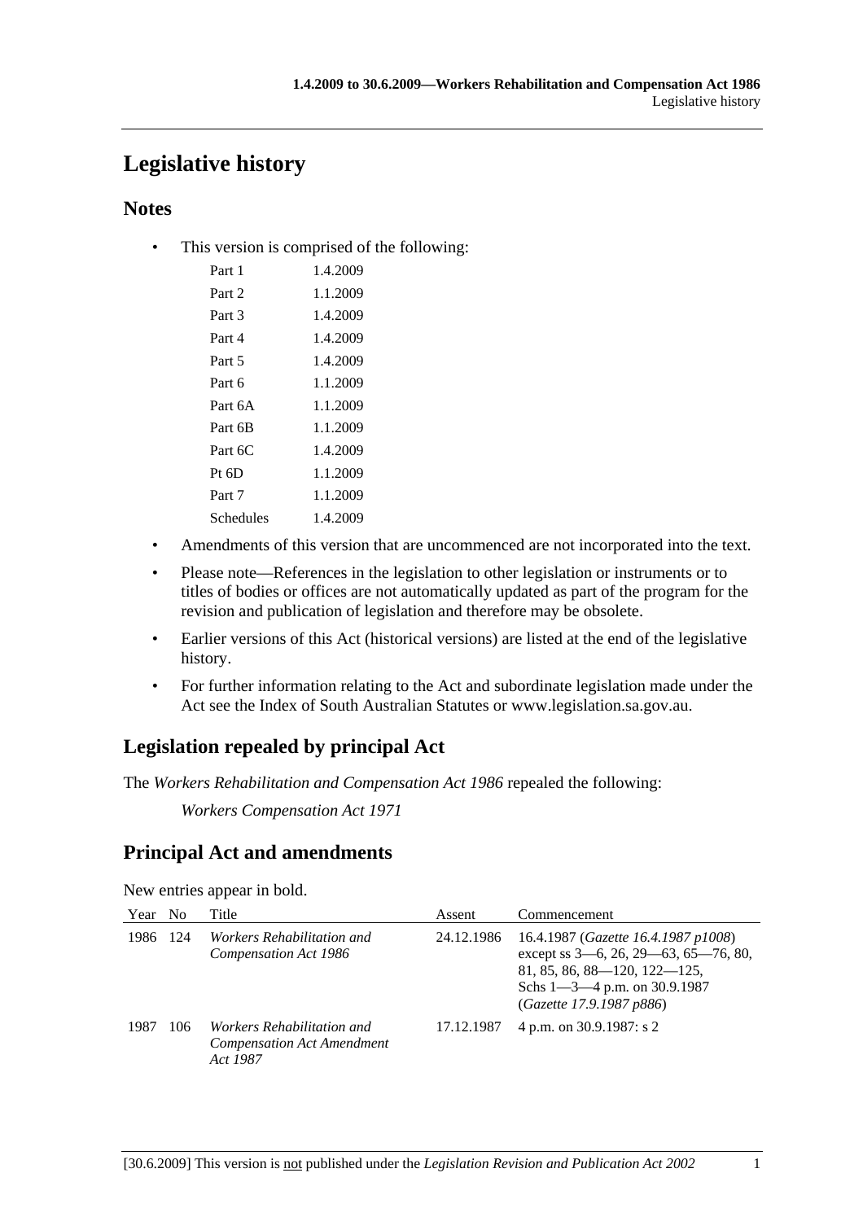# Legislative history

## Notes

- This version is comprised of the following:

| | |
|---|---|
| Part 1 | 1.4.2009 |
| Part 2 | 1.1.2009 |
| Part 3 | 1.4.2009 |
| Part 4 | 1.4.2009 |
| Part 5 | 1.4.2009 |
| Part 6 | 1.1.2009 |
| Part 6A | 1.1.2009 |
| Part 6B | 1.1.2009 |
| Part 6C | 1.4.2009 |
| Pt 6D | 1.1.2009 |
| Part 7 | 1.1.2009 |
| Schedules | 1.4.2009 |

- Amendments of this version that are uncommenced are not incorporated into the text.
- Please note—References in the legislation to other legislation or instruments or to titles of bodies or offices are not automatically updated as part of the program for the revision and publication of legislation and therefore may be obsolete.
- Earlier versions of this Act (historical versions) are listed at the end of the legislative history.
- For further information relating to the Act and subordinate legislation made under the Act see the Index of South Australian Statutes or www.legislation.sa.gov.au.

## Legislation repealed by principal Act

The *Workers Rehabilitation and Compensation Act 1986* repealed the following:

*Workers Compensation Act 1971*

## Principal Act and amendments

New entries appear in bold.

| Year | No | Title | Assent | Commencement |
|---|---|---|---|---|
| 1986 | 124 | *Workers Rehabilitation and Compensation Act 1986* | 24.12.1986 | 16.4.1987 (*Gazette 16.4.1987 p1008*) except ss 3—6, 26, 29—63, 65—76, 80, 81, 85, 86, 88—120, 122—125, Schs 1—3—4 p.m. on 30.9.1987 (*Gazette 17.9.1987 p886*) |
| 1987 | 106 | *Workers Rehabilitation and Compensation Act Amendment Act 1987* | 17.12.1987 | 4 p.m. on 30.9.1987: s 2 |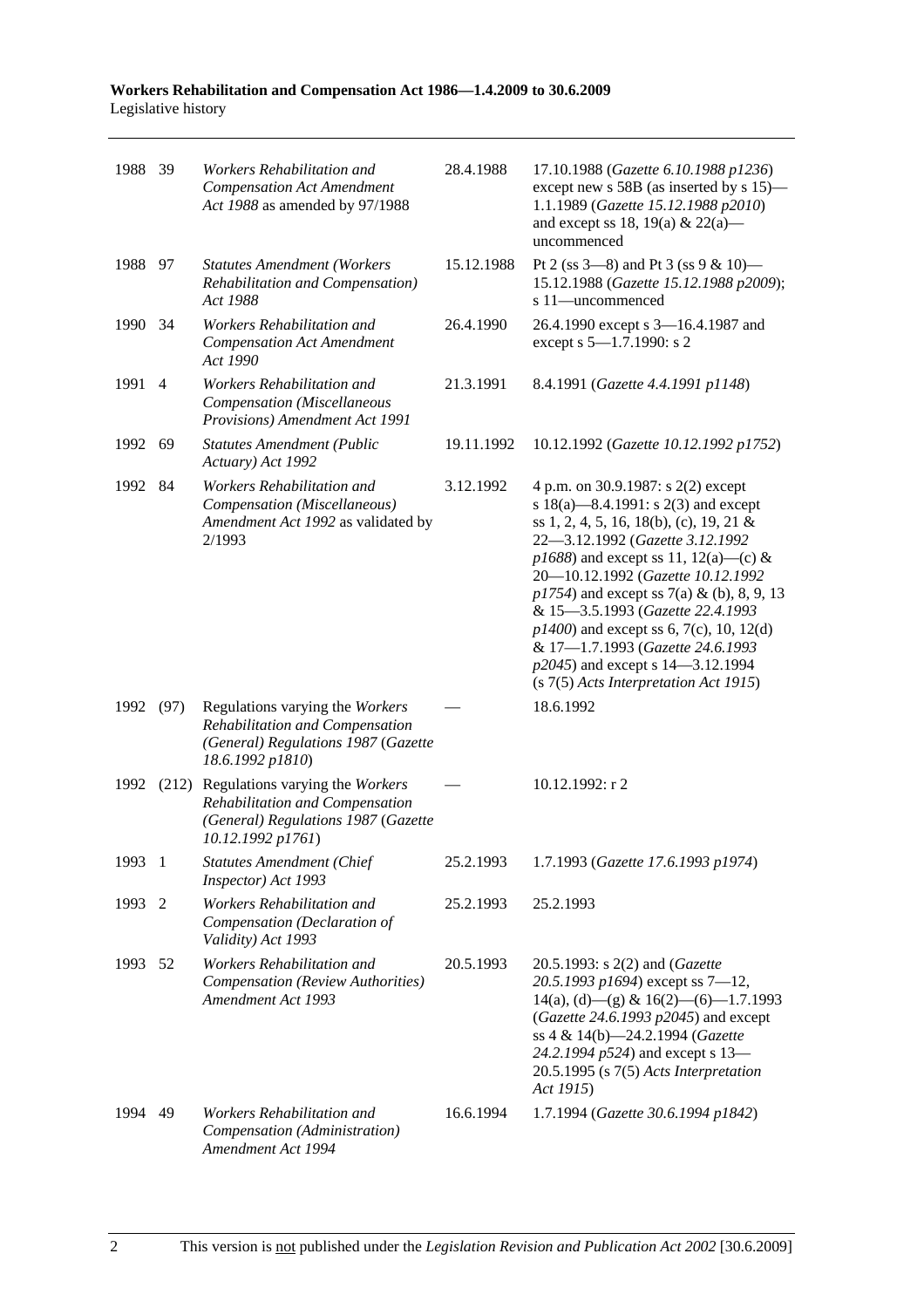| | | | | |
|---|---|---|---|---|
| 1988 | 39 | *Workers Rehabilitation and Compensation Act Amendment Act 1988* as amended by 97/1988 | 28.4.1988 | 17.10.1988 (*Gazette 6.10.1988 p1236*) except new s 58B (as inserted by s 15)—1.1.1989 (*Gazette 15.12.1988 p2010*) and except ss 18, 19(a) & 22(a)—uncommenced |
| 1988 | 97 | *Statutes Amendment (Workers Rehabilitation and Compensation) Act 1988* | 15.12.1988 | Pt 2 (ss 3—8) and Pt 3 (ss 9 & 10)—15.12.1988 (*Gazette 15.12.1988 p2009*); s 11—uncommenced |
| 1990 | 34 | *Workers Rehabilitation and Compensation Act Amendment Act 1990* | 26.4.1990 | 26.4.1990 except s 3—16.4.1987 and except s 5—1.7.1990: s 2 |
| 1991 | 4 | *Workers Rehabilitation and Compensation (Miscellaneous Provisions) Amendment Act 1991* | 21.3.1991 | 8.4.1991 (*Gazette 4.4.1991 p1148*) |
| 1992 | 69 | *Statutes Amendment (Public Actuary) Act 1992* | 19.11.1992 | 10.12.1992 (*Gazette 10.12.1992 p1752*) |
| 1992 | 84 | *Workers Rehabilitation and Compensation (Miscellaneous) Amendment Act 1992* as validated by 2/1993 | 3.12.1992 | 4 p.m. on 30.9.1987: s 2(2) except s 18(a)—8.4.1991: s 2(3) and except ss 1, 2, 4, 5, 16, 18(b), (c), 19, 21 & 22—3.12.1992 (*Gazette 3.12.1992 p1688*) and except ss 11, 12(a)—(c) & 20—10.12.1992 (*Gazette 10.12.1992 p1754*) and except ss 7(a) & (b), 8, 9, 13 & 15—3.5.1993 (*Gazette 22.4.1993 p1400*) and except ss 6, 7(c), 10, 12(d) & 17—1.7.1993 (*Gazette 24.6.1993 p2045*) and except s 14—3.12.1994 (s 7(5) *Acts Interpretation Act 1915*) |
| 1992 | (97) | Regulations varying the *Workers Rehabilitation and Compensation (General) Regulations 1987* (*Gazette 18.6.1992 p1810*) | — | 18.6.1992 |
| 1992 | (212) | Regulations varying the *Workers Rehabilitation and Compensation (General) Regulations 1987* (*Gazette 10.12.1992 p1761*) | — | 10.12.1992: r 2 |
| 1993 | 1 | *Statutes Amendment (Chief Inspector) Act 1993* | 25.2.1993 | 1.7.1993 (*Gazette 17.6.1993 p1974*) |
| 1993 | 2 | *Workers Rehabilitation and Compensation (Declaration of Validity) Act 1993* | 25.2.1993 | 25.2.1993 |
| 1993 | 52 | *Workers Rehabilitation and Compensation (Review Authorities) Amendment Act 1993* | 20.5.1993 | 20.5.1993: s 2(2) and (*Gazette 20.5.1993 p1694*) except ss 7—12, 14(a), (d)—(g) & 16(2)—(6)—1.7.1993 (*Gazette 24.6.1993 p2045*) and except ss 4 & 14(b)—24.2.1994 (*Gazette 24.2.1994 p524*) and except s 13—20.5.1995 (s 7(5) *Acts Interpretation Act 1915*) |
| 1994 | 49 | *Workers Rehabilitation and Compensation (Administration) Amendment Act 1994* | 16.6.1994 | 1.7.1994 (*Gazette 30.6.1994 p1842*) |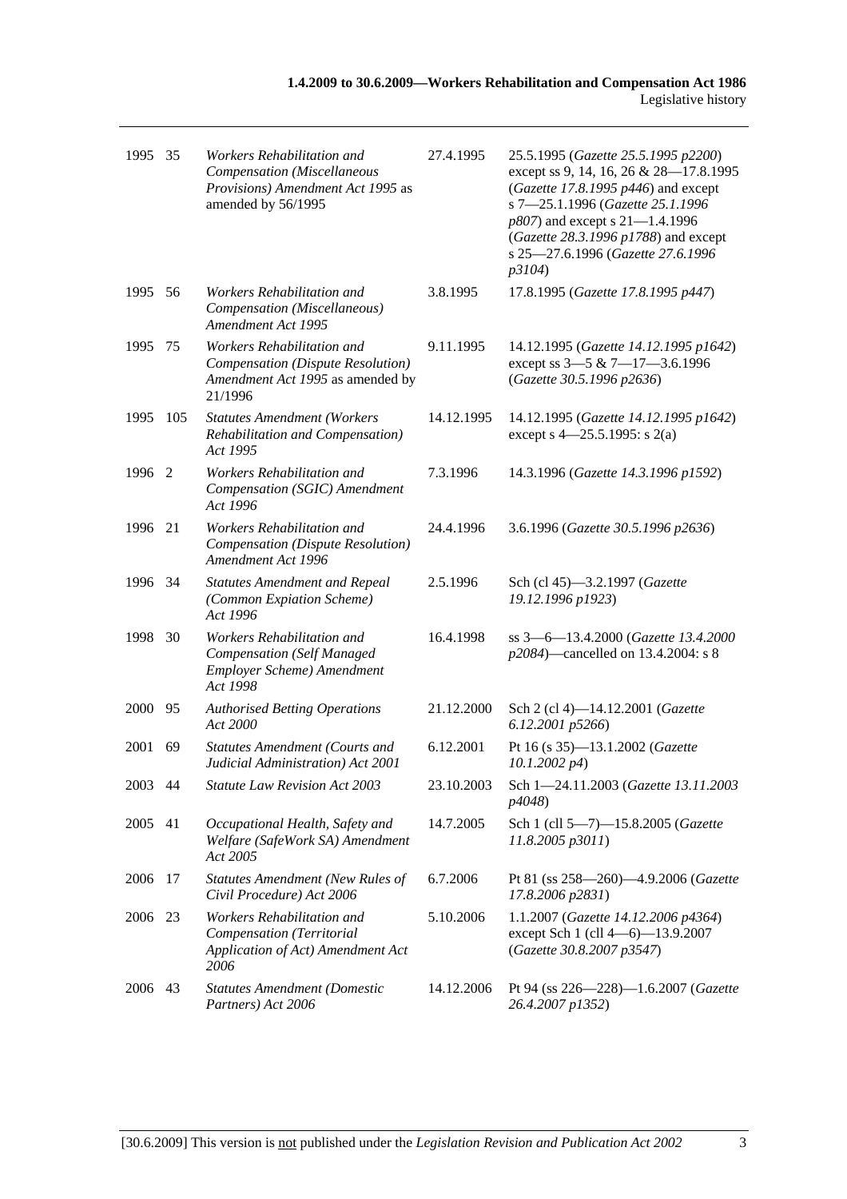| | | | | |
|---|---|---|---|---|
| 1995 | 35 | *Workers Rehabilitation and Compensation (Miscellaneous Provisions) Amendment Act 1995* as amended by 56/1995 | 27.4.1995 | 25.5.1995 (*Gazette 25.5.1995 p2200*) except ss 9, 14, 16, 26 & 28—17.8.1995 (*Gazette 17.8.1995 p446*) and except s 7—25.1.1996 (*Gazette 25.1.1996 p807*) and except s 21—1.4.1996 (*Gazette 28.3.1996 p1788*) and except s 25—27.6.1996 (*Gazette 27.6.1996 p3104*) |
| 1995 | 56 | *Workers Rehabilitation and Compensation (Miscellaneous) Amendment Act 1995* | 3.8.1995 | 17.8.1995 (*Gazette 17.8.1995 p447*) |
| 1995 | 75 | *Workers Rehabilitation and Compensation (Dispute Resolution) Amendment Act 1995* as amended by 21/1996 | 9.11.1995 | 14.12.1995 (*Gazette 14.12.1995 p1642*) except ss 3—5 & 7—17—3.6.1996 (*Gazette 30.5.1996 p2636*) |
| 1995 | 105 | *Statutes Amendment (Workers Rehabilitation and Compensation) Act 1995* | 14.12.1995 | 14.12.1995 (*Gazette 14.12.1995 p1642*) except s 4—25.5.1995: s 2(a) |
| 1996 | 2 | *Workers Rehabilitation and Compensation (SGIC) Amendment Act 1996* | 7.3.1996 | 14.3.1996 (*Gazette 14.3.1996 p1592*) |
| 1996 | 21 | *Workers Rehabilitation and Compensation (Dispute Resolution) Amendment Act 1996* | 24.4.1996 | 3.6.1996 (*Gazette 30.5.1996 p2636*) |
| 1996 | 34 | *Statutes Amendment and Repeal (Common Expiation Scheme) Act 1996* | 2.5.1996 | Sch (cl 45)—3.2.1997 (*Gazette 19.12.1996 p1923*) |
| 1998 | 30 | *Workers Rehabilitation and Compensation (Self Managed Employer Scheme) Amendment Act 1998* | 16.4.1998 | ss 3—6—13.4.2000 (*Gazette 13.4.2000 p2084*)—cancelled on 13.4.2004: s 8 |
| 2000 | 95 | *Authorised Betting Operations Act 2000* | 21.12.2000 | Sch 2 (cl 4)—14.12.2001 (*Gazette 6.12.2001 p5266*) |
| 2001 | 69 | *Statutes Amendment (Courts and Judicial Administration) Act 2001* | 6.12.2001 | Pt 16 (s 35)—13.1.2002 (*Gazette 10.1.2002 p4*) |
| 2003 | 44 | *Statute Law Revision Act 2003* | 23.10.2003 | Sch 1—24.11.2003 (*Gazette 13.11.2003 p4048*) |
| 2005 | 41 | *Occupational Health, Safety and Welfare (SafeWork SA) Amendment Act 2005* | 14.7.2005 | Sch 1 (cll 5—7)—15.8.2005 (*Gazette 11.8.2005 p3011*) |
| 2006 | 17 | *Statutes Amendment (New Rules of Civil Procedure) Act 2006* | 6.7.2006 | Pt 81 (ss 258—260)—4.9.2006 (*Gazette 17.8.2006 p2831*) |
| 2006 | 23 | *Workers Rehabilitation and Compensation (Territorial Application of Act) Amendment Act 2006* | 5.10.2006 | 1.1.2007 (*Gazette 14.12.2006 p4364*) except Sch 1 (cll 4—6)—13.9.2007 (*Gazette 30.8.2007 p3547*) |
| 2006 | 43 | *Statutes Amendment (Domestic Partners) Act 2006* | 14.12.2006 | Pt 94 (ss 226—228)—1.6.2007 (*Gazette 26.4.2007 p1352*) |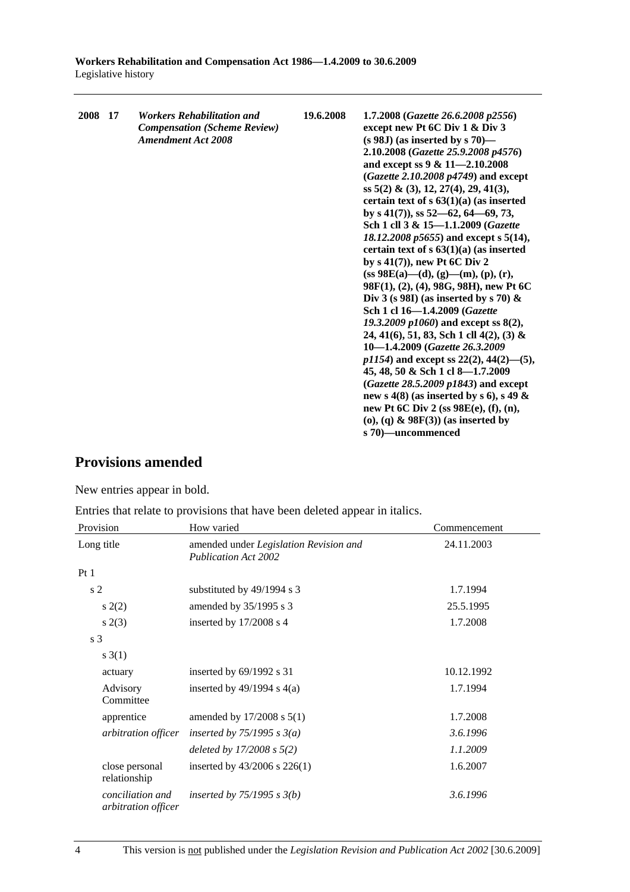| 2008 | 17 | *Workers Rehabilitation and Compensation (Scheme Review) Amendment Act 2008* | 19.6.2008 | 1.7.2008 (*Gazette 26.6.2008 p2556*) except new Pt 6C Div 1 & Div 3 (s 98J) (as inserted by s 70)—2.10.2008 (*Gazette 25.9.2008 p4576*) and except ss 9 & 11—2.10.2008 (*Gazette 2.10.2008 p4749*) and except ss 5(2) & (3), 12, 27(4), 29, 41(3), certain text of s 63(1)(a) (as inserted by s 41(7)), ss 52—62, 64—69, 73, Sch 1 cll 3 & 15—1.1.2009 (*Gazette 18.12.2008 p5655*) and except s 5(14), certain text of s 63(1)(a) (as inserted by s 41(7)), new Pt 6C Div 2 (ss 98E(a)—(d), (g)—(m), (p), (r), 98F(1), (2), (4), 98G, 98H), new Pt 6C Div 3 (s 98I) (as inserted by s 70) & Sch 1 cl 16—1.4.2009 (*Gazette 19.3.2009 p1060*) and except ss 8(2), 24, 41(6), 51, 83, Sch 1 cll 4(2), (3) & 10—1.4.2009 (*Gazette 26.3.2009 p1154*) and except ss 22(2), 44(2)—(5), 45, 48, 50 & Sch 1 cl 8—1.7.2009 (*Gazette 28.5.2009 p1843*) and except new s 4(8) (as inserted by s 6), s 49 & new Pt 6C Div 2 (ss 98E(e), (f), (n), (o), (q) & 98F(3)) (as inserted by s 70)—uncommenced |
|---|---|---|---|---|

## Provisions amended

New entries appear in bold.

Entries that relate to provisions that have been deleted appear in italics.

| Provision | How varied | Commencement |
|---|---|---|
| Long title | amended under *Legislation Revision and Publication Act 2002* | 24.11.2003 |
| Pt 1 | | |
| s 2 | substituted by 49/1994 s 3 | 1.7.1994 |
| s 2(2) | amended by 35/1995 s 3 | 25.5.1995 |
| s 2(3) | inserted by 17/2008 s 4 | 1.7.2008 |
| s 3 | | |
| s 3(1) | | |
| actuary | inserted by 69/1992 s 31 | 10.12.1992 |
| Advisory Committee | inserted by 49/1994 s 4(a) | 1.7.1994 |
| apprentice | amended by 17/2008 s 5(1) | 1.7.2008 |
| *arbitration officer* | *inserted by 75/1995 s 3(a)* | *3.6.1996* |
| | *deleted by 17/2008 s 5(2)* | *1.1.2009* |
| close personal relationship | inserted by 43/2006 s 226(1) | 1.6.2007 |
| *conciliation and arbitration officer* | *inserted by 75/1995 s 3(b)* | *3.6.1996* |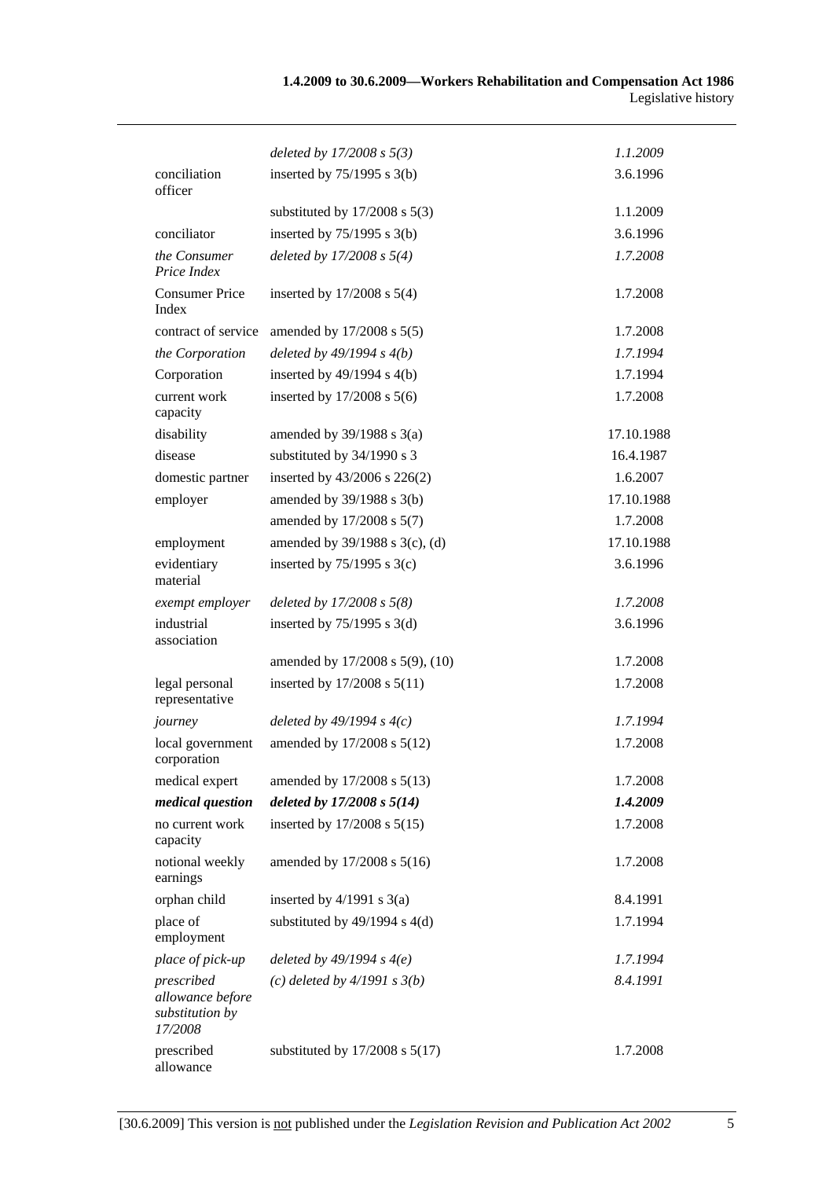| | | |
|---|---|---|
| | *deleted by 17/2008 s 5(3)* | *1.1.2009* |
| conciliation officer | inserted by 75/1995 s 3(b) | 3.6.1996 |
| | substituted by 17/2008 s 5(3) | 1.1.2009 |
| conciliator | inserted by 75/1995 s 3(b) | 3.6.1996 |
| *the Consumer Price Index* | *deleted by 17/2008 s 5(4)* | *1.7.2008* |
| Consumer Price Index | inserted by 17/2008 s 5(4) | 1.7.2008 |
| contract of service | amended by 17/2008 s 5(5) | 1.7.2008 |
| *the Corporation* | *deleted by 49/1994 s 4(b)* | *1.7.1994* |
| Corporation | inserted by 49/1994 s 4(b) | 1.7.1994 |
| current work capacity | inserted by 17/2008 s 5(6) | 1.7.2008 |
| disability | amended by 39/1988 s 3(a) | 17.10.1988 |
| disease | substituted by 34/1990 s 3 | 16.4.1987 |
| domestic partner | inserted by 43/2006 s 226(2) | 1.6.2007 |
| employer | amended by 39/1988 s 3(b) | 17.10.1988 |
| | amended by 17/2008 s 5(7) | 1.7.2008 |
| employment | amended by 39/1988 s 3(c), (d) | 17.10.1988 |
| evidentiary material | inserted by 75/1995 s 3(c) | 3.6.1996 |
| *exempt employer* | *deleted by 17/2008 s 5(8)* | *1.7.2008* |
| industrial association | inserted by 75/1995 s 3(d) | 3.6.1996 |
| | amended by 17/2008 s 5(9), (10) | 1.7.2008 |
| legal personal representative | inserted by 17/2008 s 5(11) | 1.7.2008 |
| *journey* | *deleted by 49/1994 s 4(c)* | *1.7.1994* |
| local government corporation | amended by 17/2008 s 5(12) | 1.7.2008 |
| medical expert | amended by 17/2008 s 5(13) | 1.7.2008 |
| ***medical question*** | ***deleted by 17/2008 s 5(14)*** | ***1.4.2009*** |
| no current work capacity | inserted by 17/2008 s 5(15) | 1.7.2008 |
| notional weekly earnings | amended by 17/2008 s 5(16) | 1.7.2008 |
| orphan child | inserted by 4/1991 s 3(a) | 8.4.1991 |
| place of employment | substituted by 49/1994 s 4(d) | 1.7.1994 |
| *place of pick-up* | *deleted by 49/1994 s 4(e)* | *1.7.1994* |
| *prescribed allowance before substitution by 17/2008* | *(c) deleted by 4/1991 s 3(b)* | *8.4.1991* |
| prescribed allowance | substituted by 17/2008 s 5(17) | 1.7.2008 |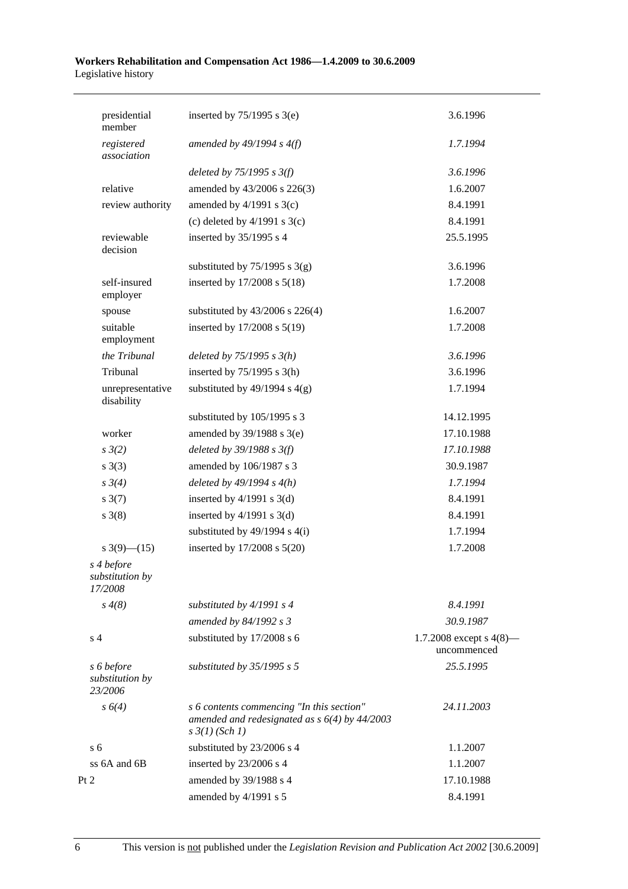| | | |
|---|---|---|
| presidential member | inserted by 75/1995 s 3(e) | 3.6.1996 |
| *registered association* | *amended by 49/1994 s 4(f)* | *1.7.1994* |
| | *deleted by 75/1995 s 3(f)* | *3.6.1996* |
| relative | amended by 43/2006 s 226(3) | 1.6.2007 |
| review authority | amended by 4/1991 s 3(c) | 8.4.1991 |
| | (c) deleted by 4/1991 s 3(c) | 8.4.1991 |
| reviewable decision | inserted by 35/1995 s 4 | 25.5.1995 |
| | substituted by 75/1995 s 3(g) | 3.6.1996 |
| self-insured employer | inserted by 17/2008 s 5(18) | 1.7.2008 |
| spouse | substituted by 43/2006 s 226(4) | 1.6.2007 |
| suitable employment | inserted by 17/2008 s 5(19) | 1.7.2008 |
| *the Tribunal* | *deleted by 75/1995 s 3(h)* | *3.6.1996* |
| Tribunal | inserted by 75/1995 s 3(h) | 3.6.1996 |
| unrepresentative disability | substituted by 49/1994 s 4(g) | 1.7.1994 |
| | substituted by 105/1995 s 3 | 14.12.1995 |
| worker | amended by 39/1988 s 3(e) | 17.10.1988 |
| *s 3(2)* | *deleted by 39/1988 s 3(f)* | *17.10.1988* |
| s 3(3) | amended by 106/1987 s 3 | 30.9.1987 |
| *s 3(4)* | *deleted by 49/1994 s 4(h)* | *1.7.1994* |
| s 3(7) | inserted by 4/1991 s 3(d) | 8.4.1991 |
| s 3(8) | inserted by 4/1991 s 3(d) | 8.4.1991 |
| | substituted by 49/1994 s 4(i) | 1.7.1994 |
| s 3(9)—(15) | inserted by 17/2008 s 5(20) | 1.7.2008 |
| *s 4 before substitution by 17/2008* | | |
| *s 4(8)* | *substituted by 4/1991 s 4* | *8.4.1991* |
| | *amended by 84/1992 s 3* | *30.9.1987* |
| s 4 | substituted by 17/2008 s 6 | 1.7.2008 except s 4(8)—uncommenced |
| *s 6 before substitution by 23/2006* | *substituted by 35/1995 s 5* | *25.5.1995* |
| *s 6(4)* | *s 6 contents commencing "In this section" amended and redesignated as s 6(4) by 44/2003 s 3(1) (Sch 1)* | *24.11.2003* |
| s 6 | substituted by 23/2006 s 4 | 1.1.2007 |
| ss 6A and 6B | inserted by 23/2006 s 4 | 1.1.2007 |
| Pt 2 | amended by 39/1988 s 4 | 17.10.1988 |
| | amended by 4/1991 s 5 | 8.4.1991 |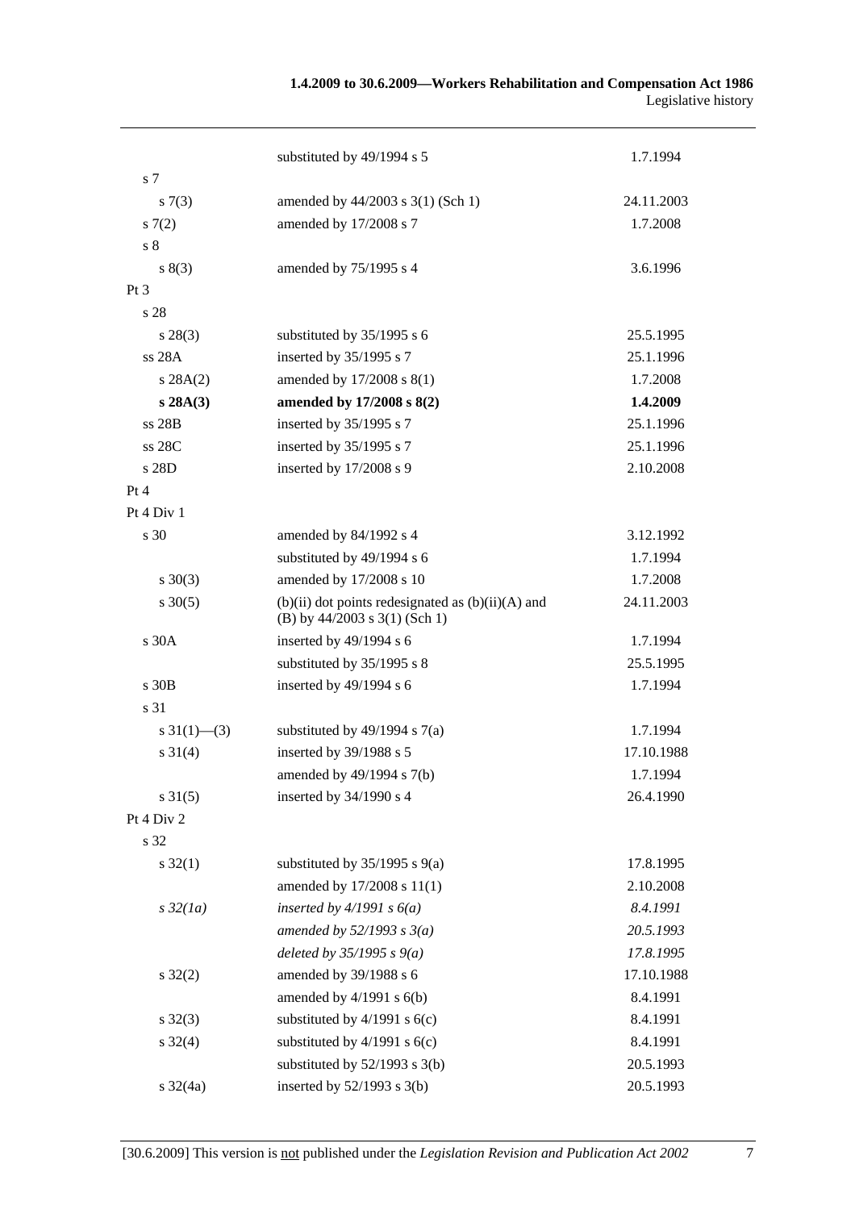| | | |
|---|---|---|
| | substituted by 49/1994 s 5 | 1.7.1994 |
| s 7 | | |
| s 7(3) | amended by 44/2003 s 3(1) (Sch 1) | 24.11.2003 |
| s 7(2) | amended by 17/2008 s 7 | 1.7.2008 |
| s 8 | | |
| s 8(3) | amended by 75/1995 s 4 | 3.6.1996 |
| Pt 3 | | |
| s 28 | | |
| s 28(3) | substituted by 35/1995 s 6 | 25.5.1995 |
| ss 28A | inserted by 35/1995 s 7 | 25.1.1996 |
| s 28A(2) | amended by 17/2008 s 8(1) | 1.7.2008 |
| **s 28A(3)** | **amended by 17/2008 s 8(2)** | **1.4.2009** |
| ss 28B | inserted by 35/1995 s 7 | 25.1.1996 |
| ss 28C | inserted by 35/1995 s 7 | 25.1.1996 |
| s 28D | inserted by 17/2008 s 9 | 2.10.2008 |
| Pt 4 | | |
| Pt 4 Div 1 | | |
| s 30 | amended by 84/1992 s 4 | 3.12.1992 |
| | substituted by 49/1994 s 6 | 1.7.1994 |
| s 30(3) | amended by 17/2008 s 10 | 1.7.2008 |
| s 30(5) | (b)(ii) dot points redesignated as (b)(ii)(A) and (B) by 44/2003 s 3(1) (Sch 1) | 24.11.2003 |
| s 30A | inserted by 49/1994 s 6 | 1.7.1994 |
| | substituted by 35/1995 s 8 | 25.5.1995 |
| s 30B | inserted by 49/1994 s 6 | 1.7.1994 |
| s 31 | | |
| s 31(1)—(3) | substituted by 49/1994 s 7(a) | 1.7.1994 |
| s 31(4) | inserted by 39/1988 s 5 | 17.10.1988 |
| | amended by 49/1994 s 7(b) | 1.7.1994 |
| s 31(5) | inserted by 34/1990 s 4 | 26.4.1990 |
| Pt 4 Div 2 | | |
| s 32 | | |
| s 32(1) | substituted by 35/1995 s 9(a) | 17.8.1995 |
| | amended by 17/2008 s 11(1) | 2.10.2008 |
| *s 32(1a)* | *inserted by 4/1991 s 6(a)* | *8.4.1991* |
| | *amended by 52/1993 s 3(a)* | *20.5.1993* |
| | *deleted by 35/1995 s 9(a)* | *17.8.1995* |
| s 32(2) | amended by 39/1988 s 6 | 17.10.1988 |
| | amended by 4/1991 s 6(b) | 8.4.1991 |
| s 32(3) | substituted by 4/1991 s 6(c) | 8.4.1991 |
| s 32(4) | substituted by 4/1991 s 6(c) | 8.4.1991 |
| | substituted by 52/1993 s 3(b) | 20.5.1993 |
| s 32(4a) | inserted by 52/1993 s 3(b) | 20.5.1993 |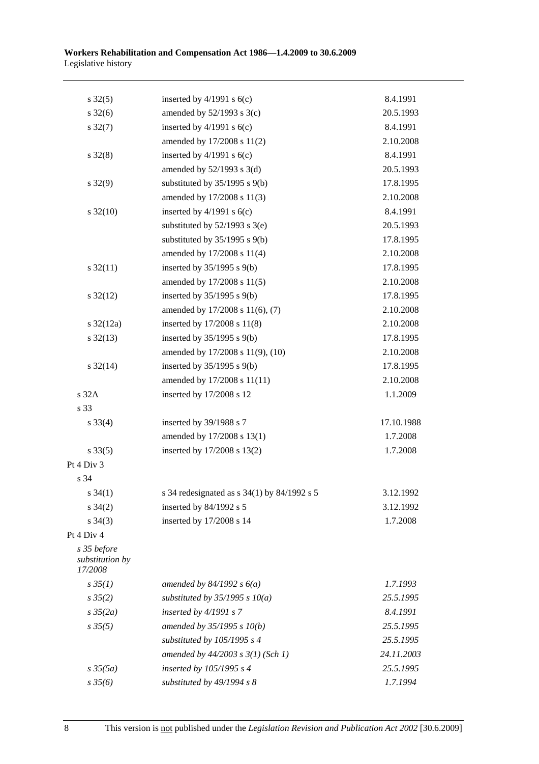| | | |
|---|---|---|
| s 32(5) | inserted by 4/1991 s 6(c) | 8.4.1991 |
| s 32(6) | amended by 52/1993 s 3(c) | 20.5.1993 |
| s 32(7) | inserted by 4/1991 s 6(c) | 8.4.1991 |
| | amended by 17/2008 s 11(2) | 2.10.2008 |
| s 32(8) | inserted by 4/1991 s 6(c) | 8.4.1991 |
| | amended by 52/1993 s 3(d) | 20.5.1993 |
| s 32(9) | substituted by 35/1995 s 9(b) | 17.8.1995 |
| | amended by 17/2008 s 11(3) | 2.10.2008 |
| s 32(10) | inserted by 4/1991 s 6(c) | 8.4.1991 |
| | substituted by 52/1993 s 3(e) | 20.5.1993 |
| | substituted by 35/1995 s 9(b) | 17.8.1995 |
| | amended by 17/2008 s 11(4) | 2.10.2008 |
| s 32(11) | inserted by 35/1995 s 9(b) | 17.8.1995 |
| | amended by 17/2008 s 11(5) | 2.10.2008 |
| s 32(12) | inserted by 35/1995 s 9(b) | 17.8.1995 |
| | amended by 17/2008 s 11(6), (7) | 2.10.2008 |
| s 32(12a) | inserted by 17/2008 s 11(8) | 2.10.2008 |
| s 32(13) | inserted by 35/1995 s 9(b) | 17.8.1995 |
| | amended by 17/2008 s 11(9), (10) | 2.10.2008 |
| s 32(14) | inserted by 35/1995 s 9(b) | 17.8.1995 |
| | amended by 17/2008 s 11(11) | 2.10.2008 |
| s 32A | inserted by 17/2008 s 12 | 1.1.2009 |
| s 33 | | |
| s 33(4) | inserted by 39/1988 s 7 | 17.10.1988 |
| | amended by 17/2008 s 13(1) | 1.7.2008 |
| s 33(5) | inserted by 17/2008 s 13(2) | 1.7.2008 |
| Pt 4 Div 3 | | |
| s 34 | | |
| s 34(1) | s 34 redesignated as s 34(1) by 84/1992 s 5 | 3.12.1992 |
| s 34(2) | inserted by 84/1992 s 5 | 3.12.1992 |
| s 34(3) | inserted by 17/2008 s 14 | 1.7.2008 |
| Pt 4 Div 4 | | |
| *s 35 before substitution by 17/2008* | | |
| *s 35(1)* | *amended by 84/1992 s 6(a)* | *1.7.1993* |
| *s 35(2)* | *substituted by 35/1995 s 10(a)* | *25.5.1995* |
| *s 35(2a)* | *inserted by 4/1991 s 7* | *8.4.1991* |
| *s 35(5)* | *amended by 35/1995 s 10(b)* | *25.5.1995* |
| | *substituted by 105/1995 s 4* | *25.5.1995* |
| | *amended by 44/2003 s 3(1) (Sch 1)* | *24.11.2003* |
| *s 35(5a)* | *inserted by 105/1995 s 4* | *25.5.1995* |
| *s 35(6)* | *substituted by 49/1994 s 8* | *1.7.1994* |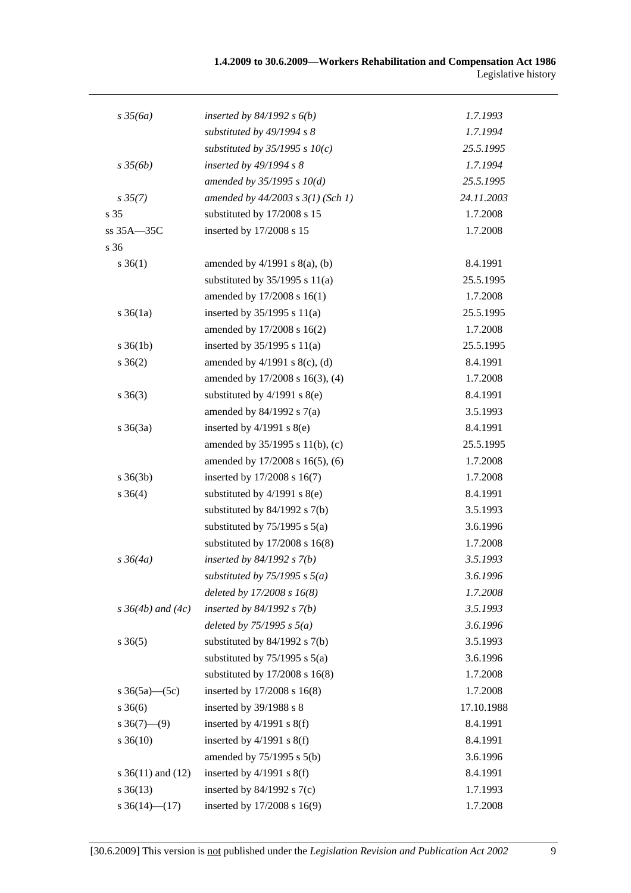| | | |
|---|---|---|
| *s 35(6a)* | *inserted by 84/1992 s 6(b)* | *1.7.1993* |
| | *substituted by 49/1994 s 8* | *1.7.1994* |
| | *substituted by 35/1995 s 10(c)* | *25.5.1995* |
| *s 35(6b)* | *inserted by 49/1994 s 8* | *1.7.1994* |
| | *amended by 35/1995 s 10(d)* | *25.5.1995* |
| *s 35(7)* | *amended by 44/2003 s 3(1) (Sch 1)* | *24.11.2003* |
| s 35 | substituted by 17/2008 s 15 | 1.7.2008 |
| ss 35A—35C | inserted by 17/2008 s 15 | 1.7.2008 |
| s 36 | | |
| s 36(1) | amended by 4/1991 s 8(a), (b) | 8.4.1991 |
| | substituted by 35/1995 s 11(a) | 25.5.1995 |
| | amended by 17/2008 s 16(1) | 1.7.2008 |
| s 36(1a) | inserted by 35/1995 s 11(a) | 25.5.1995 |
| | amended by 17/2008 s 16(2) | 1.7.2008 |
| s 36(1b) | inserted by 35/1995 s 11(a) | 25.5.1995 |
| s 36(2) | amended by 4/1991 s 8(c), (d) | 8.4.1991 |
| | amended by 17/2008 s 16(3), (4) | 1.7.2008 |
| s 36(3) | substituted by 4/1991 s 8(e) | 8.4.1991 |
| | amended by 84/1992 s 7(a) | 3.5.1993 |
| s 36(3a) | inserted by 4/1991 s 8(e) | 8.4.1991 |
| | amended by 35/1995 s 11(b), (c) | 25.5.1995 |
| | amended by 17/2008 s 16(5), (6) | 1.7.2008 |
| s 36(3b) | inserted by 17/2008 s 16(7) | 1.7.2008 |
| s 36(4) | substituted by 4/1991 s 8(e) | 8.4.1991 |
| | substituted by 84/1992 s 7(b) | 3.5.1993 |
| | substituted by 75/1995 s 5(a) | 3.6.1996 |
| | substituted by 17/2008 s 16(8) | 1.7.2008 |
| *s 36(4a)* | *inserted by 84/1992 s 7(b)* | *3.5.1993* |
| | *substituted by 75/1995 s 5(a)* | *3.6.1996* |
| | *deleted by 17/2008 s 16(8)* | *1.7.2008* |
| *s 36(4b) and (4c)* | *inserted by 84/1992 s 7(b)* | *3.5.1993* |
| | *deleted by 75/1995 s 5(a)* | *3.6.1996* |
| s 36(5) | substituted by 84/1992 s 7(b) | 3.5.1993 |
| | substituted by 75/1995 s 5(a) | 3.6.1996 |
| | substituted by 17/2008 s 16(8) | 1.7.2008 |
| s 36(5a)—(5c) | inserted by 17/2008 s 16(8) | 1.7.2008 |
| s 36(6) | inserted by 39/1988 s 8 | 17.10.1988 |
| s 36(7)—(9) | inserted by 4/1991 s 8(f) | 8.4.1991 |
| s 36(10) | inserted by 4/1991 s 8(f) | 8.4.1991 |
| | amended by 75/1995 s 5(b) | 3.6.1996 |
| s 36(11) and (12) | inserted by 4/1991 s 8(f) | 8.4.1991 |
| s 36(13) | inserted by 84/1992 s 7(c) | 1.7.1993 |
| s 36(14)—(17) | inserted by 17/2008 s 16(9) | 1.7.2008 |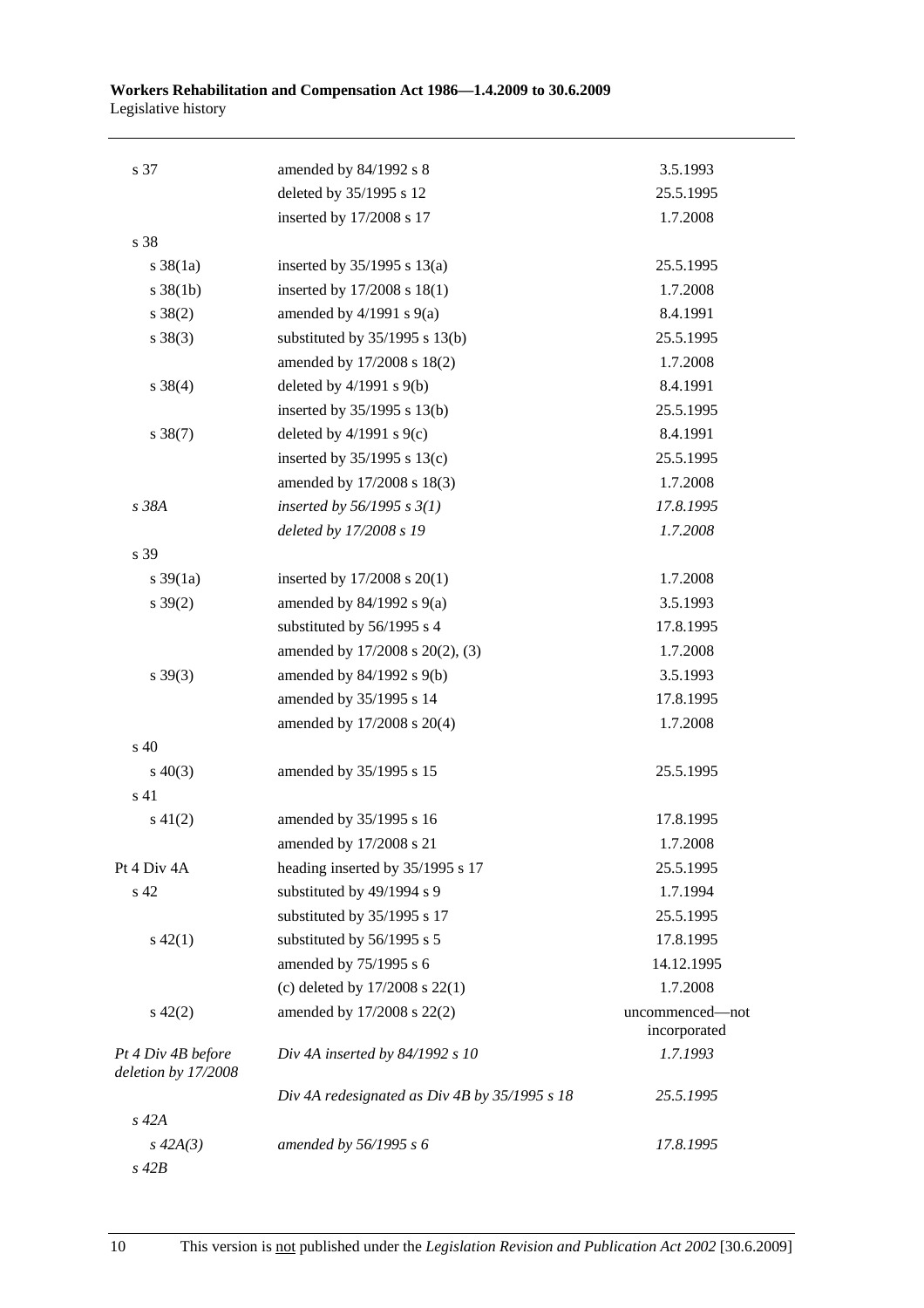| | | |
|---|---|---|
| s 37 | amended by 84/1992 s 8 | 3.5.1993 |
| | deleted by 35/1995 s 12 | 25.5.1995 |
| | inserted by 17/2008 s 17 | 1.7.2008 |
| s 38 | | |
| s 38(1a) | inserted by 35/1995 s 13(a) | 25.5.1995 |
| s 38(1b) | inserted by 17/2008 s 18(1) | 1.7.2008 |
| s 38(2) | amended by 4/1991 s 9(a) | 8.4.1991 |
| s 38(3) | substituted by 35/1995 s 13(b) | 25.5.1995 |
| | amended by 17/2008 s 18(2) | 1.7.2008 |
| s 38(4) | deleted by 4/1991 s 9(b) | 8.4.1991 |
| | inserted by 35/1995 s 13(b) | 25.5.1995 |
| s 38(7) | deleted by 4/1991 s 9(c) | 8.4.1991 |
| | inserted by 35/1995 s 13(c) | 25.5.1995 |
| | amended by 17/2008 s 18(3) | 1.7.2008 |
| *s 38A* | *inserted by 56/1995 s 3(1)* | *17.8.1995* |
| | *deleted by 17/2008 s 19* | *1.7.2008* |
| s 39 | | |
| s 39(1a) | inserted by 17/2008 s 20(1) | 1.7.2008 |
| s 39(2) | amended by 84/1992 s 9(a) | 3.5.1993 |
| | substituted by 56/1995 s 4 | 17.8.1995 |
| | amended by 17/2008 s 20(2), (3) | 1.7.2008 |
| s 39(3) | amended by 84/1992 s 9(b) | 3.5.1993 |
| | amended by 35/1995 s 14 | 17.8.1995 |
| | amended by 17/2008 s 20(4) | 1.7.2008 |
| s 40 | | |
| s 40(3) | amended by 35/1995 s 15 | 25.5.1995 |
| s 41 | | |
| s 41(2) | amended by 35/1995 s 16 | 17.8.1995 |
| | amended by 17/2008 s 21 | 1.7.2008 |
| Pt 4 Div 4A | heading inserted by 35/1995 s 17 | 25.5.1995 |
| s 42 | substituted by 49/1994 s 9 | 1.7.1994 |
| | substituted by 35/1995 s 17 | 25.5.1995 |
| s 42(1) | substituted by 56/1995 s 5 | 17.8.1995 |
| | amended by 75/1995 s 6 | 14.12.1995 |
| | (c) deleted by 17/2008 s 22(1) | 1.7.2008 |
| s 42(2) | amended by 17/2008 s 22(2) | uncommenced—not incorporated |
| *Pt 4 Div 4B before deletion by 17/2008* | *Div 4A inserted by 84/1992 s 10* | *1.7.1993* |
| | *Div 4A redesignated as Div 4B by 35/1995 s 18* | *25.5.1995* |
| *s 42A* | | |
| *s 42A(3)* | *amended by 56/1995 s 6* | *17.8.1995* |
| *s 42B* | | |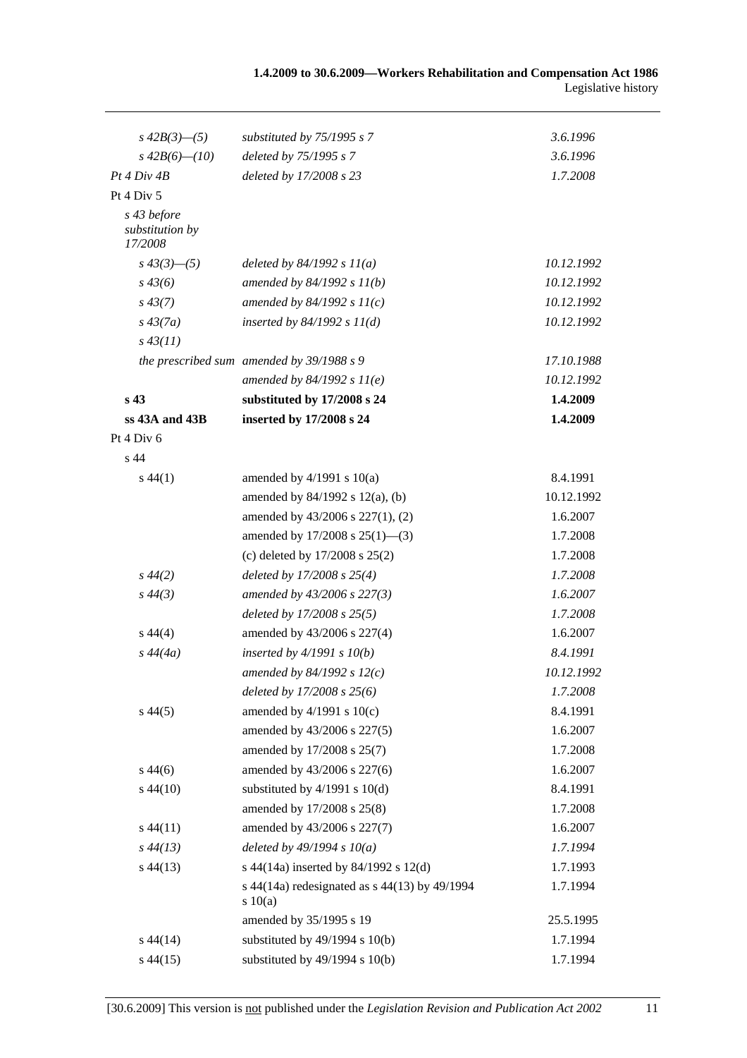| | | |
|---|---|---|
| *s 42B(3)—(5)* | *substituted by 75/1995 s 7* | *3.6.1996* |
| *s 42B(6)—(10)* | *deleted by 75/1995 s 7* | *3.6.1996* |
| *Pt 4 Div 4B* | *deleted by 17/2008 s 23* | *1.7.2008* |
| Pt 4 Div 5 | | |
| *s 43 before substitution by 17/2008* | | |
| *s 43(3)—(5)* | *deleted by 84/1992 s 11(a)* | *10.12.1992* |
| *s 43(6)* | *amended by 84/1992 s 11(b)* | *10.12.1992* |
| *s 43(7)* | *amended by 84/1992 s 11(c)* | *10.12.1992* |
| *s 43(7a)* | *inserted by 84/1992 s 11(d)* | *10.12.1992* |
| *s 43(11)* | | |
| *the prescribed sum* | *amended by 39/1988 s 9* | *17.10.1988* |
| | *amended by 84/1992 s 11(e)* | *10.12.1992* |
| **s 43** | **substituted by 17/2008 s 24** | **1.4.2009** |
| **ss 43A and 43B** | **inserted by 17/2008 s 24** | **1.4.2009** |
| Pt 4 Div 6 | | |
| s 44 | | |
| s 44(1) | amended by 4/1991 s 10(a) | 8.4.1991 |
| | amended by 84/1992 s 12(a), (b) | 10.12.1992 |
| | amended by 43/2006 s 227(1), (2) | 1.6.2007 |
| | amended by 17/2008 s 25(1)—(3) | 1.7.2008 |
| | (c) deleted by 17/2008 s 25(2) | 1.7.2008 |
| *s 44(2)* | *deleted by 17/2008 s 25(4)* | *1.7.2008* |
| *s 44(3)* | *amended by 43/2006 s 227(3)* | *1.6.2007* |
| | *deleted by 17/2008 s 25(5)* | *1.7.2008* |
| s 44(4) | amended by 43/2006 s 227(4) | 1.6.2007 |
| *s 44(4a)* | *inserted by 4/1991 s 10(b)* | *8.4.1991* |
| | *amended by 84/1992 s 12(c)* | *10.12.1992* |
| | *deleted by 17/2008 s 25(6)* | *1.7.2008* |
| s 44(5) | amended by 4/1991 s 10(c) | 8.4.1991 |
| | amended by 43/2006 s 227(5) | 1.6.2007 |
| | amended by 17/2008 s 25(7) | 1.7.2008 |
| s 44(6) | amended by 43/2006 s 227(6) | 1.6.2007 |
| s 44(10) | substituted by 4/1991 s 10(d) | 8.4.1991 |
| | amended by 17/2008 s 25(8) | 1.7.2008 |
| s 44(11) | amended by 43/2006 s 227(7) | 1.6.2007 |
| *s 44(13)* | *deleted by 49/1994 s 10(a)* | *1.7.1994* |
| s 44(13) | s 44(14a) inserted by 84/1992 s 12(d) | 1.7.1993 |
| | s 44(14a) redesignated as s 44(13) by 49/1994 s 10(a) | 1.7.1994 |
| | amended by 35/1995 s 19 | 25.5.1995 |
| s 44(14) | substituted by 49/1994 s 10(b) | 1.7.1994 |
| s 44(15) | substituted by 49/1994 s 10(b) | 1.7.1994 |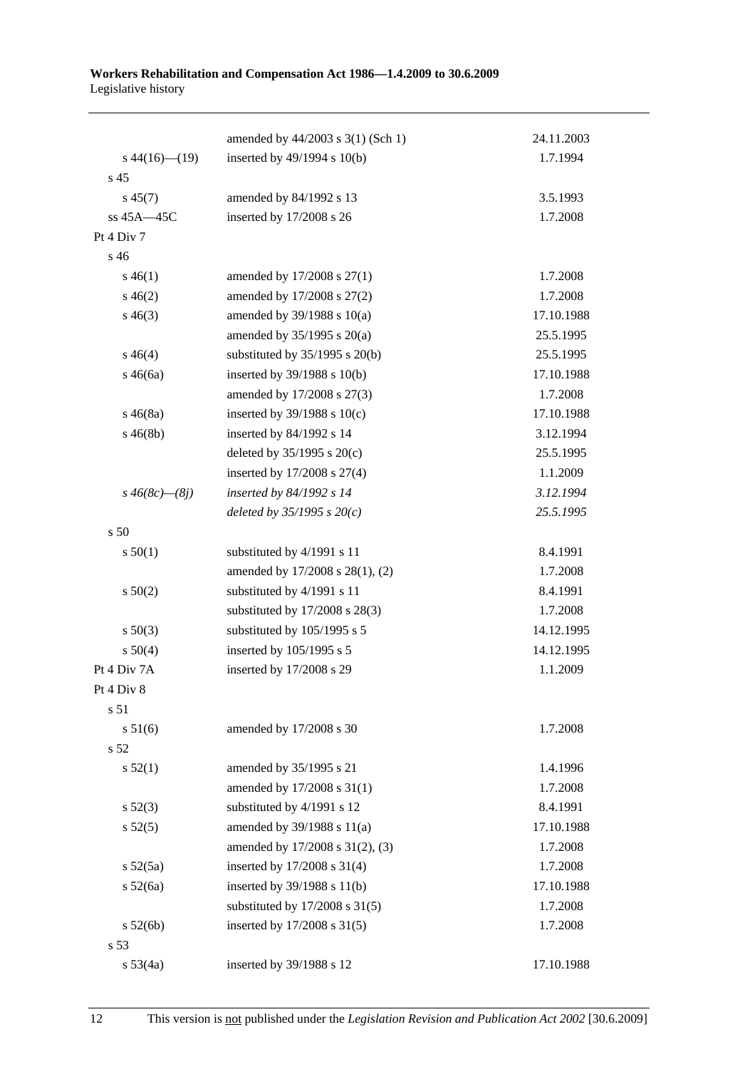| | | |
|---|---|---|
| | amended by 44/2003 s 3(1) (Sch 1) | 24.11.2003 |
| s 44(16)—(19) | inserted by 49/1994 s 10(b) | 1.7.1994 |
| s 45 | | |
| s 45(7) | amended by 84/1992 s 13 | 3.5.1993 |
| ss 45A—45C | inserted by 17/2008 s 26 | 1.7.2008 |
| Pt 4 Div 7 | | |
| s 46 | | |
| s 46(1) | amended by 17/2008 s 27(1) | 1.7.2008 |
| s 46(2) | amended by 17/2008 s 27(2) | 1.7.2008 |
| s 46(3) | amended by 39/1988 s 10(a) | 17.10.1988 |
| | amended by 35/1995 s 20(a) | 25.5.1995 |
| s 46(4) | substituted by 35/1995 s 20(b) | 25.5.1995 |
| s 46(6a) | inserted by 39/1988 s 10(b) | 17.10.1988 |
| | amended by 17/2008 s 27(3) | 1.7.2008 |
| s 46(8a) | inserted by 39/1988 s 10(c) | 17.10.1988 |
| s 46(8b) | inserted by 84/1992 s 14 | 3.12.1994 |
| | deleted by 35/1995 s 20(c) | 25.5.1995 |
| | inserted by 17/2008 s 27(4) | 1.1.2009 |
| *s 46(8c)—(8j)* | *inserted by 84/1992 s 14* | *3.12.1994* |
| | *deleted by 35/1995 s 20(c)* | *25.5.1995* |
| s 50 | | |
| s 50(1) | substituted by 4/1991 s 11 | 8.4.1991 |
| | amended by 17/2008 s 28(1), (2) | 1.7.2008 |
| s 50(2) | substituted by 4/1991 s 11 | 8.4.1991 |
| | substituted by 17/2008 s 28(3) | 1.7.2008 |
| s 50(3) | substituted by 105/1995 s 5 | 14.12.1995 |
| s 50(4) | inserted by 105/1995 s 5 | 14.12.1995 |
| Pt 4 Div 7A | inserted by 17/2008 s 29 | 1.1.2009 |
| Pt 4 Div 8 | | |
| s 51 | | |
| s 51(6) | amended by 17/2008 s 30 | 1.7.2008 |
| s 52 | | |
| s 52(1) | amended by 35/1995 s 21 | 1.4.1996 |
| | amended by 17/2008 s 31(1) | 1.7.2008 |
| s 52(3) | substituted by 4/1991 s 12 | 8.4.1991 |
| s 52(5) | amended by 39/1988 s 11(a) | 17.10.1988 |
| | amended by 17/2008 s 31(2), (3) | 1.7.2008 |
| s 52(5a) | inserted by 17/2008 s 31(4) | 1.7.2008 |
| s 52(6a) | inserted by 39/1988 s 11(b) | 17.10.1988 |
| | substituted by 17/2008 s 31(5) | 1.7.2008 |
| s 52(6b) | inserted by 17/2008 s 31(5) | 1.7.2008 |
| s 53 | | |
| s 53(4a) | inserted by 39/1988 s 12 | 17.10.1988 |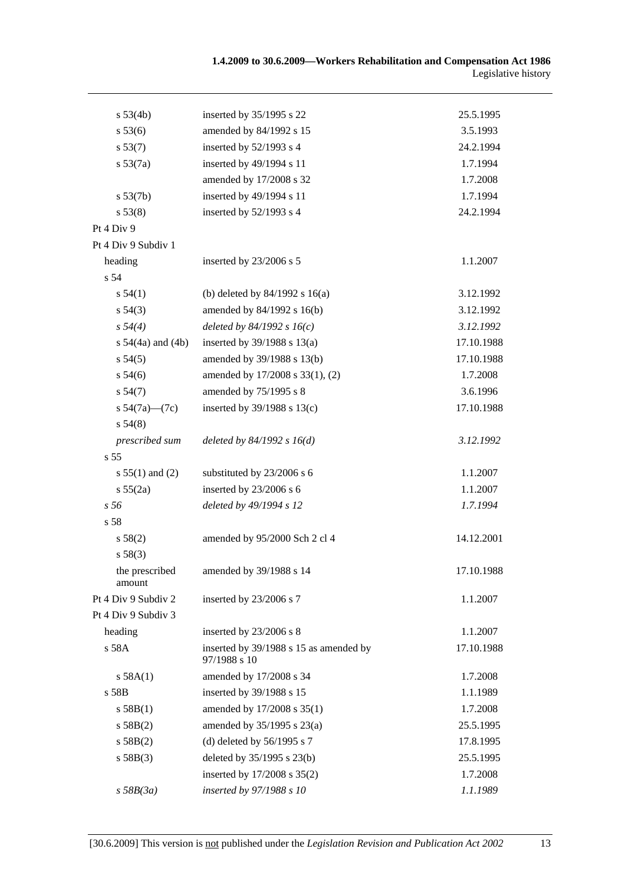| | | |
|---|---|---|
| s 53(4b) | inserted by 35/1995 s 22 | 25.5.1995 |
| s 53(6) | amended by 84/1992 s 15 | 3.5.1993 |
| s 53(7) | inserted by 52/1993 s 4 | 24.2.1994 |
| s 53(7a) | inserted by 49/1994 s 11 | 1.7.1994 |
| | amended by 17/2008 s 32 | 1.7.2008 |
| s 53(7b) | inserted by 49/1994 s 11 | 1.7.1994 |
| s 53(8) | inserted by 52/1993 s 4 | 24.2.1994 |
| Pt 4 Div 9 | | |
| Pt 4 Div 9 Subdiv 1 | | |
| heading | inserted by 23/2006 s 5 | 1.1.2007 |
| s 54 | | |
| s 54(1) | (b) deleted by 84/1992 s 16(a) | 3.12.1992 |
| s 54(3) | amended by 84/1992 s 16(b) | 3.12.1992 |
| *s 54(4)* | *deleted by 84/1992 s 16(c)* | *3.12.1992* |
| s 54(4a) and (4b) | inserted by 39/1988 s 13(a) | 17.10.1988 |
| s 54(5) | amended by 39/1988 s 13(b) | 17.10.1988 |
| s 54(6) | amended by 17/2008 s 33(1), (2) | 1.7.2008 |
| s 54(7) | amended by 75/1995 s 8 | 3.6.1996 |
| s 54(7a)—(7c) | inserted by 39/1988 s 13(c) | 17.10.1988 |
| s 54(8) | | |
| *prescribed sum* | *deleted by 84/1992 s 16(d)* | *3.12.1992* |
| s 55 | | |
| s 55(1) and (2) | substituted by 23/2006 s 6 | 1.1.2007 |
| s 55(2a) | inserted by 23/2006 s 6 | 1.1.2007 |
| *s 56* | *deleted by 49/1994 s 12* | *1.7.1994* |
| s 58 | | |
| s 58(2) | amended by 95/2000 Sch 2 cl 4 | 14.12.2001 |
| s 58(3) | | |
| the prescribed amount | amended by 39/1988 s 14 | 17.10.1988 |
| Pt 4 Div 9 Subdiv 2 | inserted by 23/2006 s 7 | 1.1.2007 |
| Pt 4 Div 9 Subdiv 3 | | |
| heading | inserted by 23/2006 s 8 | 1.1.2007 |
| s 58A | inserted by 39/1988 s 15 as amended by 97/1988 s 10 | 17.10.1988 |
| s 58A(1) | amended by 17/2008 s 34 | 1.7.2008 |
| s 58B | inserted by 39/1988 s 15 | 1.1.1989 |
| s 58B(1) | amended by 17/2008 s 35(1) | 1.7.2008 |
| s 58B(2) | amended by 35/1995 s 23(a) | 25.5.1995 |
| s 58B(2) | (d) deleted by 56/1995 s 7 | 17.8.1995 |
| s 58B(3) | deleted by 35/1995 s 23(b) | 25.5.1995 |
| | inserted by 17/2008 s 35(2) | 1.7.2008 |
| *s 58B(3a)* | *inserted by 97/1988 s 10* | *1.1.1989* |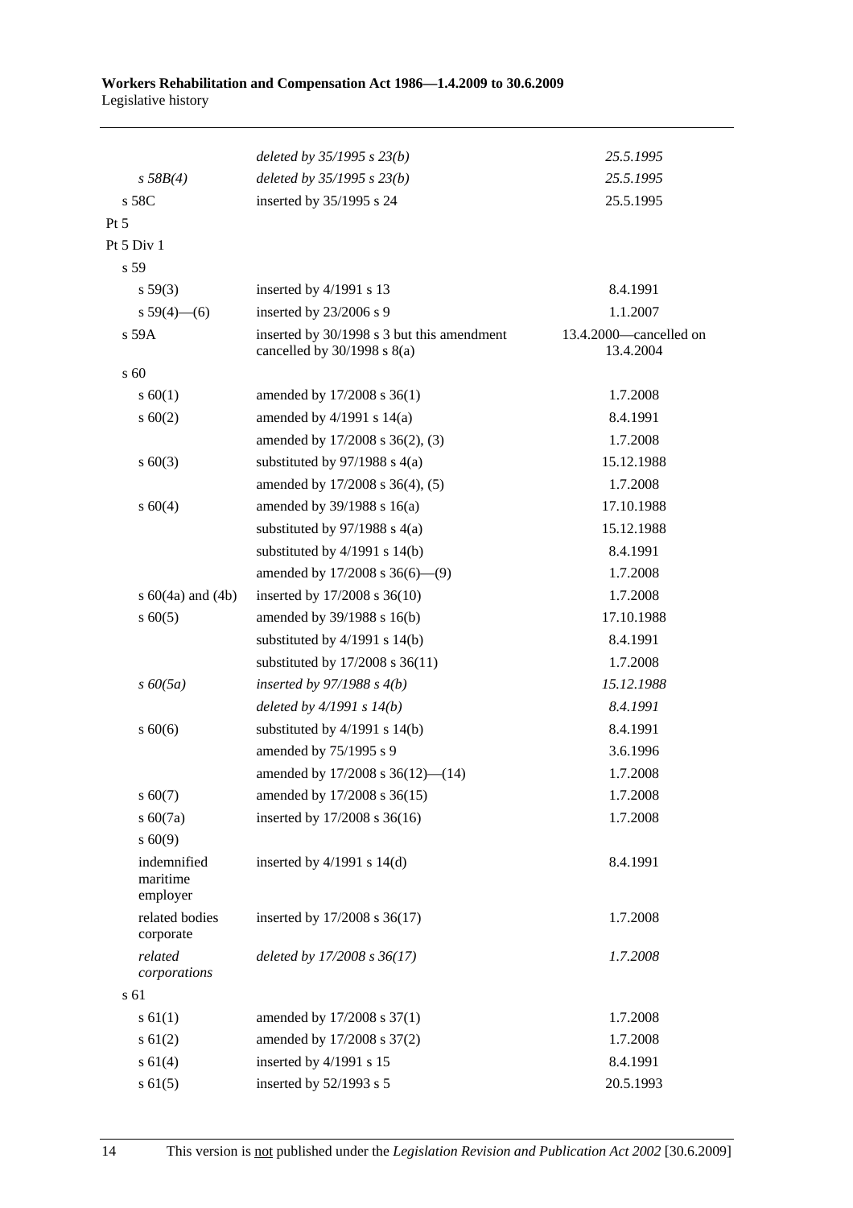| | | |
|---|---|---|
| | *deleted by 35/1995 s 23(b)* | *25.5.1995* |
| *s 58B(4)* | *deleted by 35/1995 s 23(b)* | *25.5.1995* |
| s 58C | inserted by 35/1995 s 24 | 25.5.1995 |
| Pt 5 | | |
| Pt 5 Div 1 | | |
| s 59 | | |
| s 59(3) | inserted by 4/1991 s 13 | 8.4.1991 |
| s 59(4)—(6) | inserted by 23/2006 s 9 | 1.1.2007 |
| s 59A | inserted by 30/1998 s 3 but this amendment cancelled by 30/1998 s 8(a) | 13.4.2000—cancelled on 13.4.2004 |
| s 60 | | |
| s 60(1) | amended by 17/2008 s 36(1) | 1.7.2008 |
| s 60(2) | amended by 4/1991 s 14(a) | 8.4.1991 |
| | amended by 17/2008 s 36(2), (3) | 1.7.2008 |
| s 60(3) | substituted by 97/1988 s 4(a) | 15.12.1988 |
| | amended by 17/2008 s 36(4), (5) | 1.7.2008 |
| s 60(4) | amended by 39/1988 s 16(a) | 17.10.1988 |
| | substituted by 97/1988 s 4(a) | 15.12.1988 |
| | substituted by 4/1991 s 14(b) | 8.4.1991 |
| | amended by 17/2008 s 36(6)—(9) | 1.7.2008 |
| s 60(4a) and (4b) | inserted by 17/2008 s 36(10) | 1.7.2008 |
| s 60(5) | amended by 39/1988 s 16(b) | 17.10.1988 |
| | substituted by 4/1991 s 14(b) | 8.4.1991 |
| | substituted by 17/2008 s 36(11) | 1.7.2008 |
| *s 60(5a)* | *inserted by 97/1988 s 4(b)* | *15.12.1988* |
| | *deleted by 4/1991 s 14(b)* | *8.4.1991* |
| s 60(6) | substituted by 4/1991 s 14(b) | 8.4.1991 |
| | amended by 75/1995 s 9 | 3.6.1996 |
| | amended by 17/2008 s 36(12)—(14) | 1.7.2008 |
| s 60(7) | amended by 17/2008 s 36(15) | 1.7.2008 |
| s 60(7a) | inserted by 17/2008 s 36(16) | 1.7.2008 |
| s 60(9) | | |
| indemnified maritime employer | inserted by 4/1991 s 14(d) | 8.4.1991 |
| related bodies corporate | inserted by 17/2008 s 36(17) | 1.7.2008 |
| *related corporations* | *deleted by 17/2008 s 36(17)* | *1.7.2008* |
| s 61 | | |
| s 61(1) | amended by 17/2008 s 37(1) | 1.7.2008 |
| s 61(2) | amended by 17/2008 s 37(2) | 1.7.2008 |
| s 61(4) | inserted by 4/1991 s 15 | 8.4.1991 |
| s 61(5) | inserted by 52/1993 s 5 | 20.5.1993 |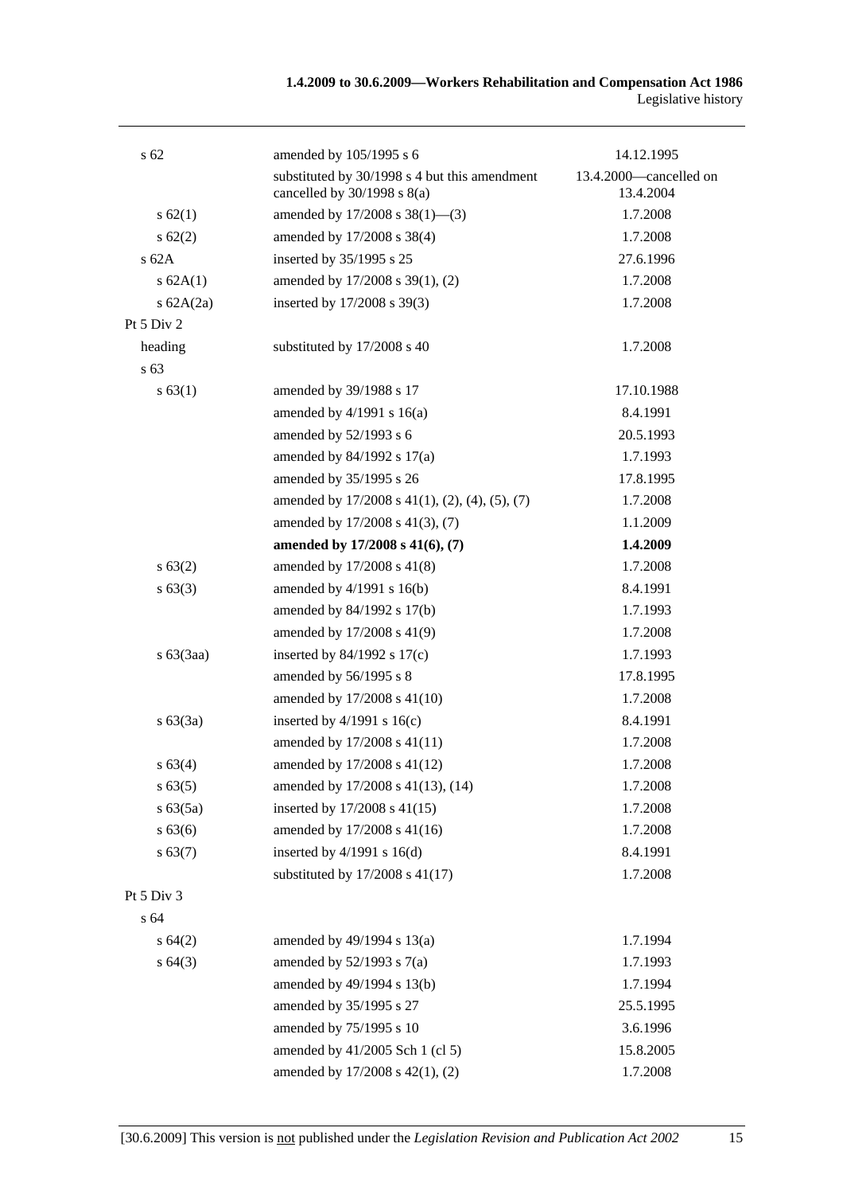| | | |
|---|---|---|
| s 62 | amended by 105/1995 s 6 | 14.12.1995 |
| | substituted by 30/1998 s 4 but this amendment cancelled by 30/1998 s 8(a) | 13.4.2000—cancelled on 13.4.2004 |
| s 62(1) | amended by 17/2008 s 38(1)—(3) | 1.7.2008 |
| s 62(2) | amended by 17/2008 s 38(4) | 1.7.2008 |
| s 62A | inserted by 35/1995 s 25 | 27.6.1996 |
| s 62A(1) | amended by 17/2008 s 39(1), (2) | 1.7.2008 |
| s 62A(2a) | inserted by 17/2008 s 39(3) | 1.7.2008 |
| Pt 5 Div 2 | | |
| heading | substituted by 17/2008 s 40 | 1.7.2008 |
| s 63 | | |
| s 63(1) | amended by 39/1988 s 17 | 17.10.1988 |
| | amended by 4/1991 s 16(a) | 8.4.1991 |
| | amended by 52/1993 s 6 | 20.5.1993 |
| | amended by 84/1992 s 17(a) | 1.7.1993 |
| | amended by 35/1995 s 26 | 17.8.1995 |
| | amended by 17/2008 s 41(1), (2), (4), (5), (7) | 1.7.2008 |
| | amended by 17/2008 s 41(3), (7) | 1.1.2009 |
| | **amended by 17/2008 s 41(6), (7)** | **1.4.2009** |
| s 63(2) | amended by 17/2008 s 41(8) | 1.7.2008 |
| s 63(3) | amended by 4/1991 s 16(b) | 8.4.1991 |
| | amended by 84/1992 s 17(b) | 1.7.1993 |
| | amended by 17/2008 s 41(9) | 1.7.2008 |
| s 63(3aa) | inserted by 84/1992 s 17(c) | 1.7.1993 |
| | amended by 56/1995 s 8 | 17.8.1995 |
| | amended by 17/2008 s 41(10) | 1.7.2008 |
| s 63(3a) | inserted by 4/1991 s 16(c) | 8.4.1991 |
| | amended by 17/2008 s 41(11) | 1.7.2008 |
| s 63(4) | amended by 17/2008 s 41(12) | 1.7.2008 |
| s 63(5) | amended by 17/2008 s 41(13), (14) | 1.7.2008 |
| s 63(5a) | inserted by 17/2008 s 41(15) | 1.7.2008 |
| s 63(6) | amended by 17/2008 s 41(16) | 1.7.2008 |
| s 63(7) | inserted by 4/1991 s 16(d) | 8.4.1991 |
| | substituted by 17/2008 s 41(17) | 1.7.2008 |
| Pt 5 Div 3 | | |
| s 64 | | |
| s 64(2) | amended by 49/1994 s 13(a) | 1.7.1994 |
| s 64(3) | amended by 52/1993 s 7(a) | 1.7.1993 |
| | amended by 49/1994 s 13(b) | 1.7.1994 |
| | amended by 35/1995 s 27 | 25.5.1995 |
| | amended by 75/1995 s 10 | 3.6.1996 |
| | amended by 41/2005 Sch 1 (cl 5) | 15.8.2005 |
| | amended by 17/2008 s 42(1), (2) | 1.7.2008 |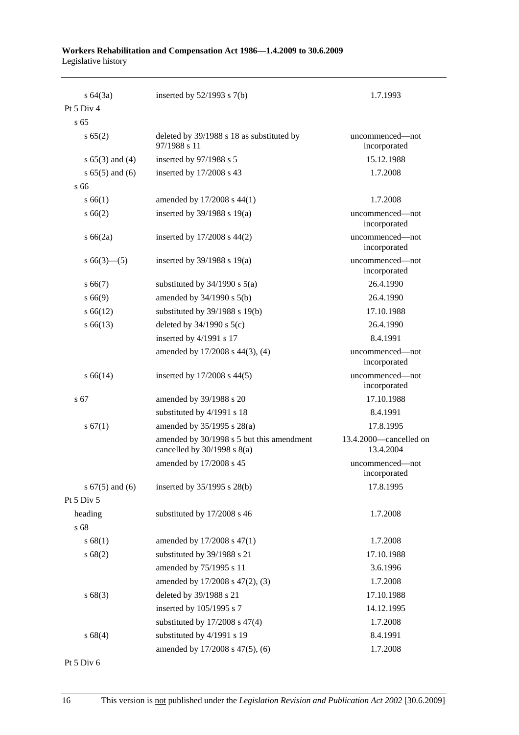| | | |
|---|---|---|
| s 64(3a) | inserted by 52/1993 s 7(b) | 1.7.1993 |
| Pt 5 Div 4 | | |
| s 65 | | |
| s 65(2) | deleted by 39/1988 s 18 as substituted by 97/1988 s 11 | uncommenced—not incorporated |
| s 65(3) and (4) | inserted by 97/1988 s 5 | 15.12.1988 |
| s 65(5) and (6) | inserted by 17/2008 s 43 | 1.7.2008 |
| s 66 | | |
| s 66(1) | amended by 17/2008 s 44(1) | 1.7.2008 |
| s 66(2) | inserted by 39/1988 s 19(a) | uncommenced—not incorporated |
| s 66(2a) | inserted by 17/2008 s 44(2) | uncommenced—not incorporated |
| s 66(3)—(5) | inserted by 39/1988 s 19(a) | uncommenced—not incorporated |
| s 66(7) | substituted by 34/1990 s 5(a) | 26.4.1990 |
| s 66(9) | amended by 34/1990 s 5(b) | 26.4.1990 |
| s 66(12) | substituted by 39/1988 s 19(b) | 17.10.1988 |
| s 66(13) | deleted by 34/1990 s 5(c) | 26.4.1990 |
| | inserted by 4/1991 s 17 | 8.4.1991 |
| | amended by 17/2008 s 44(3), (4) | uncommenced—not incorporated |
| s 66(14) | inserted by 17/2008 s 44(5) | uncommenced—not incorporated |
| s 67 | amended by 39/1988 s 20 | 17.10.1988 |
| | substituted by 4/1991 s 18 | 8.4.1991 |
| s 67(1) | amended by 35/1995 s 28(a) | 17.8.1995 |
| | amended by 30/1998 s 5 but this amendment cancelled by 30/1998 s 8(a) | 13.4.2000—cancelled on 13.4.2004 |
| | amended by 17/2008 s 45 | uncommenced—not incorporated |
| s 67(5) and (6) | inserted by 35/1995 s 28(b) | 17.8.1995 |
| Pt 5 Div 5 | | |
| heading | substituted by 17/2008 s 46 | 1.7.2008 |
| s 68 | | |
| s 68(1) | amended by 17/2008 s 47(1) | 1.7.2008 |
| s 68(2) | substituted by 39/1988 s 21 | 17.10.1988 |
| | amended by 75/1995 s 11 | 3.6.1996 |
| | amended by 17/2008 s 47(2), (3) | 1.7.2008 |
| s 68(3) | deleted by 39/1988 s 21 | 17.10.1988 |
| | inserted by 105/1995 s 7 | 14.12.1995 |
| | substituted by 17/2008 s 47(4) | 1.7.2008 |
| s 68(4) | substituted by 4/1991 s 19 | 8.4.1991 |
| | amended by 17/2008 s 47(5), (6) | 1.7.2008 |
| Pt 5 Div 6 | | |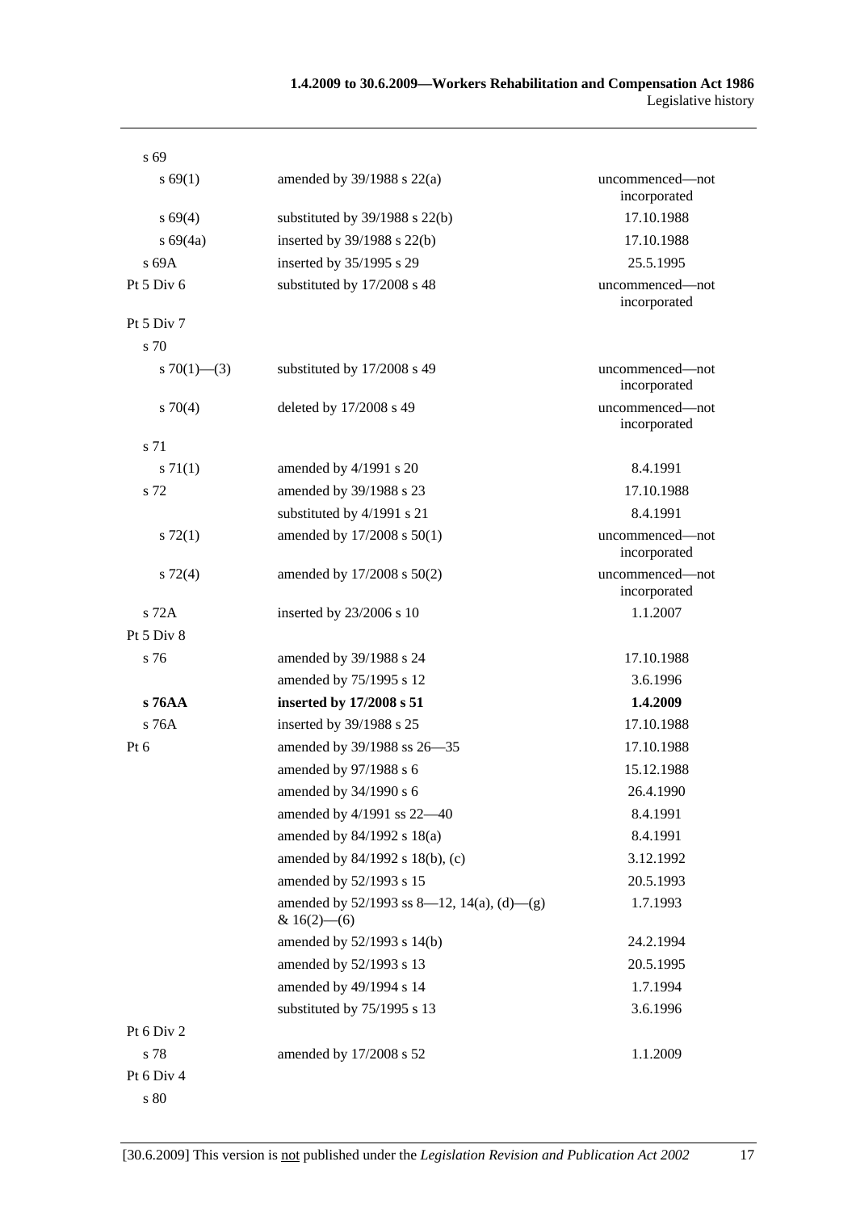| | | |
|---|---|---|
| s 69 | | |
| s 69(1) | amended by 39/1988 s 22(a) | uncommenced—not incorporated |
| s 69(4) | substituted by 39/1988 s 22(b) | 17.10.1988 |
| s 69(4a) | inserted by 39/1988 s 22(b) | 17.10.1988 |
| s 69A | inserted by 35/1995 s 29 | 25.5.1995 |
| Pt 5 Div 6 | substituted by 17/2008 s 48 | uncommenced—not incorporated |
| Pt 5 Div 7 | | |
| s 70 | | |
| s 70(1)—(3) | substituted by 17/2008 s 49 | uncommenced—not incorporated |
| s 70(4) | deleted by 17/2008 s 49 | uncommenced—not incorporated |
| s 71 | | |
| s 71(1) | amended by 4/1991 s 20 | 8.4.1991 |
| s 72 | amended by 39/1988 s 23 | 17.10.1988 |
| | substituted by 4/1991 s 21 | 8.4.1991 |
| s 72(1) | amended by 17/2008 s 50(1) | uncommenced—not incorporated |
| s 72(4) | amended by 17/2008 s 50(2) | uncommenced—not incorporated |
| s 72A | inserted by 23/2006 s 10 | 1.1.2007 |
| Pt 5 Div 8 | | |
| s 76 | amended by 39/1988 s 24 | 17.10.1988 |
| | amended by 75/1995 s 12 | 3.6.1996 |
| **s 76AA** | **inserted by 17/2008 s 51** | **1.4.2009** |
| s 76A | inserted by 39/1988 s 25 | 17.10.1988 |
| Pt 6 | amended by 39/1988 ss 26—35 | 17.10.1988 |
| | amended by 97/1988 s 6 | 15.12.1988 |
| | amended by 34/1990 s 6 | 26.4.1990 |
| | amended by 4/1991 ss 22—40 | 8.4.1991 |
| | amended by 84/1992 s 18(a) | 8.4.1991 |
| | amended by 84/1992 s 18(b), (c) | 3.12.1992 |
| | amended by 52/1993 s 15 | 20.5.1993 |
| | amended by 52/1993 ss 8—12, 14(a), (d)—(g) & 16(2)—(6) | 1.7.1993 |
| | amended by 52/1993 s 14(b) | 24.2.1994 |
| | amended by 52/1993 s 13 | 20.5.1995 |
| | amended by 49/1994 s 14 | 1.7.1994 |
| | substituted by 75/1995 s 13 | 3.6.1996 |
| Pt 6 Div 2 | | |
| s 78 | amended by 17/2008 s 52 | 1.1.2009 |
| Pt 6 Div 4 | | |
| s 80 | | |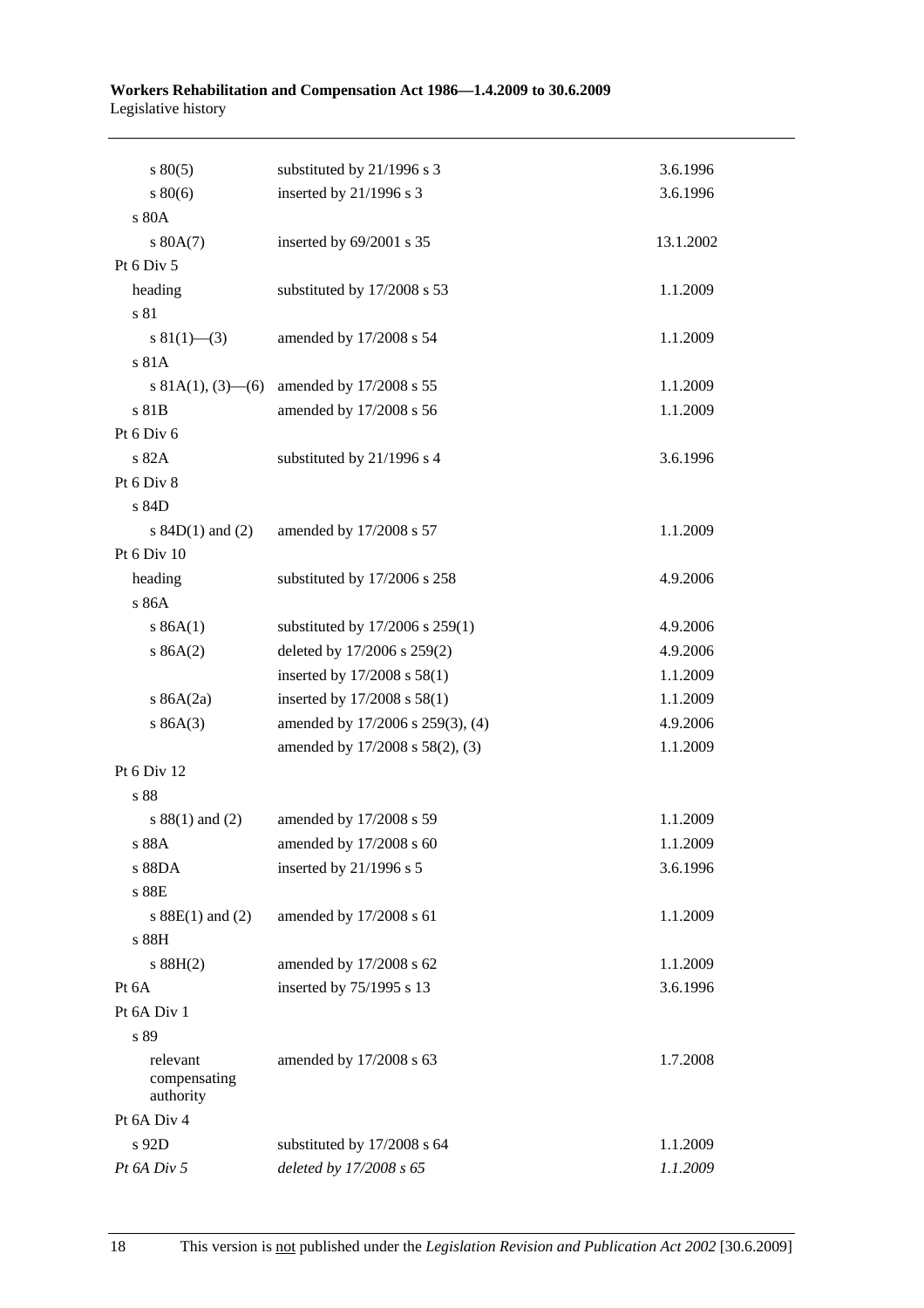| | | |
|---|---|---|
| s 80(5) | substituted by 21/1996 s 3 | 3.6.1996 |
| s 80(6) | inserted by 21/1996 s 3 | 3.6.1996 |
| s 80A | | |
| s 80A(7) | inserted by 69/2001 s 35 | 13.1.2002 |
| Pt 6 Div 5 | | |
| heading | substituted by 17/2008 s 53 | 1.1.2009 |
| s 81 | | |
| s 81(1)—(3) | amended by 17/2008 s 54 | 1.1.2009 |
| s 81A | | |
| s 81A(1), (3)—(6) | amended by 17/2008 s 55 | 1.1.2009 |
| s 81B | amended by 17/2008 s 56 | 1.1.2009 |
| Pt 6 Div 6 | | |
| s 82A | substituted by 21/1996 s 4 | 3.6.1996 |
| Pt 6 Div 8 | | |
| s 84D | | |
| s 84D(1) and (2) | amended by 17/2008 s 57 | 1.1.2009 |
| Pt 6 Div 10 | | |
| heading | substituted by 17/2006 s 258 | 4.9.2006 |
| s 86A | | |
| s 86A(1) | substituted by 17/2006 s 259(1) | 4.9.2006 |
| s 86A(2) | deleted by 17/2006 s 259(2) | 4.9.2006 |
| | inserted by 17/2008 s 58(1) | 1.1.2009 |
| s 86A(2a) | inserted by 17/2008 s 58(1) | 1.1.2009 |
| s 86A(3) | amended by 17/2006 s 259(3), (4) | 4.9.2006 |
| | amended by 17/2008 s 58(2), (3) | 1.1.2009 |
| Pt 6 Div 12 | | |
| s 88 | | |
| s 88(1) and (2) | amended by 17/2008 s 59 | 1.1.2009 |
| s 88A | amended by 17/2008 s 60 | 1.1.2009 |
| s 88DA | inserted by 21/1996 s 5 | 3.6.1996 |
| s 88E | | |
| s 88E(1) and (2) | amended by 17/2008 s 61 | 1.1.2009 |
| s 88H | | |
| s 88H(2) | amended by 17/2008 s 62 | 1.1.2009 |
| Pt 6A | inserted by 75/1995 s 13 | 3.6.1996 |
| Pt 6A Div 1 | | |
| s 89 | | |
| relevant compensating authority | amended by 17/2008 s 63 | 1.7.2008 |
| Pt 6A Div 4 | | |
| s 92D | substituted by 17/2008 s 64 | 1.1.2009 |
| *Pt 6A Div 5* | *deleted by 17/2008 s 65* | *1.1.2009* |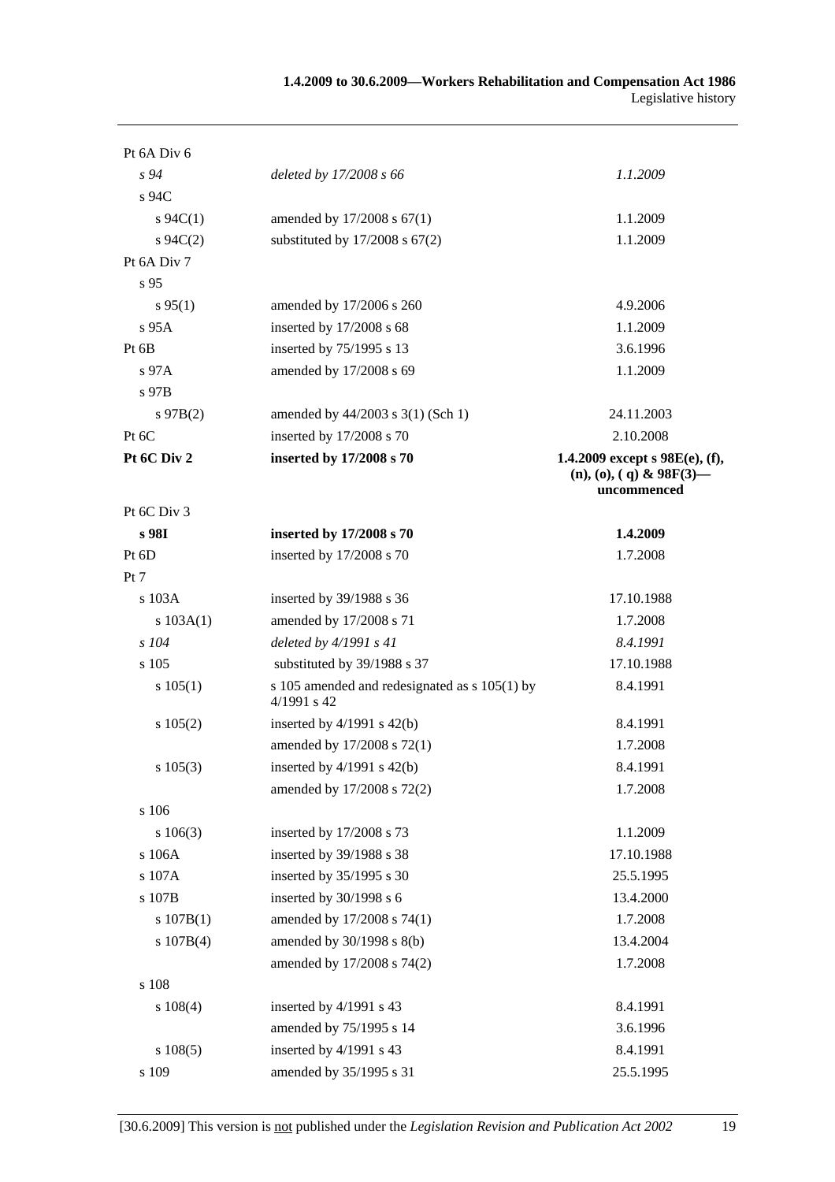| | | |
|---|---|---|
| Pt 6A Div 6 | | |
| *s 94* | *deleted by 17/2008 s 66* | *1.1.2009* |
| s 94C | | |
| s 94C(1) | amended by 17/2008 s 67(1) | 1.1.2009 |
| s 94C(2) | substituted by 17/2008 s 67(2) | 1.1.2009 |
| Pt 6A Div 7 | | |
| s 95 | | |
| s 95(1) | amended by 17/2006 s 260 | 4.9.2006 |
| s 95A | inserted by 17/2008 s 68 | 1.1.2009 |
| Pt 6B | inserted by 75/1995 s 13 | 3.6.1996 |
| s 97A | amended by 17/2008 s 69 | 1.1.2009 |
| s 97B | | |
| s 97B(2) | amended by 44/2003 s 3(1) (Sch 1) | 24.11.2003 |
| Pt 6C | inserted by 17/2008 s 70 | 2.10.2008 |
| **Pt 6C Div 2** | **inserted by 17/2008 s 70** | **1.4.2009 except s 98E(e), (f), (n), (o), ( q) & 98F(3)—uncommenced** |
| Pt 6C Div 3 | | |
| **s 98I** | **inserted by 17/2008 s 70** | **1.4.2009** |
| Pt 6D | inserted by 17/2008 s 70 | 1.7.2008 |
| Pt 7 | | |
| s 103A | inserted by 39/1988 s 36 | 17.10.1988 |
| s 103A(1) | amended by 17/2008 s 71 | 1.7.2008 |
| *s 104* | *deleted by 4/1991 s 41* | *8.4.1991* |
| s 105 | substituted by 39/1988 s 37 | 17.10.1988 |
| s 105(1) | s 105 amended and redesignated as s 105(1) by 4/1991 s 42 | 8.4.1991 |
| s 105(2) | inserted by 4/1991 s 42(b) | 8.4.1991 |
| | amended by 17/2008 s 72(1) | 1.7.2008 |
| s 105(3) | inserted by 4/1991 s 42(b) | 8.4.1991 |
| | amended by 17/2008 s 72(2) | 1.7.2008 |
| s 106 | | |
| s 106(3) | inserted by 17/2008 s 73 | 1.1.2009 |
| s 106A | inserted by 39/1988 s 38 | 17.10.1988 |
| s 107A | inserted by 35/1995 s 30 | 25.5.1995 |
| s 107B | inserted by 30/1998 s 6 | 13.4.2000 |
| s 107B(1) | amended by 17/2008 s 74(1) | 1.7.2008 |
| s 107B(4) | amended by 30/1998 s 8(b) | 13.4.2004 |
| | amended by 17/2008 s 74(2) | 1.7.2008 |
| s 108 | | |
| s 108(4) | inserted by 4/1991 s 43 | 8.4.1991 |
| | amended by 75/1995 s 14 | 3.6.1996 |
| s 108(5) | inserted by 4/1991 s 43 | 8.4.1991 |
| s 109 | amended by 35/1995 s 31 | 25.5.1995 |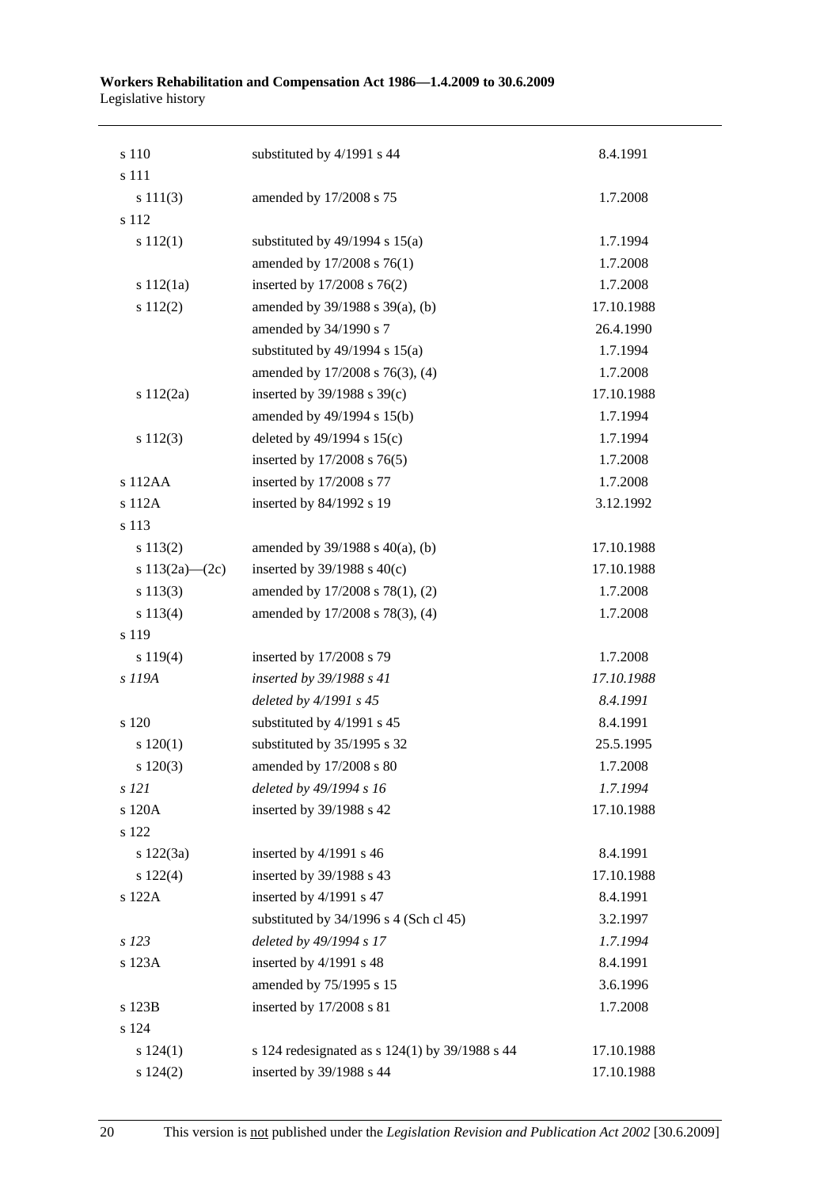| | | |
|---|---|---|
| s 110 | substituted by 4/1991 s 44 | 8.4.1991 |
| s 111 | | |
| s 111(3) | amended by 17/2008 s 75 | 1.7.2008 |
| s 112 | | |
| s 112(1) | substituted by 49/1994 s 15(a) | 1.7.1994 |
| | amended by 17/2008 s 76(1) | 1.7.2008 |
| s 112(1a) | inserted by 17/2008 s 76(2) | 1.7.2008 |
| s 112(2) | amended by 39/1988 s 39(a), (b) | 17.10.1988 |
| | amended by 34/1990 s 7 | 26.4.1990 |
| | substituted by 49/1994 s 15(a) | 1.7.1994 |
| | amended by 17/2008 s 76(3), (4) | 1.7.2008 |
| s 112(2a) | inserted by 39/1988 s 39(c) | 17.10.1988 |
| | amended by 49/1994 s 15(b) | 1.7.1994 |
| s 112(3) | deleted by 49/1994 s 15(c) | 1.7.1994 |
| | inserted by 17/2008 s 76(5) | 1.7.2008 |
| s 112AA | inserted by 17/2008 s 77 | 1.7.2008 |
| s 112A | inserted by 84/1992 s 19 | 3.12.1992 |
| s 113 | | |
| s 113(2) | amended by 39/1988 s 40(a), (b) | 17.10.1988 |
| s 113(2a)—(2c) | inserted by 39/1988 s 40(c) | 17.10.1988 |
| s 113(3) | amended by 17/2008 s 78(1), (2) | 1.7.2008 |
| s 113(4) | amended by 17/2008 s 78(3), (4) | 1.7.2008 |
| s 119 | | |
| s 119(4) | inserted by 17/2008 s 79 | 1.7.2008 |
| *s 119A* | *inserted by 39/1988 s 41* | *17.10.1988* |
| | *deleted by 4/1991 s 45* | *8.4.1991* |
| s 120 | substituted by 4/1991 s 45 | 8.4.1991 |
| s 120(1) | substituted by 35/1995 s 32 | 25.5.1995 |
| s 120(3) | amended by 17/2008 s 80 | 1.7.2008 |
| *s 121* | *deleted by 49/1994 s 16* | *1.7.1994* |
| s 120A | inserted by 39/1988 s 42 | 17.10.1988 |
| s 122 | | |
| s 122(3a) | inserted by 4/1991 s 46 | 8.4.1991 |
| s 122(4) | inserted by 39/1988 s 43 | 17.10.1988 |
| s 122A | inserted by 4/1991 s 47 | 8.4.1991 |
| | substituted by 34/1996 s 4 (Sch cl 45) | 3.2.1997 |
| *s 123* | *deleted by 49/1994 s 17* | *1.7.1994* |
| s 123A | inserted by 4/1991 s 48 | 8.4.1991 |
| | amended by 75/1995 s 15 | 3.6.1996 |
| s 123B | inserted by 17/2008 s 81 | 1.7.2008 |
| s 124 | | |
| s 124(1) | s 124 redesignated as s 124(1) by 39/1988 s 44 | 17.10.1988 |
| s 124(2) | inserted by 39/1988 s 44 | 17.10.1988 |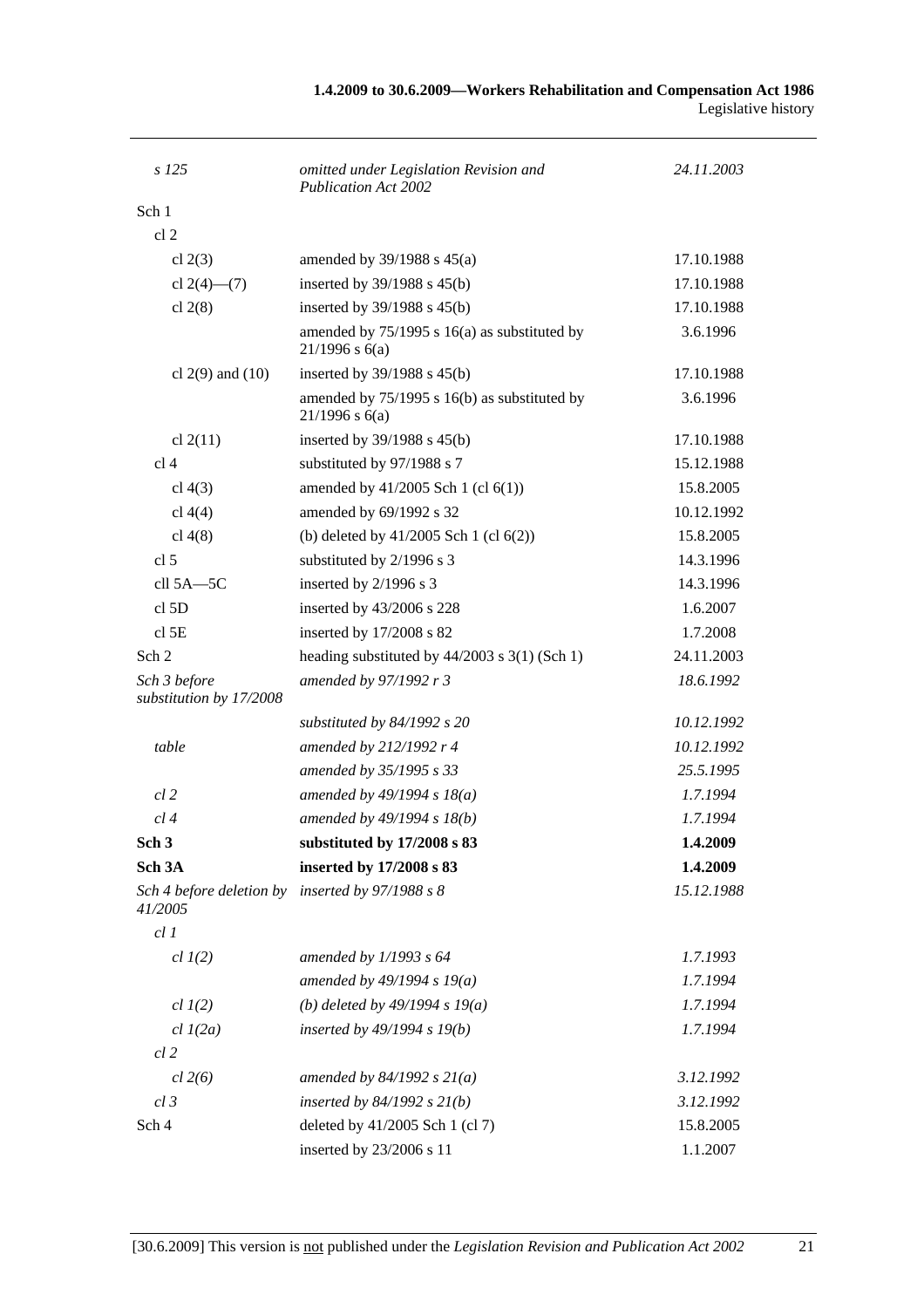| | | |
|---|---|---|
| *s 125* | *omitted under Legislation Revision and Publication Act 2002* | *24.11.2003* |
| Sch 1 | | |
| cl 2 | | |
| cl 2(3) | amended by 39/1988 s 45(a) | 17.10.1988 |
| cl 2(4)—(7) | inserted by 39/1988 s 45(b) | 17.10.1988 |
| cl 2(8) | inserted by 39/1988 s 45(b) | 17.10.1988 |
| | amended by 75/1995 s 16(a) as substituted by 21/1996 s 6(a) | 3.6.1996 |
| cl 2(9) and (10) | inserted by 39/1988 s 45(b) | 17.10.1988 |
| | amended by 75/1995 s 16(b) as substituted by 21/1996 s 6(a) | 3.6.1996 |
| cl 2(11) | inserted by 39/1988 s 45(b) | 17.10.1988 |
| cl 4 | substituted by 97/1988 s 7 | 15.12.1988 |
| cl 4(3) | amended by 41/2005 Sch 1 (cl 6(1)) | 15.8.2005 |
| cl 4(4) | amended by 69/1992 s 32 | 10.12.1992 |
| cl 4(8) | (b) deleted by 41/2005 Sch 1 (cl 6(2)) | 15.8.2005 |
| cl 5 | substituted by 2/1996 s 3 | 14.3.1996 |
| cll 5A—5C | inserted by 2/1996 s 3 | 14.3.1996 |
| cl 5D | inserted by 43/2006 s 228 | 1.6.2007 |
| cl 5E | inserted by 17/2008 s 82 | 1.7.2008 |
| Sch 2 | heading substituted by 44/2003 s 3(1) (Sch 1) | 24.11.2003 |
| *Sch 3 before substitution by 17/2008* | *amended by 97/1992 r 3* | *18.6.1992* |
| | *substituted by 84/1992 s 20* | *10.12.1992* |
| *table* | *amended by 212/1992 r 4* | *10.12.1992* |
| | *amended by 35/1995 s 33* | *25.5.1995* |
| *cl 2* | *amended by 49/1994 s 18(a)* | *1.7.1994* |
| *cl 4* | *amended by 49/1994 s 18(b)* | *1.7.1994* |
| **Sch 3** | **substituted by 17/2008 s 83** | **1.4.2009** |
| **Sch 3A** | **inserted by 17/2008 s 83** | **1.4.2009** |
| *Sch 4 before deletion by 41/2005* | *inserted by 97/1988 s 8* | *15.12.1988* |
| *cl 1* | | |
| *cl 1(2)* | *amended by 1/1993 s 64* | *1.7.1993* |
| | *amended by 49/1994 s 19(a)* | *1.7.1994* |
| *cl 1(2)* | *(b) deleted by 49/1994 s 19(a)* | *1.7.1994* |
| *cl 1(2a)* | *inserted by 49/1994 s 19(b)* | *1.7.1994* |
| *cl 2* | | |
| *cl 2(6)* | *amended by 84/1992 s 21(a)* | *3.12.1992* |
| *cl 3* | *inserted by 84/1992 s 21(b)* | *3.12.1992* |
| Sch 4 | deleted by 41/2005 Sch 1 (cl 7) | 15.8.2005 |
| | inserted by 23/2006 s 11 | 1.1.2007 |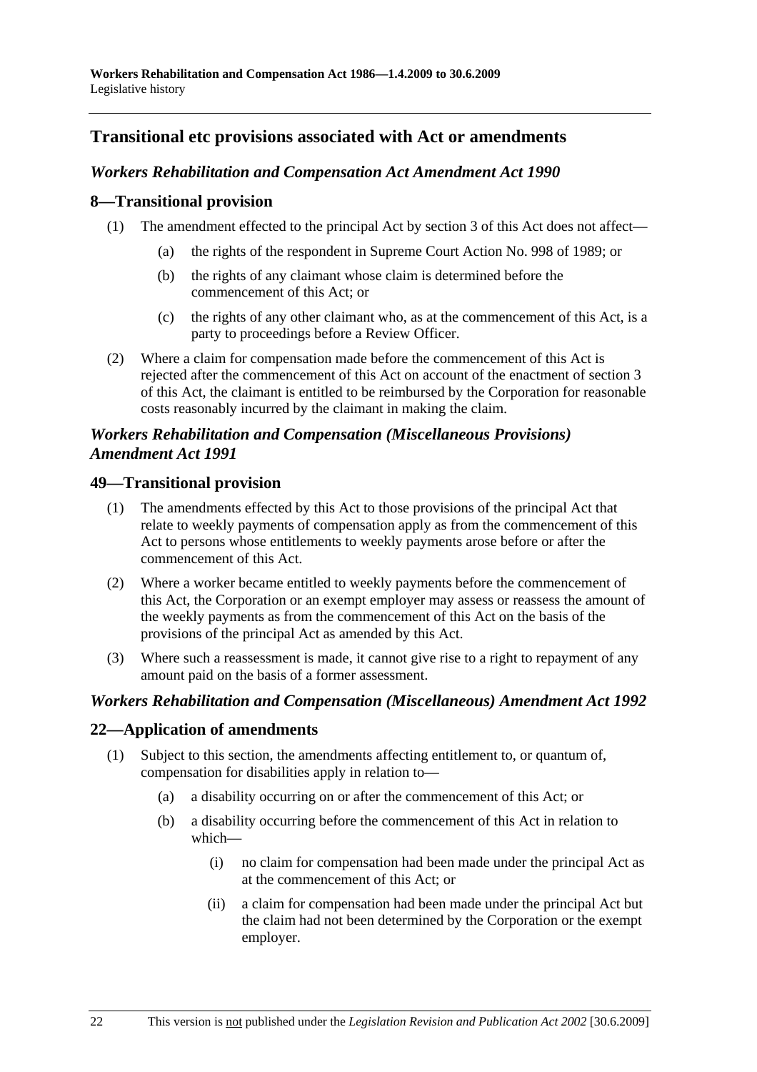## Transitional etc provisions associated with Act or amendments

### *Workers Rehabilitation and Compensation Act Amendment Act 1990*

### 8—Transitional provision

(1) The amendment effected to the principal Act by section 3 of this Act does not affect—

- (a) the rights of the respondent in Supreme Court Action No. 998 of 1989; or
- (b) the rights of any claimant whose claim is determined before the commencement of this Act; or
- (c) the rights of any other claimant who, as at the commencement of this Act, is a party to proceedings before a Review Officer.

(2) Where a claim for compensation made before the commencement of this Act is rejected after the commencement of this Act on account of the enactment of section 3 of this Act, the claimant is entitled to be reimbursed by the Corporation for reasonable costs reasonably incurred by the claimant in making the claim.

### *Workers Rehabilitation and Compensation (Miscellaneous Provisions) Amendment Act 1991*

### 49—Transitional provision

(1) The amendments effected by this Act to those provisions of the principal Act that relate to weekly payments of compensation apply as from the commencement of this Act to persons whose entitlements to weekly payments arose before or after the commencement of this Act.

(2) Where a worker became entitled to weekly payments before the commencement of this Act, the Corporation or an exempt employer may assess or reassess the amount of the weekly payments as from the commencement of this Act on the basis of the provisions of the principal Act as amended by this Act.

(3) Where such a reassessment is made, it cannot give rise to a right to repayment of any amount paid on the basis of a former assessment.

### *Workers Rehabilitation and Compensation (Miscellaneous) Amendment Act 1992*

### 22—Application of amendments

(1) Subject to this section, the amendments affecting entitlement to, or quantum of, compensation for disabilities apply in relation to—

- (a) a disability occurring on or after the commencement of this Act; or
- (b) a disability occurring before the commencement of this Act in relation to which—
  - (i) no claim for compensation had been made under the principal Act as at the commencement of this Act; or
  - (ii) a claim for compensation had been made under the principal Act but the claim had not been determined by the Corporation or the exempt employer.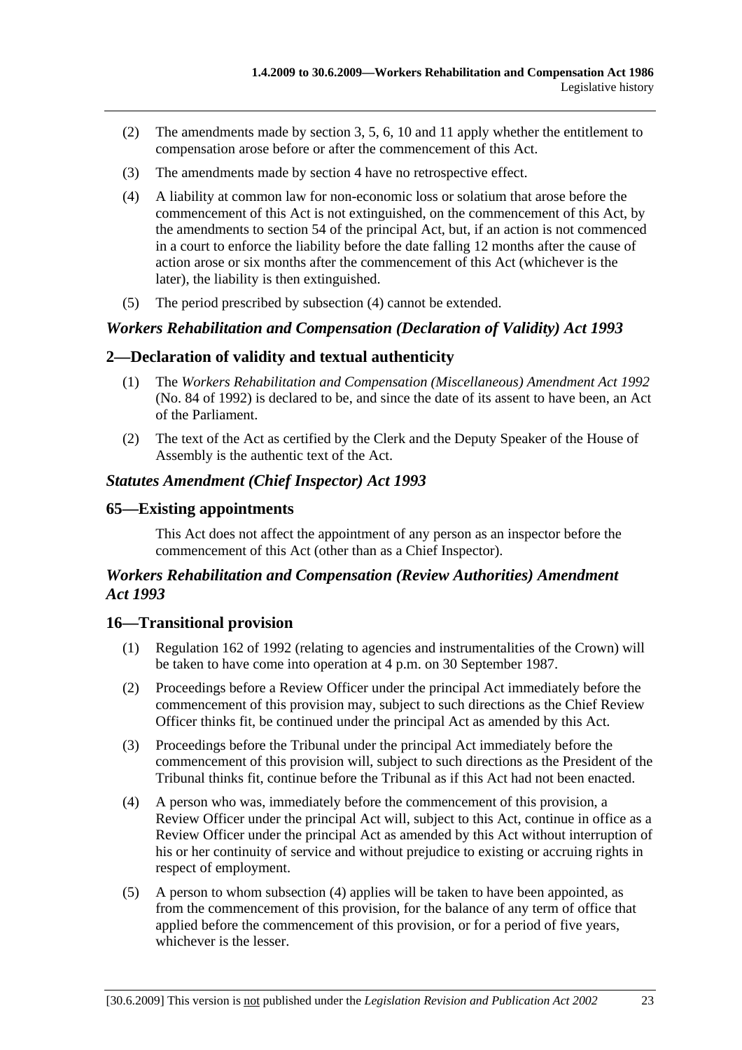(2) The amendments made by section 3, 5, 6, 10 and 11 apply whether the entitlement to compensation arose before or after the commencement of this Act.

(3) The amendments made by section 4 have no retrospective effect.

(4) A liability at common law for non-economic loss or solatium that arose before the commencement of this Act is not extinguished, on the commencement of this Act, by the amendments to section 54 of the principal Act, but, if an action is not commenced in a court to enforce the liability before the date falling 12 months after the cause of action arose or six months after the commencement of this Act (whichever is the later), the liability is then extinguished.

(5) The period prescribed by subsection (4) cannot be extended.

### *Workers Rehabilitation and Compensation (Declaration of Validity) Act 1993*

## 2—Declaration of validity and textual authenticity

(1) The *Workers Rehabilitation and Compensation (Miscellaneous) Amendment Act 1992* (No. 84 of 1992) is declared to be, and since the date of its assent to have been, an Act of the Parliament.

(2) The text of the Act as certified by the Clerk and the Deputy Speaker of the House of Assembly is the authentic text of the Act.

### *Statutes Amendment (Chief Inspector) Act 1993*

## 65—Existing appointments

This Act does not affect the appointment of any person as an inspector before the commencement of this Act (other than as a Chief Inspector).

### *Workers Rehabilitation and Compensation (Review Authorities) Amendment Act 1993*

## 16—Transitional provision

(1) Regulation 162 of 1992 (relating to agencies and instrumentalities of the Crown) will be taken to have come into operation at 4 p.m. on 30 September 1987.

(2) Proceedings before a Review Officer under the principal Act immediately before the commencement of this provision may, subject to such directions as the Chief Review Officer thinks fit, be continued under the principal Act as amended by this Act.

(3) Proceedings before the Tribunal under the principal Act immediately before the commencement of this provision will, subject to such directions as the President of the Tribunal thinks fit, continue before the Tribunal as if this Act had not been enacted.

(4) A person who was, immediately before the commencement of this provision, a Review Officer under the principal Act will, subject to this Act, continue in office as a Review Officer under the principal Act as amended by this Act without interruption of his or her continuity of service and without prejudice to existing or accruing rights in respect of employment.

(5) A person to whom subsection (4) applies will be taken to have been appointed, as from the commencement of this provision, for the balance of any term of office that applied before the commencement of this provision, or for a period of five years, whichever is the lesser.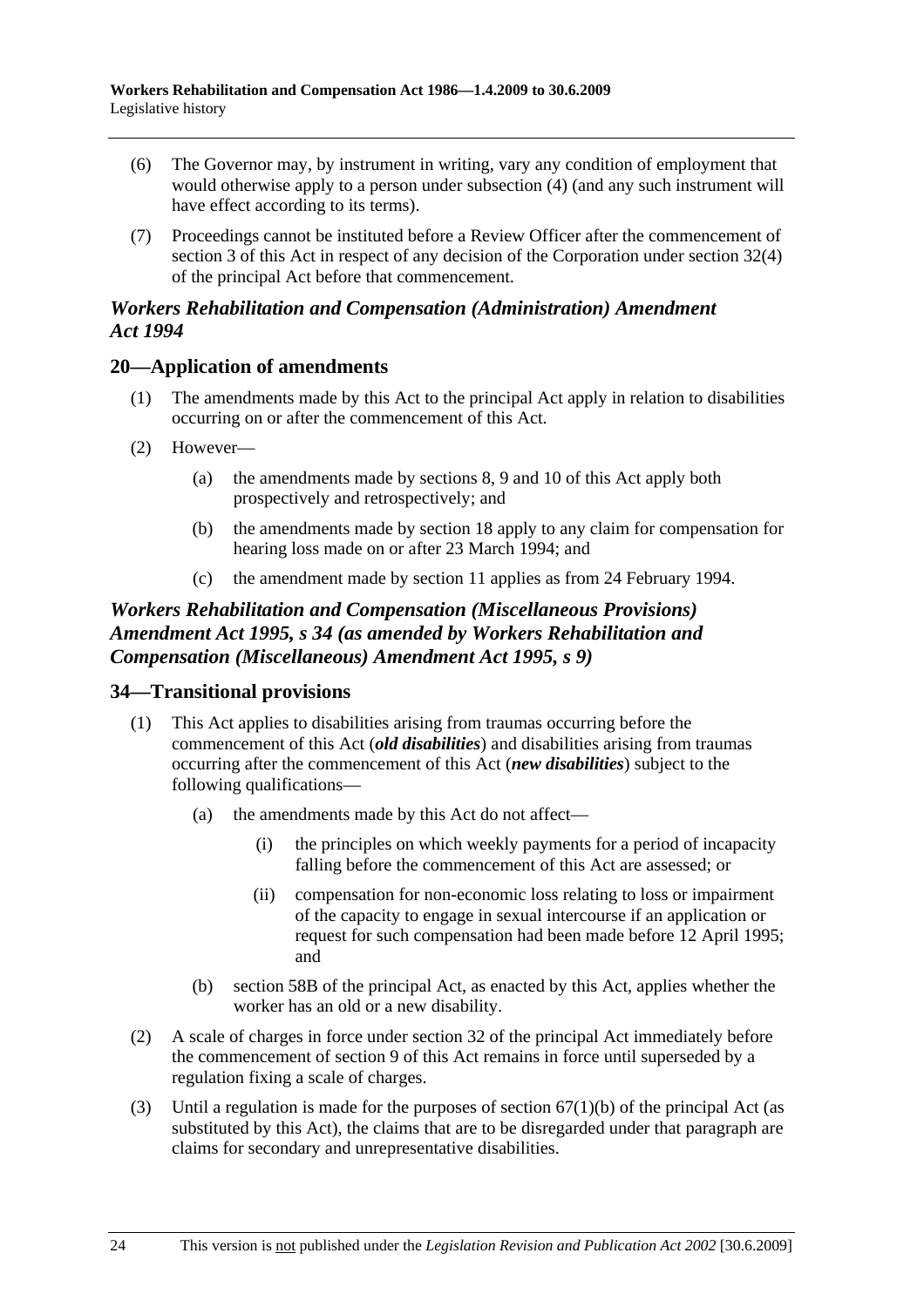(6) The Governor may, by instrument in writing, vary any condition of employment that would otherwise apply to a person under subsection (4) (and any such instrument will have effect according to its terms).

(7) Proceedings cannot be instituted before a Review Officer after the commencement of section 3 of this Act in respect of any decision of the Corporation under section 32(4) of the principal Act before that commencement.

### *Workers Rehabilitation and Compensation (Administration) Amendment Act 1994*

## 20—Application of amendments

(1) The amendments made by this Act to the principal Act apply in relation to disabilities occurring on or after the commencement of this Act.

(2) However—

(a) the amendments made by sections 8, 9 and 10 of this Act apply both prospectively and retrospectively; and

(b) the amendments made by section 18 apply to any claim for compensation for hearing loss made on or after 23 March 1994; and

(c) the amendment made by section 11 applies as from 24 February 1994.

### *Workers Rehabilitation and Compensation (Miscellaneous Provisions) Amendment Act 1995, s 34 (as amended by Workers Rehabilitation and Compensation (Miscellaneous) Amendment Act 1995, s 9)*

## 34—Transitional provisions

(1) This Act applies to disabilities arising from traumas occurring before the commencement of this Act (***old disabilities***) and disabilities arising from traumas occurring after the commencement of this Act (***new disabilities***) subject to the following qualifications—

(a) the amendments made by this Act do not affect—

(i) the principles on which weekly payments for a period of incapacity falling before the commencement of this Act are assessed; or

(ii) compensation for non-economic loss relating to loss or impairment of the capacity to engage in sexual intercourse if an application or request for such compensation had been made before 12 April 1995; and

(b) section 58B of the principal Act, as enacted by this Act, applies whether the worker has an old or a new disability.

(2) A scale of charges in force under section 32 of the principal Act immediately before the commencement of section 9 of this Act remains in force until superseded by a regulation fixing a scale of charges.

(3) Until a regulation is made for the purposes of section 67(1)(b) of the principal Act (as substituted by this Act), the claims that are to be disregarded under that paragraph are claims for secondary and unrepresentative disabilities.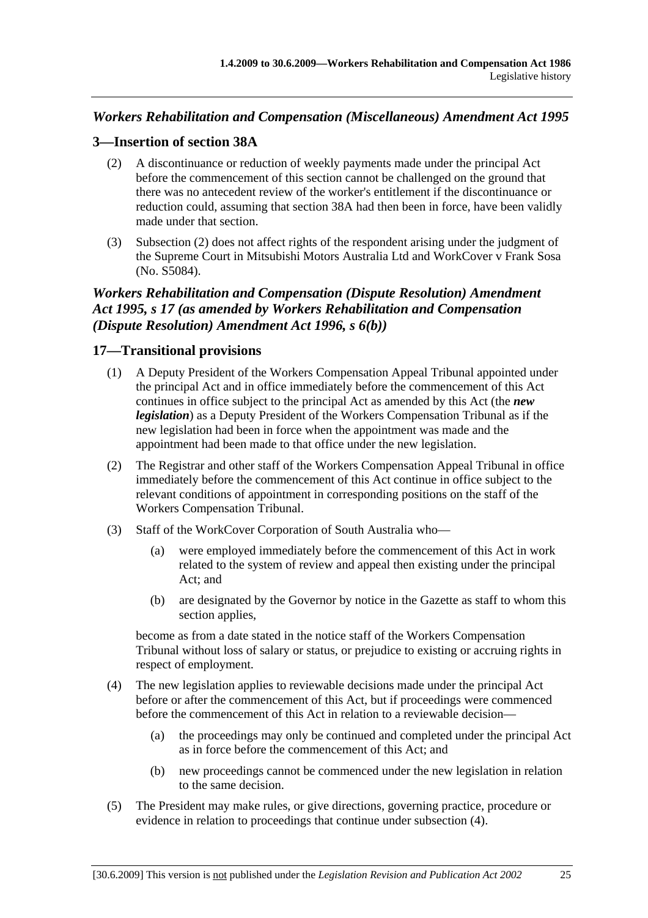## *Workers Rehabilitation and Compensation (Miscellaneous) Amendment Act 1995*

### 3—Insertion of section 38A

(2) A discontinuance or reduction of weekly payments made under the principal Act before the commencement of this section cannot be challenged on the ground that there was no antecedent review of the worker's entitlement if the discontinuance or reduction could, assuming that section 38A had then been in force, have been validly made under that section.

(3) Subsection (2) does not affect rights of the respondent arising under the judgment of the Supreme Court in Mitsubishi Motors Australia Ltd and WorkCover v Frank Sosa (No. S5084).

## *Workers Rehabilitation and Compensation (Dispute Resolution) Amendment Act 1995, s 17 (as amended by Workers Rehabilitation and Compensation (Dispute Resolution) Amendment Act 1996, s 6(b))*

### 17—Transitional provisions

(1) A Deputy President of the Workers Compensation Appeal Tribunal appointed under the principal Act and in office immediately before the commencement of this Act continues in office subject to the principal Act as amended by this Act (the ***new legislation***) as a Deputy President of the Workers Compensation Tribunal as if the new legislation had been in force when the appointment was made and the appointment had been made to that office under the new legislation.

(2) The Registrar and other staff of the Workers Compensation Appeal Tribunal in office immediately before the commencement of this Act continue in office subject to the relevant conditions of appointment in corresponding positions on the staff of the Workers Compensation Tribunal.

(3) Staff of the WorkCover Corporation of South Australia who—

- (a) were employed immediately before the commencement of this Act in work related to the system of review and appeal then existing under the principal Act; and
- (b) are designated by the Governor by notice in the Gazette as staff to whom this section applies,

become as from a date stated in the notice staff of the Workers Compensation Tribunal without loss of salary or status, or prejudice to existing or accruing rights in respect of employment.

(4) The new legislation applies to reviewable decisions made under the principal Act before or after the commencement of this Act, but if proceedings were commenced before the commencement of this Act in relation to a reviewable decision—

- (a) the proceedings may only be continued and completed under the principal Act as in force before the commencement of this Act; and
- (b) new proceedings cannot be commenced under the new legislation in relation to the same decision.

(5) The President may make rules, or give directions, governing practice, procedure or evidence in relation to proceedings that continue under subsection (4).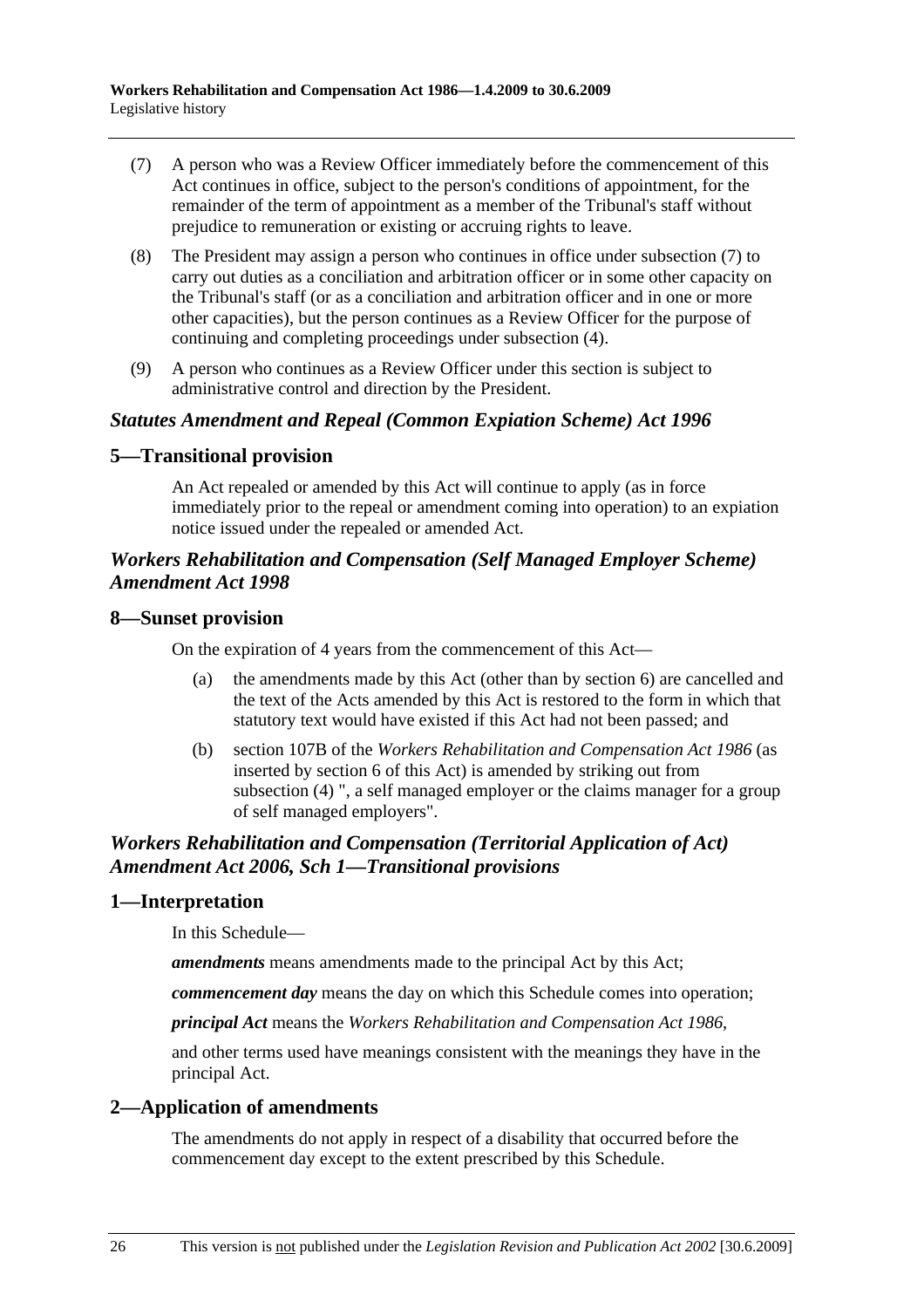(7) A person who was a Review Officer immediately before the commencement of this Act continues in office, subject to the person's conditions of appointment, for the remainder of the term of appointment as a member of the Tribunal's staff without prejudice to remuneration or existing or accruing rights to leave.

(8) The President may assign a person who continues in office under subsection (7) to carry out duties as a conciliation and arbitration officer or in some other capacity on the Tribunal's staff (or as a conciliation and arbitration officer and in one or more other capacities), but the person continues as a Review Officer for the purpose of continuing and completing proceedings under subsection (4).

(9) A person who continues as a Review Officer under this section is subject to administrative control and direction by the President.

### *Statutes Amendment and Repeal (Common Expiation Scheme) Act 1996*

## 5—Transitional provision

An Act repealed or amended by this Act will continue to apply (as in force immediately prior to the repeal or amendment coming into operation) to an expiation notice issued under the repealed or amended Act.

### *Workers Rehabilitation and Compensation (Self Managed Employer Scheme) Amendment Act 1998*

## 8—Sunset provision

On the expiration of 4 years from the commencement of this Act—

(a) the amendments made by this Act (other than by section 6) are cancelled and the text of the Acts amended by this Act is restored to the form in which that statutory text would have existed if this Act had not been passed; and

(b) section 107B of the *Workers Rehabilitation and Compensation Act 1986* (as inserted by section 6 of this Act) is amended by striking out from subsection (4) ", a self managed employer or the claims manager for a group of self managed employers".

### *Workers Rehabilitation and Compensation (Territorial Application of Act) Amendment Act 2006, Sch 1—Transitional provisions*

## 1—Interpretation

In this Schedule—

***amendments*** means amendments made to the principal Act by this Act;

***commencement day*** means the day on which this Schedule comes into operation;

***principal Act*** means the *Workers Rehabilitation and Compensation Act 1986*,

and other terms used have meanings consistent with the meanings they have in the principal Act.

## 2—Application of amendments

The amendments do not apply in respect of a disability that occurred before the commencement day except to the extent prescribed by this Schedule.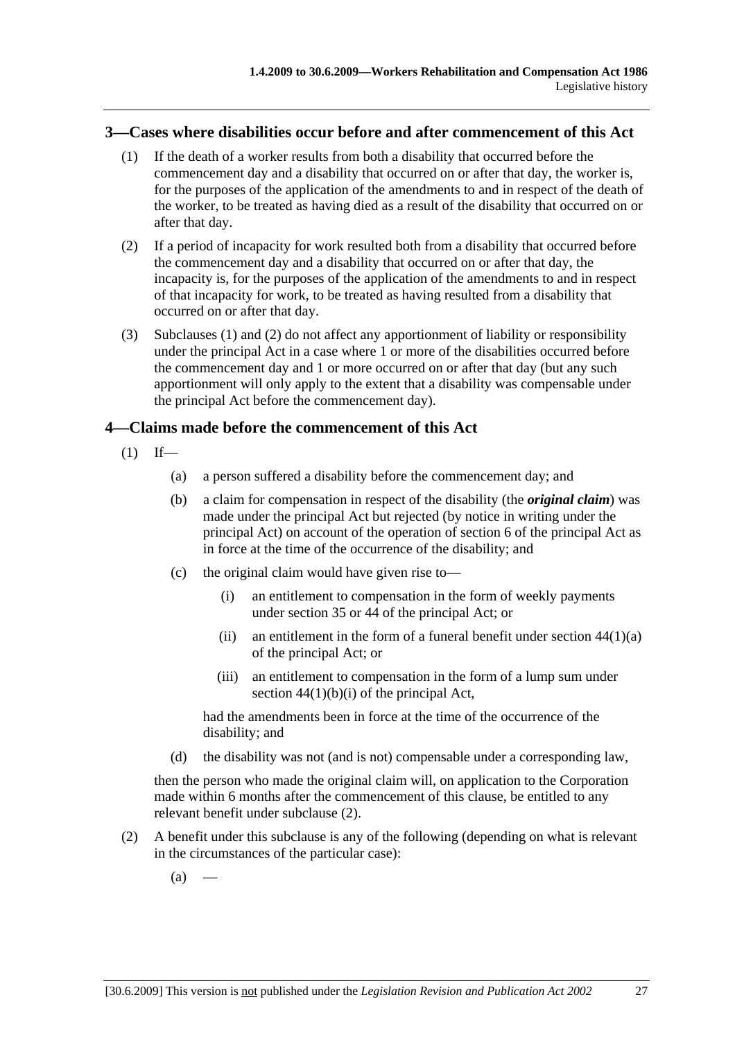## 3—Cases where disabilities occur before and after commencement of this Act

(1) If the death of a worker results from both a disability that occurred before the commencement day and a disability that occurred on or after that day, the worker is, for the purposes of the application of the amendments to and in respect of the death of the worker, to be treated as having died as a result of the disability that occurred on or after that day.

(2) If a period of incapacity for work resulted both from a disability that occurred before the commencement day and a disability that occurred on or after that day, the incapacity is, for the purposes of the application of the amendments to and in respect of that incapacity for work, to be treated as having resulted from a disability that occurred on or after that day.

(3) Subclauses (1) and (2) do not affect any apportionment of liability or responsibility under the principal Act in a case where 1 or more of the disabilities occurred before the commencement day and 1 or more occurred on or after that day (but any such apportionment will only apply to the extent that a disability was compensable under the principal Act before the commencement day).

## 4—Claims made before the commencement of this Act

(1) If—

(a) a person suffered a disability before the commencement day; and

(b) a claim for compensation in respect of the disability (the ***original claim***) was made under the principal Act but rejected (by notice in writing under the principal Act) on account of the operation of section 6 of the principal Act as in force at the time of the occurrence of the disability; and

(c) the original claim would have given rise to—

(i) an entitlement to compensation in the form of weekly payments under section 35 or 44 of the principal Act; or

(ii) an entitlement in the form of a funeral benefit under section 44(1)(a) of the principal Act; or

(iii) an entitlement to compensation in the form of a lump sum under section 44(1)(b)(i) of the principal Act,

had the amendments been in force at the time of the occurrence of the disability; and

(d) the disability was not (and is not) compensable under a corresponding law,

then the person who made the original claim will, on application to the Corporation made within 6 months after the commencement of this clause, be entitled to any relevant benefit under subclause (2).

(2) A benefit under this subclause is any of the following (depending on what is relevant in the circumstances of the particular case):

(a) —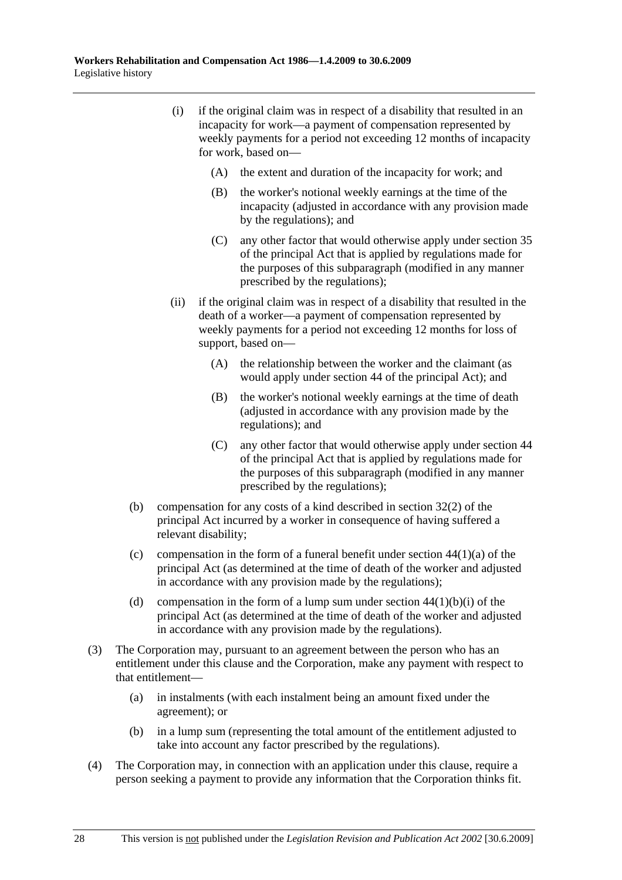(i) if the original claim was in respect of a disability that resulted in an incapacity for work—a payment of compensation represented by weekly payments for a period not exceeding 12 months of incapacity for work, based on—

(A) the extent and duration of the incapacity for work; and

(B) the worker's notional weekly earnings at the time of the incapacity (adjusted in accordance with any provision made by the regulations); and

(C) any other factor that would otherwise apply under section 35 of the principal Act that is applied by regulations made for the purposes of this subparagraph (modified in any manner prescribed by the regulations);

(ii) if the original claim was in respect of a disability that resulted in the death of a worker—a payment of compensation represented by weekly payments for a period not exceeding 12 months for loss of support, based on—

(A) the relationship between the worker and the claimant (as would apply under section 44 of the principal Act); and

(B) the worker's notional weekly earnings at the time of death (adjusted in accordance with any provision made by the regulations); and

(C) any other factor that would otherwise apply under section 44 of the principal Act that is applied by regulations made for the purposes of this subparagraph (modified in any manner prescribed by the regulations);

(b) compensation for any costs of a kind described in section 32(2) of the principal Act incurred by a worker in consequence of having suffered a relevant disability;

(c) compensation in the form of a funeral benefit under section 44(1)(a) of the principal Act (as determined at the time of death of the worker and adjusted in accordance with any provision made by the regulations);

(d) compensation in the form of a lump sum under section 44(1)(b)(i) of the principal Act (as determined at the time of death of the worker and adjusted in accordance with any provision made by the regulations).

(3) The Corporation may, pursuant to an agreement between the person who has an entitlement under this clause and the Corporation, make any payment with respect to that entitlement—

(a) in instalments (with each instalment being an amount fixed under the agreement); or

(b) in a lump sum (representing the total amount of the entitlement adjusted to take into account any factor prescribed by the regulations).

(4) The Corporation may, in connection with an application under this clause, require a person seeking a payment to provide any information that the Corporation thinks fit.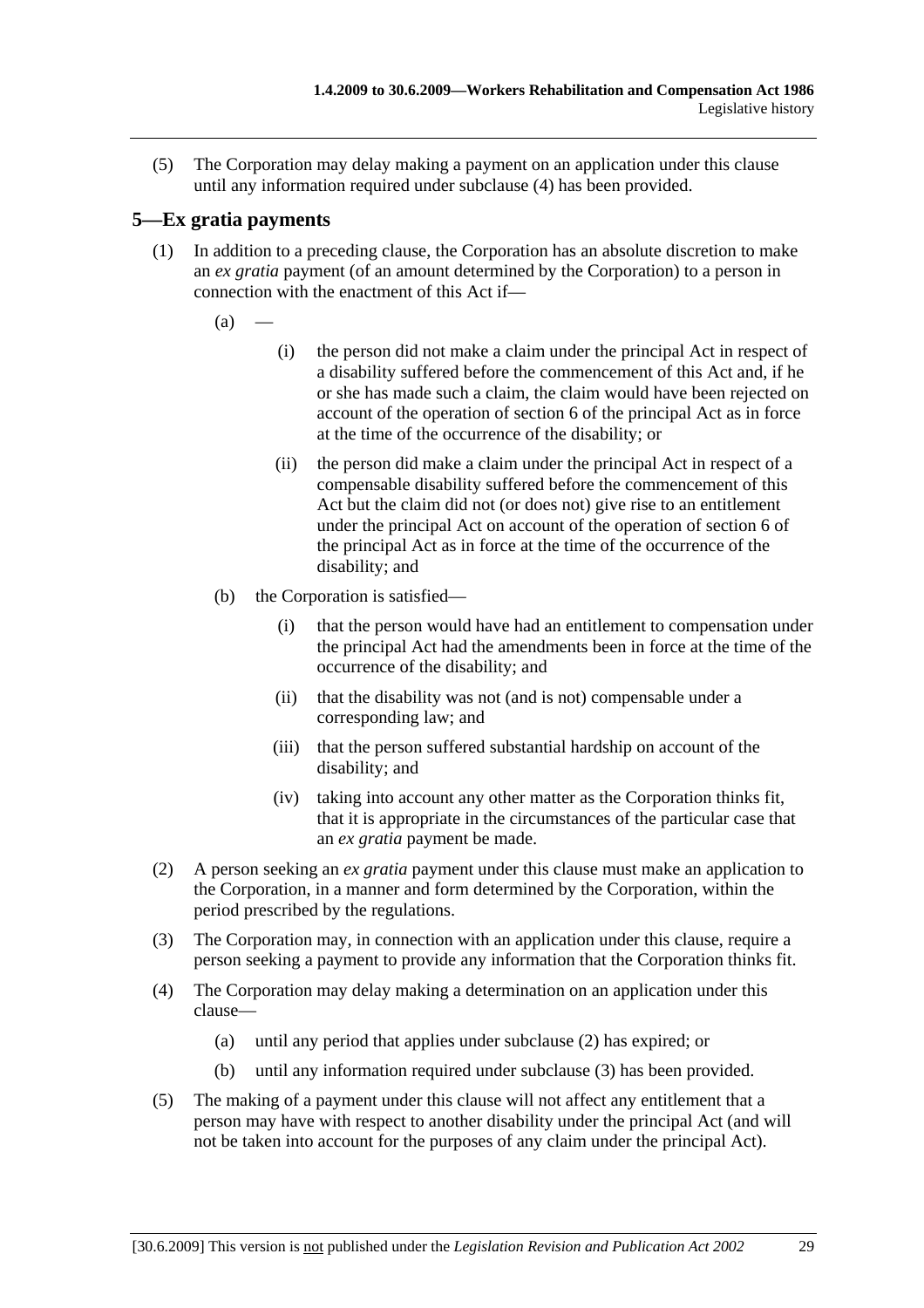(5) The Corporation may delay making a payment on an application under this clause until any information required under subclause (4) has been provided.

## 5—Ex gratia payments

(1) In addition to a preceding clause, the Corporation has an absolute discretion to make an *ex gratia* payment (of an amount determined by the Corporation) to a person in connection with the enactment of this Act if—

(a) —

(i) the person did not make a claim under the principal Act in respect of a disability suffered before the commencement of this Act and, if he or she has made such a claim, the claim would have been rejected on account of the operation of section 6 of the principal Act as in force at the time of the occurrence of the disability; or

(ii) the person did make a claim under the principal Act in respect of a compensable disability suffered before the commencement of this Act but the claim did not (or does not) give rise to an entitlement under the principal Act on account of the operation of section 6 of the principal Act as in force at the time of the occurrence of the disability; and

(b) the Corporation is satisfied—

(i) that the person would have had an entitlement to compensation under the principal Act had the amendments been in force at the time of the occurrence of the disability; and

(ii) that the disability was not (and is not) compensable under a corresponding law; and

(iii) that the person suffered substantial hardship on account of the disability; and

(iv) taking into account any other matter as the Corporation thinks fit, that it is appropriate in the circumstances of the particular case that an *ex gratia* payment be made.

(2) A person seeking an *ex gratia* payment under this clause must make an application to the Corporation, in a manner and form determined by the Corporation, within the period prescribed by the regulations.

(3) The Corporation may, in connection with an application under this clause, require a person seeking a payment to provide any information that the Corporation thinks fit.

(4) The Corporation may delay making a determination on an application under this clause—

(a) until any period that applies under subclause (2) has expired; or

(b) until any information required under subclause (3) has been provided.

(5) The making of a payment under this clause will not affect any entitlement that a person may have with respect to another disability under the principal Act (and will not be taken into account for the purposes of any claim under the principal Act).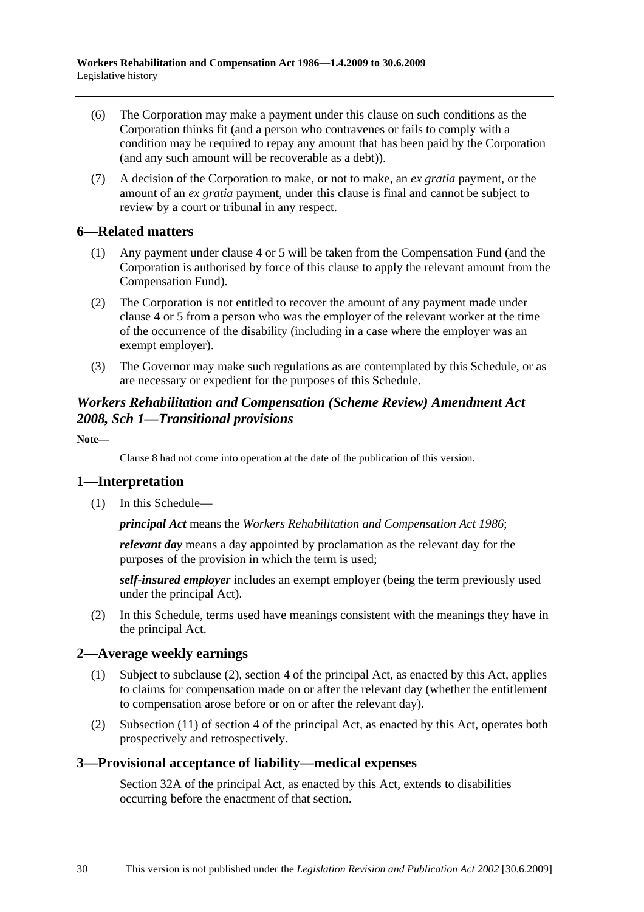(6) The Corporation may make a payment under this clause on such conditions as the Corporation thinks fit (and a person who contravenes or fails to comply with a condition may be required to repay any amount that has been paid by the Corporation (and any such amount will be recoverable as a debt)).

(7) A decision of the Corporation to make, or not to make, an *ex gratia* payment, or the amount of an *ex gratia* payment, under this clause is final and cannot be subject to review by a court or tribunal in any respect.

## 6—Related matters

(1) Any payment under clause 4 or 5 will be taken from the Compensation Fund (and the Corporation is authorised by force of this clause to apply the relevant amount from the Compensation Fund).

(2) The Corporation is not entitled to recover the amount of any payment made under clause 4 or 5 from a person who was the employer of the relevant worker at the time of the occurrence of the disability (including in a case where the employer was an exempt employer).

(3) The Governor may make such regulations as are contemplated by this Schedule, or as are necessary or expedient for the purposes of this Schedule.

## *Workers Rehabilitation and Compensation (Scheme Review) Amendment Act 2008, Sch 1—Transitional provisions*

**Note—**

Clause 8 had not come into operation at the date of the publication of this version.

## 1—Interpretation

(1) In this Schedule—

***principal Act*** means the *Workers Rehabilitation and Compensation Act 1986*;

***relevant day*** means a day appointed by proclamation as the relevant day for the purposes of the provision in which the term is used;

***self-insured employer*** includes an exempt employer (being the term previously used under the principal Act).

(2) In this Schedule, terms used have meanings consistent with the meanings they have in the principal Act.

## 2—Average weekly earnings

(1) Subject to subclause (2), section 4 of the principal Act, as enacted by this Act, applies to claims for compensation made on or after the relevant day (whether the entitlement to compensation arose before or on or after the relevant day).

(2) Subsection (11) of section 4 of the principal Act, as enacted by this Act, operates both prospectively and retrospectively.

## 3—Provisional acceptance of liability—medical expenses

Section 32A of the principal Act, as enacted by this Act, extends to disabilities occurring before the enactment of that section.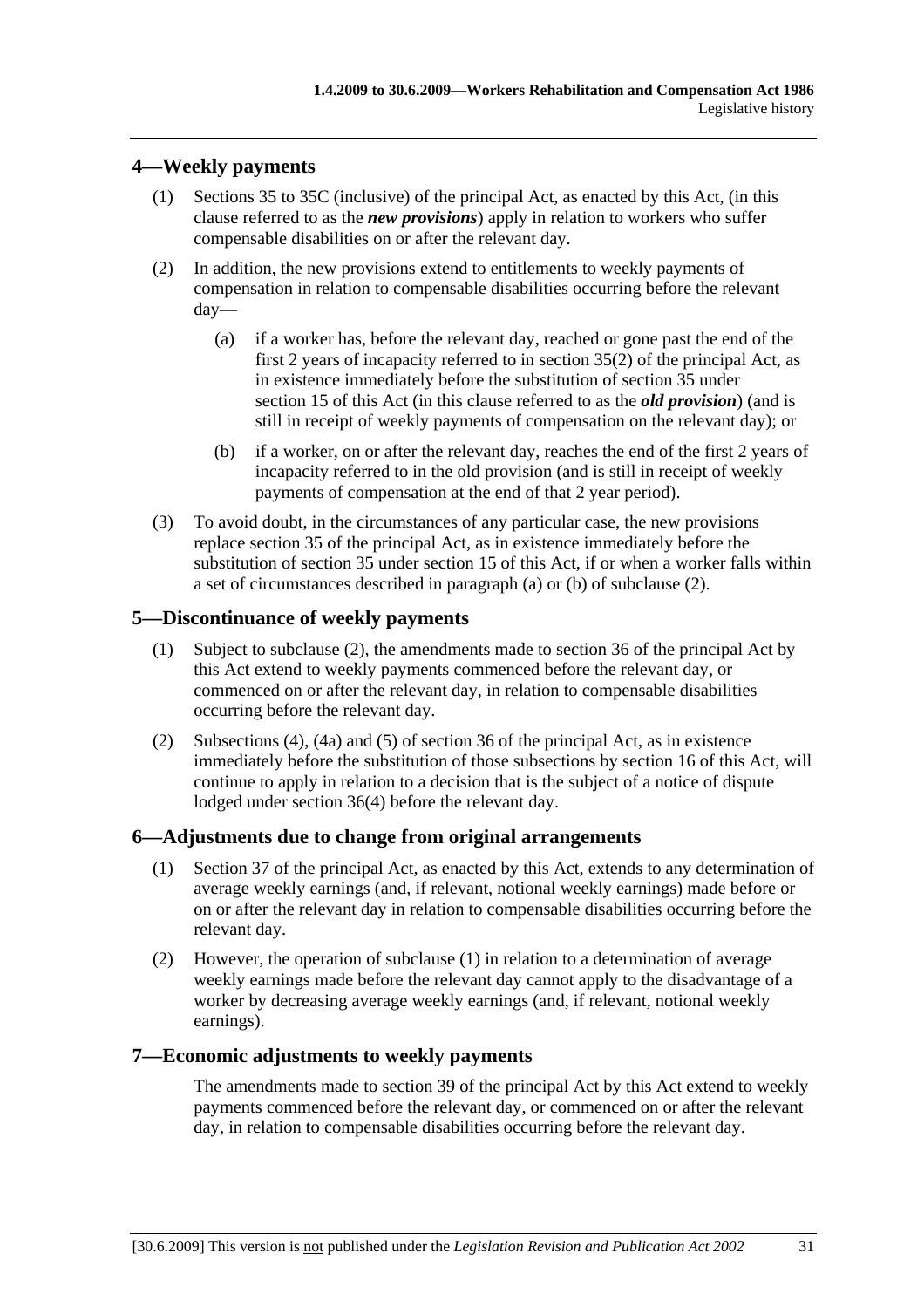## 4—Weekly payments

(1) Sections 35 to 35C (inclusive) of the principal Act, as enacted by this Act, (in this clause referred to as the ***new provisions***) apply in relation to workers who suffer compensable disabilities on or after the relevant day.

(2) In addition, the new provisions extend to entitlements to weekly payments of compensation in relation to compensable disabilities occurring before the relevant day—

(a) if a worker has, before the relevant day, reached or gone past the end of the first 2 years of incapacity referred to in section 35(2) of the principal Act, as in existence immediately before the substitution of section 35 under section 15 of this Act (in this clause referred to as the ***old provision***) (and is still in receipt of weekly payments of compensation on the relevant day); or

(b) if a worker, on or after the relevant day, reaches the end of the first 2 years of incapacity referred to in the old provision (and is still in receipt of weekly payments of compensation at the end of that 2 year period).

(3) To avoid doubt, in the circumstances of any particular case, the new provisions replace section 35 of the principal Act, as in existence immediately before the substitution of section 35 under section 15 of this Act, if or when a worker falls within a set of circumstances described in paragraph (a) or (b) of subclause (2).

## 5—Discontinuance of weekly payments

(1) Subject to subclause (2), the amendments made to section 36 of the principal Act by this Act extend to weekly payments commenced before the relevant day, or commenced on or after the relevant day, in relation to compensable disabilities occurring before the relevant day.

(2) Subsections (4), (4a) and (5) of section 36 of the principal Act, as in existence immediately before the substitution of those subsections by section 16 of this Act, will continue to apply in relation to a decision that is the subject of a notice of dispute lodged under section 36(4) before the relevant day.

## 6—Adjustments due to change from original arrangements

(1) Section 37 of the principal Act, as enacted by this Act, extends to any determination of average weekly earnings (and, if relevant, notional weekly earnings) made before or on or after the relevant day in relation to compensable disabilities occurring before the relevant day.

(2) However, the operation of subclause (1) in relation to a determination of average weekly earnings made before the relevant day cannot apply to the disadvantage of a worker by decreasing average weekly earnings (and, if relevant, notional weekly earnings).

## 7—Economic adjustments to weekly payments

The amendments made to section 39 of the principal Act by this Act extend to weekly payments commenced before the relevant day, or commenced on or after the relevant day, in relation to compensable disabilities occurring before the relevant day.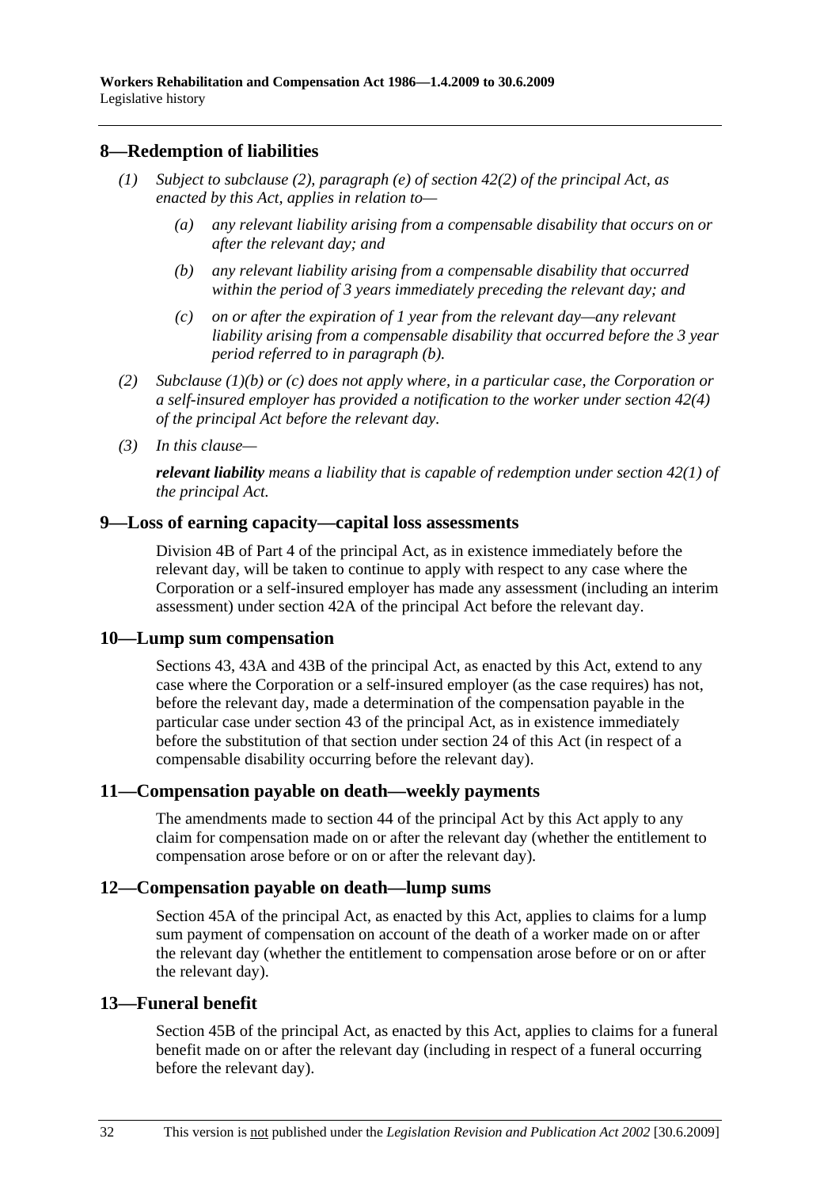## 8—Redemption of liabilities

*(1) Subject to subclause (2), paragraph (e) of section 42(2) of the principal Act, as enacted by this Act, applies in relation to—*

*(a) any relevant liability arising from a compensable disability that occurs on or after the relevant day; and*

*(b) any relevant liability arising from a compensable disability that occurred within the period of 3 years immediately preceding the relevant day; and*

*(c) on or after the expiration of 1 year from the relevant day—any relevant liability arising from a compensable disability that occurred before the 3 year period referred to in paragraph (b).*

*(2) Subclause (1)(b) or (c) does not apply where, in a particular case, the Corporation or a self-insured employer has provided a notification to the worker under section 42(4) of the principal Act before the relevant day.*

*(3) In this clause—*

***relevant liability** means a liability that is capable of redemption under section 42(1) of the principal Act.*

## 9—Loss of earning capacity—capital loss assessments

Division 4B of Part 4 of the principal Act, as in existence immediately before the relevant day, will be taken to continue to apply with respect to any case where the Corporation or a self-insured employer has made any assessment (including an interim assessment) under section 42A of the principal Act before the relevant day.

## 10—Lump sum compensation

Sections 43, 43A and 43B of the principal Act, as enacted by this Act, extend to any case where the Corporation or a self-insured employer (as the case requires) has not, before the relevant day, made a determination of the compensation payable in the particular case under section 43 of the principal Act, as in existence immediately before the substitution of that section under section 24 of this Act (in respect of a compensable disability occurring before the relevant day).

## 11—Compensation payable on death—weekly payments

The amendments made to section 44 of the principal Act by this Act apply to any claim for compensation made on or after the relevant day (whether the entitlement to compensation arose before or on or after the relevant day).

## 12—Compensation payable on death—lump sums

Section 45A of the principal Act, as enacted by this Act, applies to claims for a lump sum payment of compensation on account of the death of a worker made on or after the relevant day (whether the entitlement to compensation arose before or on or after the relevant day).

## 13—Funeral benefit

Section 45B of the principal Act, as enacted by this Act, applies to claims for a funeral benefit made on or after the relevant day (including in respect of a funeral occurring before the relevant day).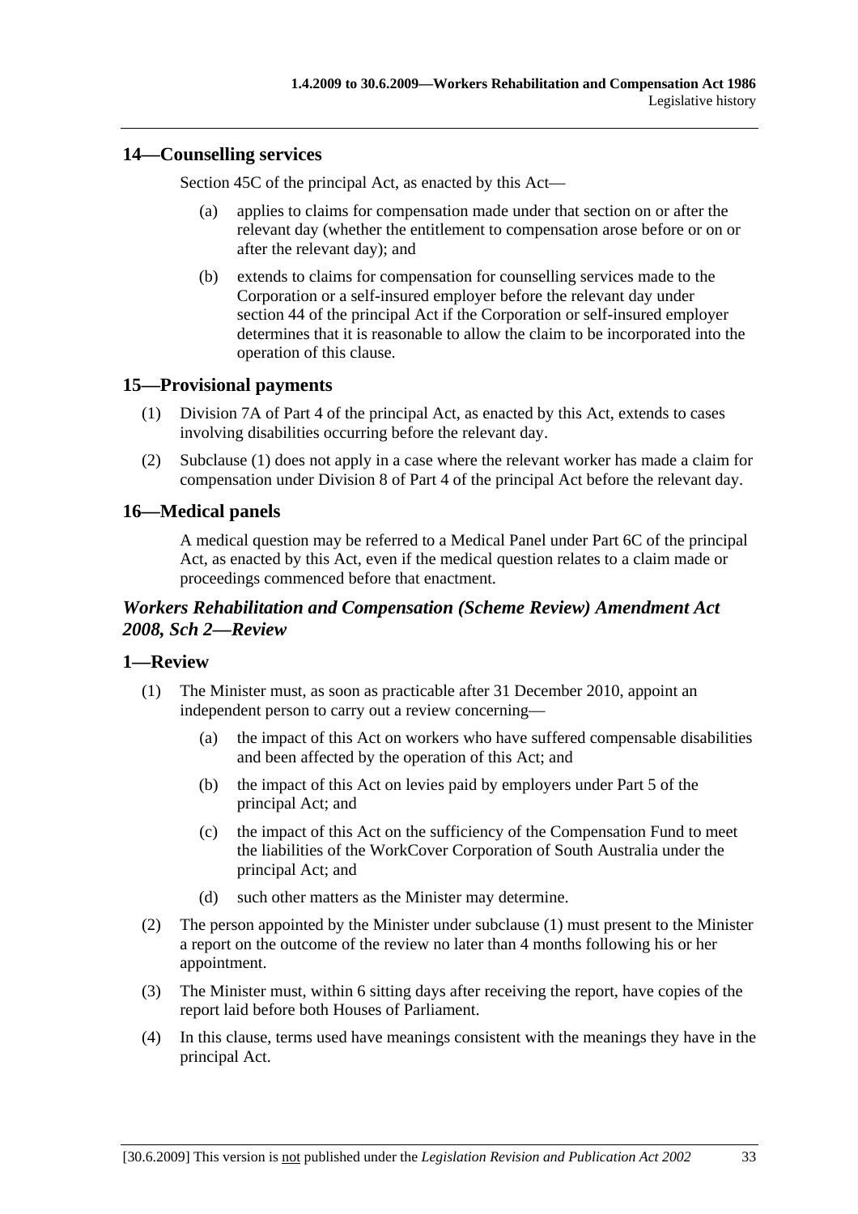## 14—Counselling services

Section 45C of the principal Act, as enacted by this Act—

(a) applies to claims for compensation made under that section on or after the relevant day (whether the entitlement to compensation arose before or on or after the relevant day); and

(b) extends to claims for compensation for counselling services made to the Corporation or a self-insured employer before the relevant day under section 44 of the principal Act if the Corporation or self-insured employer determines that it is reasonable to allow the claim to be incorporated into the operation of this clause.

## 15—Provisional payments

(1) Division 7A of Part 4 of the principal Act, as enacted by this Act, extends to cases involving disabilities occurring before the relevant day.

(2) Subclause (1) does not apply in a case where the relevant worker has made a claim for compensation under Division 8 of Part 4 of the principal Act before the relevant day.

## 16—Medical panels

A medical question may be referred to a Medical Panel under Part 6C of the principal Act, as enacted by this Act, even if the medical question relates to a claim made or proceedings commenced before that enactment.

### *Workers Rehabilitation and Compensation (Scheme Review) Amendment Act 2008, Sch 2—Review*

## 1—Review

(1) The Minister must, as soon as practicable after 31 December 2010, appoint an independent person to carry out a review concerning—

(a) the impact of this Act on workers who have suffered compensable disabilities and been affected by the operation of this Act; and

(b) the impact of this Act on levies paid by employers under Part 5 of the principal Act; and

(c) the impact of this Act on the sufficiency of the Compensation Fund to meet the liabilities of the WorkCover Corporation of South Australia under the principal Act; and

(d) such other matters as the Minister may determine.

(2) The person appointed by the Minister under subclause (1) must present to the Minister a report on the outcome of the review no later than 4 months following his or her appointment.

(3) The Minister must, within 6 sitting days after receiving the report, have copies of the report laid before both Houses of Parliament.

(4) In this clause, terms used have meanings consistent with the meanings they have in the principal Act.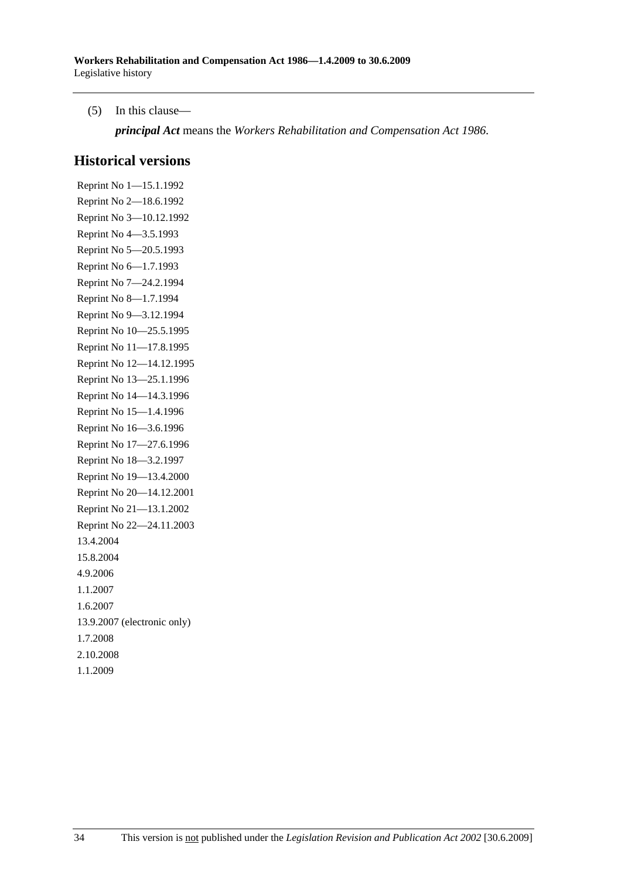(5) In this clause—

***principal Act*** means the *Workers Rehabilitation and Compensation Act 1986*.

## Historical versions

Reprint No 1—15.1.1992  
Reprint No 2—18.6.1992  
Reprint No 3—10.12.1992  
Reprint No 4—3.5.1993  
Reprint No 5—20.5.1993  
Reprint No 6—1.7.1993  
Reprint No 7—24.2.1994  
Reprint No 8—1.7.1994  
Reprint No 9—3.12.1994  
Reprint No 10—25.5.1995  
Reprint No 11—17.8.1995  
Reprint No 12—14.12.1995  
Reprint No 13—25.1.1996  
Reprint No 14—14.3.1996  
Reprint No 15—1.4.1996  
Reprint No 16—3.6.1996  
Reprint No 17—27.6.1996  
Reprint No 18—3.2.1997  
Reprint No 19—13.4.2000  
Reprint No 20—14.12.2001  
Reprint No 21—13.1.2002  
Reprint No 22—24.11.2003  
13.4.2004  
15.8.2004  
4.9.2006  
1.1.2007  
1.6.2007  
13.9.2007 (electronic only)  
1.7.2008  
2.10.2008  
1.1.2009